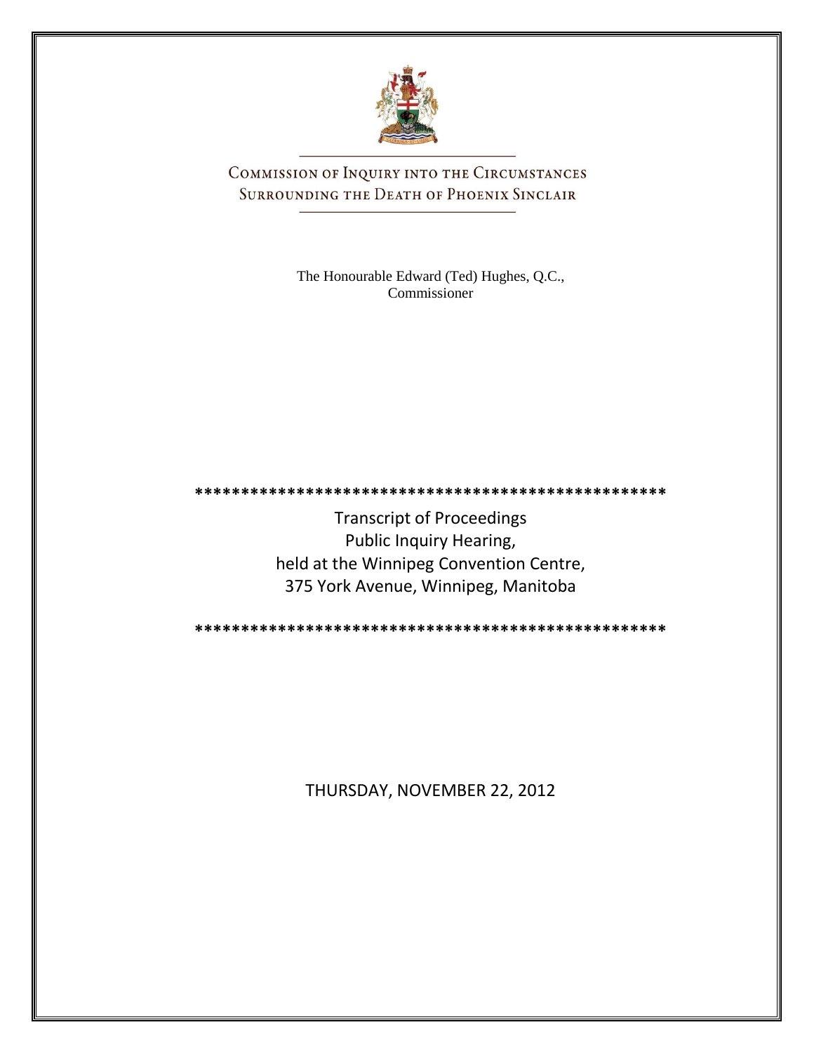# Commission of Inquiry into the Circumstances Surrounding the Death of Phoenix Sinclair

The Honourable Edward (Ted) Hughes, Q.C., Commissioner

**************************************************

Transcript of Proceedings
Public Inquiry Hearing,
held at the Winnipeg Convention Centre,
375 York Avenue, Winnipeg, Manitoba

**************************************************

THURSDAY, NOVEMBER 22, 2012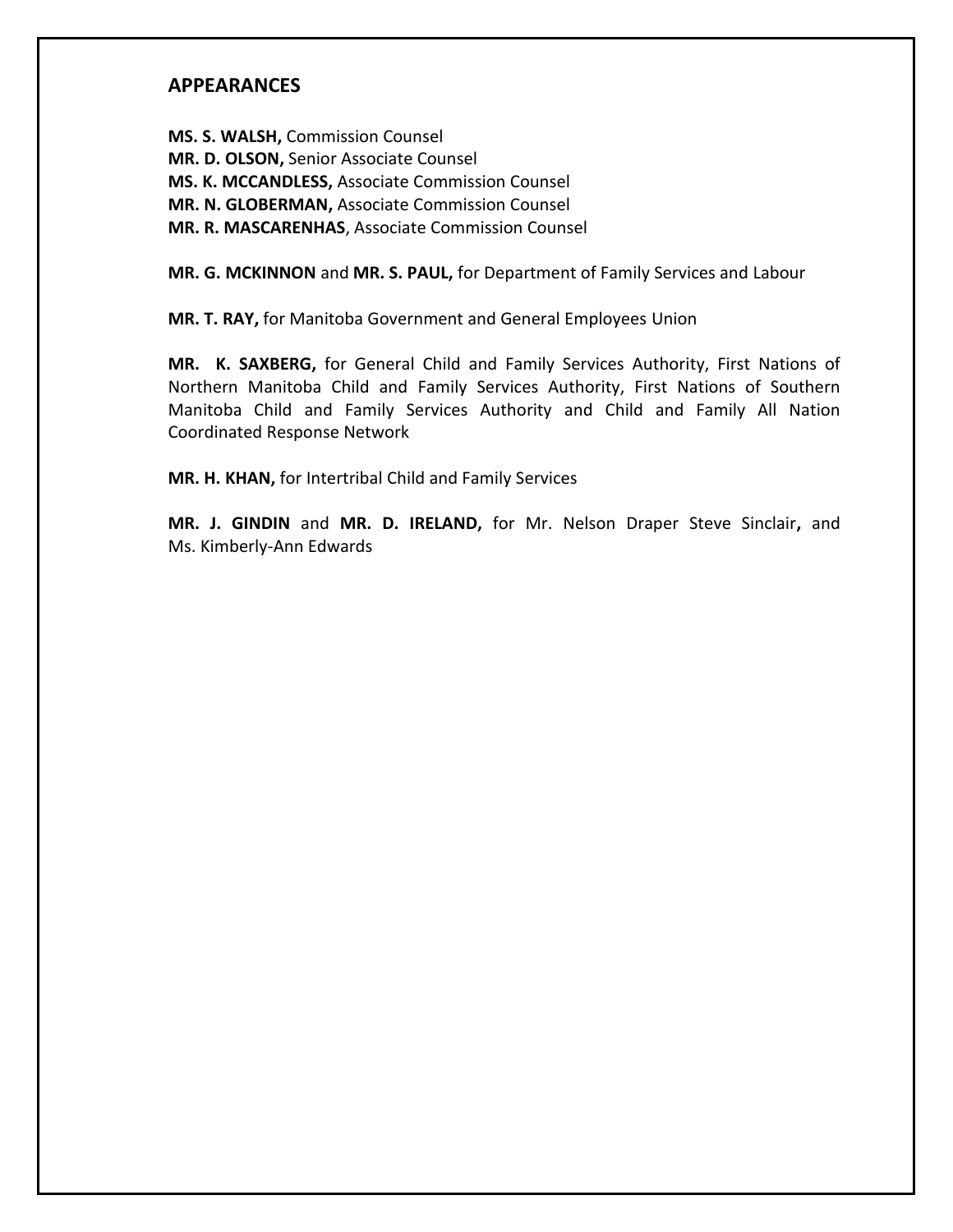## APPEARANCES

**MS. S. WALSH,** Commission Counsel
**MR. D. OLSON,** Senior Associate Counsel
**MS. K. MCCANDLESS,** Associate Commission Counsel
**MR. N. GLOBERMAN,** Associate Commission Counsel
**MR. R. MASCARENHAS**, Associate Commission Counsel

**MR. G. MCKINNON** and **MR. S. PAUL,** for Department of Family Services and Labour

**MR. T. RAY,** for Manitoba Government and General Employees Union

**MR. K. SAXBERG,** for General Child and Family Services Authority, First Nations of Northern Manitoba Child and Family Services Authority, First Nations of Southern Manitoba Child and Family Services Authority and Child and Family All Nation Coordinated Response Network

**MR. H. KHAN,** for Intertribal Child and Family Services

**MR. J. GINDIN** and **MR. D. IRELAND,** for Mr. Nelson Draper Steve Sinclair**,** and Ms. Kimberly-Ann Edwards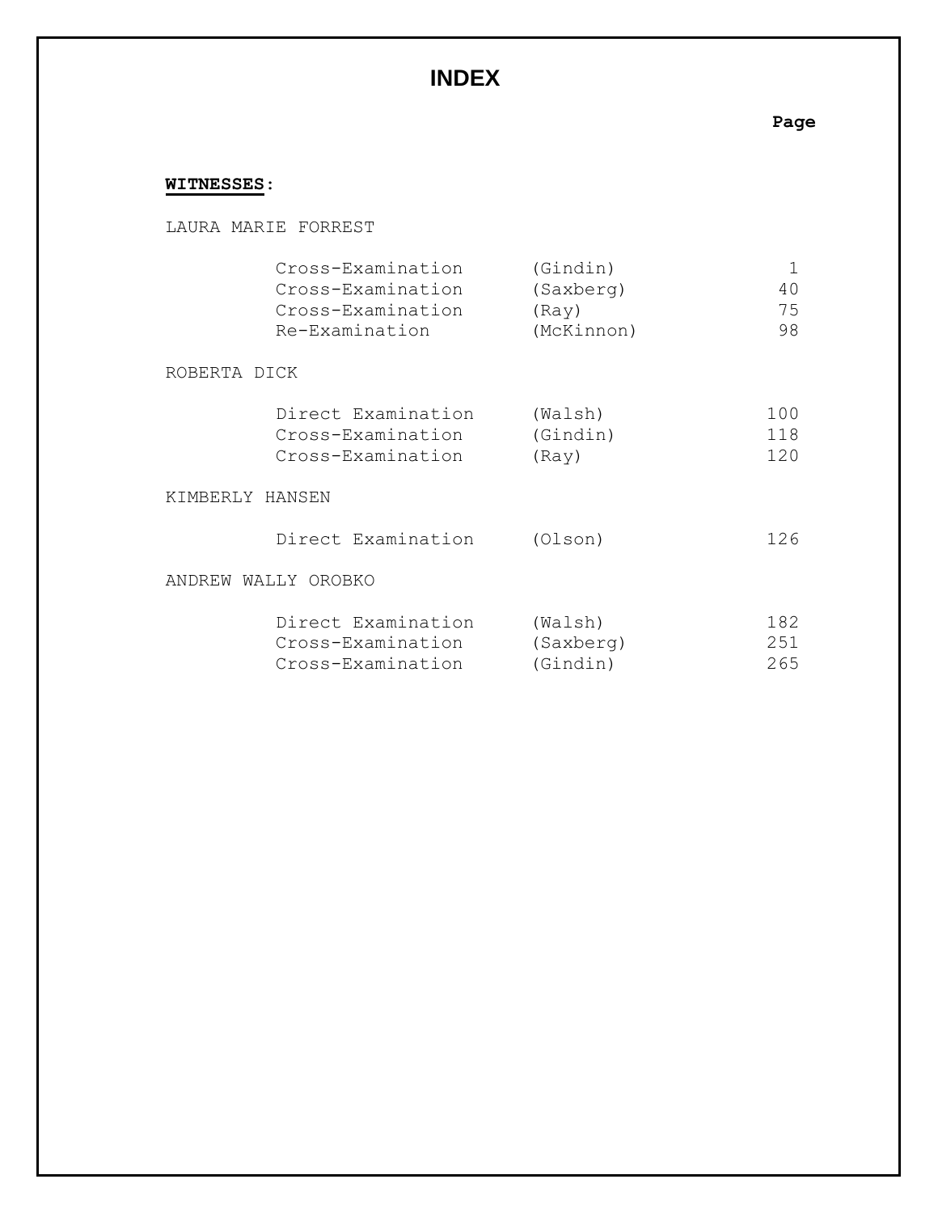# INDEX

**WITNESSES:**

| | | Page |
|---|---|---|
| **LAURA MARIE FORREST** | | |
| Cross-Examination | (Gindin) | 1 |
| Cross-Examination | (Saxberg) | 40 |
| Cross-Examination | (Ray) | 75 |
| Re-Examination | (McKinnon) | 98 |
| **ROBERTA DICK** | | |
| Direct Examination | (Walsh) | 100 |
| Cross-Examination | (Gindin) | 118 |
| Cross-Examination | (Ray) | 120 |
| **KIMBERLY HANSEN** | | |
| Direct Examination | (Olson) | 126 |
| **ANDREW WALLY OROBKO** | | |
| Direct Examination | (Walsh) | 182 |
| Cross-Examination | (Saxberg) | 251 |
| Cross-Examination | (Gindin) | 265 |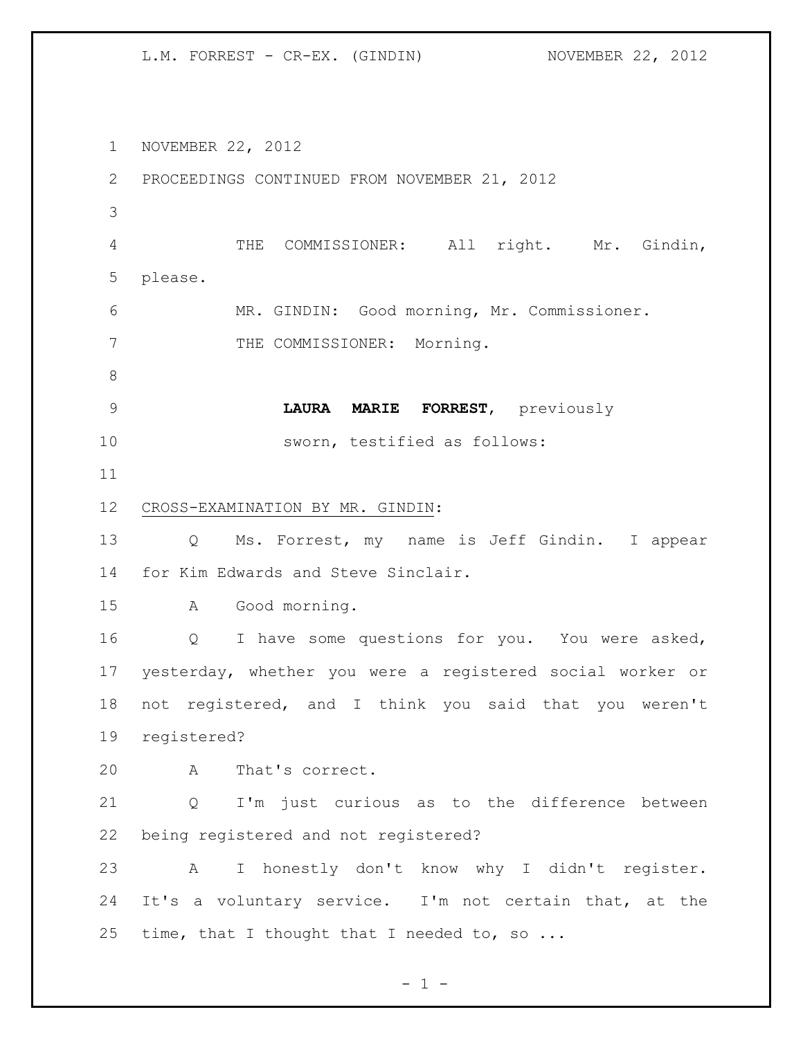NOVEMBER 22, 2012

PROCEEDINGS CONTINUED FROM NOVEMBER 21, 2012

THE COMMISSIONER: All right. Mr. Gindin, please.

MR. GINDIN: Good morning, Mr. Commissioner.

THE COMMISSIONER: Morning.

**LAURA MARIE FORREST**, previously sworn, testified as follows:

CROSS-EXAMINATION BY MR. GINDIN:

Q Ms. Forrest, my name is Jeff Gindin. I appear for Kim Edwards and Steve Sinclair.

A Good morning.

Q I have some questions for you. You were asked, yesterday, whether you were a registered social worker or not registered, and I think you said that you weren't registered?

A That's correct.

Q I'm just curious as to the difference between being registered and not registered?

A I honestly don't know why I didn't register. It's a voluntary service. I'm not certain that, at the time, that I thought that I needed to, so ...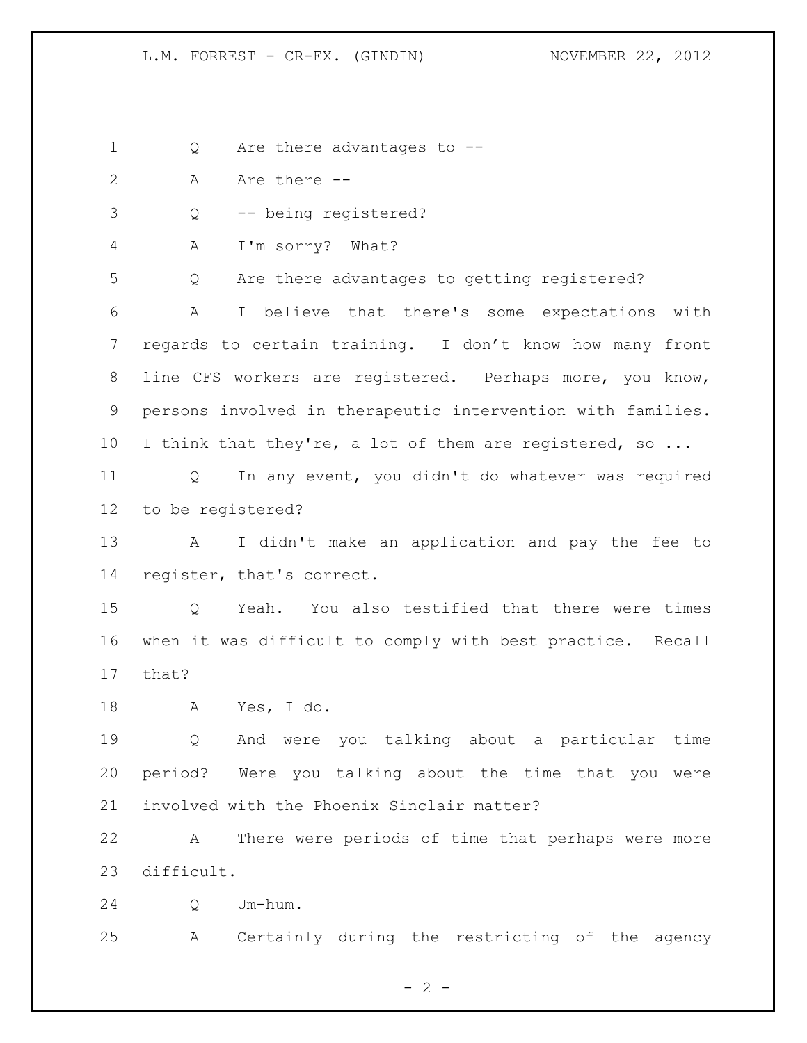Q Are there advantages to --

A Are there --

Q -- being registered?

A I'm sorry? What?

Q Are there advantages to getting registered?

A I believe that there's some expectations with regards to certain training. I don't know how many front line CFS workers are registered. Perhaps more, you know, persons involved in therapeutic intervention with families. I think that they're, a lot of them are registered, so ...

Q In any event, you didn't do whatever was required to be registered?

A I didn't make an application and pay the fee to register, that's correct.

Q Yeah. You also testified that there were times when it was difficult to comply with best practice. Recall that?

A Yes, I do.

Q And were you talking about a particular time period? Were you talking about the time that you were involved with the Phoenix Sinclair matter?

A There were periods of time that perhaps were more difficult.

Q Um-hum.

A Certainly during the restricting of the agency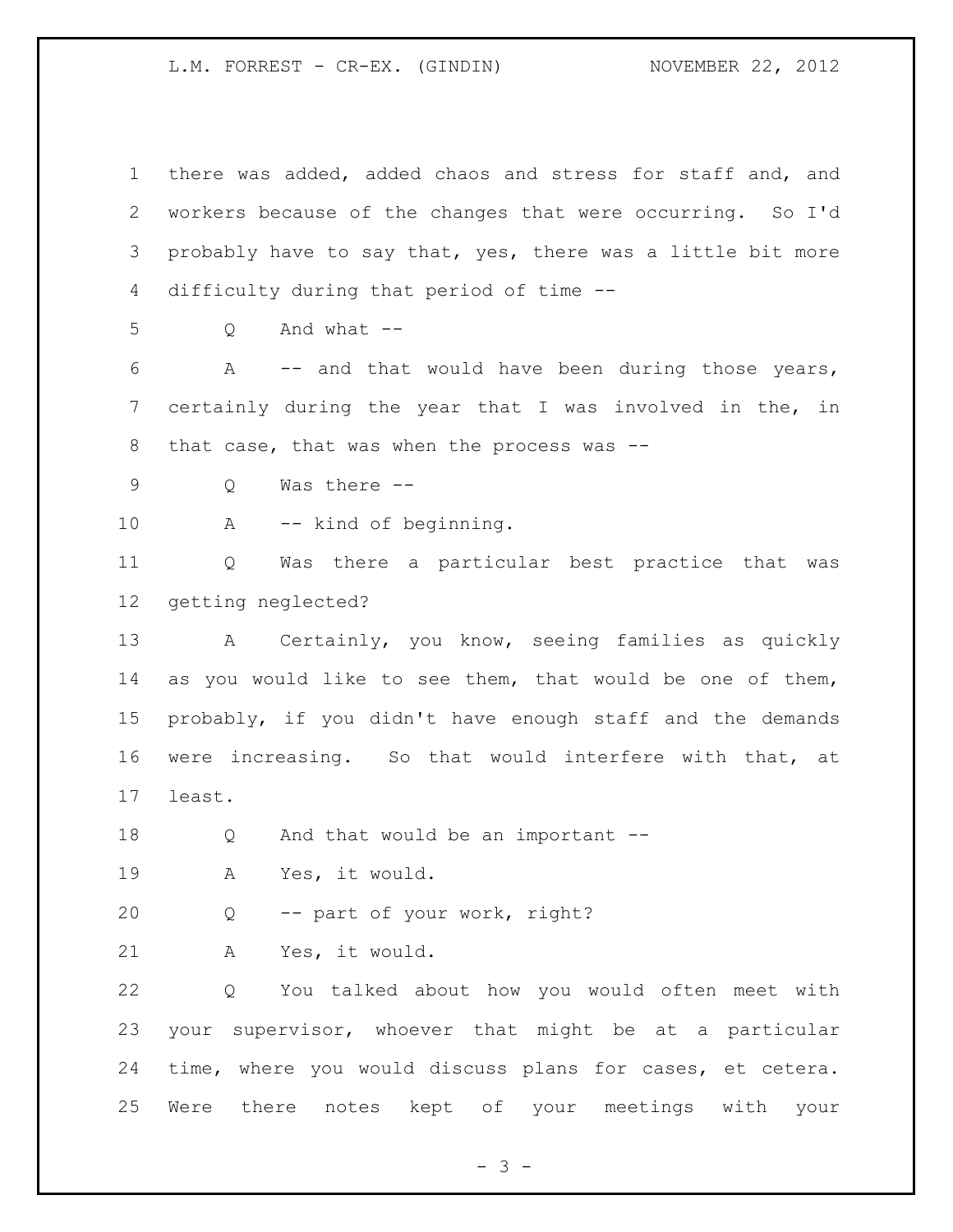1 there was added, added chaos and stress for staff and, and
2 workers because of the changes that were occurring. So I'd
3 probably have to say that, yes, there was a little bit more
4 difficulty during that period of time --

5 Q And what --

6 A -- and that would have been during those years,
7 certainly during the year that I was involved in the, in
8 that case, that was when the process was --

9 Q Was there --

10 A -- kind of beginning.

11 Q Was there a particular best practice that was
12 getting neglected?

13 A Certainly, you know, seeing families as quickly
14 as you would like to see them, that would be one of them,
15 probably, if you didn't have enough staff and the demands
16 were increasing. So that would interfere with that, at
17 least.

18 Q And that would be an important --

19 A Yes, it would.

20 Q -- part of your work, right?

21 A Yes, it would.

22 Q You talked about how you would often meet with
23 your supervisor, whoever that might be at a particular
24 time, where you would discuss plans for cases, et cetera.
25 Were there notes kept of your meetings with your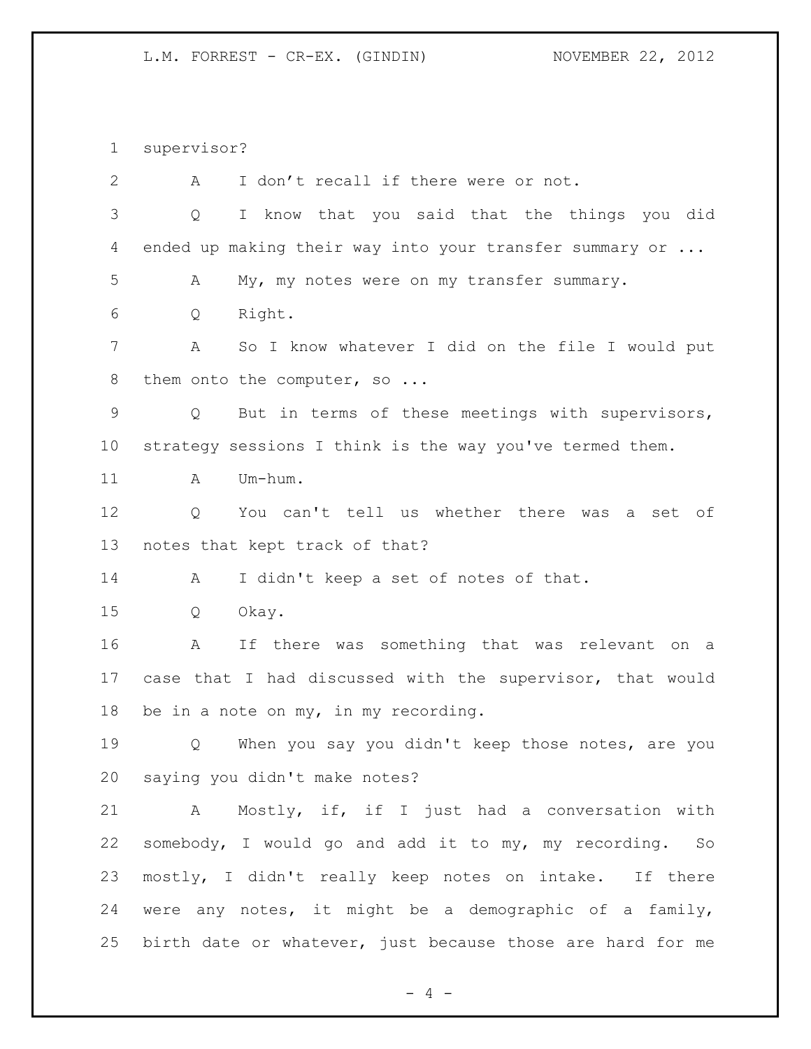supervisor?

A I don't recall if there were or not.

Q I know that you said that the things you did ended up making their way into your transfer summary or ...

A My, my notes were on my transfer summary.

Q Right.

A So I know whatever I did on the file I would put them onto the computer, so ...

Q But in terms of these meetings with supervisors, strategy sessions I think is the way you've termed them.

A Um-hum.

Q You can't tell us whether there was a set of notes that kept track of that?

A I didn't keep a set of notes of that.

Q Okay.

A If there was something that was relevant on a case that I had discussed with the supervisor, that would be in a note on my, in my recording.

Q When you say you didn't keep those notes, are you saying you didn't make notes?

A Mostly, if, if I just had a conversation with somebody, I would go and add it to my, my recording. So mostly, I didn't really keep notes on intake. If there were any notes, it might be a demographic of a family, birth date or whatever, just because those are hard for me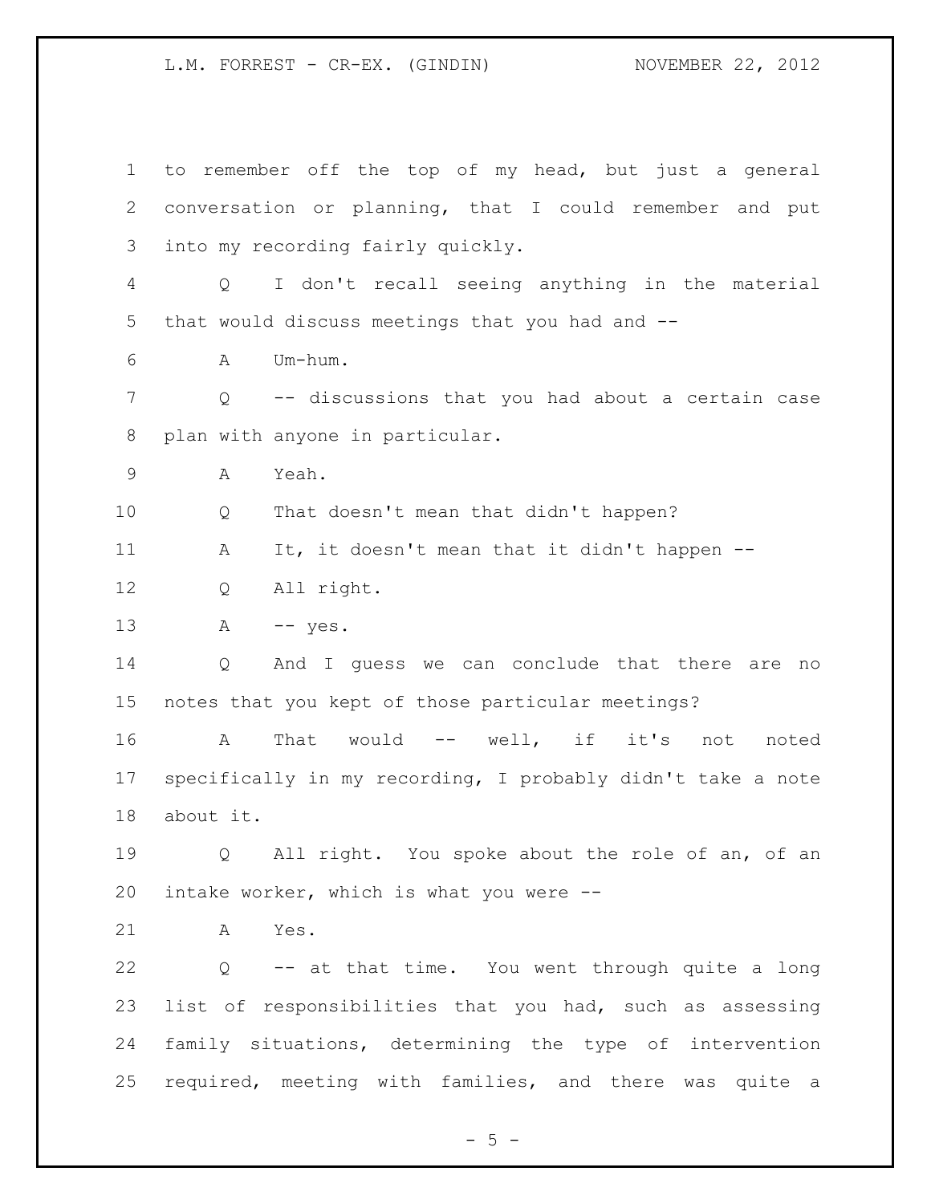to remember off the top of my head, but just a general conversation or planning, that I could remember and put into my recording fairly quickly.

Q I don't recall seeing anything in the material that would discuss meetings that you had and --

A Um-hum.

Q -- discussions that you had about a certain case plan with anyone in particular.

A Yeah.

Q That doesn't mean that didn't happen?

A It, it doesn't mean that it didn't happen --

Q All right.

A -- yes.

Q And I guess we can conclude that there are no notes that you kept of those particular meetings?

A That would -- well, if it's not noted specifically in my recording, I probably didn't take a note about it.

Q All right. You spoke about the role of an, of an intake worker, which is what you were --

A Yes.

Q -- at that time. You went through quite a long list of responsibilities that you had, such as assessing family situations, determining the type of intervention required, meeting with families, and there was quite a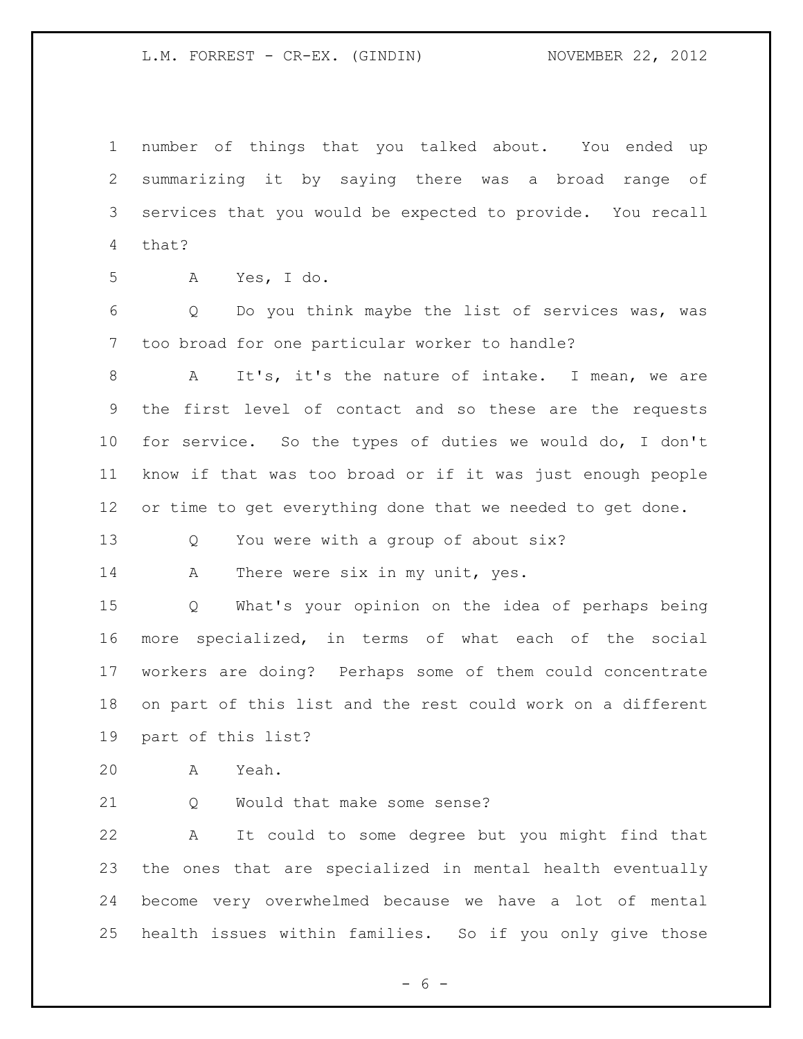number of things that you talked about. You ended up summarizing it by saying there was a broad range of services that you would be expected to provide. You recall that?

A Yes, I do.

Q Do you think maybe the list of services was, was too broad for one particular worker to handle?

A It's, it's the nature of intake. I mean, we are the first level of contact and so these are the requests for service. So the types of duties we would do, I don't know if that was too broad or if it was just enough people or time to get everything done that we needed to get done.

Q You were with a group of about six?

A There were six in my unit, yes.

Q What's your opinion on the idea of perhaps being more specialized, in terms of what each of the social workers are doing? Perhaps some of them could concentrate on part of this list and the rest could work on a different part of this list?

A Yeah.

Q Would that make some sense?

A It could to some degree but you might find that the ones that are specialized in mental health eventually become very overwhelmed because we have a lot of mental health issues within families. So if you only give those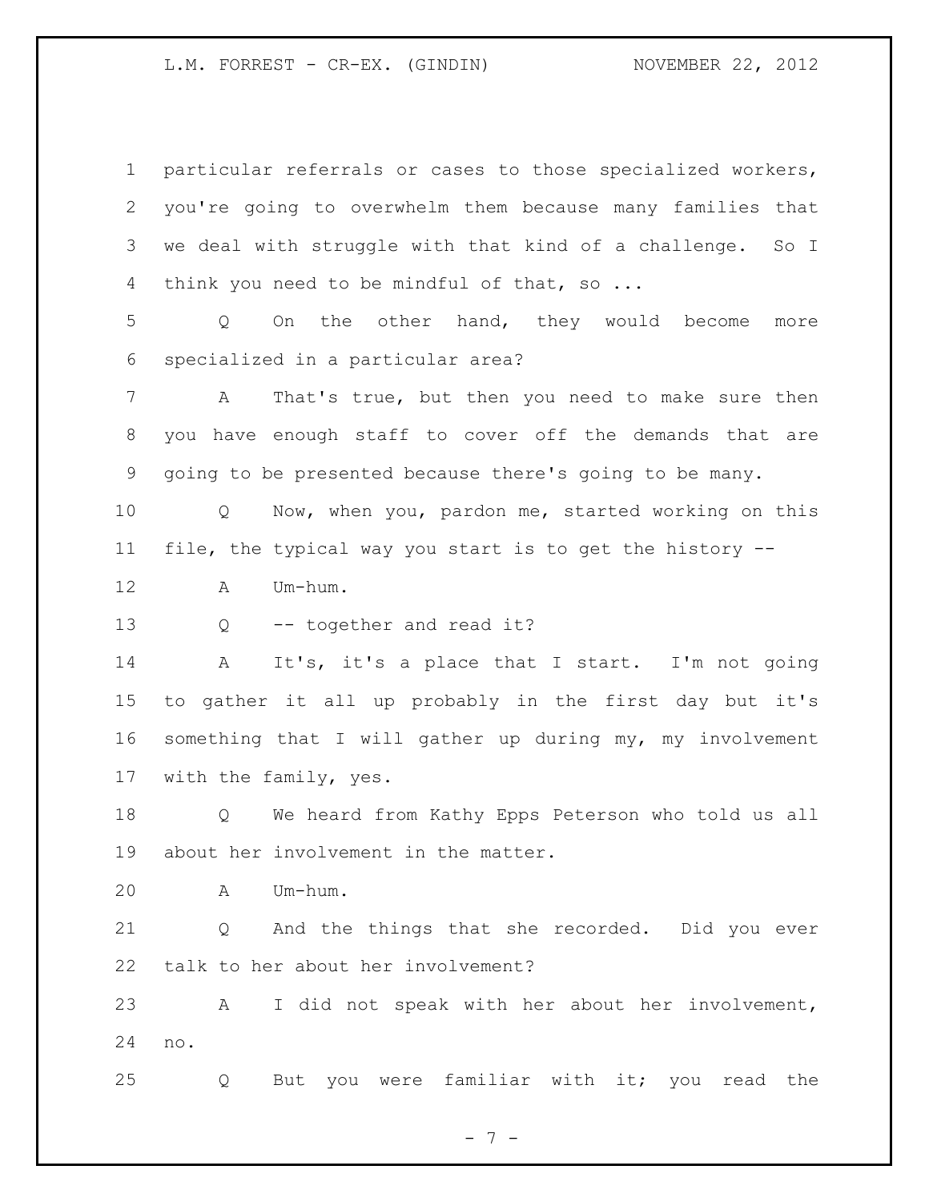particular referrals or cases to those specialized workers, you're going to overwhelm them because many families that we deal with struggle with that kind of a challenge. So I think you need to be mindful of that, so ...

Q On the other hand, they would become more specialized in a particular area?

A That's true, but then you need to make sure then you have enough staff to cover off the demands that are going to be presented because there's going to be many.

Q Now, when you, pardon me, started working on this file, the typical way you start is to get the history --

A Um-hum.

Q -- together and read it?

A It's, it's a place that I start. I'm not going to gather it all up probably in the first day but it's something that I will gather up during my, my involvement with the family, yes.

Q We heard from Kathy Epps Peterson who told us all about her involvement in the matter.

A Um-hum.

Q And the things that she recorded. Did you ever talk to her about her involvement?

A I did not speak with her about her involvement, no.

Q But you were familiar with it; you read the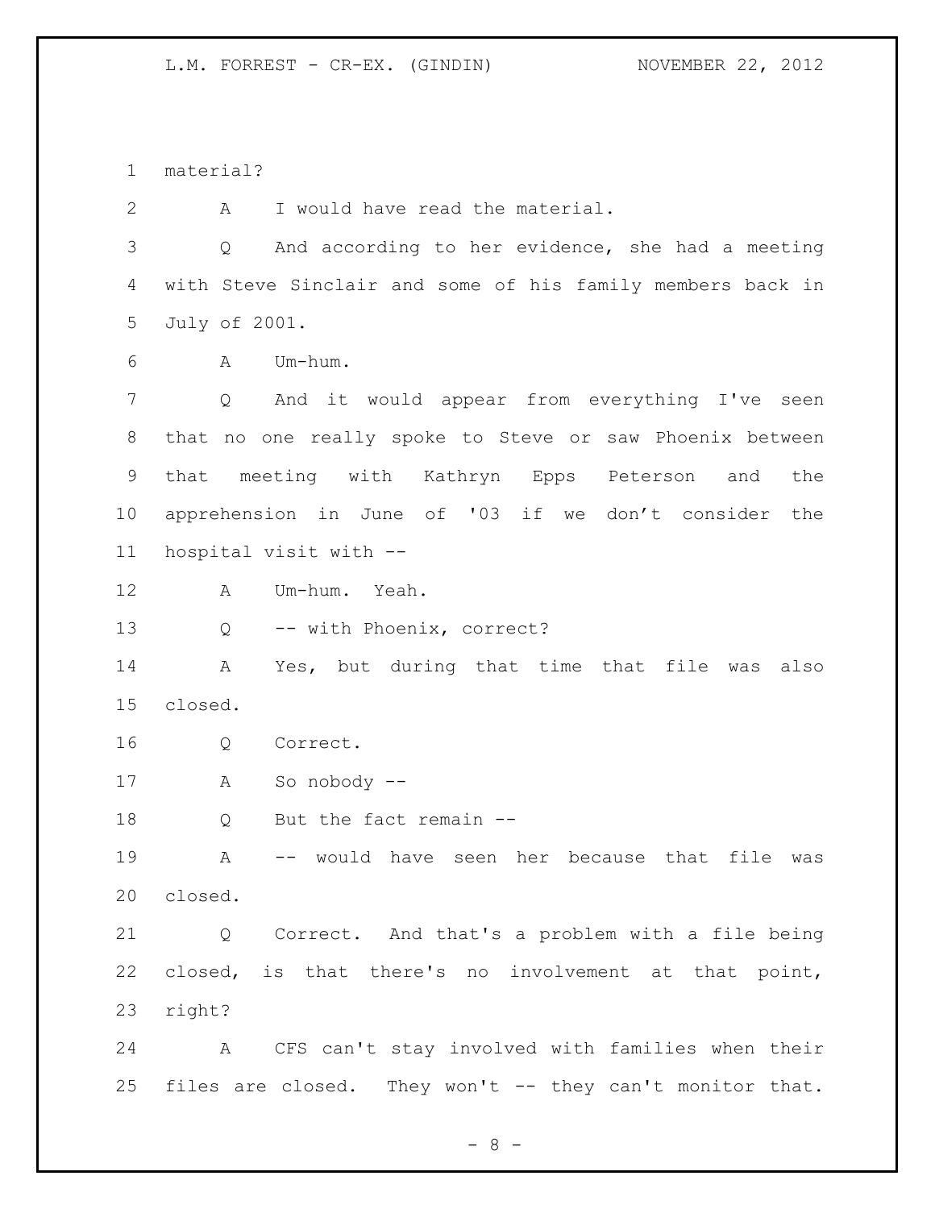material?

A I would have read the material.

Q And according to her evidence, she had a meeting with Steve Sinclair and some of his family members back in July of 2001.

A Um-hum.

Q And it would appear from everything I've seen that no one really spoke to Steve or saw Phoenix between that meeting with Kathryn Epps Peterson and the apprehension in June of '03 if we don't consider the hospital visit with --

A Um-hum. Yeah.

Q -- with Phoenix, correct?

A Yes, but during that time that file was also closed.

Q Correct.

A So nobody --

Q But the fact remain --

A -- would have seen her because that file was closed.

Q Correct. And that's a problem with a file being closed, is that there's no involvement at that point, right?

A CFS can't stay involved with families when their files are closed. They won't -- they can't monitor that.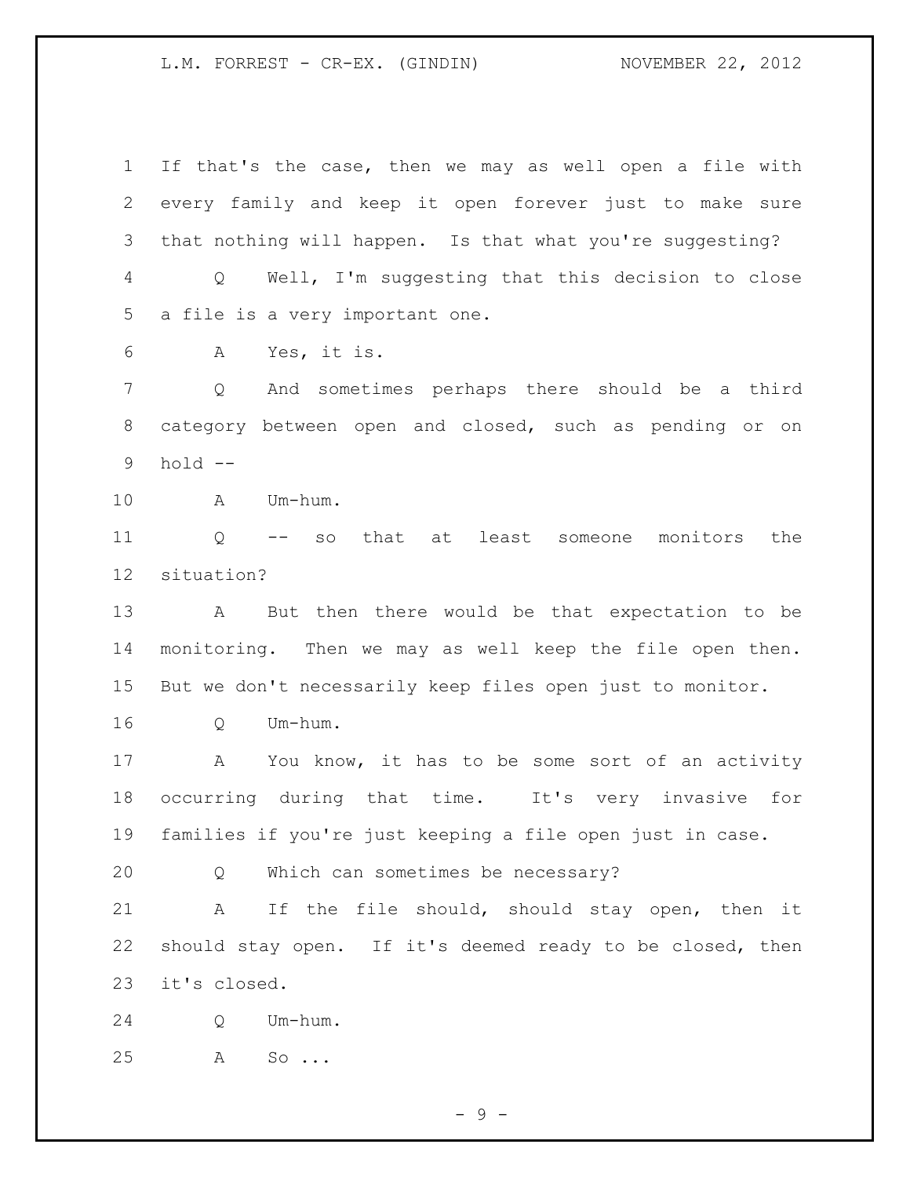If that's the case, then we may as well open a file with every family and keep it open forever just to make sure that nothing will happen. Is that what you're suggesting?

Q Well, I'm suggesting that this decision to close a file is a very important one.

A Yes, it is.

Q And sometimes perhaps there should be a third category between open and closed, such as pending or on hold --

A Um-hum.

Q -- so that at least someone monitors the situation?

A But then there would be that expectation to be monitoring. Then we may as well keep the file open then. But we don't necessarily keep files open just to monitor.

Q Um-hum.

A You know, it has to be some sort of an activity occurring during that time. It's very invasive for families if you're just keeping a file open just in case.

Q Which can sometimes be necessary?

A If the file should, should stay open, then it should stay open. If it's deemed ready to be closed, then it's closed.

Q Um-hum.

A So ...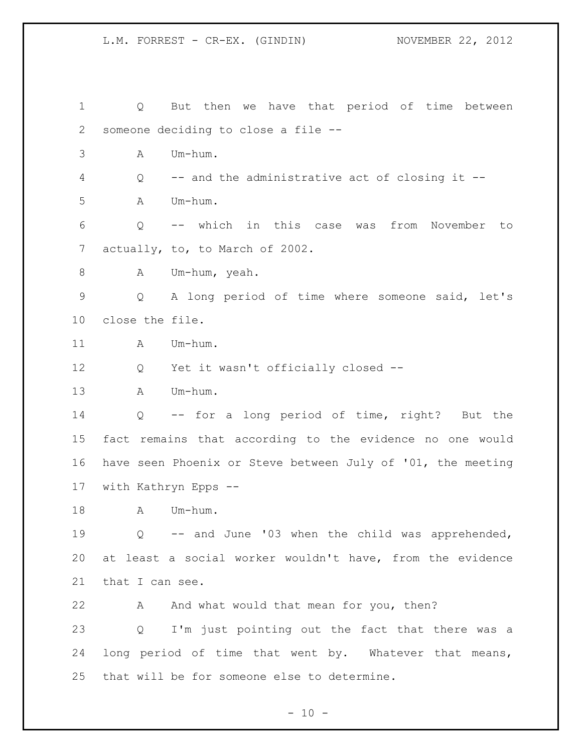Q But then we have that period of time between someone deciding to close a file --

A Um-hum.

Q -- and the administrative act of closing it --

A Um-hum.

Q -- which in this case was from November to actually, to, to March of 2002.

A Um-hum, yeah.

Q A long period of time where someone said, let's close the file.

A Um-hum.

Q Yet it wasn't officially closed --

A Um-hum.

Q -- for a long period of time, right? But the fact remains that according to the evidence no one would have seen Phoenix or Steve between July of '01, the meeting with Kathryn Epps --

A Um-hum.

Q -- and June '03 when the child was apprehended, at least a social worker wouldn't have, from the evidence that I can see.

A And what would that mean for you, then?

Q I'm just pointing out the fact that there was a long period of time that went by. Whatever that means, that will be for someone else to determine.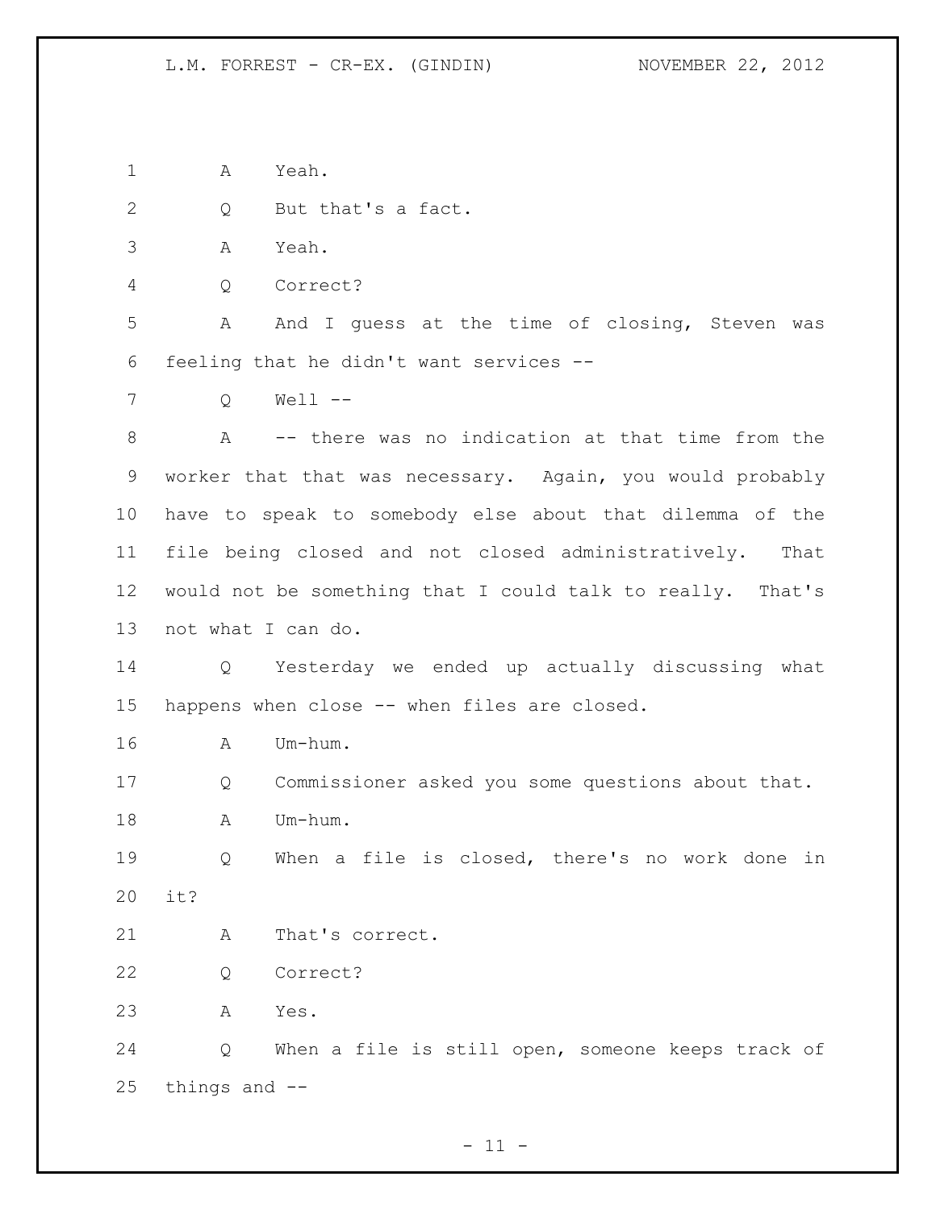A Yeah.

Q But that's a fact.

A Yeah.

Q Correct?

A And I guess at the time of closing, Steven was feeling that he didn't want services --

Q Well --

A -- there was no indication at that time from the worker that that was necessary. Again, you would probably have to speak to somebody else about that dilemma of the file being closed and not closed administratively. That would not be something that I could talk to really. That's not what I can do.

Q Yesterday we ended up actually discussing what happens when close -- when files are closed.

A Um-hum.

Q Commissioner asked you some questions about that.

A Um-hum.

Q When a file is closed, there's no work done in it?

A That's correct.

Q Correct?

A Yes.

Q When a file is still open, someone keeps track of things and --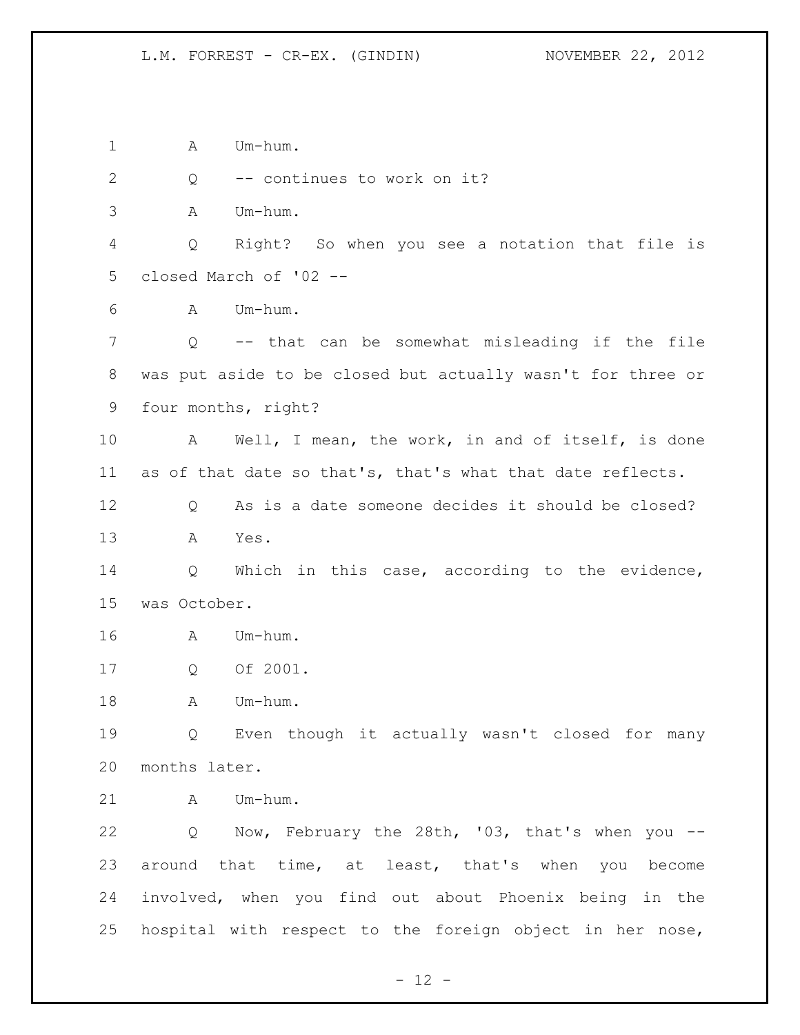1 A Um-hum.

2 Q -- continues to work on it?

3 A Um-hum.

4 Q Right? So when you see a notation that file is

5 closed March of '02 --

6 A Um-hum.

7 Q -- that can be somewhat misleading if the file

8 was put aside to be closed but actually wasn't for three or

9 four months, right?

10 A Well, I mean, the work, in and of itself, is done

11 as of that date so that's, that's what that date reflects.

12 Q As is a date someone decides it should be closed?

13 A Yes.

14 Q Which in this case, according to the evidence,

15 was October.

16 A Um-hum.

17 Q Of 2001.

18 A Um-hum.

19 Q Even though it actually wasn't closed for many

20 months later.

21 A Um-hum.

22 Q Now, February the 28th, '03, that's when you --

23 around that time, at least, that's when you become

24 involved, when you find out about Phoenix being in the

25 hospital with respect to the foreign object in her nose,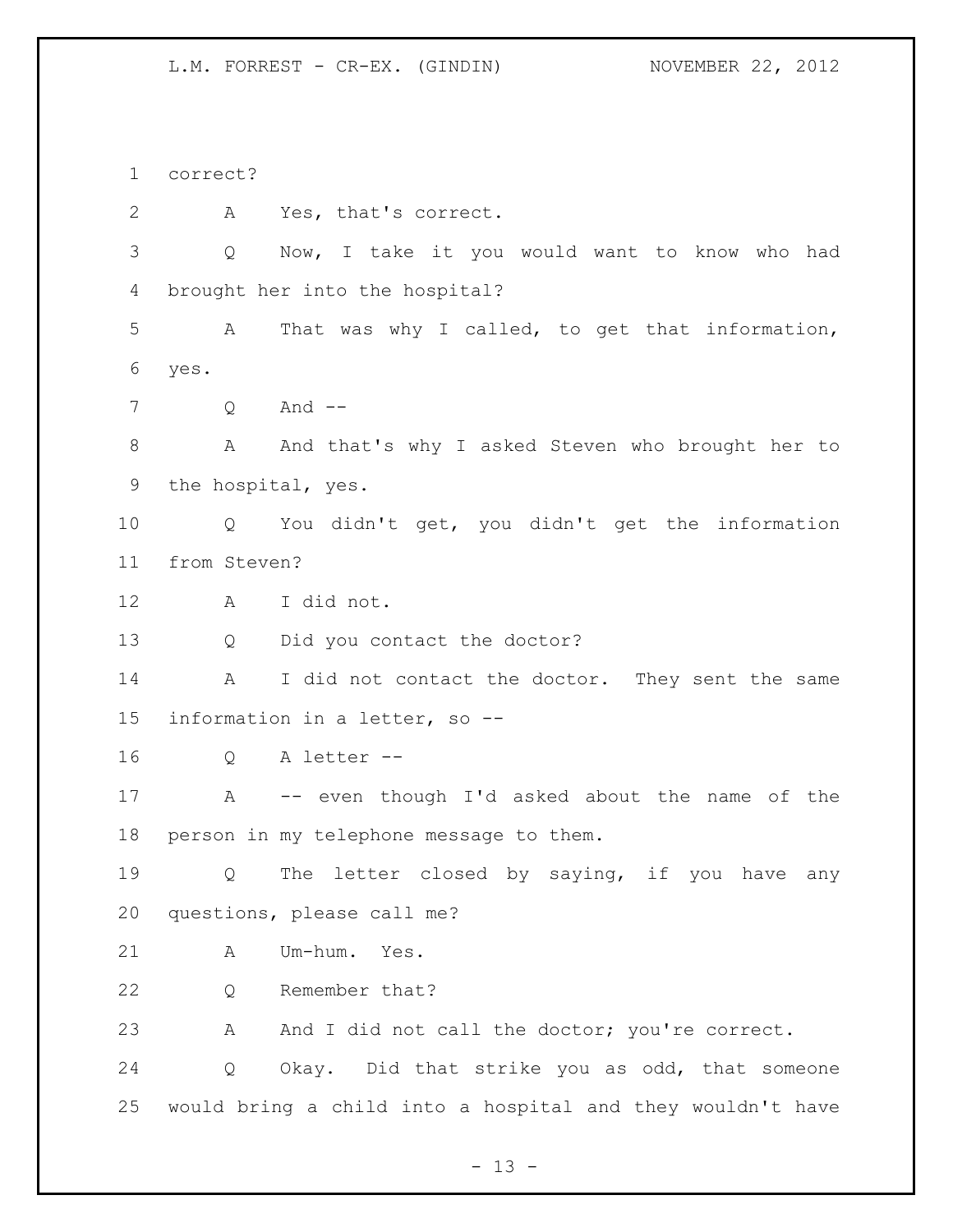1 correct?

2 A Yes, that's correct.

3 Q Now, I take it you would want to know who had

4 brought her into the hospital?

5 A That was why I called, to get that information,

6 yes.

7 Q And --

8 A And that's why I asked Steven who brought her to

9 the hospital, yes.

10 Q You didn't get, you didn't get the information

11 from Steven?

12 A I did not.

13 Q Did you contact the doctor?

14 A I did not contact the doctor. They sent the same

15 information in a letter, so --

16 Q A letter --

17 A -- even though I'd asked about the name of the

18 person in my telephone message to them.

19 Q The letter closed by saying, if you have any

20 questions, please call me?

21 A Um-hum. Yes.

22 Q Remember that?

23 A And I did not call the doctor; you're correct.

24 Q Okay. Did that strike you as odd, that someone

25 would bring a child into a hospital and they wouldn't have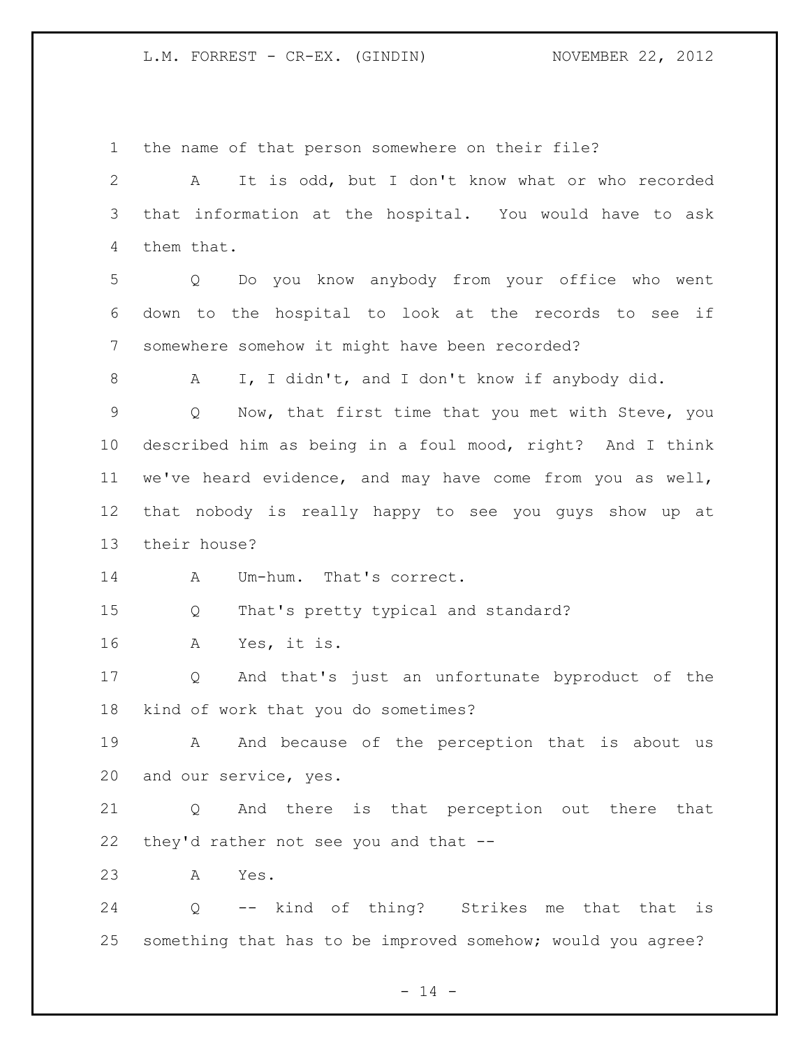the name of that person somewhere on their file?

A It is odd, but I don't know what or who recorded that information at the hospital. You would have to ask them that.

Q Do you know anybody from your office who went down to the hospital to look at the records to see if somewhere somehow it might have been recorded?

A I, I didn't, and I don't know if anybody did.

Q Now, that first time that you met with Steve, you described him as being in a foul mood, right? And I think we've heard evidence, and may have come from you as well, that nobody is really happy to see you guys show up at their house?

A Um-hum. That's correct.

Q That's pretty typical and standard?

A Yes, it is.

Q And that's just an unfortunate byproduct of the kind of work that you do sometimes?

A And because of the perception that is about us and our service, yes.

Q And there is that perception out there that they'd rather not see you and that --

A Yes.

Q -- kind of thing? Strikes me that that is something that has to be improved somehow; would you agree?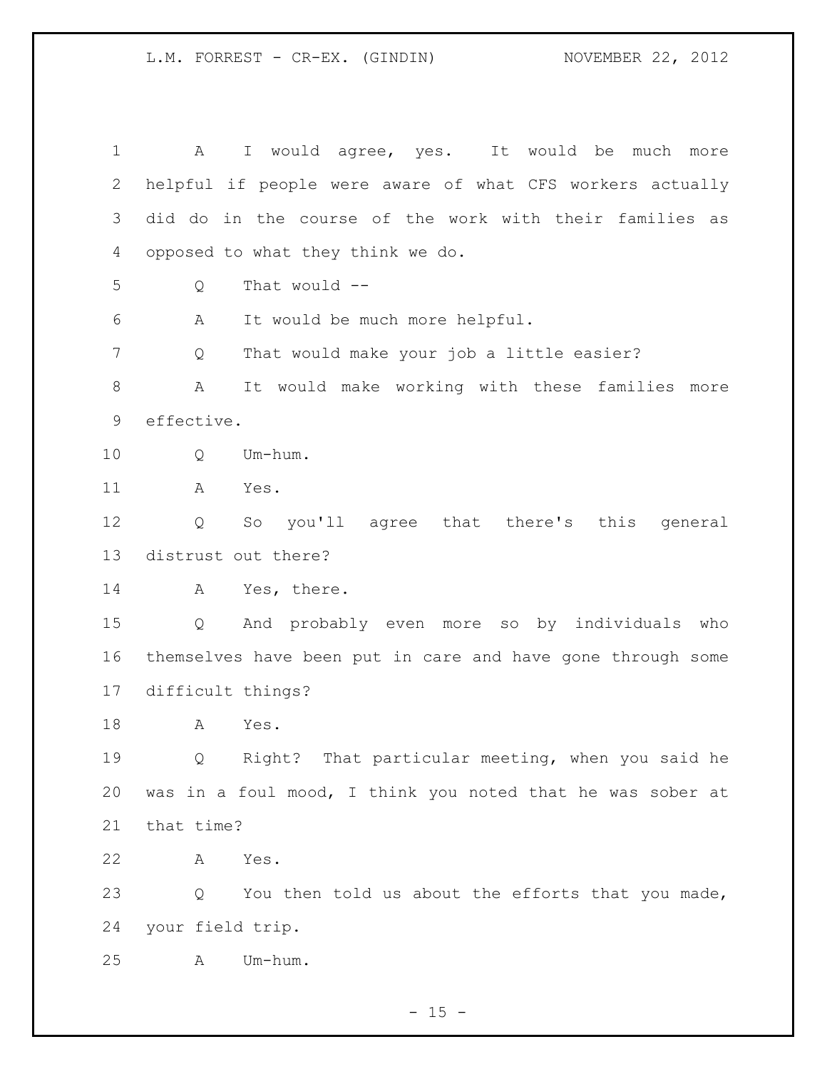A I would agree, yes. It would be much more helpful if people were aware of what CFS workers actually did do in the course of the work with their families as opposed to what they think we do.

Q That would --

A It would be much more helpful.

Q That would make your job a little easier?

A It would make working with these families more effective.

Q Um-hum.

A Yes.

Q So you'll agree that there's this general distrust out there?

A Yes, there.

Q And probably even more so by individuals who themselves have been put in care and have gone through some difficult things?

A Yes.

Q Right? That particular meeting, when you said he was in a foul mood, I think you noted that he was sober at that time?

A Yes.

Q You then told us about the efforts that you made, your field trip.

A Um-hum.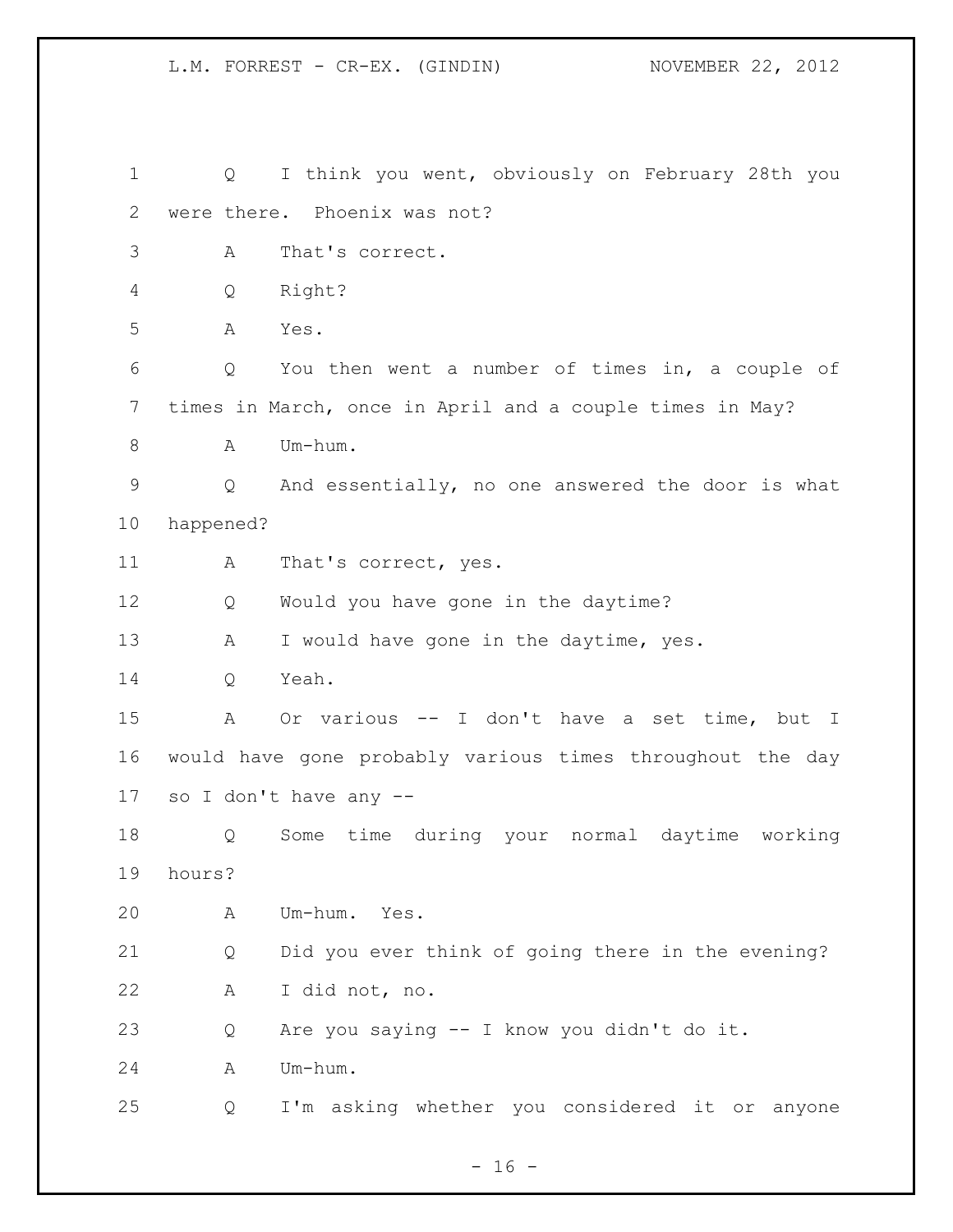Q I think you went, obviously on February 28th you were there. Phoenix was not?

A That's correct.

Q Right?

A Yes.

Q You then went a number of times in, a couple of times in March, once in April and a couple times in May?

A Um-hum.

Q And essentially, no one answered the door is what happened?

A That's correct, yes.

Q Would you have gone in the daytime?

A I would have gone in the daytime, yes.

Q Yeah.

A Or various -- I don't have a set time, but I would have gone probably various times throughout the day so I don't have any --

Q Some time during your normal daytime working hours?

A Um-hum. Yes.

Q Did you ever think of going there in the evening?

A I did not, no.

Q Are you saying -- I know you didn't do it.

A Um-hum.

Q I'm asking whether you considered it or anyone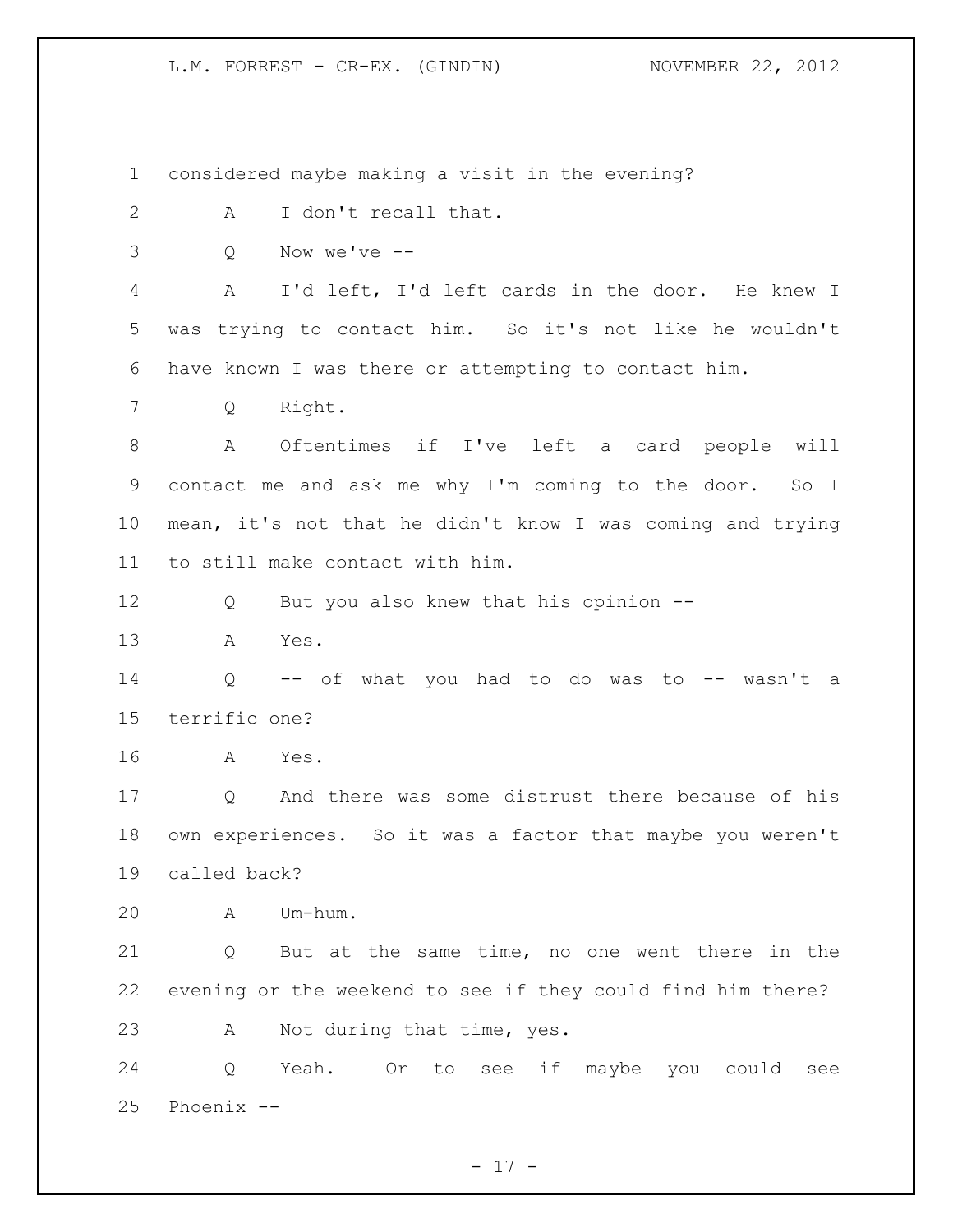considered maybe making a visit in the evening?

A I don't recall that.

Q Now we've --

A I'd left, I'd left cards in the door. He knew I was trying to contact him. So it's not like he wouldn't have known I was there or attempting to contact him.

Q Right.

A Oftentimes if I've left a card people will contact me and ask me why I'm coming to the door. So I mean, it's not that he didn't know I was coming and trying to still make contact with him.

Q But you also knew that his opinion --

A Yes.

Q -- of what you had to do was to -- wasn't a terrific one?

A Yes.

Q And there was some distrust there because of his own experiences. So it was a factor that maybe you weren't called back?

A Um-hum.

Q But at the same time, no one went there in the evening or the weekend to see if they could find him there?

A Not during that time, yes.

Q Yeah. Or to see if maybe you could see Phoenix --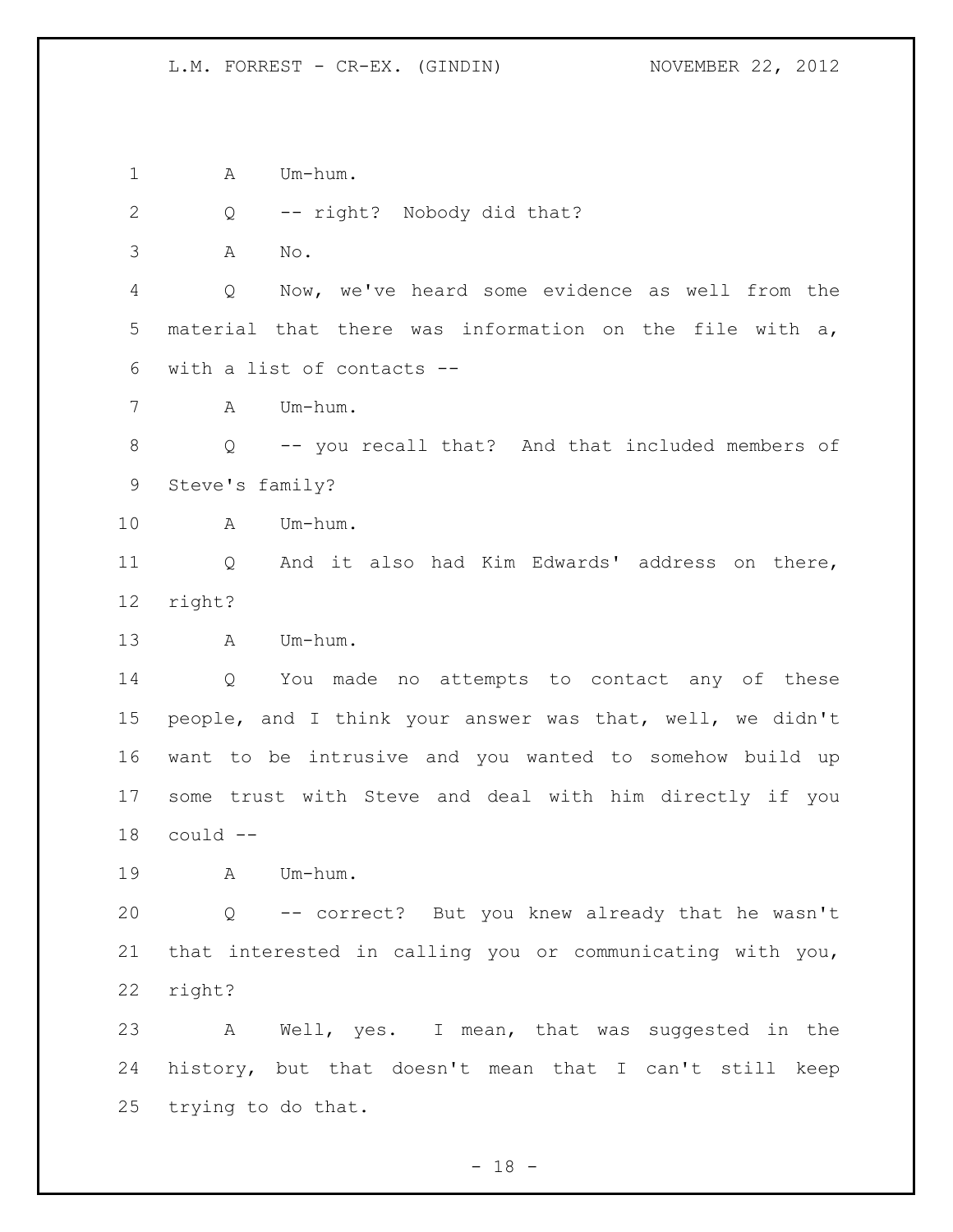A Um-hum.

Q -- right? Nobody did that?

A No.

Q Now, we've heard some evidence as well from the material that there was information on the file with a, with a list of contacts --

A Um-hum.

Q -- you recall that? And that included members of Steve's family?

A Um-hum.

Q And it also had Kim Edwards' address on there, right?

A Um-hum.

Q You made no attempts to contact any of these people, and I think your answer was that, well, we didn't want to be intrusive and you wanted to somehow build up some trust with Steve and deal with him directly if you could --

A Um-hum.

Q -- correct? But you knew already that he wasn't that interested in calling you or communicating with you, right?

A Well, yes. I mean, that was suggested in the history, but that doesn't mean that I can't still keep trying to do that.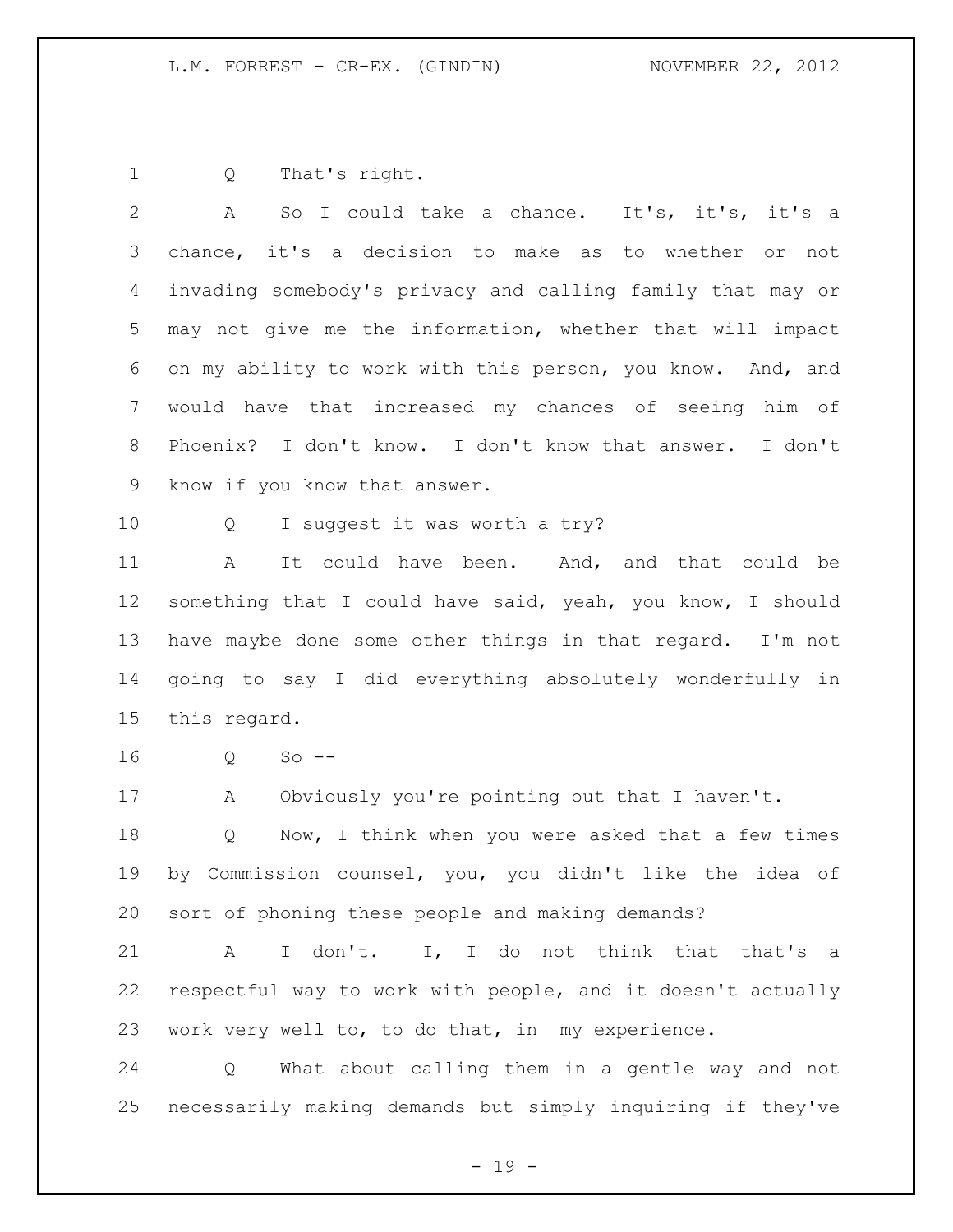Q That's right.

A So I could take a chance. It's, it's, it's a chance, it's a decision to make as to whether or not invading somebody's privacy and calling family that may or may not give me the information, whether that will impact on my ability to work with this person, you know. And, and would have that increased my chances of seeing him of Phoenix? I don't know. I don't know that answer. I don't know if you know that answer.

Q I suggest it was worth a try?

A It could have been. And, and that could be something that I could have said, yeah, you know, I should have maybe done some other things in that regard. I'm not going to say I did everything absolutely wonderfully in this regard.

Q So --

A Obviously you're pointing out that I haven't.

Q Now, I think when you were asked that a few times by Commission counsel, you, you didn't like the idea of sort of phoning these people and making demands?

A I don't. I, I do not think that that's a respectful way to work with people, and it doesn't actually work very well to, to do that, in my experience.

Q What about calling them in a gentle way and not necessarily making demands but simply inquiring if they've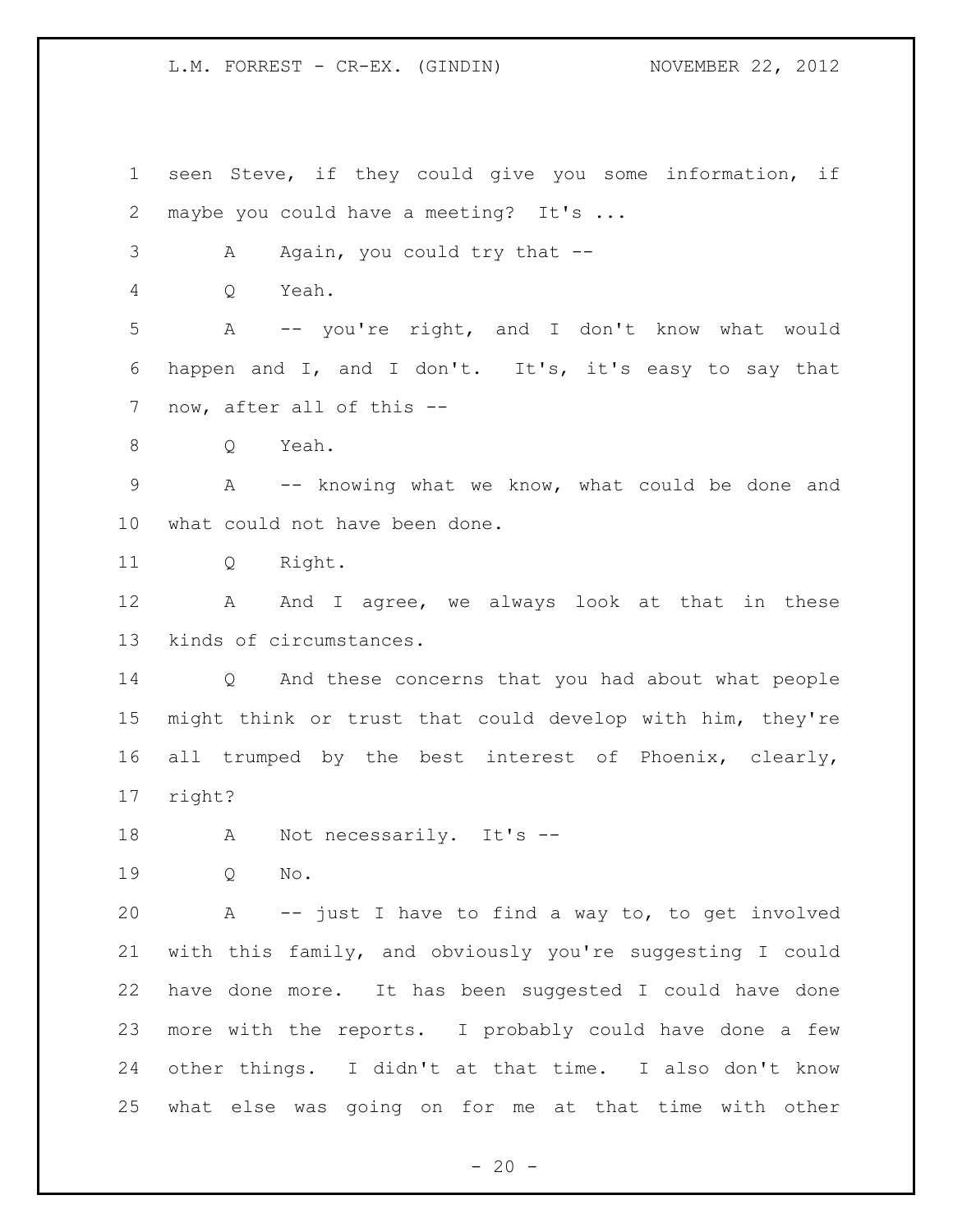seen Steve, if they could give you some information, if maybe you could have a meeting? It's ...

A Again, you could try that --

Q Yeah.

A -- you're right, and I don't know what would happen and I, and I don't. It's, it's easy to say that now, after all of this --

Q Yeah.

A -- knowing what we know, what could be done and what could not have been done.

Q Right.

A And I agree, we always look at that in these kinds of circumstances.

Q And these concerns that you had about what people might think or trust that could develop with him, they're all trumped by the best interest of Phoenix, clearly, right?

A Not necessarily. It's --

Q No.

A -- just I have to find a way to, to get involved with this family, and obviously you're suggesting I could have done more. It has been suggested I could have done more with the reports. I probably could have done a few other things. I didn't at that time. I also don't know what else was going on for me at that time with other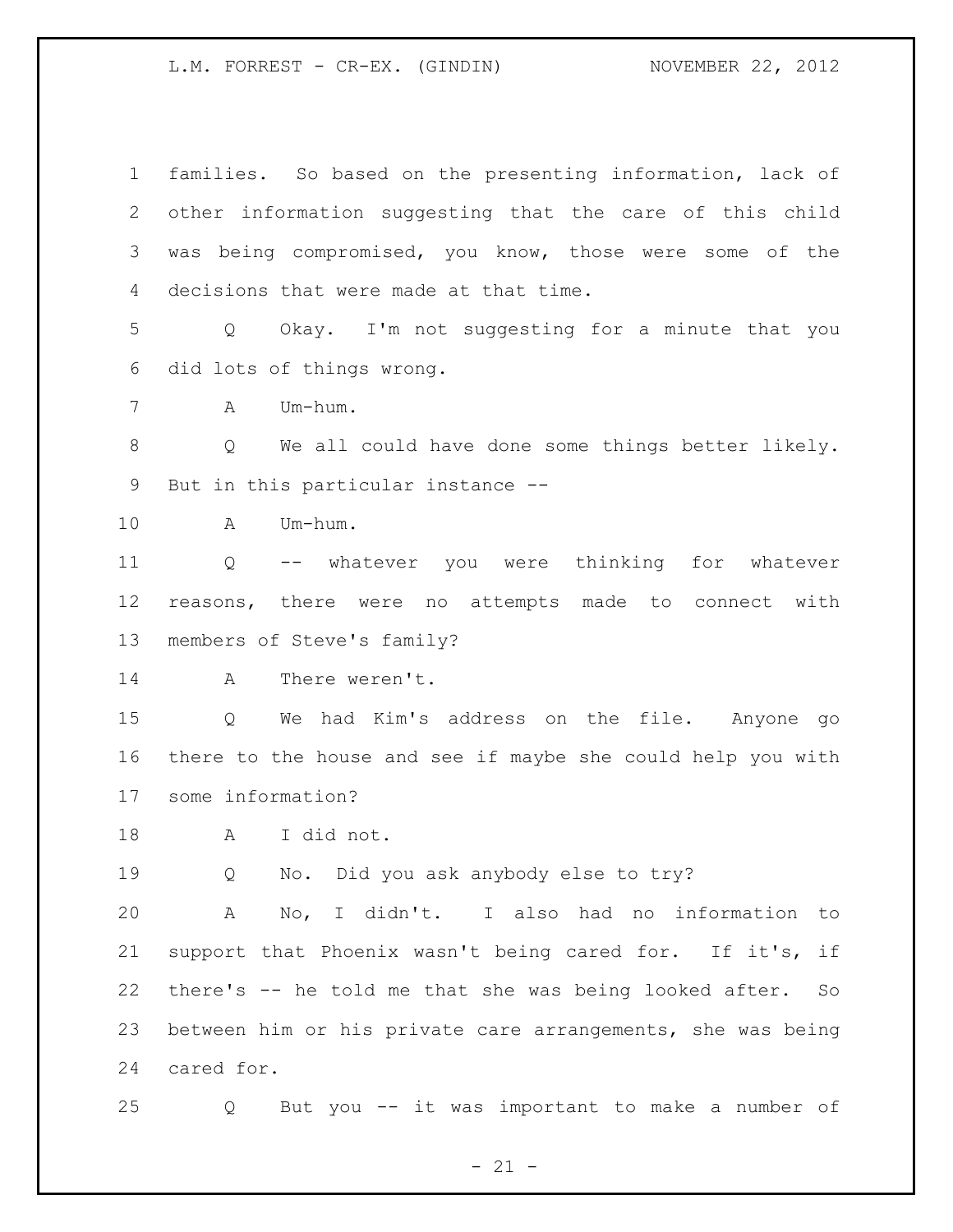families. So based on the presenting information, lack of other information suggesting that the care of this child was being compromised, you know, those were some of the decisions that were made at that time.

Q Okay. I'm not suggesting for a minute that you did lots of things wrong.

A Um-hum.

Q We all could have done some things better likely. But in this particular instance --

A Um-hum.

Q -- whatever you were thinking for whatever reasons, there were no attempts made to connect with members of Steve's family?

A There weren't.

Q We had Kim's address on the file. Anyone go there to the house and see if maybe she could help you with some information?

A I did not.

Q No. Did you ask anybody else to try?

A No, I didn't. I also had no information to support that Phoenix wasn't being cared for. If it's, if there's -- he told me that she was being looked after. So between him or his private care arrangements, she was being cared for.

Q But you -- it was important to make a number of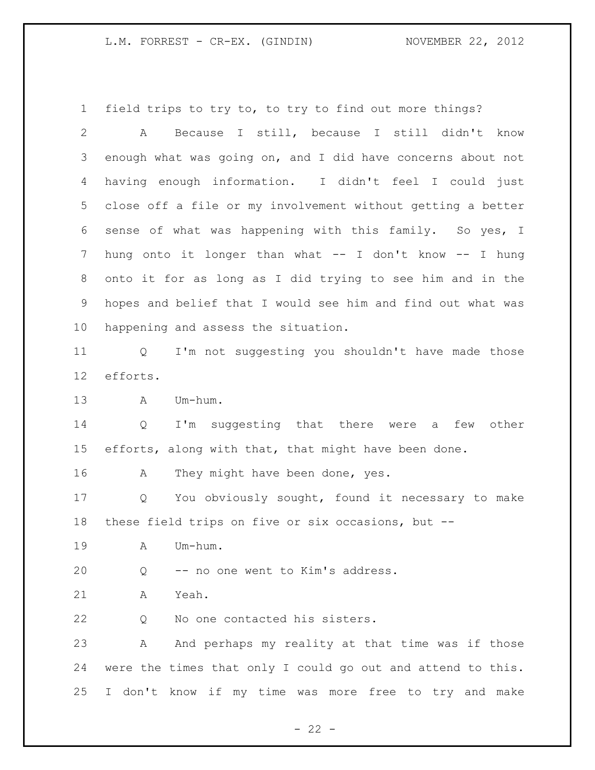field trips to try to, to try to find out more things?

A Because I still, because I still didn't know enough what was going on, and I did have concerns about not having enough information. I didn't feel I could just close off a file or my involvement without getting a better sense of what was happening with this family. So yes, I hung onto it longer than what -- I don't know -- I hung onto it for as long as I did trying to see him and in the hopes and belief that I would see him and find out what was happening and assess the situation.

Q I'm not suggesting you shouldn't have made those efforts.

A Um-hum.

Q I'm suggesting that there were a few other efforts, along with that, that might have been done.

A They might have been done, yes.

Q You obviously sought, found it necessary to make these field trips on five or six occasions, but --

A Um-hum.

Q -- no one went to Kim's address.

A Yeah.

Q No one contacted his sisters.

A And perhaps my reality at that time was if those were the times that only I could go out and attend to this. I don't know if my time was more free to try and make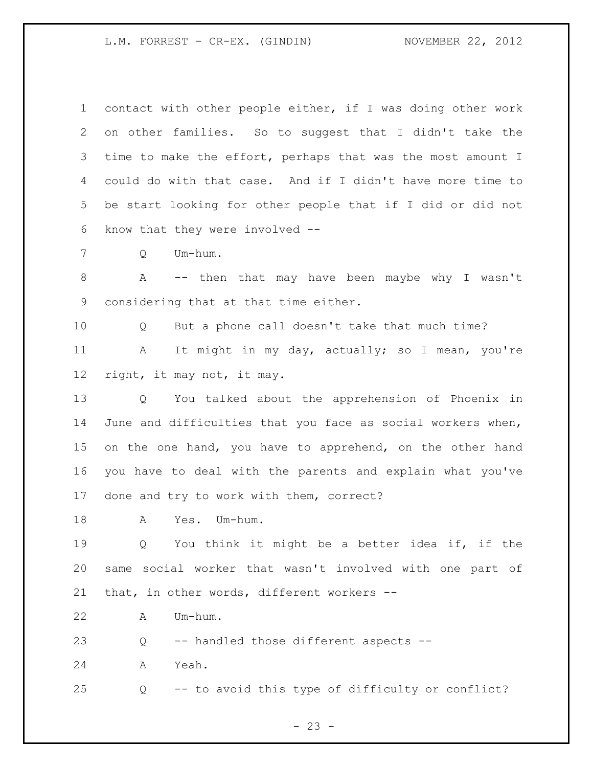contact with other people either, if I was doing other work on other families. So to suggest that I didn't take the time to make the effort, perhaps that was the most amount I could do with that case. And if I didn't have more time to be start looking for other people that if I did or did not know that they were involved --

Q Um-hum.

A -- then that may have been maybe why I wasn't considering that at that time either.

Q But a phone call doesn't take that much time?

A It might in my day, actually; so I mean, you're right, it may not, it may.

Q You talked about the apprehension of Phoenix in June and difficulties that you face as social workers when, on the one hand, you have to apprehend, on the other hand you have to deal with the parents and explain what you've done and try to work with them, correct?

A Yes. Um-hum.

Q You think it might be a better idea if, if the same social worker that wasn't involved with one part of that, in other words, different workers --

A Um-hum.

Q -- handled those different aspects --

A Yeah.

Q -- to avoid this type of difficulty or conflict?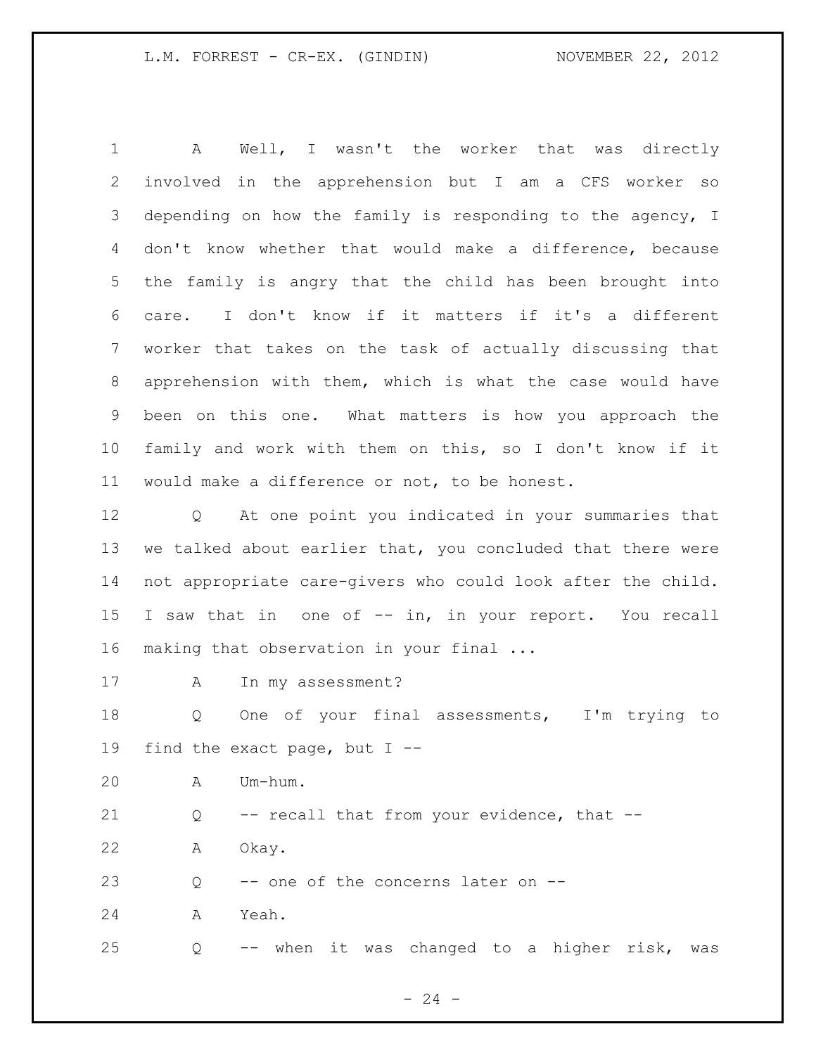A Well, I wasn't the worker that was directly involved in the apprehension but I am a CFS worker so depending on how the family is responding to the agency, I don't know whether that would make a difference, because the family is angry that the child has been brought into care. I don't know if it matters if it's a different worker that takes on the task of actually discussing that apprehension with them, which is what the case would have been on this one. What matters is how you approach the family and work with them on this, so I don't know if it would make a difference or not, to be honest.

Q At one point you indicated in your summaries that we talked about earlier that, you concluded that there were not appropriate care-givers who could look after the child. I saw that in one of -- in, in your report. You recall making that observation in your final ...

A In my assessment?

Q One of your final assessments, I'm trying to find the exact page, but I --

A Um-hum.

Q -- recall that from your evidence, that --

A Okay.

Q -- one of the concerns later on --

A Yeah.

Q -- when it was changed to a higher risk, was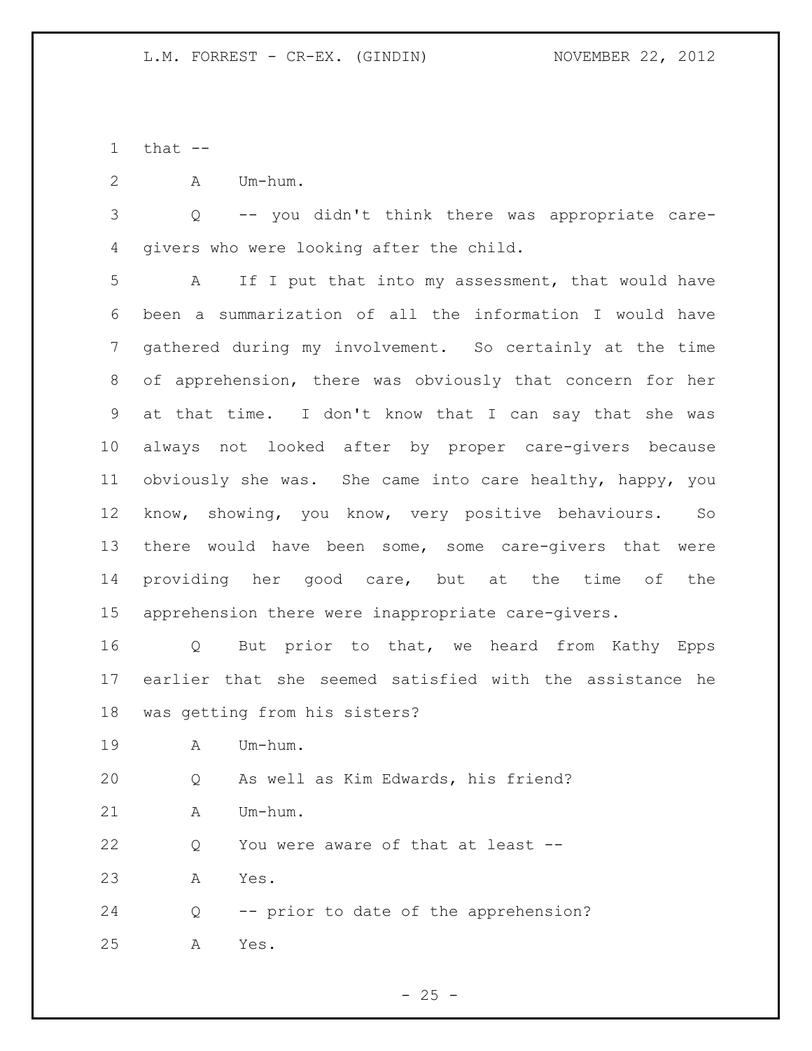that --

A Um-hum.

Q -- you didn't think there was appropriate care-givers who were looking after the child.

A If I put that into my assessment, that would have been a summarization of all the information I would have gathered during my involvement. So certainly at the time of apprehension, there was obviously that concern for her at that time. I don't know that I can say that she was always not looked after by proper care-givers because obviously she was. She came into care healthy, happy, you know, showing, you know, very positive behaviours. So there would have been some, some care-givers that were providing her good care, but at the time of the apprehension there were inappropriate care-givers.

Q But prior to that, we heard from Kathy Epps earlier that she seemed satisfied with the assistance he was getting from his sisters?

A Um-hum.

Q As well as Kim Edwards, his friend?

A Um-hum.

Q You were aware of that at least --

A Yes.

Q -- prior to date of the apprehension?

A Yes.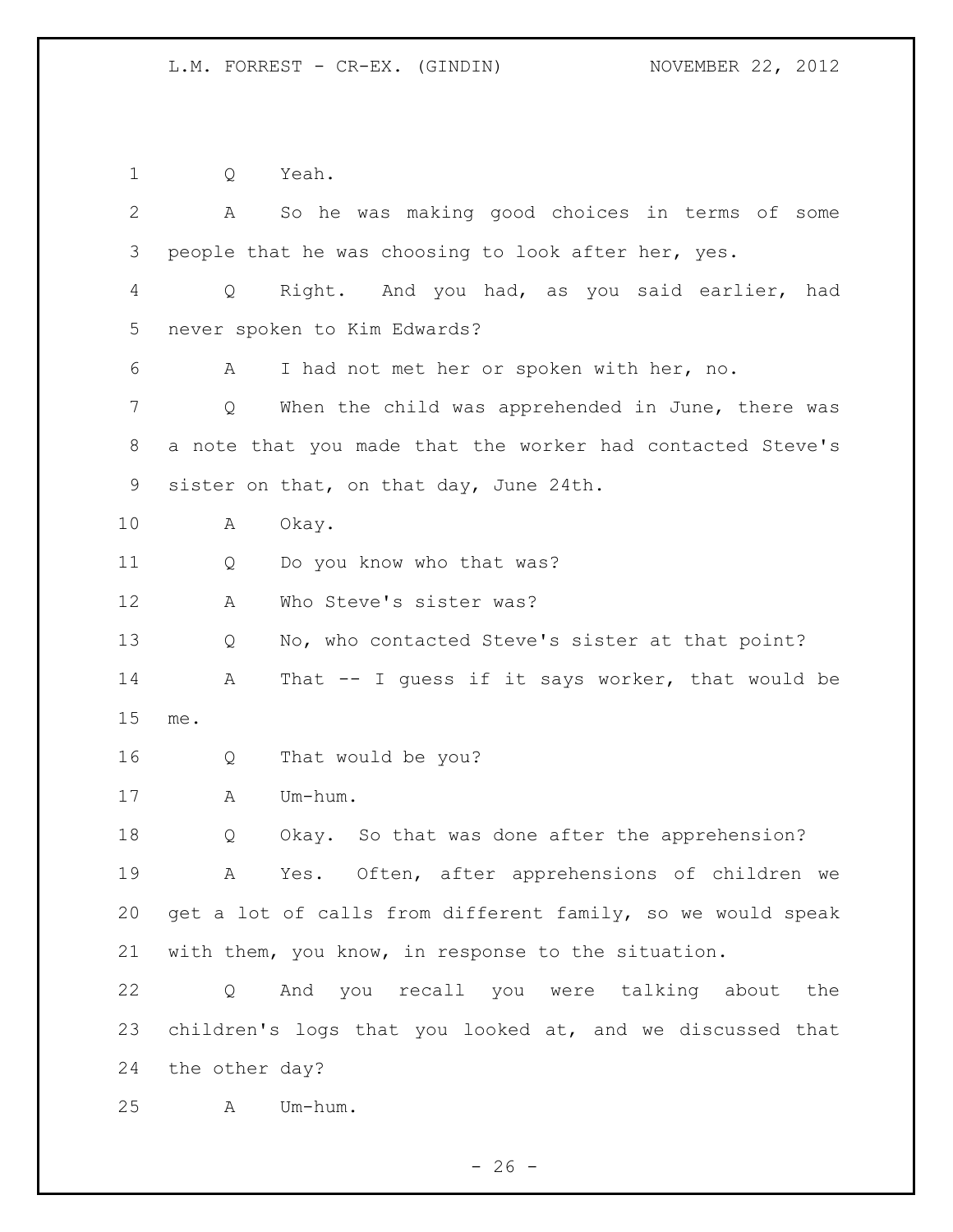Q Yeah.

A So he was making good choices in terms of some people that he was choosing to look after her, yes.

Q Right. And you had, as you said earlier, had never spoken to Kim Edwards?

A I had not met her or spoken with her, no.

Q When the child was apprehended in June, there was a note that you made that the worker had contacted Steve's sister on that, on that day, June 24th.

A Okay.

Q Do you know who that was?

A Who Steve's sister was?

Q No, who contacted Steve's sister at that point?

A That -- I guess if it says worker, that would be me.

Q That would be you?

A Um-hum.

Q Okay. So that was done after the apprehension?

A Yes. Often, after apprehensions of children we get a lot of calls from different family, so we would speak with them, you know, in response to the situation.

Q And you recall you were talking about the children's logs that you looked at, and we discussed that the other day?

A Um-hum.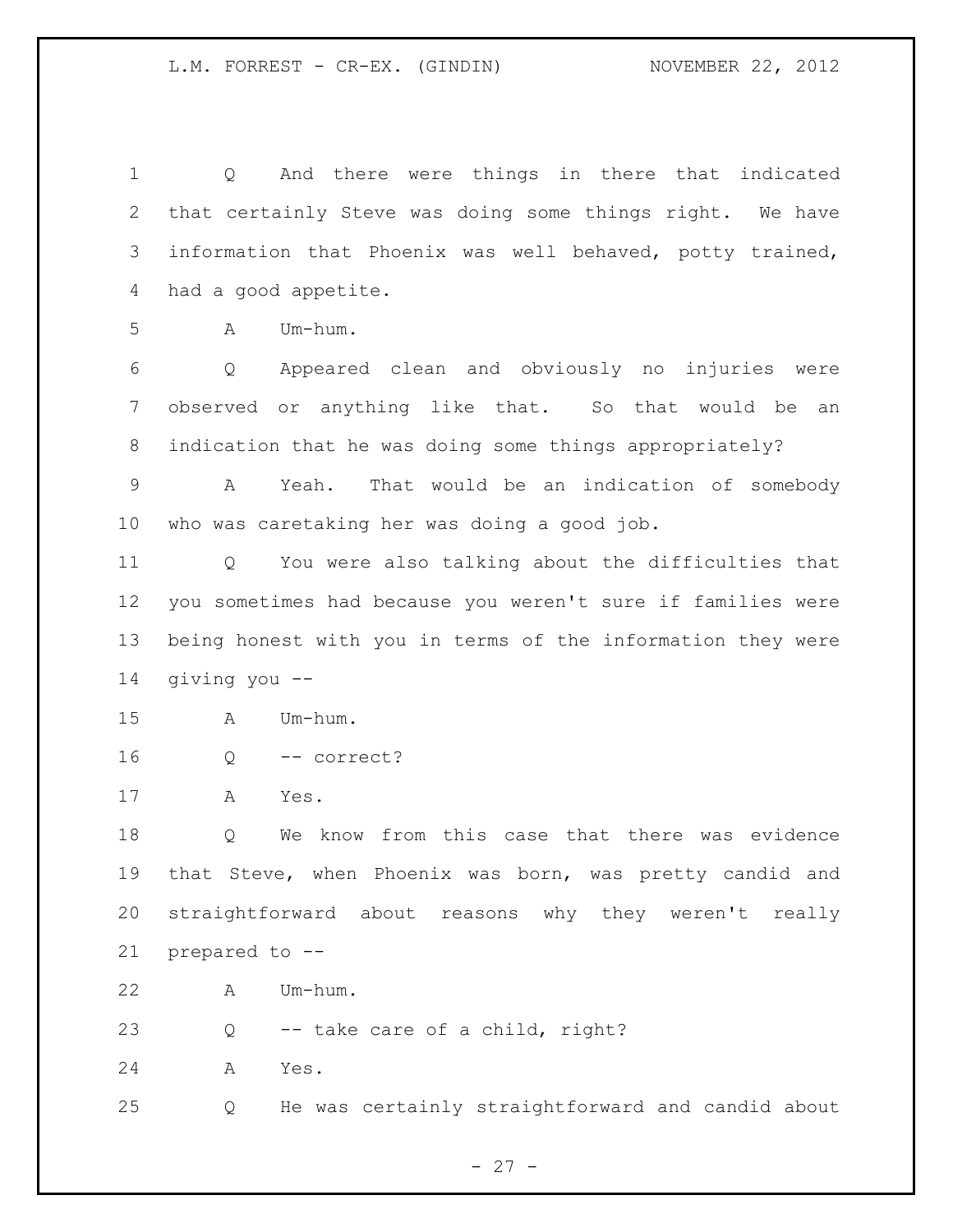Q And there were things in there that indicated that certainly Steve was doing some things right. We have information that Phoenix was well behaved, potty trained, had a good appetite.

A Um-hum.

Q Appeared clean and obviously no injuries were observed or anything like that. So that would be an indication that he was doing some things appropriately?

A Yeah. That would be an indication of somebody who was caretaking her was doing a good job.

Q You were also talking about the difficulties that you sometimes had because you weren't sure if families were being honest with you in terms of the information they were giving you --

A Um-hum.

Q -- correct?

A Yes.

Q We know from this case that there was evidence that Steve, when Phoenix was born, was pretty candid and straightforward about reasons why they weren't really prepared to --

A Um-hum.

Q -- take care of a child, right?

A Yes.

Q He was certainly straightforward and candid about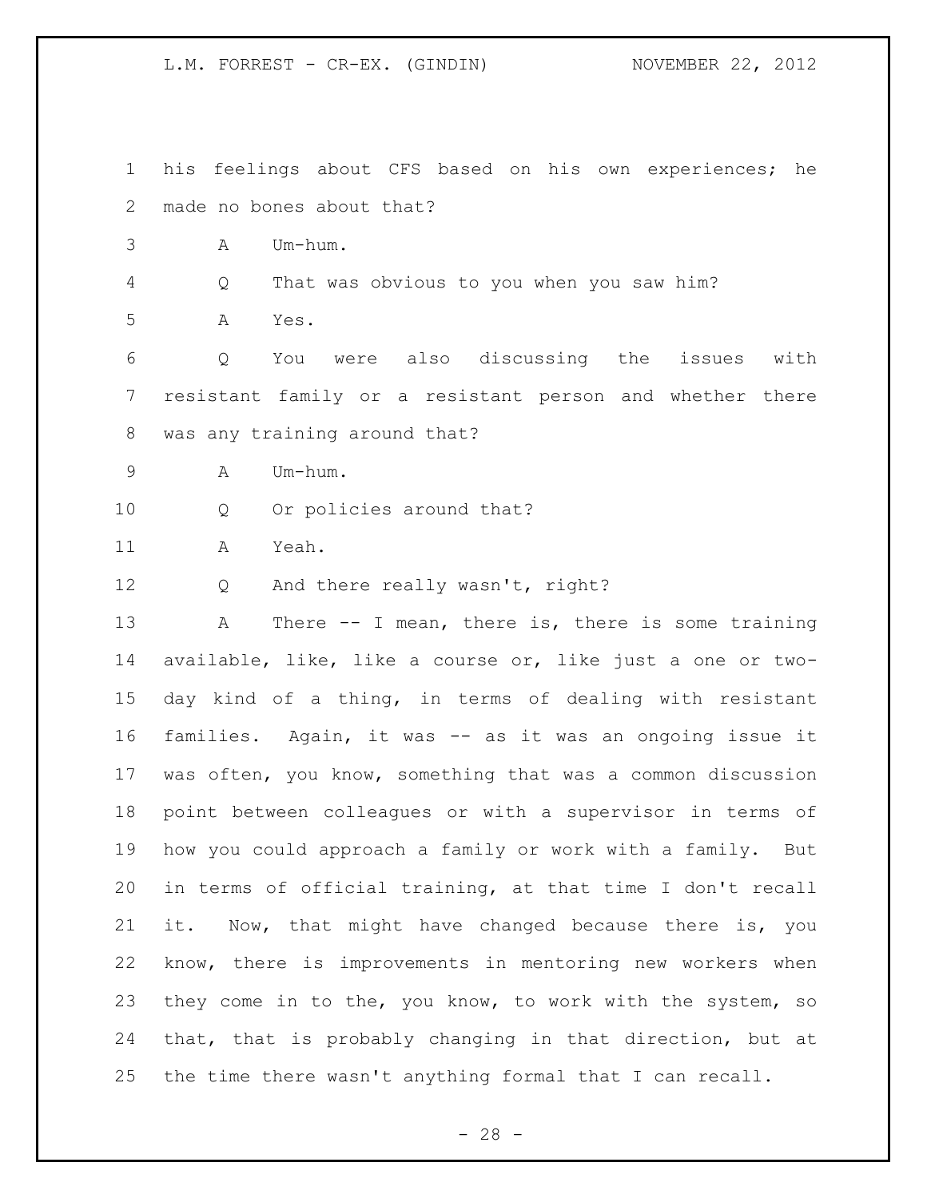his feelings about CFS based on his own experiences; he made no bones about that?

A Um-hum.

Q That was obvious to you when you saw him?

A Yes.

Q You were also discussing the issues with resistant family or a resistant person and whether there was any training around that?

A Um-hum.

Q Or policies around that?

A Yeah.

Q And there really wasn't, right?

A There -- I mean, there is, there is some training available, like, like a course or, like just a one or two-day kind of a thing, in terms of dealing with resistant families. Again, it was -- as it was an ongoing issue it was often, you know, something that was a common discussion point between colleagues or with a supervisor in terms of how you could approach a family or work with a family. But in terms of official training, at that time I don't recall it. Now, that might have changed because there is, you know, there is improvements in mentoring new workers when they come in to the, you know, to work with the system, so that, that is probably changing in that direction, but at the time there wasn't anything formal that I can recall.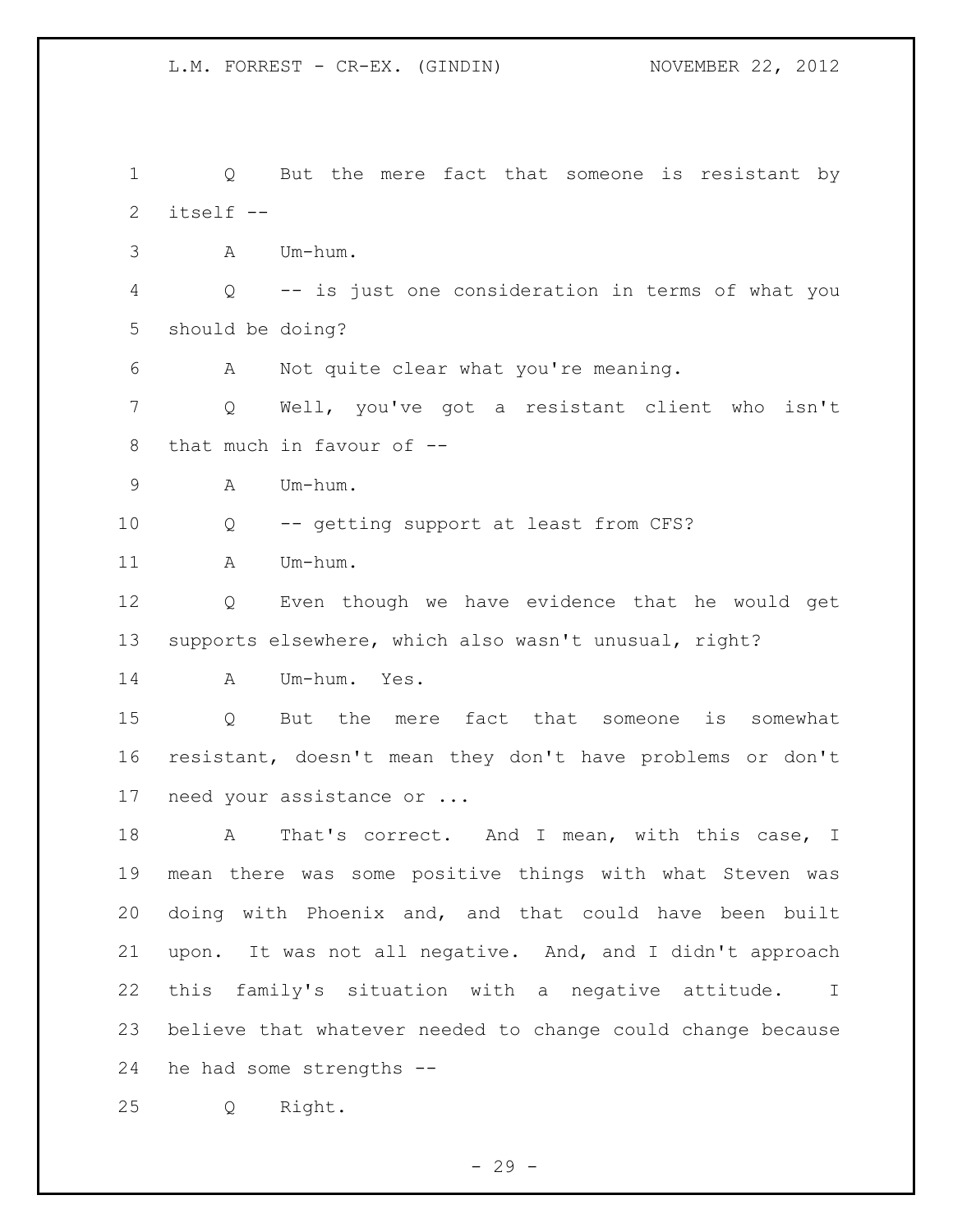Q But the mere fact that someone is resistant by itself --

A Um-hum.

Q -- is just one consideration in terms of what you should be doing?

A Not quite clear what you're meaning.

Q Well, you've got a resistant client who isn't that much in favour of --

A Um-hum.

Q -- getting support at least from CFS?

A Um-hum.

Q Even though we have evidence that he would get supports elsewhere, which also wasn't unusual, right?

A Um-hum. Yes.

Q But the mere fact that someone is somewhat resistant, doesn't mean they don't have problems or don't need your assistance or ...

A That's correct. And I mean, with this case, I mean there was some positive things with what Steven was doing with Phoenix and, and that could have been built upon. It was not all negative. And, and I didn't approach this family's situation with a negative attitude. I believe that whatever needed to change could change because he had some strengths --

Q Right.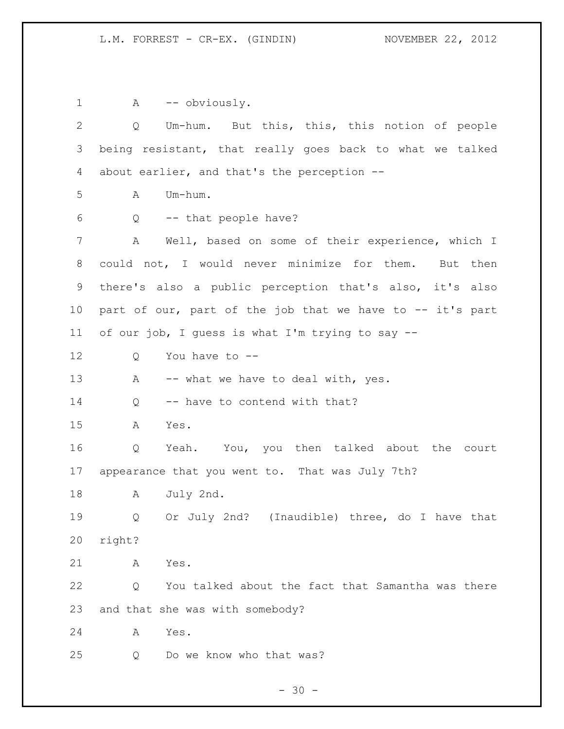1 A -- obviously.

2 Q Um-hum. But this, this, this notion of people
3 being resistant, that really goes back to what we talked
4 about earlier, and that's the perception --

5 A Um-hum.

6 Q -- that people have?

7 A Well, based on some of their experience, which I
8 could not, I would never minimize for them. But then
9 there's also a public perception that's also, it's also
10 part of our, part of the job that we have to -- it's part
11 of our job, I guess is what I'm trying to say --

12 Q You have to --

13 A -- what we have to deal with, yes.

14 Q -- have to contend with that?

15 A Yes.

16 Q Yeah. You, you then talked about the court
17 appearance that you went to. That was July 7th?

18 A July 2nd.

19 Q Or July 2nd? (Inaudible) three, do I have that
20 right?

21 A Yes.

22 Q You talked about the fact that Samantha was there
23 and that she was with somebody?

24 A Yes.

25 Q Do we know who that was?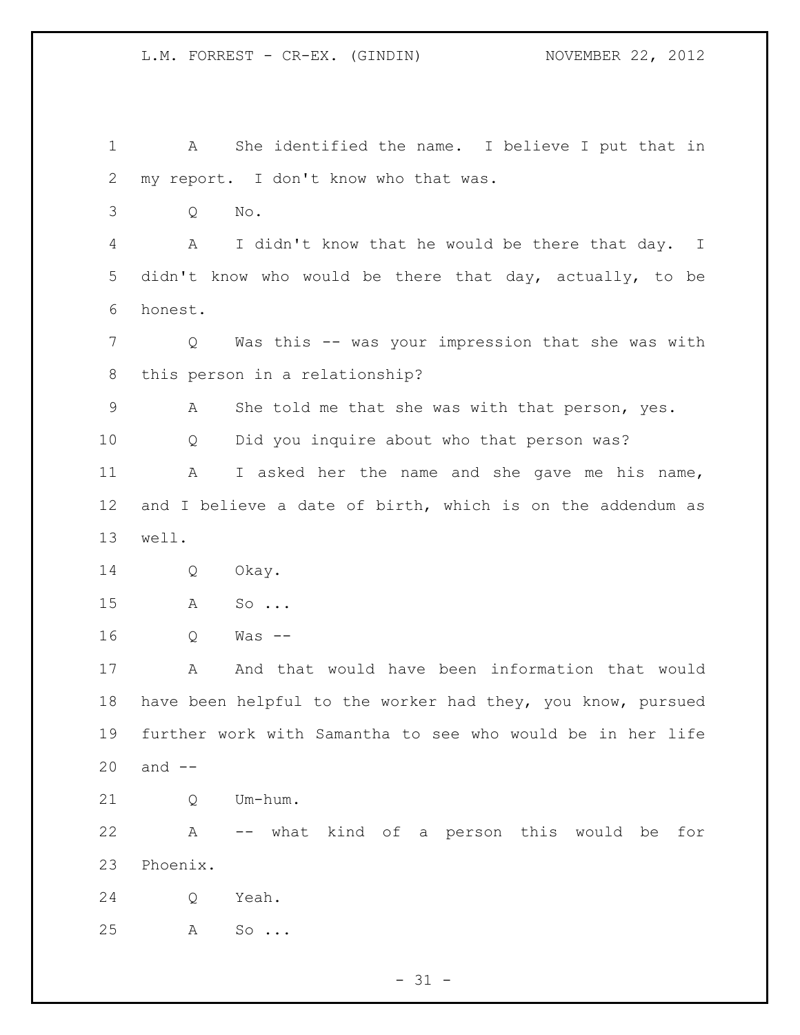1 A She identified the name. I believe I put that in
2 my report. I don't know who that was.
3 Q No.
4 A I didn't know that he would be there that day. I
5 didn't know who would be there that day, actually, to be
6 honest.
7 Q Was this -- was your impression that she was with
8 this person in a relationship?
9 A She told me that she was with that person, yes.
10 Q Did you inquire about who that person was?
11 A I asked her the name and she gave me his name,
12 and I believe a date of birth, which is on the addendum as
13 well.
14 Q Okay.
15 A So ...
16 Q Was --
17 A And that would have been information that would
18 have been helpful to the worker had they, you know, pursued
19 further work with Samantha to see who would be in her life
20 and --
21 Q Um-hum.
22 A -- what kind of a person this would be for
23 Phoenix.
24 Q Yeah.
25 A So ...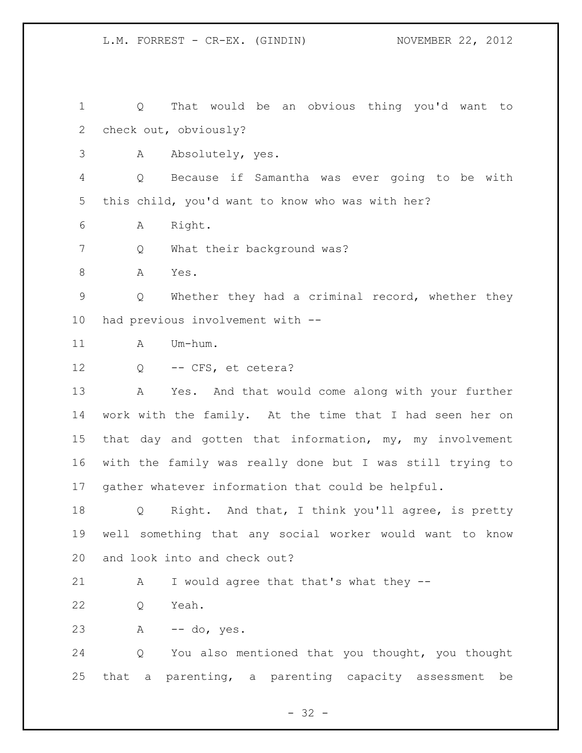Q That would be an obvious thing you'd want to check out, obviously?

A Absolutely, yes.

Q Because if Samantha was ever going to be with this child, you'd want to know who was with her?

A Right.

Q What their background was?

A Yes.

Q Whether they had a criminal record, whether they had previous involvement with --

A Um-hum.

Q -- CFS, et cetera?

A Yes. And that would come along with your further work with the family. At the time that I had seen her on that day and gotten that information, my, my involvement with the family was really done but I was still trying to gather whatever information that could be helpful.

Q Right. And that, I think you'll agree, is pretty well something that any social worker would want to know and look into and check out?

A I would agree that that's what they --

Q Yeah.

A -- do, yes.

Q You also mentioned that you thought, you thought that a parenting, a parenting capacity assessment be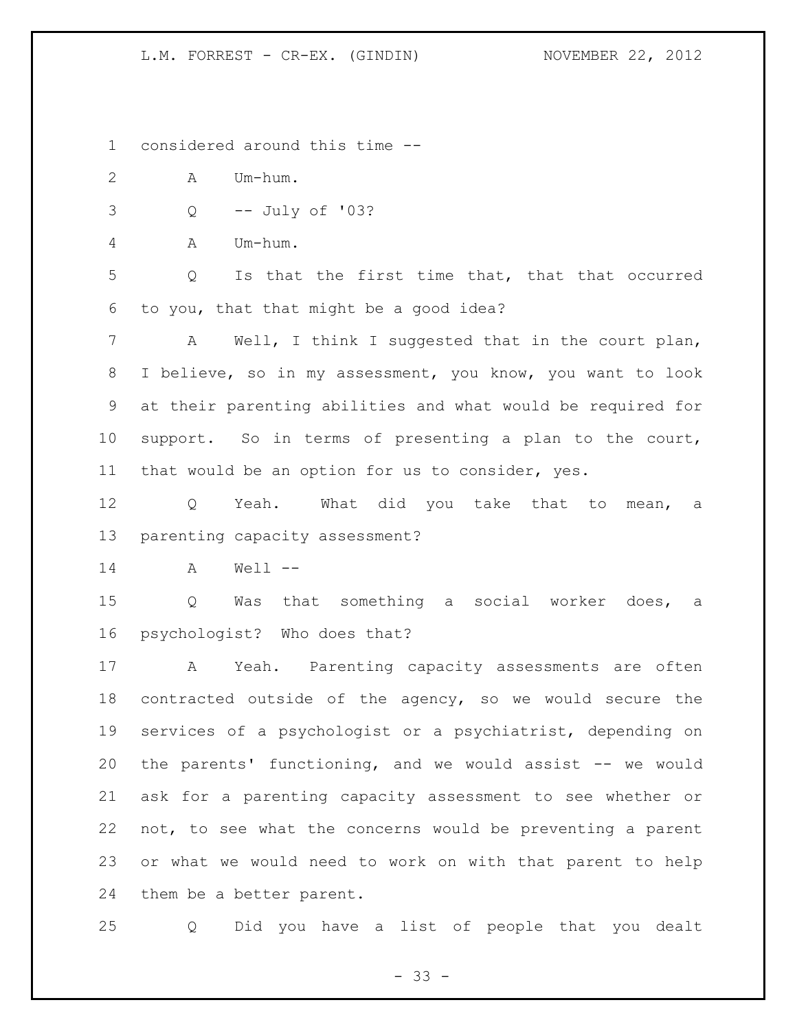considered around this time --

A Um-hum.

Q -- July of '03?

A Um-hum.

Q Is that the first time that, that that occurred to you, that that might be a good idea?

A Well, I think I suggested that in the court plan, I believe, so in my assessment, you know, you want to look at their parenting abilities and what would be required for support. So in terms of presenting a plan to the court, that would be an option for us to consider, yes.

Q Yeah. What did you take that to mean, a parenting capacity assessment?

A Well --

Q Was that something a social worker does, a psychologist? Who does that?

A Yeah. Parenting capacity assessments are often contracted outside of the agency, so we would secure the services of a psychologist or a psychiatrist, depending on the parents' functioning, and we would assist -- we would ask for a parenting capacity assessment to see whether or not, to see what the concerns would be preventing a parent or what we would need to work on with that parent to help them be a better parent.

Q Did you have a list of people that you dealt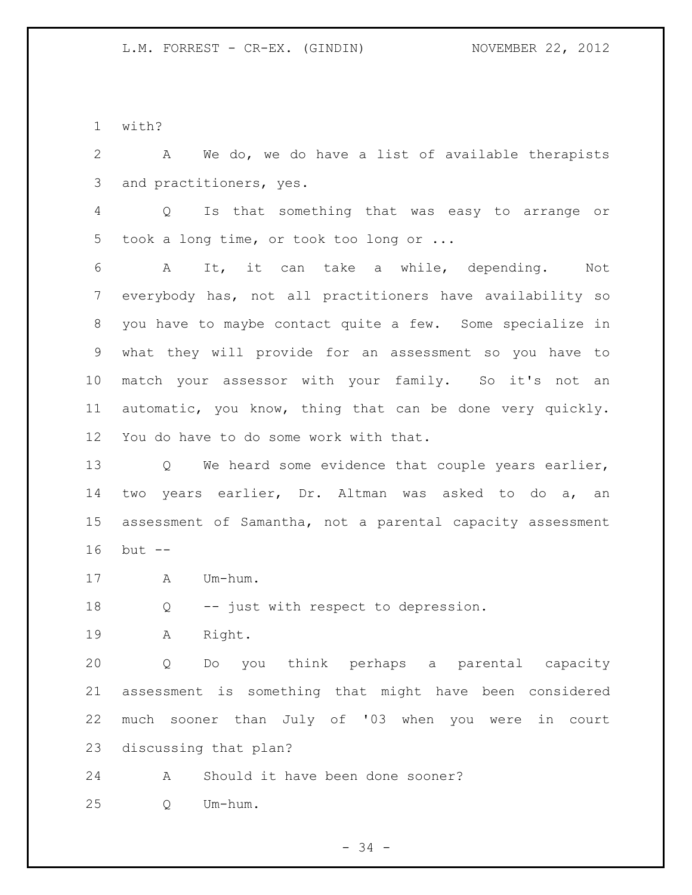with?

A We do, we do have a list of available therapists and practitioners, yes.

Q Is that something that was easy to arrange or took a long time, or took too long or ...

A It, it can take a while, depending. Not everybody has, not all practitioners have availability so you have to maybe contact quite a few. Some specialize in what they will provide for an assessment so you have to match your assessor with your family. So it's not an automatic, you know, thing that can be done very quickly. You do have to do some work with that.

Q We heard some evidence that couple years earlier, two years earlier, Dr. Altman was asked to do a, an assessment of Samantha, not a parental capacity assessment but --

A Um-hum.

Q -- just with respect to depression.

A Right.

Q Do you think perhaps a parental capacity assessment is something that might have been considered much sooner than July of '03 when you were in court discussing that plan?

A Should it have been done sooner?

Q Um-hum.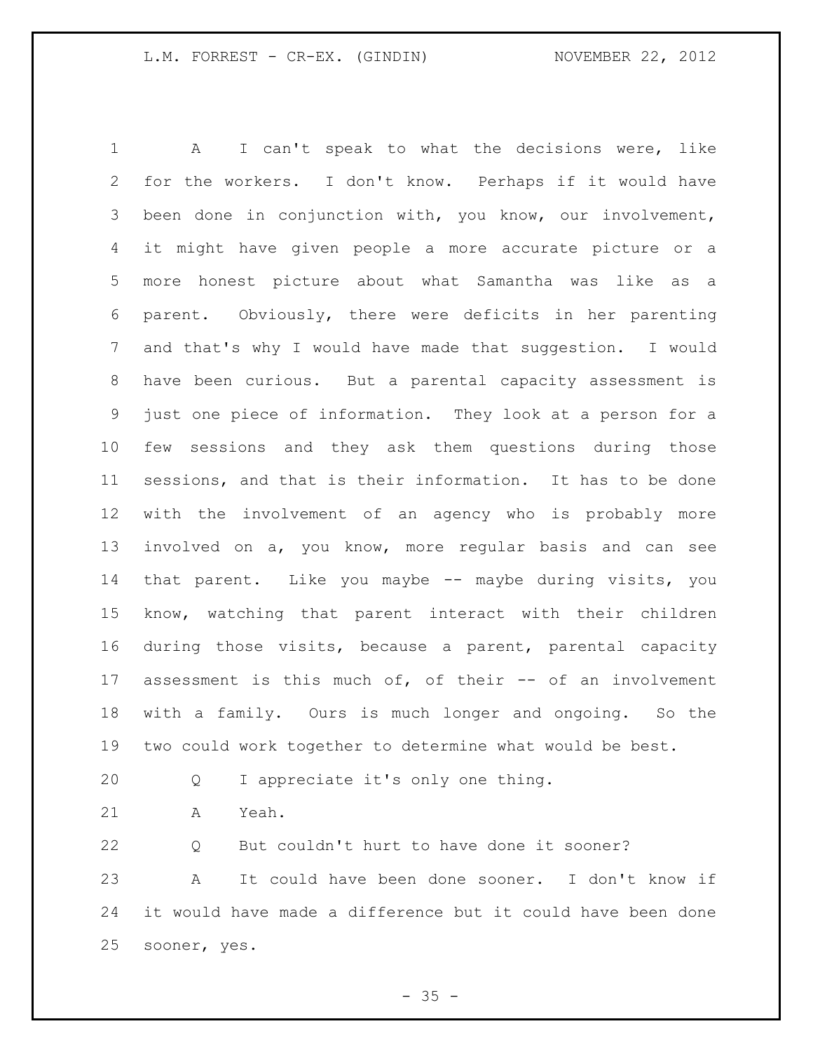A I can't speak to what the decisions were, like for the workers. I don't know. Perhaps if it would have been done in conjunction with, you know, our involvement, it might have given people a more accurate picture or a more honest picture about what Samantha was like as a parent. Obviously, there were deficits in her parenting and that's why I would have made that suggestion. I would have been curious. But a parental capacity assessment is just one piece of information. They look at a person for a few sessions and they ask them questions during those sessions, and that is their information. It has to be done with the involvement of an agency who is probably more involved on a, you know, more regular basis and can see that parent. Like you maybe -- maybe during visits, you know, watching that parent interact with their children during those visits, because a parent, parental capacity assessment is this much of, of their -- of an involvement with a family. Ours is much longer and ongoing. So the two could work together to determine what would be best.

Q I appreciate it's only one thing.

A Yeah.

Q But couldn't hurt to have done it sooner?

A It could have been done sooner. I don't know if it would have made a difference but it could have been done sooner, yes.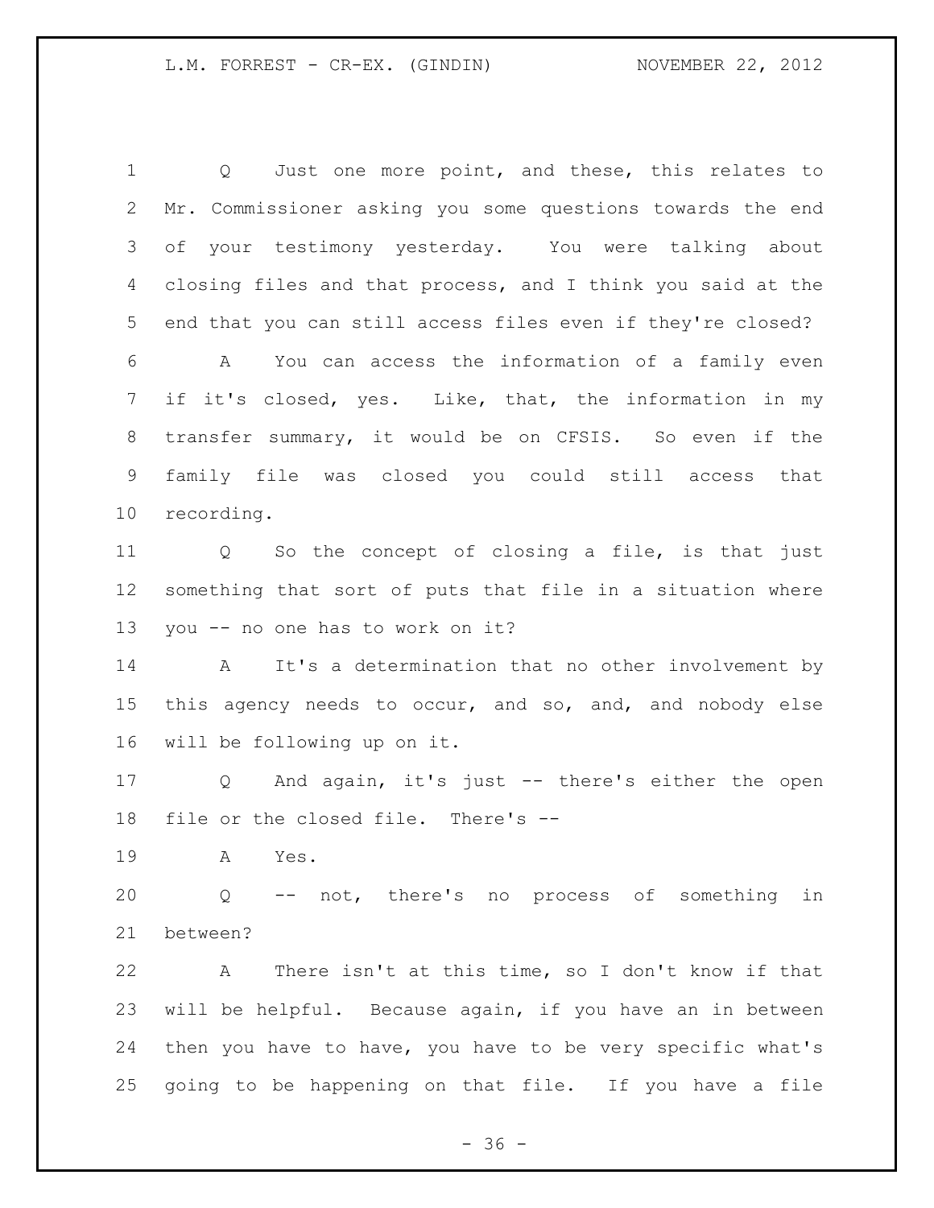Q Just one more point, and these, this relates to Mr. Commissioner asking you some questions towards the end of your testimony yesterday. You were talking about closing files and that process, and I think you said at the end that you can still access files even if they're closed?

A You can access the information of a family even if it's closed, yes. Like, that, the information in my transfer summary, it would be on CFSIS. So even if the family file was closed you could still access that recording.

Q So the concept of closing a file, is that just something that sort of puts that file in a situation where you -- no one has to work on it?

A It's a determination that no other involvement by this agency needs to occur, and so, and, and nobody else will be following up on it.

Q And again, it's just -- there's either the open file or the closed file. There's --

A Yes.

Q -- not, there's no process of something in between?

A There isn't at this time, so I don't know if that will be helpful. Because again, if you have an in between then you have to have, you have to be very specific what's going to be happening on that file. If you have a file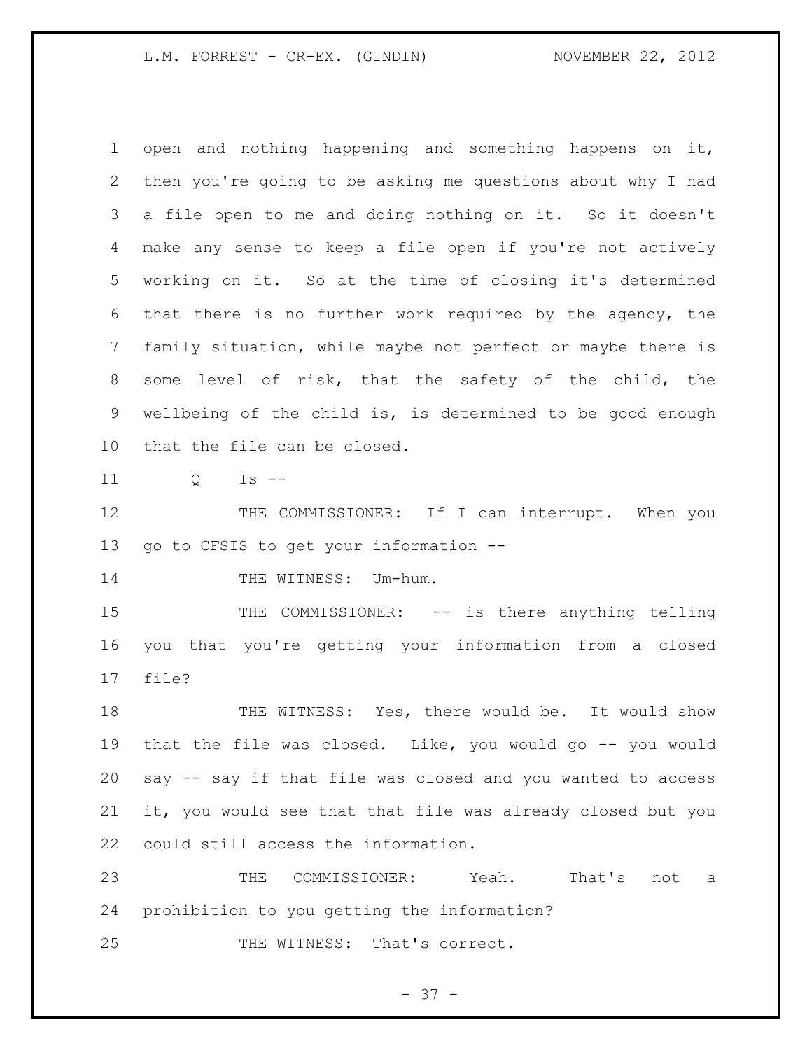open and nothing happening and something happens on it, then you're going to be asking me questions about why I had a file open to me and doing nothing on it. So it doesn't make any sense to keep a file open if you're not actively working on it. So at the time of closing it's determined that there is no further work required by the agency, the family situation, while maybe not perfect or maybe there is some level of risk, that the safety of the child, the wellbeing of the child is, is determined to be good enough that the file can be closed.

Q Is --

THE COMMISSIONER: If I can interrupt. When you go to CFSIS to get your information --

THE WITNESS: Um-hum.

THE COMMISSIONER: -- is there anything telling you that you're getting your information from a closed file?

THE WITNESS: Yes, there would be. It would show that the file was closed. Like, you would go -- you would say -- say if that file was closed and you wanted to access it, you would see that that file was already closed but you could still access the information.

THE COMMISSIONER: Yeah. That's not a prohibition to you getting the information?

THE WITNESS: That's correct.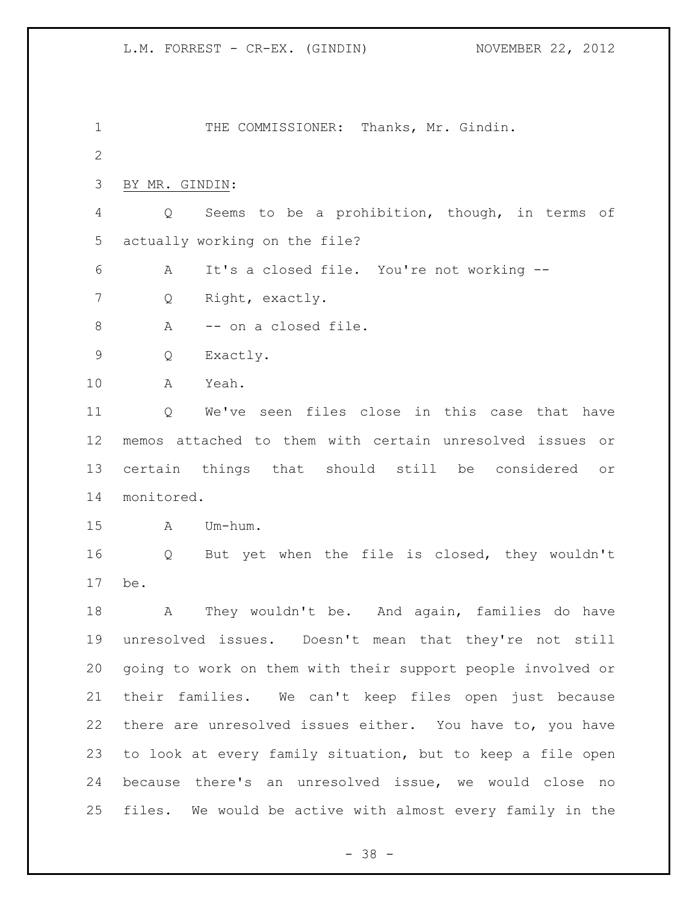THE COMMISSIONER: Thanks, Mr. Gindin.

BY MR. GINDIN:

Q Seems to be a prohibition, though, in terms of actually working on the file?

A It's a closed file. You're not working --

Q Right, exactly.

A -- on a closed file.

Q Exactly.

A Yeah.

Q We've seen files close in this case that have memos attached to them with certain unresolved issues or certain things that should still be considered or monitored.

A Um-hum.

Q But yet when the file is closed, they wouldn't be.

A They wouldn't be. And again, families do have unresolved issues. Doesn't mean that they're not still going to work on them with their support people involved or their families. We can't keep files open just because there are unresolved issues either. You have to, you have to look at every family situation, but to keep a file open because there's an unresolved issue, we would close no files. We would be active with almost every family in the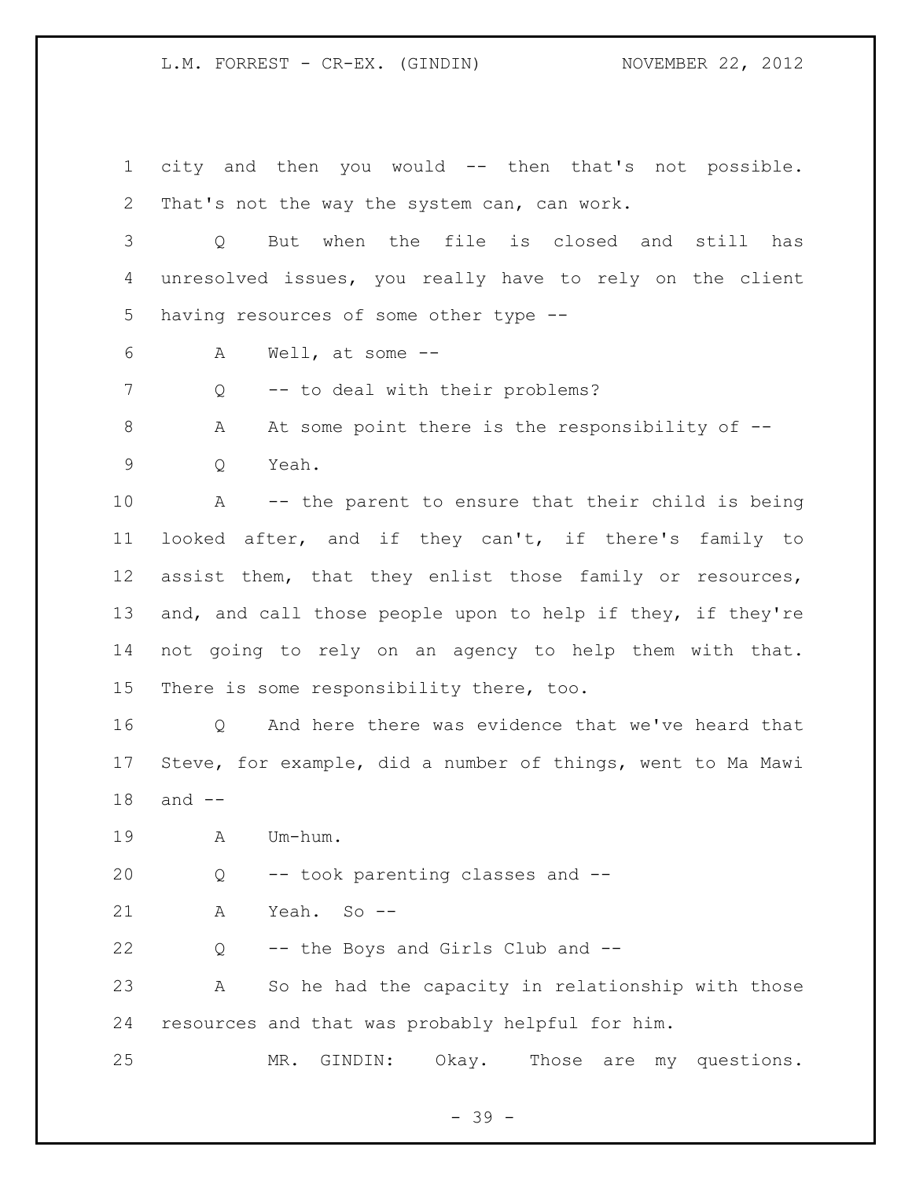city and then you would -- then that's not possible. That's not the way the system can, can work.

Q But when the file is closed and still has unresolved issues, you really have to rely on the client having resources of some other type --

A Well, at some --

Q -- to deal with their problems?

A At some point there is the responsibility of --

Q Yeah.

A -- the parent to ensure that their child is being looked after, and if they can't, if there's family to assist them, that they enlist those family or resources, and, and call those people upon to help if they, if they're not going to rely on an agency to help them with that. There is some responsibility there, too.

Q And here there was evidence that we've heard that Steve, for example, did a number of things, went to Ma Mawi and --

A Um-hum.

Q -- took parenting classes and --

A Yeah. So --

Q -- the Boys and Girls Club and --

A So he had the capacity in relationship with those resources and that was probably helpful for him.

MR. GINDIN: Okay. Those are my questions.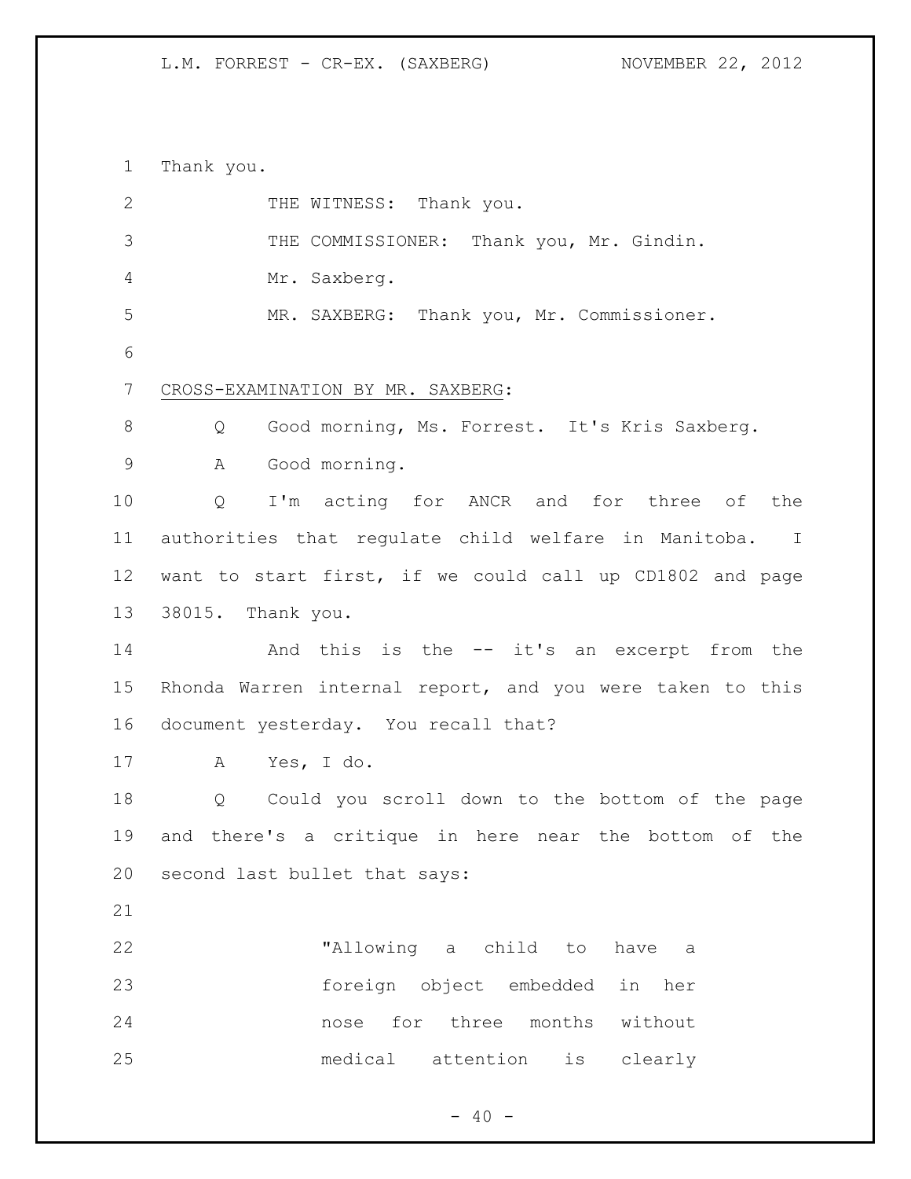Thank you.

THE WITNESS: Thank you.

THE COMMISSIONER: Thank you, Mr. Gindin.

Mr. Saxberg.

MR. SAXBERG: Thank you, Mr. Commissioner.

CROSS-EXAMINATION BY MR. SAXBERG:

Q Good morning, Ms. Forrest. It's Kris Saxberg.

A Good morning.

Q I'm acting for ANCR and for three of the authorities that regulate child welfare in Manitoba. I want to start first, if we could call up CD1802 and page 38015. Thank you.

And this is the -- it's an excerpt from the Rhonda Warren internal report, and you were taken to this document yesterday. You recall that?

A Yes, I do.

Q Could you scroll down to the bottom of the page and there's a critique in here near the bottom of the second last bullet that says:

> "Allowing a child to have a foreign object embedded in her nose for three months without medical attention is clearly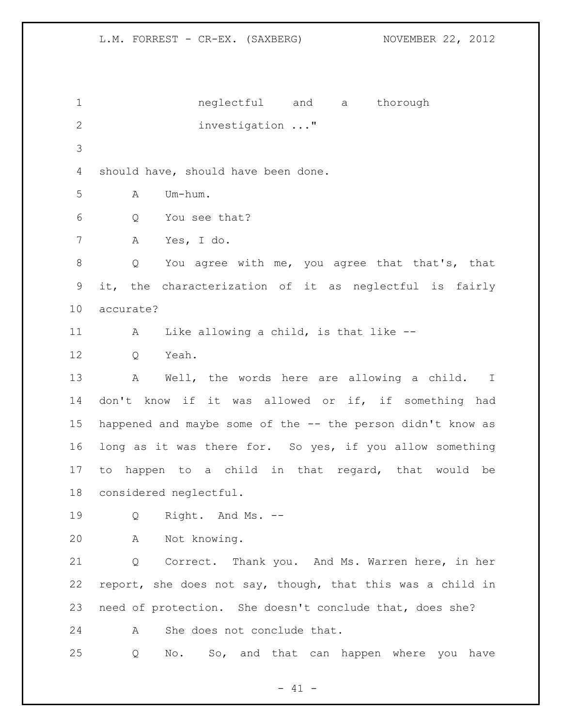neglectful and a thorough
investigation ..."

should have, should have been done.

A Um-hum.

Q You see that?

A Yes, I do.

Q You agree with me, you agree that that's, that it, the characterization of it as neglectful is fairly accurate?

A Like allowing a child, is that like --

Q Yeah.

A Well, the words here are allowing a child. I don't know if it was allowed or if, if something had happened and maybe some of the -- the person didn't know as long as it was there for. So yes, if you allow something to happen to a child in that regard, that would be considered neglectful.

Q Right. And Ms. --

A Not knowing.

Q Correct. Thank you. And Ms. Warren here, in her report, she does not say, though, that this was a child in need of protection. She doesn't conclude that, does she?

A She does not conclude that.

Q No. So, and that can happen where you have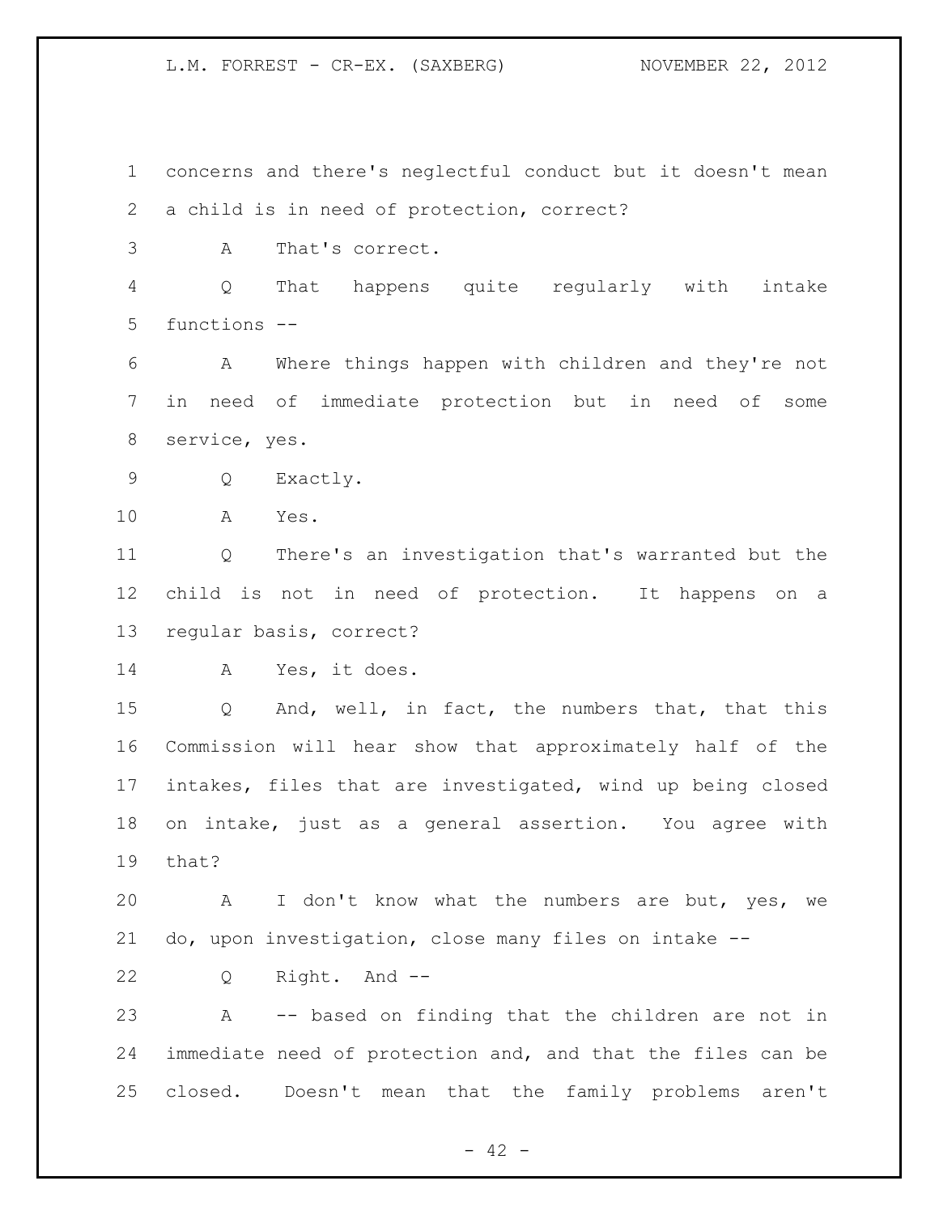concerns and there's neglectful conduct but it doesn't mean a child is in need of protection, correct?

A That's correct.

Q That happens quite regularly with intake functions --

A Where things happen with children and they're not in need of immediate protection but in need of some service, yes.

Q Exactly.

A Yes.

Q There's an investigation that's warranted but the child is not in need of protection. It happens on a regular basis, correct?

A Yes, it does.

Q And, well, in fact, the numbers that, that this Commission will hear show that approximately half of the intakes, files that are investigated, wind up being closed on intake, just as a general assertion. You agree with that?

A I don't know what the numbers are but, yes, we do, upon investigation, close many files on intake --

Q Right. And --

A -- based on finding that the children are not in immediate need of protection and, and that the files can be closed. Doesn't mean that the family problems aren't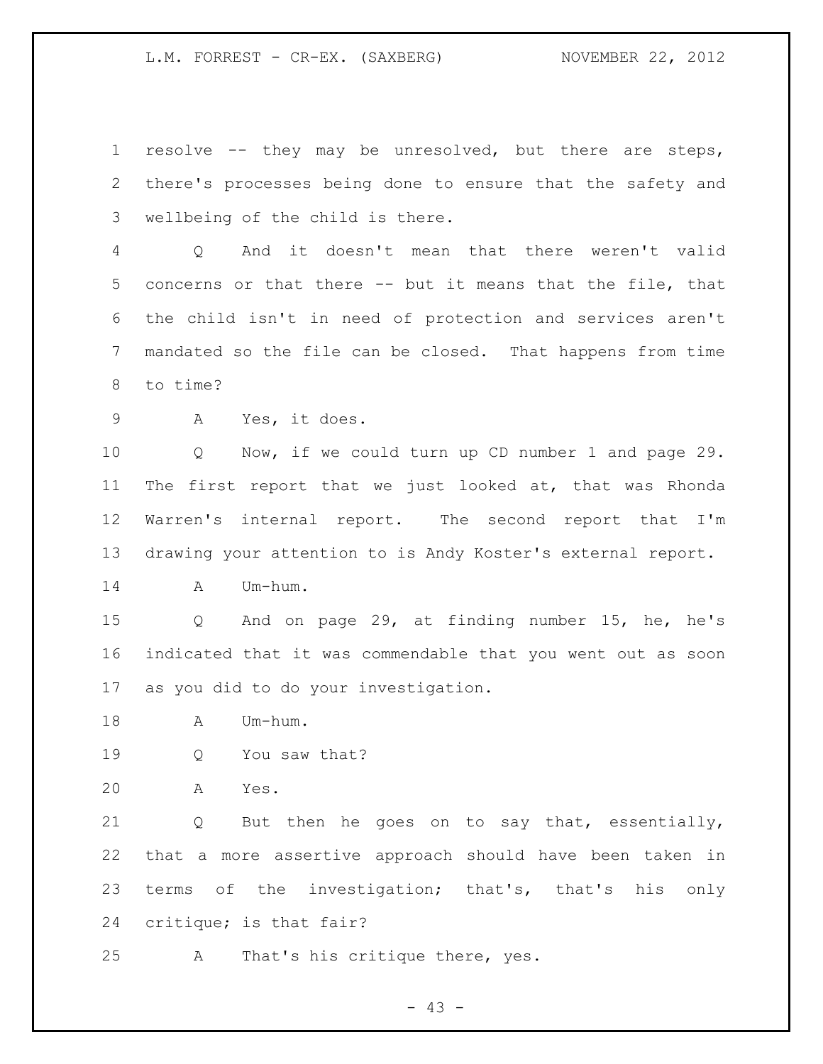1 resolve -- they may be unresolved, but there are steps,
2 there's processes being done to ensure that the safety and
3 wellbeing of the child is there.

4 Q And it doesn't mean that there weren't valid
5 concerns or that there -- but it means that the file, that
6 the child isn't in need of protection and services aren't
7 mandated so the file can be closed. That happens from time
8 to time?

9 A Yes, it does.

10 Q Now, if we could turn up CD number 1 and page 29.
11 The first report that we just looked at, that was Rhonda
12 Warren's internal report. The second report that I'm
13 drawing your attention to is Andy Koster's external report.

14 A Um-hum.

15 Q And on page 29, at finding number 15, he, he's
16 indicated that it was commendable that you went out as soon
17 as you did to do your investigation.

18 A Um-hum.

19 Q You saw that?

20 A Yes.

21 Q But then he goes on to say that, essentially,
22 that a more assertive approach should have been taken in
23 terms of the investigation; that's, that's his only
24 critique; is that fair?

25 A That's his critique there, yes.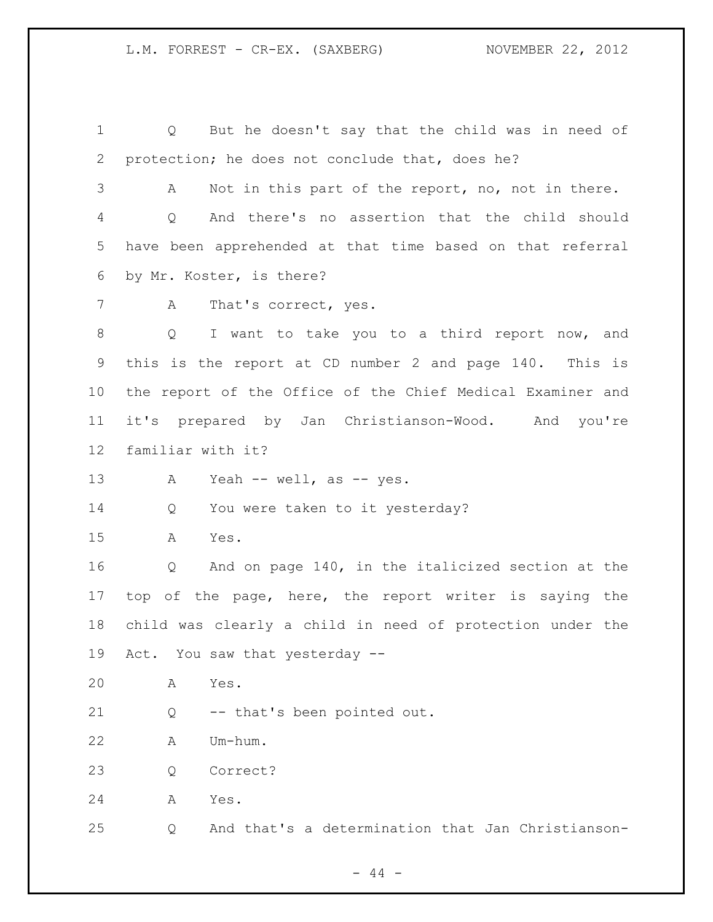1 Q But he doesn't say that the child was in need of
2 protection; he does not conclude that, does he?
3 A Not in this part of the report, no, not in there.
4 Q And there's no assertion that the child should
5 have been apprehended at that time based on that referral
6 by Mr. Koster, is there?
7 A That's correct, yes.
8 Q I want to take you to a third report now, and
9 this is the report at CD number 2 and page 140. This is
10 the report of the Office of the Chief Medical Examiner and
11 it's prepared by Jan Christianson-Wood. And you're
12 familiar with it?
13 A Yeah -- well, as -- yes.
14 Q You were taken to it yesterday?
15 A Yes.
16 Q And on page 140, in the italicized section at the
17 top of the page, here, the report writer is saying the
18 child was clearly a child in need of protection under the
19 Act. You saw that yesterday --
20 A Yes.
21 Q -- that's been pointed out.
22 A Um-hum.
23 Q Correct?
24 A Yes.
25 Q And that's a determination that Jan Christianson-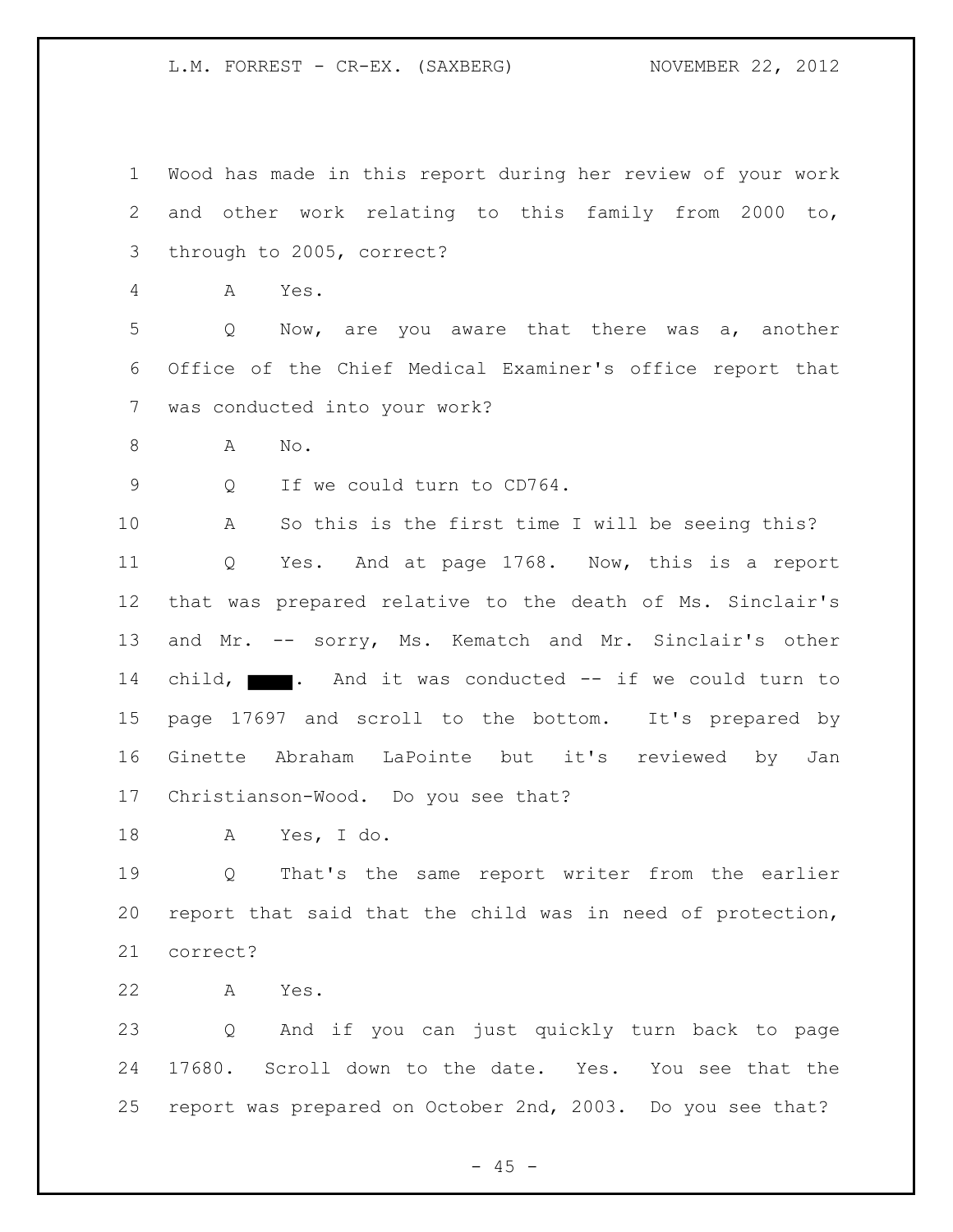1 Wood has made in this report during her review of your work
2 and other work relating to this family from 2000 to,
3 through to 2005, correct?

4 A Yes.

5 Q Now, are you aware that there was a, another
6 Office of the Chief Medical Examiner's office report that
7 was conducted into your work?

8 A No.

9 Q If we could turn to CD764.

10 A So this is the first time I will be seeing this?

11 Q Yes. And at page 1768. Now, this is a report
12 that was prepared relative to the death of Ms. Sinclair's
13 and Mr. -- sorry, Ms. Kematch and Mr. Sinclair's other
14 child, ■■■■. And it was conducted -- if we could turn to
15 page 17697 and scroll to the bottom. It's prepared by
16 Ginette Abraham LaPointe but it's reviewed by Jan
17 Christianson-Wood. Do you see that?

18 A Yes, I do.

19 Q That's the same report writer from the earlier
20 report that said that the child was in need of protection,
21 correct?

22 A Yes.

23 Q And if you can just quickly turn back to page
24 17680. Scroll down to the date. Yes. You see that the
25 report was prepared on October 2nd, 2003. Do you see that?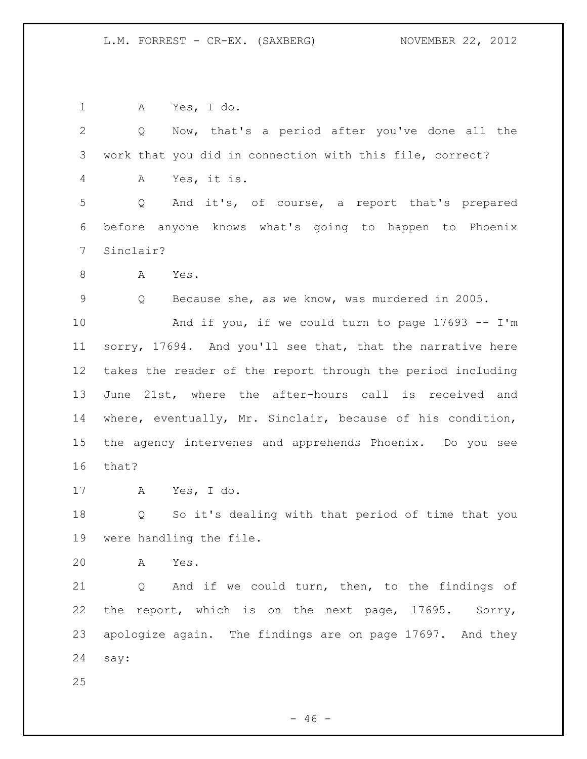A Yes, I do.

Q Now, that's a period after you've done all the work that you did in connection with this file, correct?

A Yes, it is.

Q And it's, of course, a report that's prepared before anyone knows what's going to happen to Phoenix Sinclair?

A Yes.

Q Because she, as we know, was murdered in 2005.

And if you, if we could turn to page 17693 -- I'm sorry, 17694. And you'll see that, that the narrative here takes the reader of the report through the period including June 21st, where the after-hours call is received and where, eventually, Mr. Sinclair, because of his condition, the agency intervenes and apprehends Phoenix. Do you see that?

A Yes, I do.

Q So it's dealing with that period of time that you were handling the file.

A Yes.

Q And if we could turn, then, to the findings of the report, which is on the next page, 17695. Sorry, apologize again. The findings are on page 17697. And they say: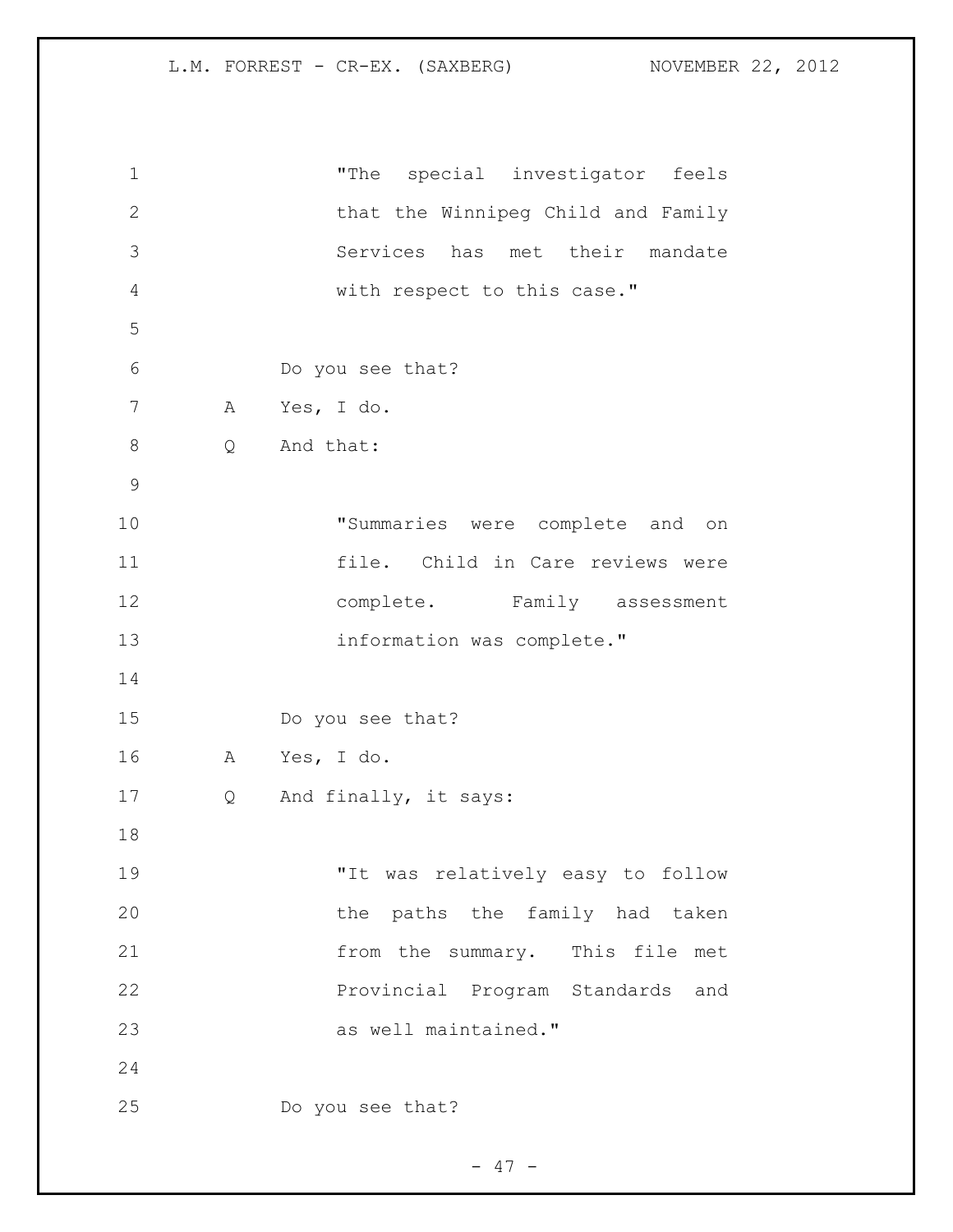"The special investigator feels that the Winnipeg Child and Family Services has met their mandate with respect to this case."

Do you see that?

A Yes, I do.

Q And that:

"Summaries were complete and on file. Child in Care reviews were complete. Family assessment information was complete."

Do you see that?

A Yes, I do.

Q And finally, it says:

"It was relatively easy to follow the paths the family had taken from the summary. This file met Provincial Program Standards and as well maintained."

Do you see that?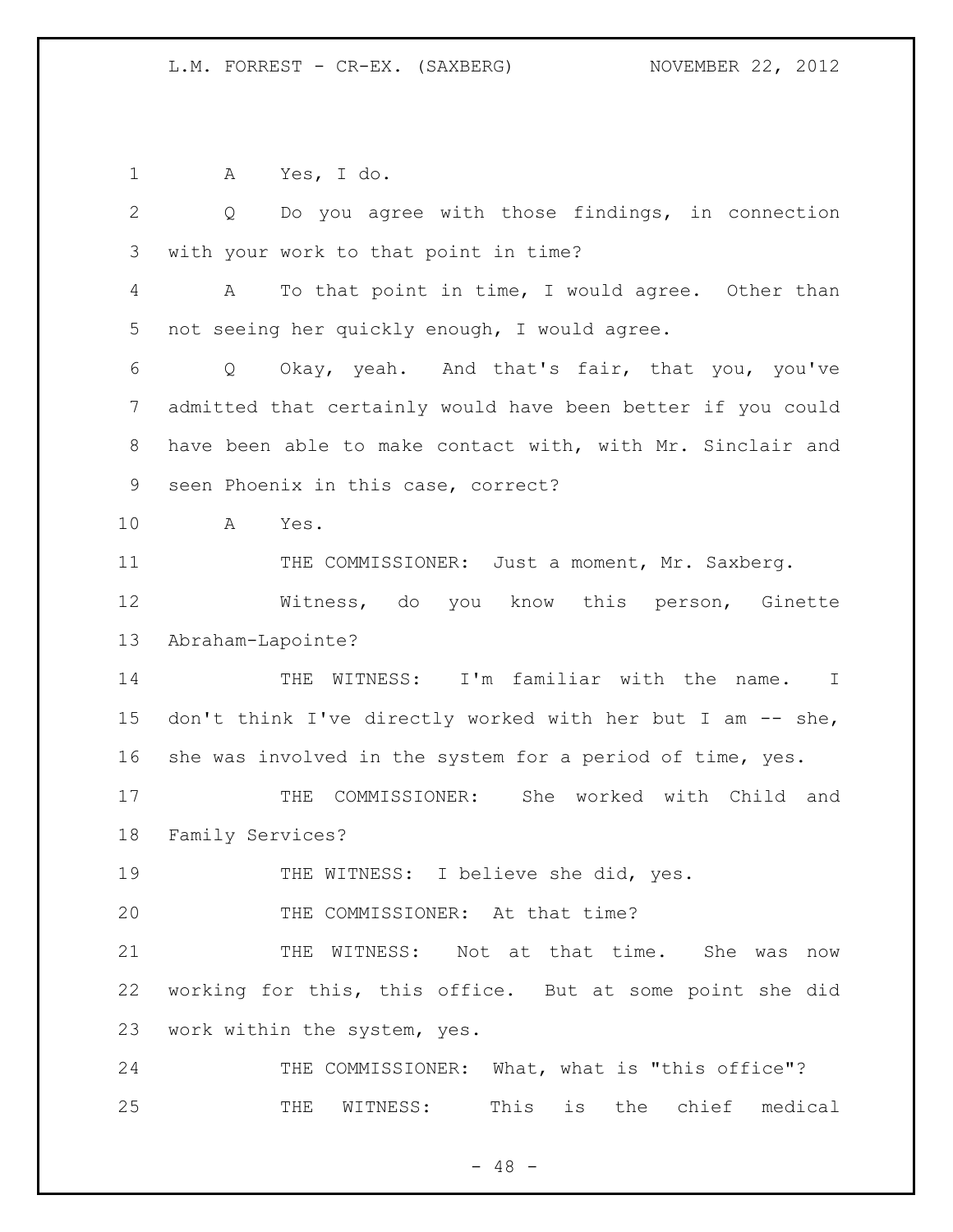A Yes, I do.

Q Do you agree with those findings, in connection with your work to that point in time?

A To that point in time, I would agree. Other than not seeing her quickly enough, I would agree.

Q Okay, yeah. And that's fair, that you, you've admitted that certainly would have been better if you could have been able to make contact with, with Mr. Sinclair and seen Phoenix in this case, correct?

A Yes.

THE COMMISSIONER: Just a moment, Mr. Saxberg.

Witness, do you know this person, Ginette Abraham-Lapointe?

THE WITNESS: I'm familiar with the name. I don't think I've directly worked with her but I am -- she, she was involved in the system for a period of time, yes.

THE COMMISSIONER: She worked with Child and Family Services?

THE WITNESS: I believe she did, yes.

THE COMMISSIONER: At that time?

THE WITNESS: Not at that time. She was now working for this, this office. But at some point she did work within the system, yes.

THE COMMISSIONER: What, what is "this office"?

THE WITNESS: This is the chief medical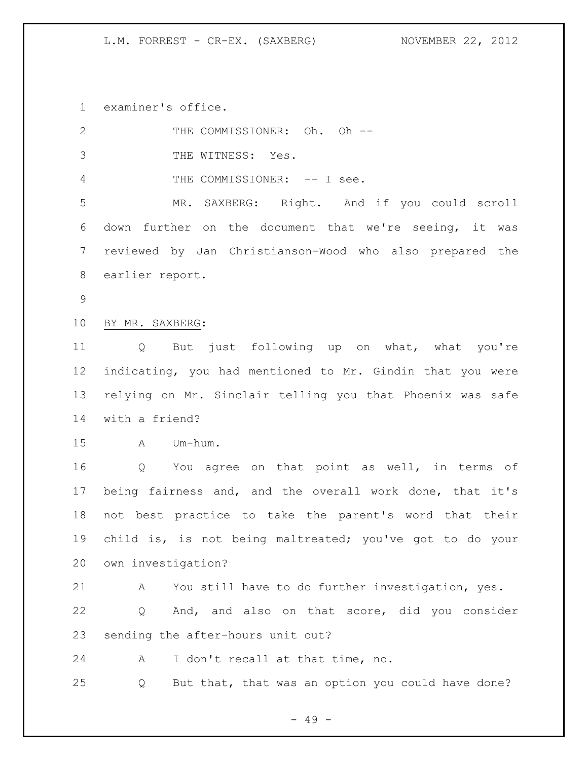examiner's office.

THE COMMISSIONER: Oh. Oh --

THE WITNESS: Yes.

THE COMMISSIONER: -- I see.

MR. SAXBERG: Right. And if you could scroll down further on the document that we're seeing, it was reviewed by Jan Christianson-Wood who also prepared the earlier report.

BY MR. SAXBERG:

Q But just following up on what, what you're indicating, you had mentioned to Mr. Gindin that you were relying on Mr. Sinclair telling you that Phoenix was safe with a friend?

A Um-hum.

Q You agree on that point as well, in terms of being fairness and, and the overall work done, that it's not best practice to take the parent's word that their child is, is not being maltreated; you've got to do your own investigation?

A You still have to do further investigation, yes.

Q And, and also on that score, did you consider sending the after-hours unit out?

A I don't recall at that time, no.

Q But that, that was an option you could have done?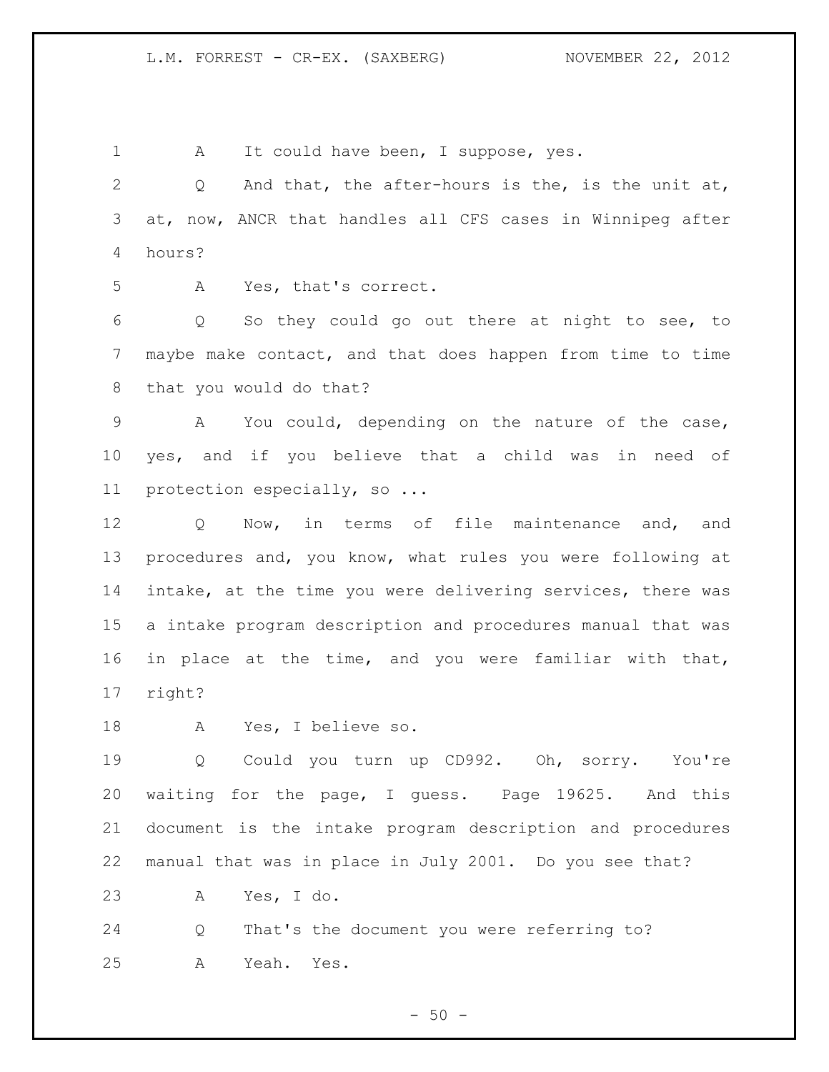A It could have been, I suppose, yes.

Q And that, the after-hours is the, is the unit at, at, now, ANCR that handles all CFS cases in Winnipeg after hours?

A Yes, that's correct.

Q So they could go out there at night to see, to maybe make contact, and that does happen from time to time that you would do that?

A You could, depending on the nature of the case, yes, and if you believe that a child was in need of protection especially, so ...

Q Now, in terms of file maintenance and, and procedures and, you know, what rules you were following at intake, at the time you were delivering services, there was a intake program description and procedures manual that was in place at the time, and you were familiar with that, right?

A Yes, I believe so.

Q Could you turn up CD992. Oh, sorry. You're waiting for the page, I guess. Page 19625. And this document is the intake program description and procedures manual that was in place in July 2001. Do you see that?

A Yes, I do.

Q That's the document you were referring to?

A Yeah. Yes.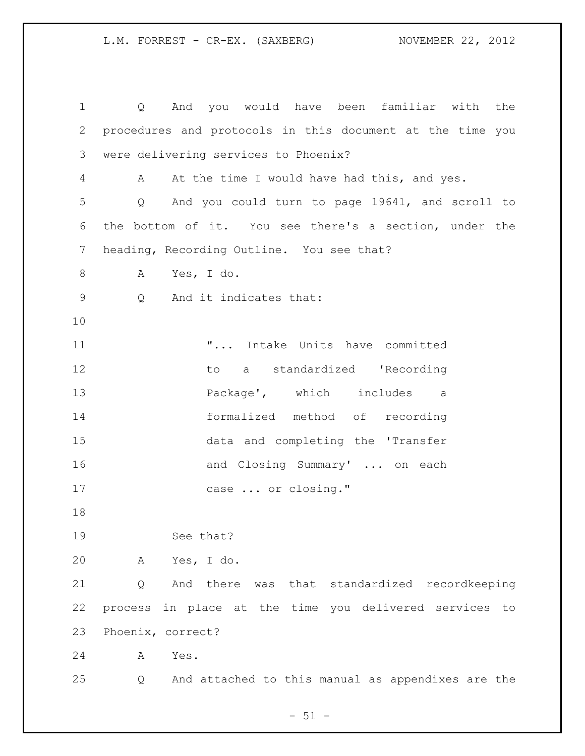Q And you would have been familiar with the procedures and protocols in this document at the time you were delivering services to Phoenix?

A At the time I would have had this, and yes.

Q And you could turn to page 19641, and scroll to the bottom of it. You see there's a section, under the heading, Recording Outline. You see that?

A Yes, I do.

Q And it indicates that:

> "... Intake Units have committed to a standardized 'Recording Package', which includes a formalized method of recording data and completing the 'Transfer and Closing Summary' ... on each case ... or closing."

See that?

A Yes, I do.

Q And there was that standardized recordkeeping process in place at the time you delivered services to Phoenix, correct?

A Yes.

Q And attached to this manual as appendixes are the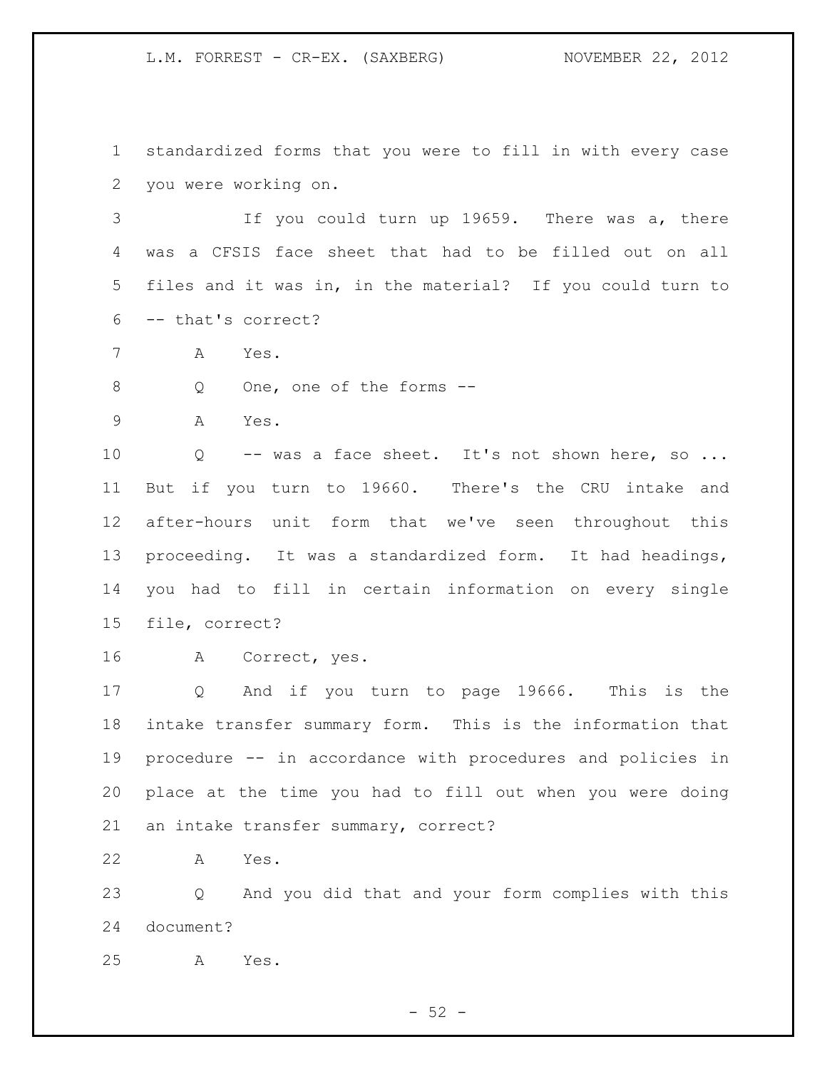standardized forms that you were to fill in with every case you were working on.

If you could turn up 19659. There was a, there was a CFSIS face sheet that had to be filled out on all files and it was in, in the material? If you could turn to -- that's correct?

A Yes.

Q One, one of the forms --

A Yes.

Q -- was a face sheet. It's not shown here, so ... But if you turn to 19660. There's the CRU intake and after-hours unit form that we've seen throughout this proceeding. It was a standardized form. It had headings, you had to fill in certain information on every single file, correct?

A Correct, yes.

Q And if you turn to page 19666. This is the intake transfer summary form. This is the information that procedure -- in accordance with procedures and policies in place at the time you had to fill out when you were doing an intake transfer summary, correct?

A Yes.

Q And you did that and your form complies with this document?

A Yes.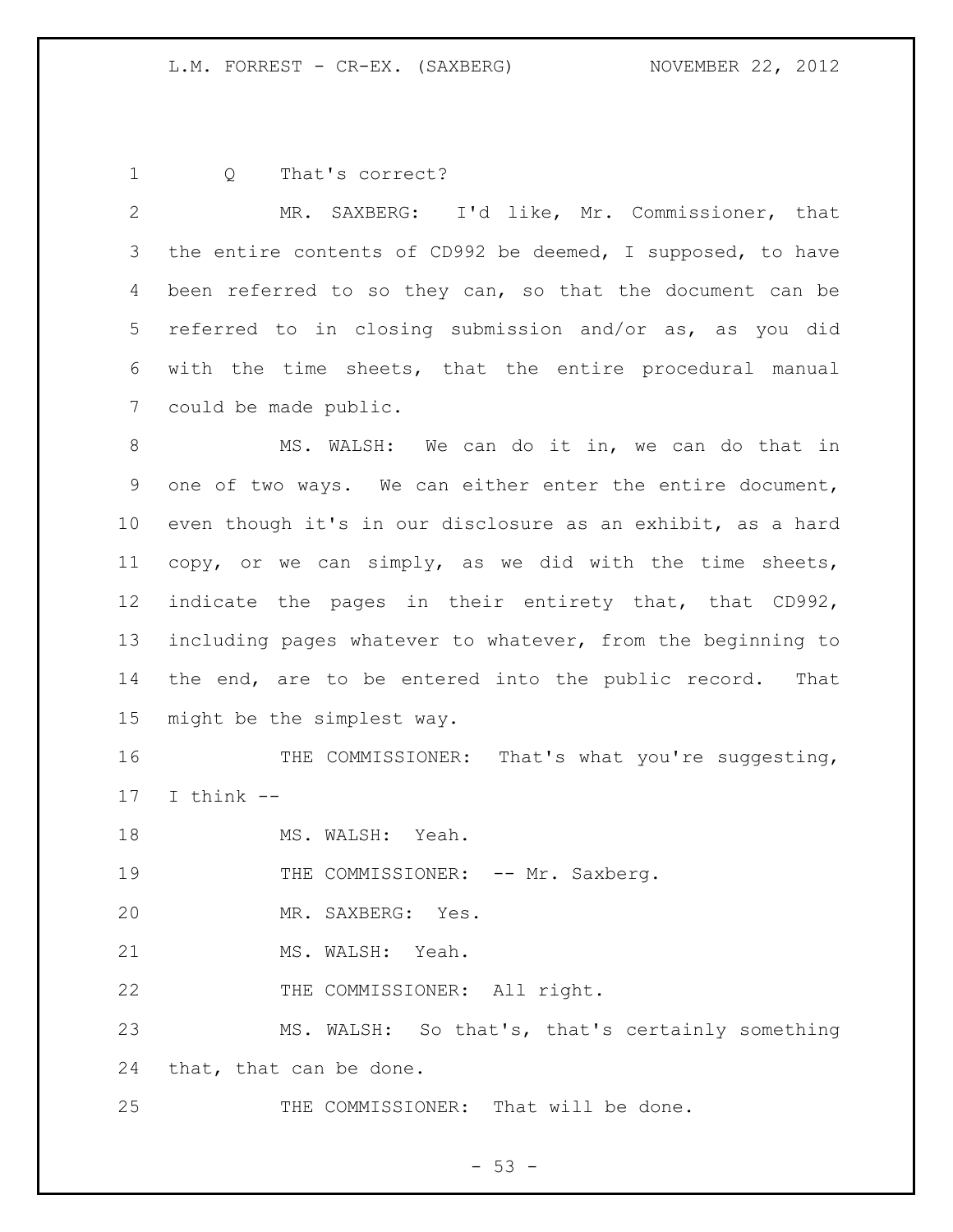Q That's correct?

MR. SAXBERG: I'd like, Mr. Commissioner, that the entire contents of CD992 be deemed, I supposed, to have been referred to so they can, so that the document can be referred to in closing submission and/or as, as you did with the time sheets, that the entire procedural manual could be made public.

MS. WALSH: We can do it in, we can do that in one of two ways. We can either enter the entire document, even though it's in our disclosure as an exhibit, as a hard copy, or we can simply, as we did with the time sheets, indicate the pages in their entirety that, that CD992, including pages whatever to whatever, from the beginning to the end, are to be entered into the public record. That might be the simplest way.

THE COMMISSIONER: That's what you're suggesting, I think --

MS. WALSH: Yeah.

THE COMMISSIONER: -- Mr. Saxberg.

MR. SAXBERG: Yes.

MS. WALSH: Yeah.

THE COMMISSIONER: All right.

MS. WALSH: So that's, that's certainly something that, that can be done.

THE COMMISSIONER: That will be done.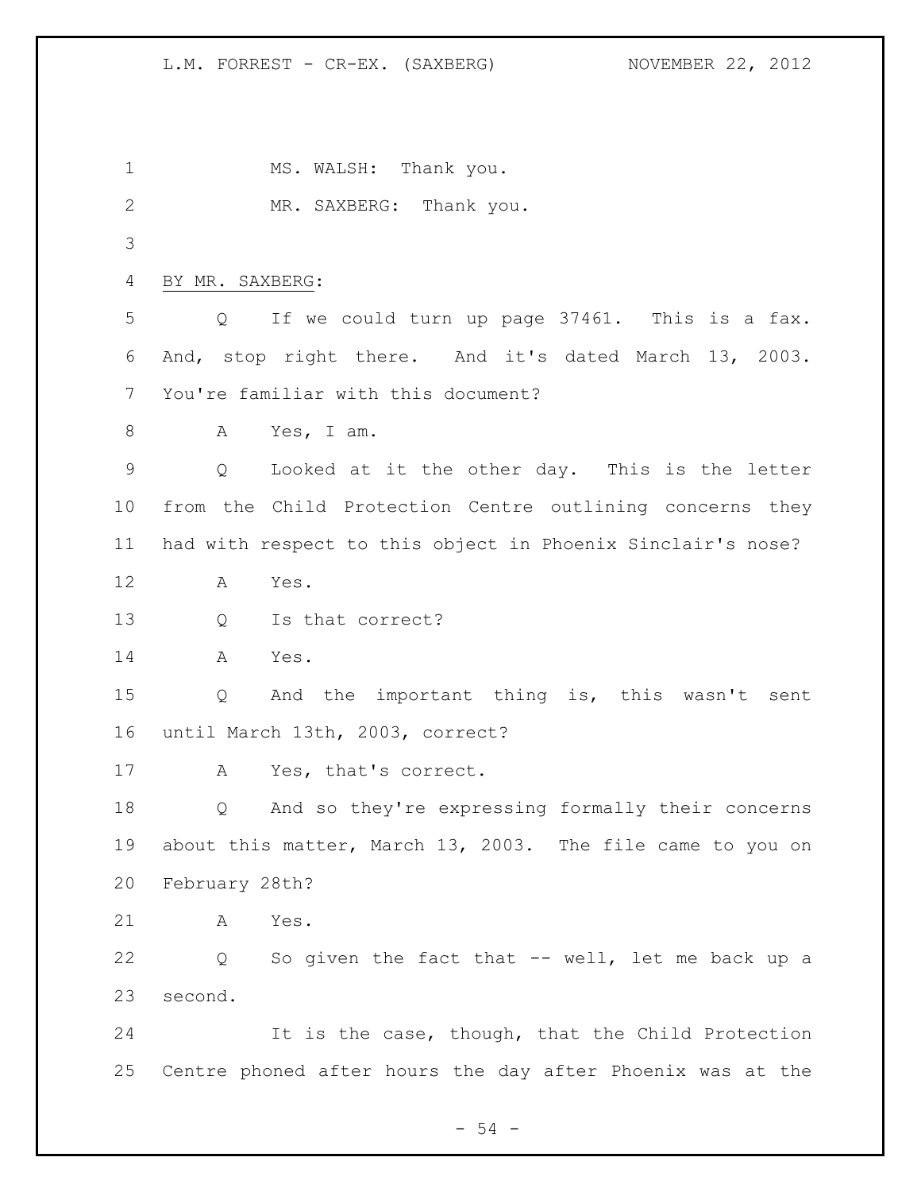MS. WALSH: Thank you.

MR. SAXBERG: Thank you.

BY MR. SAXBERG:

Q If we could turn up page 37461. This is a fax. And, stop right there. And it's dated March 13, 2003. You're familiar with this document?

A Yes, I am.

Q Looked at it the other day. This is the letter from the Child Protection Centre outlining concerns they had with respect to this object in Phoenix Sinclair's nose?

A Yes.

Q Is that correct?

A Yes.

Q And the important thing is, this wasn't sent until March 13th, 2003, correct?

A Yes, that's correct.

Q And so they're expressing formally their concerns about this matter, March 13, 2003. The file came to you on February 28th?

A Yes.

Q So given the fact that -- well, let me back up a second.

It is the case, though, that the Child Protection Centre phoned after hours the day after Phoenix was at the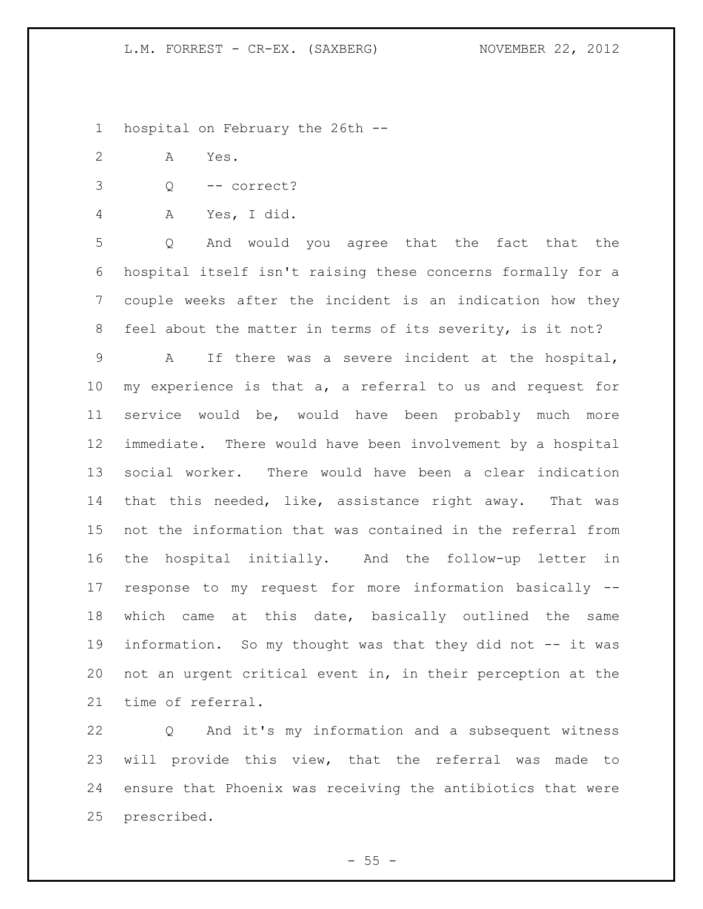hospital on February the 26th --

A Yes.

Q -- correct?

A Yes, I did.

Q And would you agree that the fact that the hospital itself isn't raising these concerns formally for a couple weeks after the incident is an indication how they feel about the matter in terms of its severity, is it not?

A If there was a severe incident at the hospital, my experience is that a, a referral to us and request for service would be, would have been probably much more immediate. There would have been involvement by a hospital social worker. There would have been a clear indication that this needed, like, assistance right away. That was not the information that was contained in the referral from the hospital initially. And the follow-up letter in response to my request for more information basically -- which came at this date, basically outlined the same information. So my thought was that they did not -- it was not an urgent critical event in, in their perception at the time of referral.

Q And it's my information and a subsequent witness will provide this view, that the referral was made to ensure that Phoenix was receiving the antibiotics that were prescribed.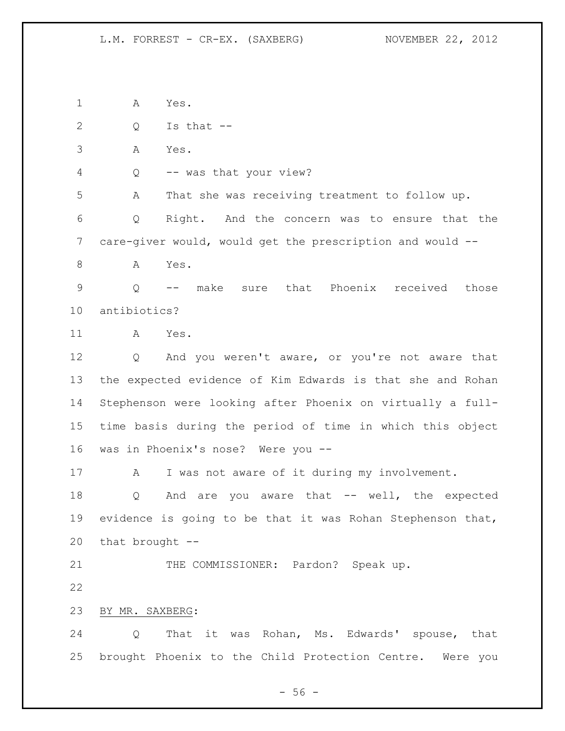A Yes.

Q Is that --

A Yes.

Q -- was that your view?

A That she was receiving treatment to follow up.

Q Right. And the concern was to ensure that the care-giver would, would get the prescription and would --

A Yes.

Q -- make sure that Phoenix received those antibiotics?

A Yes.

Q And you weren't aware, or you're not aware that the expected evidence of Kim Edwards is that she and Rohan Stephenson were looking after Phoenix on virtually a full-time basis during the period of time in which this object was in Phoenix's nose? Were you --

A I was not aware of it during my involvement.

Q And are you aware that -- well, the expected evidence is going to be that it was Rohan Stephenson that, that brought --

THE COMMISSIONER: Pardon? Speak up.

BY MR. SAXBERG:

Q That it was Rohan, Ms. Edwards' spouse, that brought Phoenix to the Child Protection Centre. Were you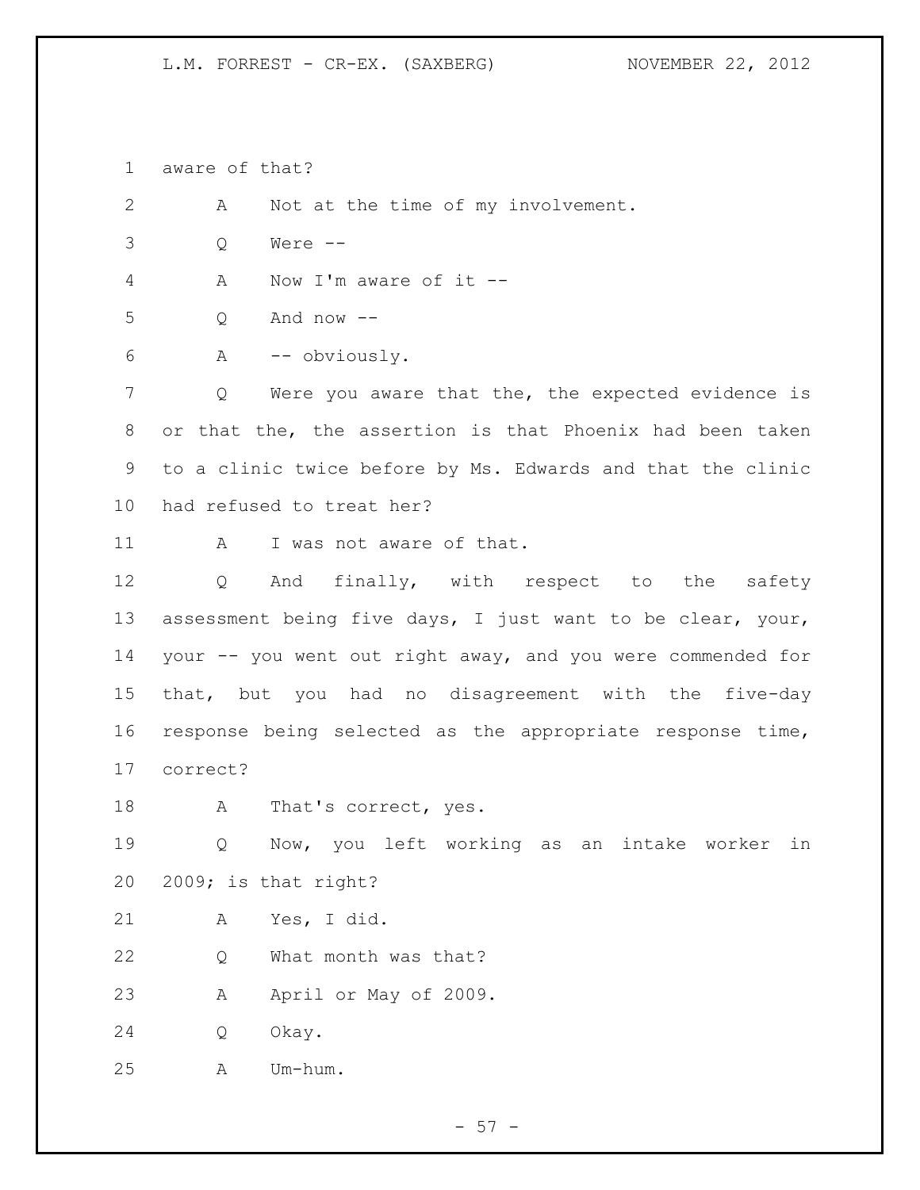aware of that?

A Not at the time of my involvement.

Q Were --

A Now I'm aware of it --

Q And now --

A -- obviously.

Q Were you aware that the, the expected evidence is or that the, the assertion is that Phoenix had been taken to a clinic twice before by Ms. Edwards and that the clinic had refused to treat her?

A I was not aware of that.

Q And finally, with respect to the safety assessment being five days, I just want to be clear, your, your -- you went out right away, and you were commended for that, but you had no disagreement with the five-day response being selected as the appropriate response time, correct?

A That's correct, yes.

Q Now, you left working as an intake worker in 2009; is that right?

A Yes, I did.

Q What month was that?

A April or May of 2009.

Q Okay.

A Um-hum.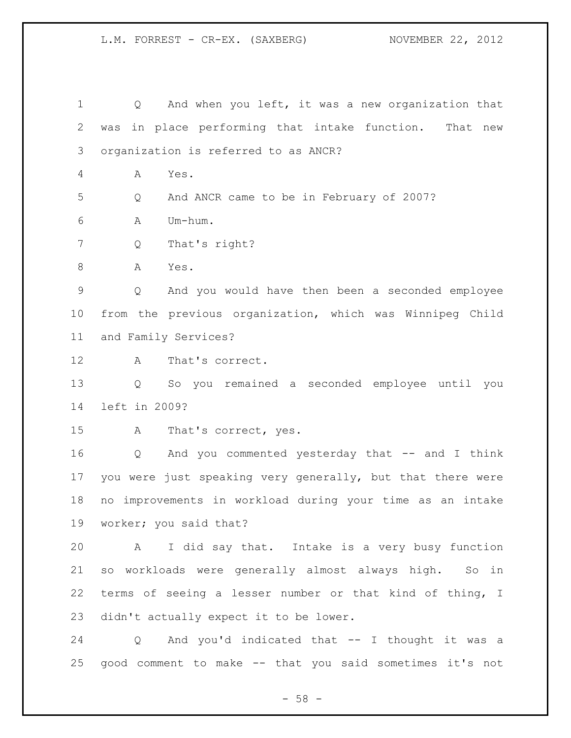Q And when you left, it was a new organization that was in place performing that intake function. That new organization is referred to as ANCR?

A Yes.

Q And ANCR came to be in February of 2007?

A Um-hum.

Q That's right?

A Yes.

Q And you would have then been a seconded employee from the previous organization, which was Winnipeg Child and Family Services?

A That's correct.

Q So you remained a seconded employee until you left in 2009?

A That's correct, yes.

Q And you commented yesterday that -- and I think you were just speaking very generally, but that there were no improvements in workload during your time as an intake worker; you said that?

A I did say that. Intake is a very busy function so workloads were generally almost always high. So in terms of seeing a lesser number or that kind of thing, I didn't actually expect it to be lower.

Q And you'd indicated that -- I thought it was a good comment to make -- that you said sometimes it's not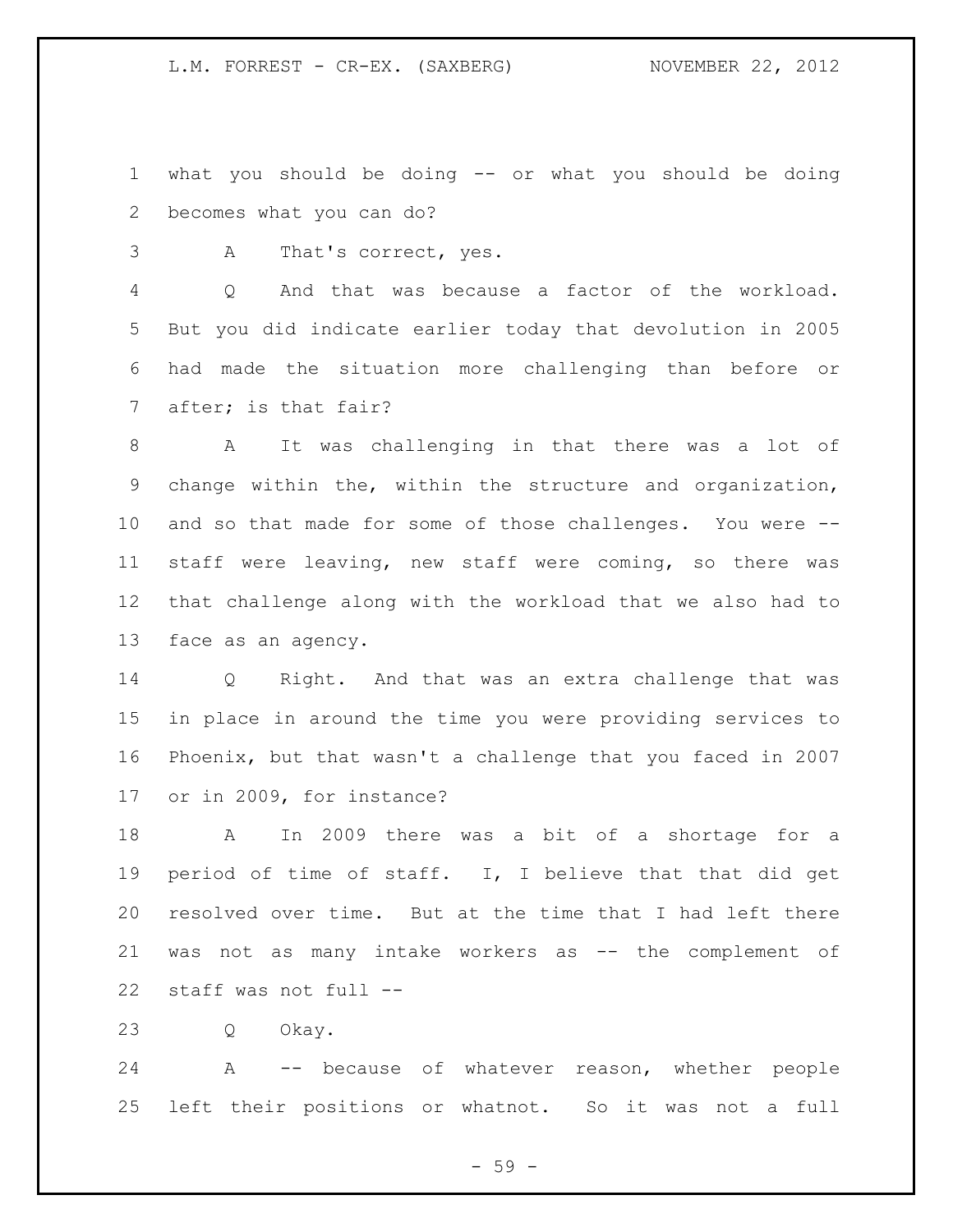what you should be doing -- or what you should be doing becomes what you can do?

A That's correct, yes.

Q And that was because a factor of the workload. But you did indicate earlier today that devolution in 2005 had made the situation more challenging than before or after; is that fair?

A It was challenging in that there was a lot of change within the, within the structure and organization, and so that made for some of those challenges. You were -- staff were leaving, new staff were coming, so there was that challenge along with the workload that we also had to face as an agency.

Q Right. And that was an extra challenge that was in place in around the time you were providing services to Phoenix, but that wasn't a challenge that you faced in 2007 or in 2009, for instance?

A In 2009 there was a bit of a shortage for a period of time of staff. I, I believe that that did get resolved over time. But at the time that I had left there was not as many intake workers as -- the complement of staff was not full --

Q Okay.

A -- because of whatever reason, whether people left their positions or whatnot. So it was not a full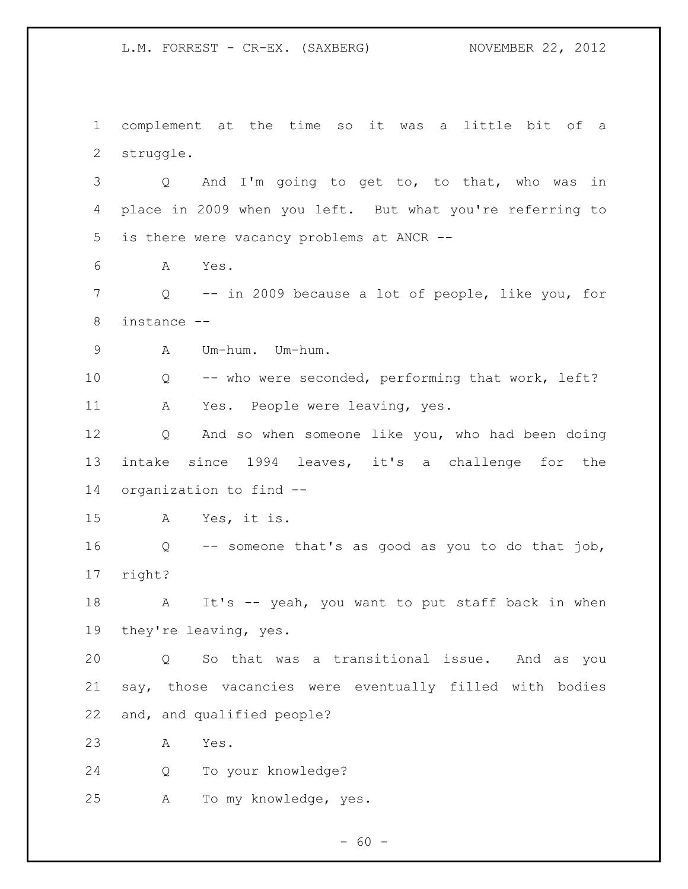1 complement at the time so it was a little bit of a
2 struggle.

3 Q And I'm going to get to, to that, who was in
4 place in 2009 when you left. But what you're referring to
5 is there were vacancy problems at ANCR --

6 A Yes.

7 Q -- in 2009 because a lot of people, like you, for
8 instance --

9 A Um-hum. Um-hum.

10 Q -- who were seconded, performing that work, left?

11 A Yes. People were leaving, yes.

12 Q And so when someone like you, who had been doing
13 intake since 1994 leaves, it's a challenge for the
14 organization to find --

15 A Yes, it is.

16 Q -- someone that's as good as you to do that job,
17 right?

18 A It's -- yeah, you want to put staff back in when
19 they're leaving, yes.

20 Q So that was a transitional issue. And as you
21 say, those vacancies were eventually filled with bodies
22 and, and qualified people?

23 A Yes.

24 Q To your knowledge?

25 A To my knowledge, yes.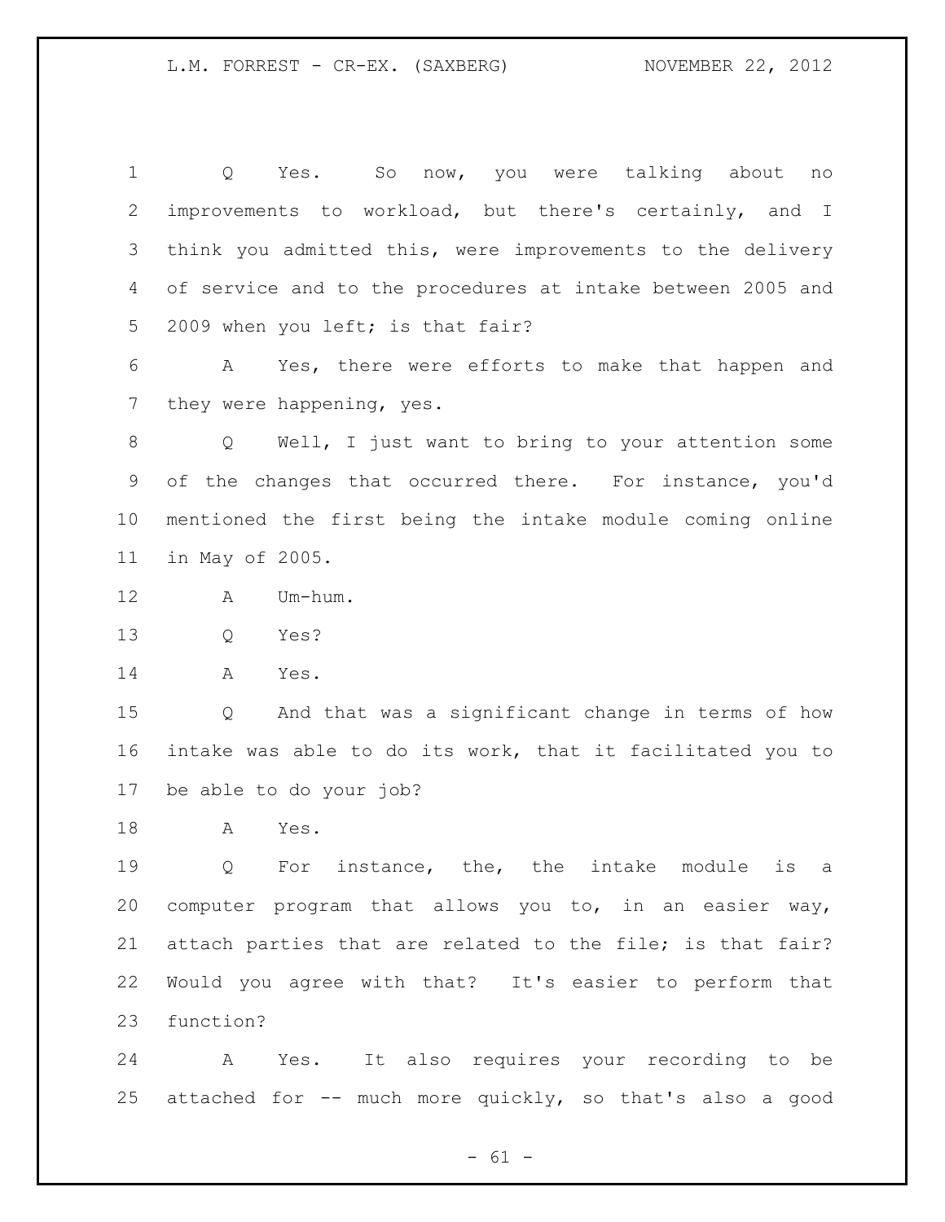Q Yes. So now, you were talking about no improvements to workload, but there's certainly, and I think you admitted this, were improvements to the delivery of service and to the procedures at intake between 2005 and 2009 when you left; is that fair?

A Yes, there were efforts to make that happen and they were happening, yes.

Q Well, I just want to bring to your attention some of the changes that occurred there. For instance, you'd mentioned the first being the intake module coming online in May of 2005.

A Um-hum.

Q Yes?

A Yes.

Q And that was a significant change in terms of how intake was able to do its work, that it facilitated you to be able to do your job?

A Yes.

Q For instance, the, the intake module is a computer program that allows you to, in an easier way, attach parties that are related to the file; is that fair? Would you agree with that? It's easier to perform that function?

A Yes. It also requires your recording to be attached for -- much more quickly, so that's also a good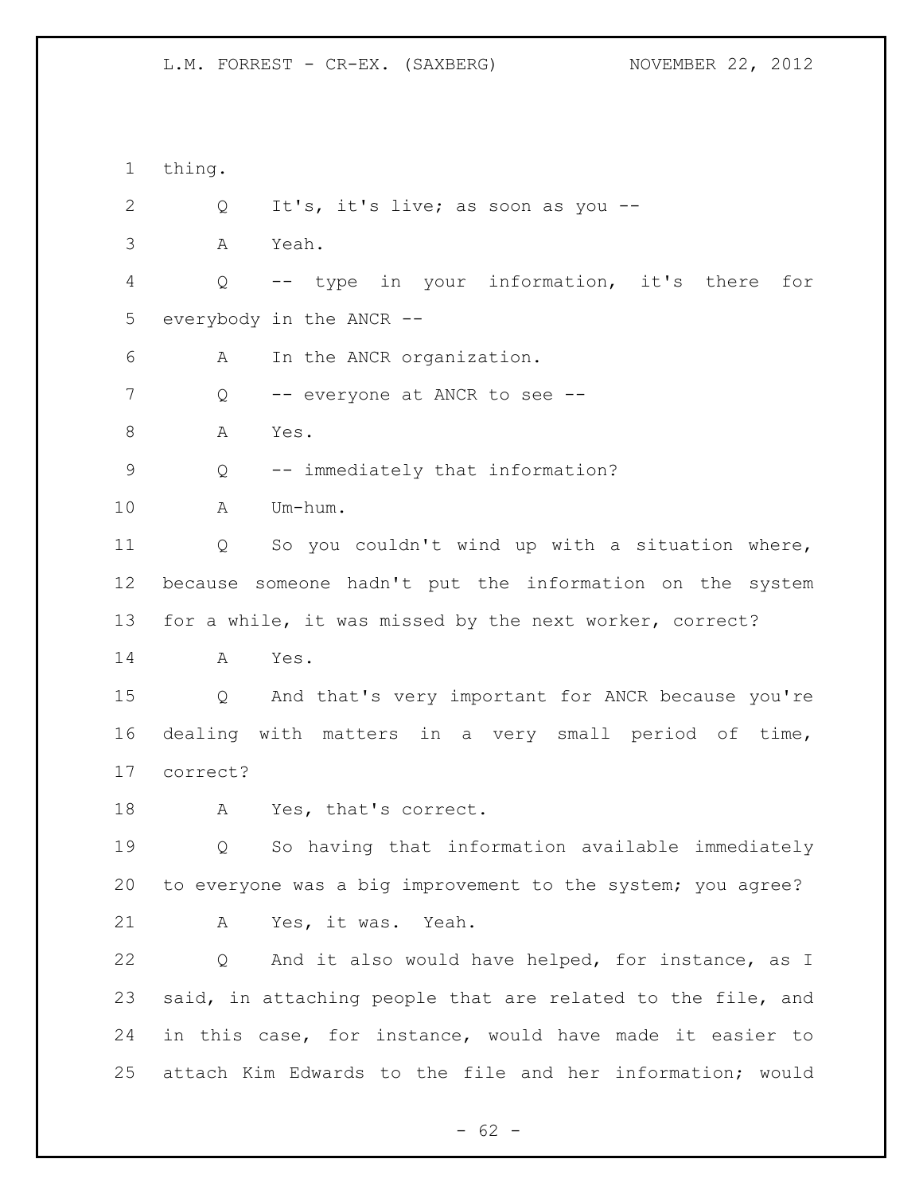thing.

Q It's, it's live; as soon as you --

A Yeah.

Q -- type in your information, it's there for everybody in the ANCR --

A In the ANCR organization.

Q -- everyone at ANCR to see --

A Yes.

Q -- immediately that information?

A Um-hum.

Q So you couldn't wind up with a situation where, because someone hadn't put the information on the system for a while, it was missed by the next worker, correct?

A Yes.

Q And that's very important for ANCR because you're dealing with matters in a very small period of time, correct?

A Yes, that's correct.

Q So having that information available immediately to everyone was a big improvement to the system; you agree?

A Yes, it was. Yeah.

Q And it also would have helped, for instance, as I said, in attaching people that are related to the file, and in this case, for instance, would have made it easier to attach Kim Edwards to the file and her information; would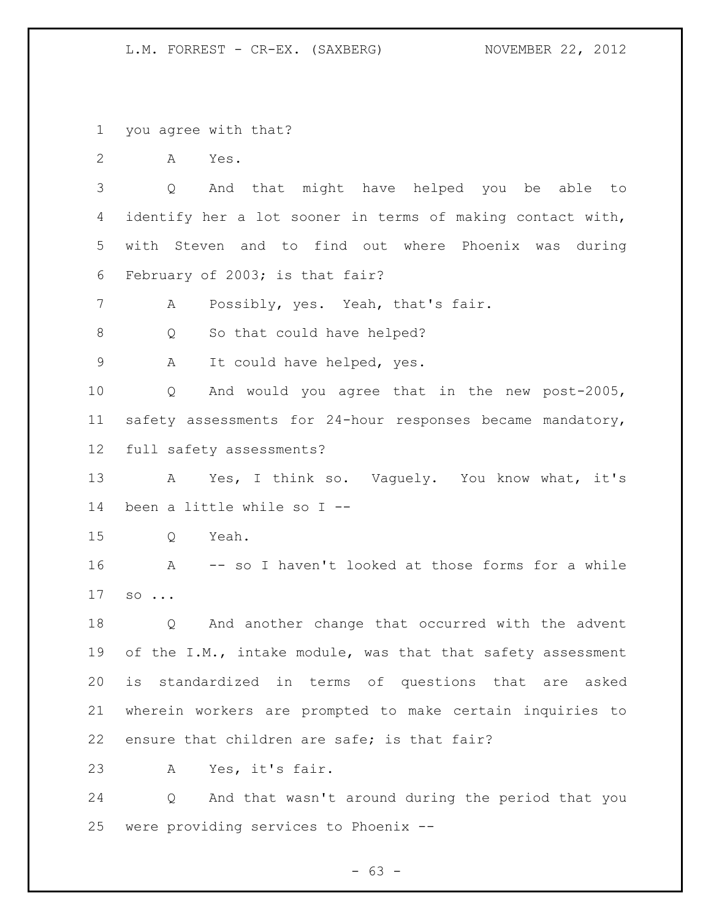you agree with that?

A Yes.

Q And that might have helped you be able to identify her a lot sooner in terms of making contact with, with Steven and to find out where Phoenix was during February of 2003; is that fair?

A Possibly, yes. Yeah, that's fair.

Q So that could have helped?

A It could have helped, yes.

Q And would you agree that in the new post-2005, safety assessments for 24-hour responses became mandatory, full safety assessments?

A Yes, I think so. Vaguely. You know what, it's been a little while so I --

Q Yeah.

A -- so I haven't looked at those forms for a while so ...

Q And another change that occurred with the advent of the I.M., intake module, was that that safety assessment is standardized in terms of questions that are asked wherein workers are prompted to make certain inquiries to ensure that children are safe; is that fair?

A Yes, it's fair.

Q And that wasn't around during the period that you were providing services to Phoenix --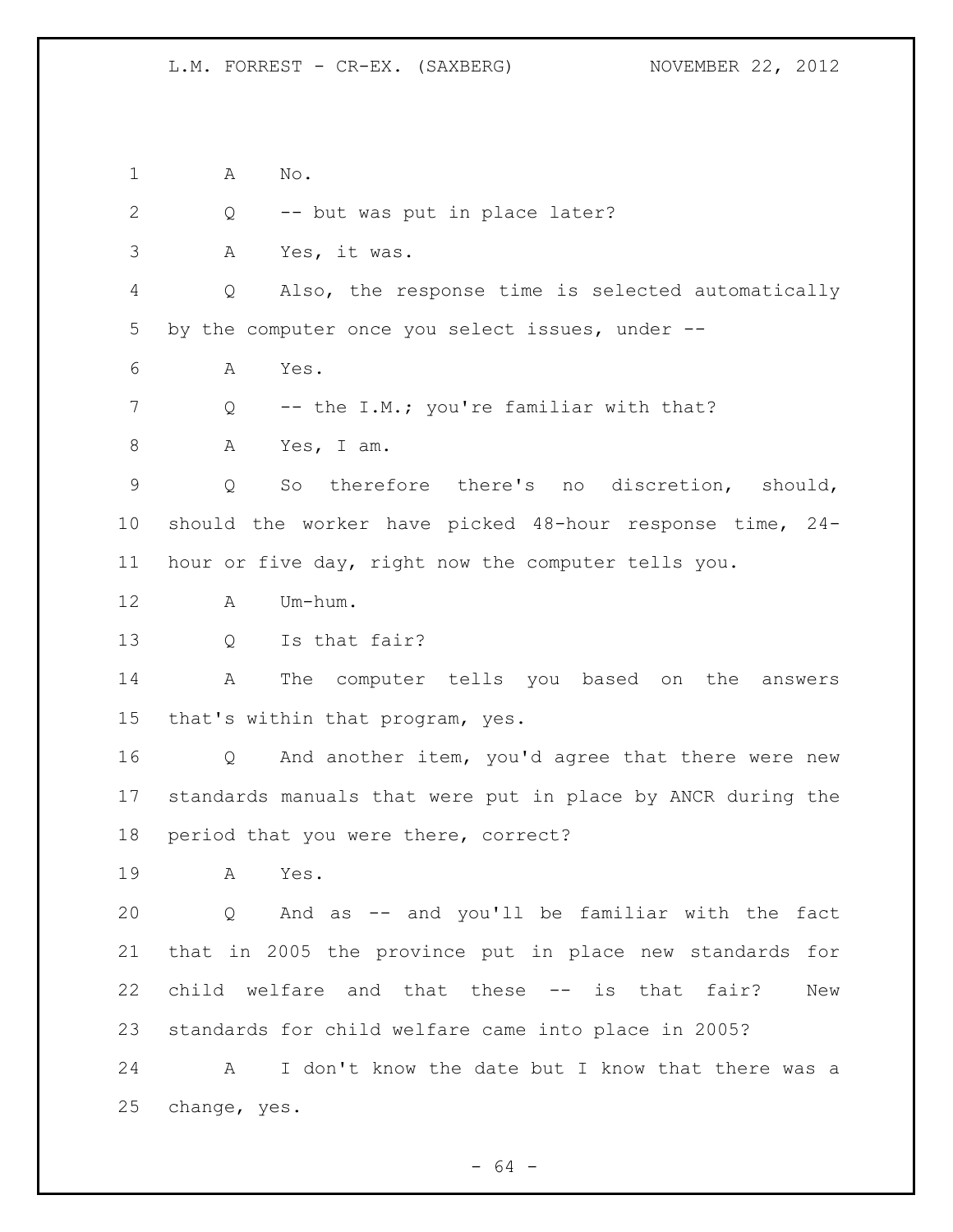A No.

Q -- but was put in place later?

A Yes, it was.

Q Also, the response time is selected automatically by the computer once you select issues, under --

A Yes.

Q -- the I.M.; you're familiar with that?

A Yes, I am.

Q So therefore there's no discretion, should, should the worker have picked 48-hour response time, 24-hour or five day, right now the computer tells you.

A Um-hum.

Q Is that fair?

A The computer tells you based on the answers that's within that program, yes.

Q And another item, you'd agree that there were new standards manuals that were put in place by ANCR during the period that you were there, correct?

A Yes.

Q And as -- and you'll be familiar with the fact that in 2005 the province put in place new standards for child welfare and that these -- is that fair? New standards for child welfare came into place in 2005?

A I don't know the date but I know that there was a change, yes.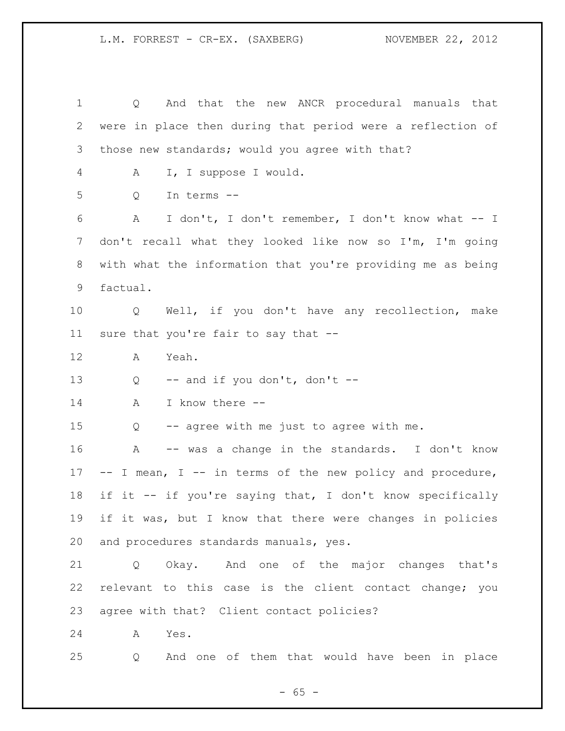Q And that the new ANCR procedural manuals that were in place then during that period were a reflection of those new standards; would you agree with that?

A I, I suppose I would.

Q In terms --

A I don't, I don't remember, I don't know what -- I don't recall what they looked like now so I'm, I'm going with what the information that you're providing me as being factual.

Q Well, if you don't have any recollection, make sure that you're fair to say that --

A Yeah.

Q -- and if you don't, don't --

A I know there --

Q -- agree with me just to agree with me.

A -- was a change in the standards. I don't know -- I mean, I -- in terms of the new policy and procedure, if it -- if you're saying that, I don't know specifically if it was, but I know that there were changes in policies and procedures standards manuals, yes.

Q Okay. And one of the major changes that's relevant to this case is the client contact change; you agree with that? Client contact policies?

A Yes.

Q And one of them that would have been in place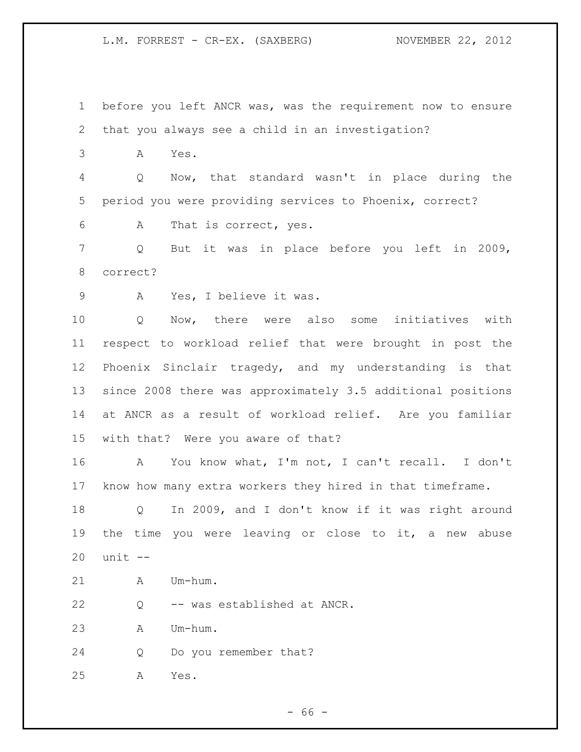before you left ANCR was, was the requirement now to ensure that you always see a child in an investigation?

A Yes.

Q Now, that standard wasn't in place during the period you were providing services to Phoenix, correct?

A That is correct, yes.

Q But it was in place before you left in 2009, correct?

A Yes, I believe it was.

Q Now, there were also some initiatives with respect to workload relief that were brought in post the Phoenix Sinclair tragedy, and my understanding is that since 2008 there was approximately 3.5 additional positions at ANCR as a result of workload relief. Are you familiar with that? Were you aware of that?

A You know what, I'm not, I can't recall. I don't know how many extra workers they hired in that timeframe.

Q In 2009, and I don't know if it was right around the time you were leaving or close to it, a new abuse unit --

A Um-hum.

Q -- was established at ANCR.

A Um-hum.

Q Do you remember that?

A Yes.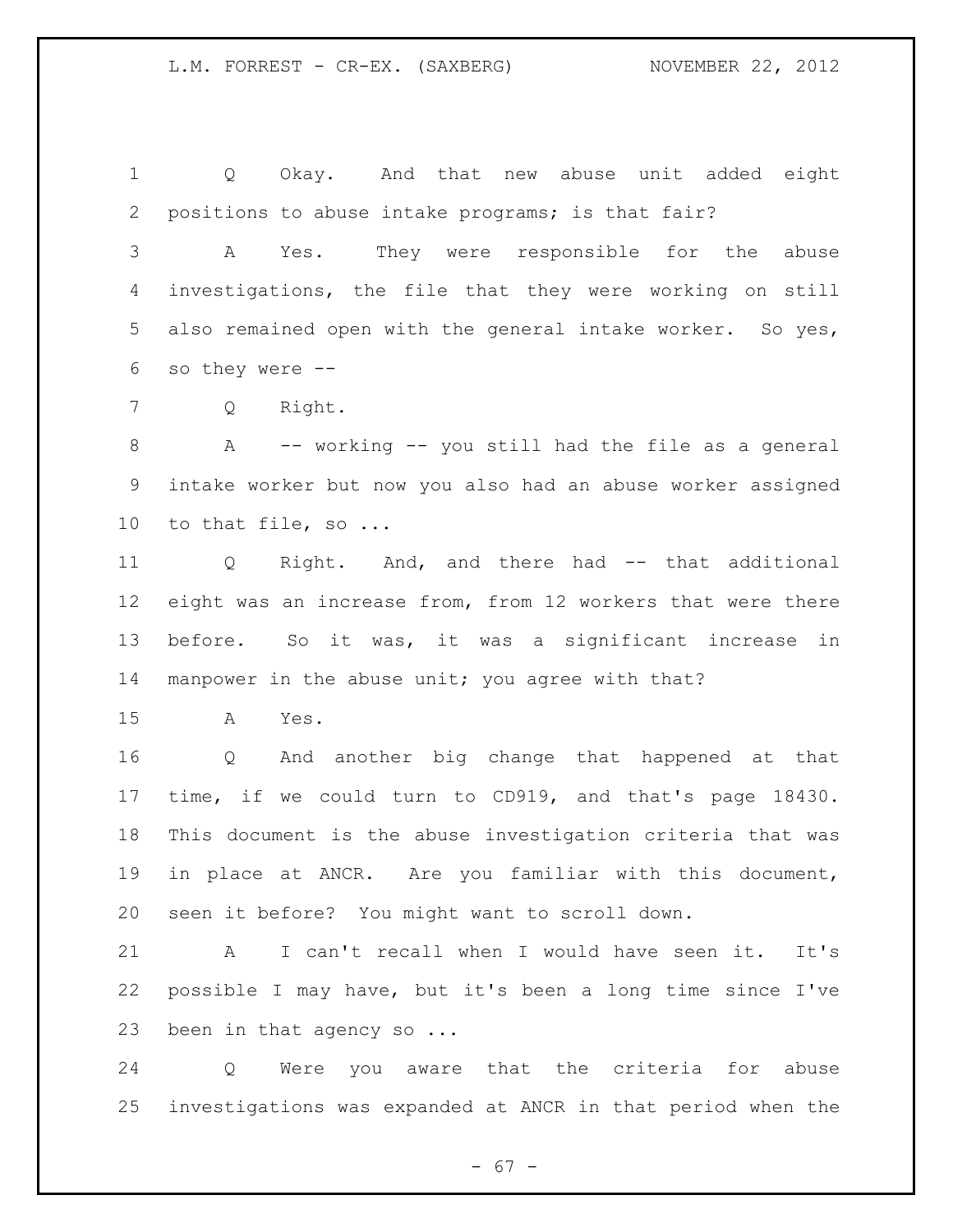Q Okay. And that new abuse unit added eight positions to abuse intake programs; is that fair?

A Yes. They were responsible for the abuse investigations, the file that they were working on still also remained open with the general intake worker. So yes, so they were --

Q Right.

A -- working -- you still had the file as a general intake worker but now you also had an abuse worker assigned to that file, so ...

Q Right. And, and there had -- that additional eight was an increase from, from 12 workers that were there before. So it was, it was a significant increase in manpower in the abuse unit; you agree with that?

A Yes.

Q And another big change that happened at that time, if we could turn to CD919, and that's page 18430. This document is the abuse investigation criteria that was in place at ANCR. Are you familiar with this document, seen it before? You might want to scroll down.

A I can't recall when I would have seen it. It's possible I may have, but it's been a long time since I've been in that agency so ...

Q Were you aware that the criteria for abuse investigations was expanded at ANCR in that period when the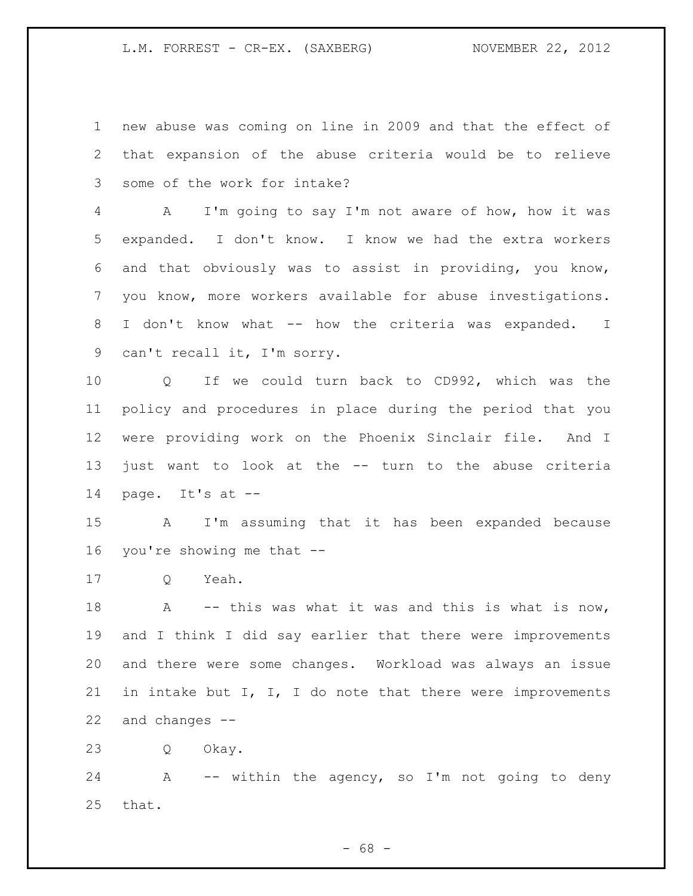new abuse was coming on line in 2009 and that the effect of that expansion of the abuse criteria would be to relieve some of the work for intake?

A I'm going to say I'm not aware of how, how it was expanded. I don't know. I know we had the extra workers and that obviously was to assist in providing, you know, you know, more workers available for abuse investigations. I don't know what -- how the criteria was expanded. I can't recall it, I'm sorry.

Q If we could turn back to CD992, which was the policy and procedures in place during the period that you were providing work on the Phoenix Sinclair file. And I just want to look at the -- turn to the abuse criteria page. It's at --

A I'm assuming that it has been expanded because you're showing me that --

Q Yeah.

A -- this was what it was and this is what is now, and I think I did say earlier that there were improvements and there were some changes. Workload was always an issue in intake but I, I, I do note that there were improvements and changes --

Q Okay.

A -- within the agency, so I'm not going to deny that.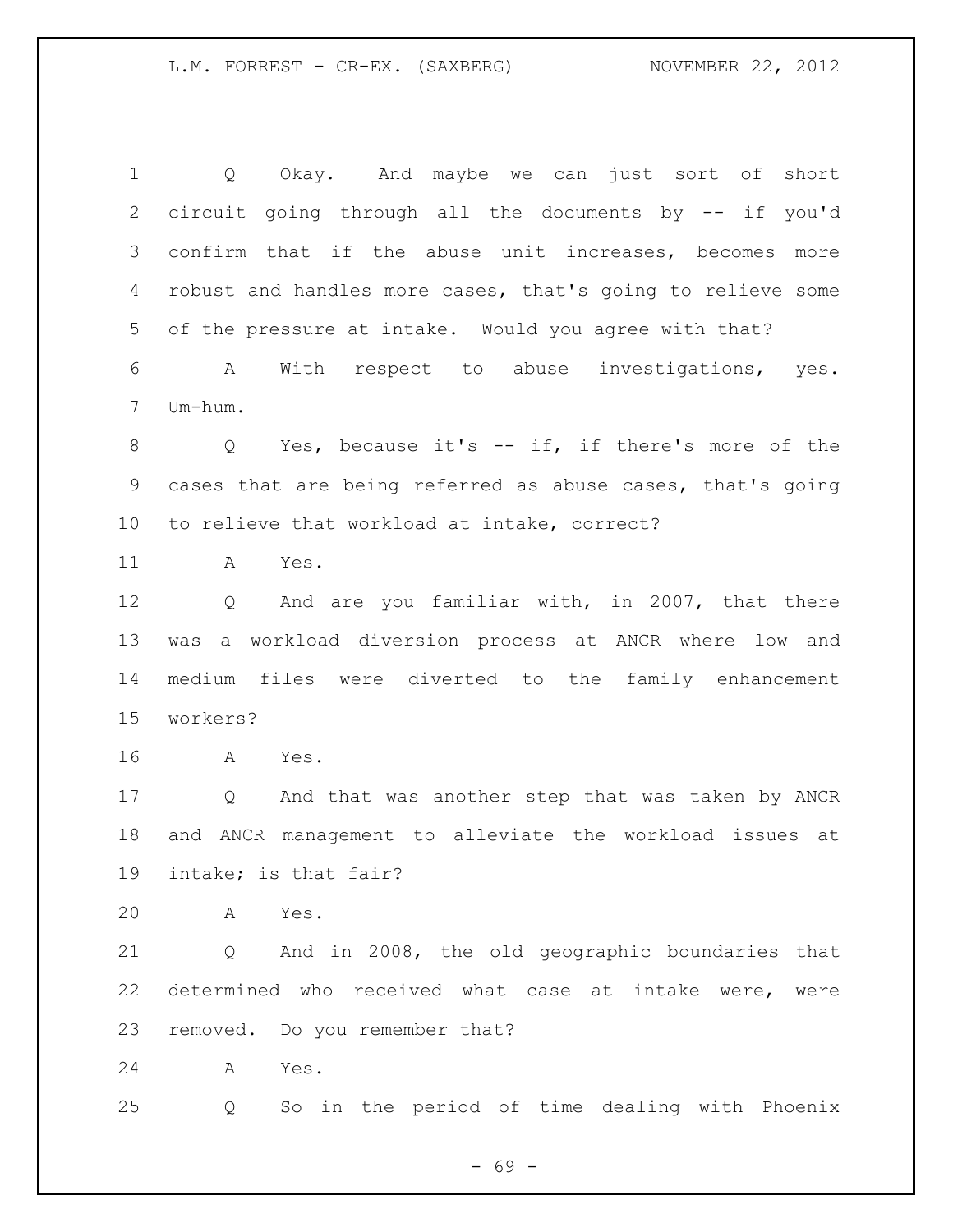Q Okay. And maybe we can just sort of short circuit going through all the documents by -- if you'd confirm that if the abuse unit increases, becomes more robust and handles more cases, that's going to relieve some of the pressure at intake. Would you agree with that?

A With respect to abuse investigations, yes. Um-hum.

Q Yes, because it's -- if, if there's more of the cases that are being referred as abuse cases, that's going to relieve that workload at intake, correct?

A Yes.

Q And are you familiar with, in 2007, that there was a workload diversion process at ANCR where low and medium files were diverted to the family enhancement workers?

A Yes.

Q And that was another step that was taken by ANCR and ANCR management to alleviate the workload issues at intake; is that fair?

A Yes.

Q And in 2008, the old geographic boundaries that determined who received what case at intake were, were removed. Do you remember that?

A Yes.

Q So in the period of time dealing with Phoenix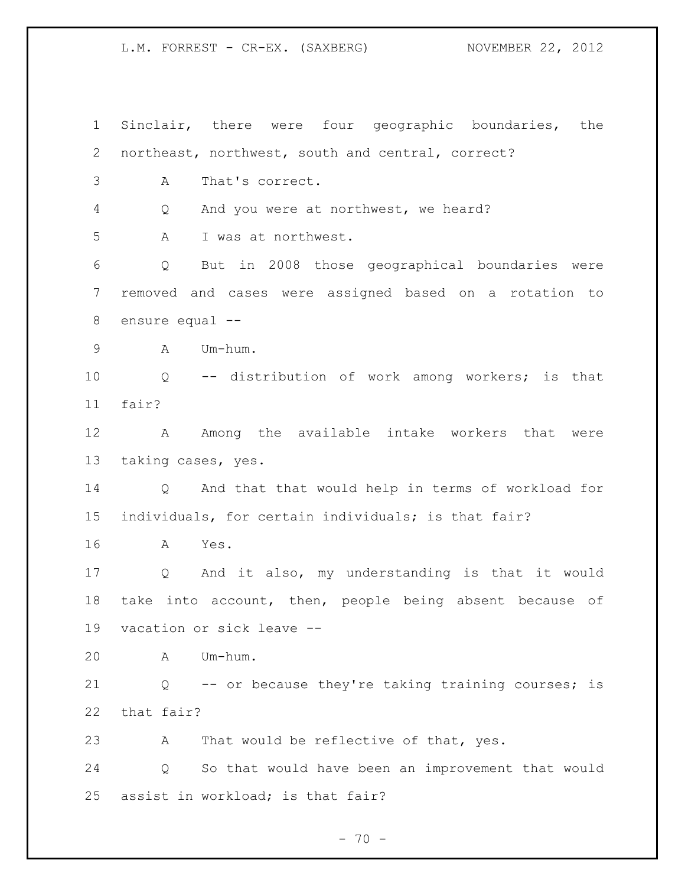Sinclair, there were four geographic boundaries, the northeast, northwest, south and central, correct?

A That's correct.

Q And you were at northwest, we heard?

A I was at northwest.

Q But in 2008 those geographical boundaries were removed and cases were assigned based on a rotation to ensure equal --

A Um-hum.

Q -- distribution of work among workers; is that fair?

A Among the available intake workers that were taking cases, yes.

Q And that that would help in terms of workload for individuals, for certain individuals; is that fair?

A Yes.

Q And it also, my understanding is that it would take into account, then, people being absent because of vacation or sick leave --

A Um-hum.

Q -- or because they're taking training courses; is that fair?

A That would be reflective of that, yes.

Q So that would have been an improvement that would assist in workload; is that fair?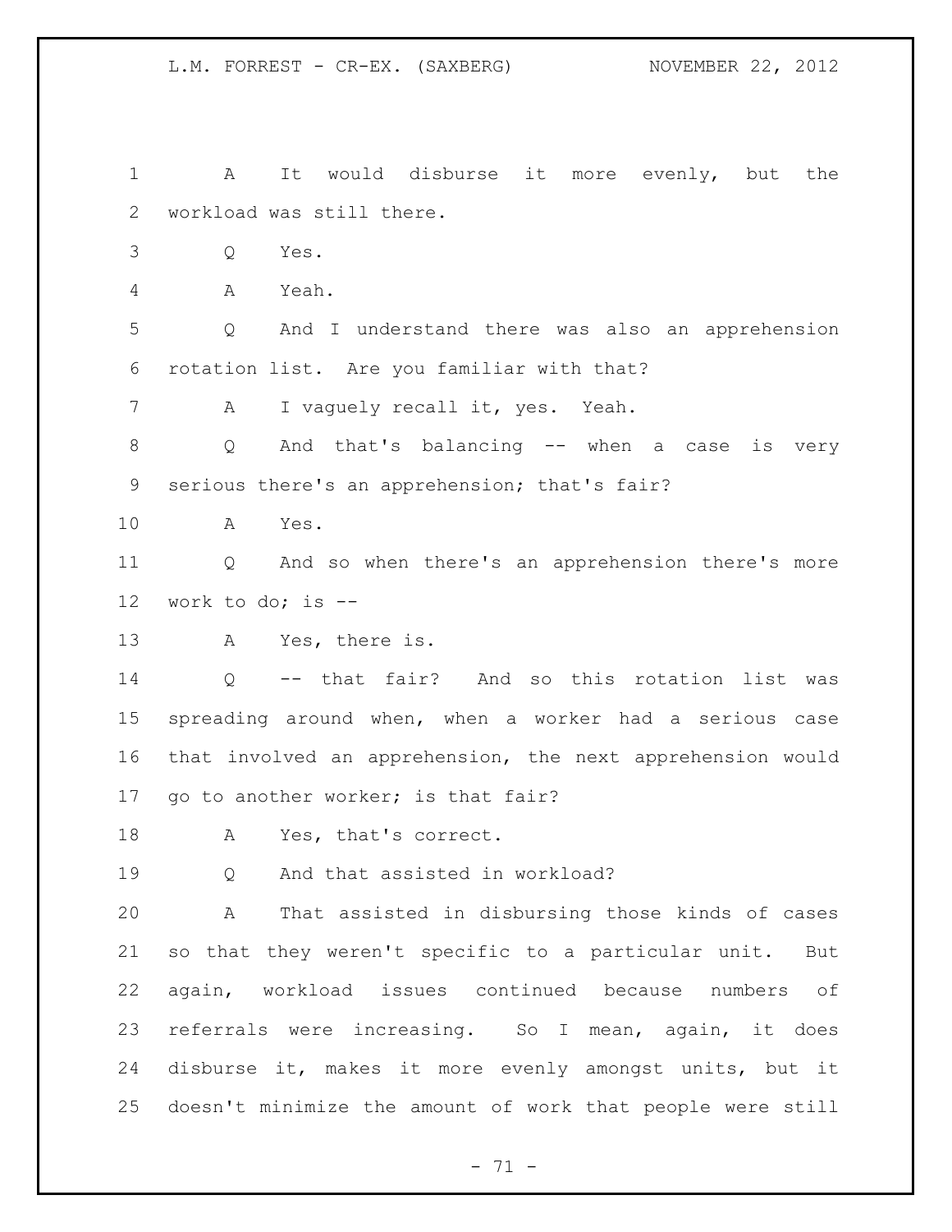A It would disburse it more evenly, but the workload was still there.

Q Yes.

A Yeah.

Q And I understand there was also an apprehension rotation list. Are you familiar with that?

A I vaguely recall it, yes. Yeah.

Q And that's balancing -- when a case is very serious there's an apprehension; that's fair?

A Yes.

Q And so when there's an apprehension there's more work to do; is --

A Yes, there is.

Q -- that fair? And so this rotation list was spreading around when, when a worker had a serious case that involved an apprehension, the next apprehension would go to another worker; is that fair?

A Yes, that's correct.

Q And that assisted in workload?

A That assisted in disbursing those kinds of cases so that they weren't specific to a particular unit. But again, workload issues continued because numbers of referrals were increasing. So I mean, again, it does disburse it, makes it more evenly amongst units, but it doesn't minimize the amount of work that people were still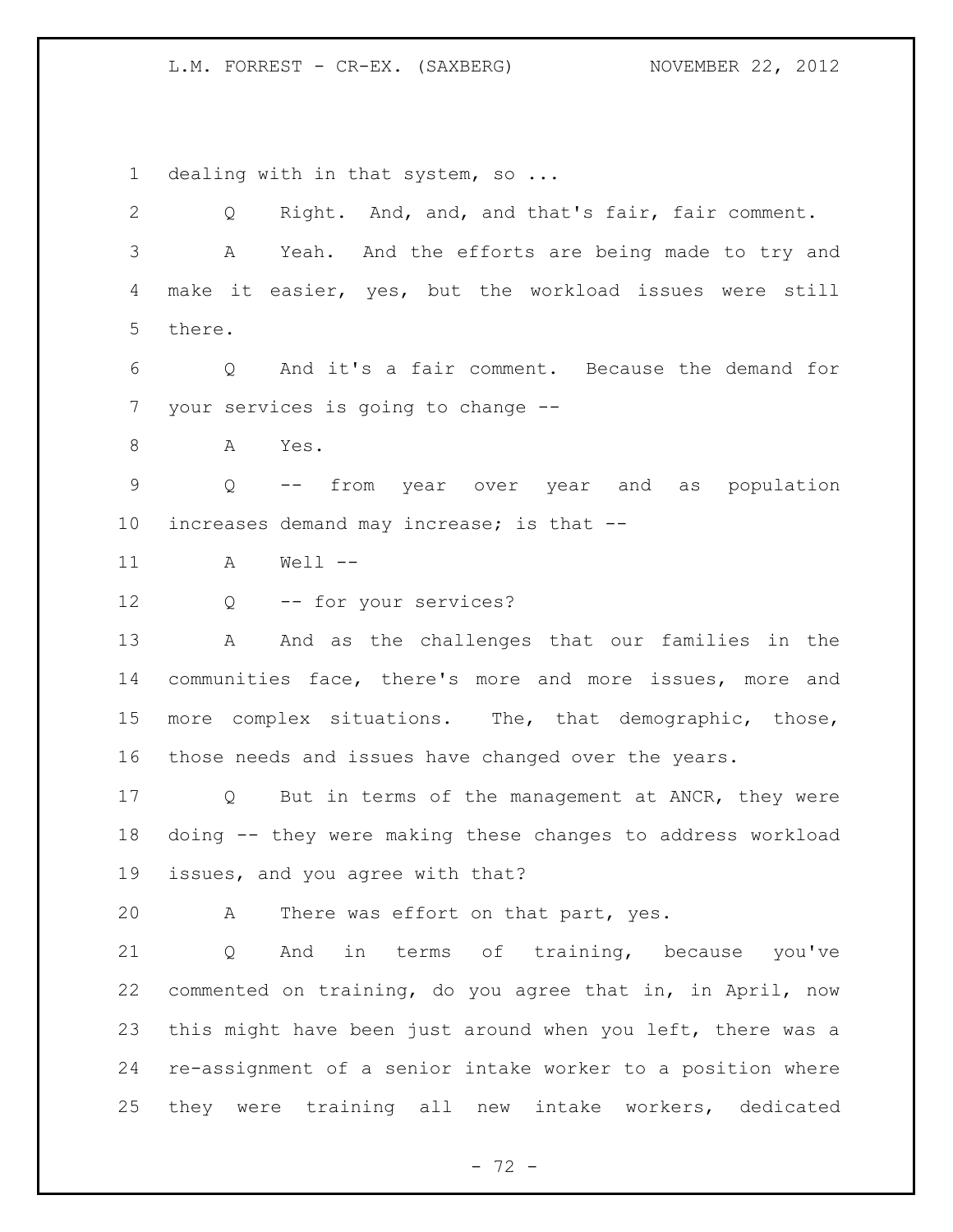1 dealing with in that system, so ...

2 Q Right. And, and, and that's fair, fair comment.

3 A Yeah. And the efforts are being made to try and

4 make it easier, yes, but the workload issues were still

5 there.

6 Q And it's a fair comment. Because the demand for

7 your services is going to change --

8 A Yes.

9 Q -- from year over year and as population

10 increases demand may increase; is that --

11 A Well --

12 Q -- for your services?

13 A And as the challenges that our families in the

14 communities face, there's more and more issues, more and

15 more complex situations. The, that demographic, those,

16 those needs and issues have changed over the years.

17 Q But in terms of the management at ANCR, they were

18 doing -- they were making these changes to address workload

19 issues, and you agree with that?

20 A There was effort on that part, yes.

21 Q And in terms of training, because you've

22 commented on training, do you agree that in, in April, now

23 this might have been just around when you left, there was a

24 re-assignment of a senior intake worker to a position where

25 they were training all new intake workers, dedicated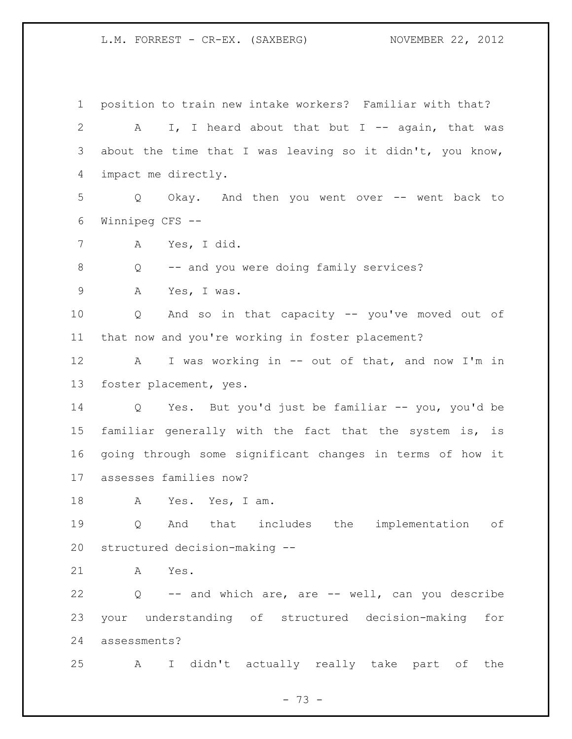1 position to train new intake workers? Familiar with that?

2 A I, I heard about that but I -- again, that was

3 about the time that I was leaving so it didn't, you know,

4 impact me directly.

5 Q Okay. And then you went over -- went back to

6 Winnipeg CFS --

7 A Yes, I did.

8 Q -- and you were doing family services?

9 A Yes, I was.

10 Q And so in that capacity -- you've moved out of

11 that now and you're working in foster placement?

12 A I was working in -- out of that, and now I'm in

13 foster placement, yes.

14 Q Yes. But you'd just be familiar -- you, you'd be

15 familiar generally with the fact that the system is, is

16 going through some significant changes in terms of how it

17 assesses families now?

18 A Yes. Yes, I am.

19 Q And that includes the implementation of

20 structured decision-making --

21 A Yes.

22 Q -- and which are, are -- well, can you describe

23 your understanding of structured decision-making for

24 assessments?

25 A I didn't actually really take part of the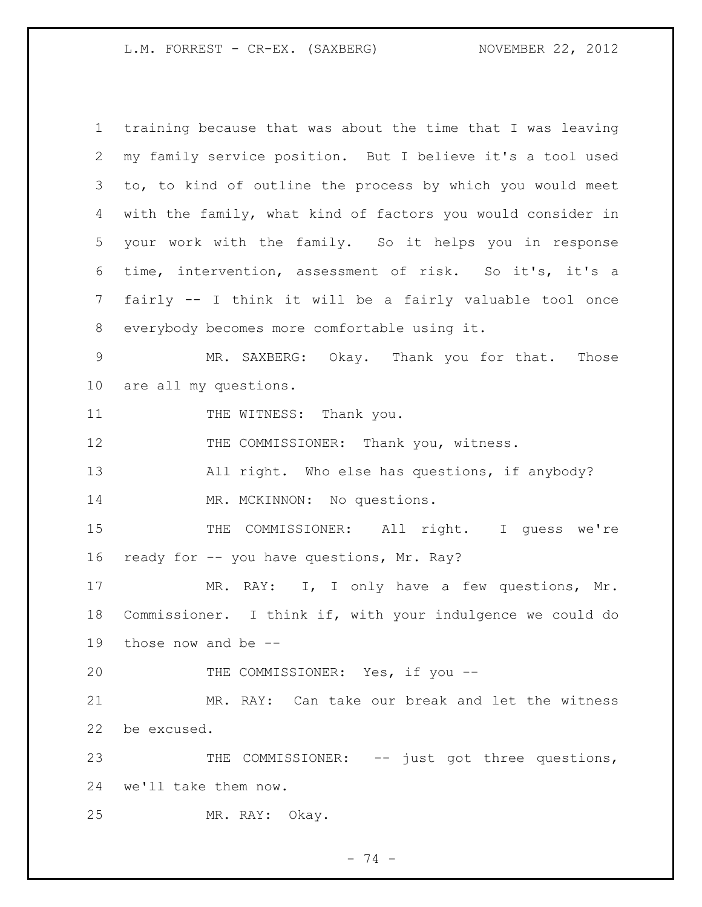training because that was about the time that I was leaving my family service position. But I believe it's a tool used to, to kind of outline the process by which you would meet with the family, what kind of factors you would consider in your work with the family. So it helps you in response time, intervention, assessment of risk. So it's, it's a fairly -- I think it will be a fairly valuable tool once everybody becomes more comfortable using it.

MR. SAXBERG: Okay. Thank you for that. Those are all my questions.

THE WITNESS: Thank you.

THE COMMISSIONER: Thank you, witness.

All right. Who else has questions, if anybody?

MR. MCKINNON: No questions.

THE COMMISSIONER: All right. I guess we're ready for -- you have questions, Mr. Ray?

MR. RAY: I, I only have a few questions, Mr. Commissioner. I think if, with your indulgence we could do those now and be --

THE COMMISSIONER: Yes, if you --

MR. RAY: Can take our break and let the witness be excused.

THE COMMISSIONER: -- just got three questions, we'll take them now.

MR. RAY: Okay.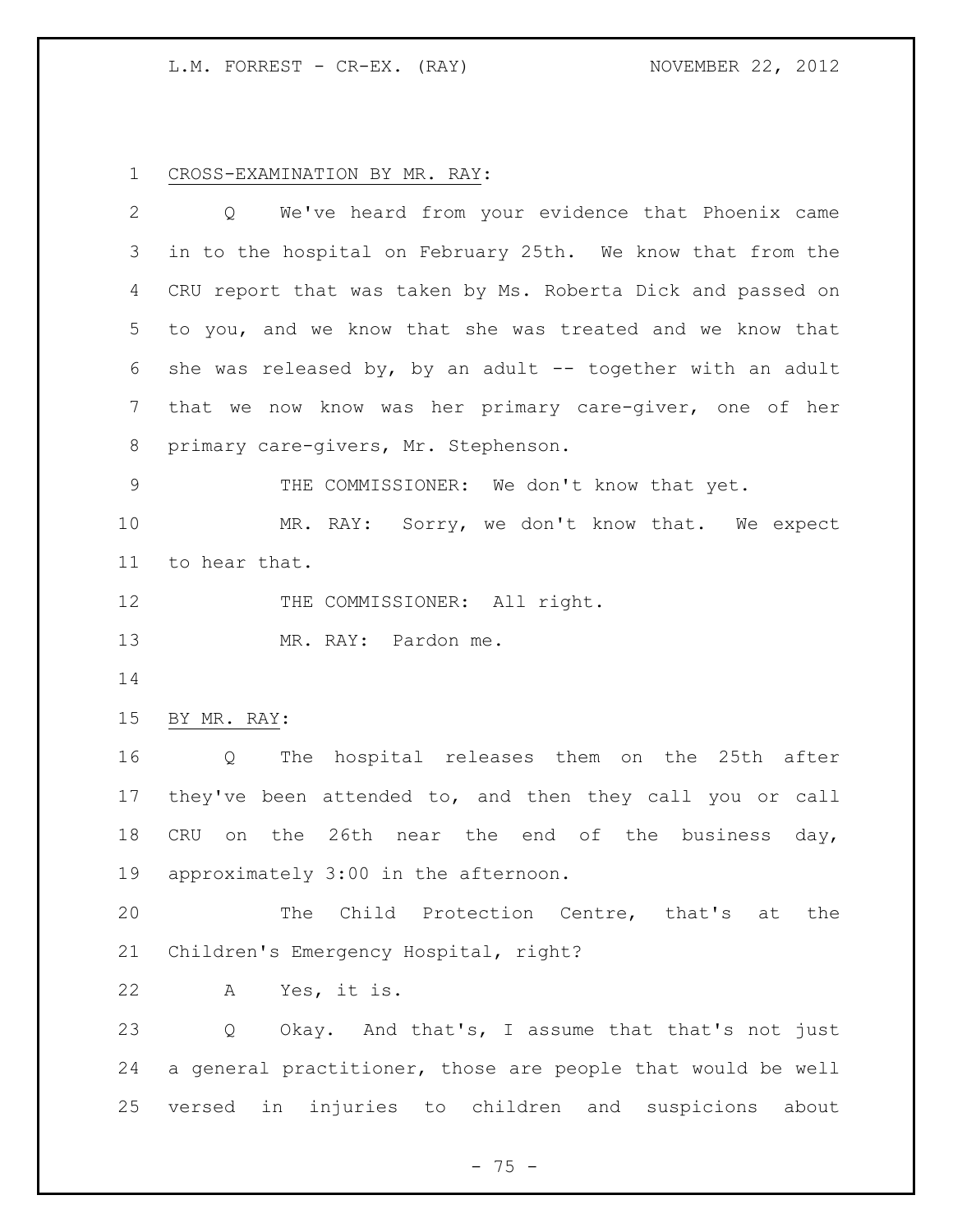CROSS-EXAMINATION BY MR. RAY:

Q We've heard from your evidence that Phoenix came in to the hospital on February 25th. We know that from the CRU report that was taken by Ms. Roberta Dick and passed on to you, and we know that she was treated and we know that she was released by, by an adult -- together with an adult that we now know was her primary care-giver, one of her primary care-givers, Mr. Stephenson.

THE COMMISSIONER: We don't know that yet.

MR. RAY: Sorry, we don't know that. We expect to hear that.

THE COMMISSIONER: All right.

MR. RAY: Pardon me.

BY MR. RAY:

Q The hospital releases them on the 25th after they've been attended to, and then they call you or call CRU on the 26th near the end of the business day, approximately 3:00 in the afternoon.

The Child Protection Centre, that's at the Children's Emergency Hospital, right?

A Yes, it is.

Q Okay. And that's, I assume that that's not just a general practitioner, those are people that would be well versed in injuries to children and suspicions about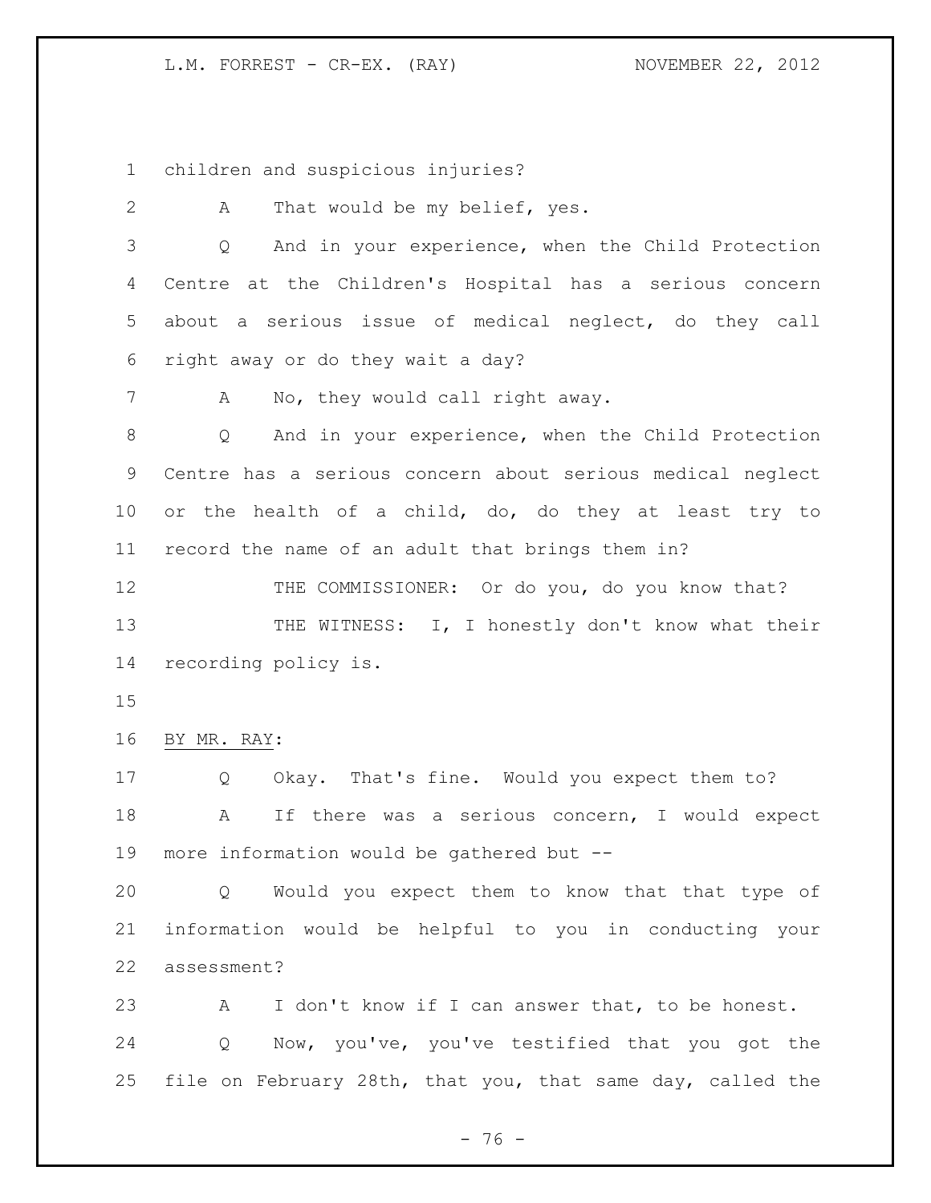children and suspicious injuries?

A That would be my belief, yes.

Q And in your experience, when the Child Protection Centre at the Children's Hospital has a serious concern about a serious issue of medical neglect, do they call right away or do they wait a day?

A No, they would call right away.

Q And in your experience, when the Child Protection Centre has a serious concern about serious medical neglect or the health of a child, do, do they at least try to record the name of an adult that brings them in?

THE COMMISSIONER: Or do you, do you know that?

THE WITNESS: I, I honestly don't know what their recording policy is.

BY MR. RAY:

Q Okay. That's fine. Would you expect them to?

A If there was a serious concern, I would expect more information would be gathered but --

Q Would you expect them to know that that type of information would be helpful to you in conducting your assessment?

A I don't know if I can answer that, to be honest.

Q Now, you've, you've testified that you got the file on February 28th, that you, that same day, called the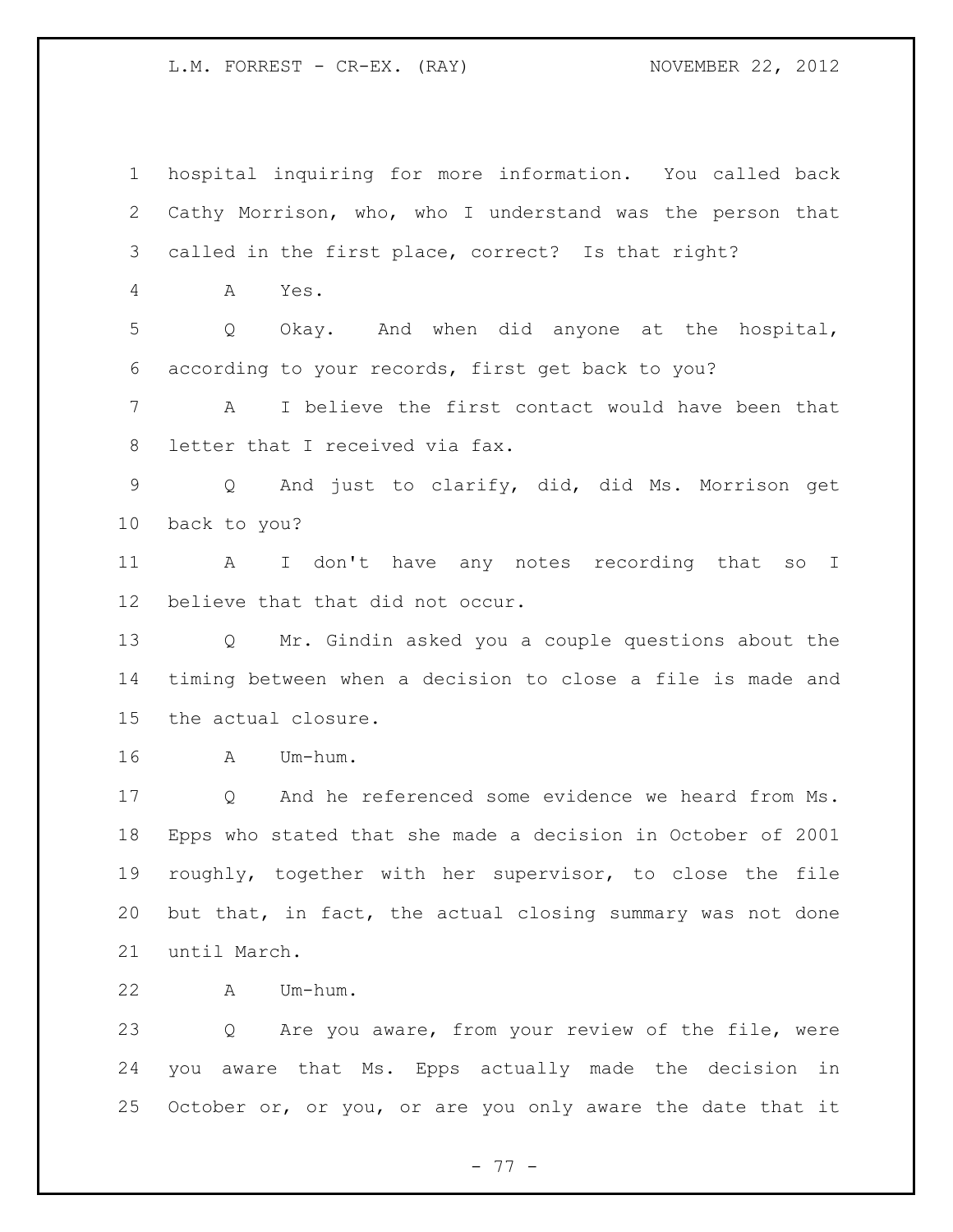1 hospital inquiring for more information. You called back
2 Cathy Morrison, who, who I understand was the person that
3 called in the first place, correct? Is that right?

4 A Yes.

5 Q Okay. And when did anyone at the hospital,
6 according to your records, first get back to you?

7 A I believe the first contact would have been that
8 letter that I received via fax.

9 Q And just to clarify, did, did Ms. Morrison get
10 back to you?

11 A I don't have any notes recording that so I
12 believe that that did not occur.

13 Q Mr. Gindin asked you a couple questions about the
14 timing between when a decision to close a file is made and
15 the actual closure.

16 A Um-hum.

17 Q And he referenced some evidence we heard from Ms.
18 Epps who stated that she made a decision in October of 2001
19 roughly, together with her supervisor, to close the file
20 but that, in fact, the actual closing summary was not done
21 until March.

22 A Um-hum.

23 Q Are you aware, from your review of the file, were
24 you aware that Ms. Epps actually made the decision in
25 October or, or you, or are you only aware the date that it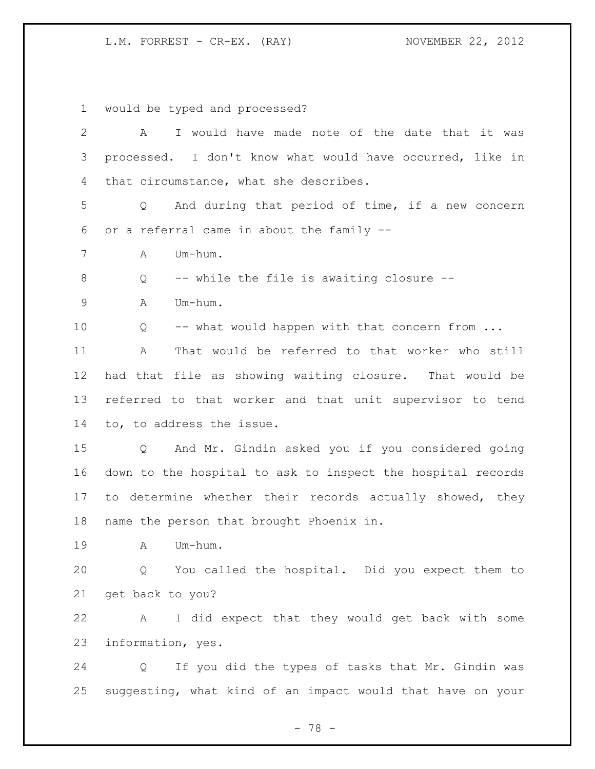would be typed and processed?

A I would have made note of the date that it was processed. I don't know what would have occurred, like in that circumstance, what she describes.

Q And during that period of time, if a new concern or a referral came in about the family --

A Um-hum.

Q -- while the file is awaiting closure --

A Um-hum.

Q -- what would happen with that concern from ...

A That would be referred to that worker who still had that file as showing waiting closure. That would be referred to that worker and that unit supervisor to tend to, to address the issue.

Q And Mr. Gindin asked you if you considered going down to the hospital to ask to inspect the hospital records to determine whether their records actually showed, they name the person that brought Phoenix in.

A Um-hum.

Q You called the hospital. Did you expect them to get back to you?

A I did expect that they would get back with some information, yes.

Q If you did the types of tasks that Mr. Gindin was suggesting, what kind of an impact would that have on your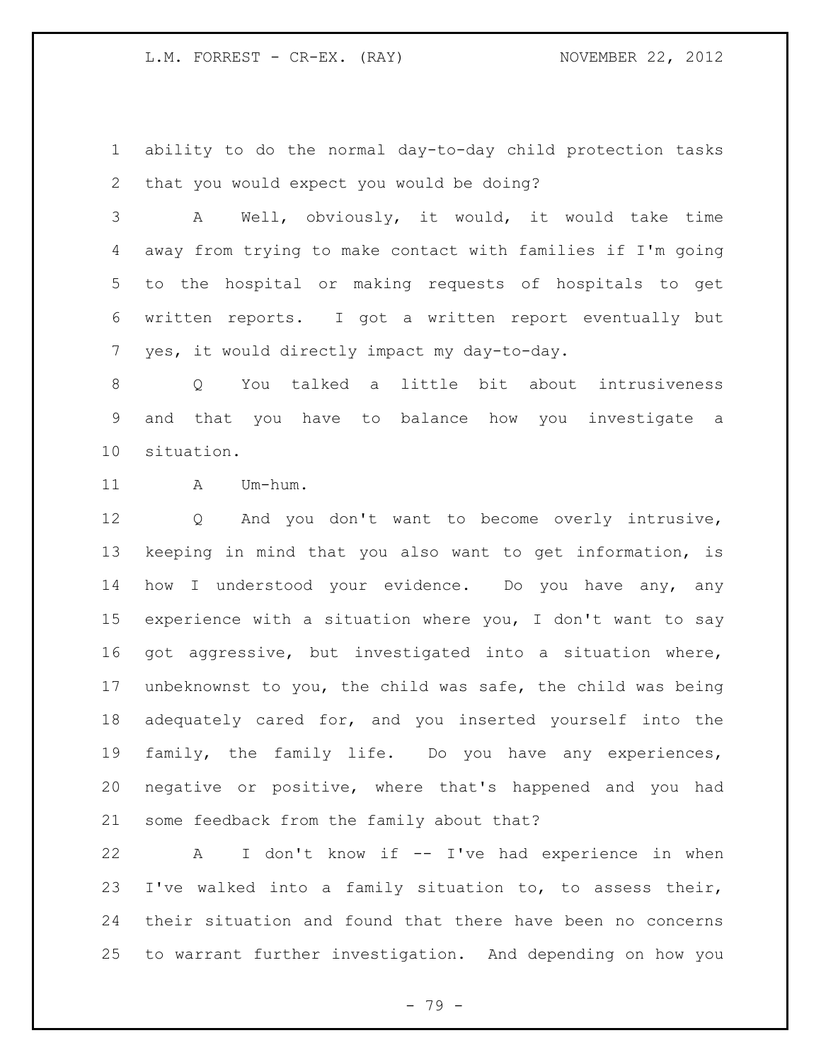ability to do the normal day-to-day child protection tasks that you would expect you would be doing?

A Well, obviously, it would, it would take time away from trying to make contact with families if I'm going to the hospital or making requests of hospitals to get written reports. I got a written report eventually but yes, it would directly impact my day-to-day.

Q You talked a little bit about intrusiveness and that you have to balance how you investigate a situation.

A Um-hum.

Q And you don't want to become overly intrusive, keeping in mind that you also want to get information, is how I understood your evidence. Do you have any, any experience with a situation where you, I don't want to say got aggressive, but investigated into a situation where, unbeknownst to you, the child was safe, the child was being adequately cared for, and you inserted yourself into the family, the family life. Do you have any experiences, negative or positive, where that's happened and you had some feedback from the family about that?

A I don't know if -- I've had experience in when I've walked into a family situation to, to assess their, their situation and found that there have been no concerns to warrant further investigation. And depending on how you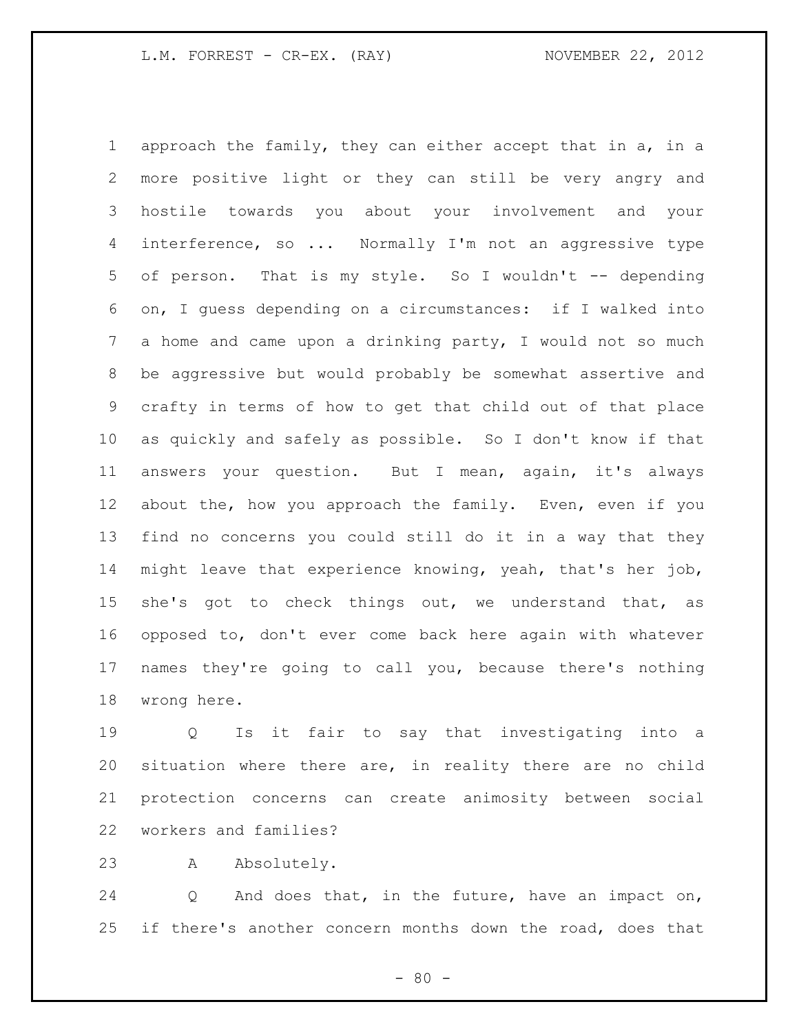approach the family, they can either accept that in a, in a more positive light or they can still be very angry and hostile towards you about your involvement and your interference, so ... Normally I'm not an aggressive type of person. That is my style. So I wouldn't -- depending on, I guess depending on a circumstances: if I walked into a home and came upon a drinking party, I would not so much be aggressive but would probably be somewhat assertive and crafty in terms of how to get that child out of that place as quickly and safely as possible. So I don't know if that answers your question. But I mean, again, it's always about the, how you approach the family. Even, even if you find no concerns you could still do it in a way that they might leave that experience knowing, yeah, that's her job, she's got to check things out, we understand that, as opposed to, don't ever come back here again with whatever names they're going to call you, because there's nothing wrong here.

Q Is it fair to say that investigating into a situation where there are, in reality there are no child protection concerns can create animosity between social workers and families?

A Absolutely.

Q And does that, in the future, have an impact on, if there's another concern months down the road, does that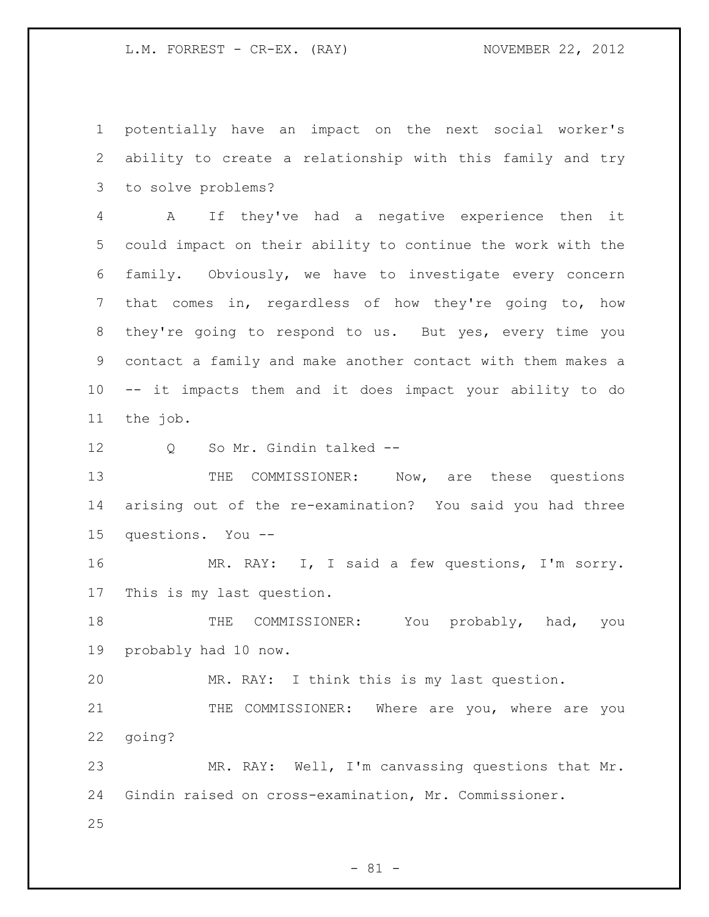potentially have an impact on the next social worker's ability to create a relationship with this family and try to solve problems?

A If they've had a negative experience then it could impact on their ability to continue the work with the family. Obviously, we have to investigate every concern that comes in, regardless of how they're going to, how they're going to respond to us. But yes, every time you contact a family and make another contact with them makes a -- it impacts them and it does impact your ability to do the job.

Q So Mr. Gindin talked --

THE COMMISSIONER: Now, are these questions arising out of the re-examination? You said you had three questions. You --

MR. RAY: I, I said a few questions, I'm sorry. This is my last question.

THE COMMISSIONER: You probably, had, you probably had 10 now.

MR. RAY: I think this is my last question.

THE COMMISSIONER: Where are you, where are you going?

MR. RAY: Well, I'm canvassing questions that Mr. Gindin raised on cross-examination, Mr. Commissioner.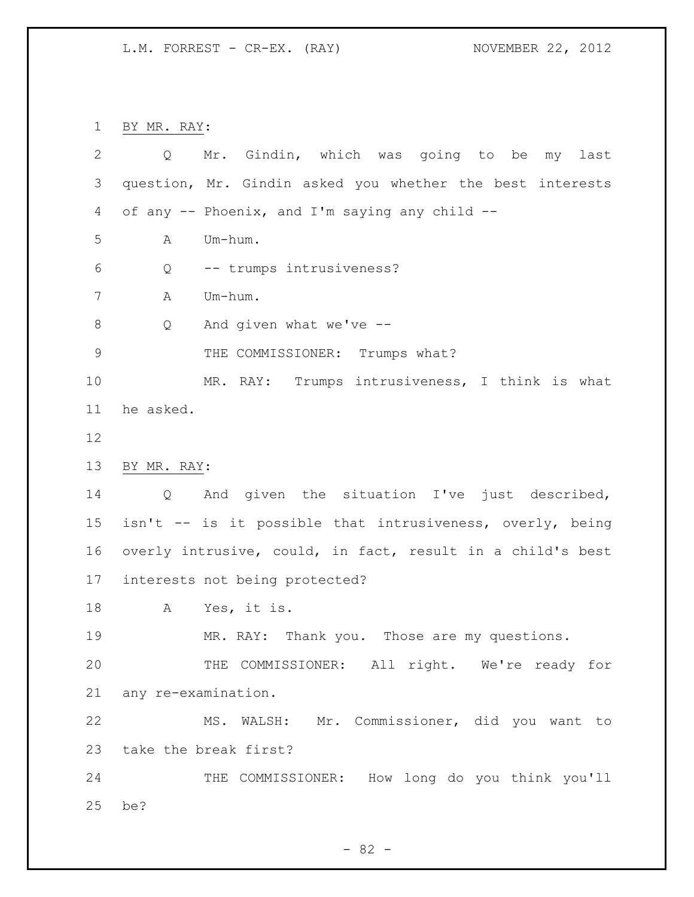BY MR. RAY:

Q Mr. Gindin, which was going to be my last question, Mr. Gindin asked you whether the best interests of any -- Phoenix, and I'm saying any child --

A Um-hum.

Q -- trumps intrusiveness?

A Um-hum.

Q And given what we've --

THE COMMISSIONER: Trumps what?

MR. RAY: Trumps intrusiveness, I think is what he asked.

BY MR. RAY:

Q And given the situation I've just described, isn't -- is it possible that intrusiveness, overly, being overly intrusive, could, in fact, result in a child's best interests not being protected?

A Yes, it is.

MR. RAY: Thank you. Those are my questions.

THE COMMISSIONER: All right. We're ready for any re-examination.

MS. WALSH: Mr. Commissioner, did you want to take the break first?

THE COMMISSIONER: How long do you think you'll be?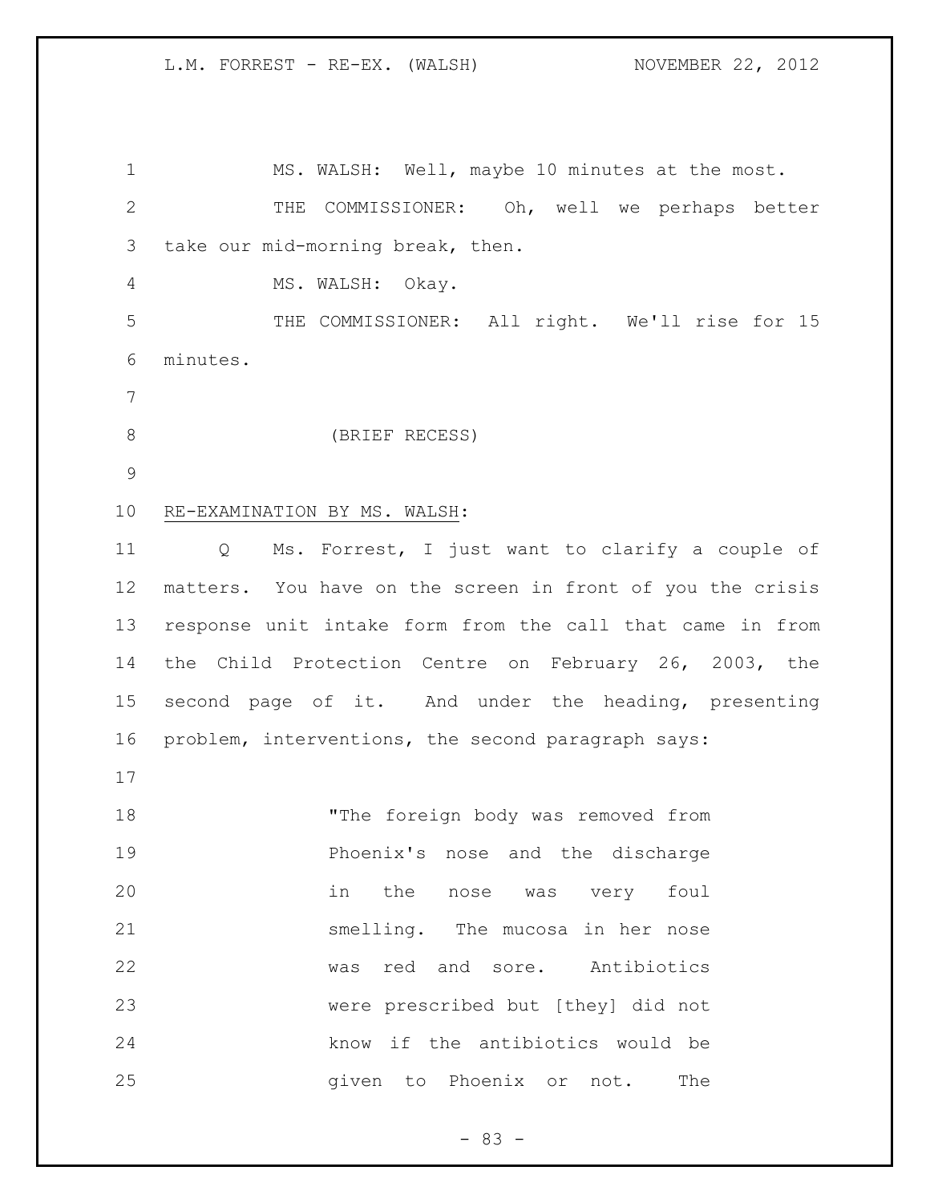MS. WALSH: Well, maybe 10 minutes at the most.

THE COMMISSIONER: Oh, well we perhaps better take our mid-morning break, then.

MS. WALSH: Okay.

THE COMMISSIONER: All right. We'll rise for 15 minutes.

(BRIEF RECESS)

RE-EXAMINATION BY MS. WALSH:

Q Ms. Forrest, I just want to clarify a couple of matters. You have on the screen in front of you the crisis response unit intake form from the call that came in from the Child Protection Centre on February 26, 2003, the second page of it. And under the heading, presenting problem, interventions, the second paragraph says:

> "The foreign body was removed from Phoenix's nose and the discharge in the nose was very foul smelling. The mucosa in her nose was red and sore. Antibiotics were prescribed but [they] did not know if the antibiotics would be given to Phoenix or not. The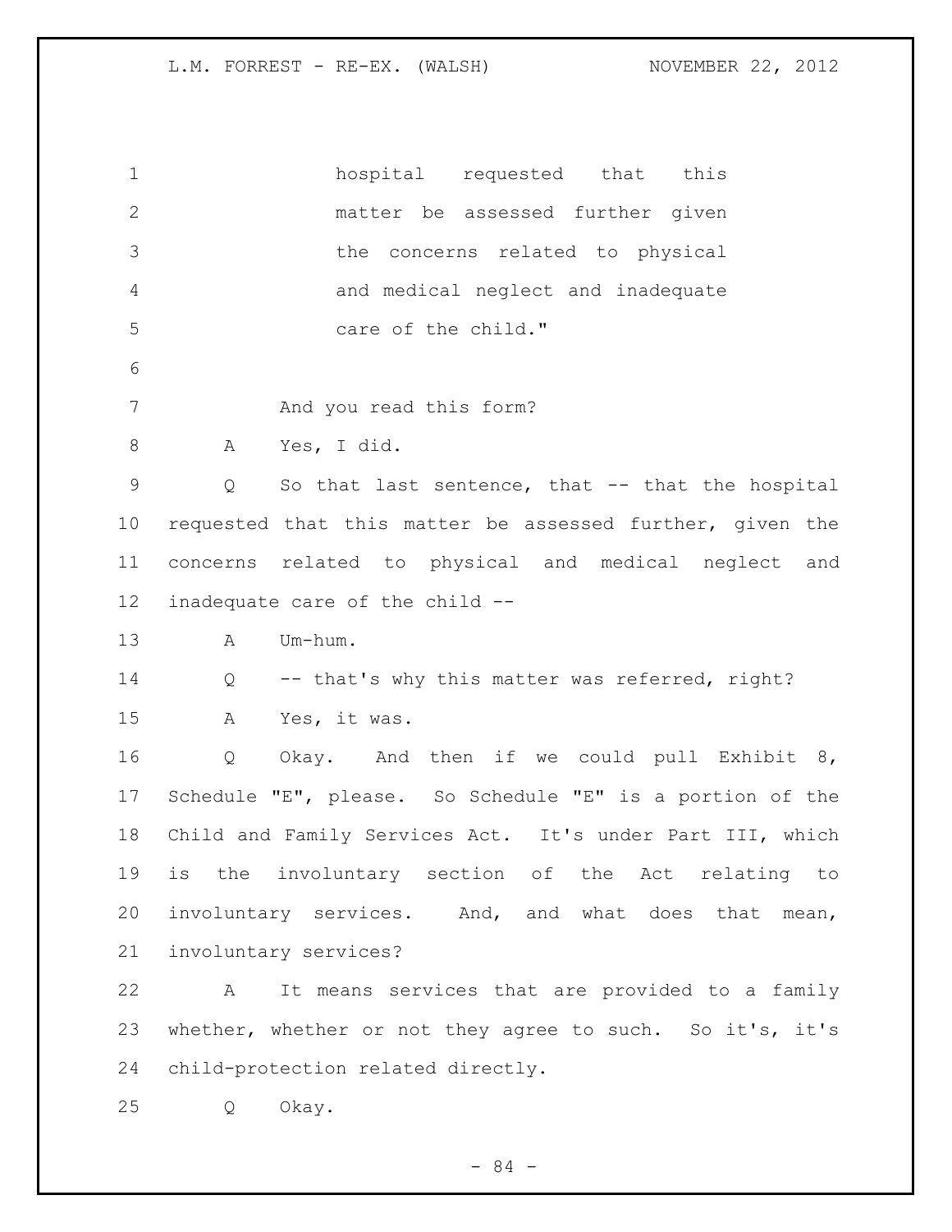hospital requested that this matter be assessed further given the concerns related to physical and medical neglect and inadequate care of the child."

And you read this form?

A Yes, I did.

Q So that last sentence, that -- that the hospital requested that this matter be assessed further, given the concerns related to physical and medical neglect and inadequate care of the child --

A Um-hum.

Q -- that's why this matter was referred, right?

A Yes, it was.

Q Okay. And then if we could pull Exhibit 8, Schedule "E", please. So Schedule "E" is a portion of the Child and Family Services Act. It's under Part III, which is the involuntary section of the Act relating to involuntary services. And, and what does that mean, involuntary services?

A It means services that are provided to a family whether, whether or not they agree to such. So it's, it's child-protection related directly.

Q Okay.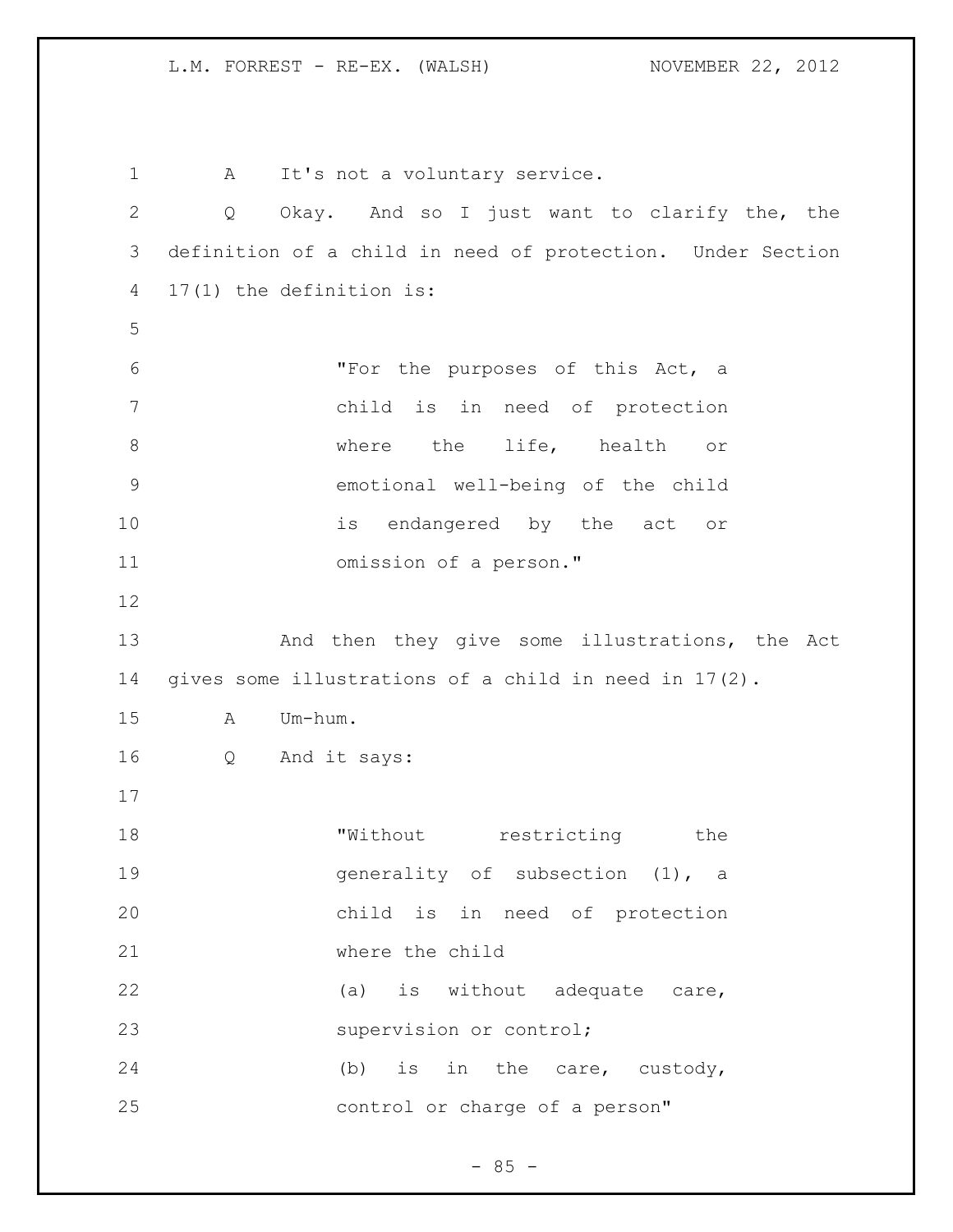A It's not a voluntary service.

Q Okay. And so I just want to clarify the, the definition of a child in need of protection. Under Section 17(1) the definition is:

> "For the purposes of this Act, a child is in need of protection where the life, health or emotional well-being of the child is endangered by the act or omission of a person."

And then they give some illustrations, the Act gives some illustrations of a child in need in 17(2).

A Um-hum.

Q And it says:

> "Without restricting the generality of subsection (1), a child is in need of protection where the child
> (a) is without adequate care, supervision or control;
> (b) is in the care, custody, control or charge of a person"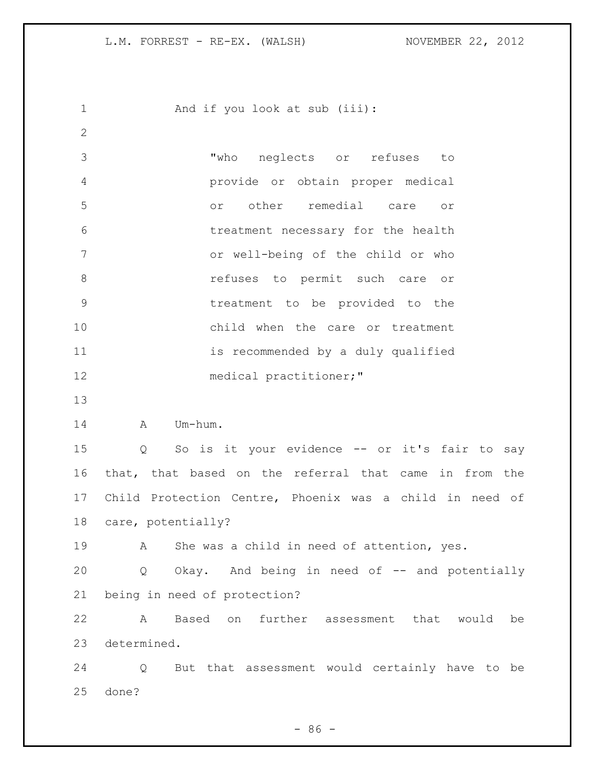And if you look at sub (iii):

> "who neglects or refuses to provide or obtain proper medical or other remedial care or treatment necessary for the health or well-being of the child or who refuses to permit such care or treatment to be provided to the child when the care or treatment is recommended by a duly qualified medical practitioner;"

A Um-hum.

Q So is it your evidence -- or it's fair to say that, that based on the referral that came in from the Child Protection Centre, Phoenix was a child in need of care, potentially?

A She was a child in need of attention, yes.

Q Okay. And being in need of -- and potentially being in need of protection?

A Based on further assessment that would be determined.

Q But that assessment would certainly have to be done?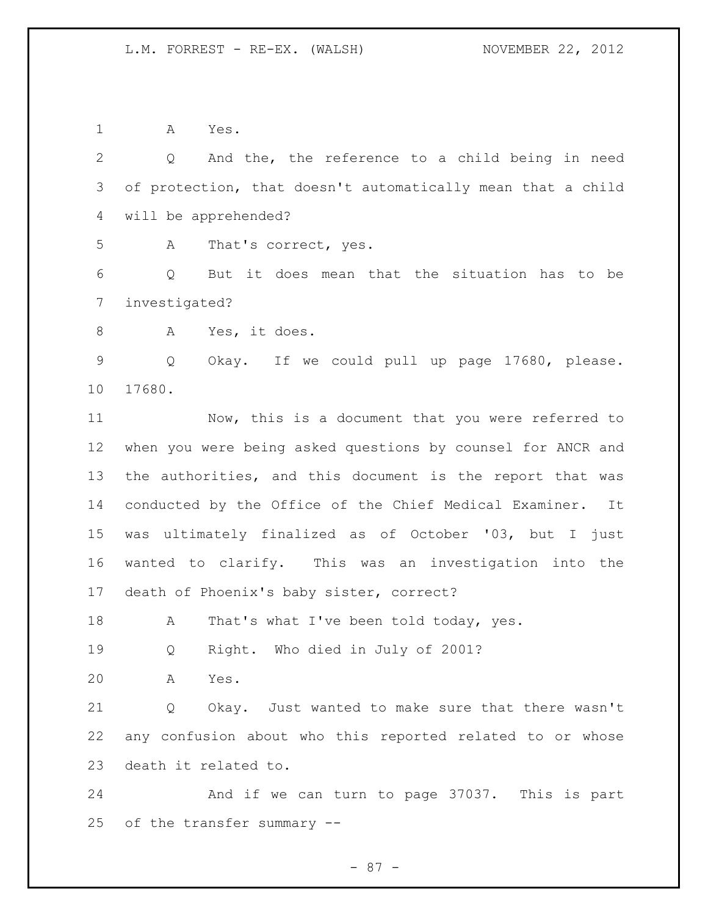A Yes.

Q And the, the reference to a child being in need of protection, that doesn't automatically mean that a child will be apprehended?

A That's correct, yes.

Q But it does mean that the situation has to be investigated?

A Yes, it does.

Q Okay. If we could pull up page 17680, please. 17680.

Now, this is a document that you were referred to when you were being asked questions by counsel for ANCR and the authorities, and this document is the report that was conducted by the Office of the Chief Medical Examiner. It was ultimately finalized as of October '03, but I just wanted to clarify. This was an investigation into the death of Phoenix's baby sister, correct?

A That's what I've been told today, yes.

Q Right. Who died in July of 2001?

A Yes.

Q Okay. Just wanted to make sure that there wasn't any confusion about who this reported related to or whose death it related to.

And if we can turn to page 37037. This is part of the transfer summary --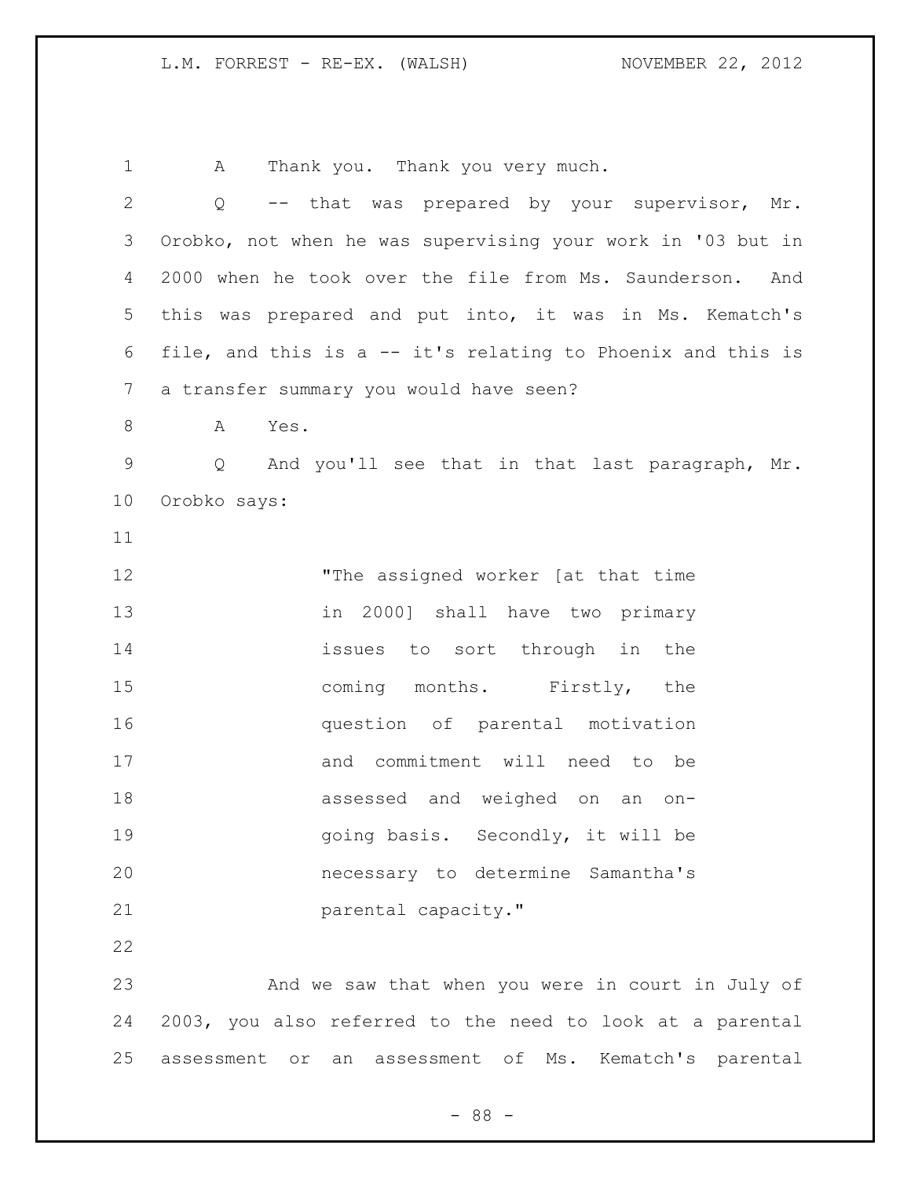A Thank you. Thank you very much.

Q -- that was prepared by your supervisor, Mr. Orobko, not when he was supervising your work in '03 but in 2000 when he took over the file from Ms. Saunderson. And this was prepared and put into, it was in Ms. Kematch's file, and this is a -- it's relating to Phoenix and this is a transfer summary you would have seen?

A Yes.

Q And you'll see that in that last paragraph, Mr. Orobko says:

> "The assigned worker [at that time in 2000] shall have two primary issues to sort through in the coming months. Firstly, the question of parental motivation and commitment will need to be assessed and weighed on an on-going basis. Secondly, it will be necessary to determine Samantha's parental capacity."

And we saw that when you were in court in July of 2003, you also referred to the need to look at a parental assessment or an assessment of Ms. Kematch's parental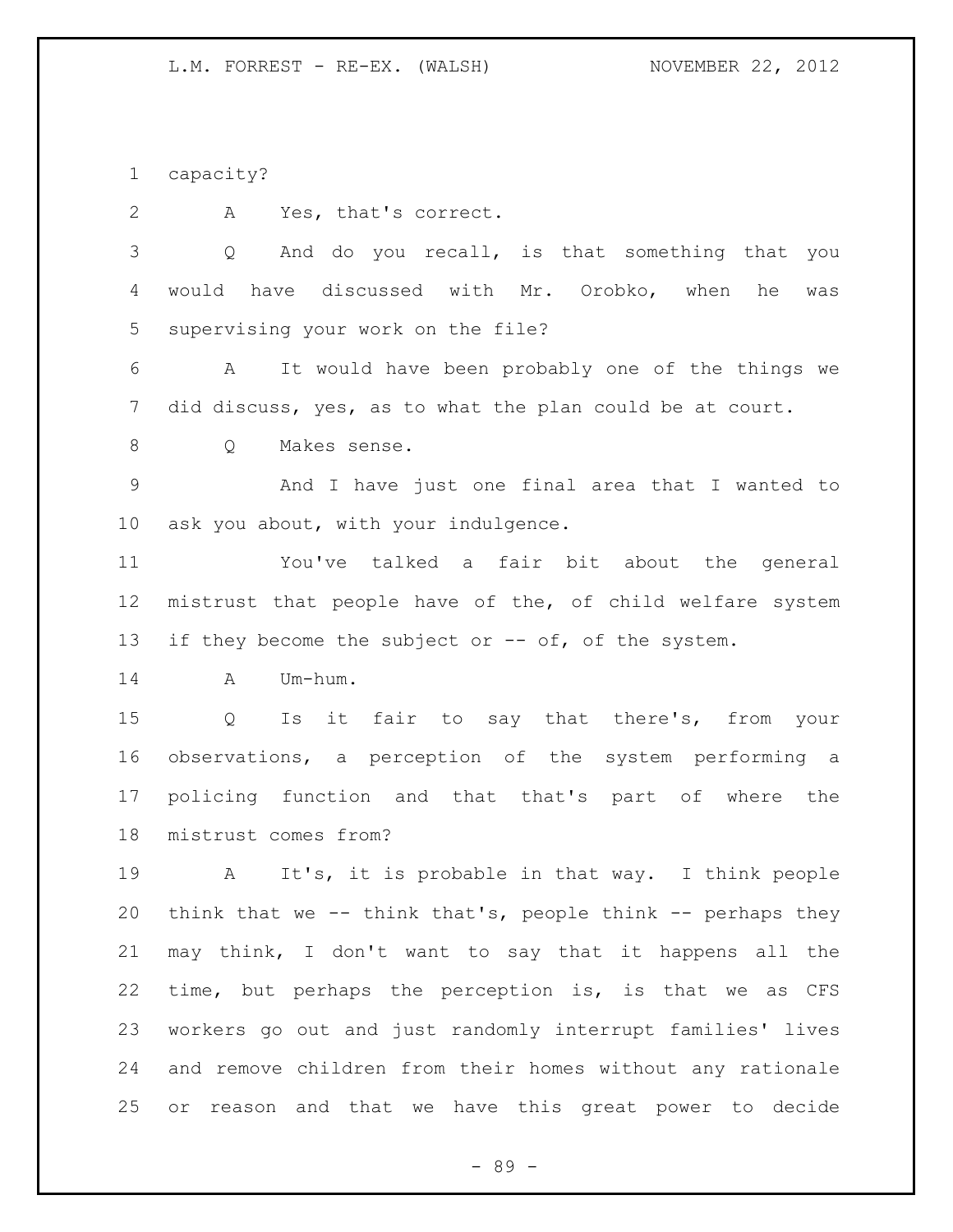capacity?

A Yes, that's correct.

Q And do you recall, is that something that you would have discussed with Mr. Orobko, when he was supervising your work on the file?

A It would have been probably one of the things we did discuss, yes, as to what the plan could be at court.

Q Makes sense.

And I have just one final area that I wanted to ask you about, with your indulgence.

You've talked a fair bit about the general mistrust that people have of the, of child welfare system if they become the subject or -- of, of the system.

A Um-hum.

Q Is it fair to say that there's, from your observations, a perception of the system performing a policing function and that that's part of where the mistrust comes from?

A It's, it is probable in that way. I think people think that we -- think that's, people think -- perhaps they may think, I don't want to say that it happens all the time, but perhaps the perception is, is that we as CFS workers go out and just randomly interrupt families' lives and remove children from their homes without any rationale or reason and that we have this great power to decide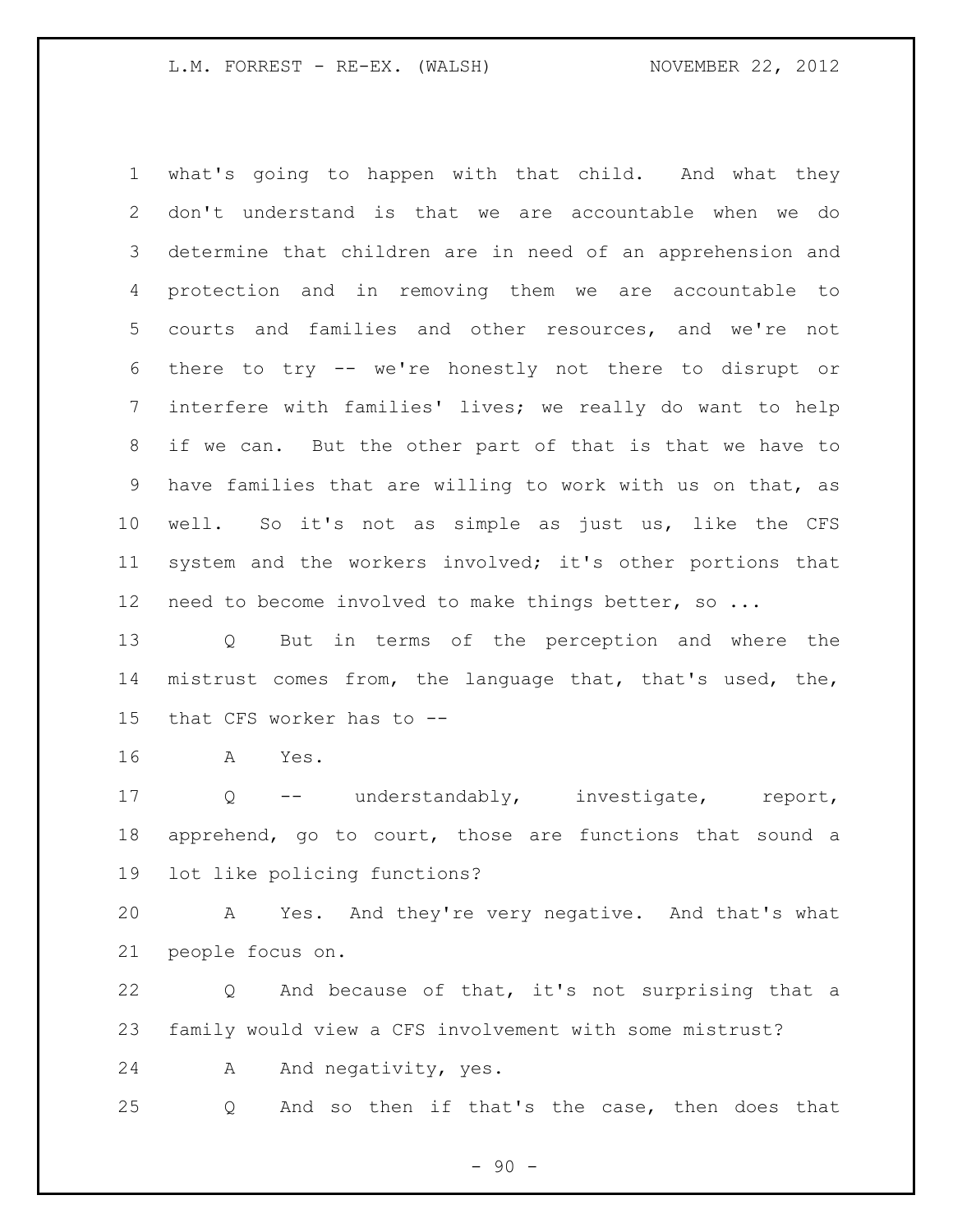what's going to happen with that child. And what they don't understand is that we are accountable when we do determine that children are in need of an apprehension and protection and in removing them we are accountable to courts and families and other resources, and we're not there to try -- we're honestly not there to disrupt or interfere with families' lives; we really do want to help if we can. But the other part of that is that we have to have families that are willing to work with us on that, as well. So it's not as simple as just us, like the CFS system and the workers involved; it's other portions that need to become involved to make things better, so ...

Q But in terms of the perception and where the mistrust comes from, the language that, that's used, the, that CFS worker has to --

A Yes.

Q -- understandably, investigate, report, apprehend, go to court, those are functions that sound a lot like policing functions?

A Yes. And they're very negative. And that's what people focus on.

Q And because of that, it's not surprising that a family would view a CFS involvement with some mistrust?

A And negativity, yes.

Q And so then if that's the case, then does that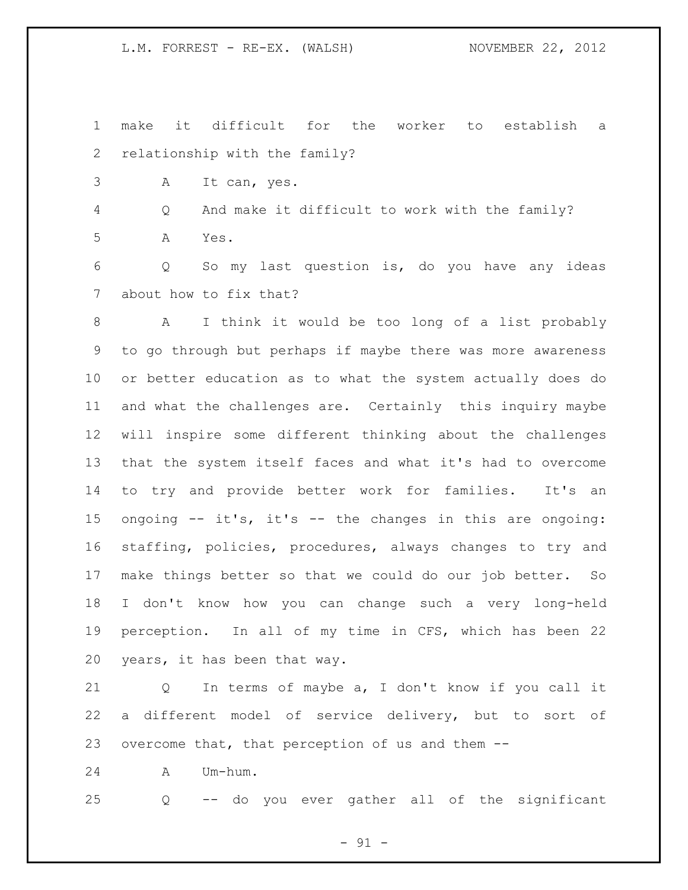make it difficult for the worker to establish a relationship with the family?

A It can, yes.

Q And make it difficult to work with the family?

A Yes.

Q So my last question is, do you have any ideas about how to fix that?

A I think it would be too long of a list probably to go through but perhaps if maybe there was more awareness or better education as to what the system actually does do and what the challenges are. Certainly this inquiry maybe will inspire some different thinking about the challenges that the system itself faces and what it's had to overcome to try and provide better work for families. It's an ongoing -- it's, it's -- the changes in this are ongoing: staffing, policies, procedures, always changes to try and make things better so that we could do our job better. So I don't know how you can change such a very long-held perception. In all of my time in CFS, which has been 22 years, it has been that way.

Q In terms of maybe a, I don't know if you call it a different model of service delivery, but to sort of overcome that, that perception of us and them --

A Um-hum.

Q -- do you ever gather all of the significant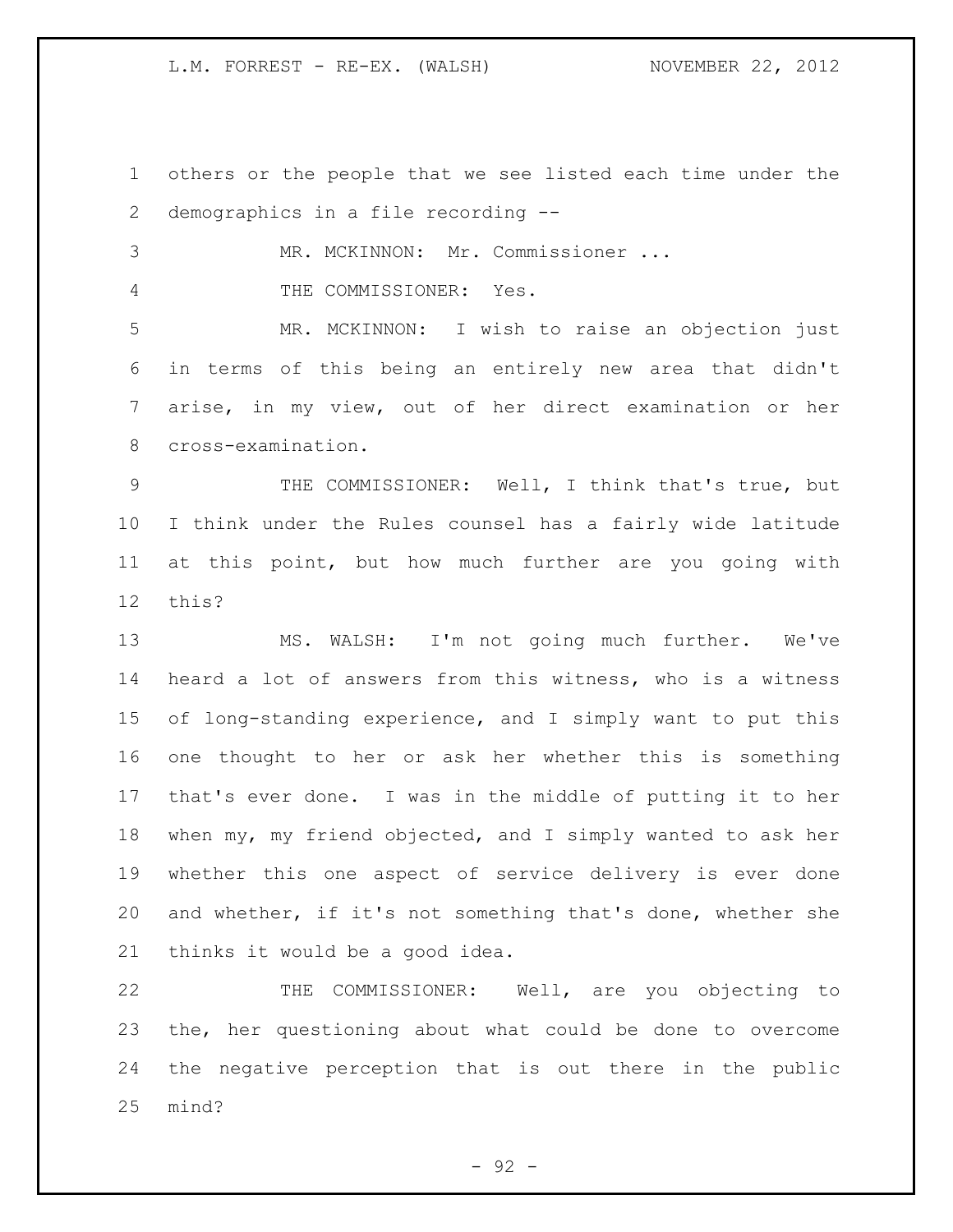others or the people that we see listed each time under the demographics in a file recording --

MR. MCKINNON: Mr. Commissioner ...

THE COMMISSIONER: Yes.

MR. MCKINNON: I wish to raise an objection just in terms of this being an entirely new area that didn't arise, in my view, out of her direct examination or her cross-examination.

THE COMMISSIONER: Well, I think that's true, but I think under the Rules counsel has a fairly wide latitude at this point, but how much further are you going with this?

MS. WALSH: I'm not going much further. We've heard a lot of answers from this witness, who is a witness of long-standing experience, and I simply want to put this one thought to her or ask her whether this is something that's ever done. I was in the middle of putting it to her when my, my friend objected, and I simply wanted to ask her whether this one aspect of service delivery is ever done and whether, if it's not something that's done, whether she thinks it would be a good idea.

THE COMMISSIONER: Well, are you objecting to the, her questioning about what could be done to overcome the negative perception that is out there in the public mind?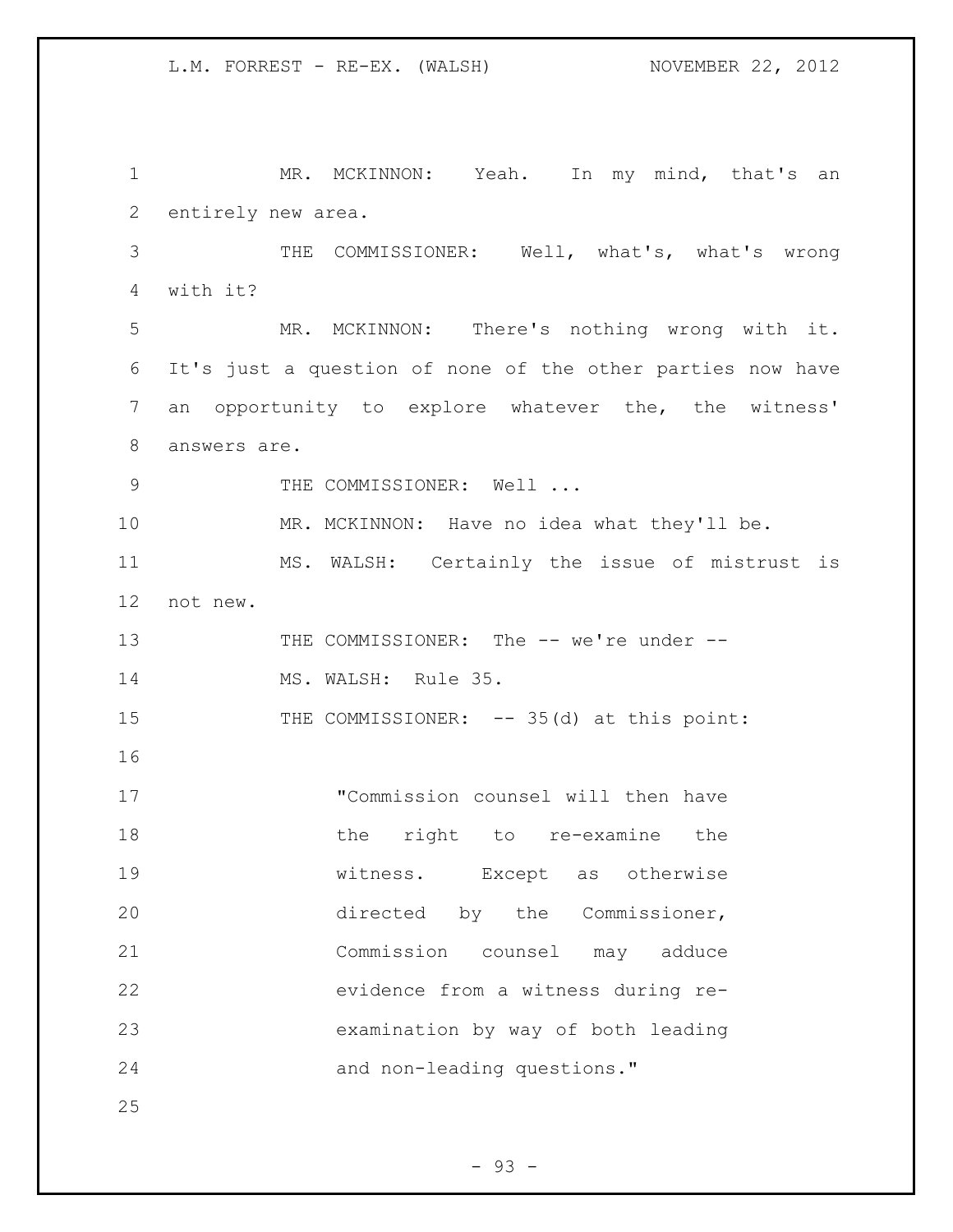MR. MCKINNON: Yeah. In my mind, that's an entirely new area.

THE COMMISSIONER: Well, what's, what's wrong with it?

MR. MCKINNON: There's nothing wrong with it. It's just a question of none of the other parties now have an opportunity to explore whatever the, the witness' answers are.

THE COMMISSIONER: Well ...

MR. MCKINNON: Have no idea what they'll be.

MS. WALSH: Certainly the issue of mistrust is not new.

THE COMMISSIONER: The -- we're under --

MS. WALSH: Rule 35.

THE COMMISSIONER: -- 35(d) at this point:

> "Commission counsel will then have the right to re-examine the witness. Except as otherwise directed by the Commissioner, Commission counsel may adduce evidence from a witness during re-examination by way of both leading and non-leading questions."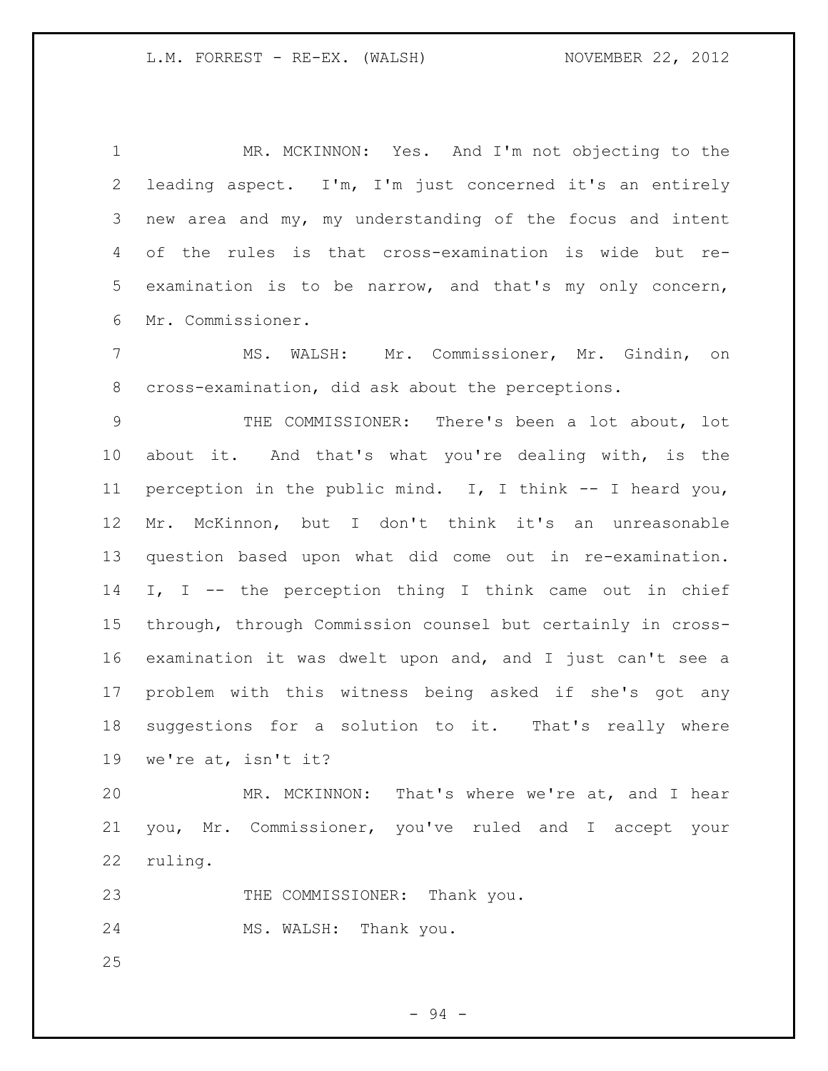MR. MCKINNON: Yes. And I'm not objecting to the leading aspect. I'm, I'm just concerned it's an entirely new area and my, my understanding of the focus and intent of the rules is that cross-examination is wide but re-examination is to be narrow, and that's my only concern, Mr. Commissioner.

MS. WALSH: Mr. Commissioner, Mr. Gindin, on cross-examination, did ask about the perceptions.

THE COMMISSIONER: There's been a lot about, lot about it. And that's what you're dealing with, is the perception in the public mind. I, I think -- I heard you, Mr. McKinnon, but I don't think it's an unreasonable question based upon what did come out in re-examination. I, I -- the perception thing I think came out in chief through, through Commission counsel but certainly in cross-examination it was dwelt upon and, and I just can't see a problem with this witness being asked if she's got any suggestions for a solution to it. That's really where we're at, isn't it?

MR. MCKINNON: That's where we're at, and I hear you, Mr. Commissioner, you've ruled and I accept your ruling.

THE COMMISSIONER: Thank you.

MS. WALSH: Thank you.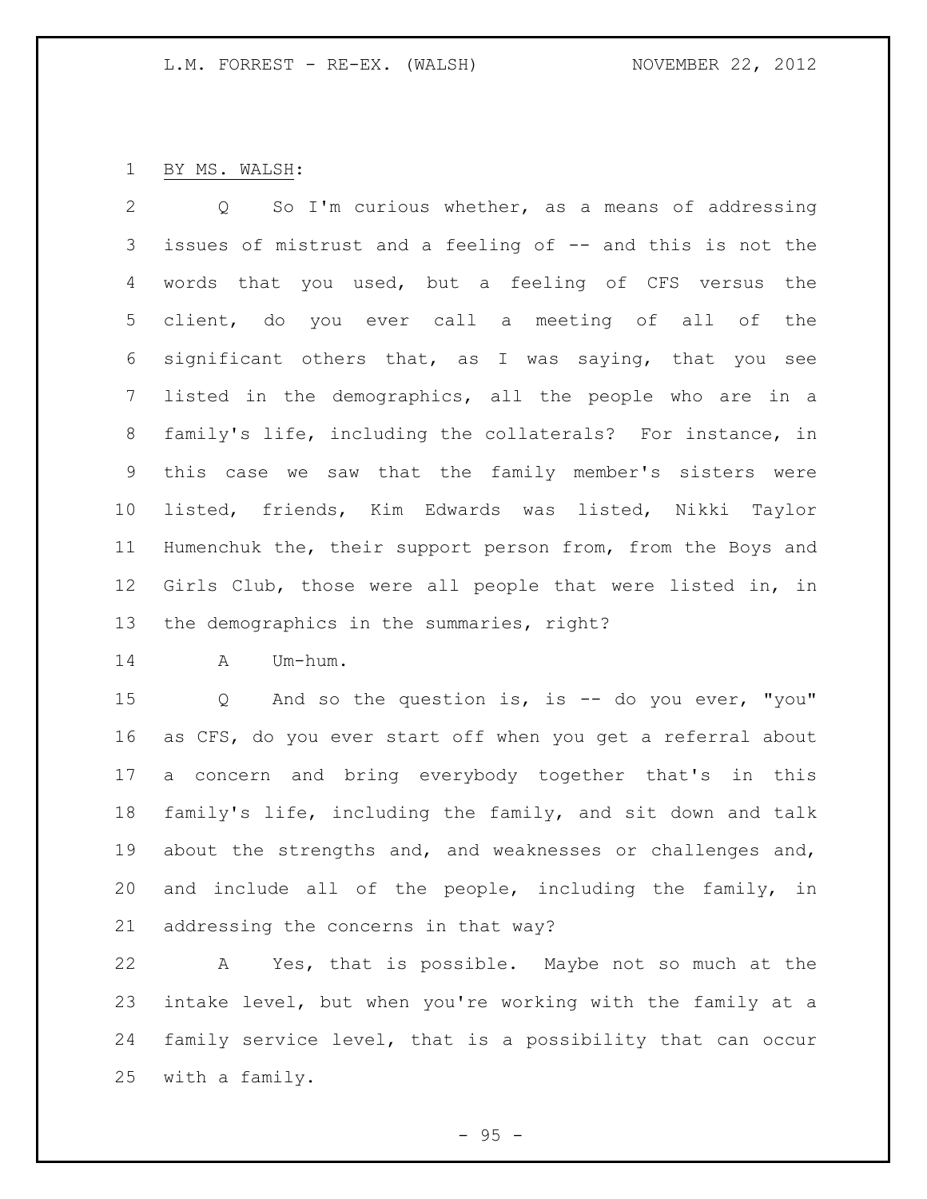BY MS. WALSH:

Q So I'm curious whether, as a means of addressing issues of mistrust and a feeling of -- and this is not the words that you used, but a feeling of CFS versus the client, do you ever call a meeting of all of the significant others that, as I was saying, that you see listed in the demographics, all the people who are in a family's life, including the collaterals? For instance, in this case we saw that the family member's sisters were listed, friends, Kim Edwards was listed, Nikki Taylor Humenchuk the, their support person from, from the Boys and Girls Club, those were all people that were listed in, in the demographics in the summaries, right?

A Um-hum.

Q And so the question is, is -- do you ever, "you" as CFS, do you ever start off when you get a referral about a concern and bring everybody together that's in this family's life, including the family, and sit down and talk about the strengths and, and weaknesses or challenges and, and include all of the people, including the family, in addressing the concerns in that way?

A Yes, that is possible. Maybe not so much at the intake level, but when you're working with the family at a family service level, that is a possibility that can occur with a family.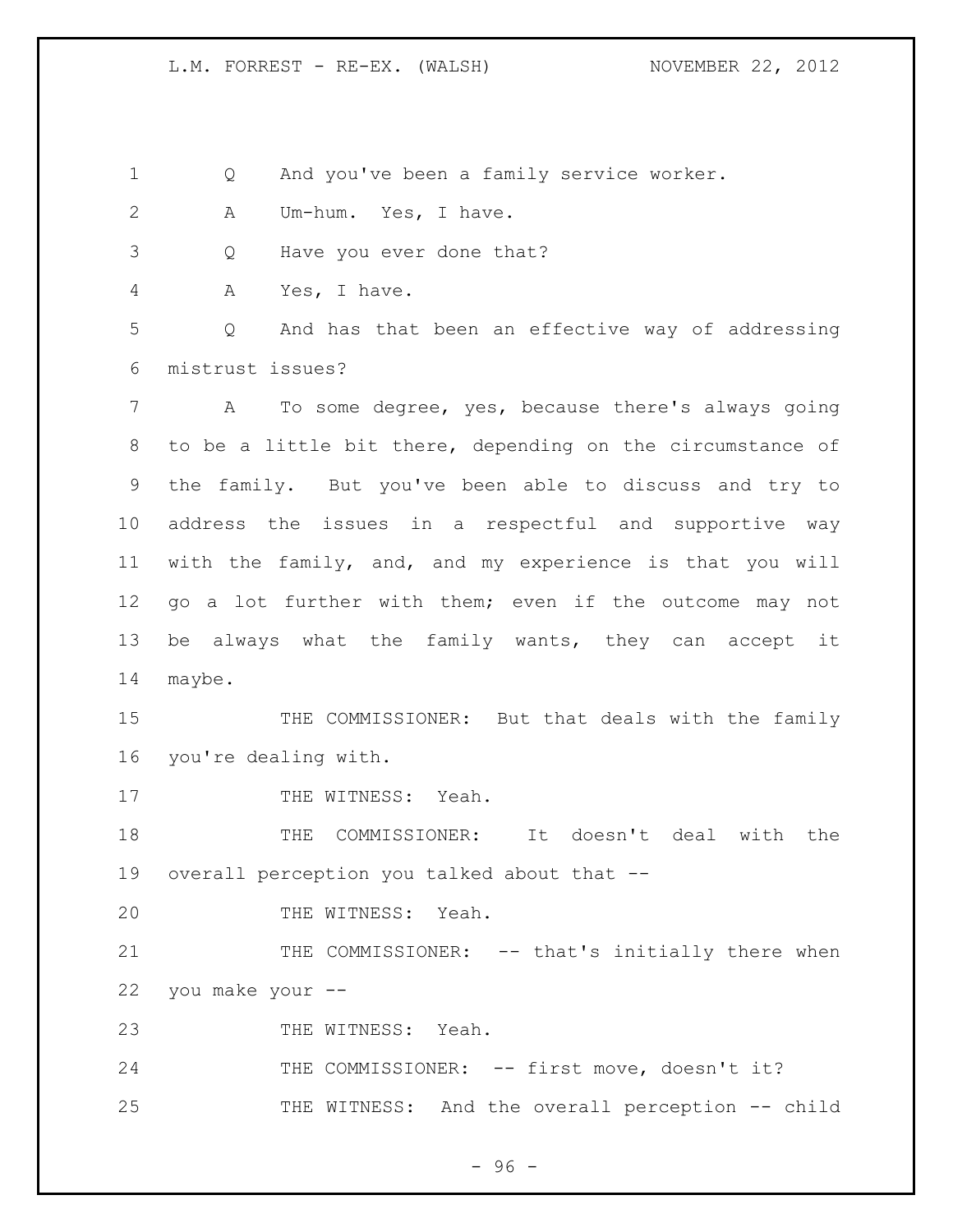Q And you've been a family service worker.

A Um-hum. Yes, I have.

Q Have you ever done that?

A Yes, I have.

Q And has that been an effective way of addressing mistrust issues?

A To some degree, yes, because there's always going to be a little bit there, depending on the circumstance of the family. But you've been able to discuss and try to address the issues in a respectful and supportive way with the family, and, and my experience is that you will go a lot further with them; even if the outcome may not be always what the family wants, they can accept it maybe.

THE COMMISSIONER: But that deals with the family you're dealing with.

THE WITNESS: Yeah.

THE COMMISSIONER: It doesn't deal with the overall perception you talked about that --

THE WITNESS: Yeah.

THE COMMISSIONER: -- that's initially there when you make your --

THE WITNESS: Yeah.

THE COMMISSIONER: -- first move, doesn't it?

THE WITNESS: And the overall perception -- child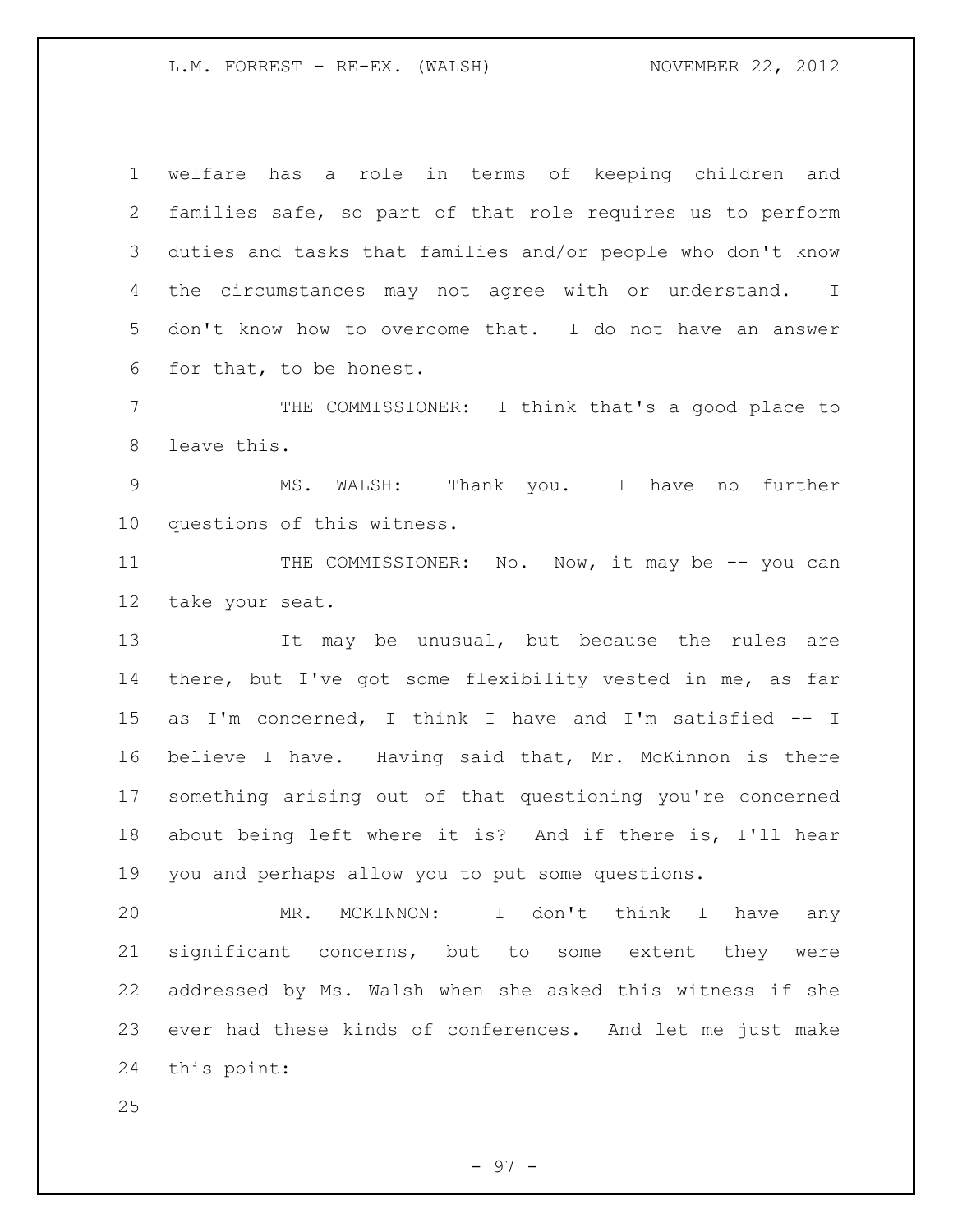welfare has a role in terms of keeping children and families safe, so part of that role requires us to perform duties and tasks that families and/or people who don't know the circumstances may not agree with or understand. I don't know how to overcome that. I do not have an answer for that, to be honest.

THE COMMISSIONER: I think that's a good place to leave this.

MS. WALSH: Thank you. I have no further questions of this witness.

THE COMMISSIONER: No. Now, it may be -- you can take your seat.

It may be unusual, but because the rules are there, but I've got some flexibility vested in me, as far as I'm concerned, I think I have and I'm satisfied -- I believe I have. Having said that, Mr. McKinnon is there something arising out of that questioning you're concerned about being left where it is? And if there is, I'll hear you and perhaps allow you to put some questions.

MR. MCKINNON: I don't think I have any significant concerns, but to some extent they were addressed by Ms. Walsh when she asked this witness if she ever had these kinds of conferences. And let me just make this point: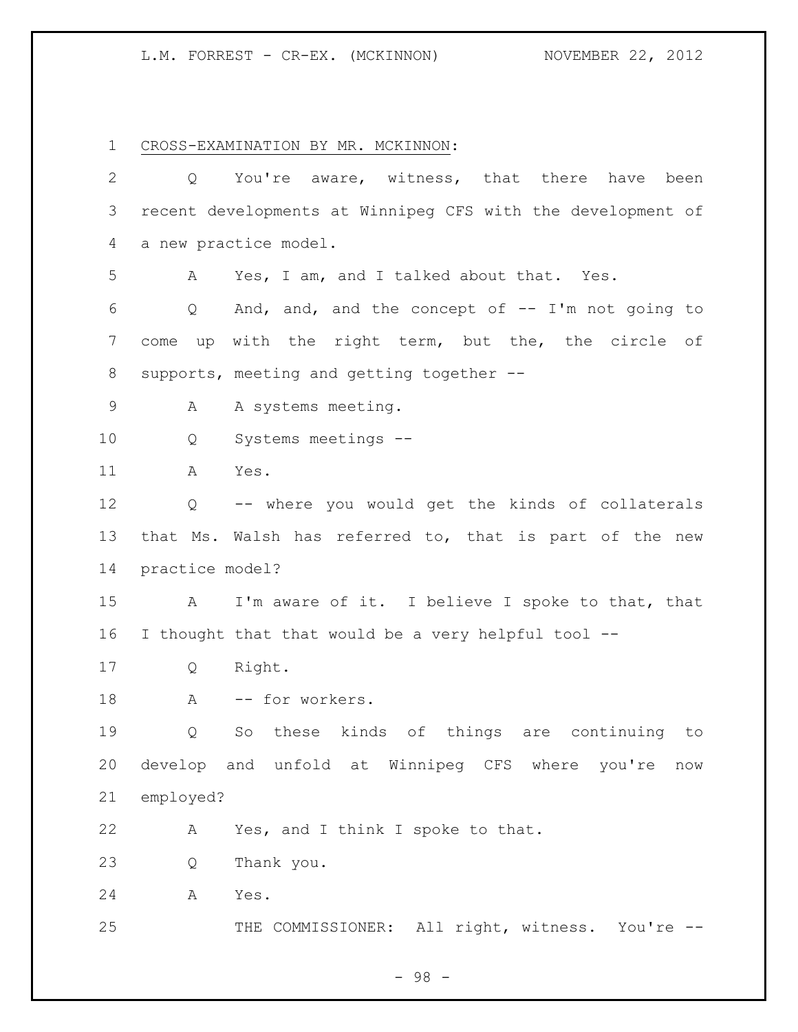CROSS-EXAMINATION BY MR. MCKINNON:

Q You're aware, witness, that there have been recent developments at Winnipeg CFS with the development of a new practice model.

A Yes, I am, and I talked about that. Yes.

Q And, and, and the concept of -- I'm not going to come up with the right term, but the, the circle of supports, meeting and getting together --

A A systems meeting.

Q Systems meetings --

A Yes.

Q -- where you would get the kinds of collaterals that Ms. Walsh has referred to, that is part of the new practice model?

A I'm aware of it. I believe I spoke to that, that I thought that that would be a very helpful tool --

Q Right.

A -- for workers.

Q So these kinds of things are continuing to develop and unfold at Winnipeg CFS where you're now employed?

A Yes, and I think I spoke to that.

Q Thank you.

A Yes.

THE COMMISSIONER: All right, witness. You're --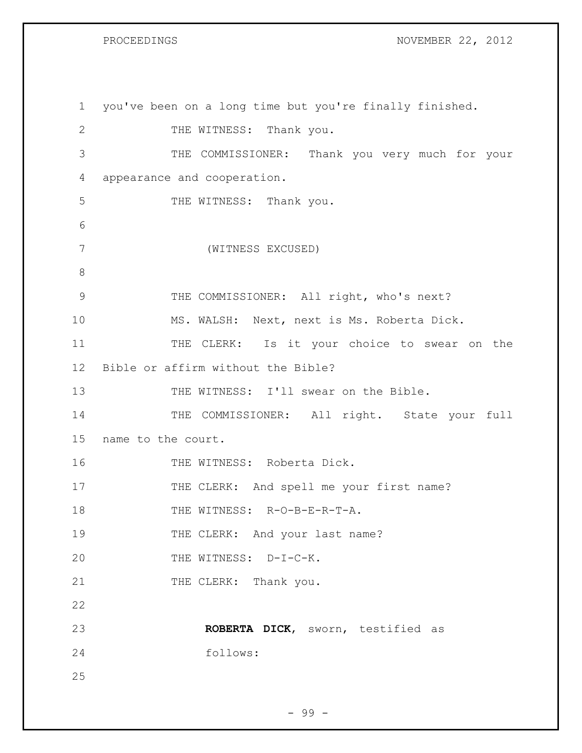you've been on a long time but you're finally finished.

THE WITNESS: Thank you.

THE COMMISSIONER: Thank you very much for your appearance and cooperation.

THE WITNESS: Thank you.

(WITNESS EXCUSED)

THE COMMISSIONER: All right, who's next?

MS. WALSH: Next, next is Ms. Roberta Dick.

THE CLERK: Is it your choice to swear on the Bible or affirm without the Bible?

THE WITNESS: I'll swear on the Bible.

THE COMMISSIONER: All right. State your full name to the court.

THE WITNESS: Roberta Dick.

THE CLERK: And spell me your first name?

THE WITNESS: R-O-B-E-R-T-A.

THE CLERK: And your last name?

THE WITNESS: D-I-C-K.

THE CLERK: Thank you.

**ROBERTA DICK**, sworn, testified as follows: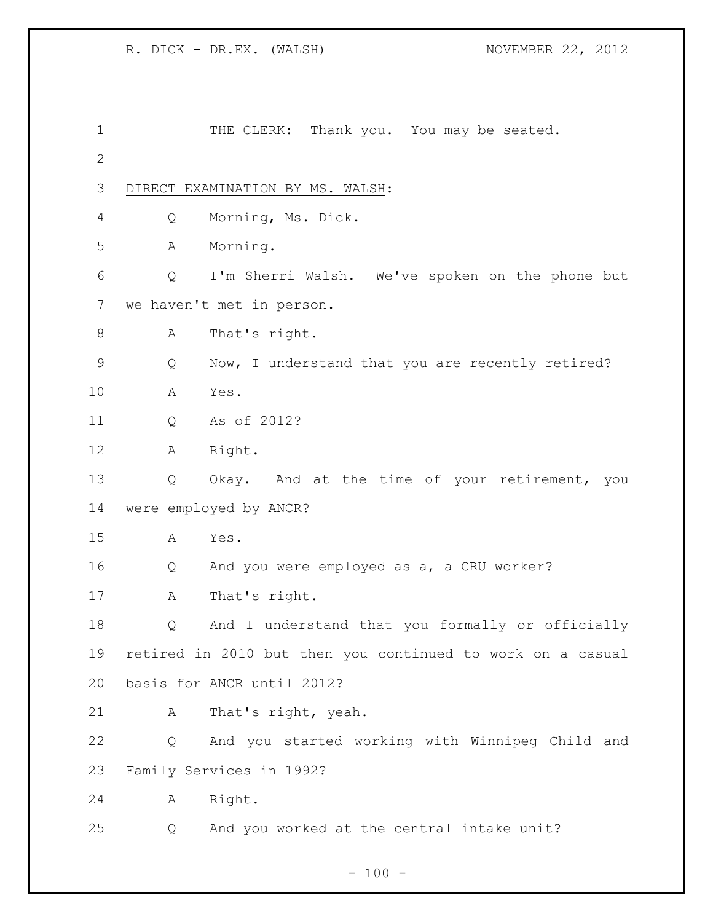THE CLERK: Thank you. You may be seated.

DIRECT EXAMINATION BY MS. WALSH:

Q Morning, Ms. Dick.

A Morning.

Q I'm Sherri Walsh. We've spoken on the phone but we haven't met in person.

A That's right.

Q Now, I understand that you are recently retired?

A Yes.

Q As of 2012?

A Right.

Q Okay. And at the time of your retirement, you were employed by ANCR?

A Yes.

Q And you were employed as a, a CRU worker?

A That's right.

Q And I understand that you formally or officially retired in 2010 but then you continued to work on a casual basis for ANCR until 2012?

A That's right, yeah.

Q And you started working with Winnipeg Child and Family Services in 1992?

A Right.

Q And you worked at the central intake unit?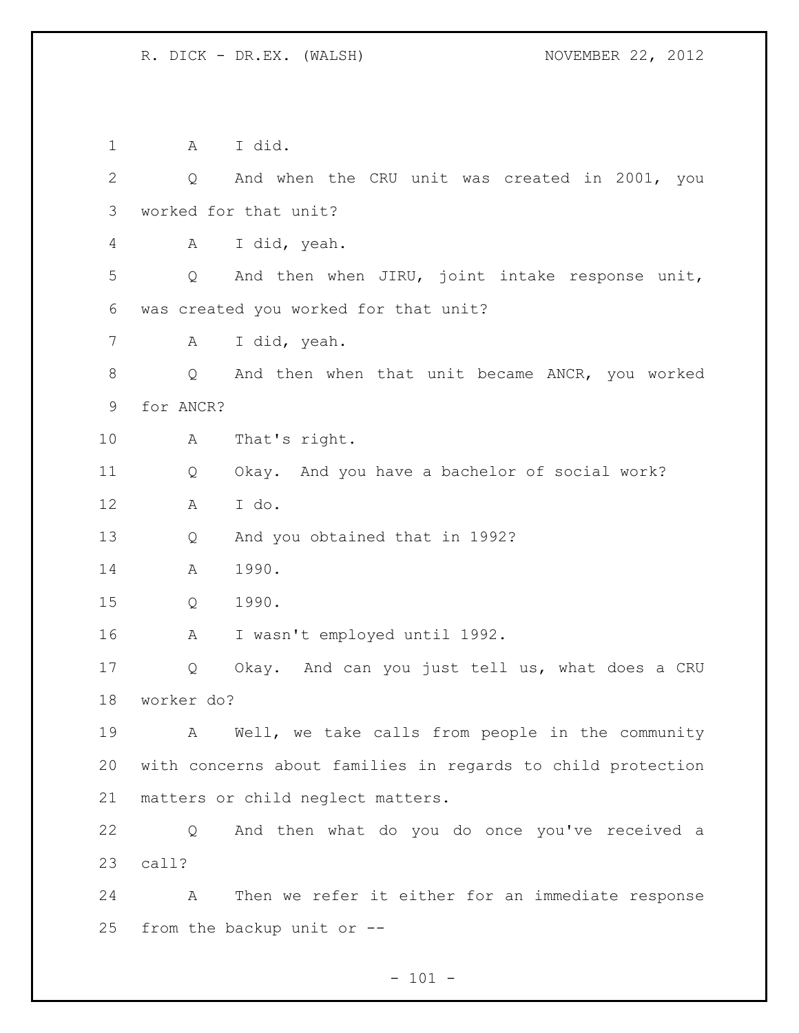1 A I did.

2 Q And when the CRU unit was created in 2001, you

3 worked for that unit?

4 A I did, yeah.

5 Q And then when JIRU, joint intake response unit,

6 was created you worked for that unit?

7 A I did, yeah.

8 Q And then when that unit became ANCR, you worked

9 for ANCR?

10 A That's right.

11 Q Okay. And you have a bachelor of social work?

12 A I do.

13 Q And you obtained that in 1992?

14 A 1990.

15 Q 1990.

16 A I wasn't employed until 1992.

17 Q Okay. And can you just tell us, what does a CRU

18 worker do?

19 A Well, we take calls from people in the community

20 with concerns about families in regards to child protection

21 matters or child neglect matters.

22 Q And then what do you do once you've received a

23 call?

24 A Then we refer it either for an immediate response

25 from the backup unit or --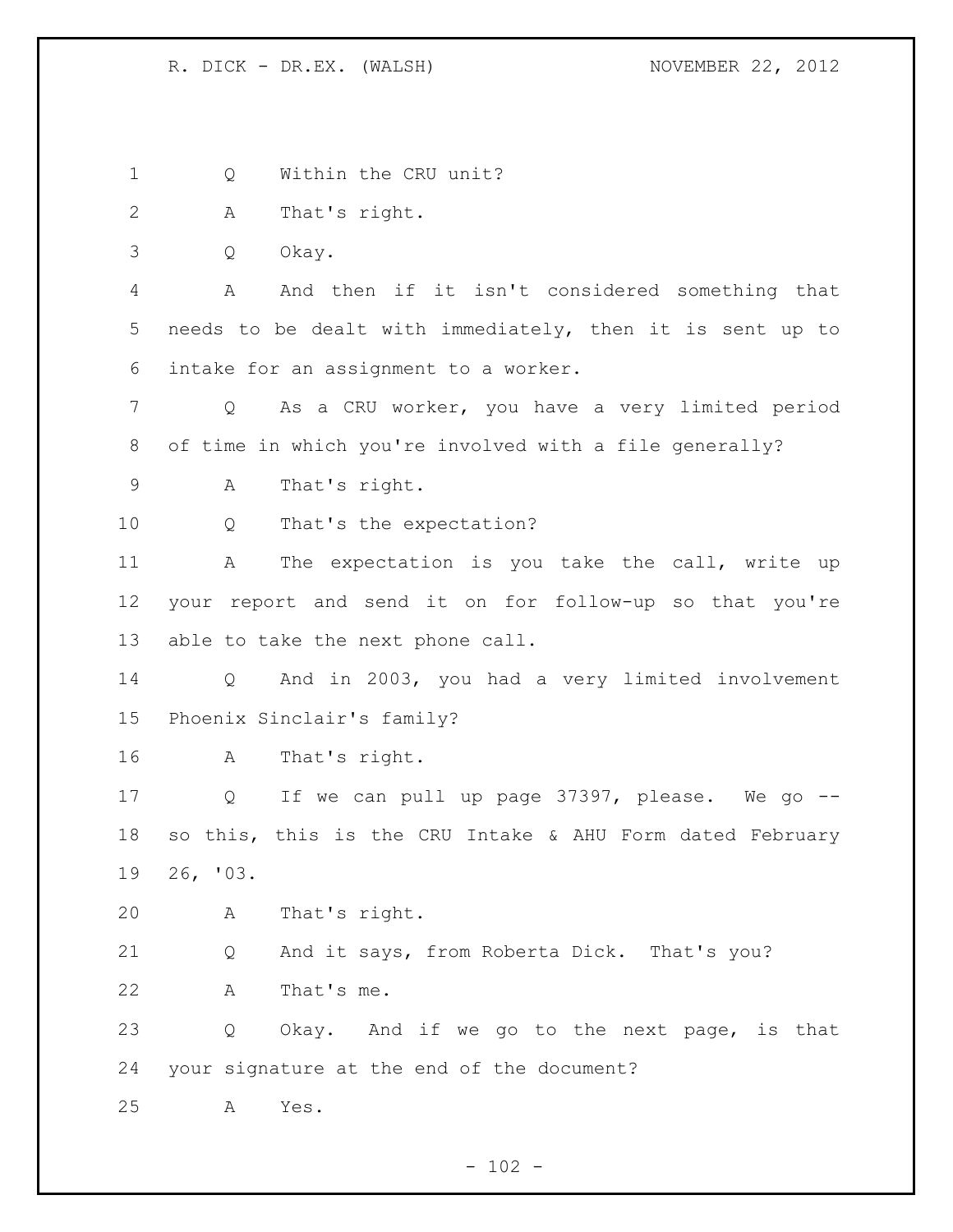Q Within the CRU unit?

A That's right.

Q Okay.

A And then if it isn't considered something that needs to be dealt with immediately, then it is sent up to intake for an assignment to a worker.

Q As a CRU worker, you have a very limited period of time in which you're involved with a file generally?

A That's right.

Q That's the expectation?

A The expectation is you take the call, write up your report and send it on for follow-up so that you're able to take the next phone call.

Q And in 2003, you had a very limited involvement Phoenix Sinclair's family?

A That's right.

Q If we can pull up page 37397, please. We go -- so this, this is the CRU Intake & AHU Form dated February 26, '03.

A That's right.

Q And it says, from Roberta Dick. That's you?

A That's me.

Q Okay. And if we go to the next page, is that your signature at the end of the document?

A Yes.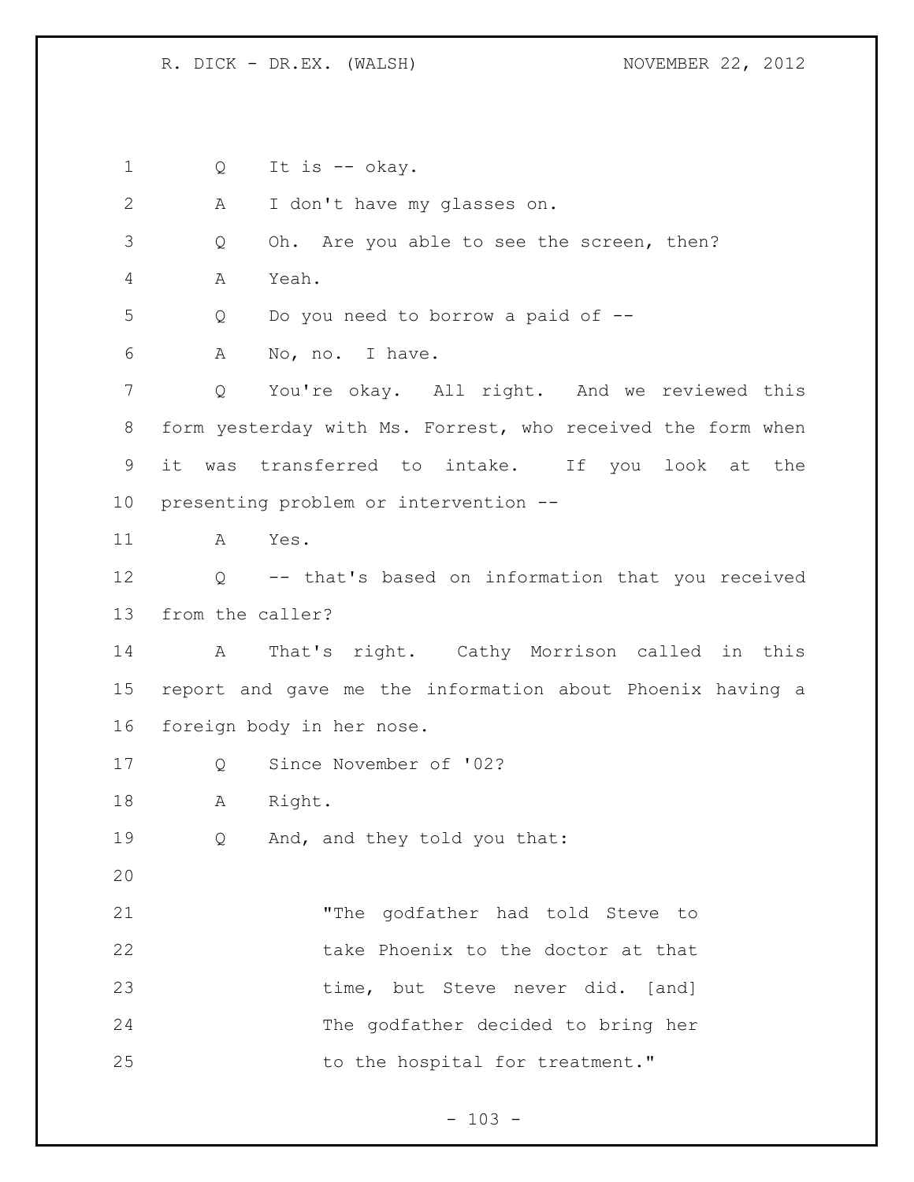Q It is -- okay.

A I don't have my glasses on.

Q Oh. Are you able to see the screen, then?

A Yeah.

Q Do you need to borrow a paid of --

A No, no. I have.

Q You're okay. All right. And we reviewed this form yesterday with Ms. Forrest, who received the form when it was transferred to intake. If you look at the presenting problem or intervention --

A Yes.

Q -- that's based on information that you received from the caller?

A That's right. Cathy Morrison called in this report and gave me the information about Phoenix having a foreign body in her nose.

Q Since November of '02?

A Right.

Q And, and they told you that:

> "The godfather had told Steve to take Phoenix to the doctor at that time, but Steve never did. [and] The godfather decided to bring her to the hospital for treatment."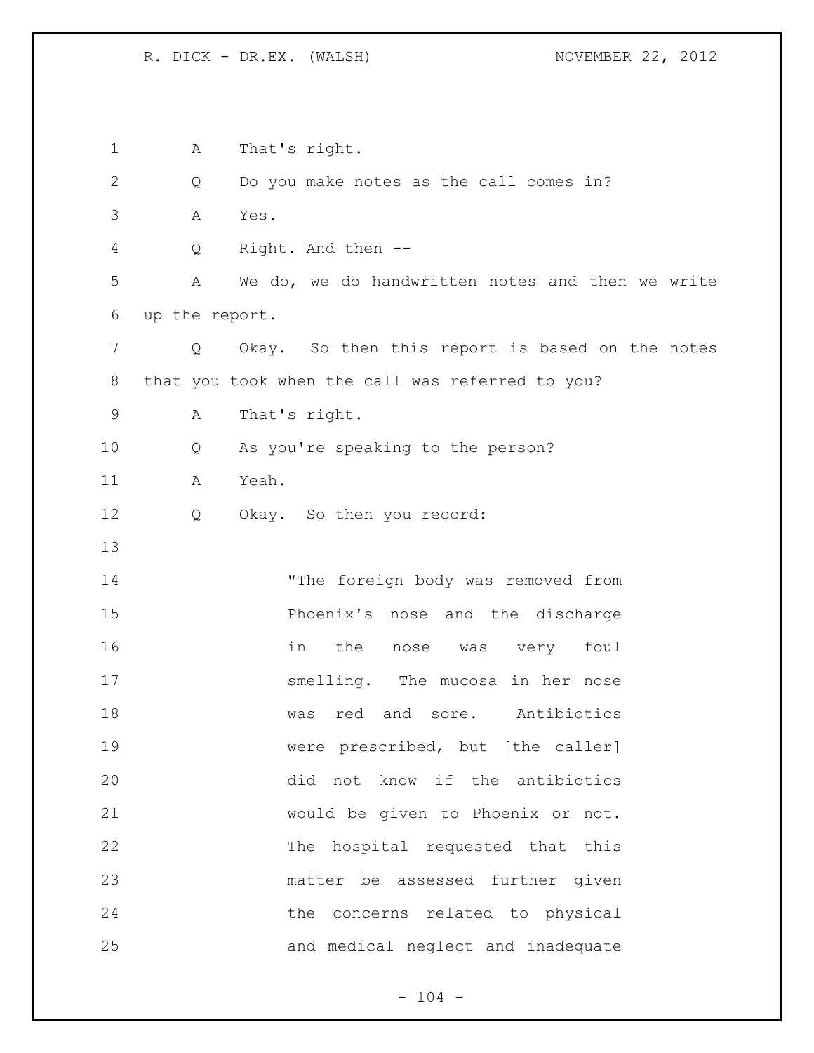1 A That's right.

2 Q Do you make notes as the call comes in?

3 A Yes.

4 Q Right. And then --

5 A We do, we do handwritten notes and then we write

6 up the report.

7 Q Okay. So then this report is based on the notes

8 that you took when the call was referred to you?

9 A That's right.

10 Q As you're speaking to the person?

11 A Yeah.

12 Q Okay. So then you record:

13

14 "The foreign body was removed from

15 Phoenix's nose and the discharge

16 in the nose was very foul

17 smelling. The mucosa in her nose

18 was red and sore. Antibiotics

19 were prescribed, but [the caller]

20 did not know if the antibiotics

21 would be given to Phoenix or not.

22 The hospital requested that this

23 matter be assessed further given

24 the concerns related to physical

25 and medical neglect and inadequate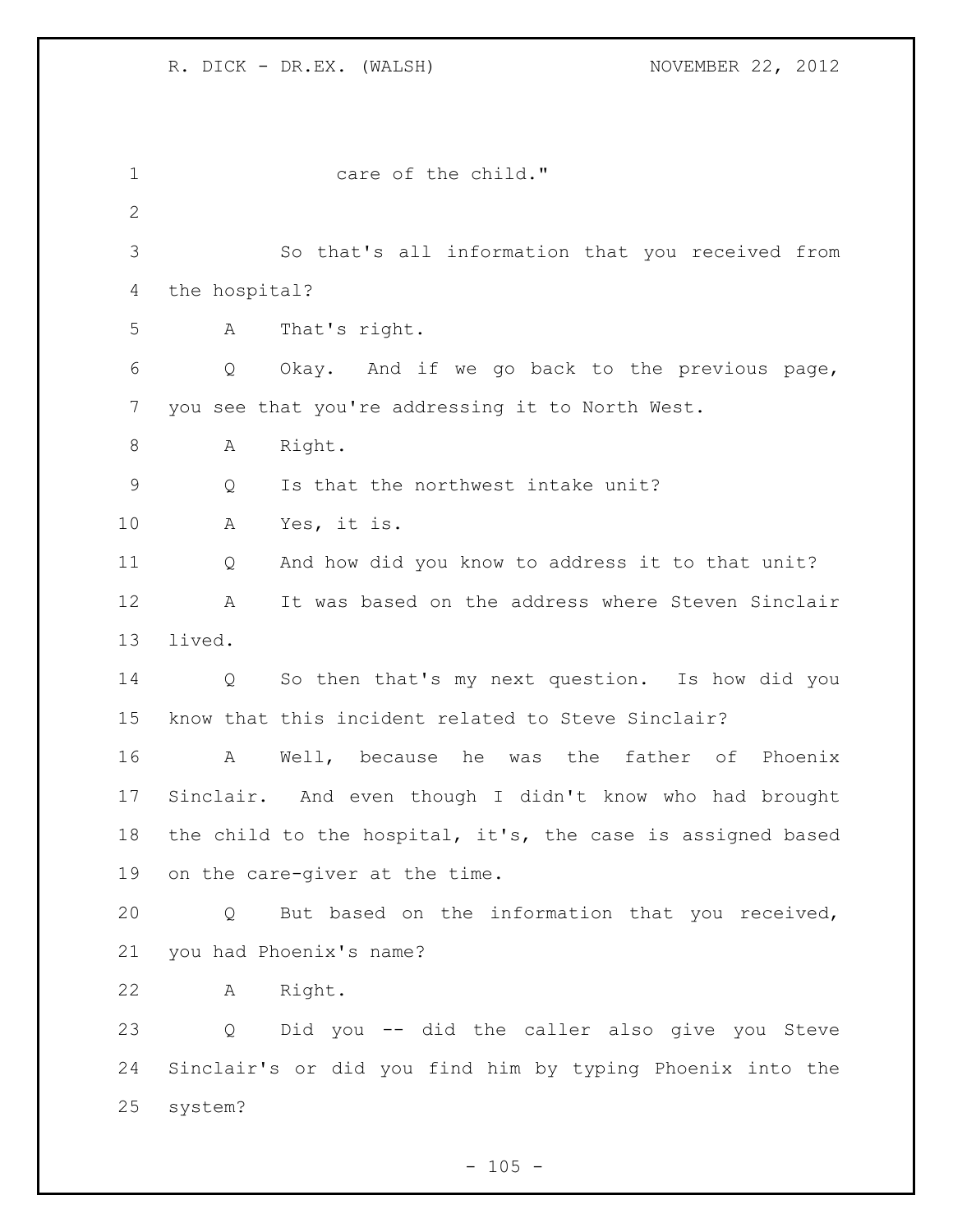care of the child."

So that's all information that you received from the hospital?

A That's right.

Q Okay. And if we go back to the previous page, you see that you're addressing it to North West.

A Right.

Q Is that the northwest intake unit?

A Yes, it is.

Q And how did you know to address it to that unit?

A It was based on the address where Steven Sinclair lived.

Q So then that's my next question. Is how did you know that this incident related to Steve Sinclair?

A Well, because he was the father of Phoenix Sinclair. And even though I didn't know who had brought the child to the hospital, it's, the case is assigned based on the care-giver at the time.

Q But based on the information that you received, you had Phoenix's name?

A Right.

Q Did you -- did the caller also give you Steve Sinclair's or did you find him by typing Phoenix into the system?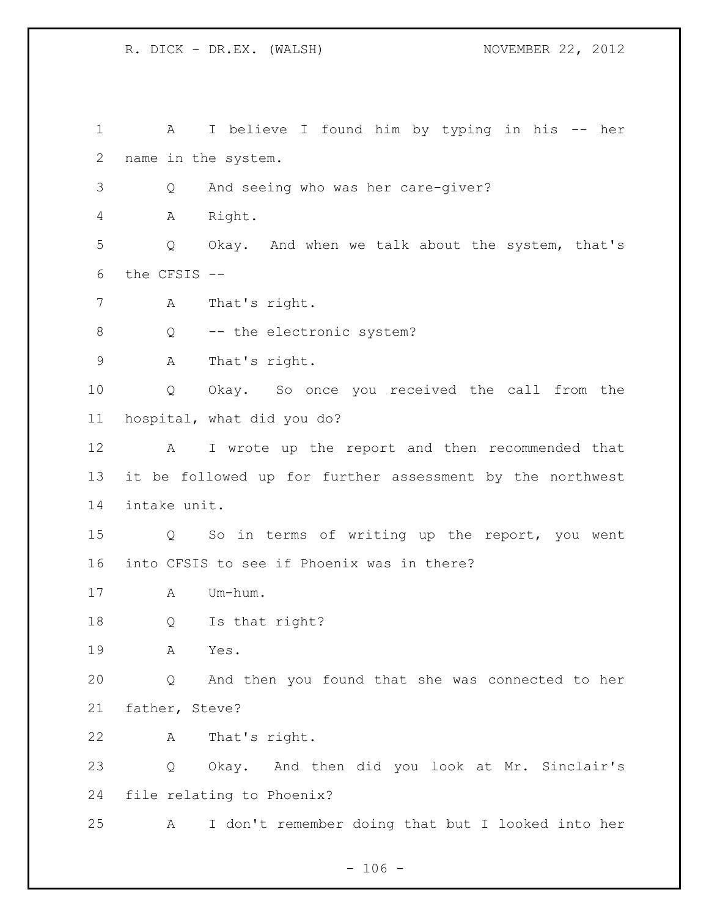1 A I believe I found him by typing in his -- her
2 name in the system.
3 Q And seeing who was her care-giver?
4 A Right.
5 Q Okay. And when we talk about the system, that's
6 the CFSIS --
7 A That's right.
8 Q -- the electronic system?
9 A That's right.
10 Q Okay. So once you received the call from the
11 hospital, what did you do?
12 A I wrote up the report and then recommended that
13 it be followed up for further assessment by the northwest
14 intake unit.
15 Q So in terms of writing up the report, you went
16 into CFSIS to see if Phoenix was in there?
17 A Um-hum.
18 Q Is that right?
19 A Yes.
20 Q And then you found that she was connected to her
21 father, Steve?
22 A That's right.
23 Q Okay. And then did you look at Mr. Sinclair's
24 file relating to Phoenix?
25 A I don't remember doing that but I looked into her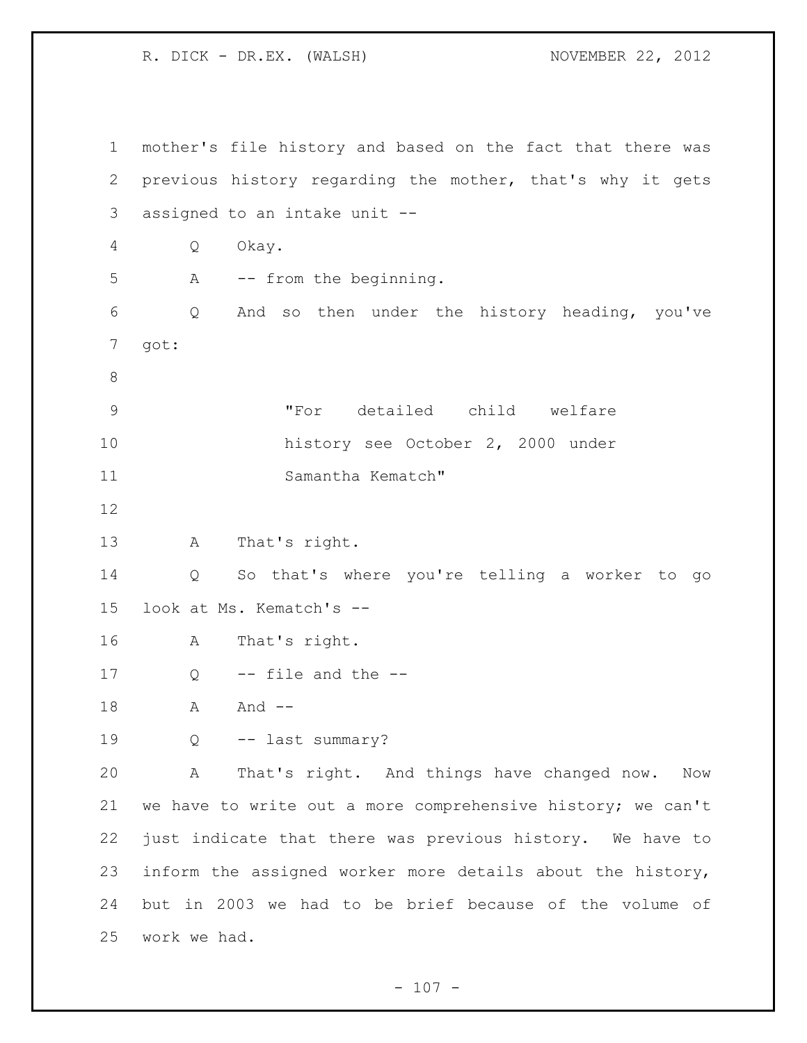mother's file history and based on the fact that there was previous history regarding the mother, that's why it gets assigned to an intake unit --

Q Okay.

A -- from the beginning.

Q And so then under the history heading, you've got:

> "For detailed child welfare history see October 2, 2000 under Samantha Kematch"

A That's right.

Q So that's where you're telling a worker to go look at Ms. Kematch's --

A That's right.

Q -- file and the --

A And --

Q -- last summary?

A That's right. And things have changed now. Now we have to write out a more comprehensive history; we can't just indicate that there was previous history. We have to inform the assigned worker more details about the history, but in 2003 we had to be brief because of the volume of work we had.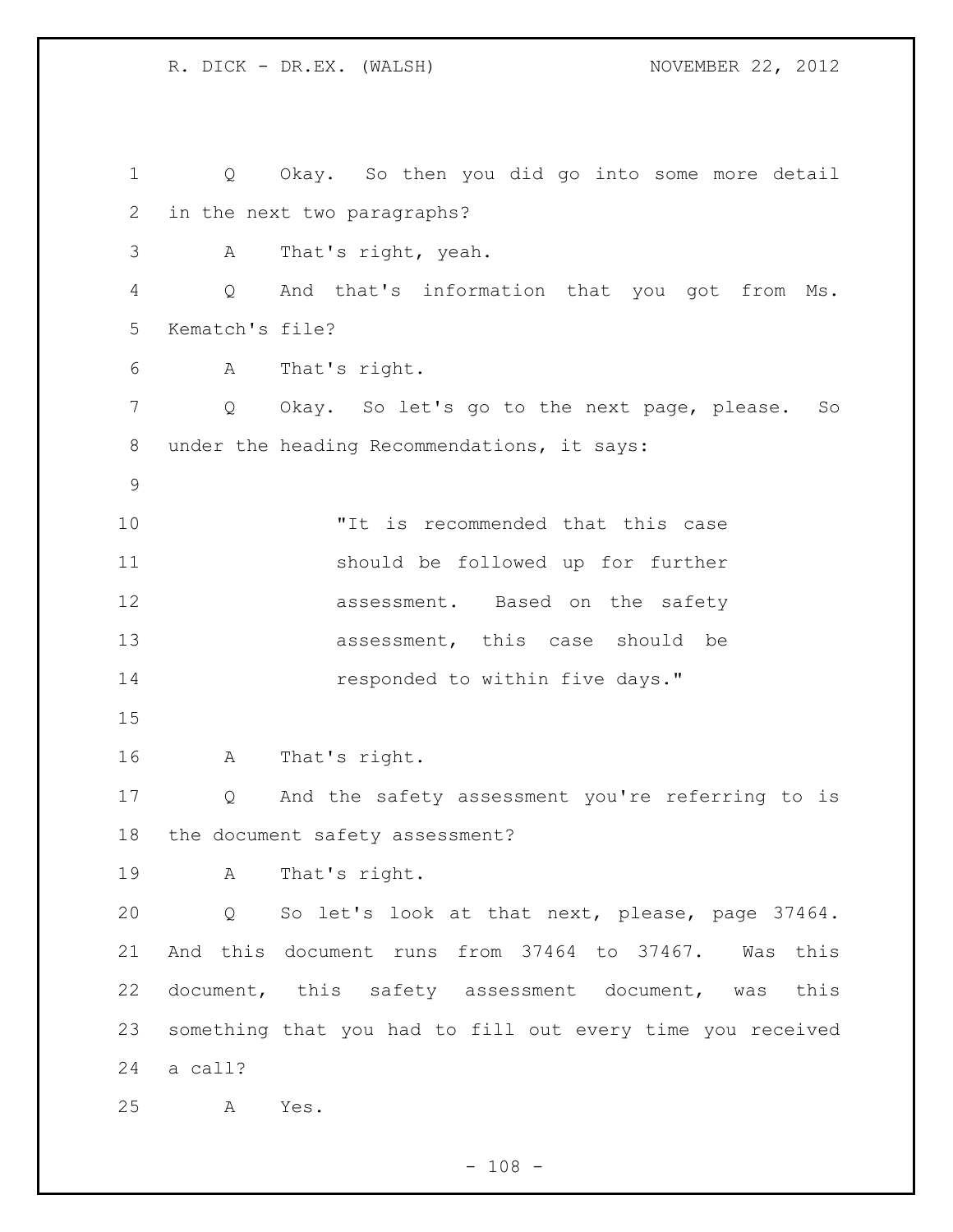Q Okay. So then you did go into some more detail in the next two paragraphs?

A That's right, yeah.

Q And that's information that you got from Ms. Kematch's file?

A That's right.

Q Okay. So let's go to the next page, please. So under the heading Recommendations, it says:

> "It is recommended that this case should be followed up for further assessment. Based on the safety assessment, this case should be responded to within five days."

A That's right.

Q And the safety assessment you're referring to is the document safety assessment?

A That's right.

Q So let's look at that next, please, page 37464. And this document runs from 37464 to 37467. Was this document, this safety assessment document, was this something that you had to fill out every time you received a call?

A Yes.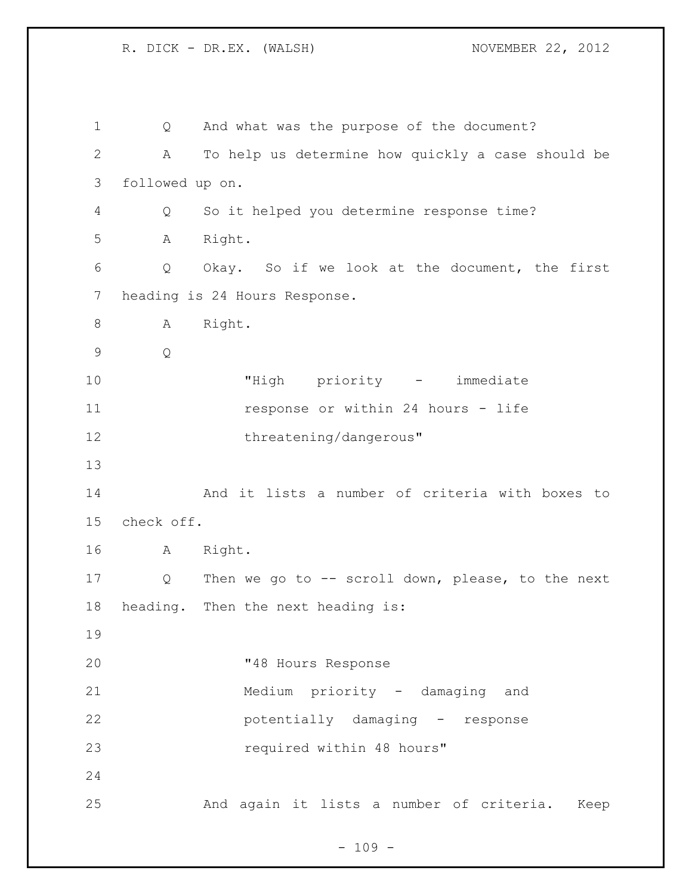Q And what was the purpose of the document?

A To help us determine how quickly a case should be followed up on.

Q So it helped you determine response time?

A Right.

Q Okay. So if we look at the document, the first heading is 24 Hours Response.

A Right.

Q

> "High priority - immediate response or within 24 hours - life threatening/dangerous"

And it lists a number of criteria with boxes to check off.

A Right.

Q Then we go to -- scroll down, please, to the next heading. Then the next heading is:

> "48 Hours Response
> Medium priority - damaging and potentially damaging - response required within 48 hours"

And again it lists a number of criteria. Keep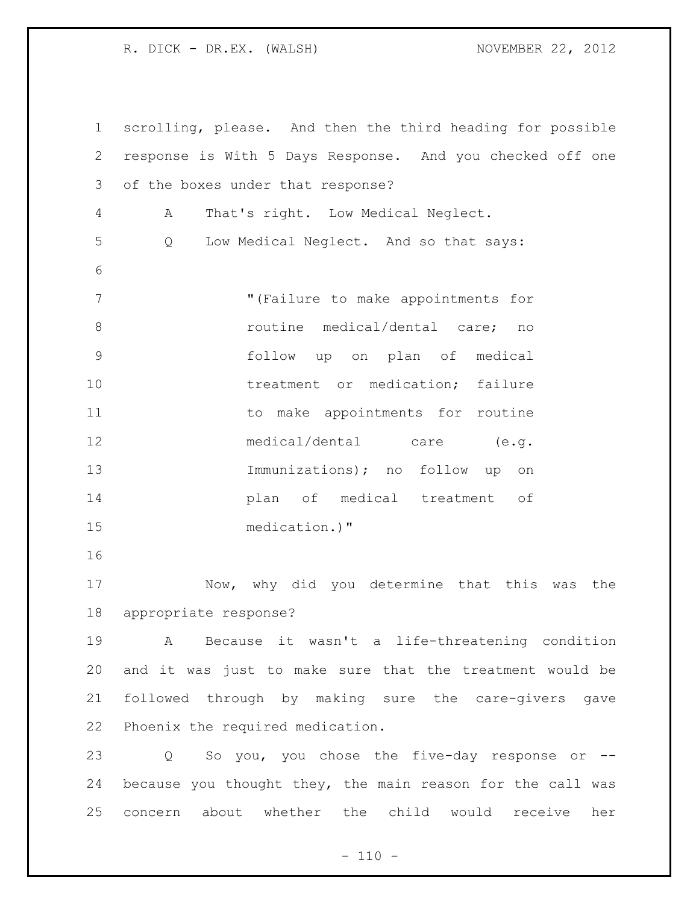scrolling, please. And then the third heading for possible response is With 5 Days Response. And you checked off one of the boxes under that response?

A That's right. Low Medical Neglect.

Q Low Medical Neglect. And so that says:

> "(Failure to make appointments for routine medical/dental care; no follow up on plan of medical treatment or medication; failure to make appointments for routine medical/dental care (e.g. Immunizations); no follow up on plan of medical treatment of medication.)"

Now, why did you determine that this was the appropriate response?

A Because it wasn't a life-threatening condition and it was just to make sure that the treatment would be followed through by making sure the care-givers gave Phoenix the required medication.

Q So you, you chose the five-day response or -- because you thought they, the main reason for the call was concern about whether the child would receive her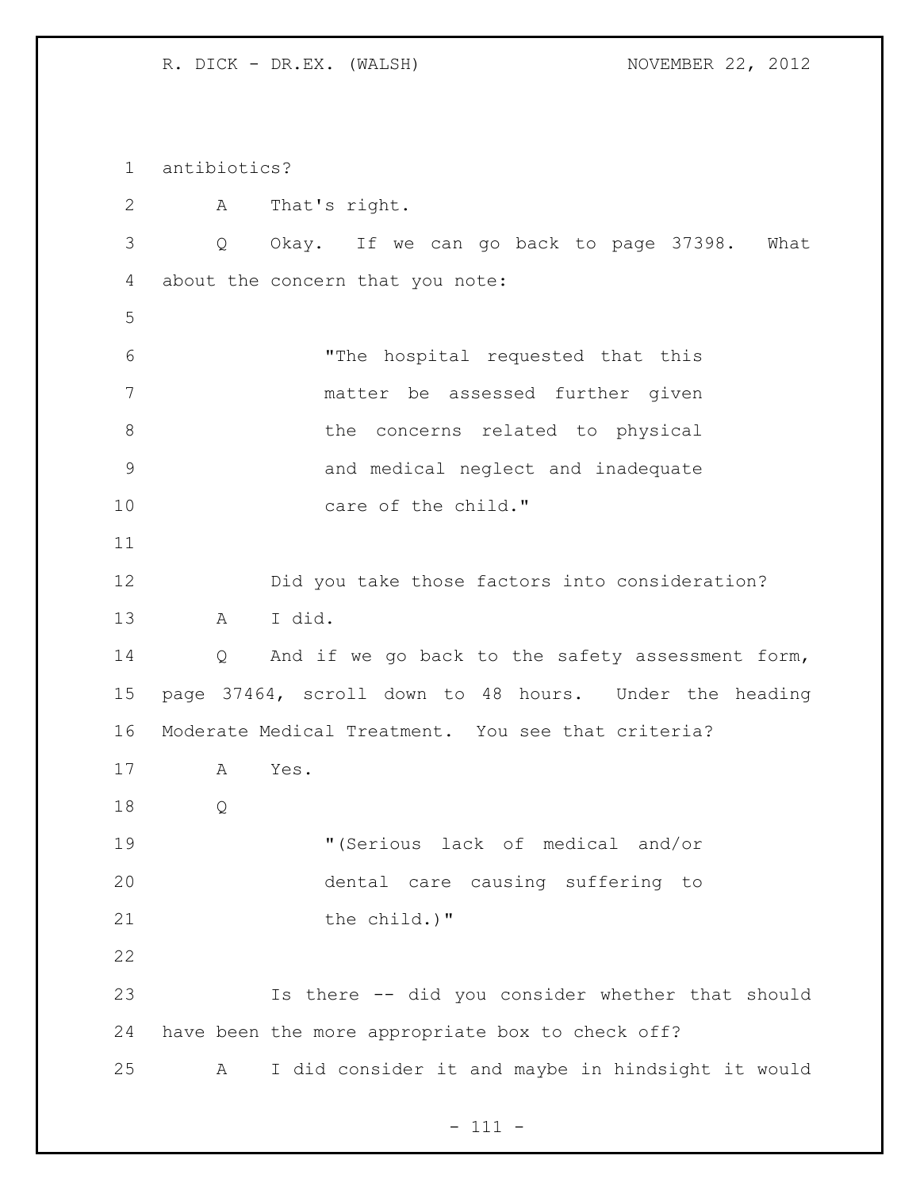antibiotics?

A That's right.

Q Okay. If we can go back to page 37398. What about the concern that you note:

> "The hospital requested that this matter be assessed further given the concerns related to physical and medical neglect and inadequate care of the child."

Did you take those factors into consideration?

A I did.

Q And if we go back to the safety assessment form, page 37464, scroll down to 48 hours. Under the heading Moderate Medical Treatment. You see that criteria?

A Yes.

Q

> "(Serious lack of medical and/or dental care causing suffering to the child.)"

Is there -- did you consider whether that should have been the more appropriate box to check off?

A I did consider it and maybe in hindsight it would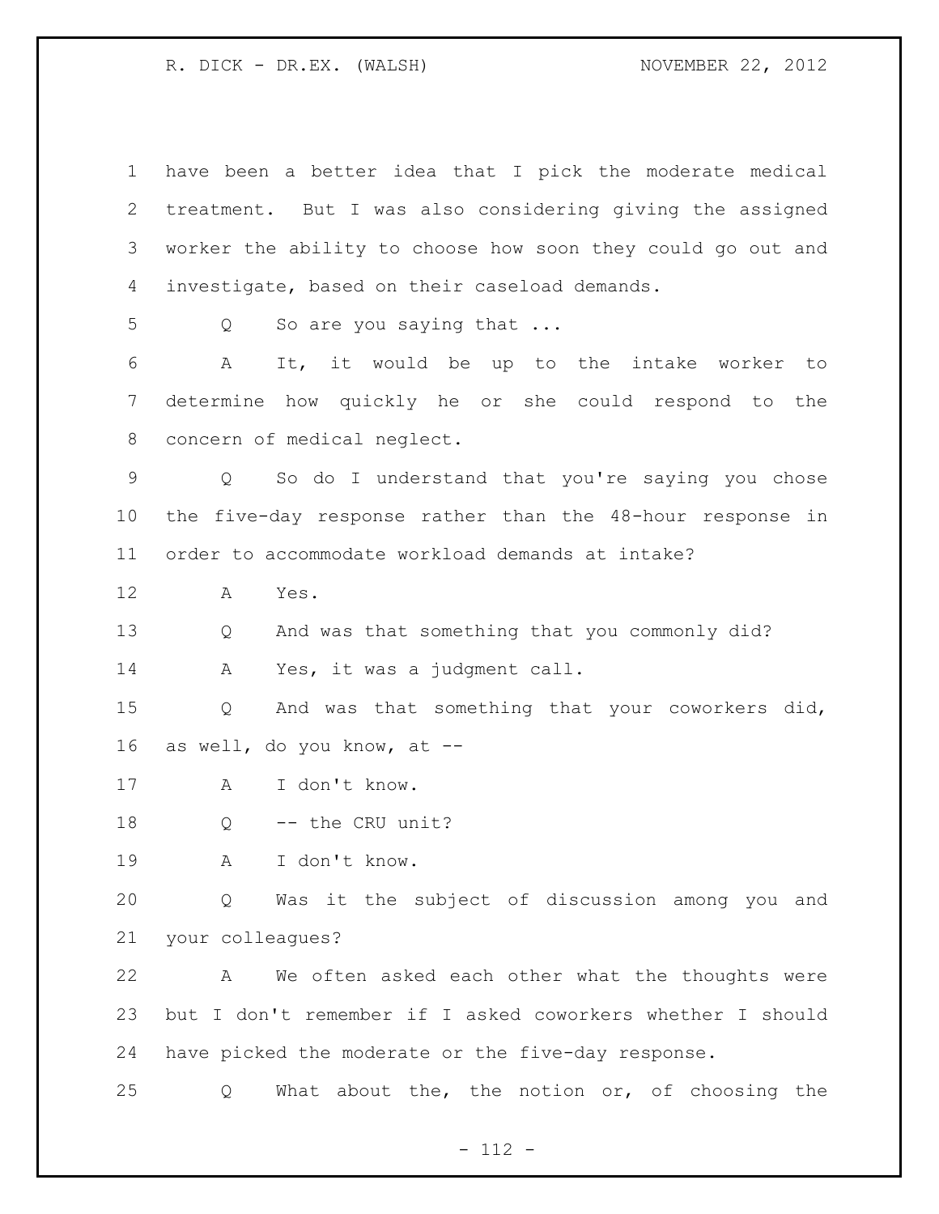have been a better idea that I pick the moderate medical treatment. But I was also considering giving the assigned worker the ability to choose how soon they could go out and investigate, based on their caseload demands.

Q So are you saying that ...

A It, it would be up to the intake worker to determine how quickly he or she could respond to the concern of medical neglect.

Q So do I understand that you're saying you chose the five-day response rather than the 48-hour response in order to accommodate workload demands at intake?

A Yes.

Q And was that something that you commonly did?

A Yes, it was a judgment call.

Q And was that something that your coworkers did, as well, do you know, at --

A I don't know.

Q -- the CRU unit?

A I don't know.

Q Was it the subject of discussion among you and your colleagues?

A We often asked each other what the thoughts were but I don't remember if I asked coworkers whether I should have picked the moderate or the five-day response.

Q What about the, the notion or, of choosing the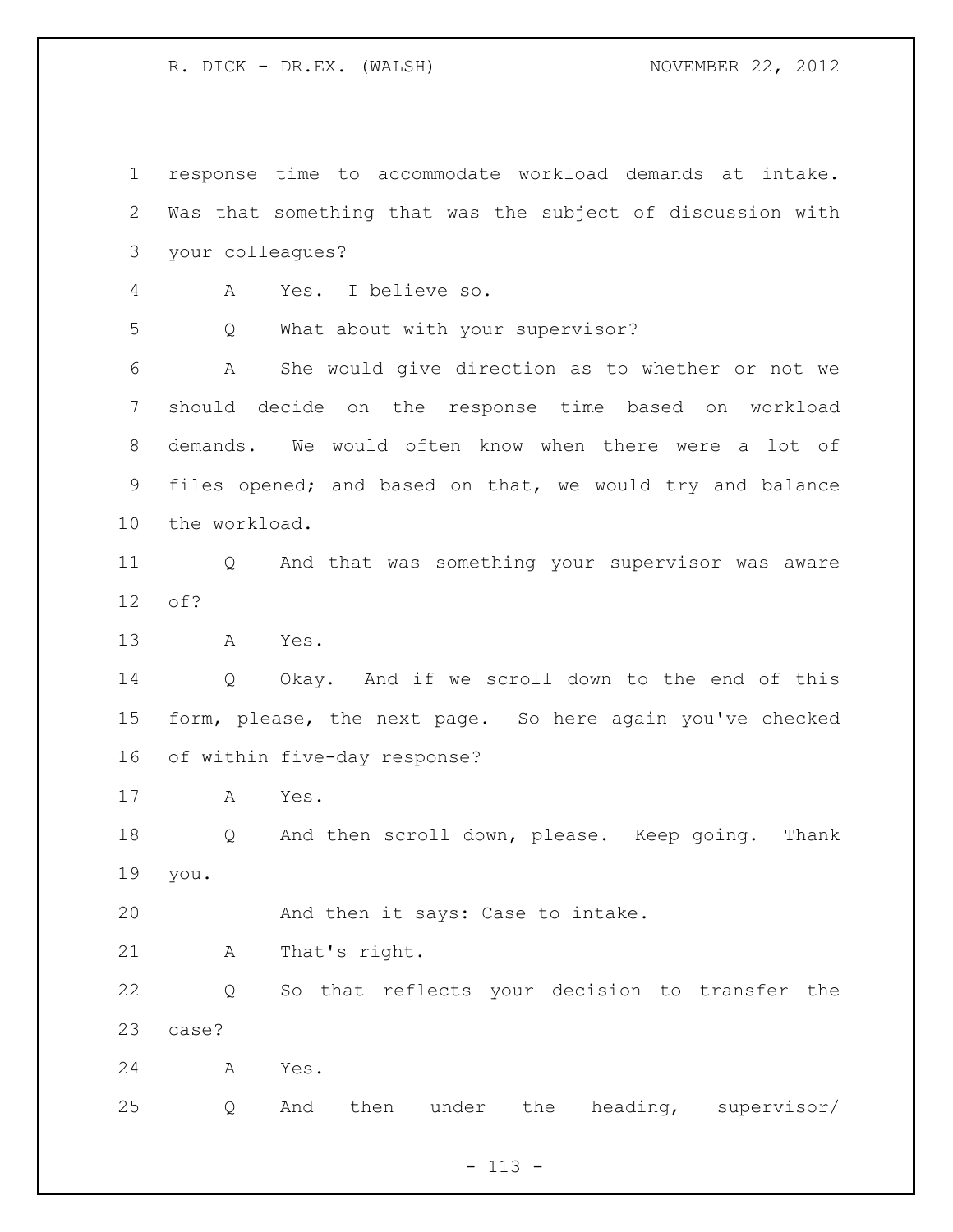response time to accommodate workload demands at intake. Was that something that was the subject of discussion with your colleagues?

A Yes. I believe so.

Q What about with your supervisor?

A She would give direction as to whether or not we should decide on the response time based on workload demands. We would often know when there were a lot of files opened; and based on that, we would try and balance the workload.

Q And that was something your supervisor was aware of?

A Yes.

Q Okay. And if we scroll down to the end of this form, please, the next page. So here again you've checked of within five-day response?

A Yes.

Q And then scroll down, please. Keep going. Thank you.

And then it says: Case to intake.

A That's right.

Q So that reflects your decision to transfer the case?

A Yes.

Q And then under the heading, supervisor/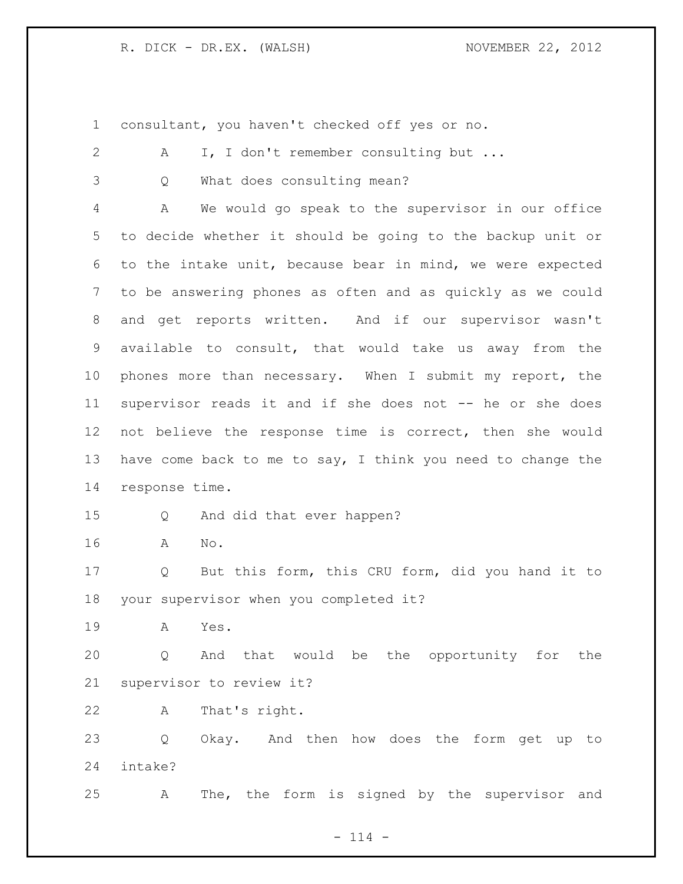consultant, you haven't checked off yes or no.

A I, I don't remember consulting but ...

Q What does consulting mean?

A We would go speak to the supervisor in our office to decide whether it should be going to the backup unit or to the intake unit, because bear in mind, we were expected to be answering phones as often and as quickly as we could and get reports written. And if our supervisor wasn't available to consult, that would take us away from the phones more than necessary. When I submit my report, the supervisor reads it and if she does not -- he or she does not believe the response time is correct, then she would have come back to me to say, I think you need to change the response time.

Q And did that ever happen?

A No.

Q But this form, this CRU form, did you hand it to your supervisor when you completed it?

A Yes.

Q And that would be the opportunity for the supervisor to review it?

A That's right.

Q Okay. And then how does the form get up to intake?

A The, the form is signed by the supervisor and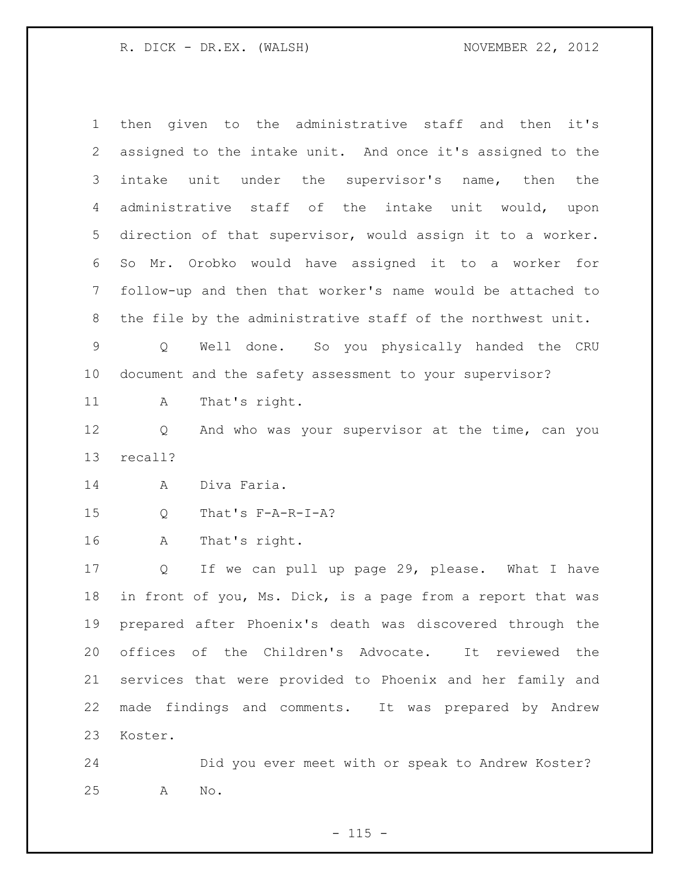then given to the administrative staff and then it's assigned to the intake unit. And once it's assigned to the intake unit under the supervisor's name, then the administrative staff of the intake unit would, upon direction of that supervisor, would assign it to a worker. So Mr. Orobko would have assigned it to a worker for follow-up and then that worker's name would be attached to the file by the administrative staff of the northwest unit.

Q Well done. So you physically handed the CRU document and the safety assessment to your supervisor?

A That's right.

Q And who was your supervisor at the time, can you recall?

A Diva Faria.

Q That's F-A-R-I-A?

A That's right.

Q If we can pull up page 29, please. What I have in front of you, Ms. Dick, is a page from a report that was prepared after Phoenix's death was discovered through the offices of the Children's Advocate. It reviewed the services that were provided to Phoenix and her family and made findings and comments. It was prepared by Andrew Koster.

Did you ever meet with or speak to Andrew Koster?

A No.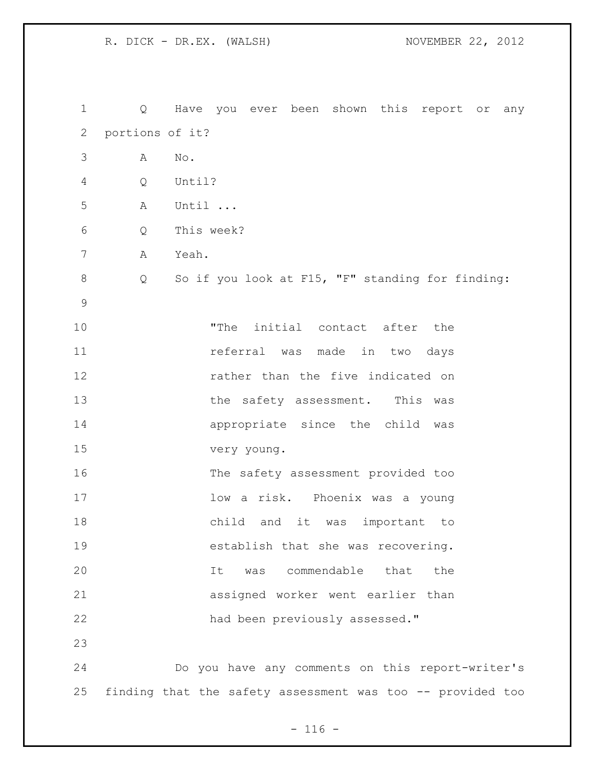Q Have you ever been shown this report or any portions of it?

A No.

Q Until?

A Until ...

Q This week?

A Yeah.

Q So if you look at F15, "F" standing for finding:

> "The initial contact after the referral was made in two days rather than the five indicated on the safety assessment. This was appropriate since the child was very young.
>
> The safety assessment provided too low a risk. Phoenix was a young child and it was important to establish that she was recovering. It was commendable that the assigned worker went earlier than had been previously assessed."

Do you have any comments on this report-writer's finding that the safety assessment was too -- provided too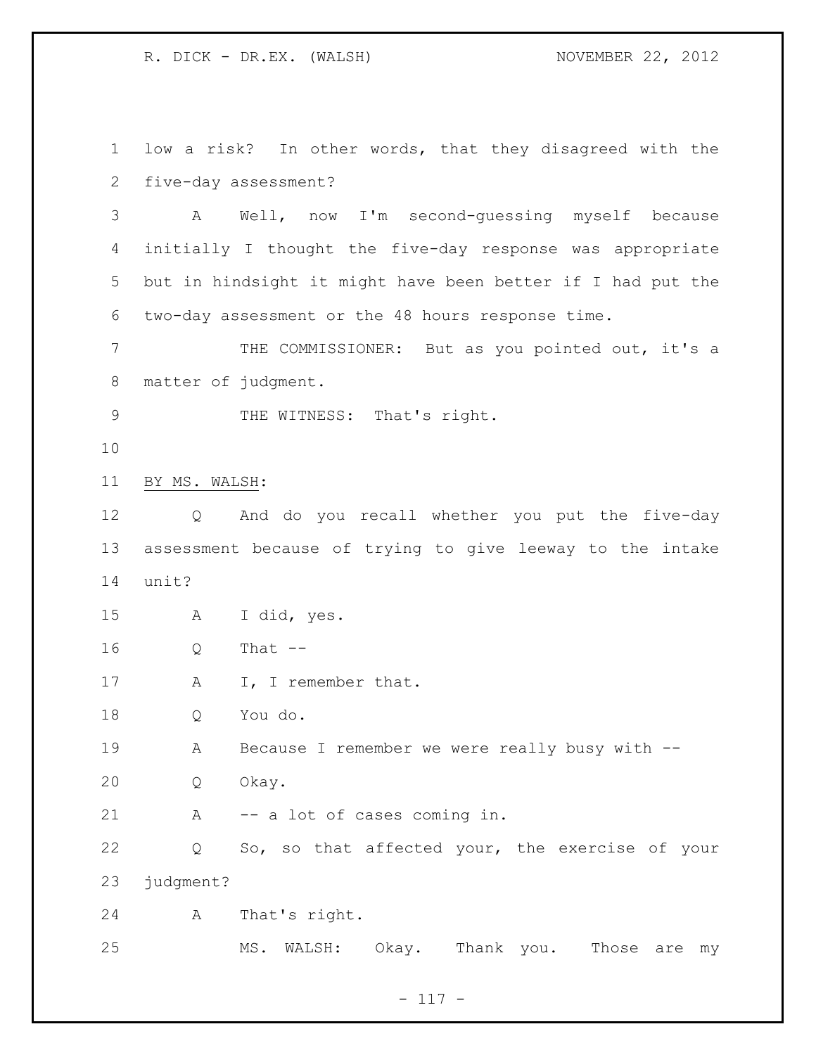low a risk? In other words, that they disagreed with the five-day assessment?

A Well, now I'm second-guessing myself because initially I thought the five-day response was appropriate but in hindsight it might have been better if I had put the two-day assessment or the 48 hours response time.

THE COMMISSIONER: But as you pointed out, it's a matter of judgment.

THE WITNESS: That's right.

BY MS. WALSH:

Q And do you recall whether you put the five-day assessment because of trying to give leeway to the intake unit?

A I did, yes.

Q That --

A I, I remember that.

Q You do.

A Because I remember we were really busy with --

Q Okay.

A -- a lot of cases coming in.

Q So, so that affected your, the exercise of your judgment?

A That's right.

MS. WALSH: Okay. Thank you. Those are my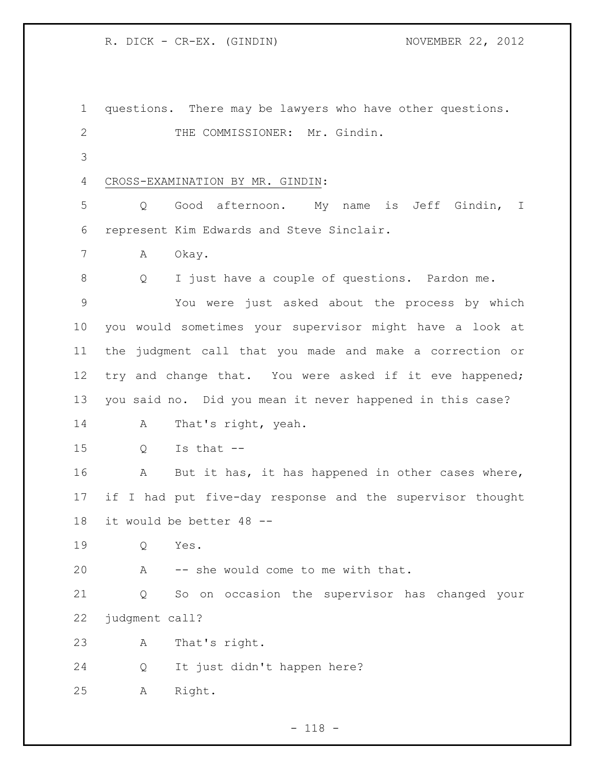questions. There may be lawyers who have other questions.

THE COMMISSIONER: Mr. Gindin.

CROSS-EXAMINATION BY MR. GINDIN:

Q Good afternoon. My name is Jeff Gindin, I represent Kim Edwards and Steve Sinclair.

A Okay.

Q I just have a couple of questions. Pardon me.

You were just asked about the process by which you would sometimes your supervisor might have a look at the judgment call that you made and make a correction or try and change that. You were asked if it eve happened; you said no. Did you mean it never happened in this case?

A That's right, yeah.

Q Is that --

A But it has, it has happened in other cases where, if I had put five-day response and the supervisor thought it would be better 48 --

Q Yes.

A -- she would come to me with that.

Q So on occasion the supervisor has changed your judgment call?

A That's right.

Q It just didn't happen here?

A Right.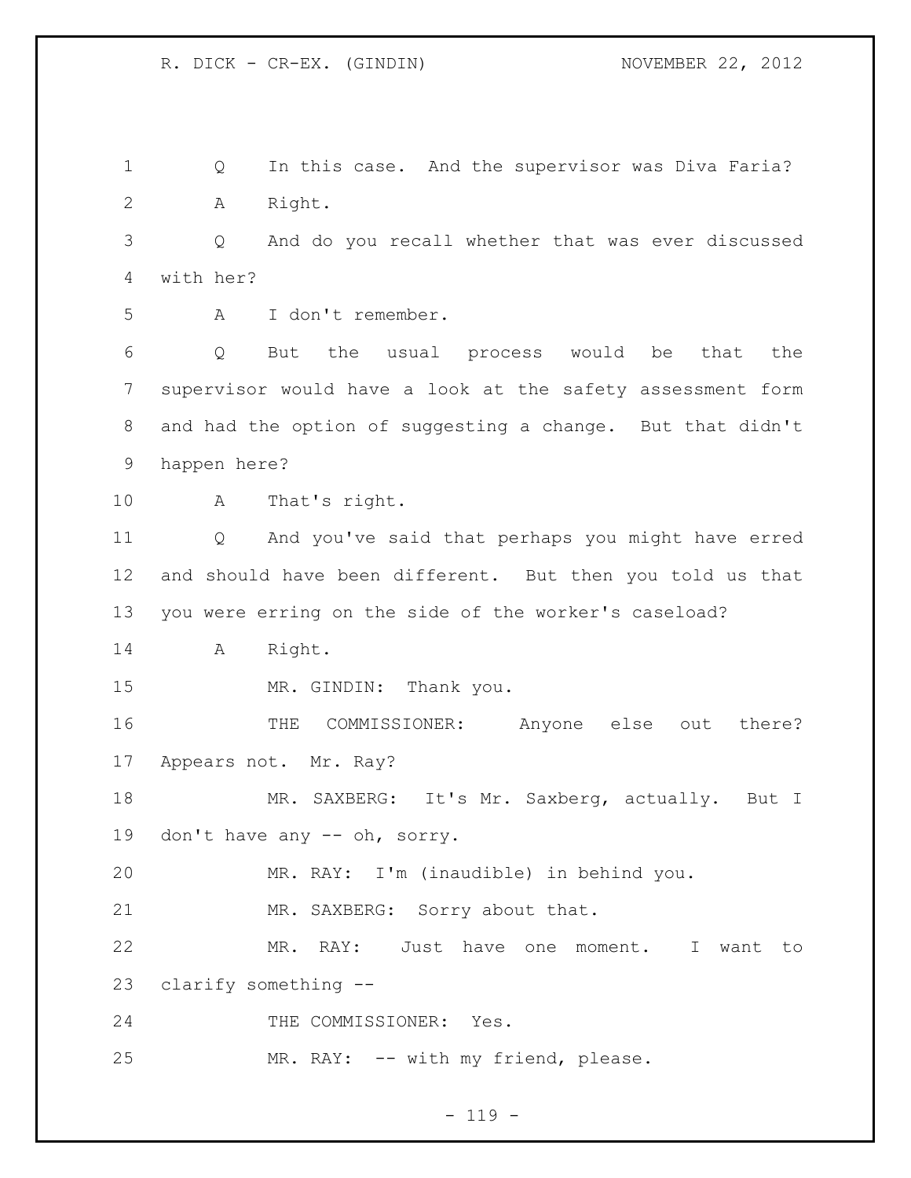Q In this case. And the supervisor was Diva Faria?

A Right.

Q And do you recall whether that was ever discussed with her?

A I don't remember.

Q But the usual process would be that the supervisor would have a look at the safety assessment form and had the option of suggesting a change. But that didn't happen here?

A That's right.

Q And you've said that perhaps you might have erred and should have been different. But then you told us that you were erring on the side of the worker's caseload?

A Right.

MR. GINDIN: Thank you.

THE COMMISSIONER: Anyone else out there? Appears not. Mr. Ray?

MR. SAXBERG: It's Mr. Saxberg, actually. But I don't have any -- oh, sorry.

MR. RAY: I'm (inaudible) in behind you.

MR. SAXBERG: Sorry about that.

MR. RAY: Just have one moment. I want to clarify something --

THE COMMISSIONER: Yes.

MR. RAY: -- with my friend, please.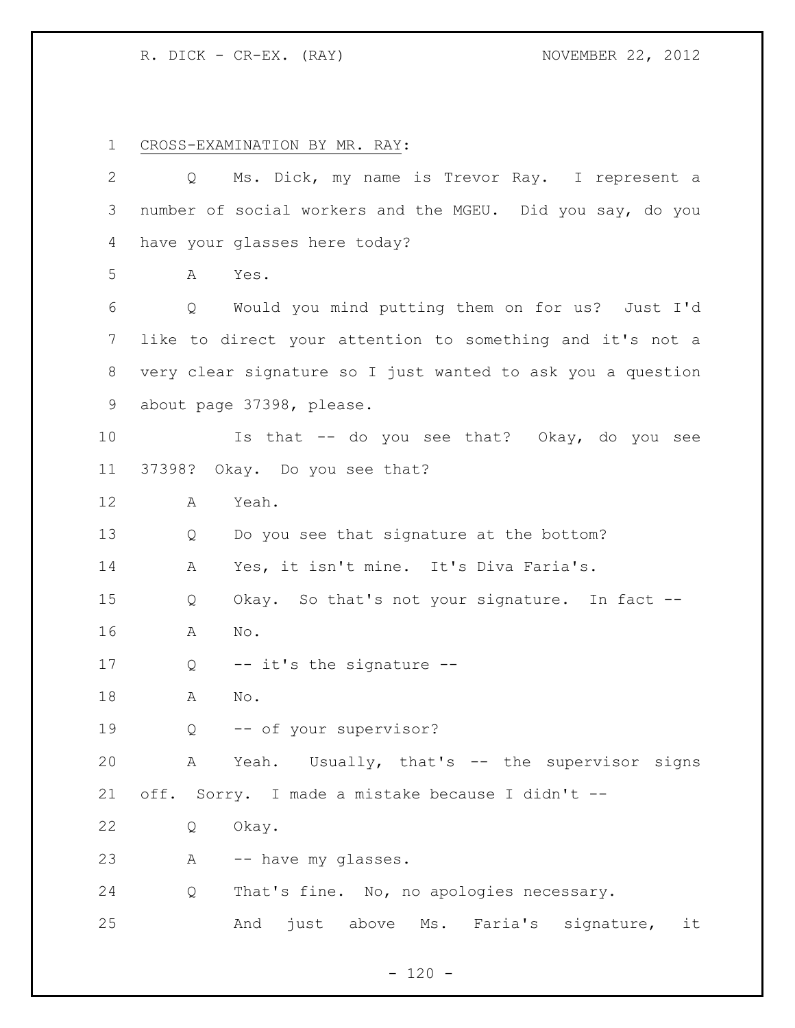CROSS-EXAMINATION BY MR. RAY:

Q Ms. Dick, my name is Trevor Ray. I represent a number of social workers and the MGEU. Did you say, do you have your glasses here today?

A Yes.

Q Would you mind putting them on for us? Just I'd like to direct your attention to something and it's not a very clear signature so I just wanted to ask you a question about page 37398, please.

Is that -- do you see that? Okay, do you see 37398? Okay. Do you see that?

A Yeah.

Q Do you see that signature at the bottom?

A Yes, it isn't mine. It's Diva Faria's.

Q Okay. So that's not your signature. In fact --

A No.

Q -- it's the signature --

A No.

Q -- of your supervisor?

A Yeah. Usually, that's -- the supervisor signs off. Sorry. I made a mistake because I didn't --

Q Okay.

A -- have my glasses.

Q That's fine. No, no apologies necessary.

And just above Ms. Faria's signature, it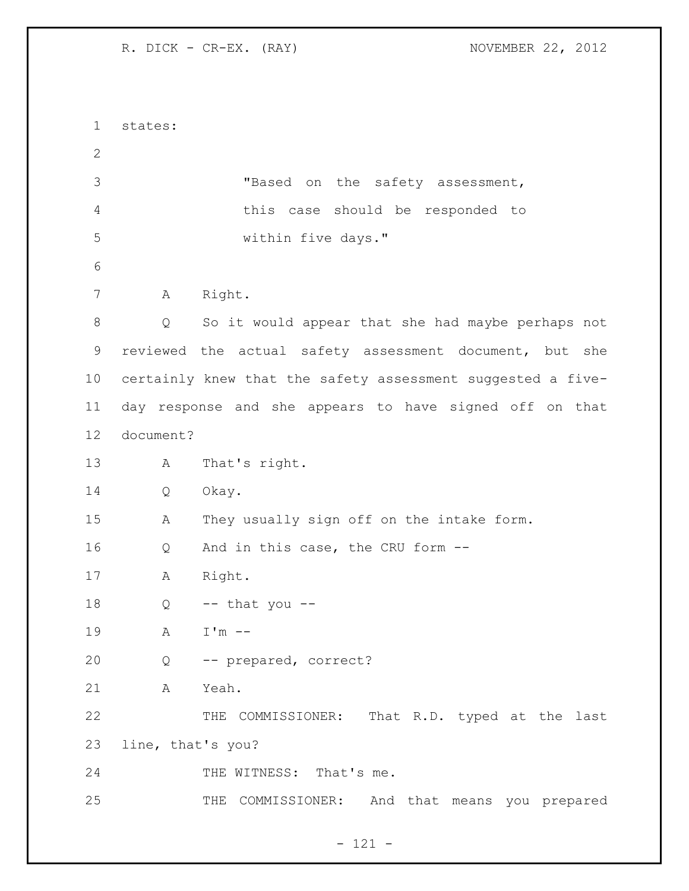states:

> "Based on the safety assessment, this case should be responded to within five days."

A Right.

Q So it would appear that she had maybe perhaps not reviewed the actual safety assessment document, but she certainly knew that the safety assessment suggested a five-day response and she appears to have signed off on that document?

A That's right.

Q Okay.

A They usually sign off on the intake form.

Q And in this case, the CRU form --

A Right.

Q -- that you --

A I'm --

Q -- prepared, correct?

A Yeah.

THE COMMISSIONER: That R.D. typed at the last line, that's you?

THE WITNESS: That's me.

THE COMMISSIONER: And that means you prepared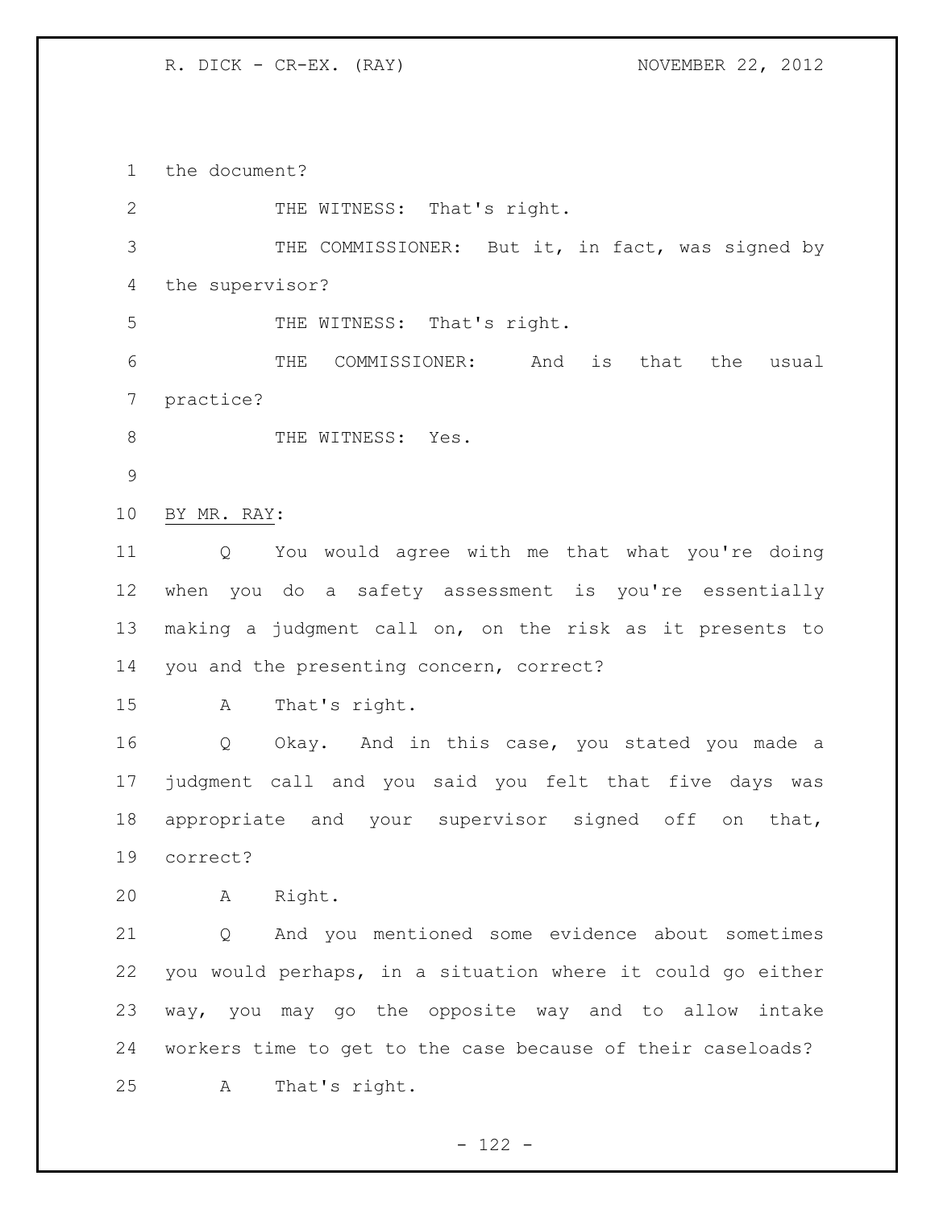the document?

THE WITNESS: That's right.

THE COMMISSIONER: But it, in fact, was signed by the supervisor?

THE WITNESS: That's right.

THE COMMISSIONER: And is that the usual practice?

THE WITNESS: Yes.

BY MR. RAY:

Q You would agree with me that what you're doing when you do a safety assessment is you're essentially making a judgment call on, on the risk as it presents to you and the presenting concern, correct?

A That's right.

Q Okay. And in this case, you stated you made a judgment call and you said you felt that five days was appropriate and your supervisor signed off on that, correct?

A Right.

Q And you mentioned some evidence about sometimes you would perhaps, in a situation where it could go either way, you may go the opposite way and to allow intake workers time to get to the case because of their caseloads?

A That's right.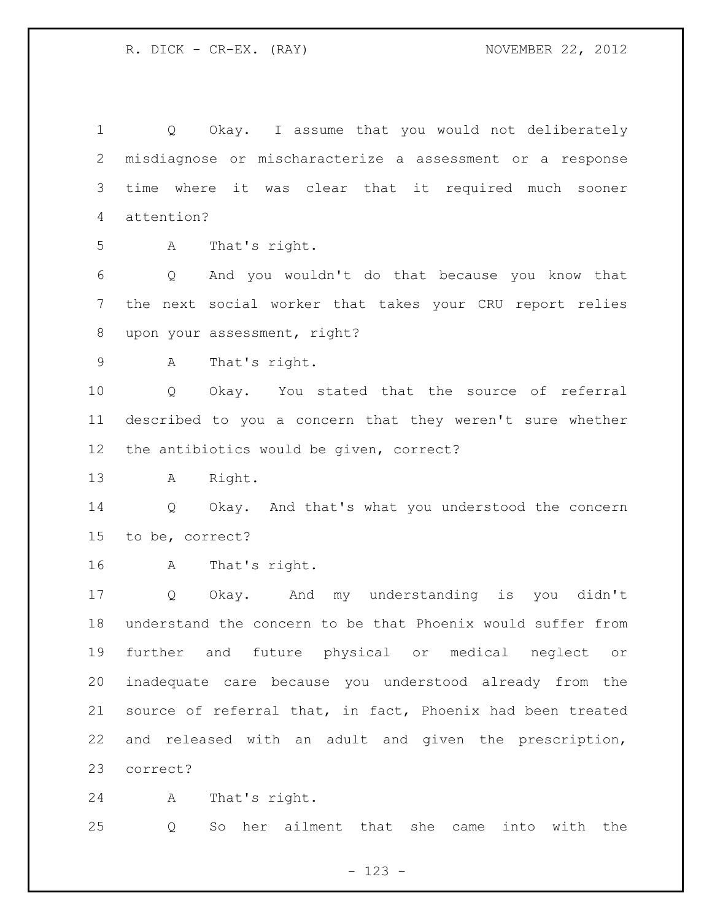1 Q Okay. I assume that you would not deliberately
2 misdiagnose or mischaracterize a assessment or a response
3 time where it was clear that it required much sooner
4 attention?

5 A That's right.

6 Q And you wouldn't do that because you know that
7 the next social worker that takes your CRU report relies
8 upon your assessment, right?

9 A That's right.

10 Q Okay. You stated that the source of referral
11 described to you a concern that they weren't sure whether
12 the antibiotics would be given, correct?

13 A Right.

14 Q Okay. And that's what you understood the concern
15 to be, correct?

16 A That's right.

17 Q Okay. And my understanding is you didn't
18 understand the concern to be that Phoenix would suffer from
19 further and future physical or medical neglect or
20 inadequate care because you understood already from the
21 source of referral that, in fact, Phoenix had been treated
22 and released with an adult and given the prescription,
23 correct?

24 A That's right.

25 Q So her ailment that she came into with the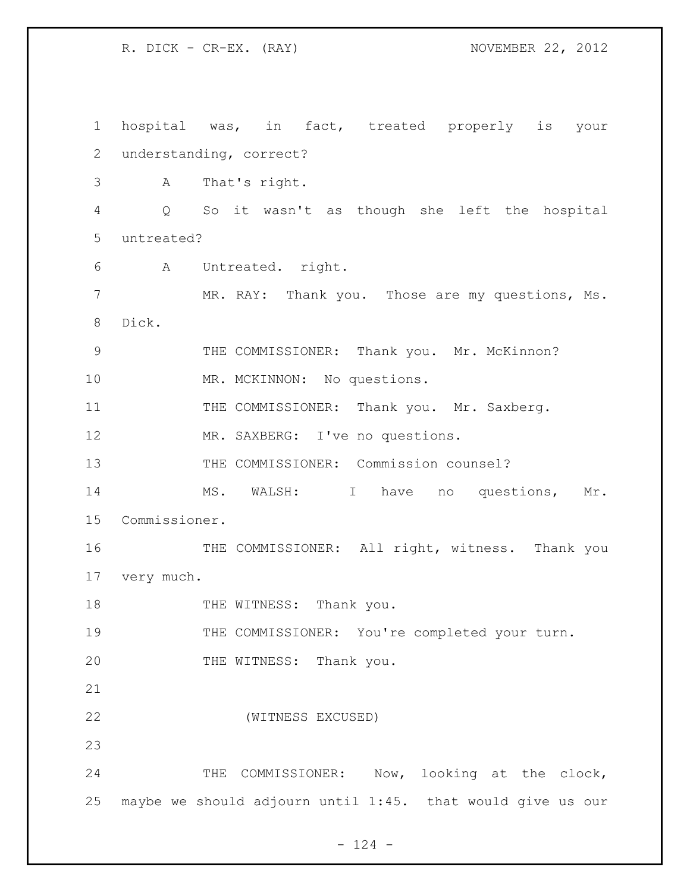hospital was, in fact, treated properly is your understanding, correct?

A That's right.

Q So it wasn't as though she left the hospital untreated?

A Untreated. right.

MR. RAY: Thank you. Those are my questions, Ms. Dick.

THE COMMISSIONER: Thank you. Mr. McKinnon?

MR. MCKINNON: No questions.

THE COMMISSIONER: Thank you. Mr. Saxberg.

MR. SAXBERG: I've no questions.

THE COMMISSIONER: Commission counsel?

MS. WALSH: I have no questions, Mr. Commissioner.

THE COMMISSIONER: All right, witness. Thank you very much.

THE WITNESS: Thank you.

THE COMMISSIONER: You're completed your turn.

THE WITNESS: Thank you.

(WITNESS EXCUSED)

THE COMMISSIONER: Now, looking at the clock, maybe we should adjourn until 1:45. that would give us our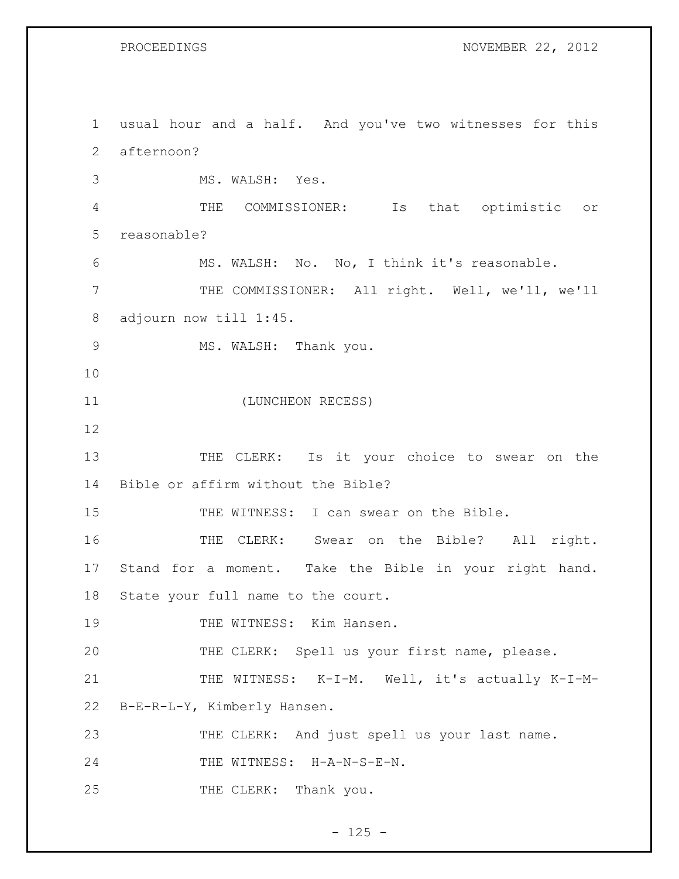usual hour and a half. And you've two witnesses for this afternoon?

MS. WALSH: Yes.

THE COMMISSIONER: Is that optimistic or reasonable?

MS. WALSH: No. No, I think it's reasonable.

THE COMMISSIONER: All right. Well, we'll, we'll adjourn now till 1:45.

MS. WALSH: Thank you.

(LUNCHEON RECESS)

THE CLERK: Is it your choice to swear on the Bible or affirm without the Bible?

THE WITNESS: I can swear on the Bible.

THE CLERK: Swear on the Bible? All right. Stand for a moment. Take the Bible in your right hand. State your full name to the court.

THE WITNESS: Kim Hansen.

THE CLERK: Spell us your first name, please.

THE WITNESS: K-I-M. Well, it's actually K-I-M-B-E-R-L-Y, Kimberly Hansen.

THE CLERK: And just spell us your last name.

THE WITNESS: H-A-N-S-E-N.

THE CLERK: Thank you.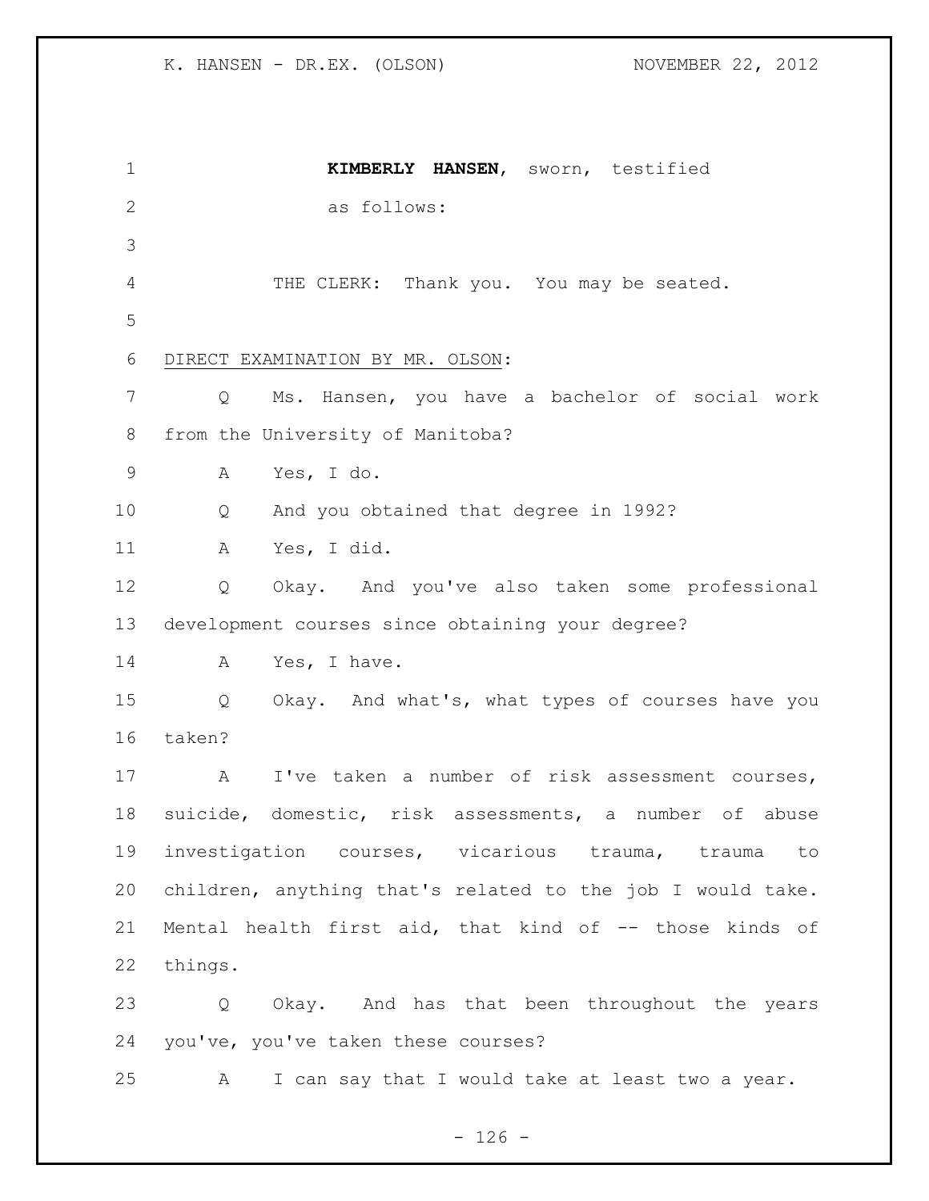**KIMBERLY HANSEN**, sworn, testified as follows:

THE CLERK: Thank you. You may be seated.

DIRECT EXAMINATION BY MR. OLSON:

Q Ms. Hansen, you have a bachelor of social work from the University of Manitoba?

A Yes, I do.

Q And you obtained that degree in 1992?

A Yes, I did.

Q Okay. And you've also taken some professional development courses since obtaining your degree?

A Yes, I have.

Q Okay. And what's, what types of courses have you taken?

A I've taken a number of risk assessment courses, suicide, domestic, risk assessments, a number of abuse investigation courses, vicarious trauma, trauma to children, anything that's related to the job I would take. Mental health first aid, that kind of -- those kinds of things.

Q Okay. And has that been throughout the years you've, you've taken these courses?

A I can say that I would take at least two a year.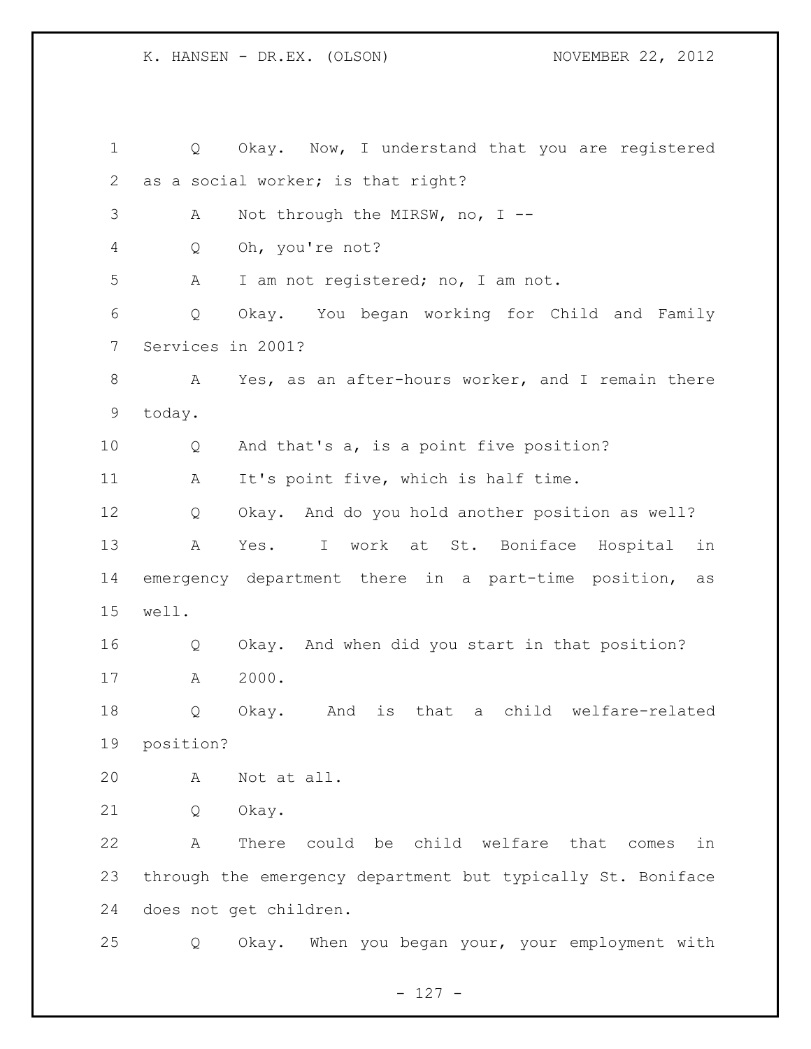Q Okay. Now, I understand that you are registered as a social worker; is that right?

A Not through the MIRSW, no, I --

Q Oh, you're not?

A I am not registered; no, I am not.

Q Okay. You began working for Child and Family Services in 2001?

A Yes, as an after-hours worker, and I remain there today.

Q And that's a, is a point five position?

A It's point five, which is half time.

Q Okay. And do you hold another position as well?

A Yes. I work at St. Boniface Hospital in emergency department there in a part-time position, as well.

Q Okay. And when did you start in that position?

A 2000.

Q Okay. And is that a child welfare-related position?

A Not at all.

Q Okay.

A There could be child welfare that comes in through the emergency department but typically St. Boniface does not get children.

Q Okay. When you began your, your employment with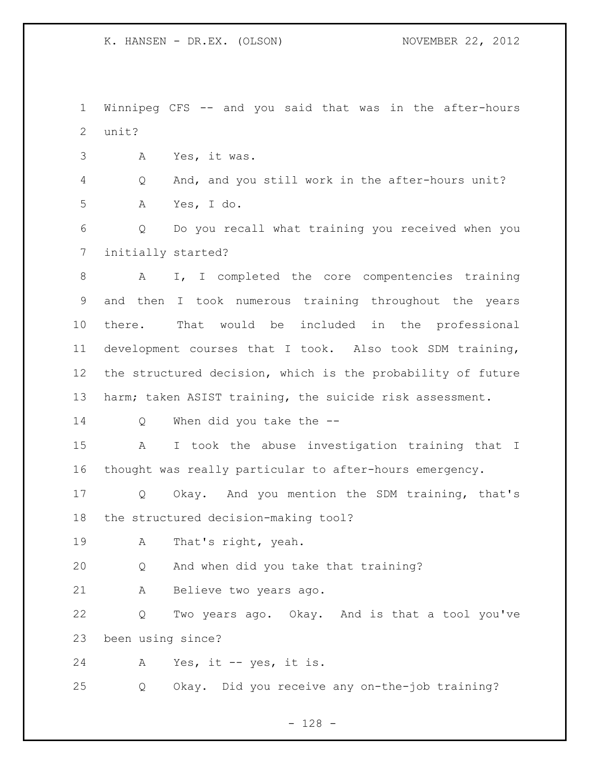Winnipeg CFS -- and you said that was in the after-hours unit?

A Yes, it was.

Q And, and you still work in the after-hours unit?

A Yes, I do.

Q Do you recall what training you received when you initially started?

A I, I completed the core compentencies training and then I took numerous training throughout the years there. That would be included in the professional development courses that I took. Also took SDM training, the structured decision, which is the probability of future harm; taken ASIST training, the suicide risk assessment.

Q When did you take the --

A I took the abuse investigation training that I thought was really particular to after-hours emergency.

Q Okay. And you mention the SDM training, that's the structured decision-making tool?

A That's right, yeah.

Q And when did you take that training?

A Believe two years ago.

Q Two years ago. Okay. And is that a tool you've been using since?

A Yes, it -- yes, it is.

Q Okay. Did you receive any on-the-job training?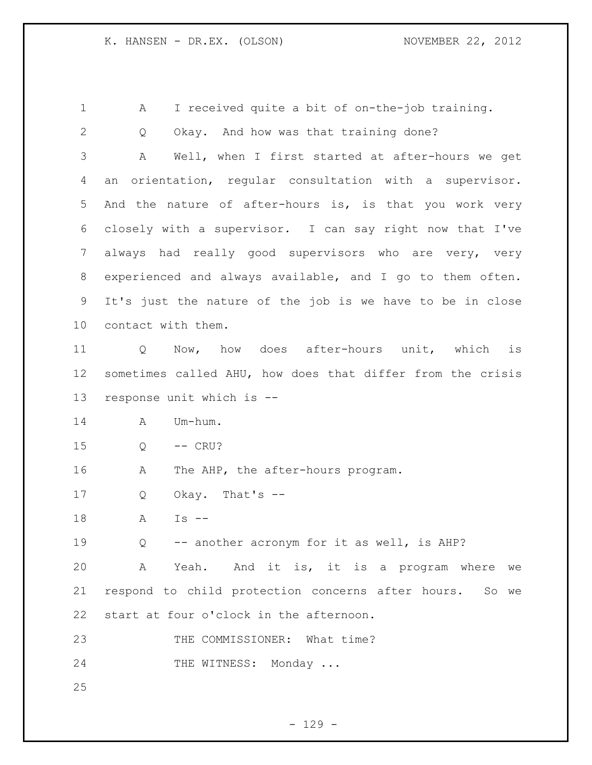A I received quite a bit of on-the-job training.

Q Okay. And how was that training done?

A Well, when I first started at after-hours we get an orientation, regular consultation with a supervisor. And the nature of after-hours is, is that you work very closely with a supervisor. I can say right now that I've always had really good supervisors who are very, very experienced and always available, and I go to them often. It's just the nature of the job is we have to be in close contact with them.

Q Now, how does after-hours unit, which is sometimes called AHU, how does that differ from the crisis response unit which is --

A Um-hum.

Q -- CRU?

A The AHP, the after-hours program.

Q Okay. That's --

A Is --

Q -- another acronym for it as well, is AHP?

A Yeah. And it is, it is a program where we respond to child protection concerns after hours. So we start at four o'clock in the afternoon.

THE COMMISSIONER: What time?

THE WITNESS: Monday ...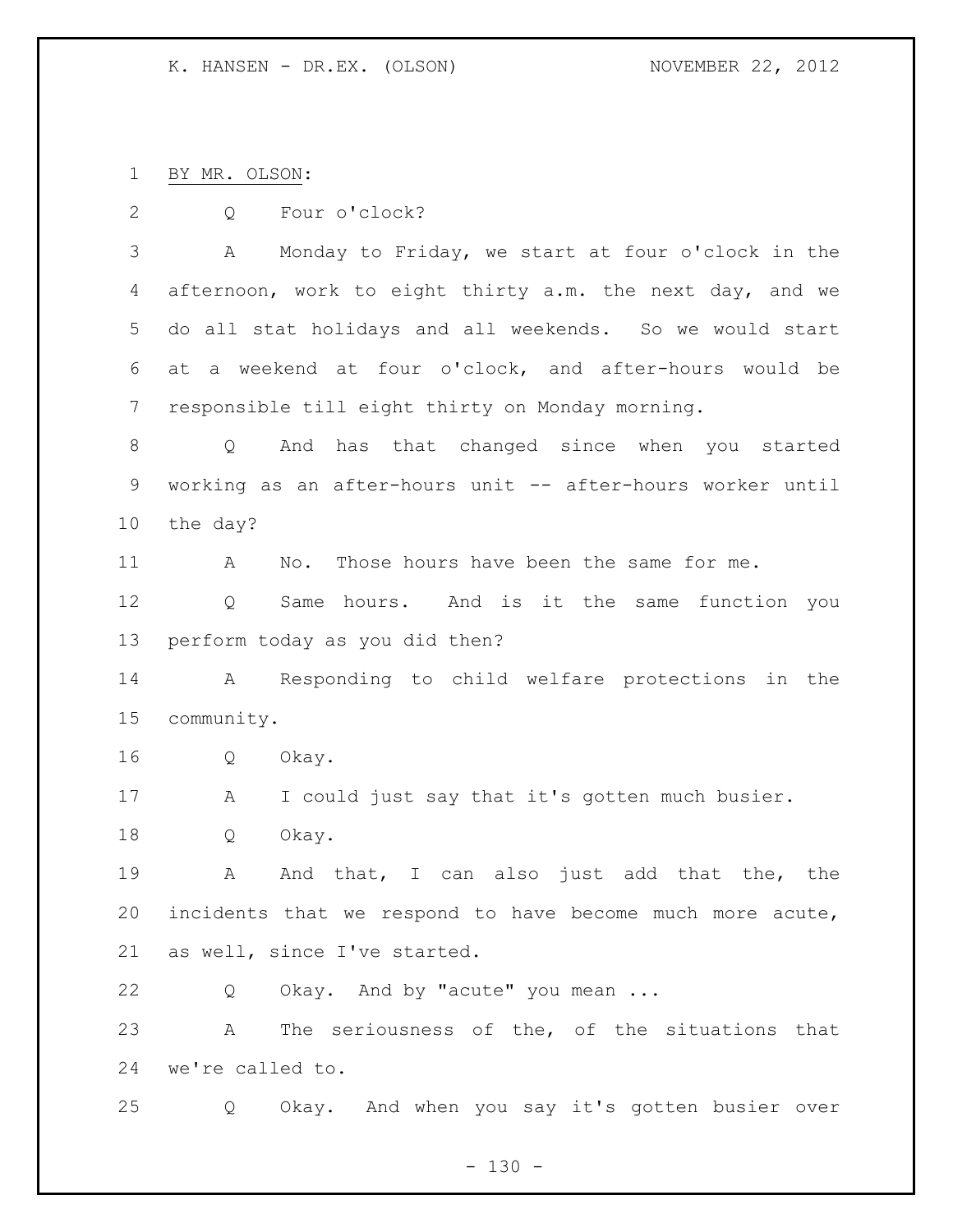BY MR. OLSON:

Q Four o'clock?

A Monday to Friday, we start at four o'clock in the afternoon, work to eight thirty a.m. the next day, and we do all stat holidays and all weekends. So we would start at a weekend at four o'clock, and after-hours would be responsible till eight thirty on Monday morning.

Q And has that changed since when you started working as an after-hours unit -- after-hours worker until the day?

A No. Those hours have been the same for me.

Q Same hours. And is it the same function you perform today as you did then?

A Responding to child welfare protections in the community.

Q Okay.

A I could just say that it's gotten much busier.

Q Okay.

A And that, I can also just add that the, the incidents that we respond to have become much more acute, as well, since I've started.

Q Okay. And by "acute" you mean ...

A The seriousness of the, of the situations that we're called to.

Q Okay. And when you say it's gotten busier over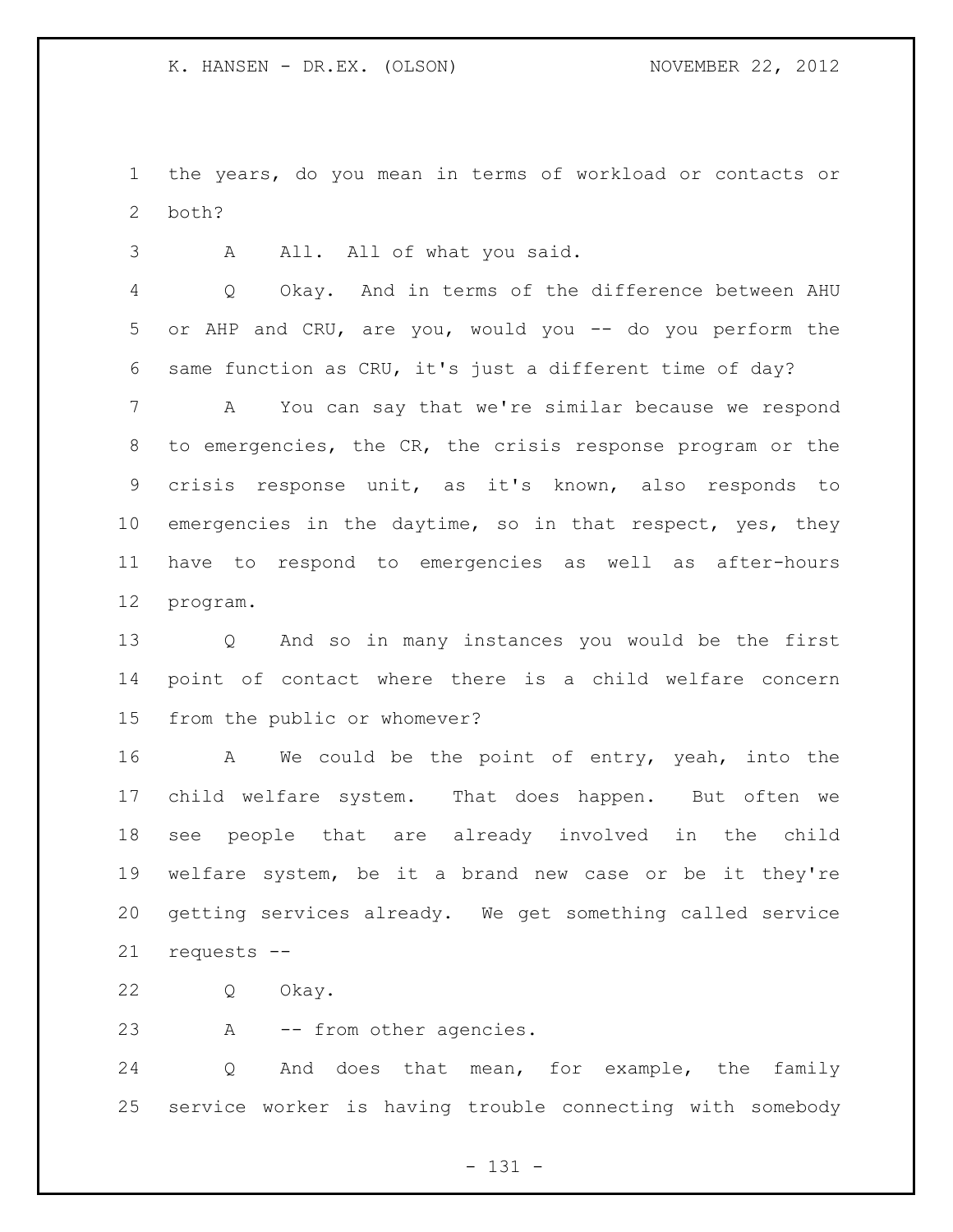the years, do you mean in terms of workload or contacts or both?

A All. All of what you said.

Q Okay. And in terms of the difference between AHU or AHP and CRU, are you, would you -- do you perform the same function as CRU, it's just a different time of day?

A You can say that we're similar because we respond to emergencies, the CR, the crisis response program or the crisis response unit, as it's known, also responds to emergencies in the daytime, so in that respect, yes, they have to respond to emergencies as well as after-hours program.

Q And so in many instances you would be the first point of contact where there is a child welfare concern from the public or whomever?

A We could be the point of entry, yeah, into the child welfare system. That does happen. But often we see people that are already involved in the child welfare system, be it a brand new case or be it they're getting services already. We get something called service requests --

Q Okay.

A -- from other agencies.

Q And does that mean, for example, the family service worker is having trouble connecting with somebody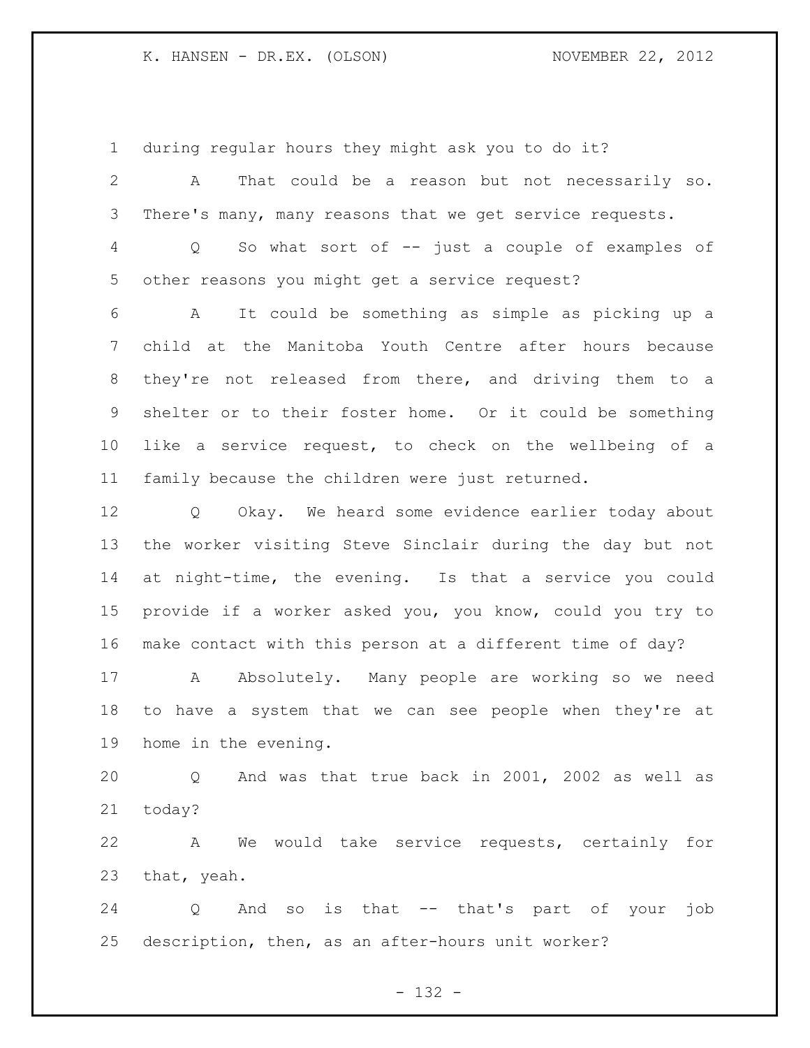during regular hours they might ask you to do it?

A That could be a reason but not necessarily so. There's many, many reasons that we get service requests.

Q So what sort of -- just a couple of examples of other reasons you might get a service request?

A It could be something as simple as picking up a child at the Manitoba Youth Centre after hours because they're not released from there, and driving them to a shelter or to their foster home. Or it could be something like a service request, to check on the wellbeing of a family because the children were just returned.

Q Okay. We heard some evidence earlier today about the worker visiting Steve Sinclair during the day but not at night-time, the evening. Is that a service you could provide if a worker asked you, you know, could you try to make contact with this person at a different time of day?

A Absolutely. Many people are working so we need to have a system that we can see people when they're at home in the evening.

Q And was that true back in 2001, 2002 as well as today?

A We would take service requests, certainly for that, yeah.

Q And so is that -- that's part of your job description, then, as an after-hours unit worker?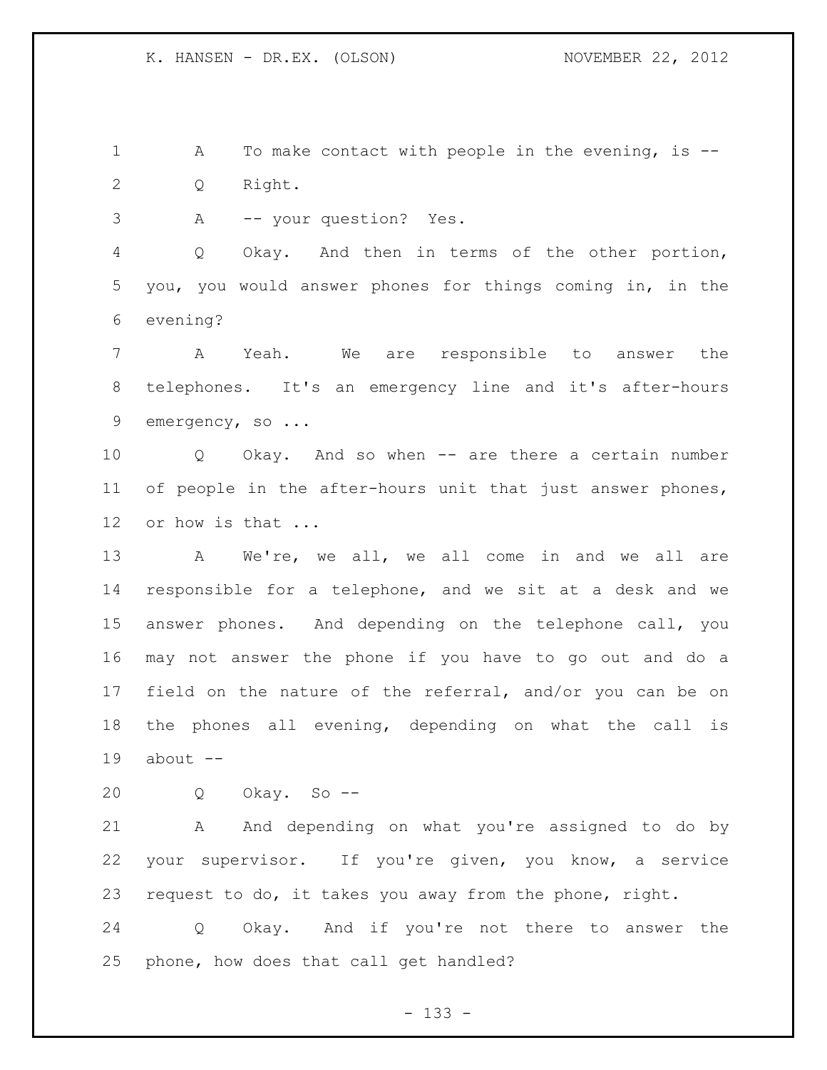A To make contact with people in the evening, is --

Q Right.

A -- your question? Yes.

Q Okay. And then in terms of the other portion, you, you would answer phones for things coming in, in the evening?

A Yeah. We are responsible to answer the telephones. It's an emergency line and it's after-hours emergency, so ...

Q Okay. And so when -- are there a certain number of people in the after-hours unit that just answer phones, or how is that ...

A We're, we all, we all come in and we all are responsible for a telephone, and we sit at a desk and we answer phones. And depending on the telephone call, you may not answer the phone if you have to go out and do a field on the nature of the referral, and/or you can be on the phones all evening, depending on what the call is about --

Q Okay. So --

A And depending on what you're assigned to do by your supervisor. If you're given, you know, a service request to do, it takes you away from the phone, right.

Q Okay. And if you're not there to answer the phone, how does that call get handled?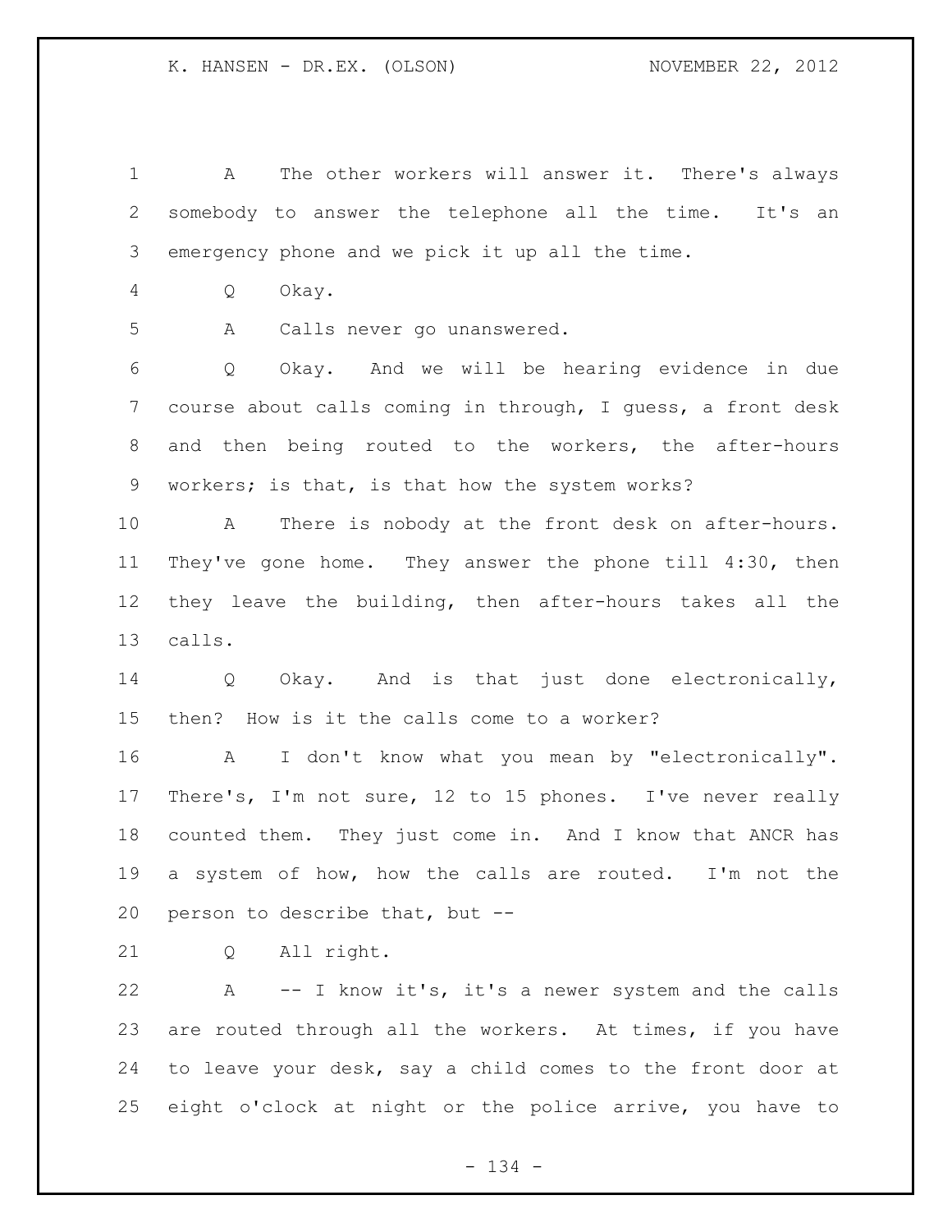A The other workers will answer it. There's always somebody to answer the telephone all the time. It's an emergency phone and we pick it up all the time.

Q Okay.

A Calls never go unanswered.

Q Okay. And we will be hearing evidence in due course about calls coming in through, I guess, a front desk and then being routed to the workers, the after-hours workers; is that, is that how the system works?

A There is nobody at the front desk on after-hours. They've gone home. They answer the phone till 4:30, then they leave the building, then after-hours takes all the calls.

Q Okay. And is that just done electronically, then? How is it the calls come to a worker?

A I don't know what you mean by "electronically". There's, I'm not sure, 12 to 15 phones. I've never really counted them. They just come in. And I know that ANCR has a system of how, how the calls are routed. I'm not the person to describe that, but --

Q All right.

A -- I know it's, it's a newer system and the calls are routed through all the workers. At times, if you have to leave your desk, say a child comes to the front door at eight o'clock at night or the police arrive, you have to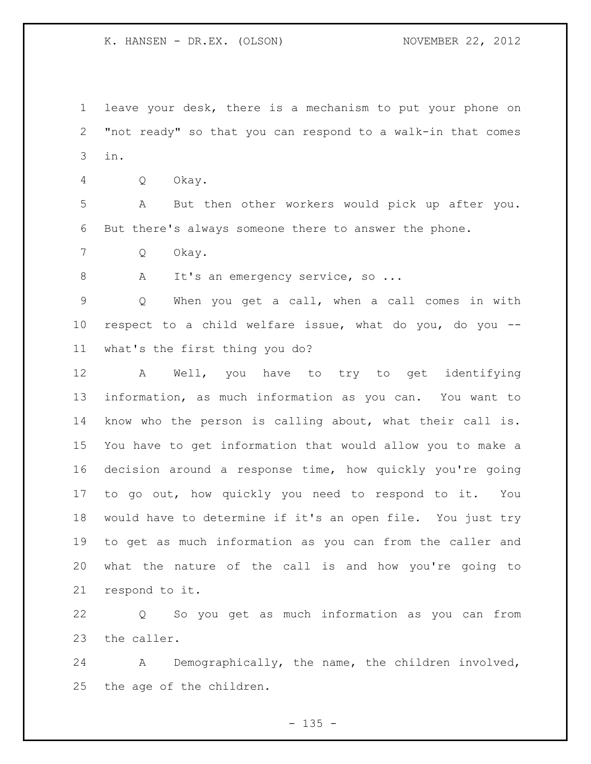leave your desk, there is a mechanism to put your phone on "not ready" so that you can respond to a walk-in that comes in.

Q Okay.

A But then other workers would pick up after you. But there's always someone there to answer the phone.

Q Okay.

A It's an emergency service, so ...

Q When you get a call, when a call comes in with respect to a child welfare issue, what do you, do you -- what's the first thing you do?

A Well, you have to try to get identifying information, as much information as you can. You want to know who the person is calling about, what their call is. You have to get information that would allow you to make a decision around a response time, how quickly you're going to go out, how quickly you need to respond to it. You would have to determine if it's an open file. You just try to get as much information as you can from the caller and what the nature of the call is and how you're going to respond to it.

Q So you get as much information as you can from the caller.

A Demographically, the name, the children involved, the age of the children.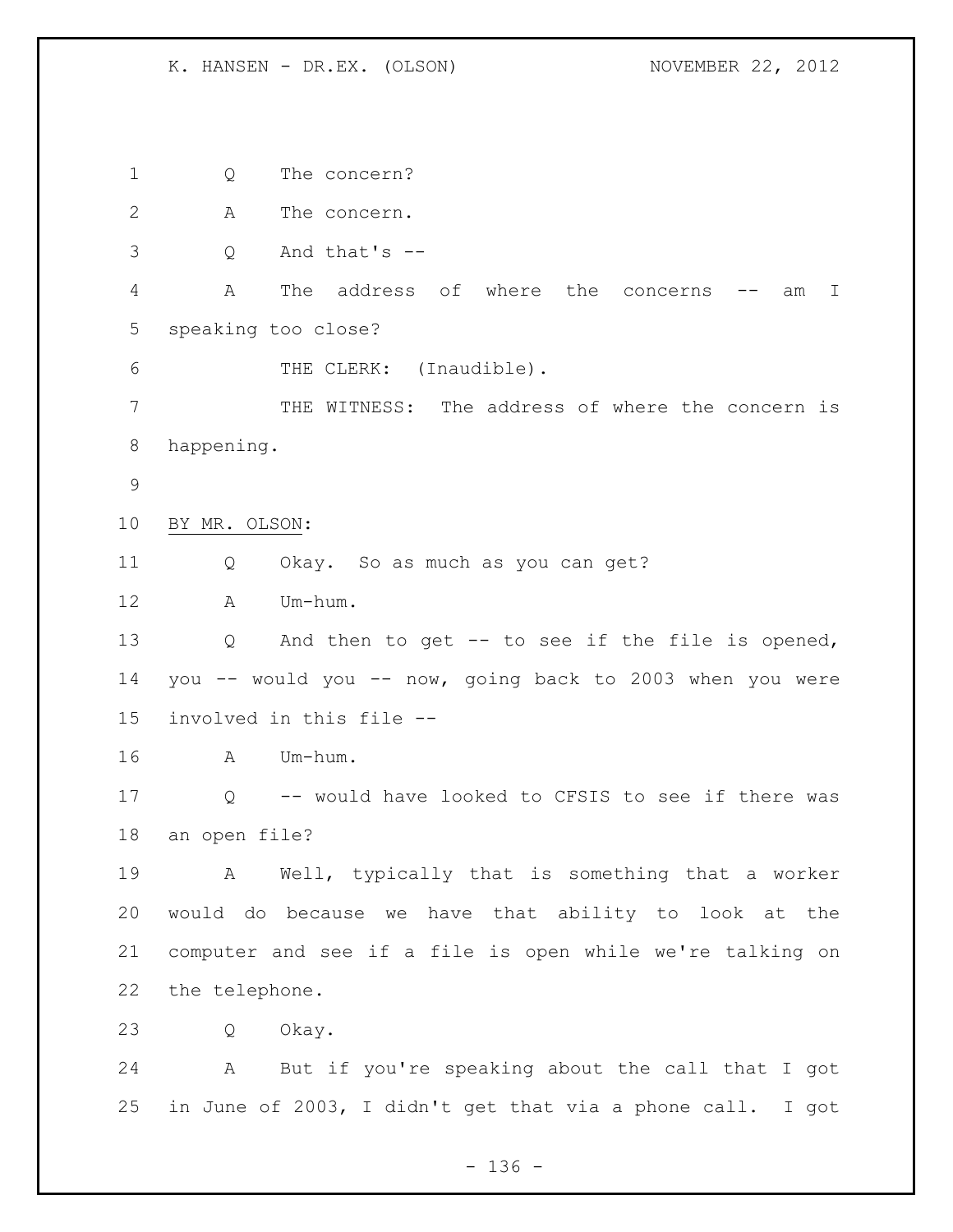Q The concern?

A The concern.

Q And that's --

A The address of where the concerns -- am I speaking too close?

THE CLERK: (Inaudible).

THE WITNESS: The address of where the concern is happening.

BY MR. OLSON:

Q Okay. So as much as you can get?

A Um-hum.

Q And then to get -- to see if the file is opened, you -- would you -- now, going back to 2003 when you were involved in this file --

A Um-hum.

Q -- would have looked to CFSIS to see if there was an open file?

A Well, typically that is something that a worker would do because we have that ability to look at the computer and see if a file is open while we're talking on the telephone.

Q Okay.

A But if you're speaking about the call that I got in June of 2003, I didn't get that via a phone call. I got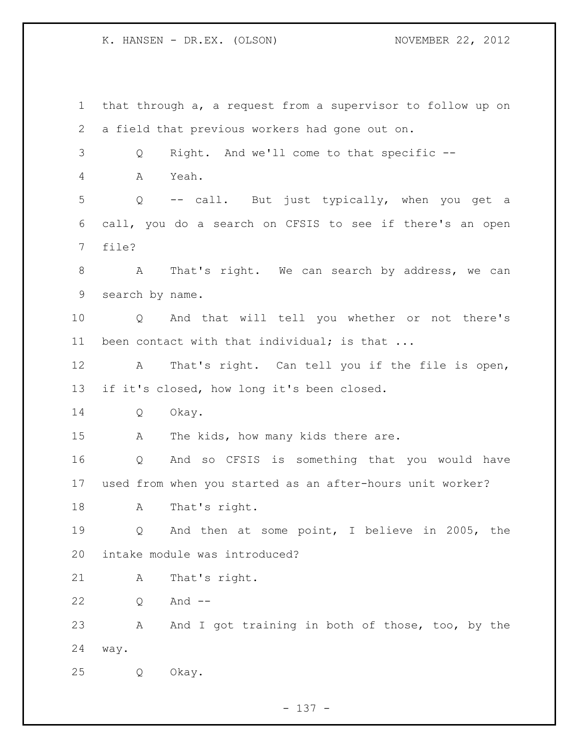that through a, a request from a supervisor to follow up on a field that previous workers had gone out on.

Q Right. And we'll come to that specific --

A Yeah.

Q -- call. But just typically, when you get a call, you do a search on CFSIS to see if there's an open file?

A That's right. We can search by address, we can search by name.

Q And that will tell you whether or not there's been contact with that individual; is that ...

A That's right. Can tell you if the file is open, if it's closed, how long it's been closed.

Q Okay.

A The kids, how many kids there are.

Q And so CFSIS is something that you would have used from when you started as an after-hours unit worker?

A That's right.

Q And then at some point, I believe in 2005, the intake module was introduced?

A That's right.

Q And --

A And I got training in both of those, too, by the way.

Q Okay.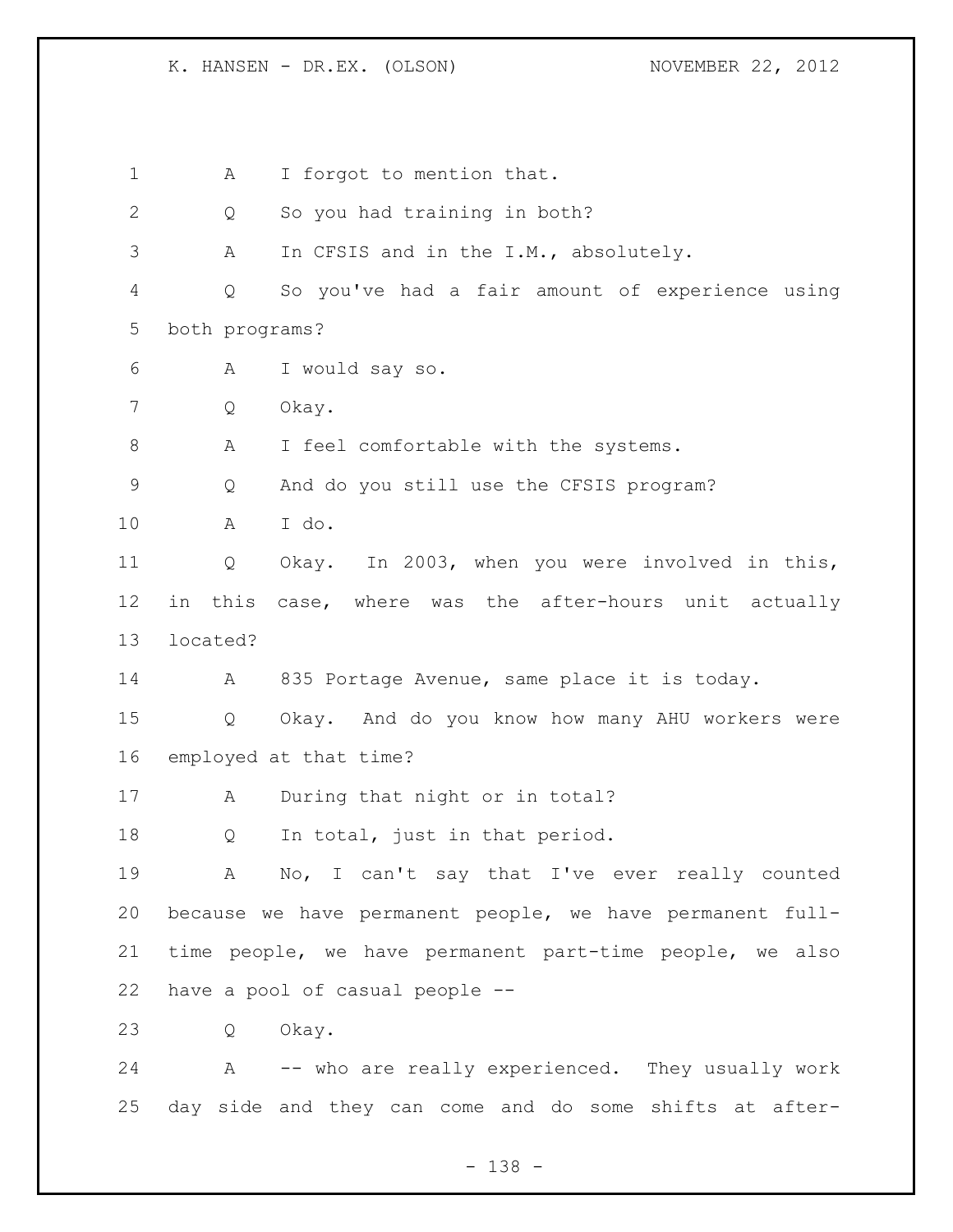A I forgot to mention that.

Q So you had training in both?

A In CFSIS and in the I.M., absolutely.

Q So you've had a fair amount of experience using both programs?

A I would say so.

Q Okay.

A I feel comfortable with the systems.

Q And do you still use the CFSIS program?

A I do.

Q Okay. In 2003, when you were involved in this, in this case, where was the after-hours unit actually located?

A 835 Portage Avenue, same place it is today.

Q Okay. And do you know how many AHU workers were employed at that time?

A During that night or in total?

Q In total, just in that period.

A No, I can't say that I've ever really counted because we have permanent people, we have permanent full-time people, we have permanent part-time people, we also have a pool of casual people --

Q Okay.

A -- who are really experienced. They usually work day side and they can come and do some shifts at after-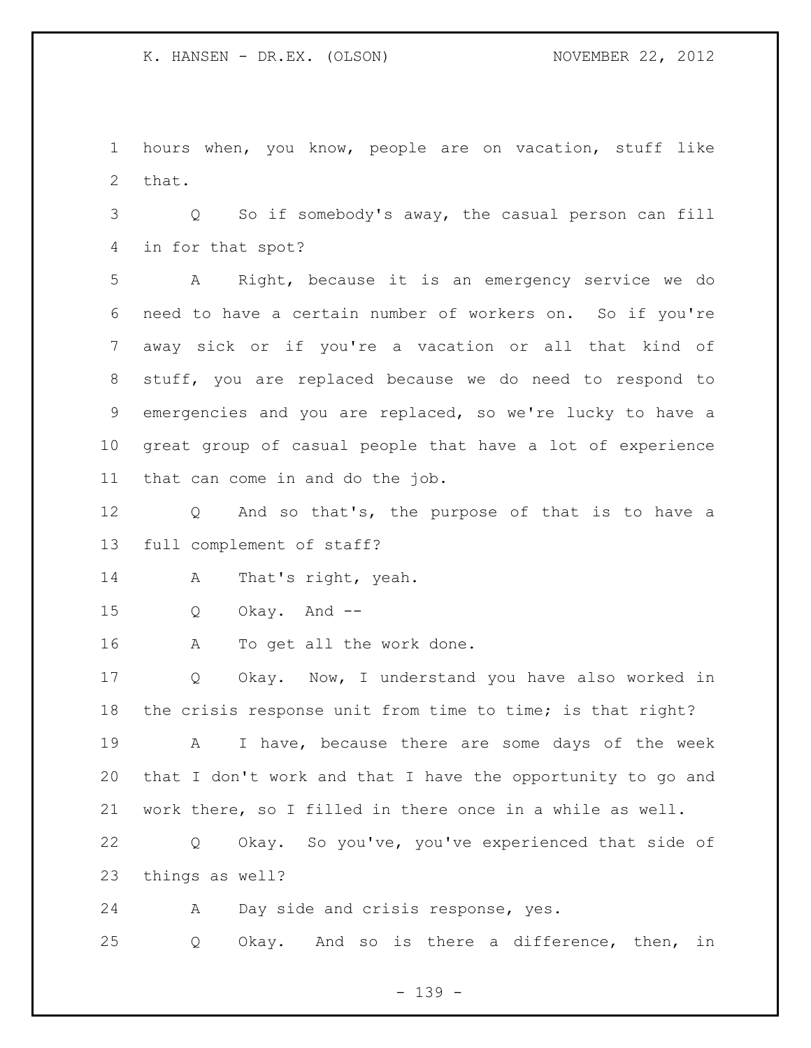hours when, you know, people are on vacation, stuff like that.

Q So if somebody's away, the casual person can fill in for that spot?

A Right, because it is an emergency service we do need to have a certain number of workers on. So if you're away sick or if you're a vacation or all that kind of stuff, you are replaced because we do need to respond to emergencies and you are replaced, so we're lucky to have a great group of casual people that have a lot of experience that can come in and do the job.

Q And so that's, the purpose of that is to have a full complement of staff?

A That's right, yeah.

Q Okay. And --

A To get all the work done.

Q Okay. Now, I understand you have also worked in the crisis response unit from time to time; is that right?

A I have, because there are some days of the week that I don't work and that I have the opportunity to go and work there, so I filled in there once in a while as well.

Q Okay. So you've, you've experienced that side of things as well?

A Day side and crisis response, yes.

Q Okay. And so is there a difference, then, in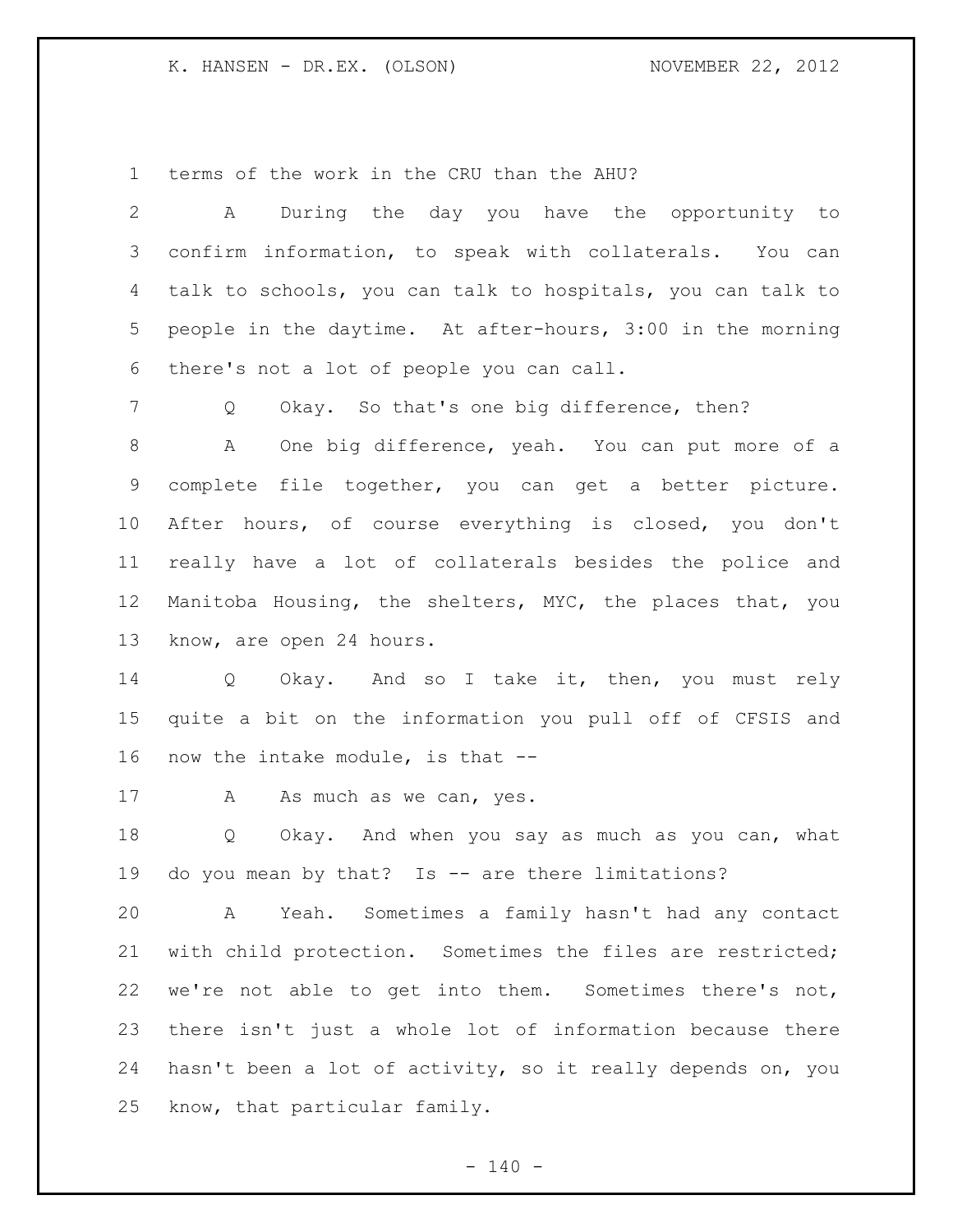terms of the work in the CRU than the AHU?

A During the day you have the opportunity to confirm information, to speak with collaterals. You can talk to schools, you can talk to hospitals, you can talk to people in the daytime. At after-hours, 3:00 in the morning there's not a lot of people you can call.

Q Okay. So that's one big difference, then?

A One big difference, yeah. You can put more of a complete file together, you can get a better picture. After hours, of course everything is closed, you don't really have a lot of collaterals besides the police and Manitoba Housing, the shelters, MYC, the places that, you know, are open 24 hours.

Q Okay. And so I take it, then, you must rely quite a bit on the information you pull off of CFSIS and now the intake module, is that --

A As much as we can, yes.

Q Okay. And when you say as much as you can, what do you mean by that? Is -- are there limitations?

A Yeah. Sometimes a family hasn't had any contact with child protection. Sometimes the files are restricted; we're not able to get into them. Sometimes there's not, there isn't just a whole lot of information because there hasn't been a lot of activity, so it really depends on, you know, that particular family.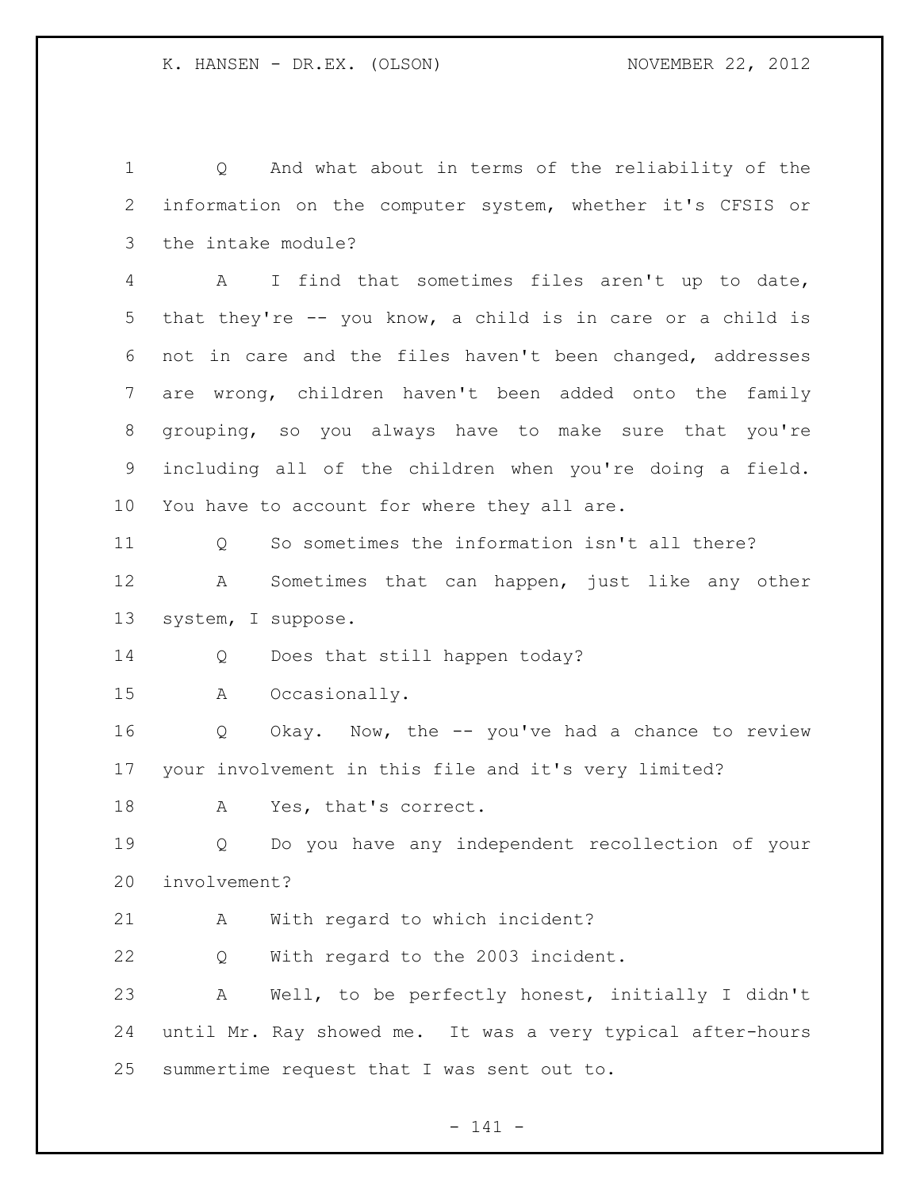1 Q And what about in terms of the reliability of the
2 information on the computer system, whether it's CFSIS or
3 the intake module?

4 A I find that sometimes files aren't up to date,
5 that they're -- you know, a child is in care or a child is
6 not in care and the files haven't been changed, addresses
7 are wrong, children haven't been added onto the family
8 grouping, so you always have to make sure that you're
9 including all of the children when you're doing a field.
10 You have to account for where they all are.

11 Q So sometimes the information isn't all there?

12 A Sometimes that can happen, just like any other
13 system, I suppose.

14 Q Does that still happen today?

15 A Occasionally.

16 Q Okay. Now, the -- you've had a chance to review
17 your involvement in this file and it's very limited?

18 A Yes, that's correct.

19 Q Do you have any independent recollection of your
20 involvement?

21 A With regard to which incident?

22 Q With regard to the 2003 incident.

23 A Well, to be perfectly honest, initially I didn't
24 until Mr. Ray showed me. It was a very typical after-hours
25 summertime request that I was sent out to.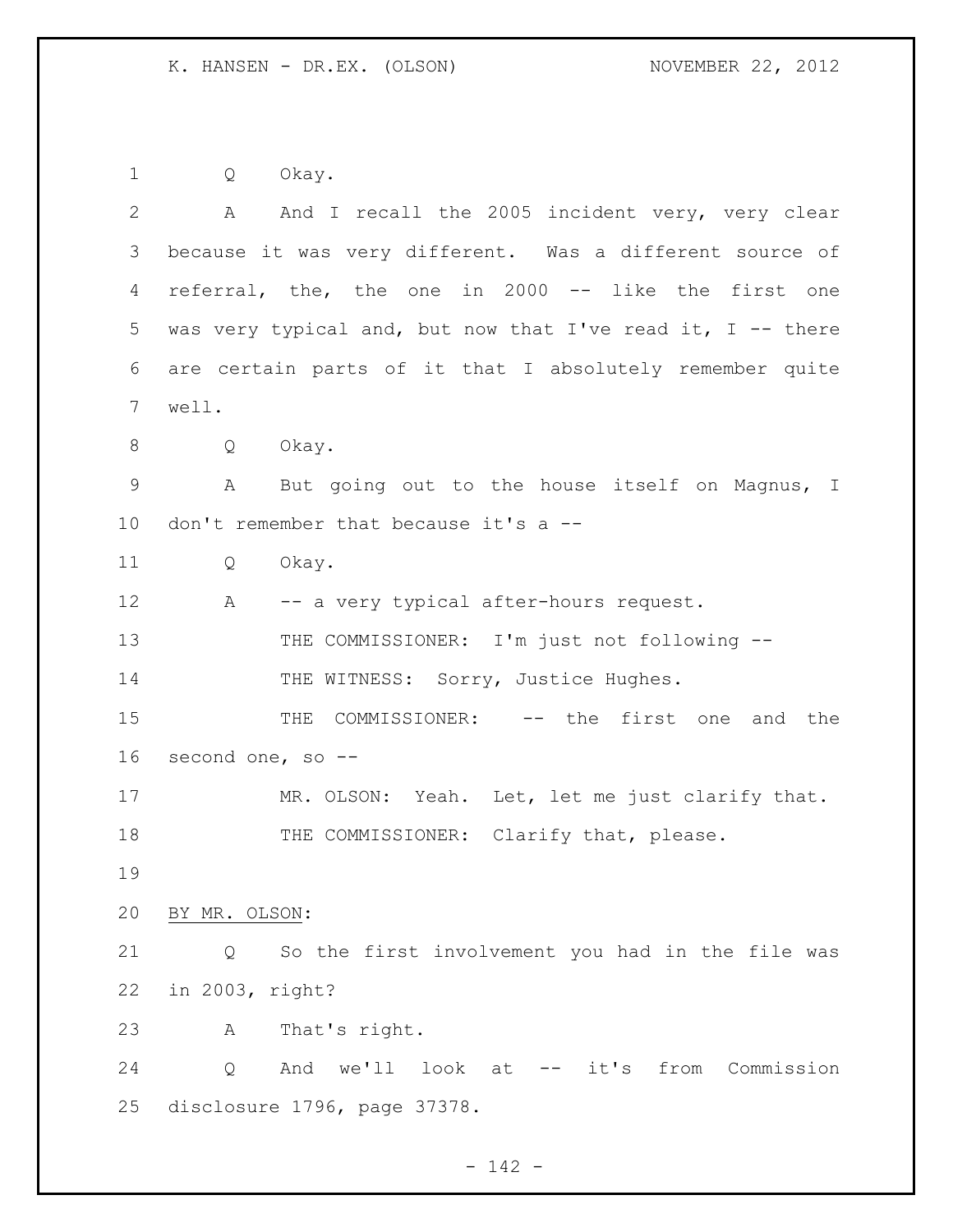Q Okay.

A And I recall the 2005 incident very, very clear because it was very different. Was a different source of referral, the, the one in 2000 -- like the first one was very typical and, but now that I've read it, I -- there are certain parts of it that I absolutely remember quite well.

Q Okay.

A But going out to the house itself on Magnus, I don't remember that because it's a --

Q Okay.

A -- a very typical after-hours request.

THE COMMISSIONER: I'm just not following --

THE WITNESS: Sorry, Justice Hughes.

THE COMMISSIONER: -- the first one and the second one, so --

MR. OLSON: Yeah. Let, let me just clarify that.

THE COMMISSIONER: Clarify that, please.

BY MR. OLSON:

Q So the first involvement you had in the file was in 2003, right?

A That's right.

Q And we'll look at -- it's from Commission disclosure 1796, page 37378.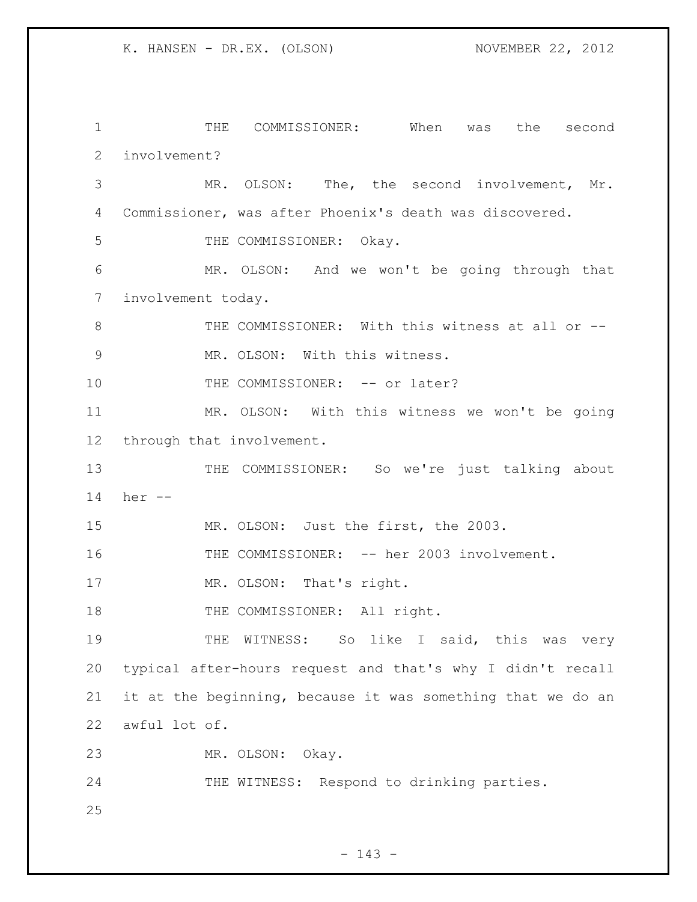THE COMMISSIONER: When was the second involvement?

MR. OLSON: The, the second involvement, Mr. Commissioner, was after Phoenix's death was discovered.

THE COMMISSIONER: Okay.

MR. OLSON: And we won't be going through that involvement today.

THE COMMISSIONER: With this witness at all or --

MR. OLSON: With this witness.

THE COMMISSIONER: -- or later?

MR. OLSON: With this witness we won't be going through that involvement.

THE COMMISSIONER: So we're just talking about her --

MR. OLSON: Just the first, the 2003.

THE COMMISSIONER: -- her 2003 involvement.

MR. OLSON: That's right.

THE COMMISSIONER: All right.

THE WITNESS: So like I said, this was very typical after-hours request and that's why I didn't recall it at the beginning, because it was something that we do an awful lot of.

MR. OLSON: Okay.

THE WITNESS: Respond to drinking parties.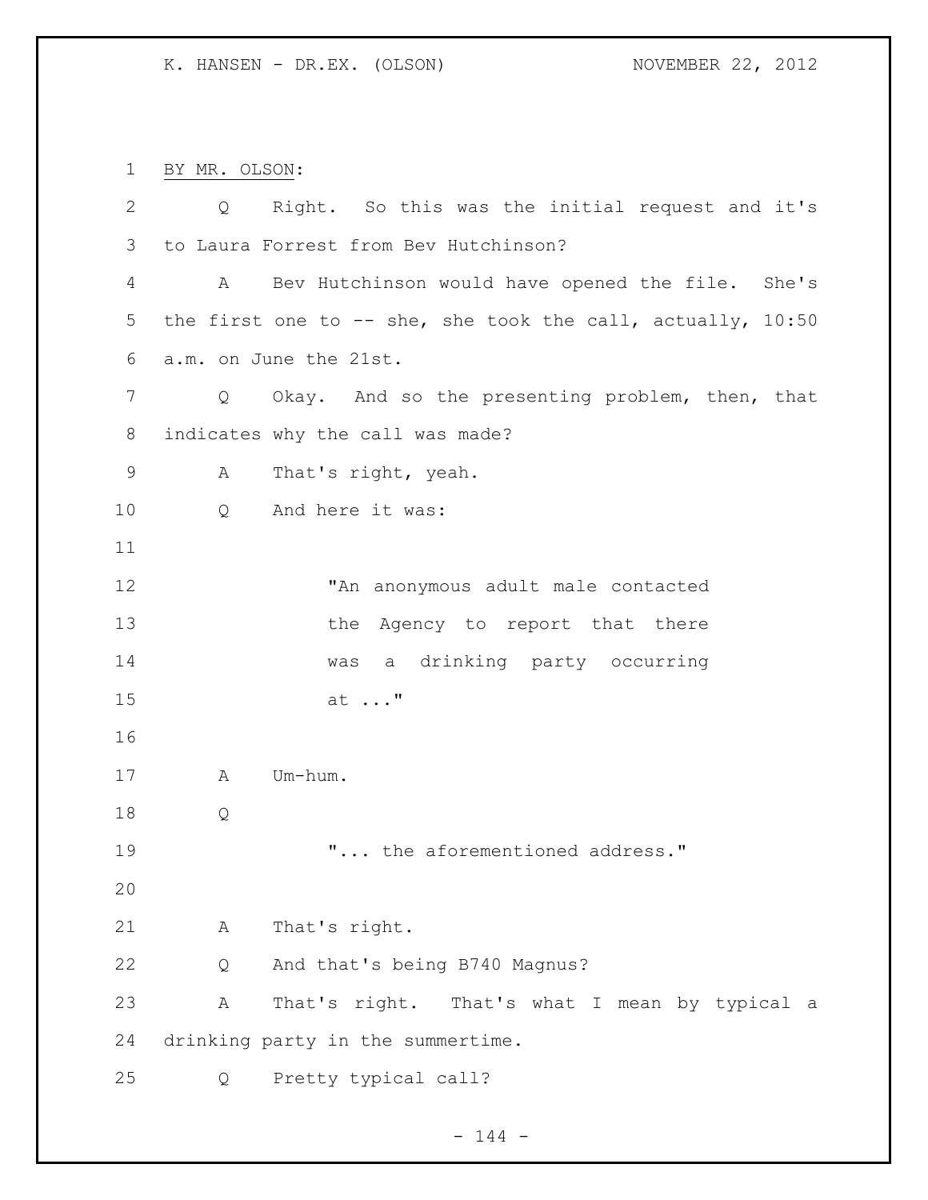BY MR. OLSON:

Q Right. So this was the initial request and it's to Laura Forrest from Bev Hutchinson?

A Bev Hutchinson would have opened the file. She's the first one to -- she, she took the call, actually, 10:50 a.m. on June the 21st.

Q Okay. And so the presenting problem, then, that indicates why the call was made?

A That's right, yeah.

Q And here it was:

> "An anonymous adult male contacted the Agency to report that there was a drinking party occurring at ..."

A Um-hum.

Q

> "... the aforementioned address."

A That's right.

Q And that's being B740 Magnus?

A That's right. That's what I mean by typical a drinking party in the summertime.

Q Pretty typical call?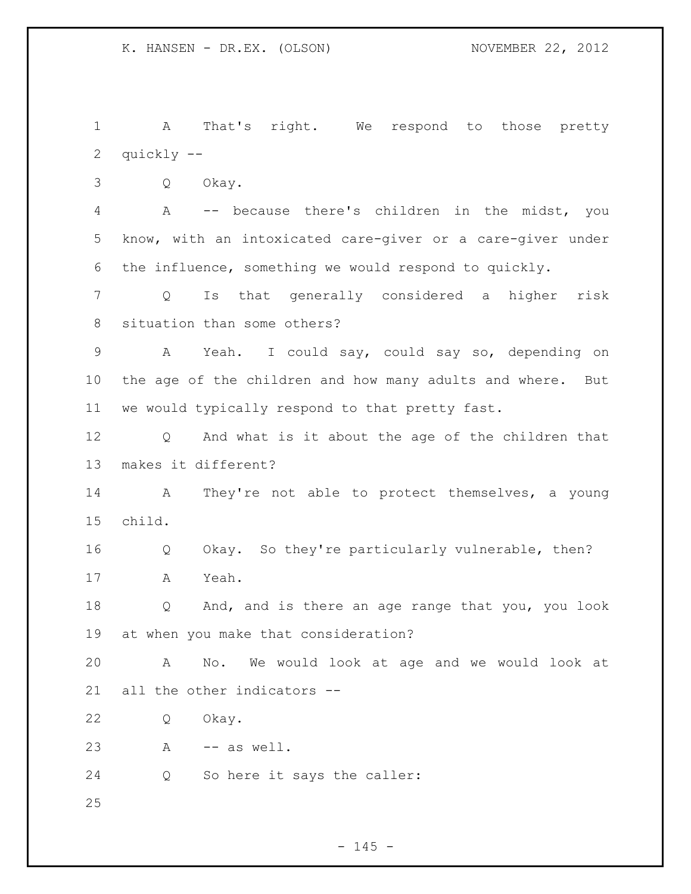A That's right. We respond to those pretty quickly --

Q Okay.

A -- because there's children in the midst, you know, with an intoxicated care-giver or a care-giver under the influence, something we would respond to quickly.

Q Is that generally considered a higher risk situation than some others?

A Yeah. I could say, could say so, depending on the age of the children and how many adults and where. But we would typically respond to that pretty fast.

Q And what is it about the age of the children that makes it different?

A They're not able to protect themselves, a young child.

Q Okay. So they're particularly vulnerable, then?

A Yeah.

Q And, and is there an age range that you, you look at when you make that consideration?

A No. We would look at age and we would look at all the other indicators --

Q Okay.

A -- as well.

Q So here it says the caller: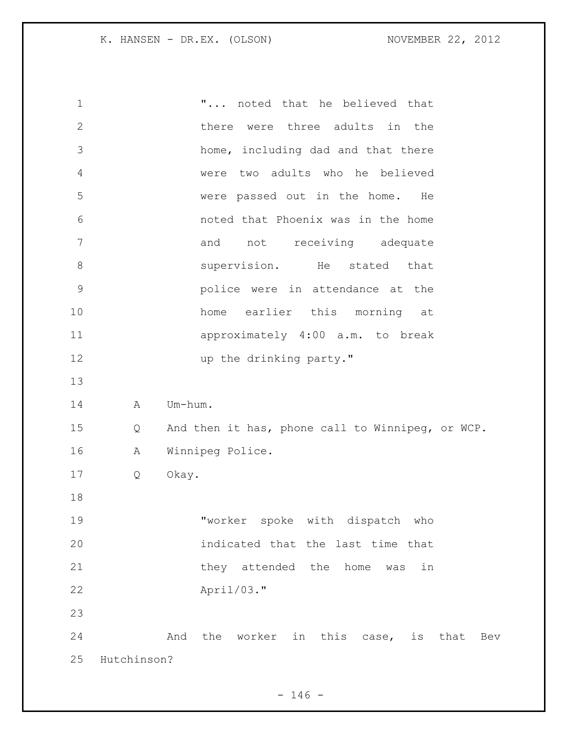"... noted that he believed that there were three adults in the home, including dad and that there were two adults who he believed were passed out in the home. He noted that Phoenix was in the home and not receiving adequate supervision. He stated that police were in attendance at the home earlier this morning at approximately 4:00 a.m. to break up the drinking party."

A Um-hum.

Q And then it has, phone call to Winnipeg, or WCP.

A Winnipeg Police.

Q Okay.

"worker spoke with dispatch who indicated that the last time that they attended the home was in April/03."

And the worker in this case, is that Bev Hutchinson?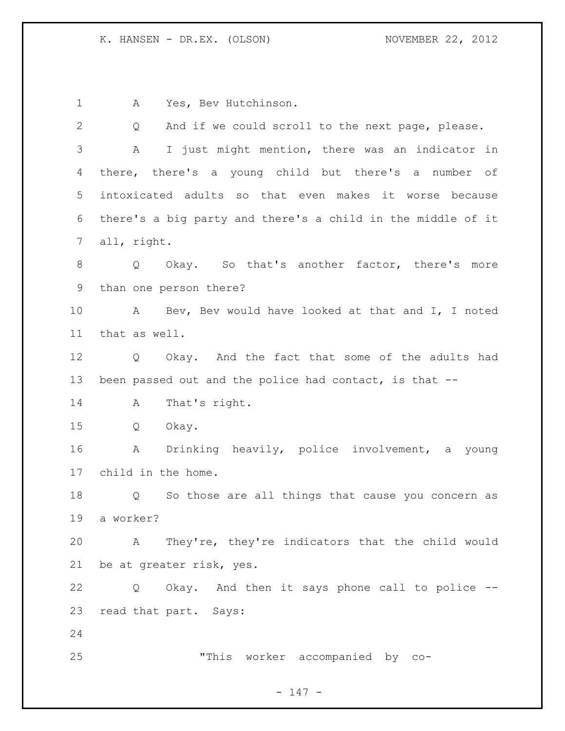A Yes, Bev Hutchinson.

Q And if we could scroll to the next page, please.

A I just might mention, there was an indicator in there, there's a young child but there's a number of intoxicated adults so that even makes it worse because there's a big party and there's a child in the middle of it all, right.

Q Okay. So that's another factor, there's more than one person there?

A Bev, Bev would have looked at that and I, I noted that as well.

Q Okay. And the fact that some of the adults had been passed out and the police had contact, is that --

A That's right.

Q Okay.

A Drinking heavily, police involvement, a young child in the home.

Q So those are all things that cause you concern as a worker?

A They're, they're indicators that the child would be at greater risk, yes.

Q Okay. And then it says phone call to police -- read that part. Says:

> "This worker accompanied by co-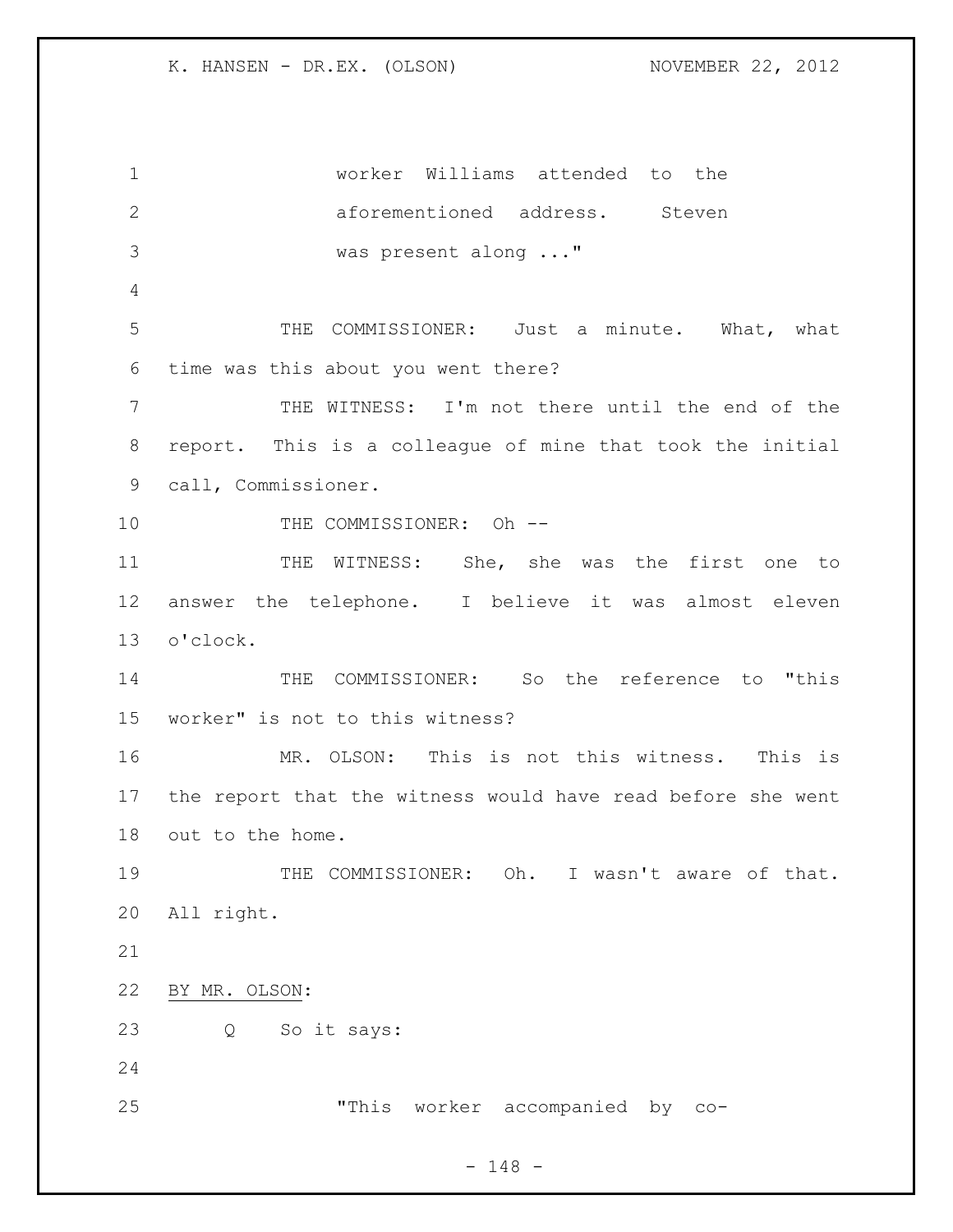worker Williams attended to the aforementioned address. Steven was present along ..."

THE COMMISSIONER: Just a minute. What, what time was this about you went there?

THE WITNESS: I'm not there until the end of the report. This is a colleague of mine that took the initial call, Commissioner.

THE COMMISSIONER: Oh --

THE WITNESS: She, she was the first one to answer the telephone. I believe it was almost eleven o'clock.

THE COMMISSIONER: So the reference to "this worker" is not to this witness?

MR. OLSON: This is not this witness. This is the report that the witness would have read before she went out to the home.

THE COMMISSIONER: Oh. I wasn't aware of that. All right.

BY MR. OLSON:

Q So it says:

"This worker accompanied by co-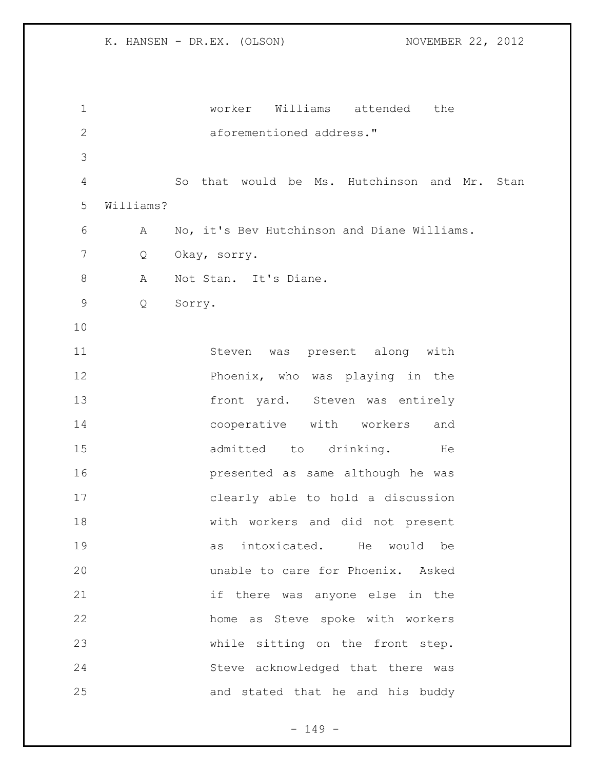worker Williams attended the aforementioned address."

So that would be Ms. Hutchinson and Mr. Stan Williams?

A No, it's Bev Hutchinson and Diane Williams.

Q Okay, sorry.

A Not Stan. It's Diane.

Q Sorry.

> Steven was present along with Phoenix, who was playing in the front yard. Steven was entirely cooperative with workers and admitted to drinking. He presented as same although he was clearly able to hold a discussion with workers and did not present as intoxicated. He would be unable to care for Phoenix. Asked if there was anyone else in the home as Steve spoke with workers while sitting on the front step. Steve acknowledged that there was and stated that he and his buddy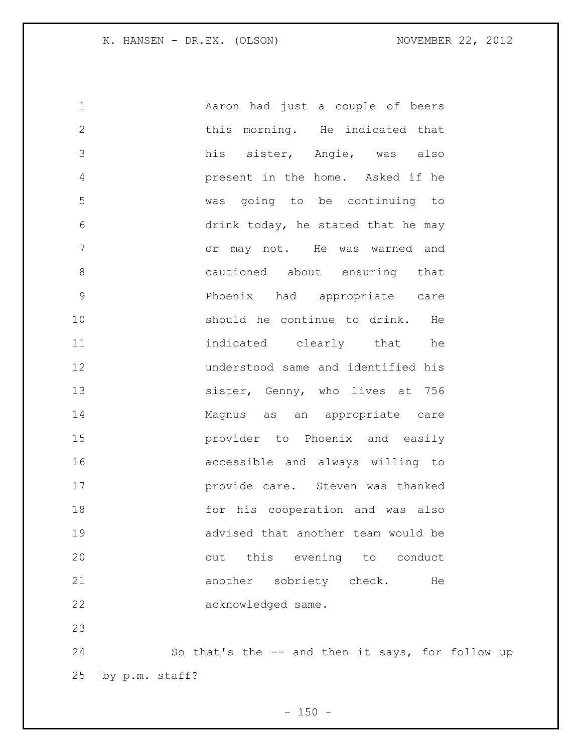Aaron had just a couple of beers this morning. He indicated that his sister, Angie, was also present in the home. Asked if he was going to be continuing to drink today, he stated that he may or may not. He was warned and cautioned about ensuring that Phoenix had appropriate care should he continue to drink. He indicated clearly that he understood same and identified his sister, Genny, who lives at 756 Magnus as an appropriate care provider to Phoenix and easily accessible and always willing to provide care. Steven was thanked for his cooperation and was also advised that another team would be out this evening to conduct another sobriety check. He acknowledged same.

So that's the -- and then it says, for follow up by p.m. staff?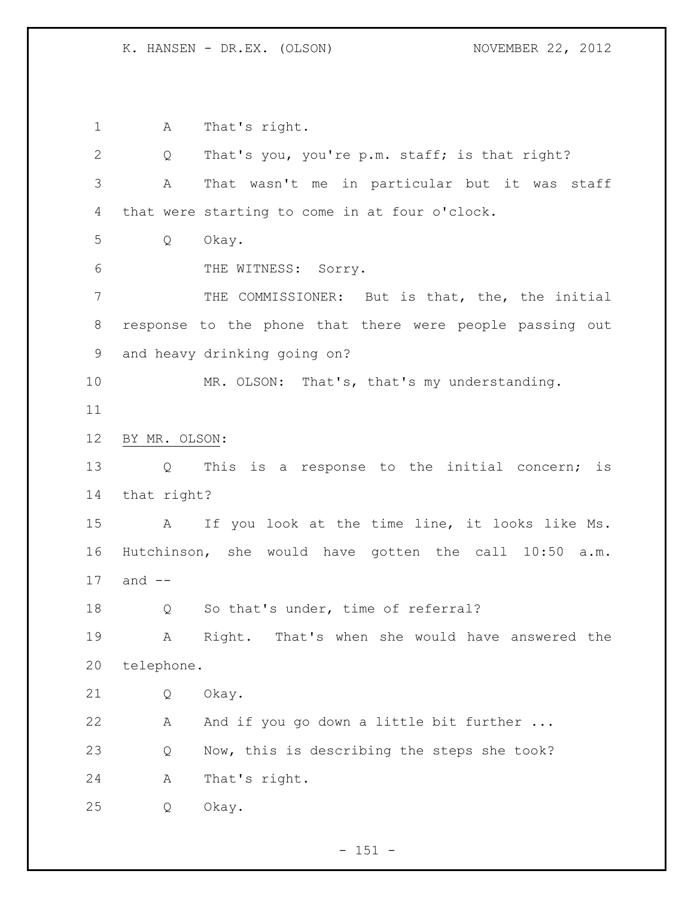A That's right.

Q That's you, you're p.m. staff; is that right?

A That wasn't me in particular but it was staff that were starting to come in at four o'clock.

Q Okay.

THE WITNESS: Sorry.

THE COMMISSIONER: But is that, the, the initial response to the phone that there were people passing out and heavy drinking going on?

MR. OLSON: That's, that's my understanding.

BY MR. OLSON:

Q This is a response to the initial concern; is that right?

A If you look at the time line, it looks like Ms. Hutchinson, she would have gotten the call 10:50 a.m. and --

Q So that's under, time of referral?

A Right. That's when she would have answered the telephone.

Q Okay.

A And if you go down a little bit further ...

Q Now, this is describing the steps she took?

A That's right.

Q Okay.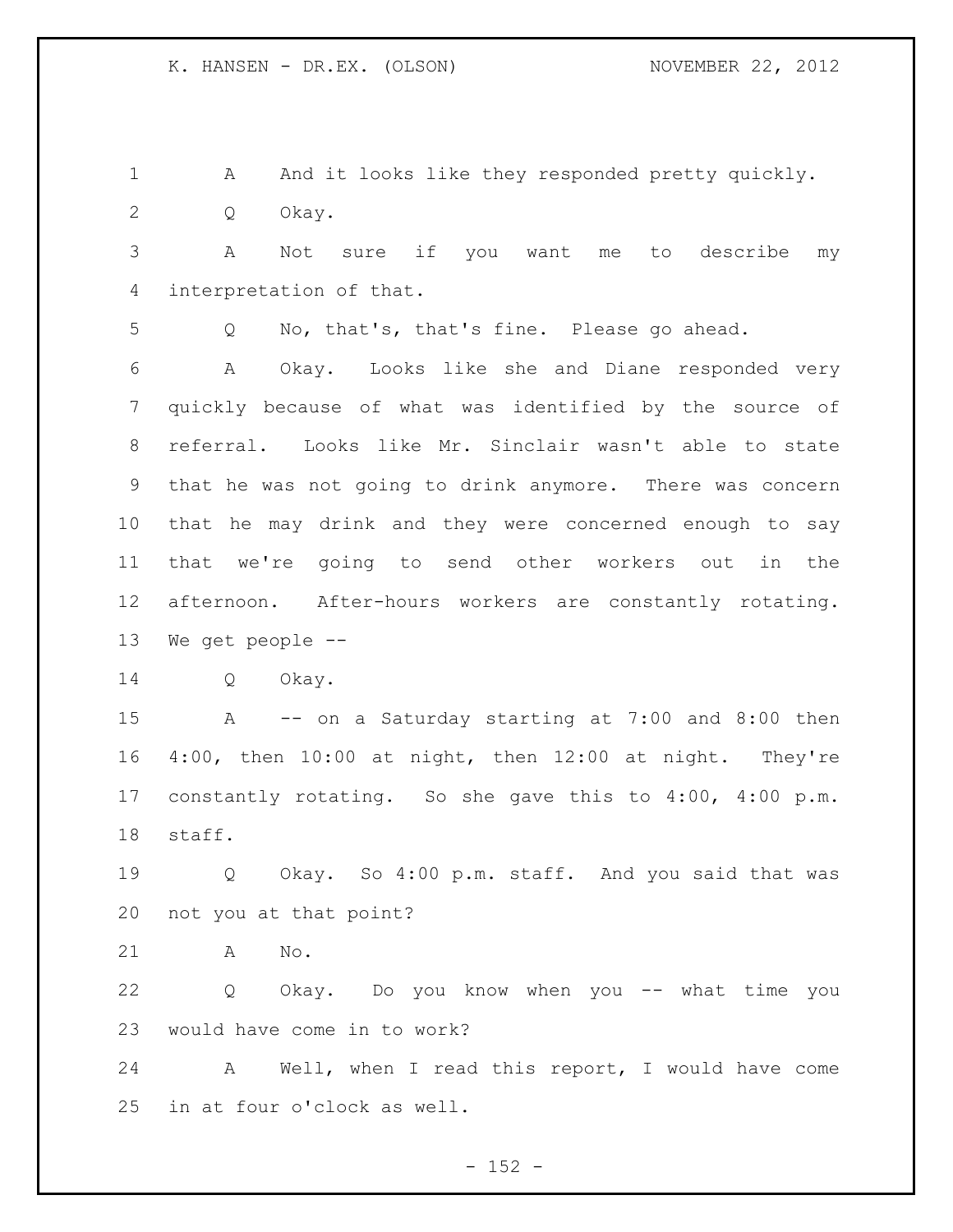A And it looks like they responded pretty quickly.

Q Okay.

A Not sure if you want me to describe my interpretation of that.

Q No, that's, that's fine. Please go ahead.

A Okay. Looks like she and Diane responded very quickly because of what was identified by the source of referral. Looks like Mr. Sinclair wasn't able to state that he was not going to drink anymore. There was concern that he may drink and they were concerned enough to say that we're going to send other workers out in the afternoon. After-hours workers are constantly rotating. We get people --

Q Okay.

A -- on a Saturday starting at 7:00 and 8:00 then 4:00, then 10:00 at night, then 12:00 at night. They're constantly rotating. So she gave this to 4:00, 4:00 p.m. staff.

Q Okay. So 4:00 p.m. staff. And you said that was not you at that point?

A No.

Q Okay. Do you know when you -- what time you would have come in to work?

A Well, when I read this report, I would have come in at four o'clock as well.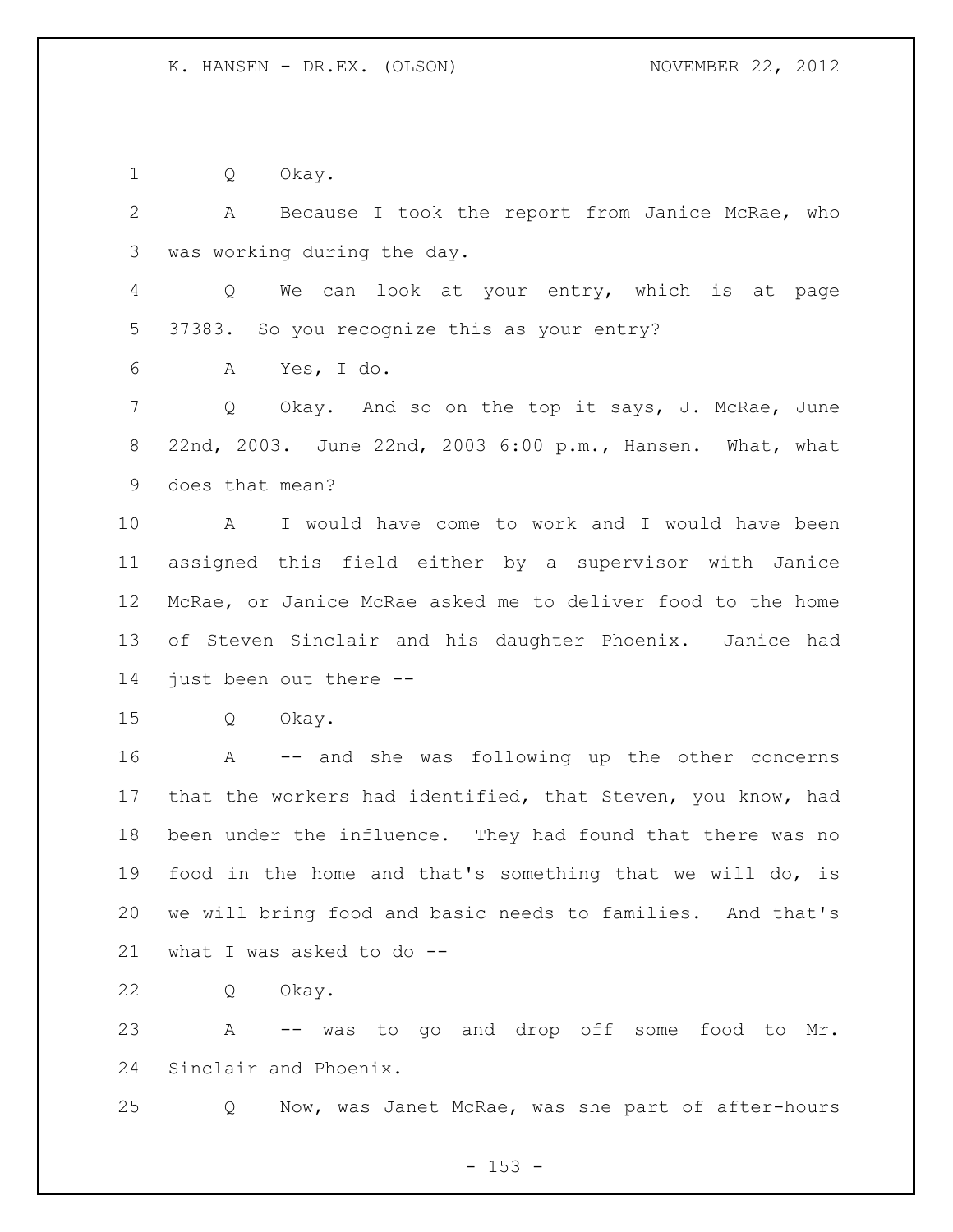Q Okay.

A Because I took the report from Janice McRae, who was working during the day.

Q We can look at your entry, which is at page 37383. So you recognize this as your entry?

A Yes, I do.

Q Okay. And so on the top it says, J. McRae, June 22nd, 2003. June 22nd, 2003 6:00 p.m., Hansen. What, what does that mean?

A I would have come to work and I would have been assigned this field either by a supervisor with Janice McRae, or Janice McRae asked me to deliver food to the home of Steven Sinclair and his daughter Phoenix. Janice had just been out there --

Q Okay.

A -- and she was following up the other concerns that the workers had identified, that Steven, you know, had been under the influence. They had found that there was no food in the home and that's something that we will do, is we will bring food and basic needs to families. And that's what I was asked to do --

Q Okay.

A -- was to go and drop off some food to Mr. Sinclair and Phoenix.

Q Now, was Janet McRae, was she part of after-hours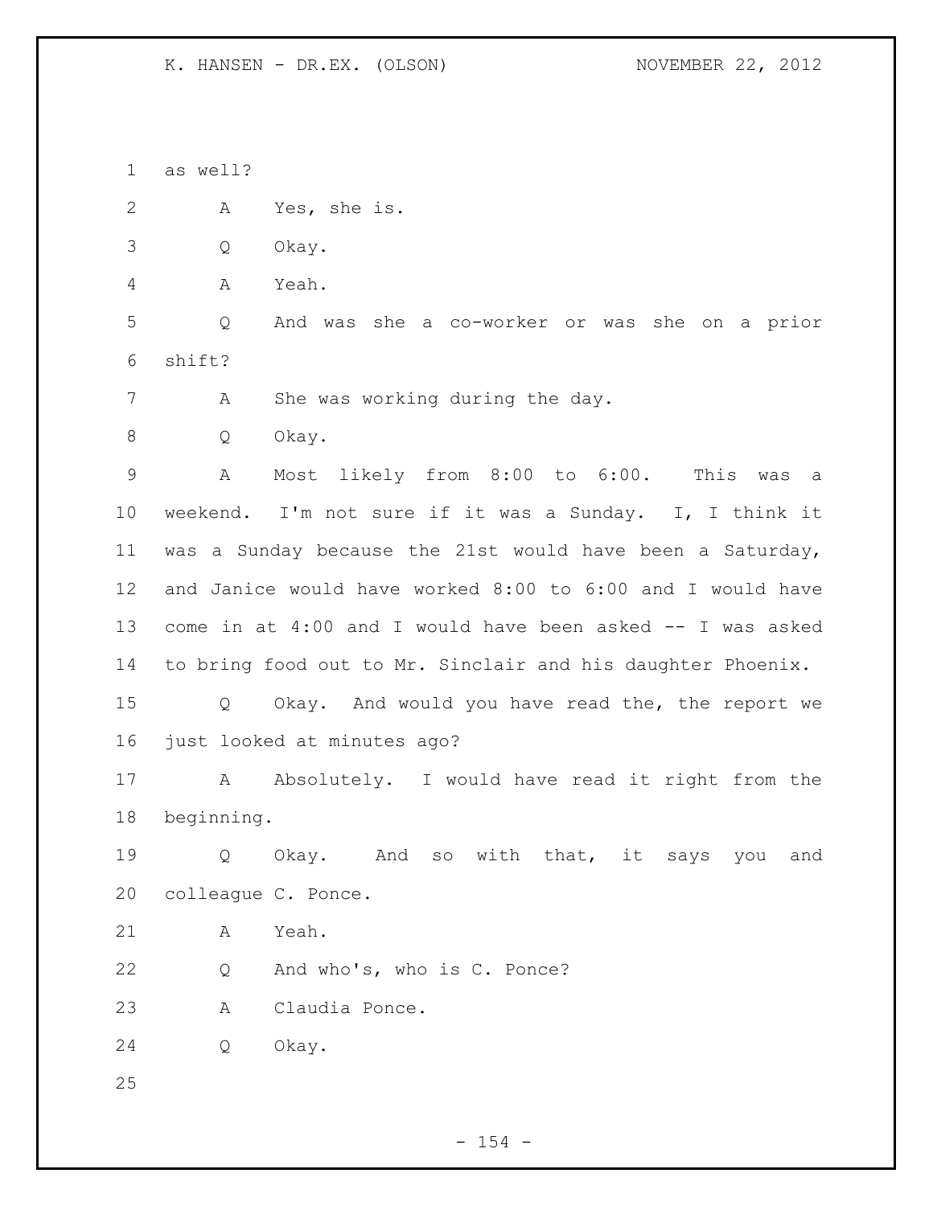as well?

A Yes, she is.

Q Okay.

A Yeah.

Q And was she a co-worker or was she on a prior shift?

A She was working during the day.

Q Okay.

A Most likely from 8:00 to 6:00. This was a weekend. I'm not sure if it was a Sunday. I, I think it was a Sunday because the 21st would have been a Saturday, and Janice would have worked 8:00 to 6:00 and I would have come in at 4:00 and I would have been asked -- I was asked to bring food out to Mr. Sinclair and his daughter Phoenix.

Q Okay. And would you have read the, the report we just looked at minutes ago?

A Absolutely. I would have read it right from the beginning.

Q Okay. And so with that, it says you and colleague C. Ponce.

A Yeah.

Q And who's, who is C. Ponce?

A Claudia Ponce.

Q Okay.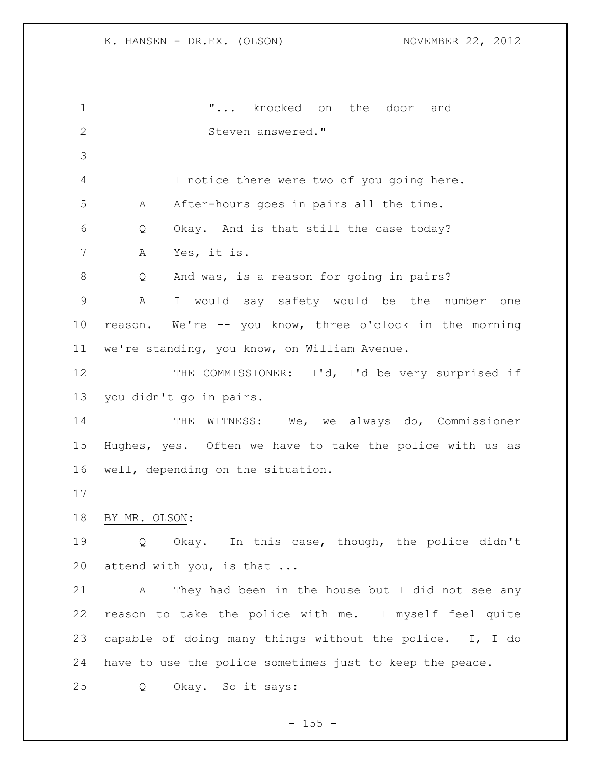"... knocked on the door and Steven answered."

I notice there were two of you going here.

A After-hours goes in pairs all the time.

Q Okay. And is that still the case today?

A Yes, it is.

Q And was, is a reason for going in pairs?

A I would say safety would be the number one reason. We're -- you know, three o'clock in the morning we're standing, you know, on William Avenue.

THE COMMISSIONER: I'd, I'd be very surprised if you didn't go in pairs.

THE WITNESS: We, we always do, Commissioner Hughes, yes. Often we have to take the police with us as well, depending on the situation.

BY MR. OLSON:

Q Okay. In this case, though, the police didn't attend with you, is that ...

A They had been in the house but I did not see any reason to take the police with me. I myself feel quite capable of doing many things without the police. I, I do have to use the police sometimes just to keep the peace.

Q Okay. So it says: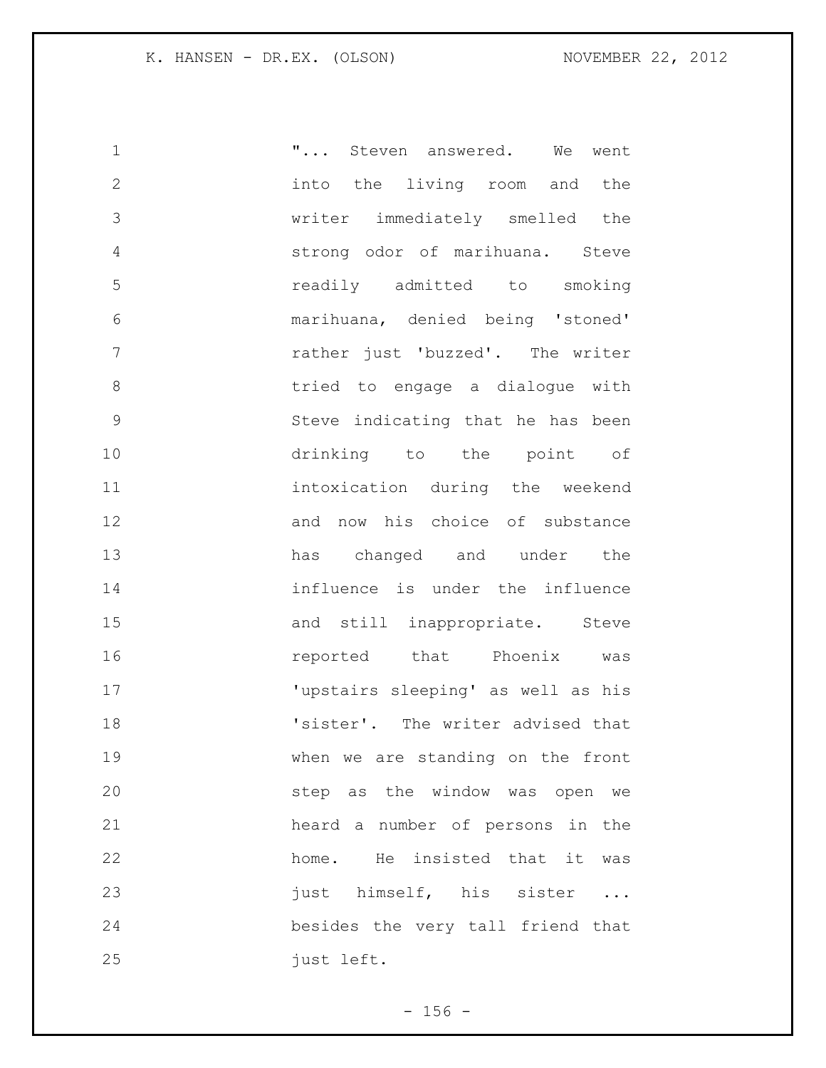"... Steven answered. We went into the living room and the writer immediately smelled the strong odor of marihuana. Steve readily admitted to smoking marihuana, denied being 'stoned' rather just 'buzzed'. The writer tried to engage a dialogue with Steve indicating that he has been drinking to the point of intoxication during the weekend and now his choice of substance has changed and under the influence is under the influence and still inappropriate. Steve reported that Phoenix was 'upstairs sleeping' as well as his 'sister'. The writer advised that when we are standing on the front step as the window was open we heard a number of persons in the home. He insisted that it was just himself, his sister ... besides the very tall friend that just left.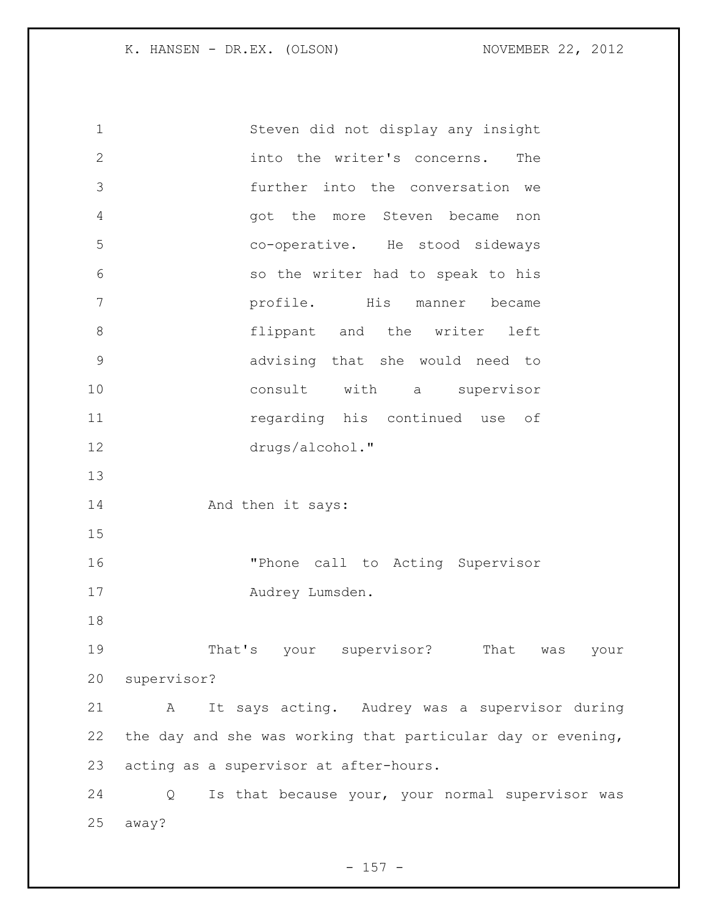Steven did not display any insight into the writer's concerns. The further into the conversation we got the more Steven became non co-operative. He stood sideways so the writer had to speak to his profile. His manner became flippant and the writer left advising that she would need to consult with a supervisor regarding his continued use of drugs/alcohol."

And then it says:

"Phone call to Acting Supervisor Audrey Lumsden.

That's your supervisor? That was your supervisor?

A It says acting. Audrey was a supervisor during the day and she was working that particular day or evening, acting as a supervisor at after-hours.

Q Is that because your, your normal supervisor was away?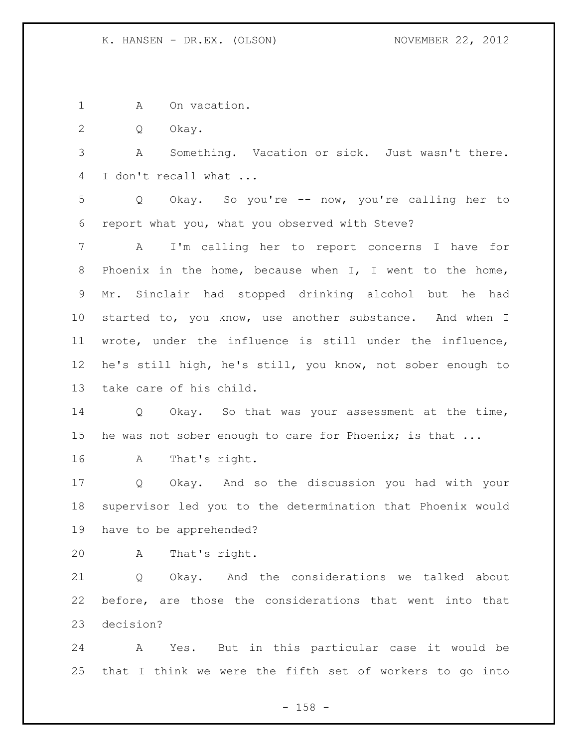A On vacation.

Q Okay.

A Something. Vacation or sick. Just wasn't there. I don't recall what ...

Q Okay. So you're -- now, you're calling her to report what you, what you observed with Steve?

A I'm calling her to report concerns I have for Phoenix in the home, because when I, I went to the home, Mr. Sinclair had stopped drinking alcohol but he had started to, you know, use another substance. And when I wrote, under the influence is still under the influence, he's still high, he's still, you know, not sober enough to take care of his child.

Q Okay. So that was your assessment at the time, he was not sober enough to care for Phoenix; is that ...

A That's right.

Q Okay. And so the discussion you had with your supervisor led you to the determination that Phoenix would have to be apprehended?

A That's right.

Q Okay. And the considerations we talked about before, are those the considerations that went into that decision?

A Yes. But in this particular case it would be that I think we were the fifth set of workers to go into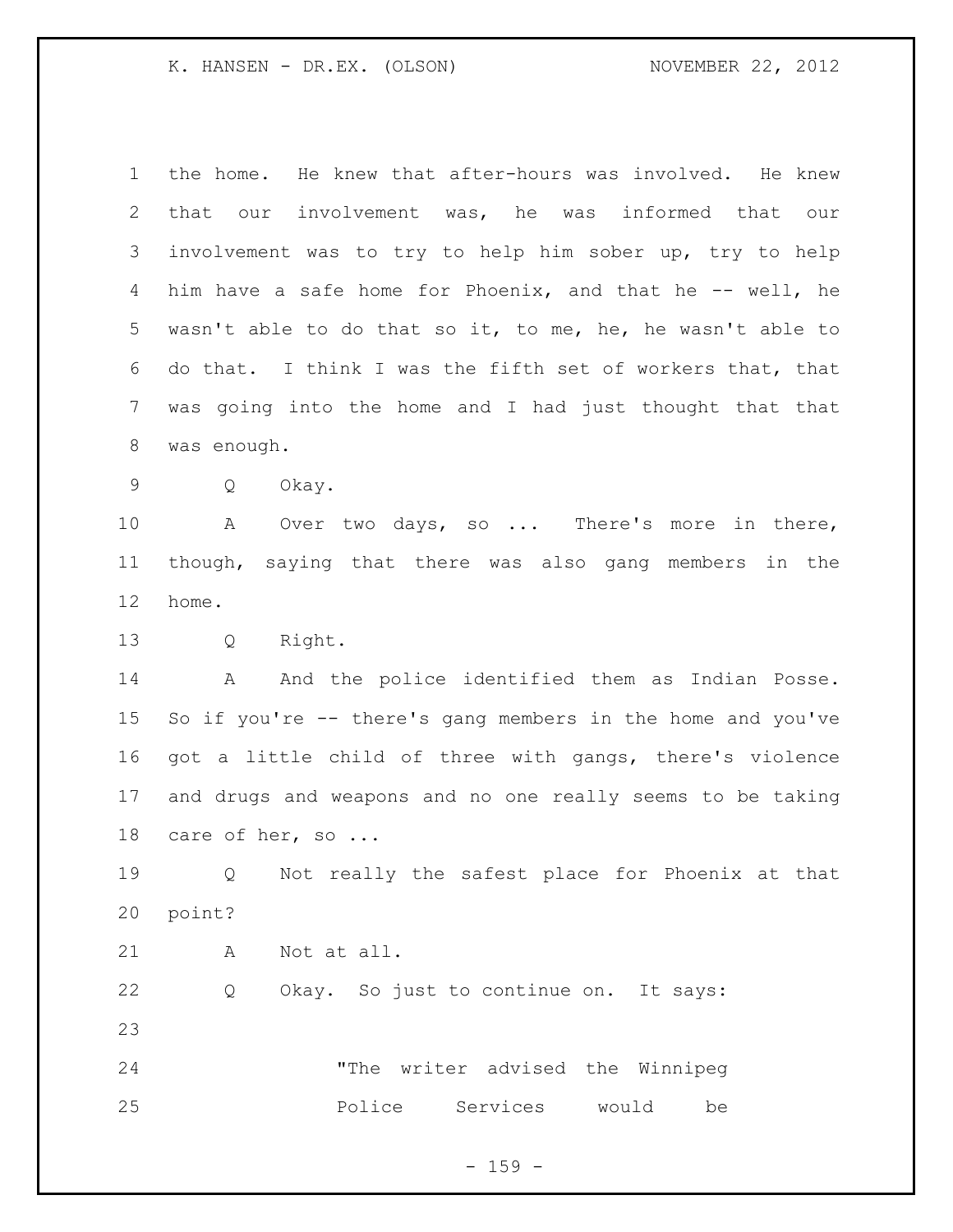the home. He knew that after-hours was involved. He knew that our involvement was, he was informed that our involvement was to try to help him sober up, try to help him have a safe home for Phoenix, and that he -- well, he wasn't able to do that so it, to me, he, he wasn't able to do that. I think I was the fifth set of workers that, that was going into the home and I had just thought that that was enough.

Q Okay.

A Over two days, so ... There's more in there, though, saying that there was also gang members in the home.

Q Right.

A And the police identified them as Indian Posse. So if you're -- there's gang members in the home and you've got a little child of three with gangs, there's violence and drugs and weapons and no one really seems to be taking care of her, so ...

Q Not really the safest place for Phoenix at that point?

A Not at all.

Q Okay. So just to continue on. It says:

> "The writer advised the Winnipeg Police Services would be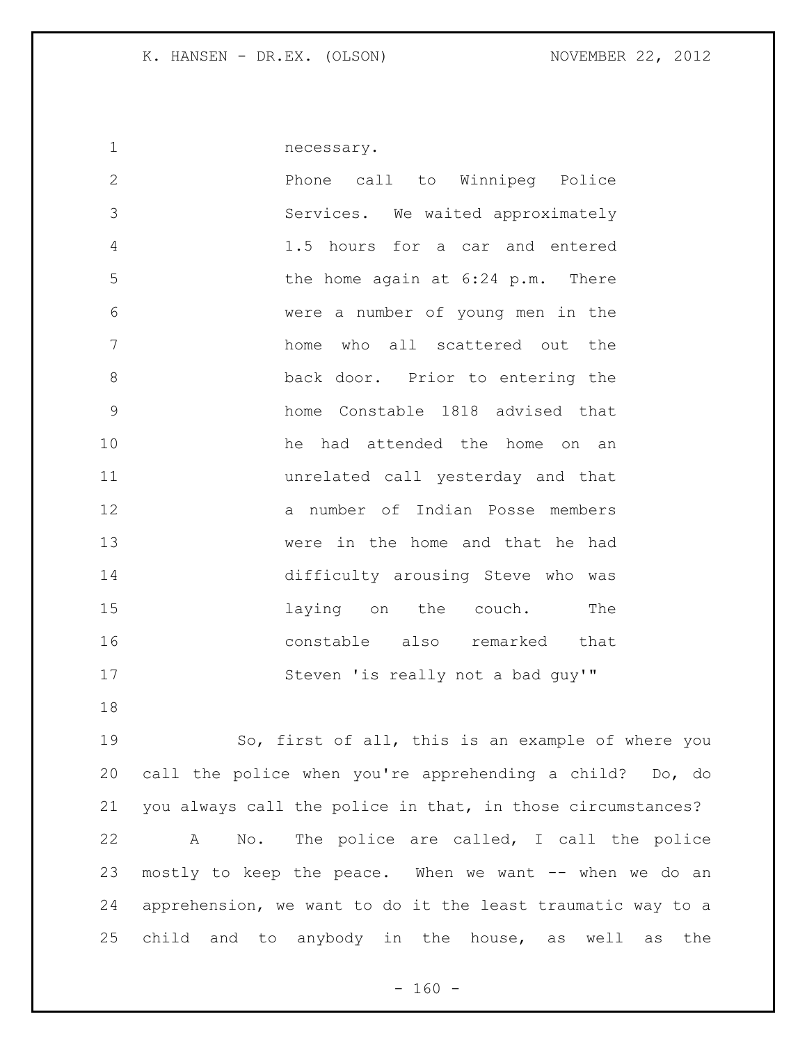necessary.

Phone call to Winnipeg Police Services. We waited approximately 1.5 hours for a car and entered the home again at 6:24 p.m. There were a number of young men in the home who all scattered out the back door. Prior to entering the home Constable 1818 advised that he had attended the home on an unrelated call yesterday and that a number of Indian Posse members were in the home and that he had difficulty arousing Steve who was laying on the couch. The constable also remarked that Steven 'is really not a bad guy'"

So, first of all, this is an example of where you call the police when you're apprehending a child? Do, do you always call the police in that, in those circumstances?

A No. The police are called, I call the police mostly to keep the peace. When we want -- when we do an apprehension, we want to do it the least traumatic way to a child and to anybody in the house, as well as the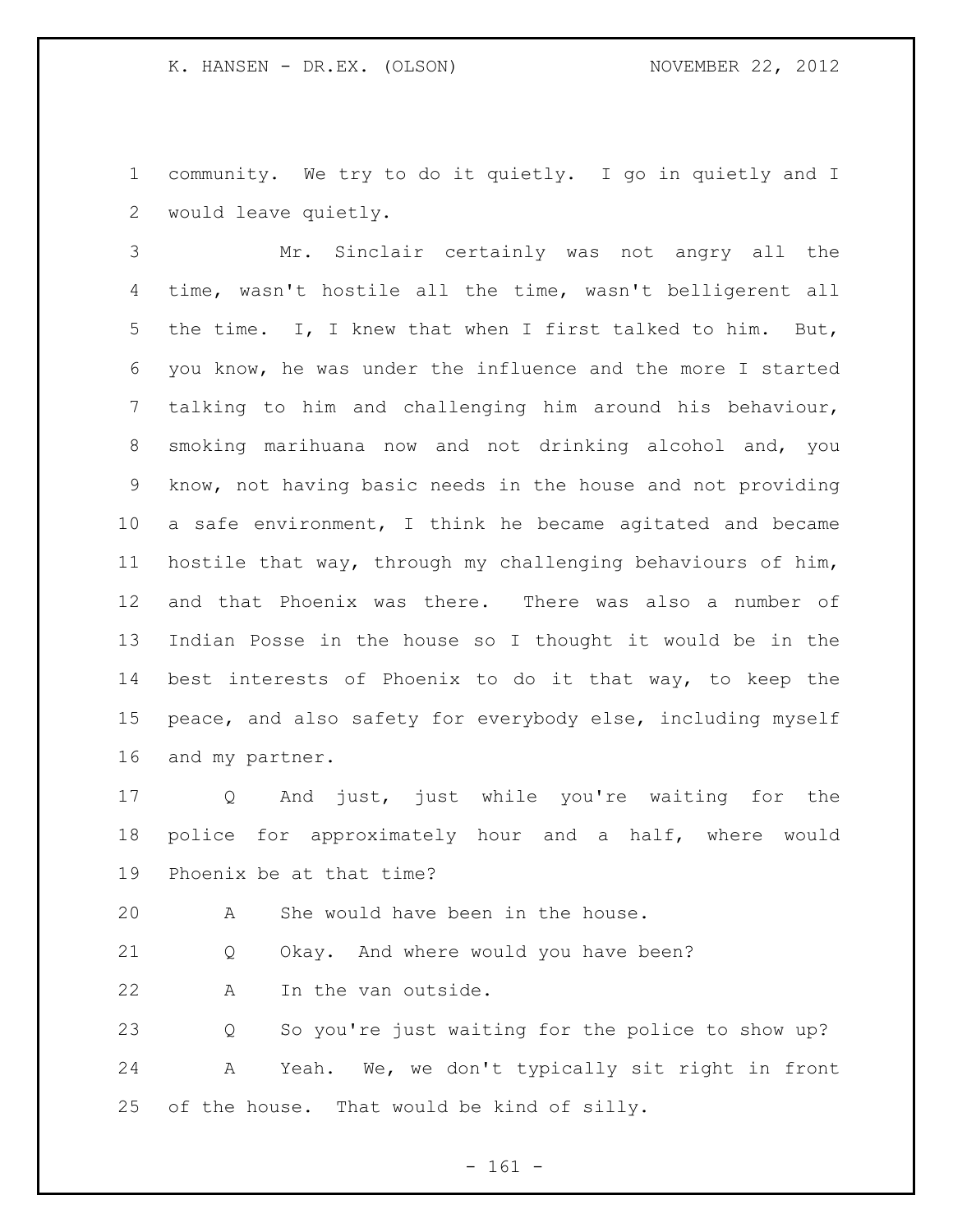community. We try to do it quietly. I go in quietly and I would leave quietly.

Mr. Sinclair certainly was not angry all the time, wasn't hostile all the time, wasn't belligerent all the time. I, I knew that when I first talked to him. But, you know, he was under the influence and the more I started talking to him and challenging him around his behaviour, smoking marihuana now and not drinking alcohol and, you know, not having basic needs in the house and not providing a safe environment, I think he became agitated and became hostile that way, through my challenging behaviours of him, and that Phoenix was there. There was also a number of Indian Posse in the house so I thought it would be in the best interests of Phoenix to do it that way, to keep the peace, and also safety for everybody else, including myself and my partner.

Q And just, just while you're waiting for the police for approximately hour and a half, where would Phoenix be at that time?

A She would have been in the house.

Q Okay. And where would you have been?

A In the van outside.

Q So you're just waiting for the police to show up?

A Yeah. We, we don't typically sit right in front of the house. That would be kind of silly.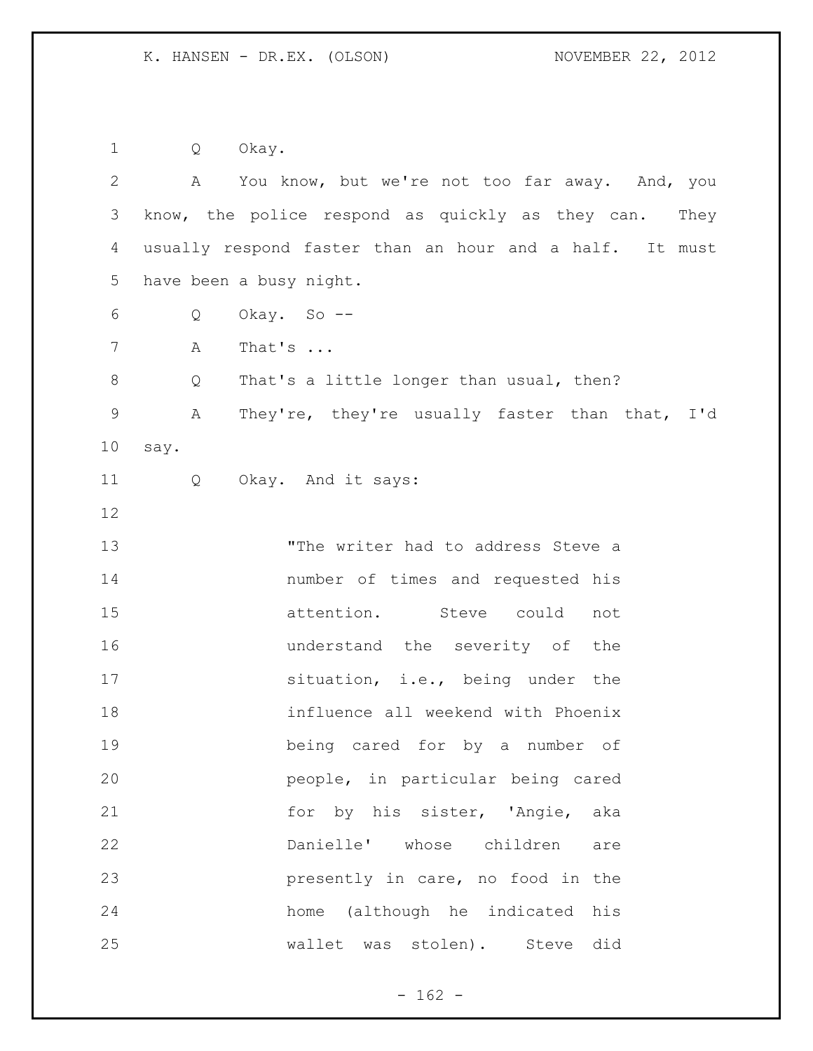Q Okay.

A You know, but we're not too far away. And, you know, the police respond as quickly as they can. They usually respond faster than an hour and a half. It must have been a busy night.

Q Okay. So --

A That's ...

Q That's a little longer than usual, then?

A They're, they're usually faster than that, I'd say.

Q Okay. And it says:

> "The writer had to address Steve a number of times and requested his attention. Steve could not understand the severity of the situation, i.e., being under the influence all weekend with Phoenix being cared for by a number of people, in particular being cared for by his sister, 'Angie, aka Danielle' whose children are presently in care, no food in the home (although he indicated his wallet was stolen). Steve did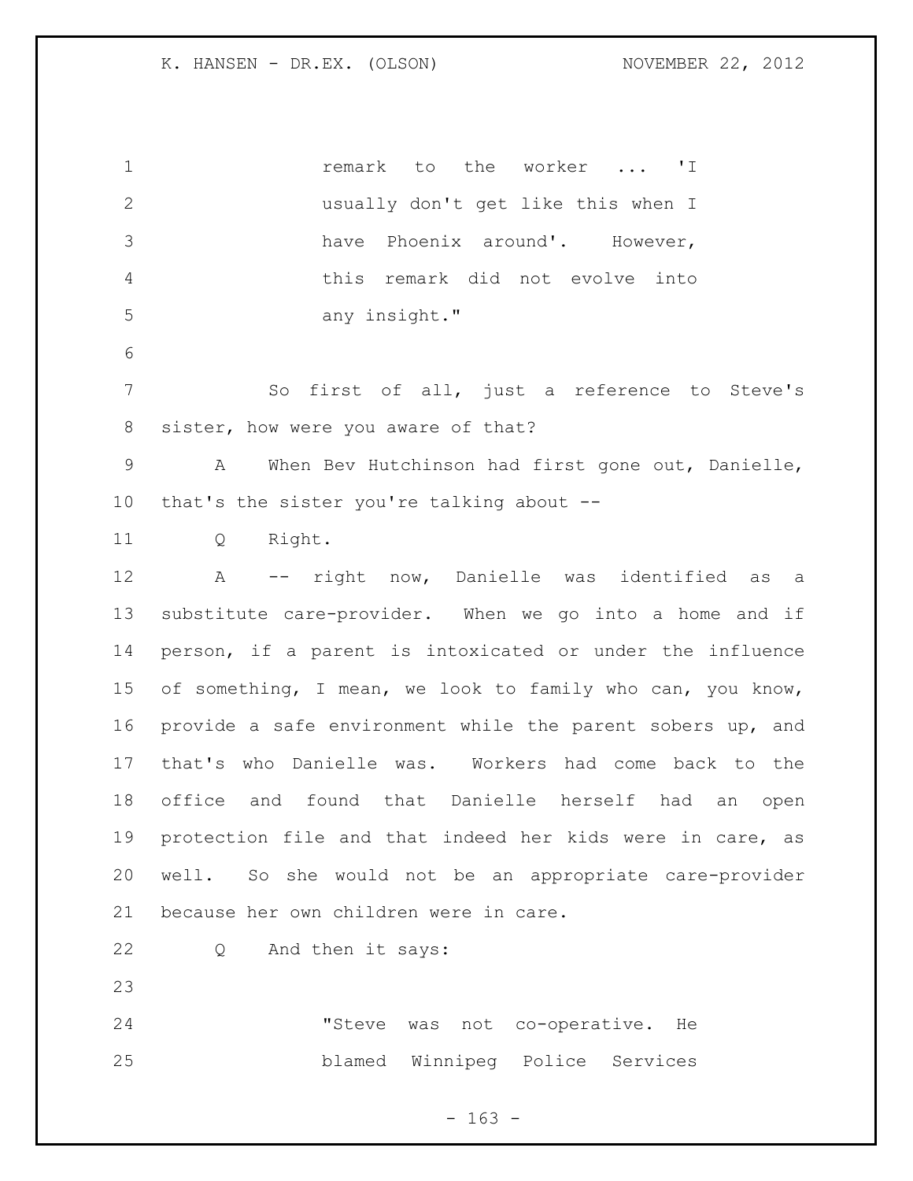> remark to the worker ... 'I usually don't get like this when I have Phoenix around'. However, this remark did not evolve into any insight."

So first of all, just a reference to Steve's sister, how were you aware of that?

A When Bev Hutchinson had first gone out, Danielle, that's the sister you're talking about --

Q Right.

A -- right now, Danielle was identified as a substitute care-provider. When we go into a home and if person, if a parent is intoxicated or under the influence of something, I mean, we look to family who can, you know, provide a safe environment while the parent sobers up, and that's who Danielle was. Workers had come back to the office and found that Danielle herself had an open protection file and that indeed her kids were in care, as well. So she would not be an appropriate care-provider because her own children were in care.

Q And then it says:

> "Steve was not co-operative. He blamed Winnipeg Police Services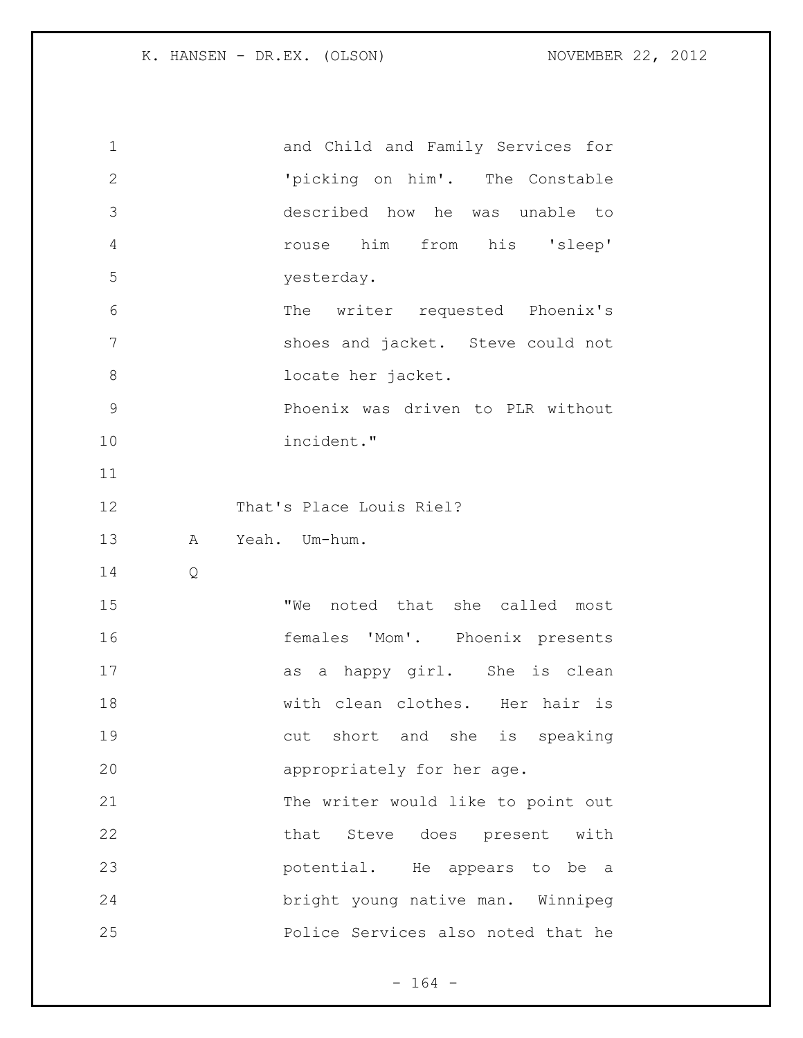and Child and Family Services for 'picking on him'. The Constable described how he was unable to rouse him from his 'sleep' yesterday.

The writer requested Phoenix's shoes and jacket. Steve could not locate her jacket.

Phoenix was driven to PLR without incident."

That's Place Louis Riel?

A Yeah. Um-hum.

Q

"We noted that she called most females 'Mom'. Phoenix presents as a happy girl. She is clean with clean clothes. Her hair is cut short and she is speaking appropriately for her age.

The writer would like to point out that Steve does present with potential. He appears to be a bright young native man. Winnipeg Police Services also noted that he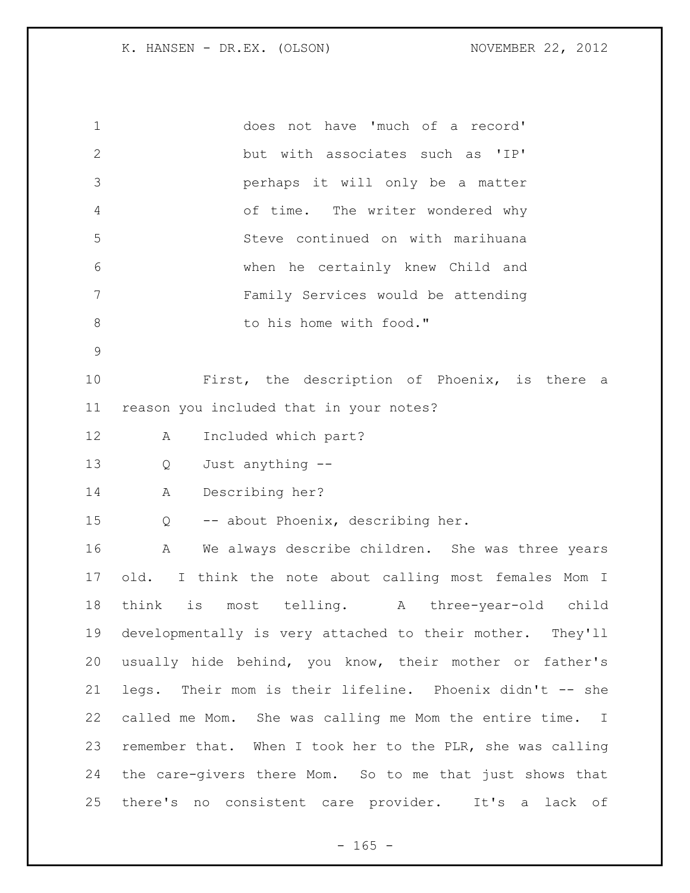does not have 'much of a record' but with associates such as 'IP' perhaps it will only be a matter of time. The writer wondered why Steve continued on with marihuana when he certainly knew Child and Family Services would be attending to his home with food."

First, the description of Phoenix, is there a reason you included that in your notes?

A Included which part?

Q Just anything --

A Describing her?

Q -- about Phoenix, describing her.

A We always describe children. She was three years old. I think the note about calling most females Mom I think is most telling. A three-year-old child developmentally is very attached to their mother. They'll usually hide behind, you know, their mother or father's legs. Their mom is their lifeline. Phoenix didn't -- she called me Mom. She was calling me Mom the entire time. I remember that. When I took her to the PLR, she was calling the care-givers there Mom. So to me that just shows that there's no consistent care provider. It's a lack of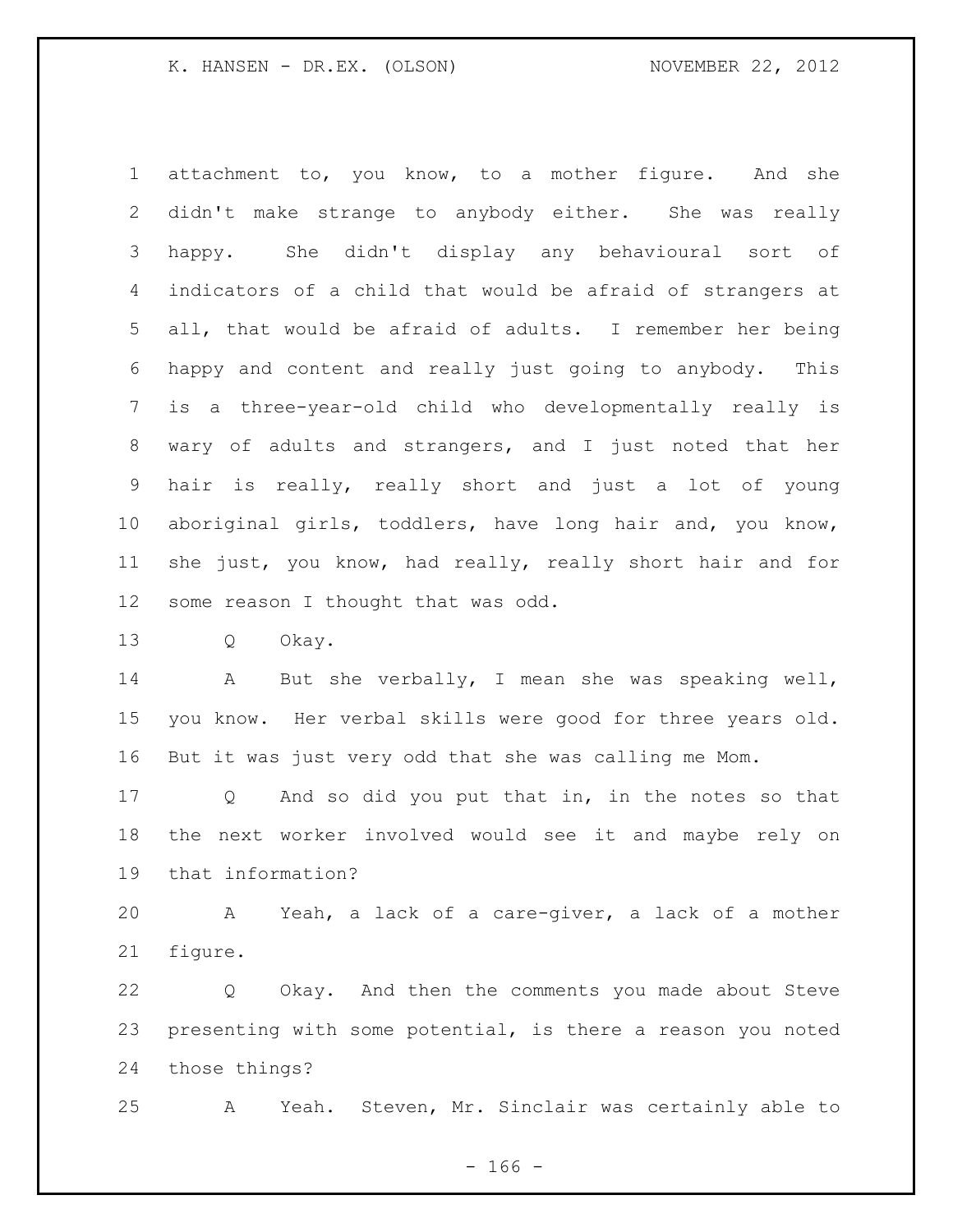attachment to, you know, to a mother figure. And she didn't make strange to anybody either. She was really happy. She didn't display any behavioural sort of indicators of a child that would be afraid of strangers at all, that would be afraid of adults. I remember her being happy and content and really just going to anybody. This is a three-year-old child who developmentally really is wary of adults and strangers, and I just noted that her hair is really, really short and just a lot of young aboriginal girls, toddlers, have long hair and, you know, she just, you know, had really, really short hair and for some reason I thought that was odd.

Q Okay.

A But she verbally, I mean she was speaking well, you know. Her verbal skills were good for three years old. But it was just very odd that she was calling me Mom.

Q And so did you put that in, in the notes so that the next worker involved would see it and maybe rely on that information?

A Yeah, a lack of a care-giver, a lack of a mother figure.

Q Okay. And then the comments you made about Steve presenting with some potential, is there a reason you noted those things?

A Yeah. Steven, Mr. Sinclair was certainly able to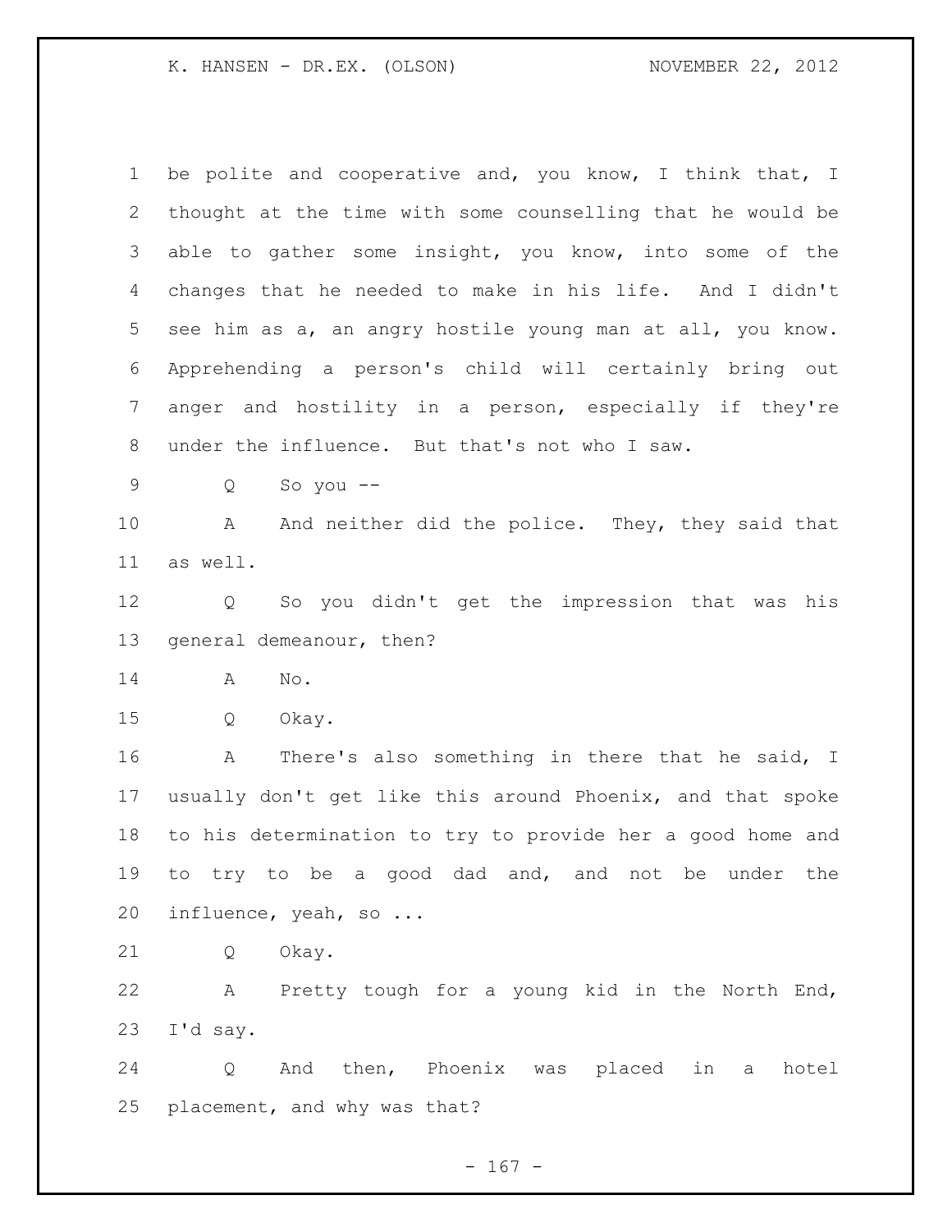be polite and cooperative and, you know, I think that, I thought at the time with some counselling that he would be able to gather some insight, you know, into some of the changes that he needed to make in his life. And I didn't see him as a, an angry hostile young man at all, you know. Apprehending a person's child will certainly bring out anger and hostility in a person, especially if they're under the influence. But that's not who I saw.

Q So you --

A And neither did the police. They, they said that as well.

Q So you didn't get the impression that was his general demeanour, then?

A No.

Q Okay.

A There's also something in there that he said, I usually don't get like this around Phoenix, and that spoke to his determination to try to provide her a good home and to try to be a good dad and, and not be under the influence, yeah, so ...

Q Okay.

A Pretty tough for a young kid in the North End, I'd say.

Q And then, Phoenix was placed in a hotel placement, and why was that?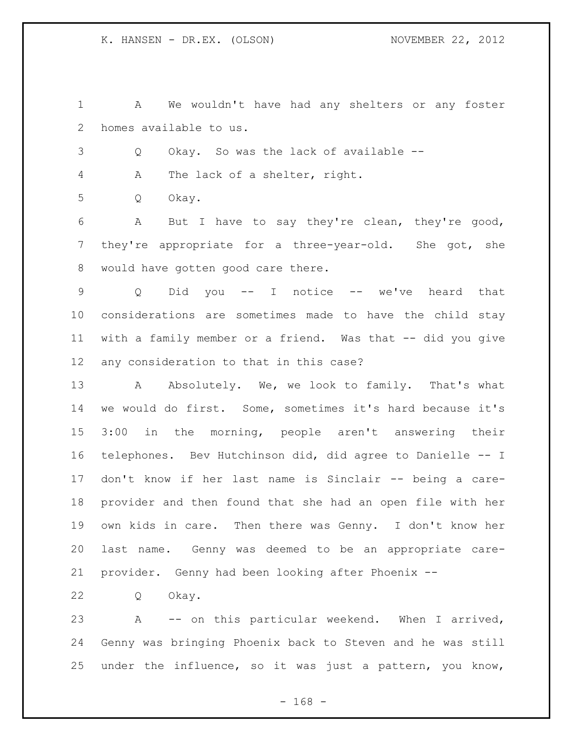A We wouldn't have had any shelters or any foster homes available to us.

Q Okay. So was the lack of available --

A The lack of a shelter, right.

Q Okay.

A But I have to say they're clean, they're good, they're appropriate for a three-year-old. She got, she would have gotten good care there.

Q Did you -- I notice -- we've heard that considerations are sometimes made to have the child stay with a family member or a friend. Was that -- did you give any consideration to that in this case?

A Absolutely. We, we look to family. That's what we would do first. Some, sometimes it's hard because it's 3:00 in the morning, people aren't answering their telephones. Bev Hutchinson did, did agree to Danielle -- I don't know if her last name is Sinclair -- being a care-provider and then found that she had an open file with her own kids in care. Then there was Genny. I don't know her last name. Genny was deemed to be an appropriate care-provider. Genny had been looking after Phoenix --

Q Okay.

A -- on this particular weekend. When I arrived, Genny was bringing Phoenix back to Steven and he was still under the influence, so it was just a pattern, you know,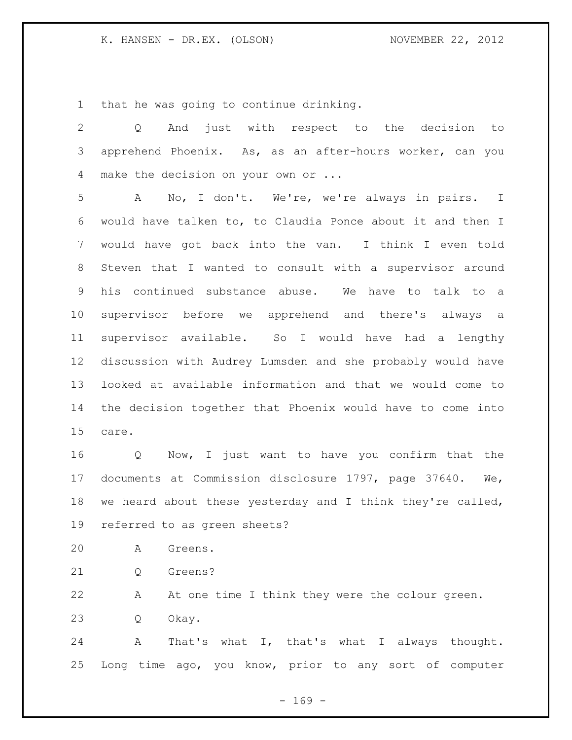that he was going to continue drinking.

Q And just with respect to the decision to apprehend Phoenix. As, as an after-hours worker, can you make the decision on your own or ...

A No, I don't. We're, we're always in pairs. I would have talken to, to Claudia Ponce about it and then I would have got back into the van. I think I even told Steven that I wanted to consult with a supervisor around his continued substance abuse. We have to talk to a supervisor before we apprehend and there's always a supervisor available. So I would have had a lengthy discussion with Audrey Lumsden and she probably would have looked at available information and that we would come to the decision together that Phoenix would have to come into care.

Q Now, I just want to have you confirm that the documents at Commission disclosure 1797, page 37640. We, we heard about these yesterday and I think they're called, referred to as green sheets?

A Greens.

Q Greens?

A At one time I think they were the colour green.

Q Okay.

A That's what I, that's what I always thought. Long time ago, you know, prior to any sort of computer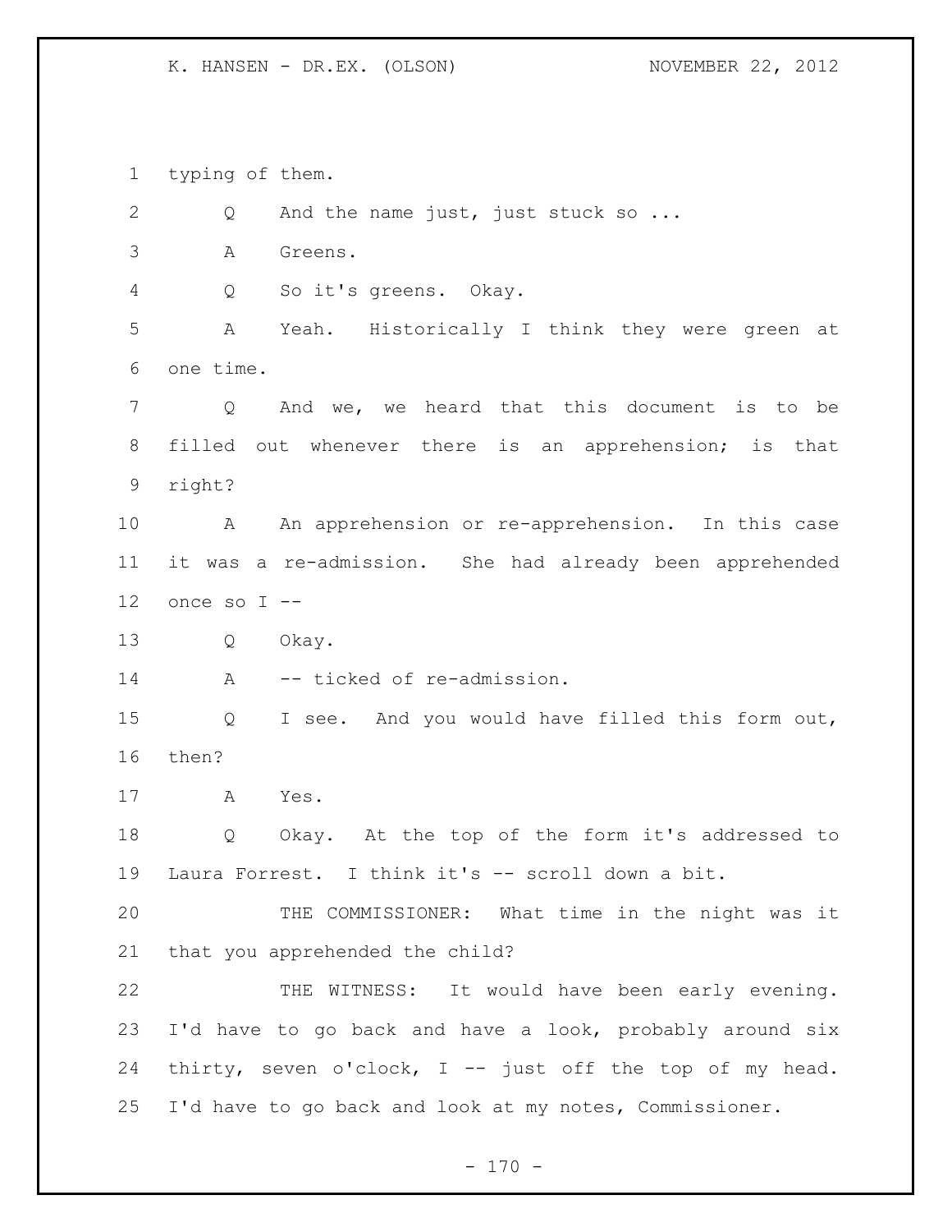typing of them.

Q And the name just, just stuck so ...

A Greens.

Q So it's greens. Okay.

A Yeah. Historically I think they were green at one time.

Q And we, we heard that this document is to be filled out whenever there is an apprehension; is that right?

A An apprehension or re-apprehension. In this case it was a re-admission. She had already been apprehended once so I --

Q Okay.

A -- ticked of re-admission.

Q I see. And you would have filled this form out, then?

A Yes.

Q Okay. At the top of the form it's addressed to Laura Forrest. I think it's -- scroll down a bit.

THE COMMISSIONER: What time in the night was it that you apprehended the child?

THE WITNESS: It would have been early evening. I'd have to go back and have a look, probably around six thirty, seven o'clock, I -- just off the top of my head. I'd have to go back and look at my notes, Commissioner.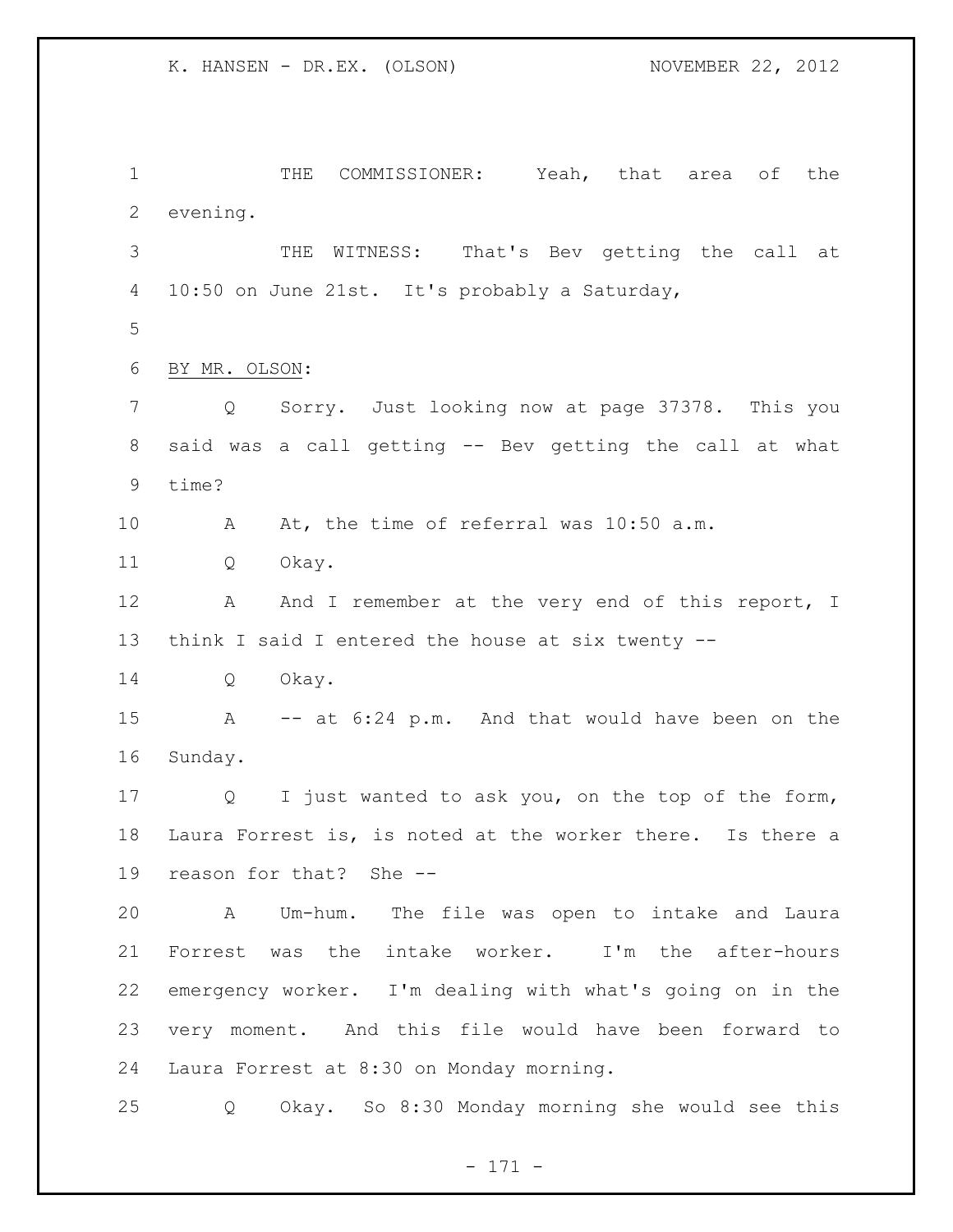THE COMMISSIONER: Yeah, that area of the evening.

THE WITNESS: That's Bev getting the call at 10:50 on June 21st. It's probably a Saturday,

BY MR. OLSON:

Q Sorry. Just looking now at page 37378. This you said was a call getting -- Bev getting the call at what time?

A At, the time of referral was 10:50 a.m.

Q Okay.

A And I remember at the very end of this report, I think I said I entered the house at six twenty --

Q Okay.

A -- at 6:24 p.m. And that would have been on the Sunday.

Q I just wanted to ask you, on the top of the form, Laura Forrest is, is noted at the worker there. Is there a reason for that? She --

A Um-hum. The file was open to intake and Laura Forrest was the intake worker. I'm the after-hours emergency worker. I'm dealing with what's going on in the very moment. And this file would have been forward to Laura Forrest at 8:30 on Monday morning.

Q Okay. So 8:30 Monday morning she would see this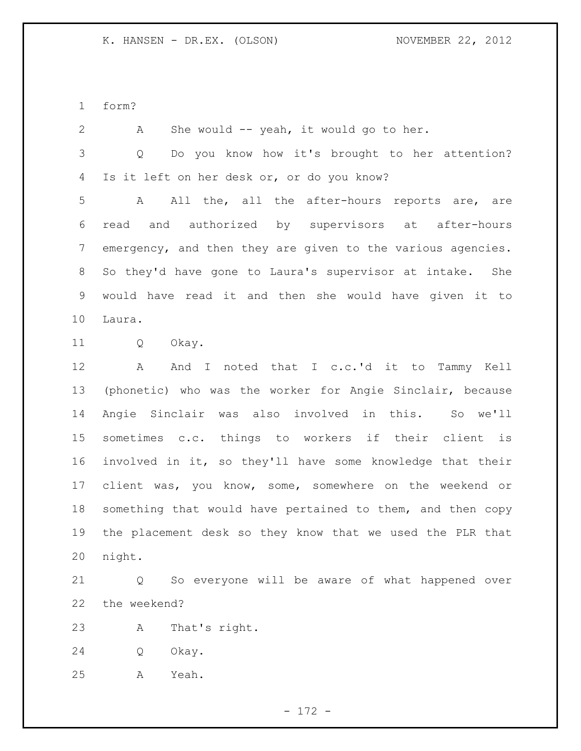form?

A She would -- yeah, it would go to her.

Q Do you know how it's brought to her attention? Is it left on her desk or, or do you know?

A All the, all the after-hours reports are, are read and authorized by supervisors at after-hours emergency, and then they are given to the various agencies. So they'd have gone to Laura's supervisor at intake. She would have read it and then she would have given it to Laura.

Q Okay.

A And I noted that I c.c.'d it to Tammy Kell (phonetic) who was the worker for Angie Sinclair, because Angie Sinclair was also involved in this. So we'll sometimes c.c. things to workers if their client is involved in it, so they'll have some knowledge that their client was, you know, some, somewhere on the weekend or something that would have pertained to them, and then copy the placement desk so they know that we used the PLR that night.

Q So everyone will be aware of what happened over the weekend?

A That's right.

Q Okay.

A Yeah.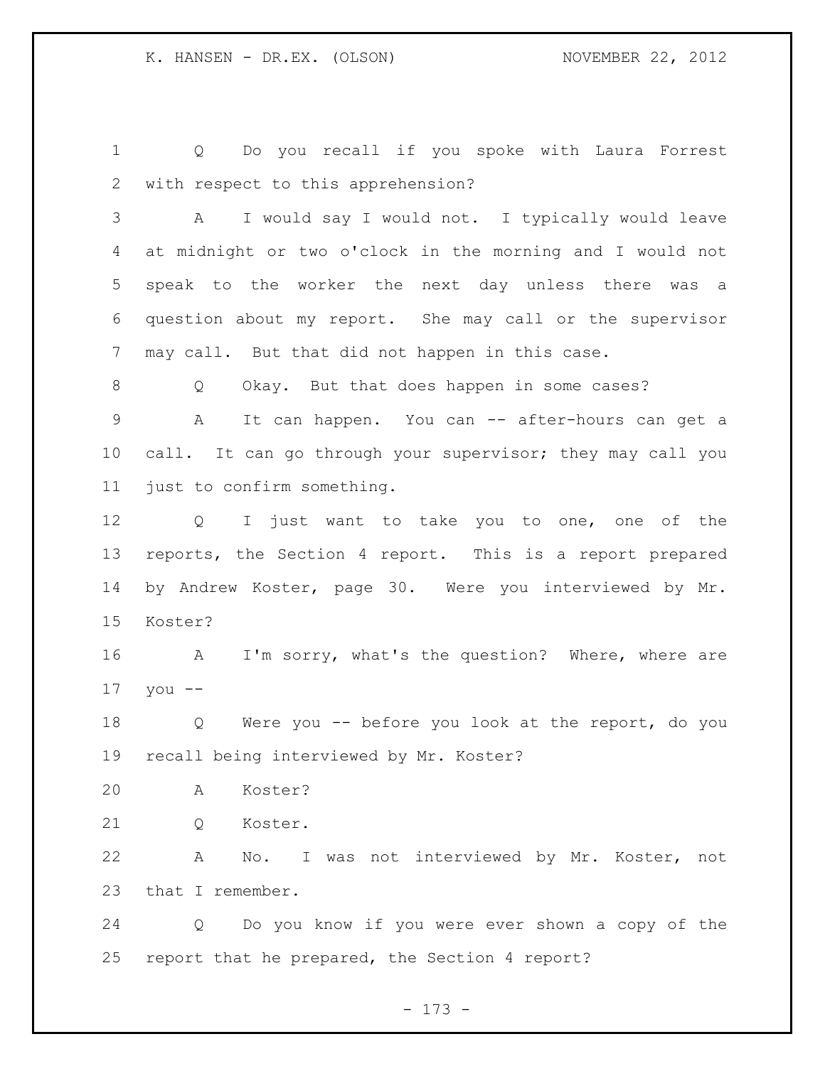Q Do you recall if you spoke with Laura Forrest with respect to this apprehension?

A I would say I would not. I typically would leave at midnight or two o'clock in the morning and I would not speak to the worker the next day unless there was a question about my report. She may call or the supervisor may call. But that did not happen in this case.

Q Okay. But that does happen in some cases?

A It can happen. You can -- after-hours can get a call. It can go through your supervisor; they may call you just to confirm something.

Q I just want to take you to one, one of the reports, the Section 4 report. This is a report prepared by Andrew Koster, page 30. Were you interviewed by Mr. Koster?

A I'm sorry, what's the question? Where, where are you --

Q Were you -- before you look at the report, do you recall being interviewed by Mr. Koster?

A Koster?

Q Koster.

A No. I was not interviewed by Mr. Koster, not that I remember.

Q Do you know if you were ever shown a copy of the report that he prepared, the Section 4 report?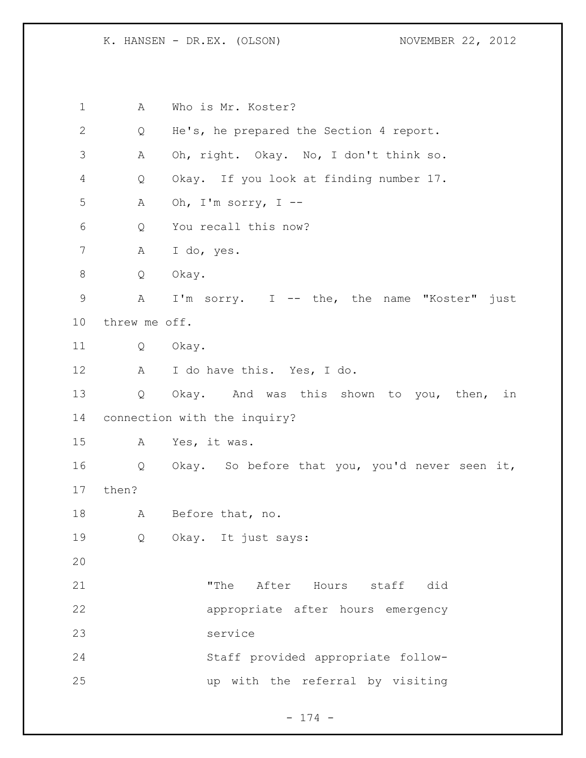A Who is Mr. Koster?

Q He's, he prepared the Section 4 report.

A Oh, right. Okay. No, I don't think so.

Q Okay. If you look at finding number 17.

A Oh, I'm sorry, I --

Q You recall this now?

A I do, yes.

Q Okay.

A I'm sorry. I -- the, the name "Koster" just threw me off.

Q Okay.

A I do have this. Yes, I do.

Q Okay. And was this shown to you, then, in connection with the inquiry?

A Yes, it was.

Q Okay. So before that you, you'd never seen it, then?

A Before that, no.

Q Okay. It just says:

> "The After Hours staff did appropriate after hours emergency service
> Staff provided appropriate follow-up with the referral by visiting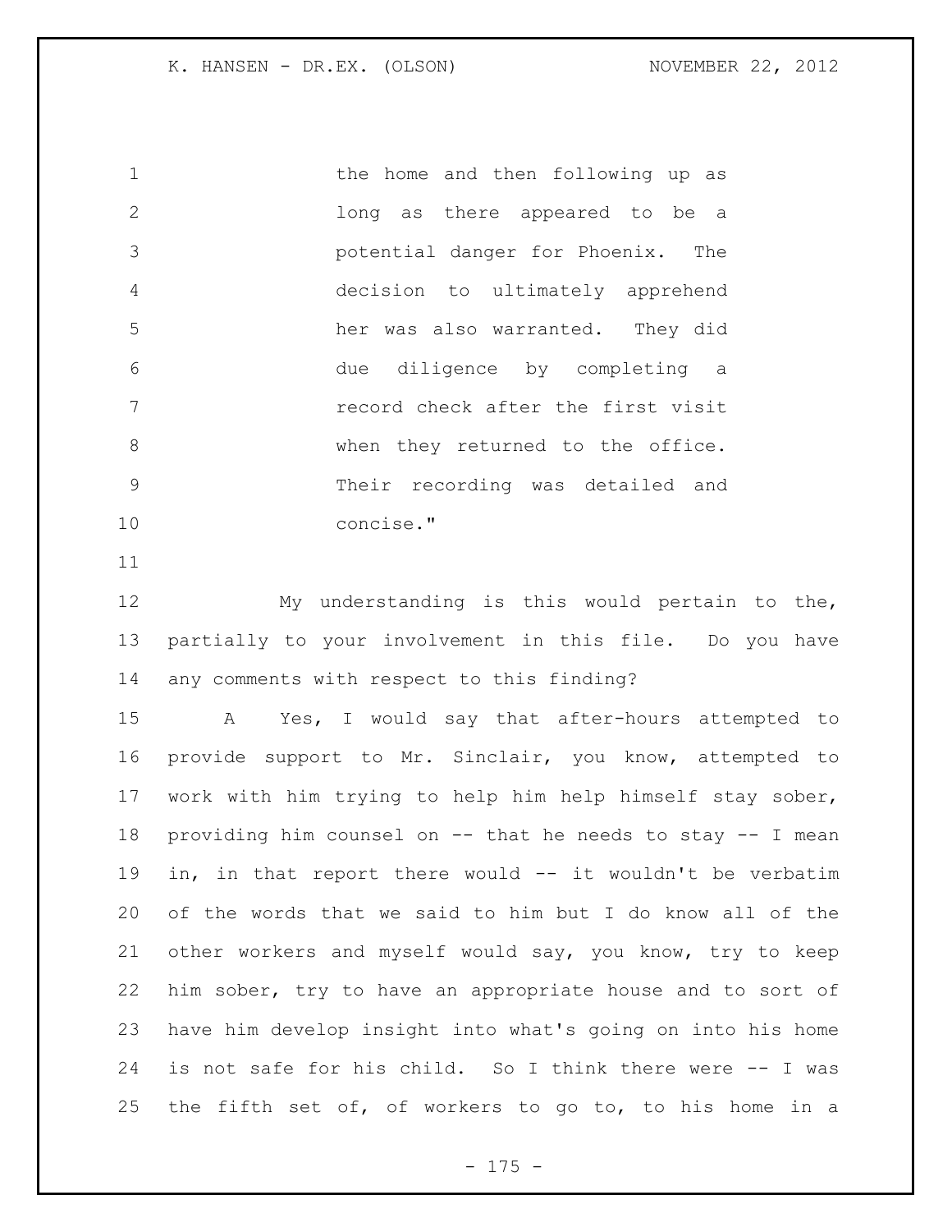the home and then following up as long as there appeared to be a potential danger for Phoenix. The decision to ultimately apprehend her was also warranted. They did due diligence by completing a record check after the first visit when they returned to the office. Their recording was detailed and concise."

My understanding is this would pertain to the, partially to your involvement in this file. Do you have any comments with respect to this finding?

A Yes, I would say that after-hours attempted to provide support to Mr. Sinclair, you know, attempted to work with him trying to help him help himself stay sober, providing him counsel on -- that he needs to stay -- I mean in, in that report there would -- it wouldn't be verbatim of the words that we said to him but I do know all of the other workers and myself would say, you know, try to keep him sober, try to have an appropriate house and to sort of have him develop insight into what's going on into his home is not safe for his child. So I think there were -- I was the fifth set of, of workers to go to, to his home in a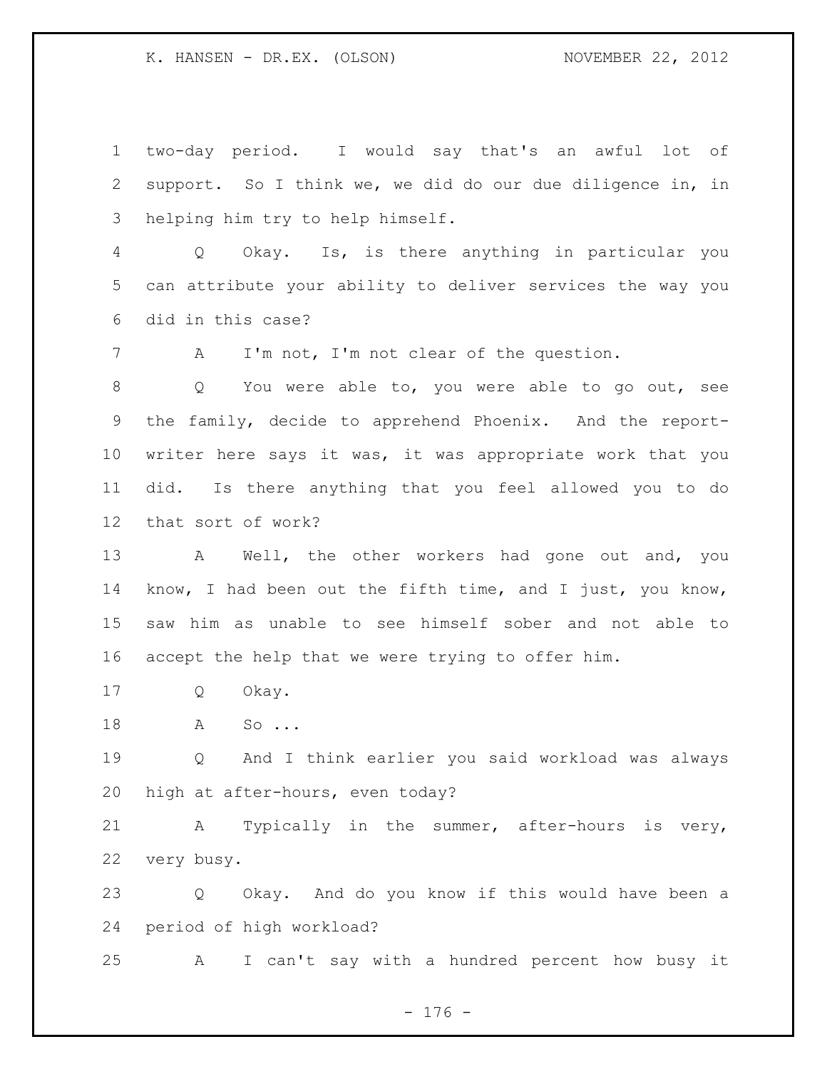two-day period. I would say that's an awful lot of support. So I think we, we did do our due diligence in, in helping him try to help himself.

Q Okay. Is, is there anything in particular you can attribute your ability to deliver services the way you did in this case?

A I'm not, I'm not clear of the question.

Q You were able to, you were able to go out, see the family, decide to apprehend Phoenix. And the report-writer here says it was, it was appropriate work that you did. Is there anything that you feel allowed you to do that sort of work?

A Well, the other workers had gone out and, you know, I had been out the fifth time, and I just, you know, saw him as unable to see himself sober and not able to accept the help that we were trying to offer him.

Q Okay.

A So ...

Q And I think earlier you said workload was always high at after-hours, even today?

A Typically in the summer, after-hours is very, very busy.

Q Okay. And do you know if this would have been a period of high workload?

A I can't say with a hundred percent how busy it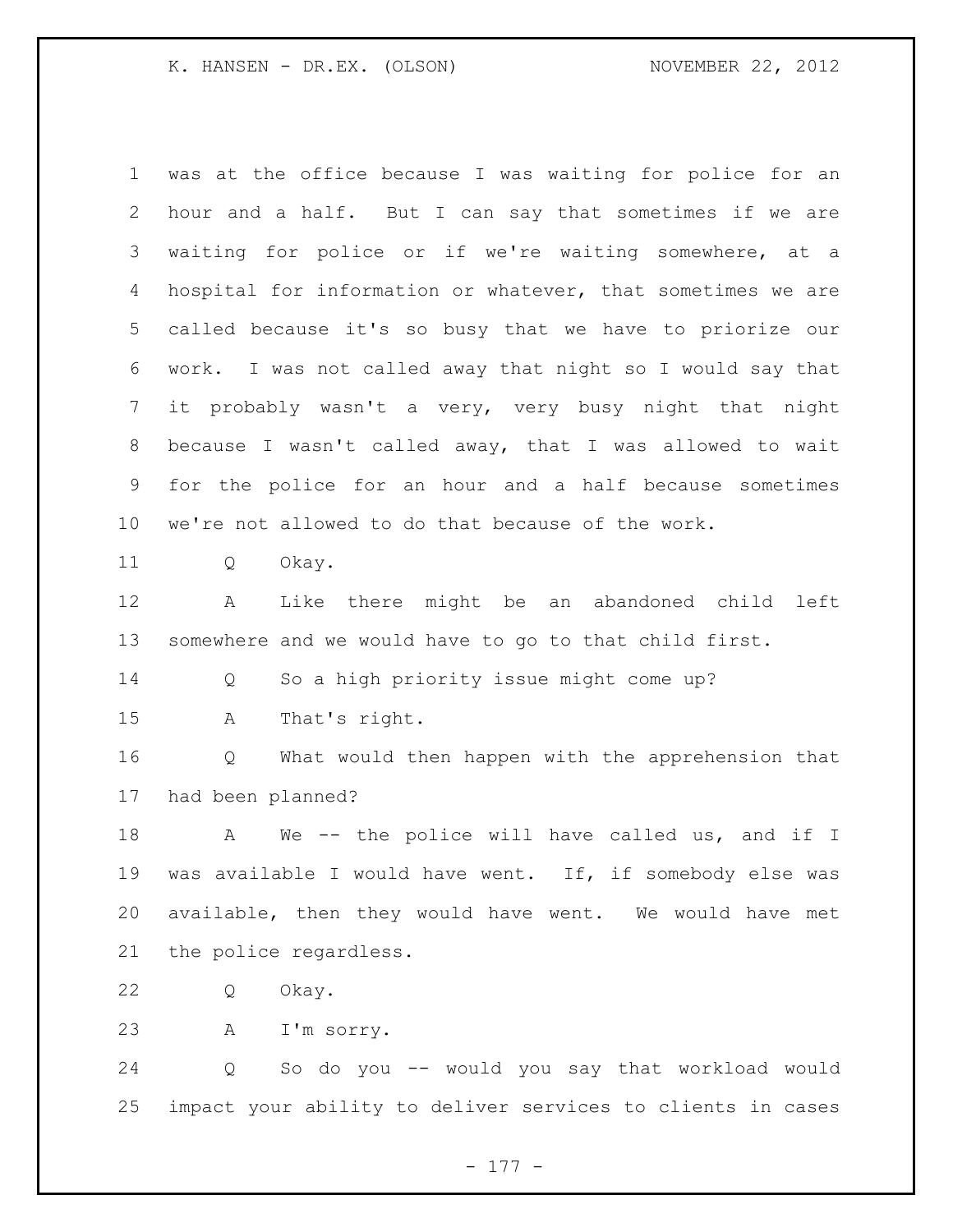was at the office because I was waiting for police for an hour and a half. But I can say that sometimes if we are waiting for police or if we're waiting somewhere, at a hospital for information or whatever, that sometimes we are called because it's so busy that we have to priorize our work. I was not called away that night so I would say that it probably wasn't a very, very busy night that night because I wasn't called away, that I was allowed to wait for the police for an hour and a half because sometimes we're not allowed to do that because of the work.

Q Okay.

A Like there might be an abandoned child left somewhere and we would have to go to that child first.

Q So a high priority issue might come up?

A That's right.

Q What would then happen with the apprehension that had been planned?

A We -- the police will have called us, and if I was available I would have went. If, if somebody else was available, then they would have went. We would have met the police regardless.

Q Okay.

A I'm sorry.

Q So do you -- would you say that workload would impact your ability to deliver services to clients in cases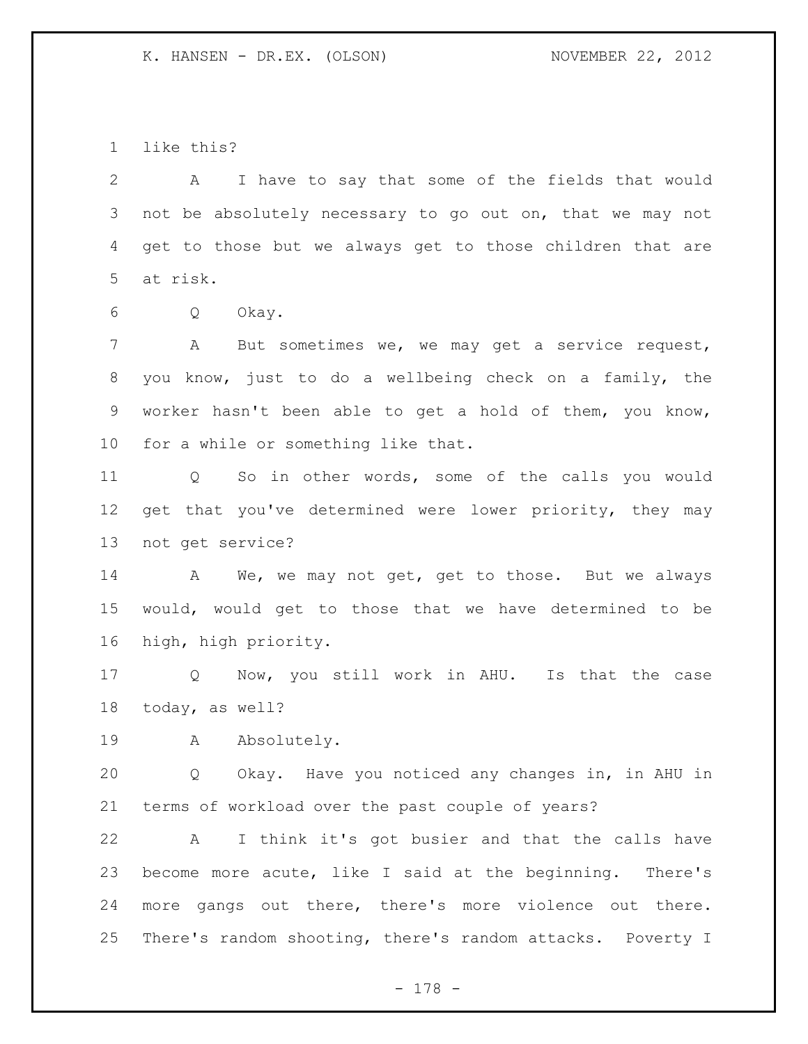like this?

A I have to say that some of the fields that would not be absolutely necessary to go out on, that we may not get to those but we always get to those children that are at risk.

Q Okay.

A But sometimes we, we may get a service request, you know, just to do a wellbeing check on a family, the worker hasn't been able to get a hold of them, you know, for a while or something like that.

Q So in other words, some of the calls you would get that you've determined were lower priority, they may not get service?

A We, we may not get, get to those. But we always would, would get to those that we have determined to be high, high priority.

Q Now, you still work in AHU. Is that the case today, as well?

A Absolutely.

Q Okay. Have you noticed any changes in, in AHU in terms of workload over the past couple of years?

A I think it's got busier and that the calls have become more acute, like I said at the beginning. There's more gangs out there, there's more violence out there. There's random shooting, there's random attacks. Poverty I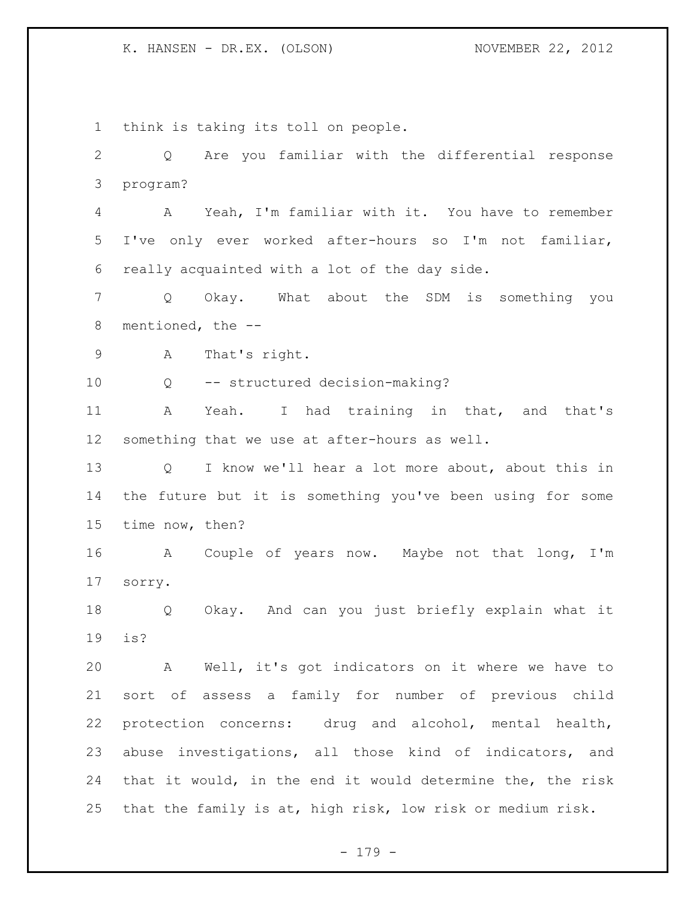think is taking its toll on people.

Q Are you familiar with the differential response program?

A Yeah, I'm familiar with it. You have to remember I've only ever worked after-hours so I'm not familiar, really acquainted with a lot of the day side.

Q Okay. What about the SDM is something you mentioned, the --

A That's right.

Q -- structured decision-making?

A Yeah. I had training in that, and that's something that we use at after-hours as well.

Q I know we'll hear a lot more about, about this in the future but it is something you've been using for some time now, then?

A Couple of years now. Maybe not that long, I'm sorry.

Q Okay. And can you just briefly explain what it is?

A Well, it's got indicators on it where we have to sort of assess a family for number of previous child protection concerns: drug and alcohol, mental health, abuse investigations, all those kind of indicators, and that it would, in the end it would determine the, the risk that the family is at, high risk, low risk or medium risk.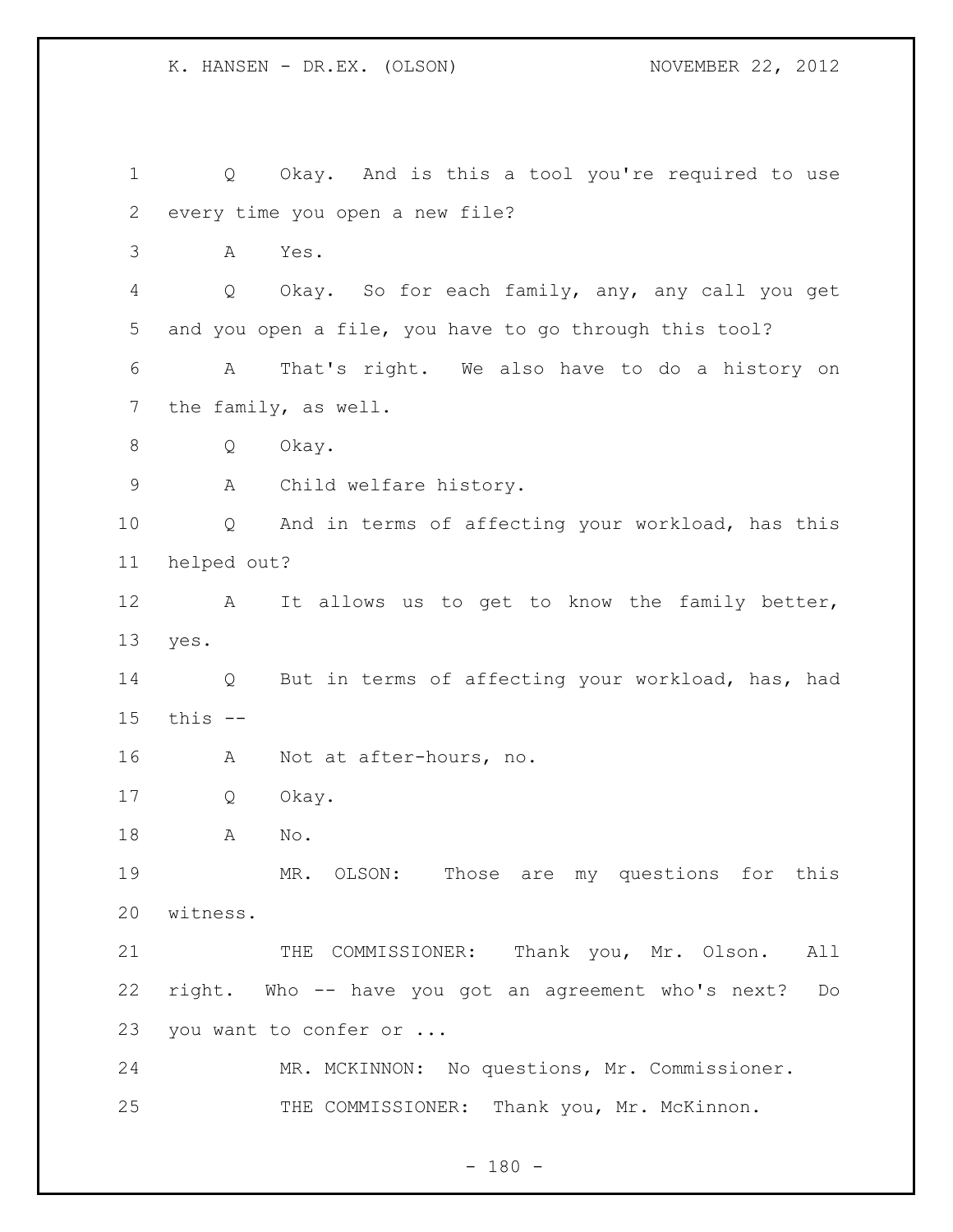Q Okay. And is this a tool you're required to use every time you open a new file?

A Yes.

Q Okay. So for each family, any, any call you get and you open a file, you have to go through this tool?

A That's right. We also have to do a history on the family, as well.

Q Okay.

A Child welfare history.

Q And in terms of affecting your workload, has this helped out?

A It allows us to get to know the family better, yes.

Q But in terms of affecting your workload, has, had this --

A Not at after-hours, no.

Q Okay.

A No.

MR. OLSON: Those are my questions for this witness.

THE COMMISSIONER: Thank you, Mr. Olson. All right. Who -- have you got an agreement who's next? Do you want to confer or ...

MR. MCKINNON: No questions, Mr. Commissioner.

THE COMMISSIONER: Thank you, Mr. McKinnon.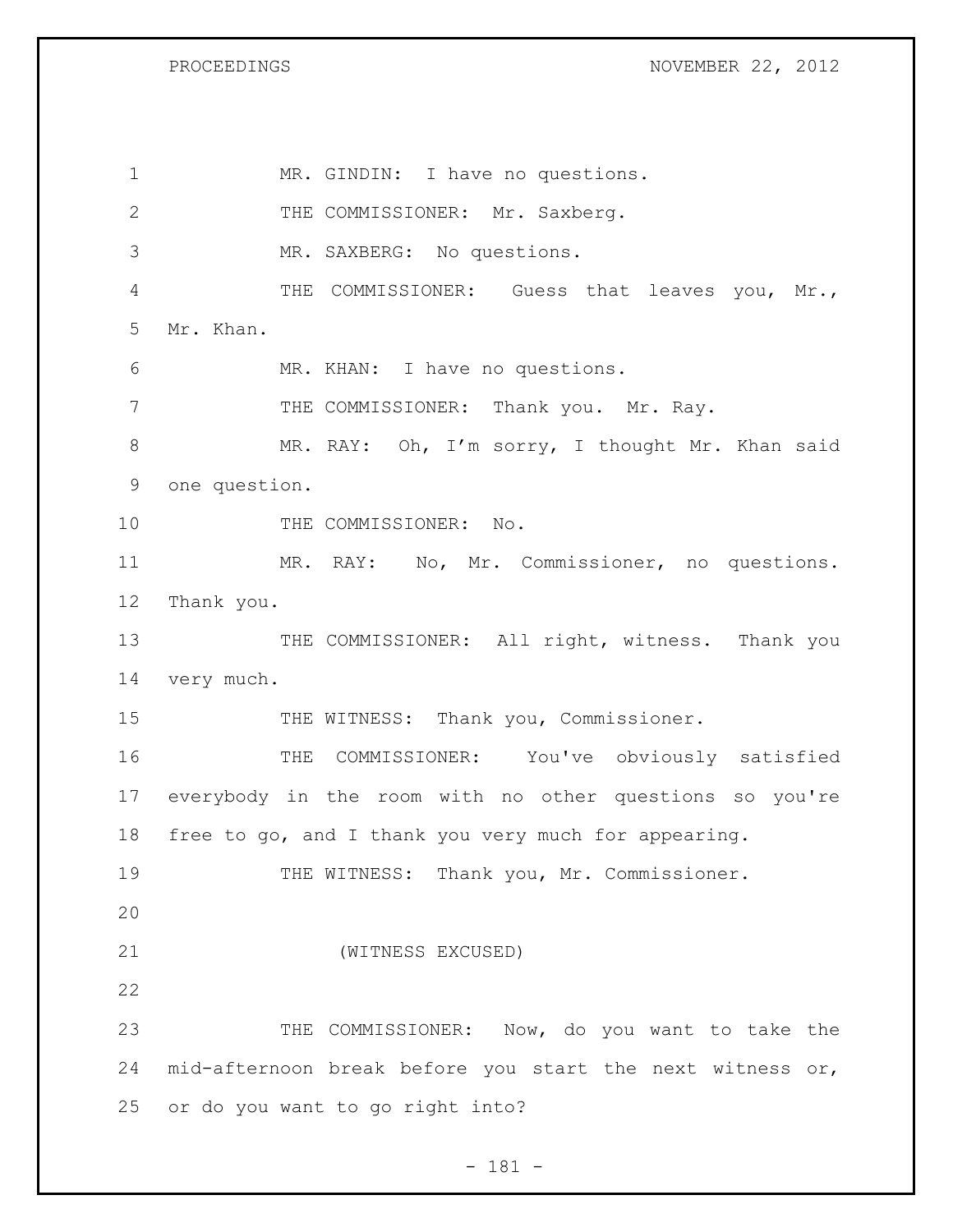MR. GINDIN: I have no questions.

THE COMMISSIONER: Mr. Saxberg.

MR. SAXBERG: No questions.

THE COMMISSIONER: Guess that leaves you, Mr., Mr. Khan.

MR. KHAN: I have no questions.

THE COMMISSIONER: Thank you. Mr. Ray.

MR. RAY: Oh, I'm sorry, I thought Mr. Khan said one question.

THE COMMISSIONER: No.

MR. RAY: No, Mr. Commissioner, no questions. Thank you.

THE COMMISSIONER: All right, witness. Thank you very much.

THE WITNESS: Thank you, Commissioner.

THE COMMISSIONER: You've obviously satisfied everybody in the room with no other questions so you're free to go, and I thank you very much for appearing.

THE WITNESS: Thank you, Mr. Commissioner.

(WITNESS EXCUSED)

THE COMMISSIONER: Now, do you want to take the mid-afternoon break before you start the next witness or, or do you want to go right into?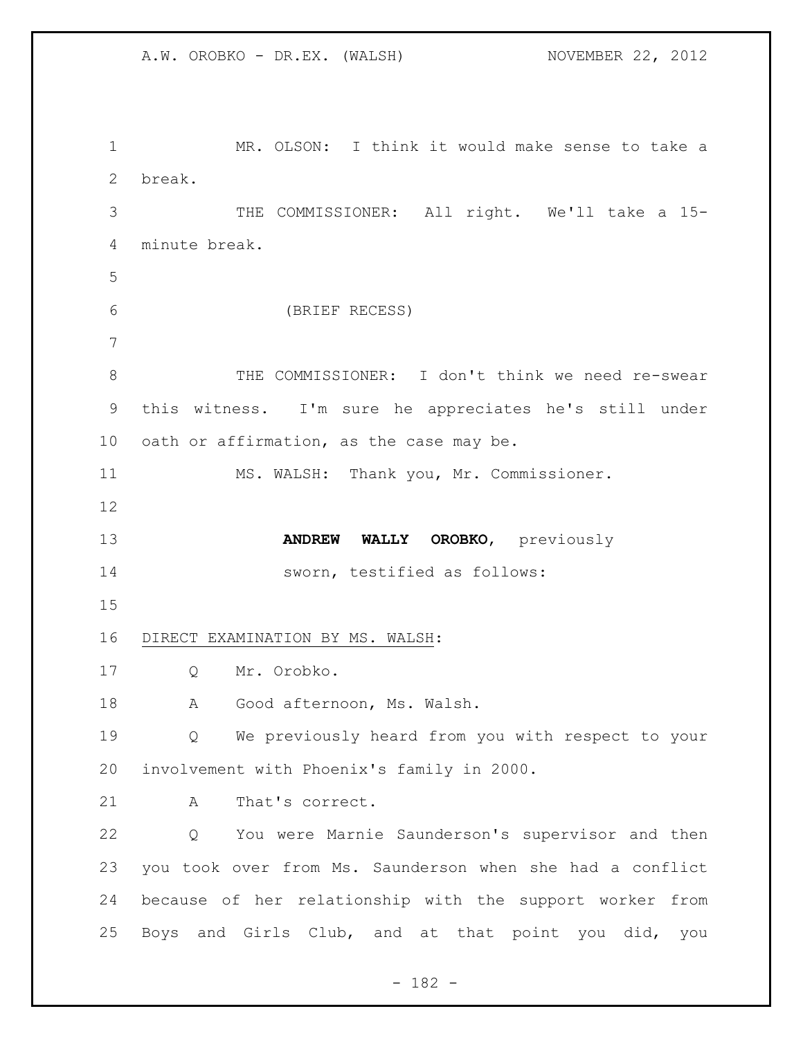MR. OLSON: I think it would make sense to take a break.

THE COMMISSIONER: All right. We'll take a 15-minute break.

(BRIEF RECESS)

THE COMMISSIONER: I don't think we need re-swear this witness. I'm sure he appreciates he's still under oath or affirmation, as the case may be.

MS. WALSH: Thank you, Mr. Commissioner.

**ANDREW WALLY OROBKO**, previously sworn, testified as follows:

DIRECT EXAMINATION BY MS. WALSH:

Q Mr. Orobko.

A Good afternoon, Ms. Walsh.

Q We previously heard from you with respect to your involvement with Phoenix's family in 2000.

A That's correct.

Q You were Marnie Saunderson's supervisor and then you took over from Ms. Saunderson when she had a conflict because of her relationship with the support worker from Boys and Girls Club, and at that point you did, you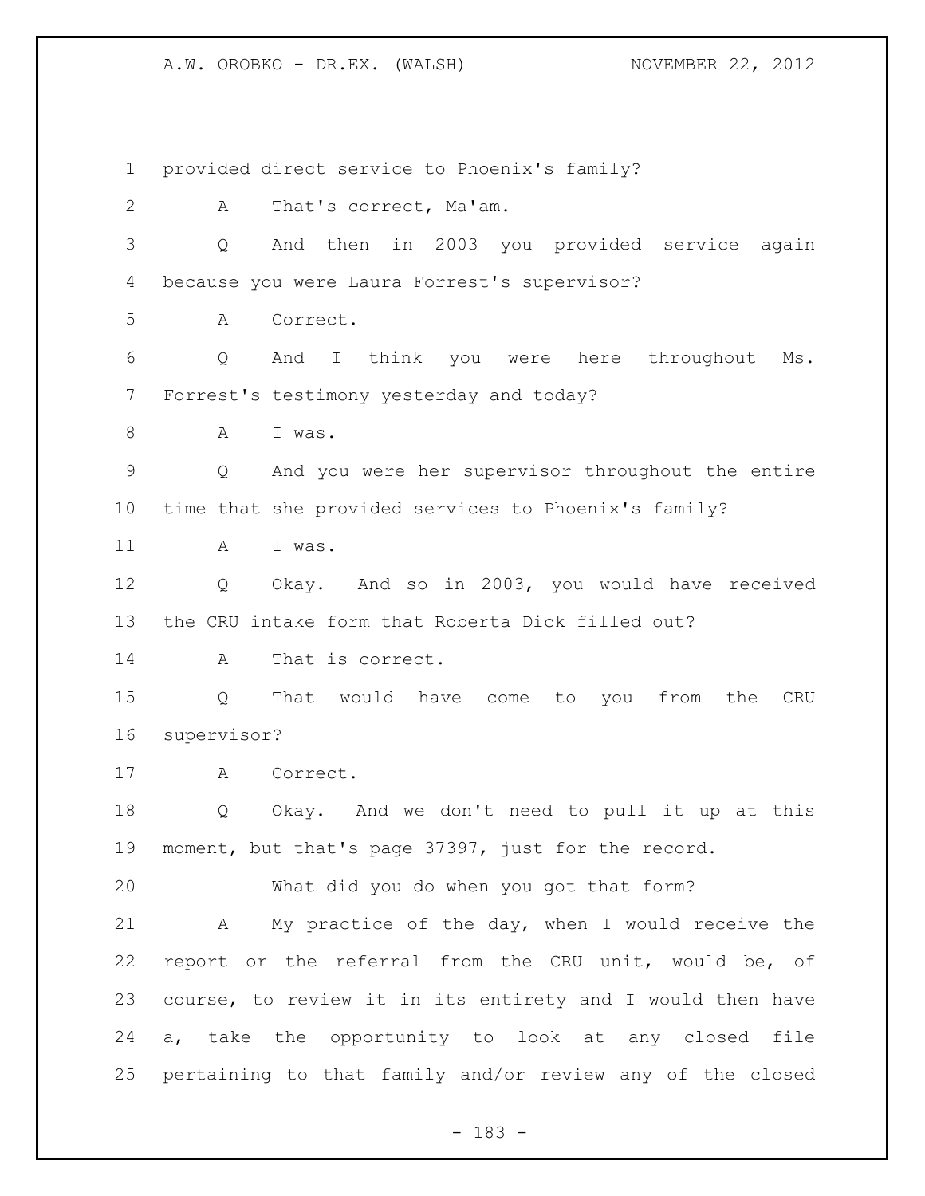provided direct service to Phoenix's family?

A That's correct, Ma'am.

Q And then in 2003 you provided service again because you were Laura Forrest's supervisor?

A Correct.

Q And I think you were here throughout Ms. Forrest's testimony yesterday and today?

A I was.

Q And you were her supervisor throughout the entire time that she provided services to Phoenix's family?

A I was.

Q Okay. And so in 2003, you would have received the CRU intake form that Roberta Dick filled out?

A That is correct.

Q That would have come to you from the CRU supervisor?

A Correct.

Q Okay. And we don't need to pull it up at this moment, but that's page 37397, just for the record.

What did you do when you got that form?

A My practice of the day, when I would receive the report or the referral from the CRU unit, would be, of course, to review it in its entirety and I would then have a, take the opportunity to look at any closed file pertaining to that family and/or review any of the closed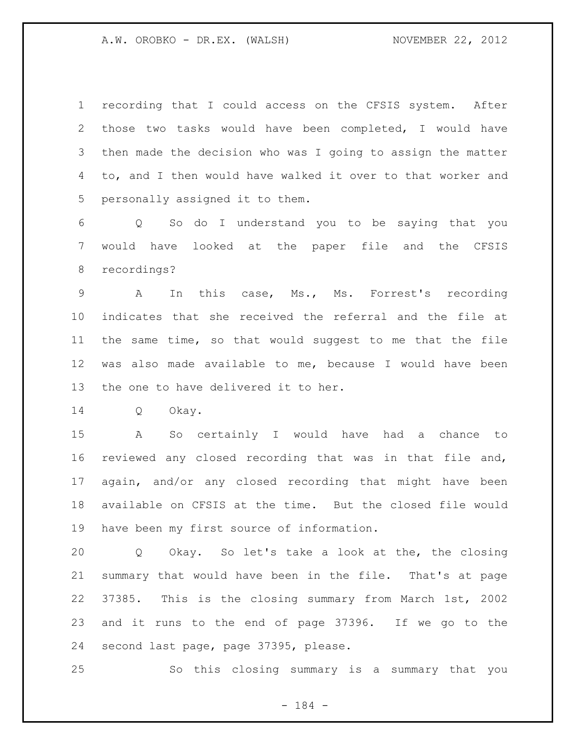recording that I could access on the CFSIS system. After those two tasks would have been completed, I would have then made the decision who was I going to assign the matter to, and I then would have walked it over to that worker and personally assigned it to them.

Q So do I understand you to be saying that you would have looked at the paper file and the CFSIS recordings?

A In this case, Ms., Ms. Forrest's recording indicates that she received the referral and the file at the same time, so that would suggest to me that the file was also made available to me, because I would have been the one to have delivered it to her.

Q Okay.

A So certainly I would have had a chance to reviewed any closed recording that was in that file and, again, and/or any closed recording that might have been available on CFSIS at the time. But the closed file would have been my first source of information.

Q Okay. So let's take a look at the, the closing summary that would have been in the file. That's at page 37385. This is the closing summary from March 1st, 2002 and it runs to the end of page 37396. If we go to the second last page, page 37395, please.

So this closing summary is a summary that you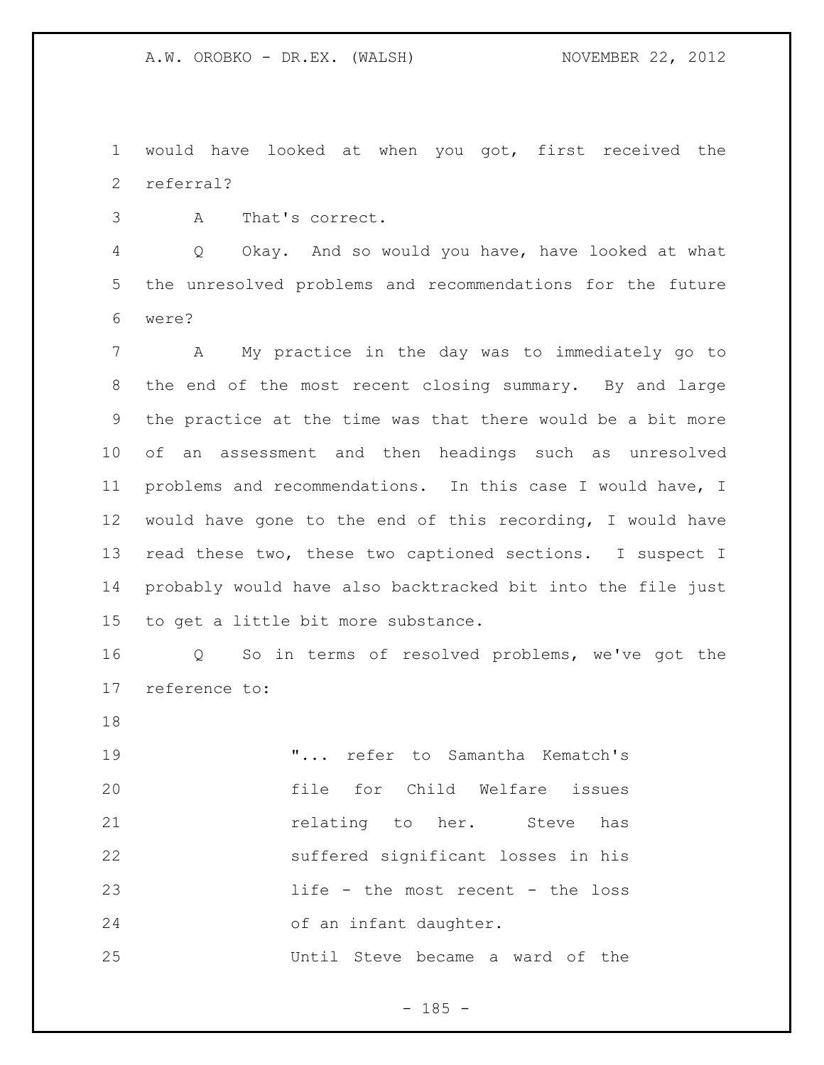would have looked at when you got, first received the referral?

A That's correct.

Q Okay. And so would you have, have looked at what the unresolved problems and recommendations for the future were?

A My practice in the day was to immediately go to the end of the most recent closing summary. By and large the practice at the time was that there would be a bit more of an assessment and then headings such as unresolved problems and recommendations. In this case I would have, I would have gone to the end of this recording, I would have read these two, these two captioned sections. I suspect I probably would have also backtracked bit into the file just to get a little bit more substance.

Q So in terms of resolved problems, we've got the reference to:

> "... refer to Samantha Kematch's file for Child Welfare issues relating to her. Steve has suffered significant losses in his life - the most recent - the loss of an infant daughter.
>
> Until Steve became a ward of the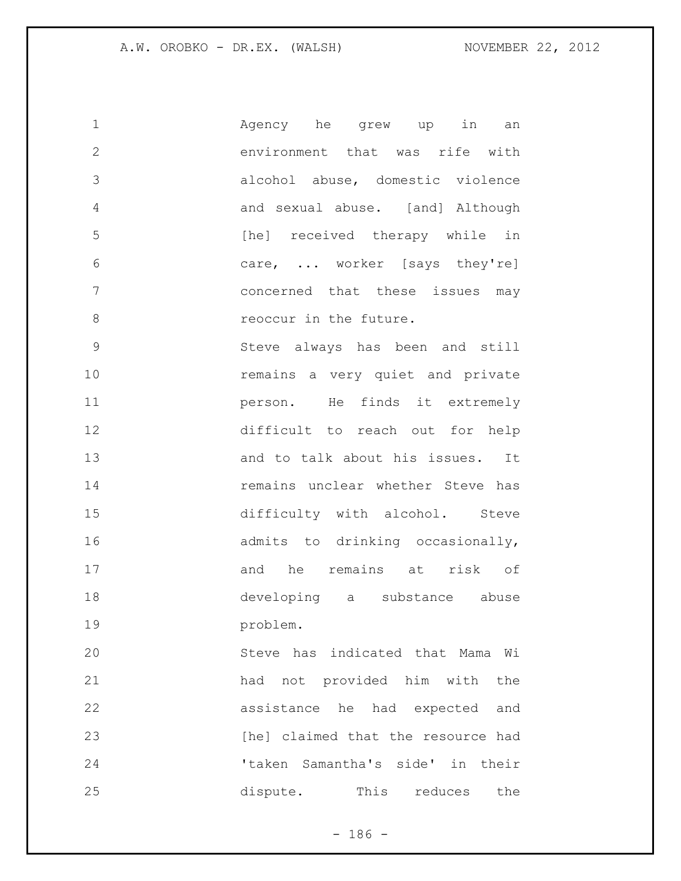Agency he grew up in an environment that was rife with alcohol abuse, domestic violence and sexual abuse. [and] Although [he] received therapy while in care, ... worker [says they're] concerned that these issues may reoccur in the future.

Steve always has been and still remains a very quiet and private person. He finds it extremely difficult to reach out for help and to talk about his issues. It remains unclear whether Steve has difficulty with alcohol. Steve admits to drinking occasionally, and he remains at risk of developing a substance abuse problem.

Steve has indicated that Mama Wi had not provided him with the assistance he had expected and [he] claimed that the resource had 'taken Samantha's side' in their dispute. This reduces the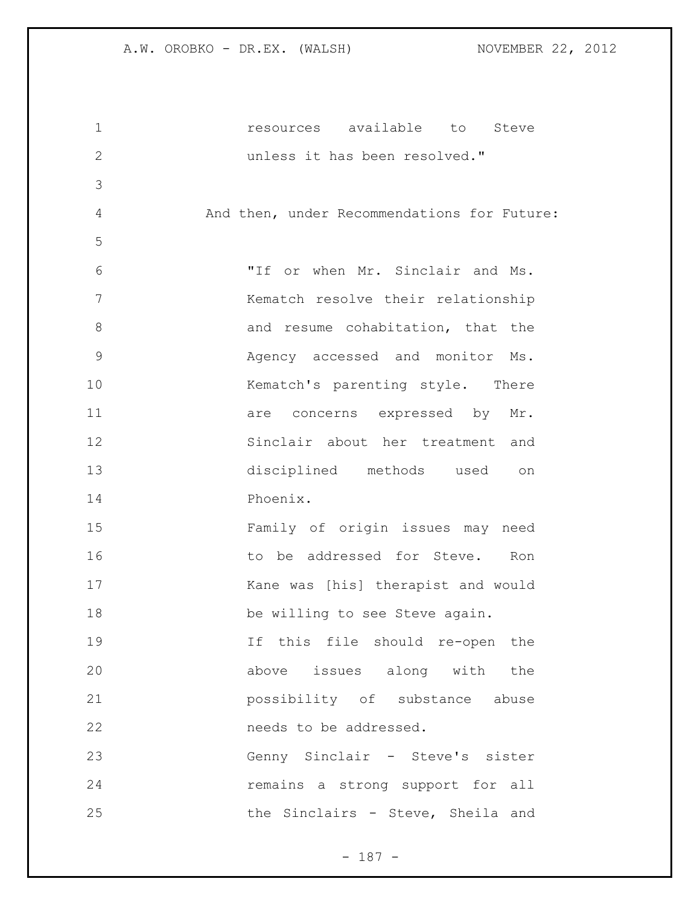resources available to Steve unless it has been resolved."

And then, under Recommendations for Future:

> "If or when Mr. Sinclair and Ms. Kematch resolve their relationship and resume cohabitation, that the Agency accessed and monitor Ms. Kematch's parenting style. There are concerns expressed by Mr. Sinclair about her treatment and disciplined methods used on Phoenix.
>
> Family of origin issues may need to be addressed for Steve. Ron Kane was [his] therapist and would be willing to see Steve again.
>
> If this file should re-open the above issues along with the possibility of substance abuse needs to be addressed.
>
> Genny Sinclair - Steve's sister remains a strong support for all the Sinclairs - Steve, Sheila and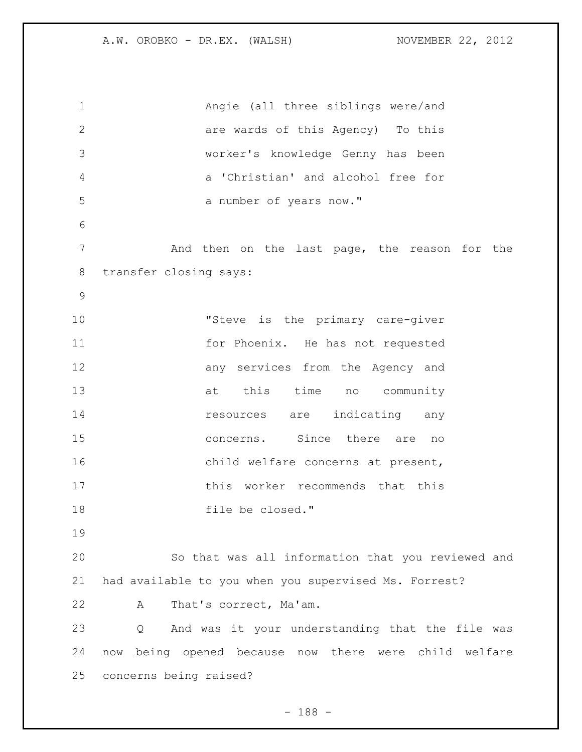Angie (all three siblings were/and are wards of this Agency) To this worker's knowledge Genny has been a 'Christian' and alcohol free for a number of years now."

And then on the last page, the reason for the transfer closing says:

"Steve is the primary care-giver for Phoenix. He has not requested any services from the Agency and at this time no community resources are indicating any concerns. Since there are no child welfare concerns at present, this worker recommends that this file be closed."

So that was all information that you reviewed and had available to you when you supervised Ms. Forrest?

A That's correct, Ma'am.

Q And was it your understanding that the file was now being opened because now there were child welfare concerns being raised?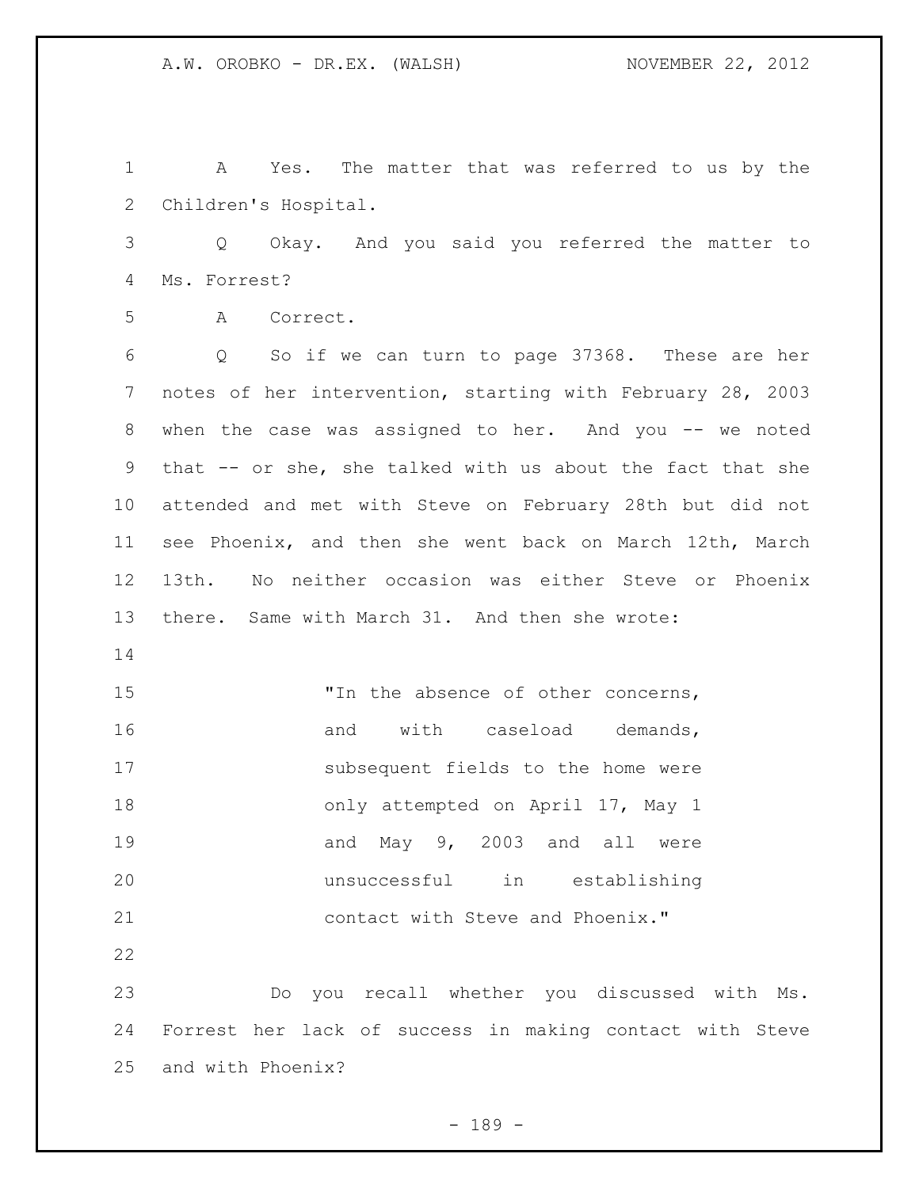A Yes. The matter that was referred to us by the Children's Hospital.

Q Okay. And you said you referred the matter to Ms. Forrest?

A Correct.

Q So if we can turn to page 37368. These are her notes of her intervention, starting with February 28, 2003 when the case was assigned to her. And you -- we noted that -- or she, she talked with us about the fact that she attended and met with Steve on February 28th but did not see Phoenix, and then she went back on March 12th, March 13th. No neither occasion was either Steve or Phoenix there. Same with March 31. And then she wrote:

> "In the absence of other concerns, and with caseload demands, subsequent fields to the home were only attempted on April 17, May 1 and May 9, 2003 and all were unsuccessful in establishing contact with Steve and Phoenix."

Do you recall whether you discussed with Ms. Forrest her lack of success in making contact with Steve and with Phoenix?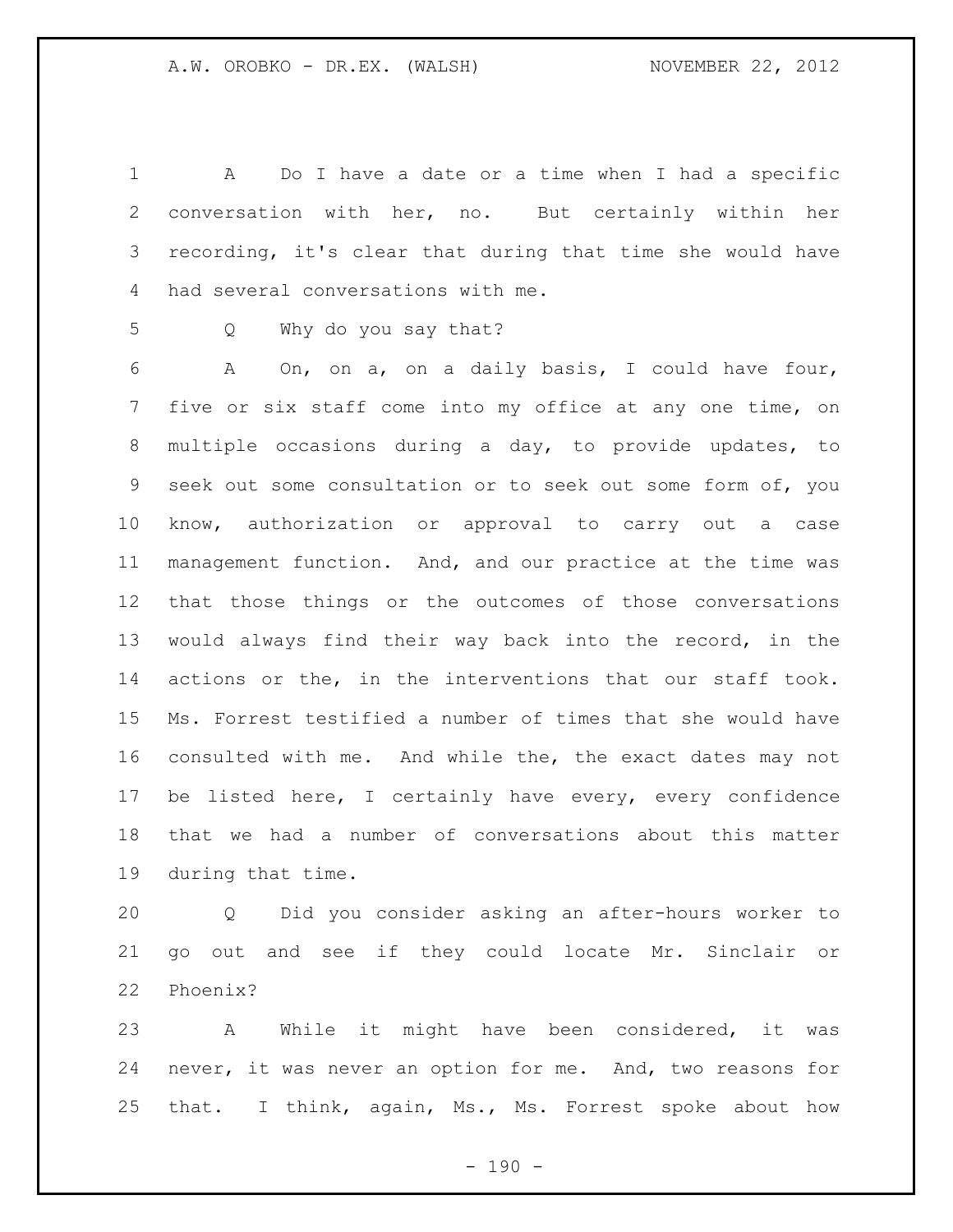A Do I have a date or a time when I had a specific conversation with her, no. But certainly within her recording, it's clear that during that time she would have had several conversations with me.

Q Why do you say that?

A On, on a, on a daily basis, I could have four, five or six staff come into my office at any one time, on multiple occasions during a day, to provide updates, to seek out some consultation or to seek out some form of, you know, authorization or approval to carry out a case management function. And, and our practice at the time was that those things or the outcomes of those conversations would always find their way back into the record, in the actions or the, in the interventions that our staff took. Ms. Forrest testified a number of times that she would have consulted with me. And while the, the exact dates may not be listed here, I certainly have every, every confidence that we had a number of conversations about this matter during that time.

Q Did you consider asking an after-hours worker to go out and see if they could locate Mr. Sinclair or Phoenix?

A While it might have been considered, it was never, it was never an option for me. And, two reasons for that. I think, again, Ms., Ms. Forrest spoke about how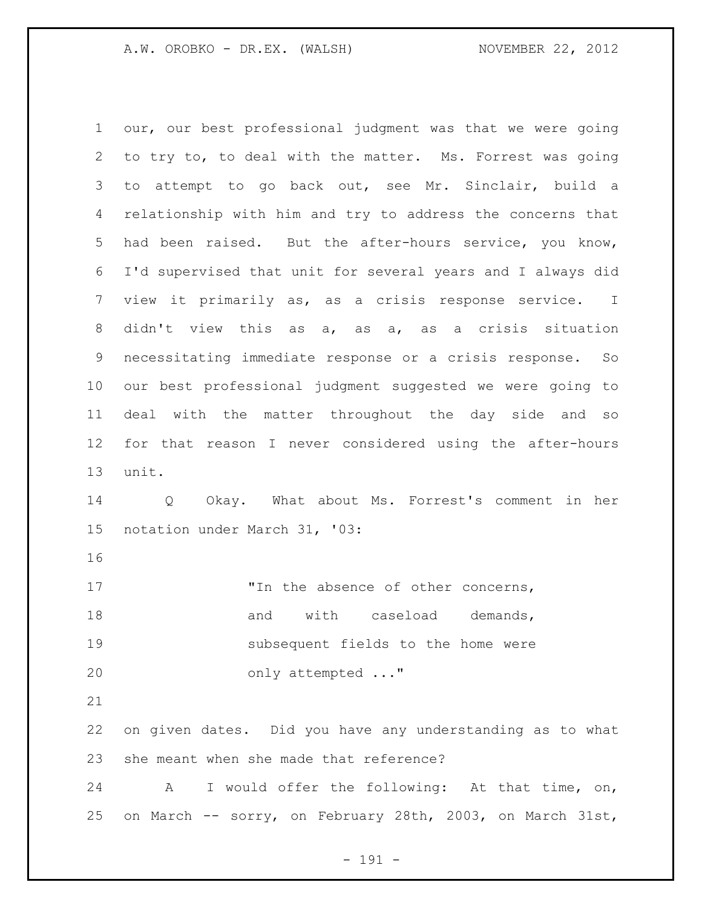our, our best professional judgment was that we were going to try to, to deal with the matter. Ms. Forrest was going to attempt to go back out, see Mr. Sinclair, build a relationship with him and try to address the concerns that had been raised. But the after-hours service, you know, I'd supervised that unit for several years and I always did view it primarily as, as a crisis response service. I didn't view this as a, as a, as a crisis situation necessitating immediate response or a crisis response. So our best professional judgment suggested we were going to deal with the matter throughout the day side and so for that reason I never considered using the after-hours unit.

Q Okay. What about Ms. Forrest's comment in her notation under March 31, '03:

> "In the absence of other concerns, and with caseload demands, subsequent fields to the home were only attempted ..."

on given dates. Did you have any understanding as to what she meant when she made that reference?

A I would offer the following: At that time, on, on March -- sorry, on February 28th, 2003, on March 31st,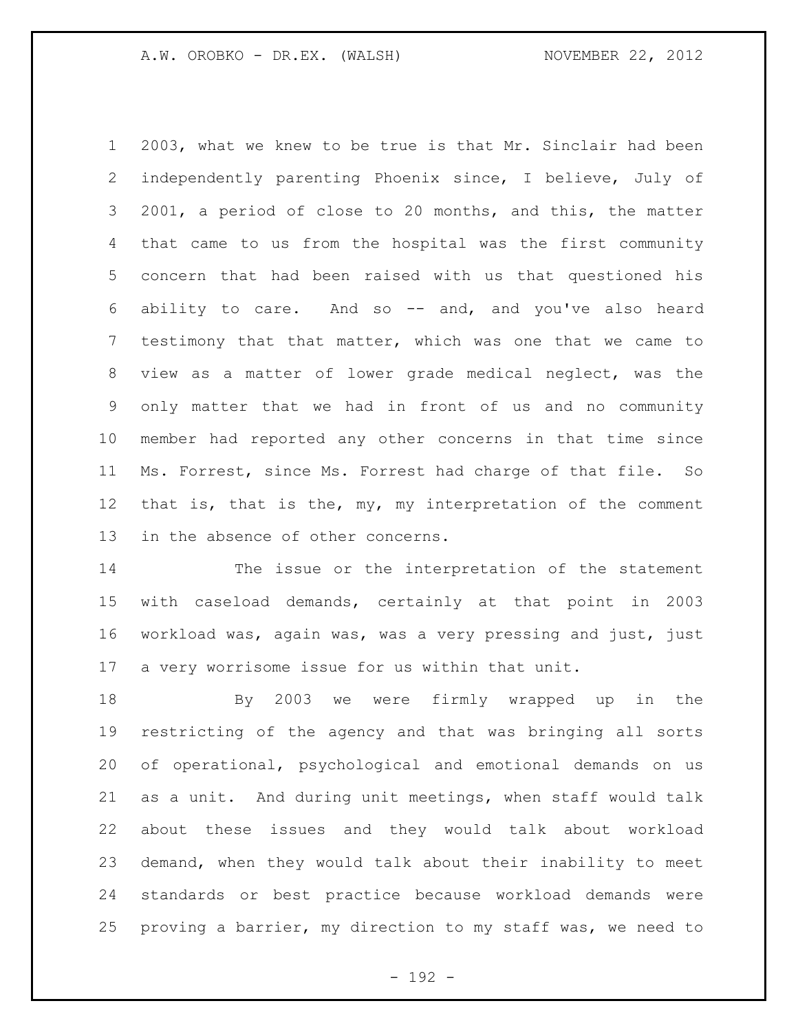2003, what we knew to be true is that Mr. Sinclair had been independently parenting Phoenix since, I believe, July of 2001, a period of close to 20 months, and this, the matter that came to us from the hospital was the first community concern that had been raised with us that questioned his ability to care. And so -- and, and you've also heard testimony that that matter, which was one that we came to view as a matter of lower grade medical neglect, was the only matter that we had in front of us and no community member had reported any other concerns in that time since Ms. Forrest, since Ms. Forrest had charge of that file. So that is, that is the, my, my interpretation of the comment in the absence of other concerns.

The issue or the interpretation of the statement with caseload demands, certainly at that point in 2003 workload was, again was, was a very pressing and just, just a very worrisome issue for us within that unit.

By 2003 we were firmly wrapped up in the restricting of the agency and that was bringing all sorts of operational, psychological and emotional demands on us as a unit. And during unit meetings, when staff would talk about these issues and they would talk about workload demand, when they would talk about their inability to meet standards or best practice because workload demands were proving a barrier, my direction to my staff was, we need to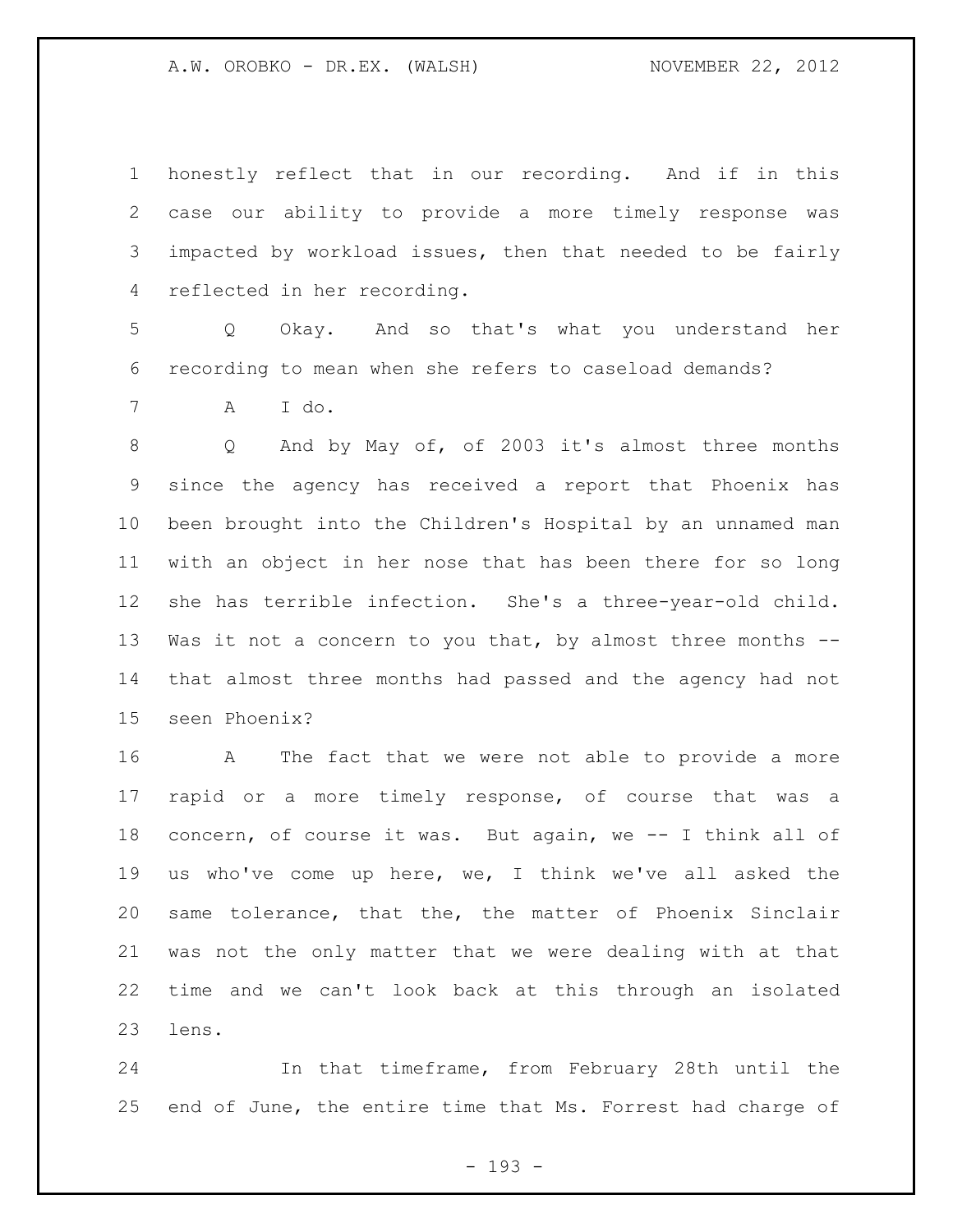honestly reflect that in our recording. And if in this case our ability to provide a more timely response was impacted by workload issues, then that needed to be fairly reflected in her recording.

Q Okay. And so that's what you understand her recording to mean when she refers to caseload demands?

A I do.

Q And by May of, of 2003 it's almost three months since the agency has received a report that Phoenix has been brought into the Children's Hospital by an unnamed man with an object in her nose that has been there for so long she has terrible infection. She's a three-year-old child. Was it not a concern to you that, by almost three months -- that almost three months had passed and the agency had not seen Phoenix?

A The fact that we were not able to provide a more rapid or a more timely response, of course that was a concern, of course it was. But again, we -- I think all of us who've come up here, we, I think we've all asked the same tolerance, that the, the matter of Phoenix Sinclair was not the only matter that we were dealing with at that time and we can't look back at this through an isolated lens.

In that timeframe, from February 28th until the end of June, the entire time that Ms. Forrest had charge of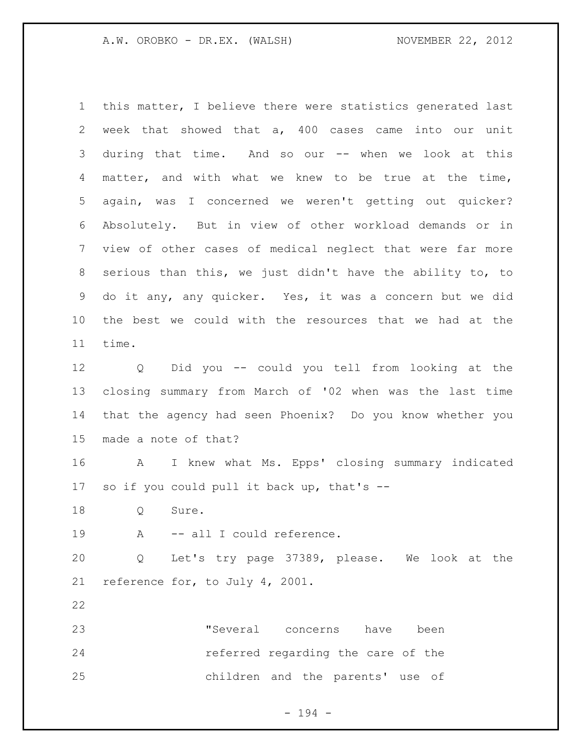this matter, I believe there were statistics generated last week that showed that a, 400 cases came into our unit during that time. And so our -- when we look at this matter, and with what we knew to be true at the time, again, was I concerned we weren't getting out quicker? Absolutely. But in view of other workload demands or in view of other cases of medical neglect that were far more serious than this, we just didn't have the ability to, to do it any, any quicker. Yes, it was a concern but we did the best we could with the resources that we had at the time.

Q Did you -- could you tell from looking at the closing summary from March of '02 when was the last time that the agency had seen Phoenix? Do you know whether you made a note of that?

A I knew what Ms. Epps' closing summary indicated so if you could pull it back up, that's --

Q Sure.

A -- all I could reference.

Q Let's try page 37389, please. We look at the reference for, to July 4, 2001.

> "Several concerns have been referred regarding the care of the children and the parents' use of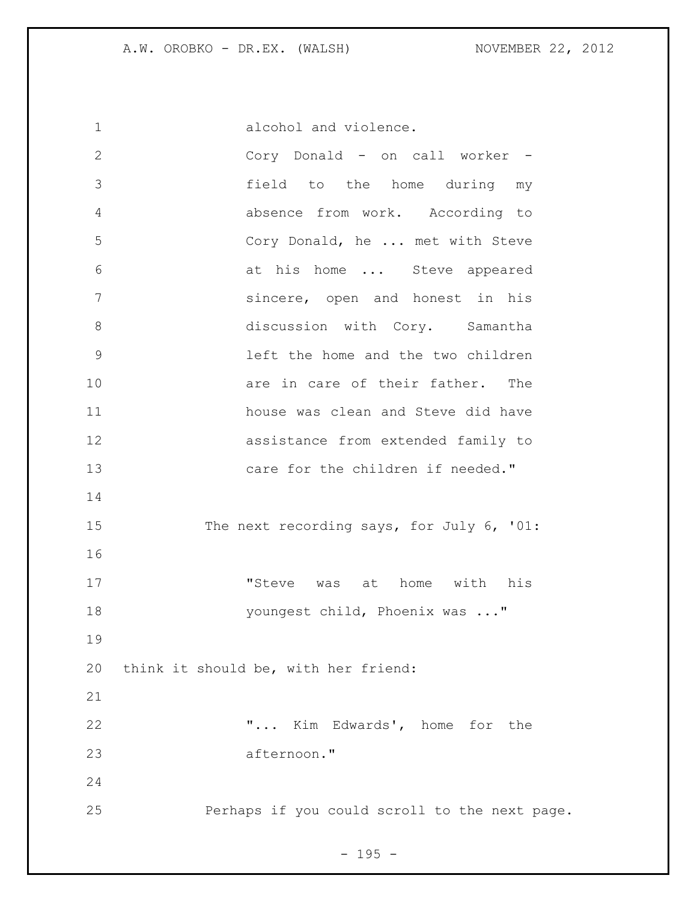alcohol and violence.
Cory Donald - on call worker - field to the home during my absence from work. According to Cory Donald, he ... met with Steve at his home ... Steve appeared sincere, open and honest in his discussion with Cory. Samantha left the home and the two children are in care of their father. The house was clean and Steve did have assistance from extended family to care for the children if needed."

The next recording says, for July 6, '01:

> "Steve was at home with his youngest child, Phoenix was ..."

think it should be, with her friend:

> "... Kim Edwards', home for the afternoon."

Perhaps if you could scroll to the next page.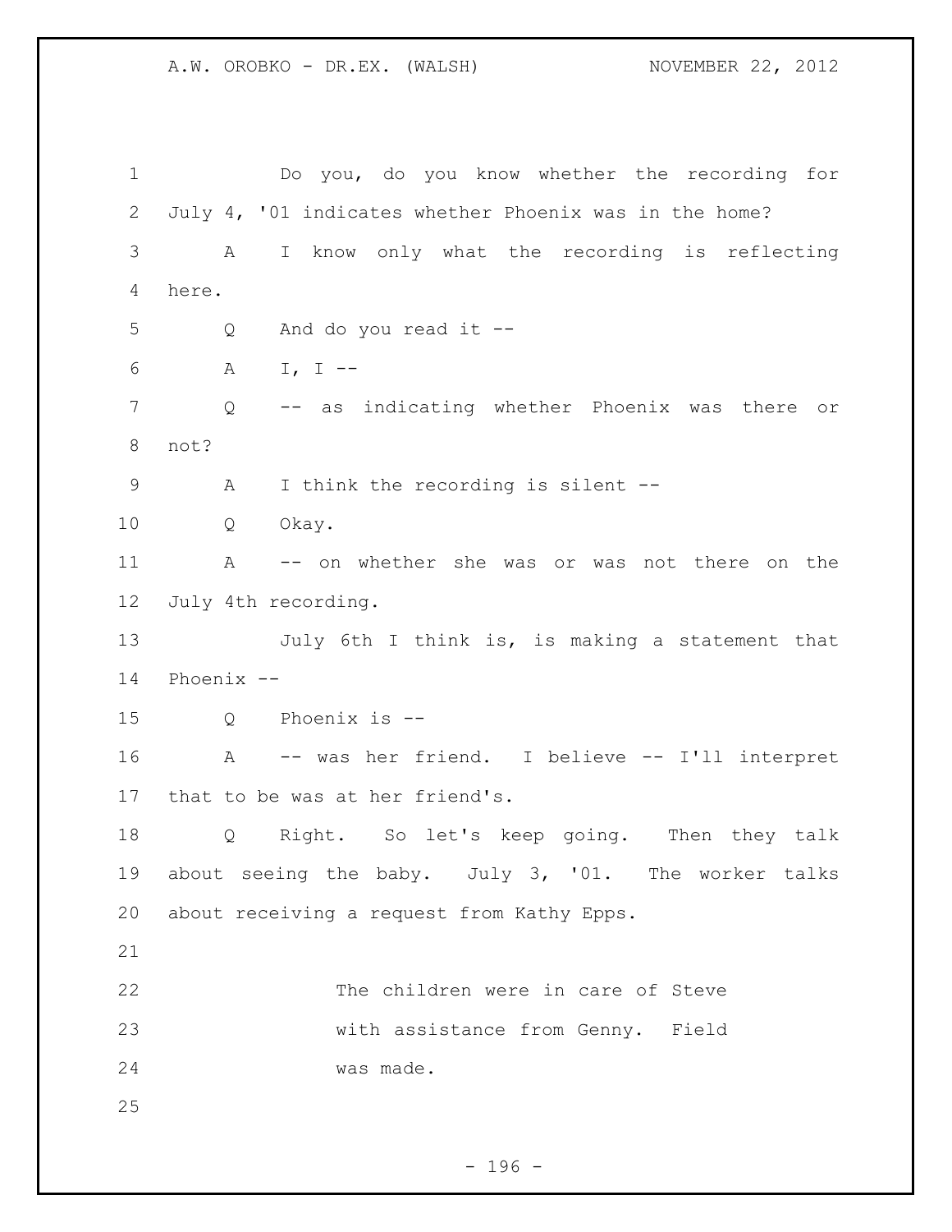Do you, do you know whether the recording for July 4, '01 indicates whether Phoenix was in the home?

A I know only what the recording is reflecting here.

Q And do you read it --

A I, I --

Q -- as indicating whether Phoenix was there or not?

A I think the recording is silent --

Q Okay.

A -- on whether she was or was not there on the July 4th recording.

July 6th I think is, is making a statement that Phoenix --

Q Phoenix is --

A -- was her friend. I believe -- I'll interpret that to be was at her friend's.

Q Right. So let's keep going. Then they talk about seeing the baby. July 3, '01. The worker talks about receiving a request from Kathy Epps.

> The children were in care of Steve with assistance from Genny. Field was made.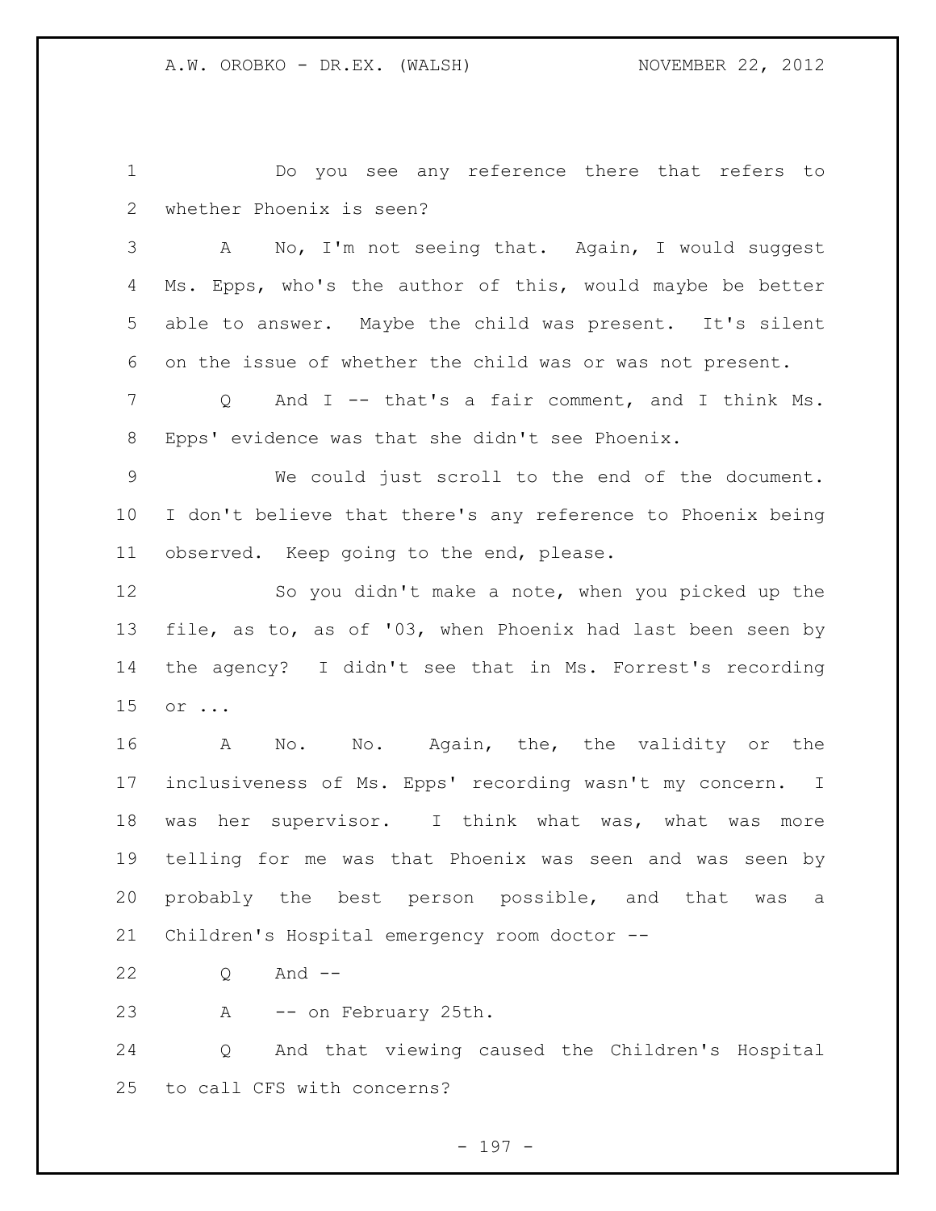Do you see any reference there that refers to whether Phoenix is seen?

A No, I'm not seeing that. Again, I would suggest Ms. Epps, who's the author of this, would maybe be better able to answer. Maybe the child was present. It's silent on the issue of whether the child was or was not present.

Q And I -- that's a fair comment, and I think Ms. Epps' evidence was that she didn't see Phoenix.

We could just scroll to the end of the document. I don't believe that there's any reference to Phoenix being observed. Keep going to the end, please.

So you didn't make a note, when you picked up the file, as to, as of '03, when Phoenix had last been seen by the agency? I didn't see that in Ms. Forrest's recording or ...

A No. No. Again, the, the validity or the inclusiveness of Ms. Epps' recording wasn't my concern. I was her supervisor. I think what was, what was more telling for me was that Phoenix was seen and was seen by probably the best person possible, and that was a Children's Hospital emergency room doctor --

Q And --

A -- on February 25th.

Q And that viewing caused the Children's Hospital to call CFS with concerns?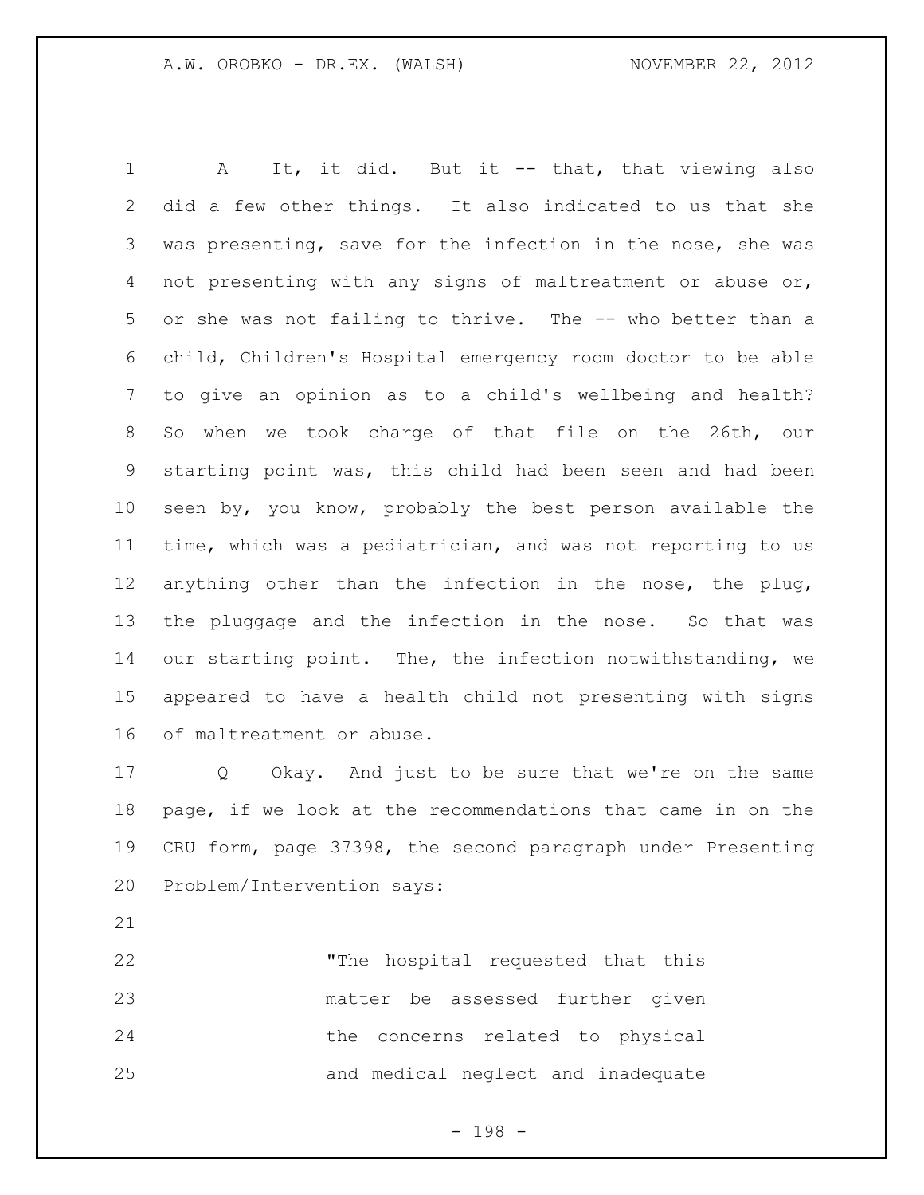A It, it did. But it -- that, that viewing also did a few other things. It also indicated to us that she was presenting, save for the infection in the nose, she was not presenting with any signs of maltreatment or abuse or, or she was not failing to thrive. The -- who better than a child, Children's Hospital emergency room doctor to be able to give an opinion as to a child's wellbeing and health? So when we took charge of that file on the 26th, our starting point was, this child had been seen and had been seen by, you know, probably the best person available the time, which was a pediatrician, and was not reporting to us anything other than the infection in the nose, the plug, the pluggage and the infection in the nose. So that was our starting point. The, the infection notwithstanding, we appeared to have a health child not presenting with signs of maltreatment or abuse.

Q Okay. And just to be sure that we're on the same page, if we look at the recommendations that came in on the CRU form, page 37398, the second paragraph under Presenting Problem/Intervention says:

> "The hospital requested that this matter be assessed further given the concerns related to physical and medical neglect and inadequate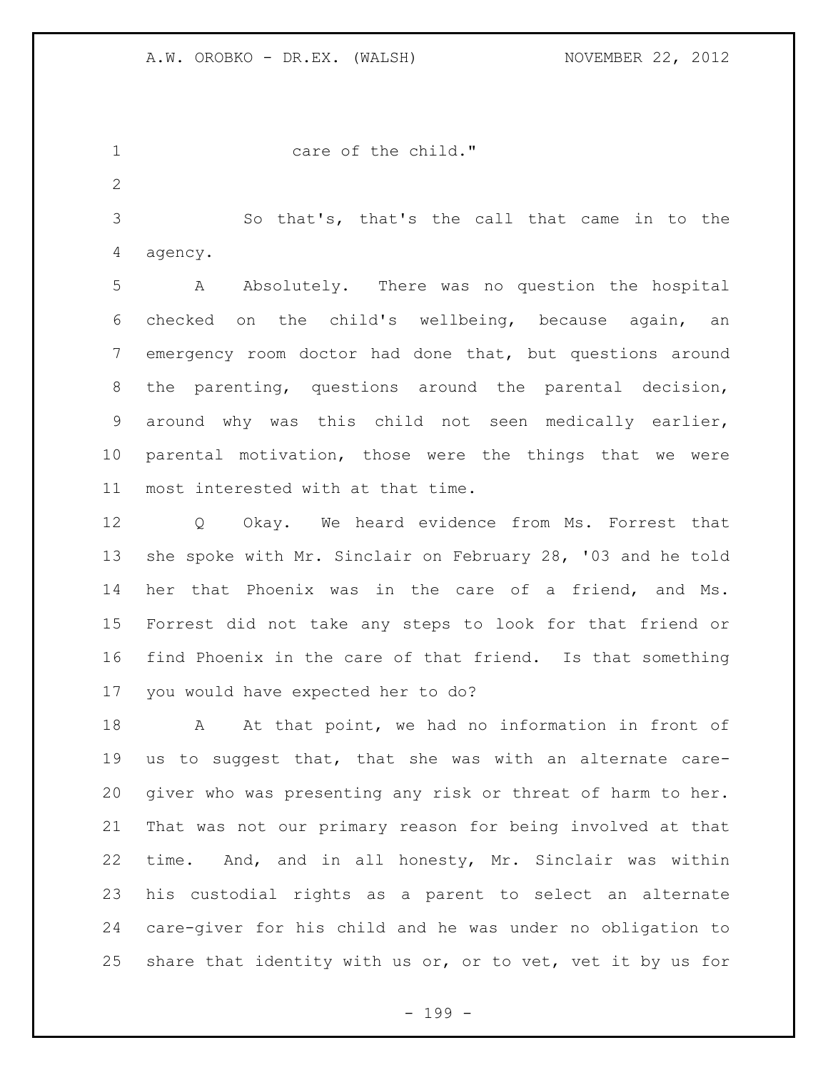care of the child."

So that's, that's the call that came in to the agency.

A Absolutely. There was no question the hospital checked on the child's wellbeing, because again, an emergency room doctor had done that, but questions around the parenting, questions around the parental decision, around why was this child not seen medically earlier, parental motivation, those were the things that we were most interested with at that time.

Q Okay. We heard evidence from Ms. Forrest that she spoke with Mr. Sinclair on February 28, '03 and he told her that Phoenix was in the care of a friend, and Ms. Forrest did not take any steps to look for that friend or find Phoenix in the care of that friend. Is that something you would have expected her to do?

A At that point, we had no information in front of us to suggest that, that she was with an alternate care-giver who was presenting any risk or threat of harm to her. That was not our primary reason for being involved at that time. And, and in all honesty, Mr. Sinclair was within his custodial rights as a parent to select an alternate care-giver for his child and he was under no obligation to share that identity with us or, or to vet, vet it by us for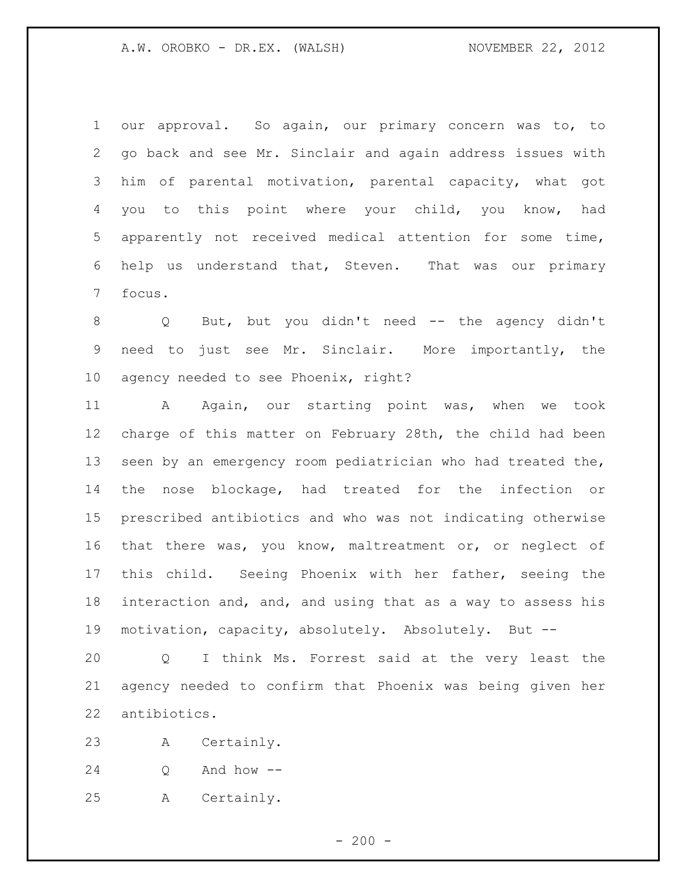our approval. So again, our primary concern was to, to go back and see Mr. Sinclair and again address issues with him of parental motivation, parental capacity, what got you to this point where your child, you know, had apparently not received medical attention for some time, help us understand that, Steven. That was our primary focus.

Q But, but you didn't need -- the agency didn't need to just see Mr. Sinclair. More importantly, the agency needed to see Phoenix, right?

A Again, our starting point was, when we took charge of this matter on February 28th, the child had been seen by an emergency room pediatrician who had treated the, the nose blockage, had treated for the infection or prescribed antibiotics and who was not indicating otherwise that there was, you know, maltreatment or, or neglect of this child. Seeing Phoenix with her father, seeing the interaction and, and, and using that as a way to assess his motivation, capacity, absolutely. Absolutely. But --

Q I think Ms. Forrest said at the very least the agency needed to confirm that Phoenix was being given her antibiotics.

A Certainly.

Q And how --

A Certainly.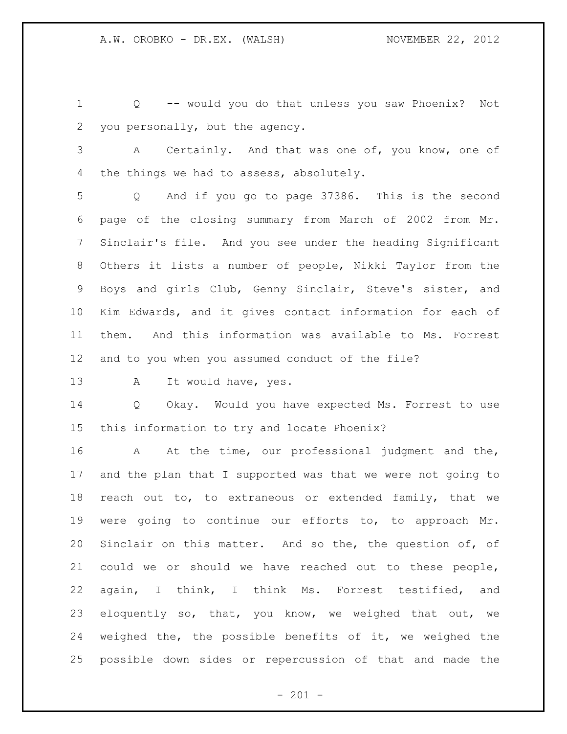Q -- would you do that unless you saw Phoenix? Not you personally, but the agency.

A Certainly. And that was one of, you know, one of the things we had to assess, absolutely.

Q And if you go to page 37386. This is the second page of the closing summary from March of 2002 from Mr. Sinclair's file. And you see under the heading Significant Others it lists a number of people, Nikki Taylor from the Boys and girls Club, Genny Sinclair, Steve's sister, and Kim Edwards, and it gives contact information for each of them. And this information was available to Ms. Forrest and to you when you assumed conduct of the file?

A It would have, yes.

Q Okay. Would you have expected Ms. Forrest to use this information to try and locate Phoenix?

A At the time, our professional judgment and the, and the plan that I supported was that we were not going to reach out to, to extraneous or extended family, that we were going to continue our efforts to, to approach Mr. Sinclair on this matter. And so the, the question of, of could we or should we have reached out to these people, again, I think, I think Ms. Forrest testified, and eloquently so, that, you know, we weighed that out, we weighed the, the possible benefits of it, we weighed the possible down sides or repercussion of that and made the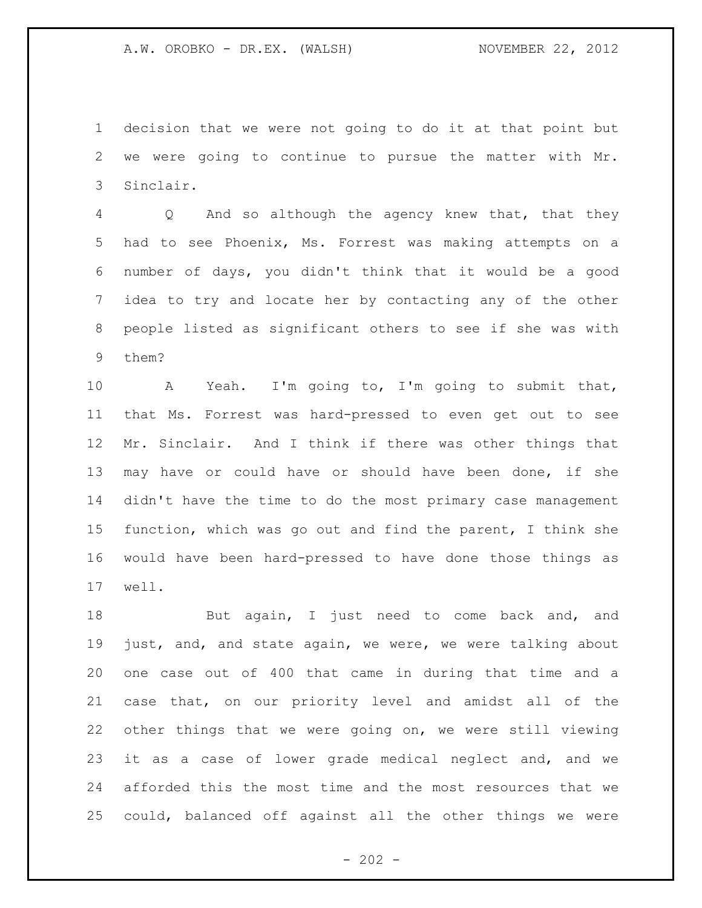decision that we were not going to do it at that point but we were going to continue to pursue the matter with Mr. Sinclair.

Q And so although the agency knew that, that they had to see Phoenix, Ms. Forrest was making attempts on a number of days, you didn't think that it would be a good idea to try and locate her by contacting any of the other people listed as significant others to see if she was with them?

A Yeah. I'm going to, I'm going to submit that, that Ms. Forrest was hard-pressed to even get out to see Mr. Sinclair. And I think if there was other things that may have or could have or should have been done, if she didn't have the time to do the most primary case management function, which was go out and find the parent, I think she would have been hard-pressed to have done those things as well.

But again, I just need to come back and, and just, and, and state again, we were, we were talking about one case out of 400 that came in during that time and a case that, on our priority level and amidst all of the other things that we were going on, we were still viewing it as a case of lower grade medical neglect and, and we afforded this the most time and the most resources that we could, balanced off against all the other things we were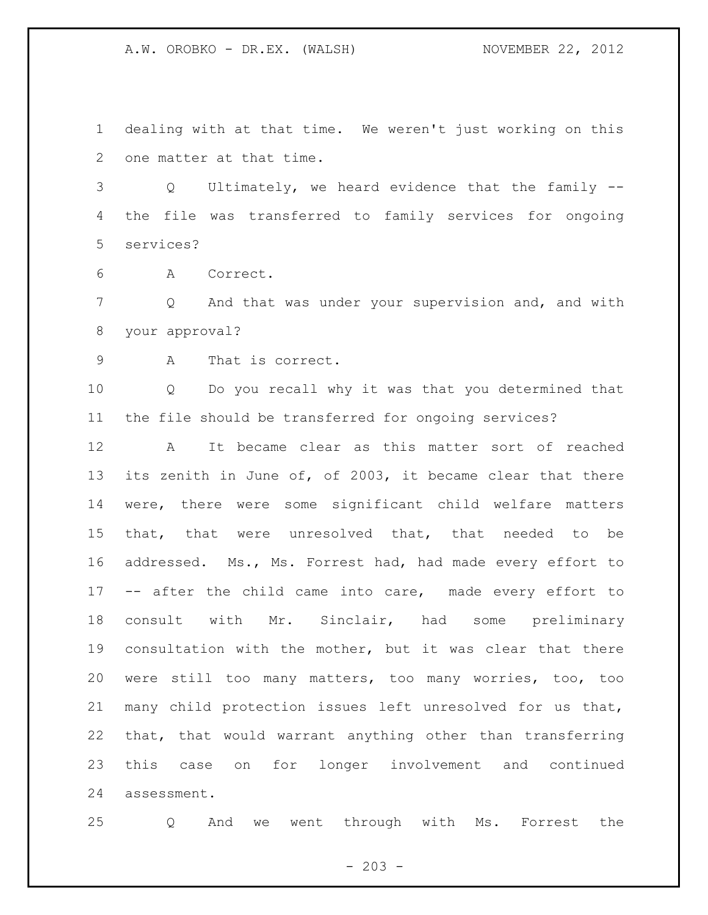dealing with at that time. We weren't just working on this one matter at that time.

Q Ultimately, we heard evidence that the family -- the file was transferred to family services for ongoing services?

A Correct.

Q And that was under your supervision and, and with your approval?

A That is correct.

Q Do you recall why it was that you determined that the file should be transferred for ongoing services?

A It became clear as this matter sort of reached its zenith in June of, of 2003, it became clear that there were, there were some significant child welfare matters that, that were unresolved that, that needed to be addressed. Ms., Ms. Forrest had, had made every effort to -- after the child came into care, made every effort to consult with Mr. Sinclair, had some preliminary consultation with the mother, but it was clear that there were still too many matters, too many worries, too, too many child protection issues left unresolved for us that, that, that would warrant anything other than transferring this case on for longer involvement and continued assessment.

Q And we went through with Ms. Forrest the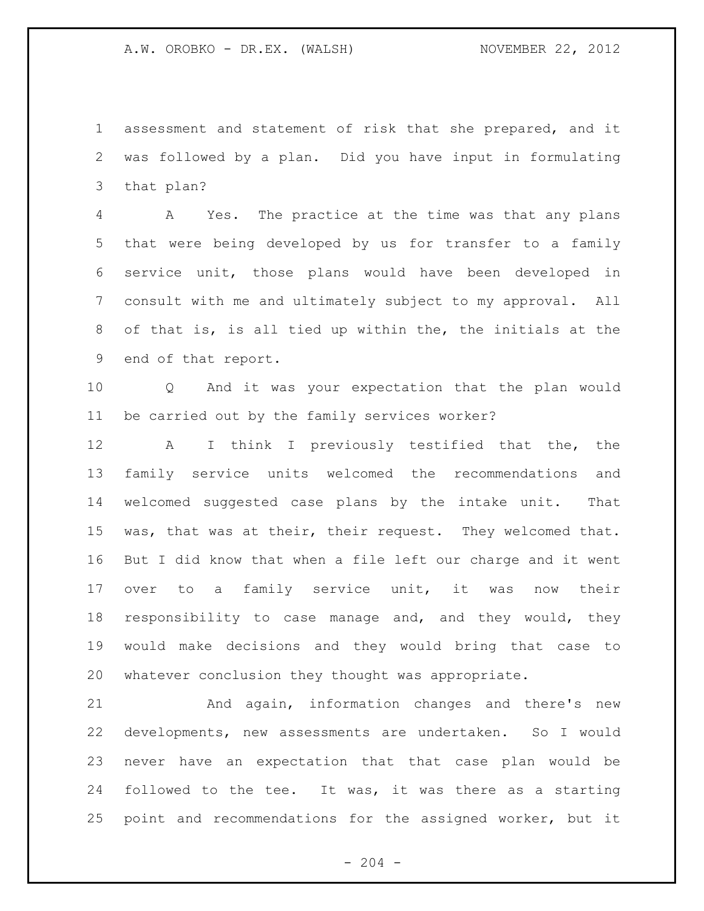assessment and statement of risk that she prepared, and it was followed by a plan. Did you have input in formulating that plan?

A Yes. The practice at the time was that any plans that were being developed by us for transfer to a family service unit, those plans would have been developed in consult with me and ultimately subject to my approval. All of that is, is all tied up within the, the initials at the end of that report.

Q And it was your expectation that the plan would be carried out by the family services worker?

A I think I previously testified that the, the family service units welcomed the recommendations and welcomed suggested case plans by the intake unit. That was, that was at their, their request. They welcomed that. But I did know that when a file left our charge and it went over to a family service unit, it was now their responsibility to case manage and, and they would, they would make decisions and they would bring that case to whatever conclusion they thought was appropriate.

And again, information changes and there's new developments, new assessments are undertaken. So I would never have an expectation that that case plan would be followed to the tee. It was, it was there as a starting point and recommendations for the assigned worker, but it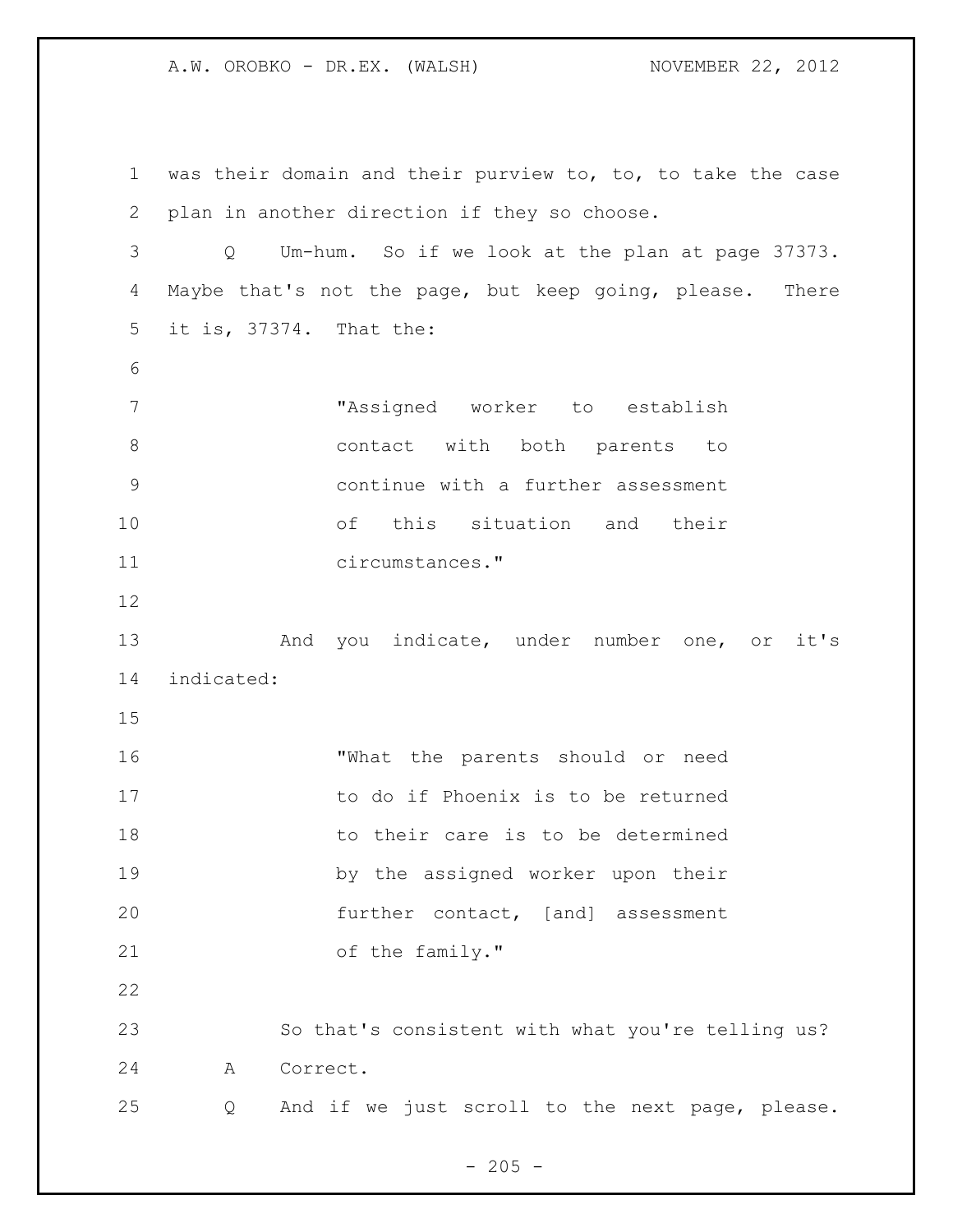was their domain and their purview to, to, to take the case plan in another direction if they so choose.

Q Um-hum. So if we look at the plan at page 37373. Maybe that's not the page, but keep going, please. There it is, 37374. That the:

> "Assigned worker to establish contact with both parents to continue with a further assessment of this situation and their circumstances."

And you indicate, under number one, or it's indicated:

> "What the parents should or need to do if Phoenix is to be returned to their care is to be determined by the assigned worker upon their further contact, [and] assessment of the family."

So that's consistent with what you're telling us?

A Correct.

Q And if we just scroll to the next page, please.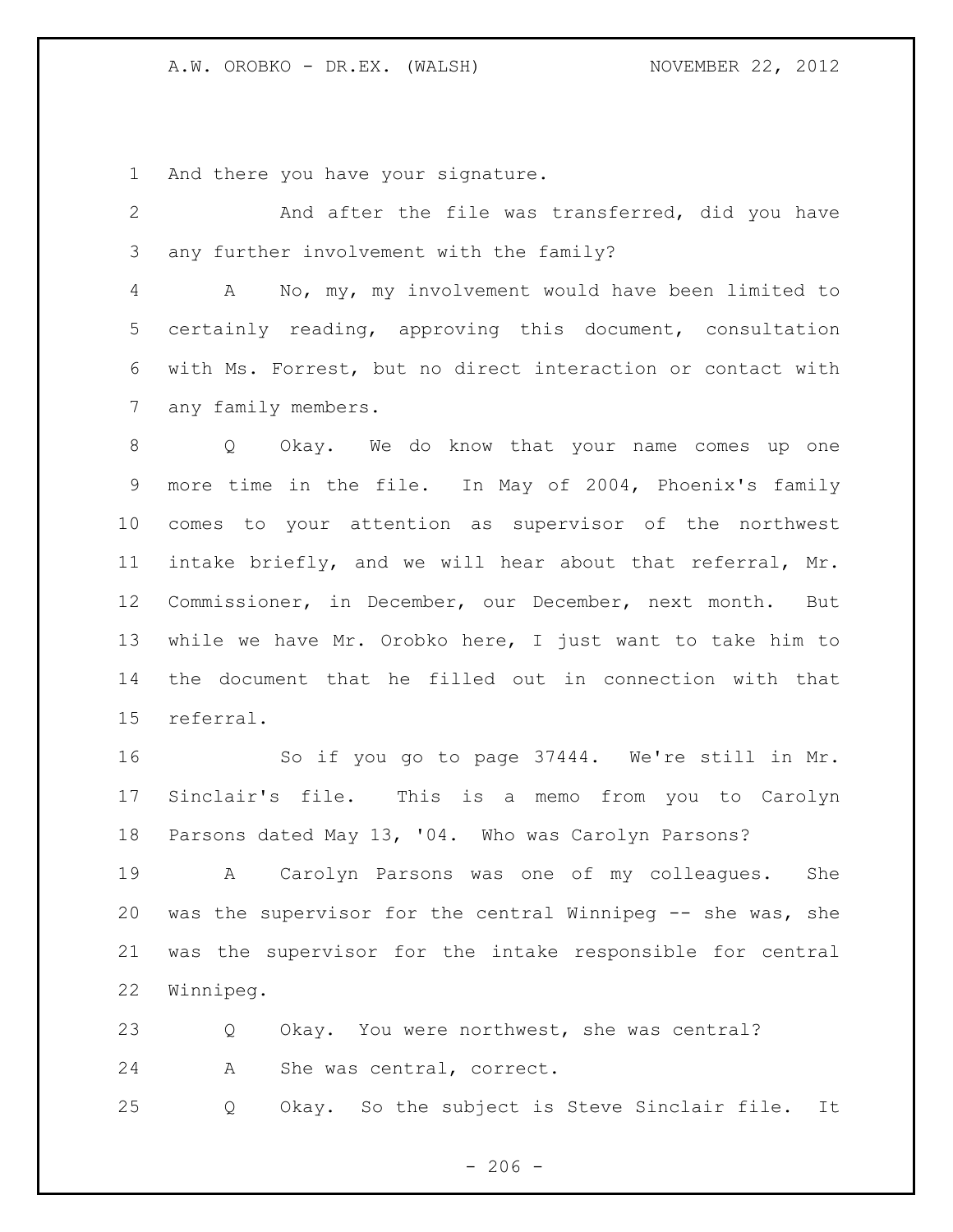And there you have your signature.

And after the file was transferred, did you have any further involvement with the family?

A No, my, my involvement would have been limited to certainly reading, approving this document, consultation with Ms. Forrest, but no direct interaction or contact with any family members.

Q Okay. We do know that your name comes up one more time in the file. In May of 2004, Phoenix's family comes to your attention as supervisor of the northwest intake briefly, and we will hear about that referral, Mr. Commissioner, in December, our December, next month. But while we have Mr. Orobko here, I just want to take him to the document that he filled out in connection with that referral.

So if you go to page 37444. We're still in Mr. Sinclair's file. This is a memo from you to Carolyn Parsons dated May 13, '04. Who was Carolyn Parsons?

A Carolyn Parsons was one of my colleagues. She was the supervisor for the central Winnipeg -- she was, she was the supervisor for the intake responsible for central Winnipeg.

Q Okay. You were northwest, she was central?

A She was central, correct.

Q Okay. So the subject is Steve Sinclair file. It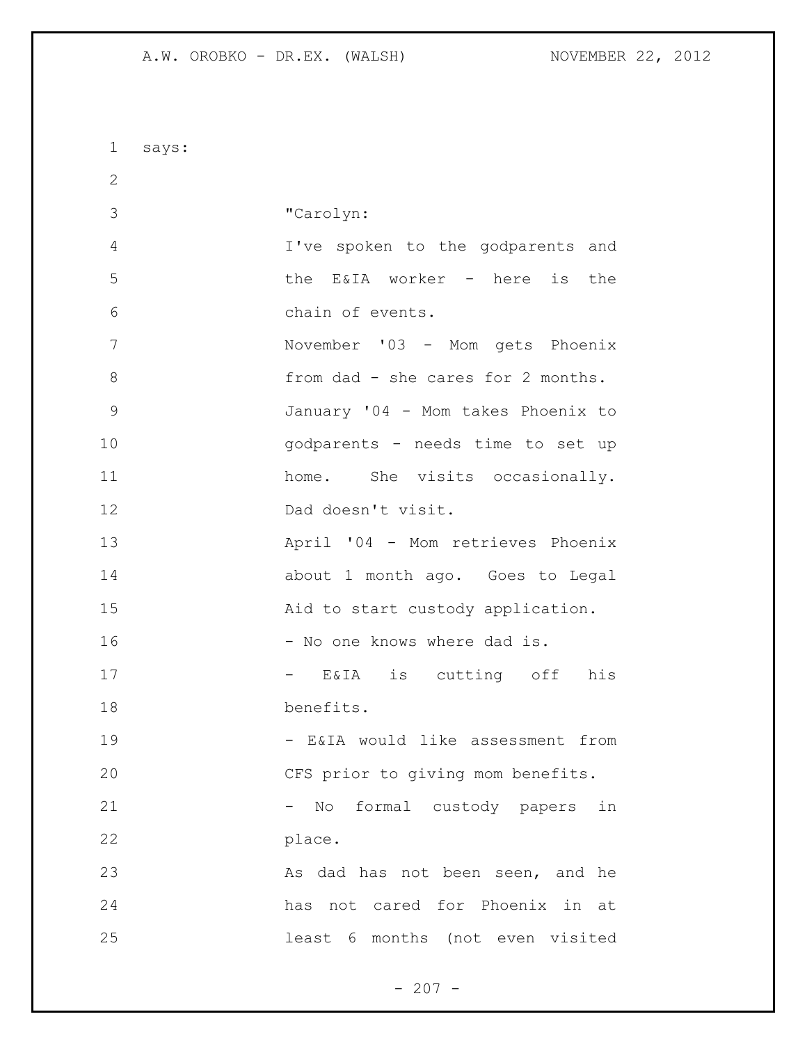says:

> "Carolyn:
> I've spoken to the godparents and the E&IA worker - here is the chain of events.
> November '03 - Mom gets Phoenix from dad - she cares for 2 months.
> January '04 - Mom takes Phoenix to godparents - needs time to set up home. She visits occasionally. Dad doesn't visit.
> April '04 - Mom retrieves Phoenix about 1 month ago. Goes to Legal Aid to start custody application.
> - No one knows where dad is.
> - E&IA is cutting off his benefits.
> - E&IA would like assessment from CFS prior to giving mom benefits.
> - No formal custody papers in place.
> As dad has not been seen, and he has not cared for Phoenix in at least 6 months (not even visited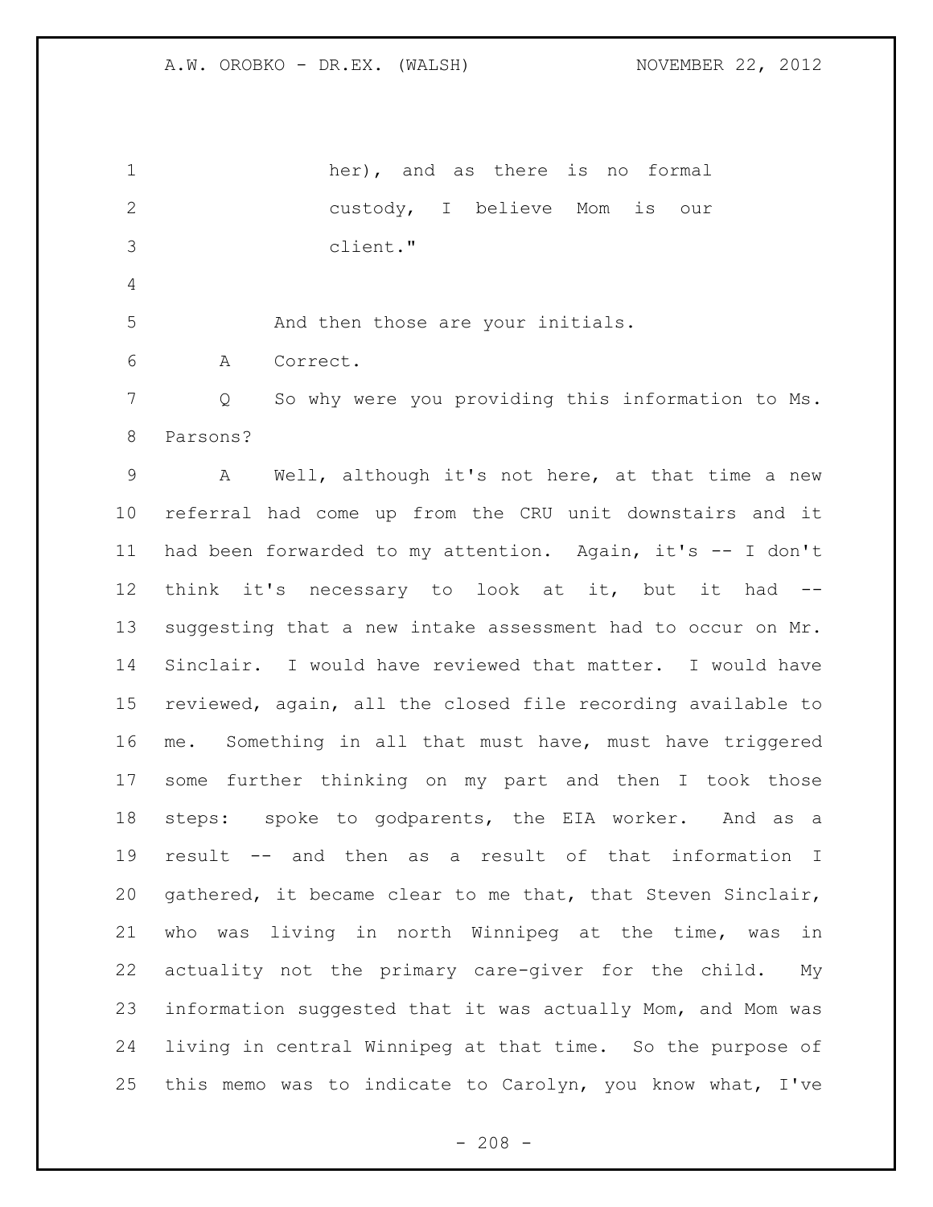her), and as there is no formal custody, I believe Mom is our client."

And then those are your initials.

A Correct.

Q So why were you providing this information to Ms. Parsons?

A Well, although it's not here, at that time a new referral had come up from the CRU unit downstairs and it had been forwarded to my attention. Again, it's -- I don't think it's necessary to look at it, but it had -- suggesting that a new intake assessment had to occur on Mr. Sinclair. I would have reviewed that matter. I would have reviewed, again, all the closed file recording available to me. Something in all that must have, must have triggered some further thinking on my part and then I took those steps: spoke to godparents, the EIA worker. And as a result -- and then as a result of that information I gathered, it became clear to me that, that Steven Sinclair, who was living in north Winnipeg at the time, was in actuality not the primary care-giver for the child. My information suggested that it was actually Mom, and Mom was living in central Winnipeg at that time. So the purpose of this memo was to indicate to Carolyn, you know what, I've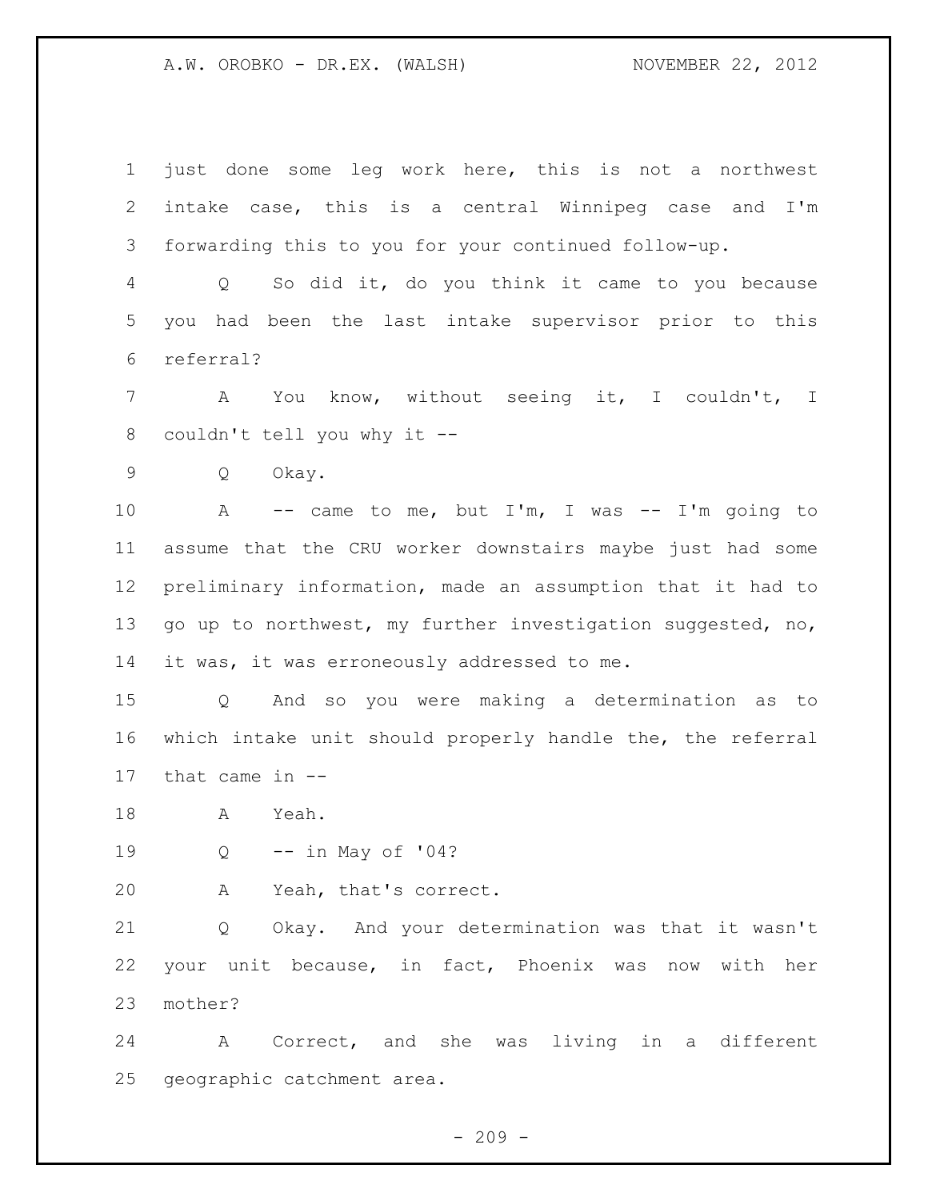just done some leg work here, this is not a northwest intake case, this is a central Winnipeg case and I'm forwarding this to you for your continued follow-up.

Q So did it, do you think it came to you because you had been the last intake supervisor prior to this referral?

A You know, without seeing it, I couldn't, I couldn't tell you why it --

Q Okay.

A -- came to me, but I'm, I was -- I'm going to assume that the CRU worker downstairs maybe just had some preliminary information, made an assumption that it had to go up to northwest, my further investigation suggested, no, it was, it was erroneously addressed to me.

Q And so you were making a determination as to which intake unit should properly handle the, the referral that came in --

A Yeah.

Q -- in May of '04?

A Yeah, that's correct.

Q Okay. And your determination was that it wasn't your unit because, in fact, Phoenix was now with her mother?

A Correct, and she was living in a different geographic catchment area.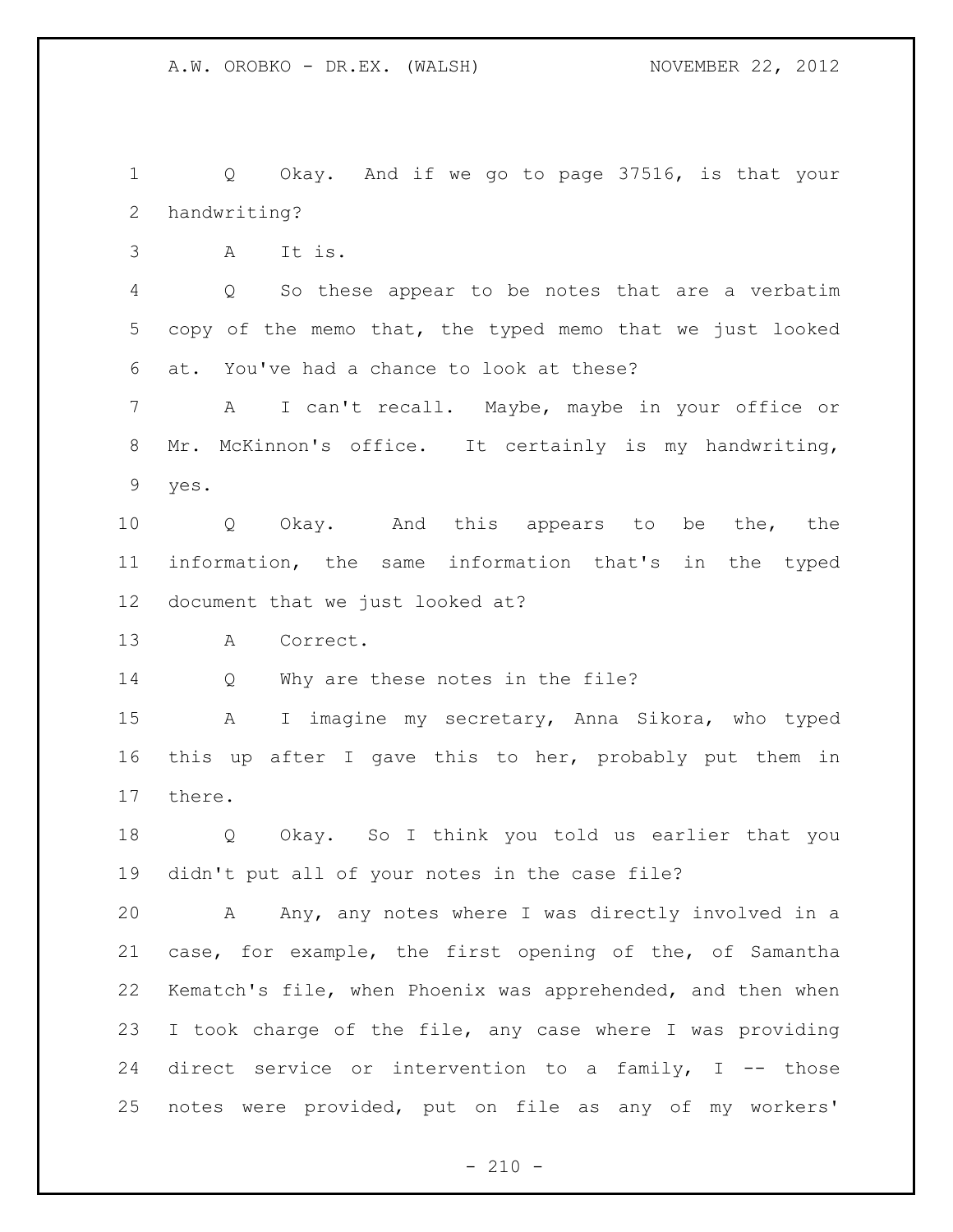Q Okay. And if we go to page 37516, is that your handwriting?

A It is.

Q So these appear to be notes that are a verbatim copy of the memo that, the typed memo that we just looked at. You've had a chance to look at these?

A I can't recall. Maybe, maybe in your office or Mr. McKinnon's office. It certainly is my handwriting, yes.

Q Okay. And this appears to be the, the information, the same information that's in the typed document that we just looked at?

A Correct.

Q Why are these notes in the file?

A I imagine my secretary, Anna Sikora, who typed this up after I gave this to her, probably put them in there.

Q Okay. So I think you told us earlier that you didn't put all of your notes in the case file?

A Any, any notes where I was directly involved in a case, for example, the first opening of the, of Samantha Kematch's file, when Phoenix was apprehended, and then when I took charge of the file, any case where I was providing direct service or intervention to a family, I -- those notes were provided, put on file as any of my workers'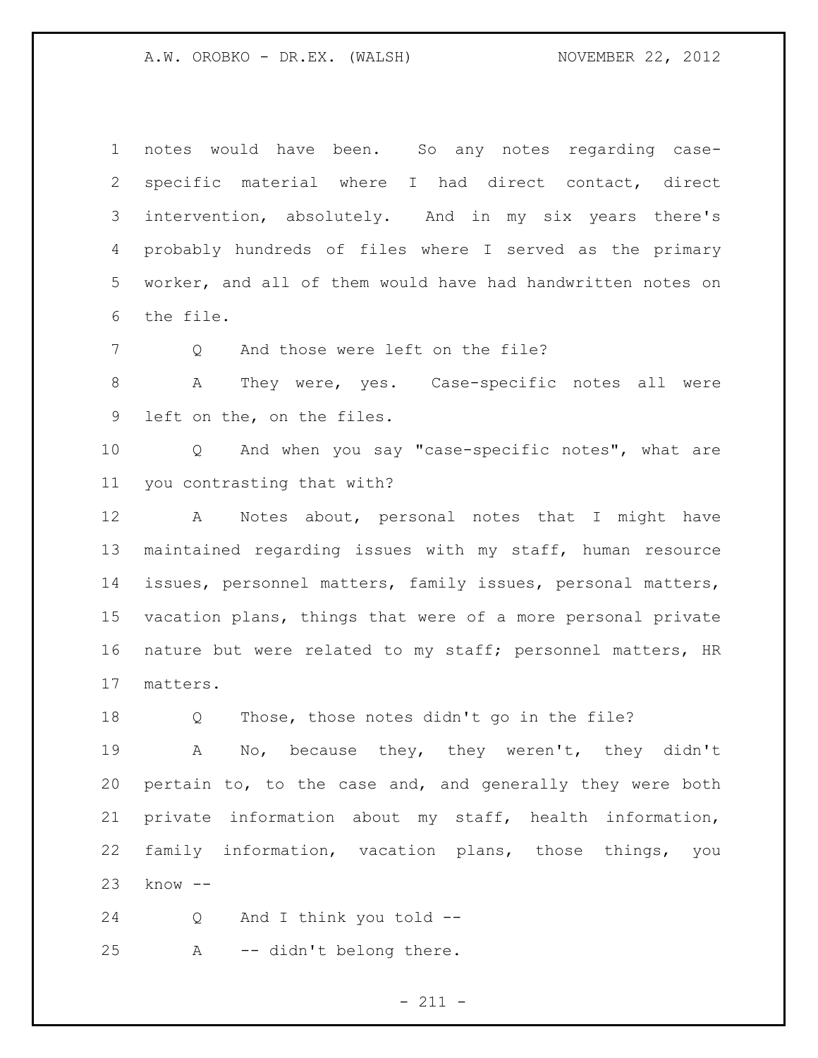notes would have been. So any notes regarding case-specific material where I had direct contact, direct intervention, absolutely. And in my six years there's probably hundreds of files where I served as the primary worker, and all of them would have had handwritten notes on the file.

Q And those were left on the file?

A They were, yes. Case-specific notes all were left on the, on the files.

Q And when you say "case-specific notes", what are you contrasting that with?

A Notes about, personal notes that I might have maintained regarding issues with my staff, human resource issues, personnel matters, family issues, personal matters, vacation plans, things that were of a more personal private nature but were related to my staff; personnel matters, HR matters.

Q Those, those notes didn't go in the file?

A No, because they, they weren't, they didn't pertain to, to the case and, and generally they were both private information about my staff, health information, family information, vacation plans, those things, you know --

Q And I think you told --

A -- didn't belong there.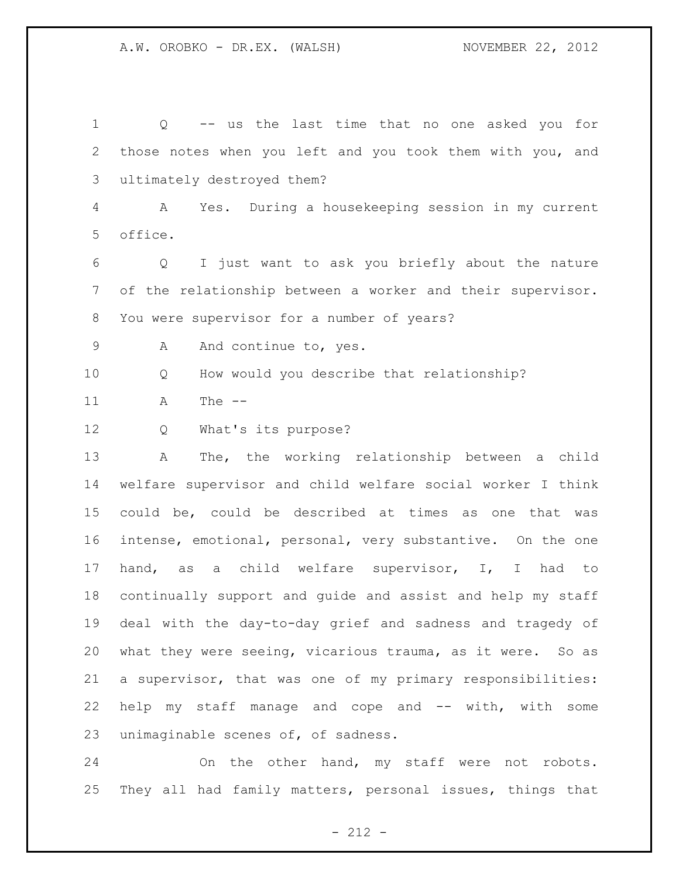Q -- us the last time that no one asked you for those notes when you left and you took them with you, and ultimately destroyed them?

A Yes. During a housekeeping session in my current office.

Q I just want to ask you briefly about the nature of the relationship between a worker and their supervisor. You were supervisor for a number of years?

A And continue to, yes.

Q How would you describe that relationship?

A The --

Q What's its purpose?

A The, the working relationship between a child welfare supervisor and child welfare social worker I think could be, could be described at times as one that was intense, emotional, personal, very substantive. On the one hand, as a child welfare supervisor, I, I had to continually support and guide and assist and help my staff deal with the day-to-day grief and sadness and tragedy of what they were seeing, vicarious trauma, as it were. So as a supervisor, that was one of my primary responsibilities: help my staff manage and cope and -- with, with some unimaginable scenes of, of sadness.

On the other hand, my staff were not robots. They all had family matters, personal issues, things that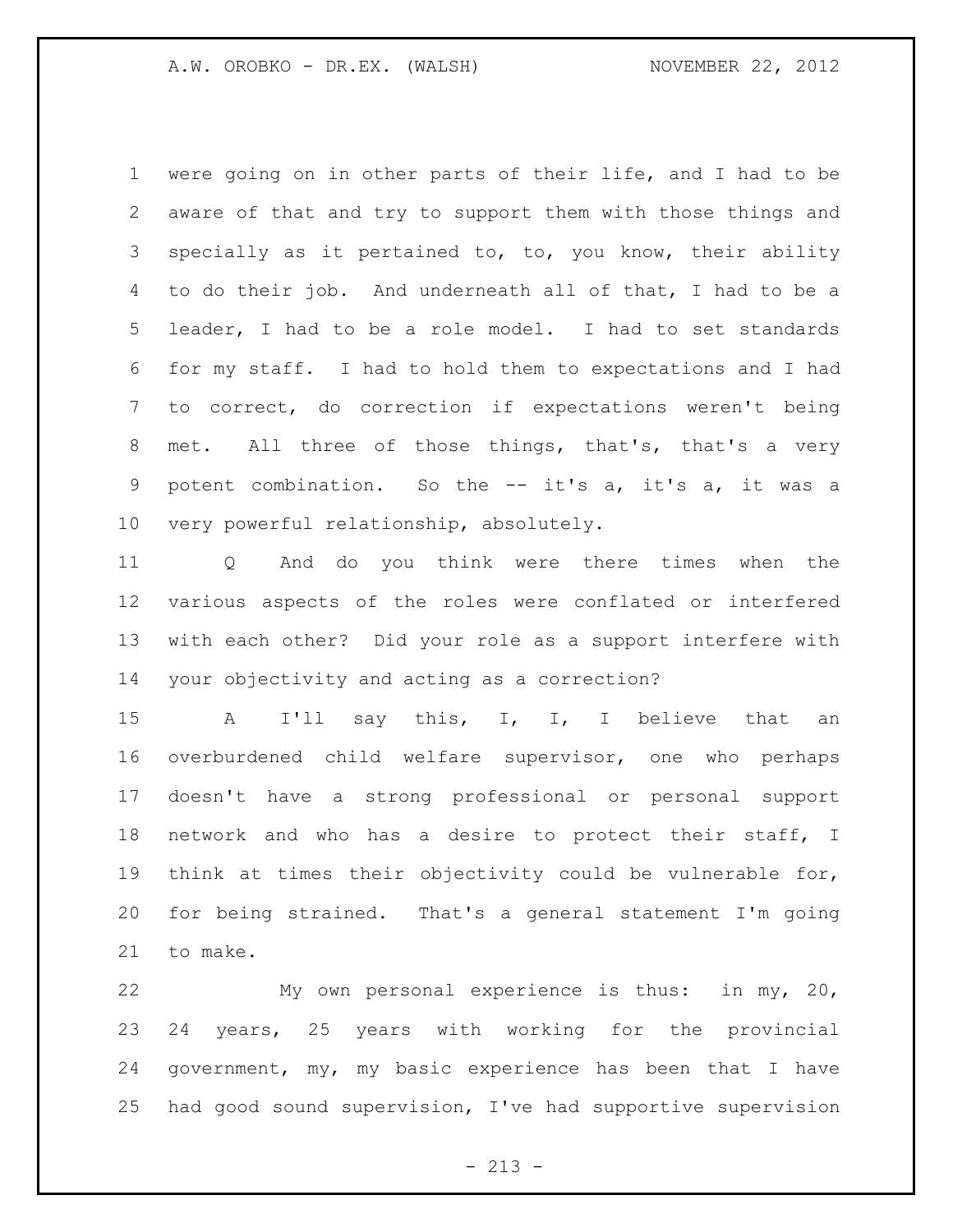were going on in other parts of their life, and I had to be aware of that and try to support them with those things and specially as it pertained to, to, you know, their ability to do their job. And underneath all of that, I had to be a leader, I had to be a role model. I had to set standards for my staff. I had to hold them to expectations and I had to correct, do correction if expectations weren't being met. All three of those things, that's, that's a very potent combination. So the -- it's a, it's a, it was a very powerful relationship, absolutely.

Q And do you think were there times when the various aspects of the roles were conflated or interfered with each other? Did your role as a support interfere with your objectivity and acting as a correction?

A I'll say this, I, I, I believe that an overburdened child welfare supervisor, one who perhaps doesn't have a strong professional or personal support network and who has a desire to protect their staff, I think at times their objectivity could be vulnerable for, for being strained. That's a general statement I'm going to make.

My own personal experience is thus: in my, 20, 24 years, 25 years with working for the provincial government, my, my basic experience has been that I have had good sound supervision, I've had supportive supervision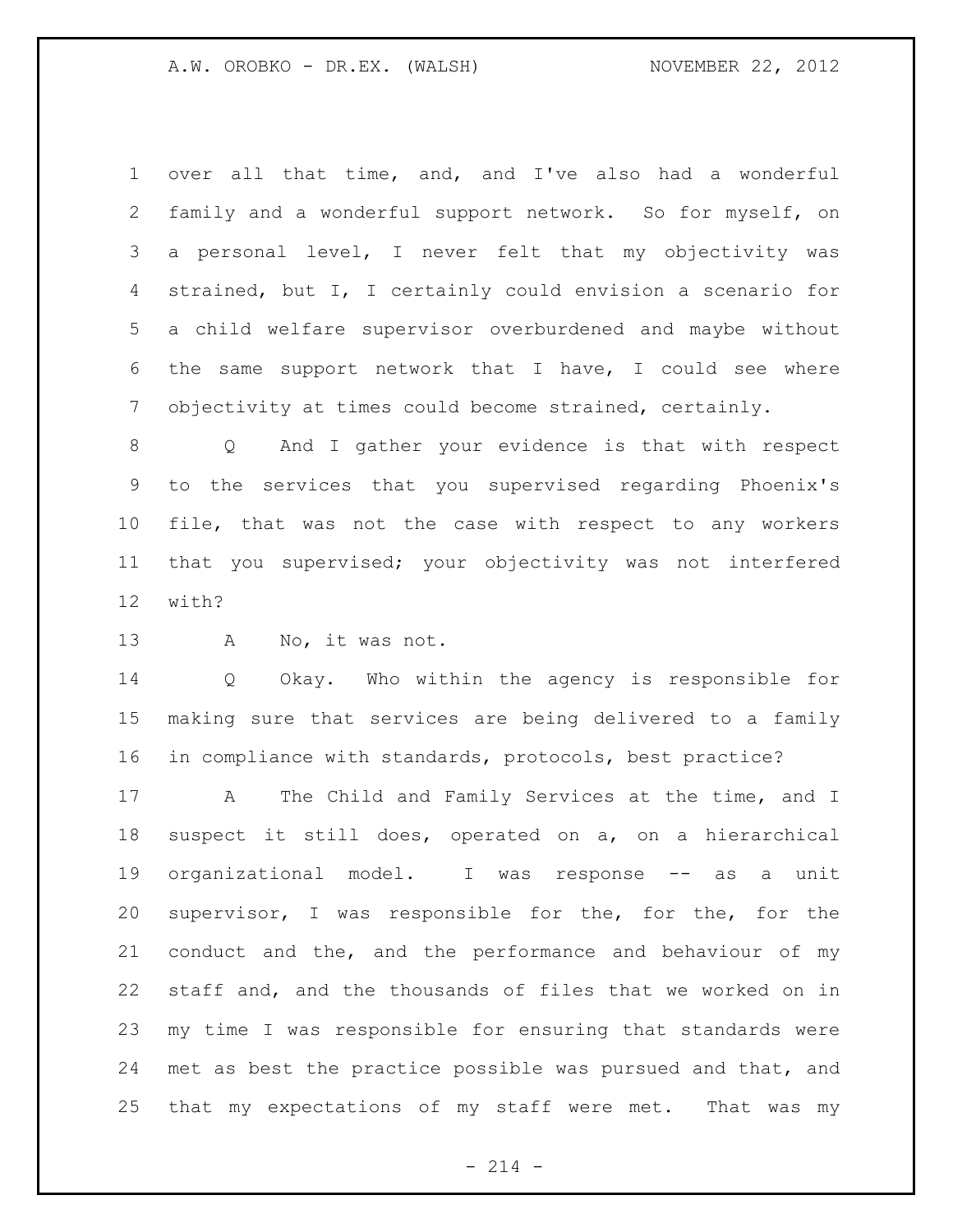over all that time, and, and I've also had a wonderful family and a wonderful support network. So for myself, on a personal level, I never felt that my objectivity was strained, but I, I certainly could envision a scenario for a child welfare supervisor overburdened and maybe without the same support network that I have, I could see where objectivity at times could become strained, certainly.

Q And I gather your evidence is that with respect to the services that you supervised regarding Phoenix's file, that was not the case with respect to any workers that you supervised; your objectivity was not interfered with?

A No, it was not.

Q Okay. Who within the agency is responsible for making sure that services are being delivered to a family in compliance with standards, protocols, best practice?

A The Child and Family Services at the time, and I suspect it still does, operated on a, on a hierarchical organizational model. I was response -- as a unit supervisor, I was responsible for the, for the, for the conduct and the, and the performance and behaviour of my staff and, and the thousands of files that we worked on in my time I was responsible for ensuring that standards were met as best the practice possible was pursued and that, and that my expectations of my staff were met. That was my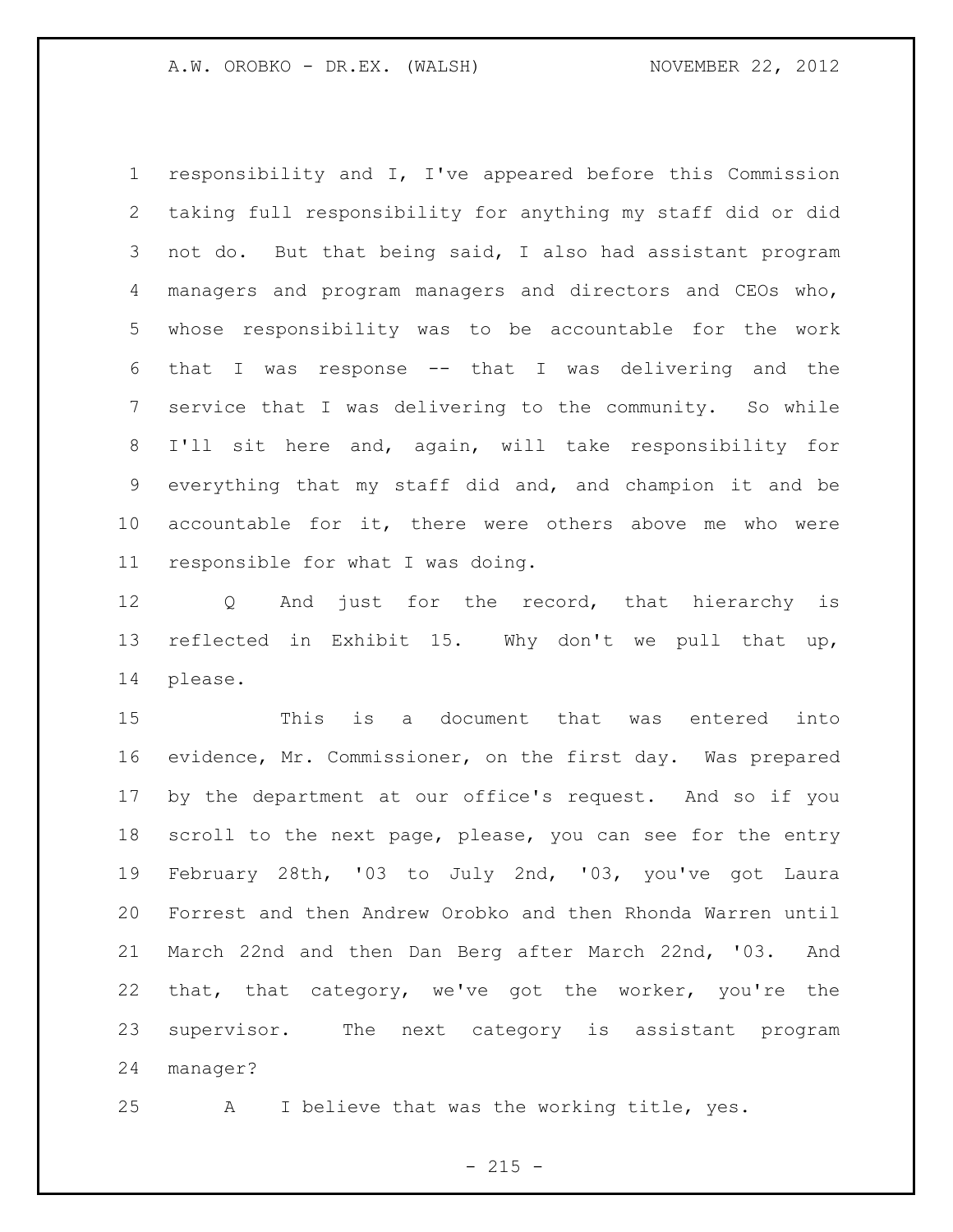responsibility and I, I've appeared before this Commission taking full responsibility for anything my staff did or did not do. But that being said, I also had assistant program managers and program managers and directors and CEOs who, whose responsibility was to be accountable for the work that I was response -- that I was delivering and the service that I was delivering to the community. So while I'll sit here and, again, will take responsibility for everything that my staff did and, and champion it and be accountable for it, there were others above me who were responsible for what I was doing.

Q And just for the record, that hierarchy is reflected in Exhibit 15. Why don't we pull that up, please.

This is a document that was entered into evidence, Mr. Commissioner, on the first day. Was prepared by the department at our office's request. And so if you scroll to the next page, please, you can see for the entry February 28th, '03 to July 2nd, '03, you've got Laura Forrest and then Andrew Orobko and then Rhonda Warren until March 22nd and then Dan Berg after March 22nd, '03. And that, that category, we've got the worker, you're the supervisor. The next category is assistant program manager?

A I believe that was the working title, yes.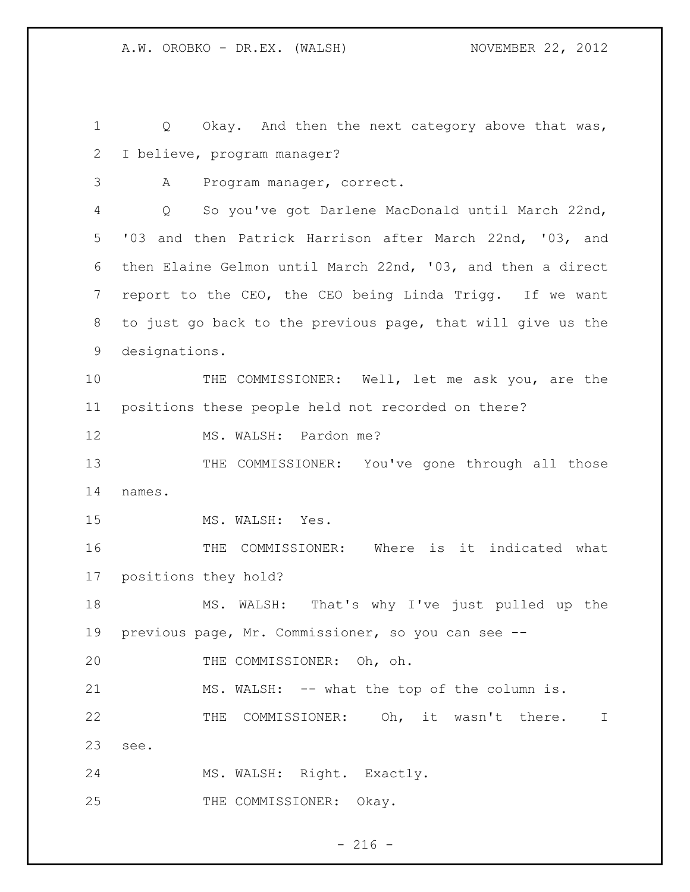Q Okay. And then the next category above that was, I believe, program manager?

A Program manager, correct.

Q So you've got Darlene MacDonald until March 22nd, '03 and then Patrick Harrison after March 22nd, '03, and then Elaine Gelmon until March 22nd, '03, and then a direct report to the CEO, the CEO being Linda Trigg. If we want to just go back to the previous page, that will give us the designations.

THE COMMISSIONER: Well, let me ask you, are the positions these people held not recorded on there?

MS. WALSH: Pardon me?

THE COMMISSIONER: You've gone through all those names.

MS. WALSH: Yes.

THE COMMISSIONER: Where is it indicated what positions they hold?

MS. WALSH: That's why I've just pulled up the previous page, Mr. Commissioner, so you can see --

THE COMMISSIONER: Oh, oh.

MS. WALSH: -- what the top of the column is.

THE COMMISSIONER: Oh, it wasn't there. I see.

MS. WALSH: Right. Exactly.

THE COMMISSIONER: Okay.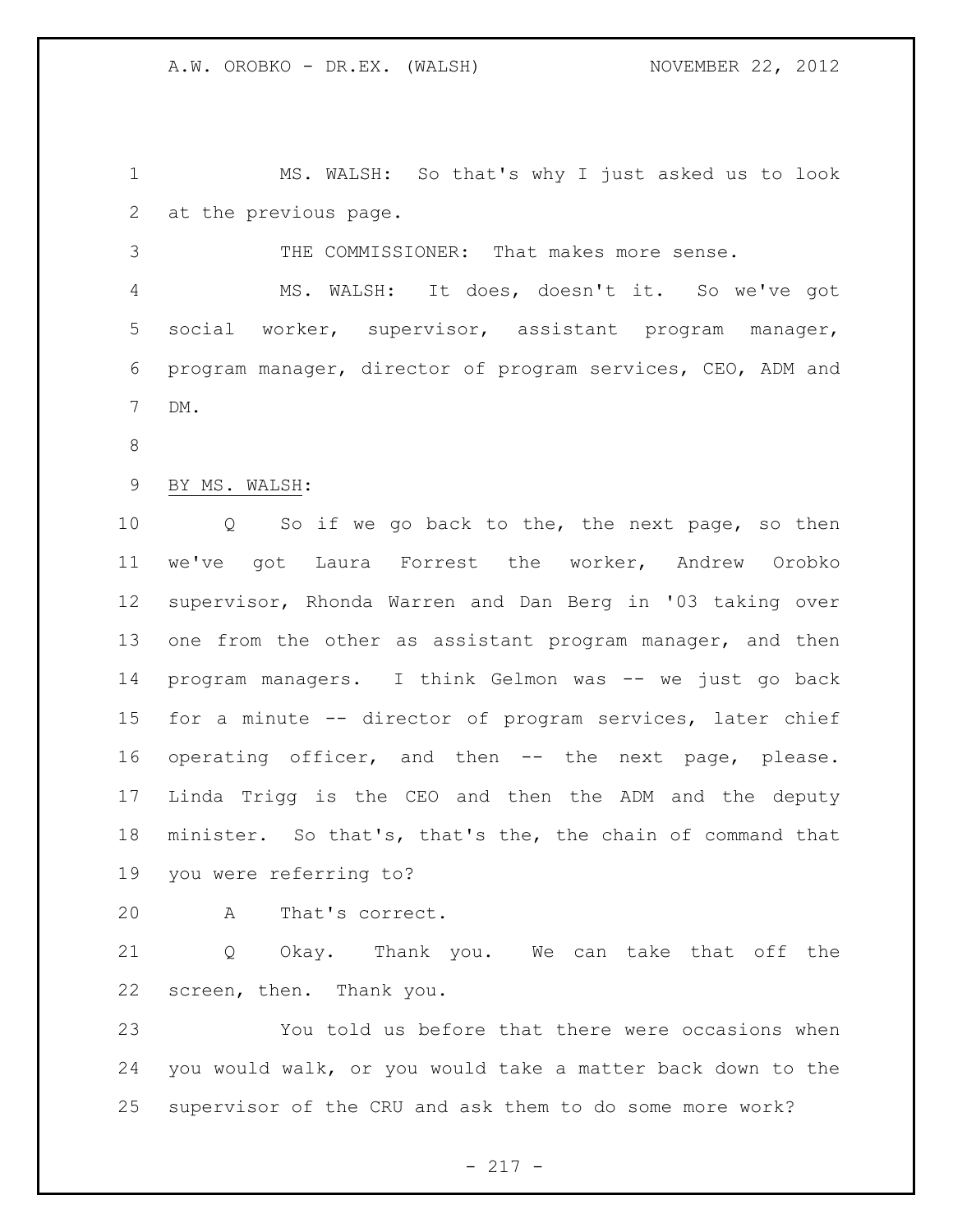MS. WALSH: So that's why I just asked us to look at the previous page.

THE COMMISSIONER: That makes more sense.

MS. WALSH: It does, doesn't it. So we've got social worker, supervisor, assistant program manager, program manager, director of program services, CEO, ADM and DM.

BY MS. WALSH:

Q So if we go back to the, the next page, so then we've got Laura Forrest the worker, Andrew Orobko supervisor, Rhonda Warren and Dan Berg in '03 taking over one from the other as assistant program manager, and then program managers. I think Gelmon was -- we just go back for a minute -- director of program services, later chief operating officer, and then -- the next page, please. Linda Trigg is the CEO and then the ADM and the deputy minister. So that's, that's the, the chain of command that you were referring to?

A That's correct.

Q Okay. Thank you. We can take that off the screen, then. Thank you.

You told us before that there were occasions when you would walk, or you would take a matter back down to the supervisor of the CRU and ask them to do some more work?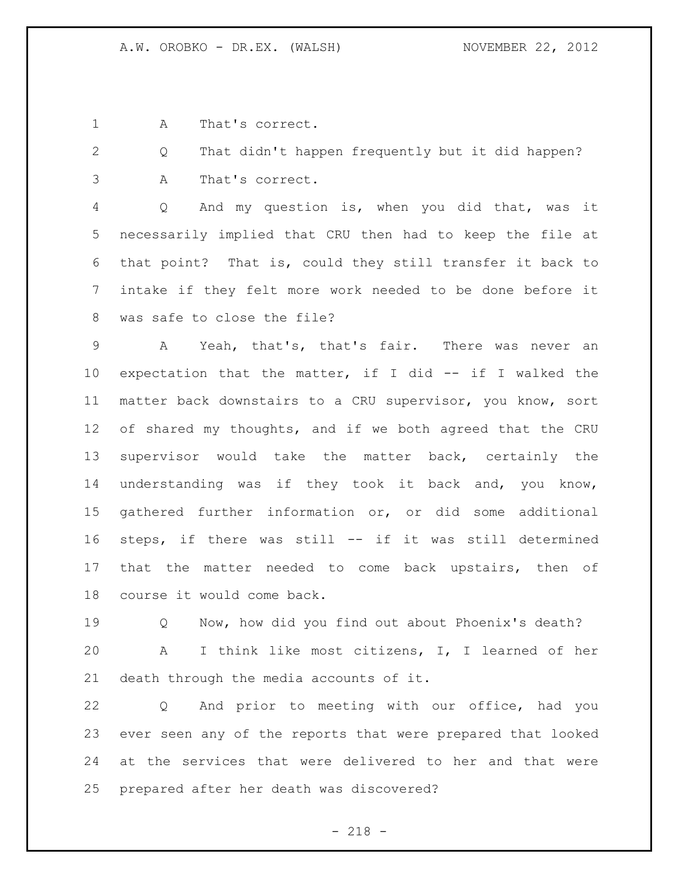A That's correct.

Q That didn't happen frequently but it did happen?

A That's correct.

Q And my question is, when you did that, was it necessarily implied that CRU then had to keep the file at that point? That is, could they still transfer it back to intake if they felt more work needed to be done before it was safe to close the file?

A Yeah, that's, that's fair. There was never an expectation that the matter, if I did -- if I walked the matter back downstairs to a CRU supervisor, you know, sort of shared my thoughts, and if we both agreed that the CRU supervisor would take the matter back, certainly the understanding was if they took it back and, you know, gathered further information or, or did some additional steps, if there was still -- if it was still determined that the matter needed to come back upstairs, then of course it would come back.

Q Now, how did you find out about Phoenix's death?

A I think like most citizens, I, I learned of her death through the media accounts of it.

Q And prior to meeting with our office, had you ever seen any of the reports that were prepared that looked at the services that were delivered to her and that were prepared after her death was discovered?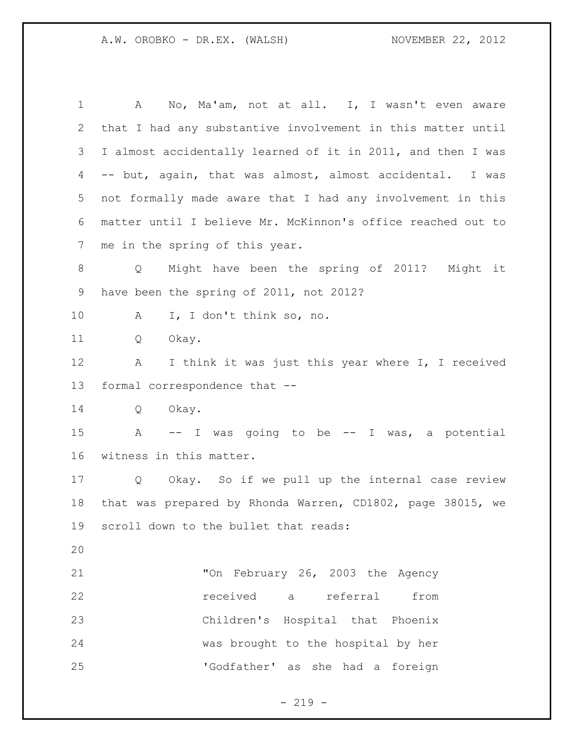A No, Ma'am, not at all. I, I wasn't even aware that I had any substantive involvement in this matter until I almost accidentally learned of it in 2011, and then I was -- but, again, that was almost, almost accidental. I was not formally made aware that I had any involvement in this matter until I believe Mr. McKinnon's office reached out to me in the spring of this year.

Q Might have been the spring of 2011? Might it have been the spring of 2011, not 2012?

A I, I don't think so, no.

Q Okay.

A I think it was just this year where I, I received formal correspondence that --

Q Okay.

A -- I was going to be -- I was, a potential witness in this matter.

Q Okay. So if we pull up the internal case review that was prepared by Rhonda Warren, CD1802, page 38015, we scroll down to the bullet that reads:

> "On February 26, 2003 the Agency received a referral from Children's Hospital that Phoenix was brought to the hospital by her 'Godfather' as she had a foreign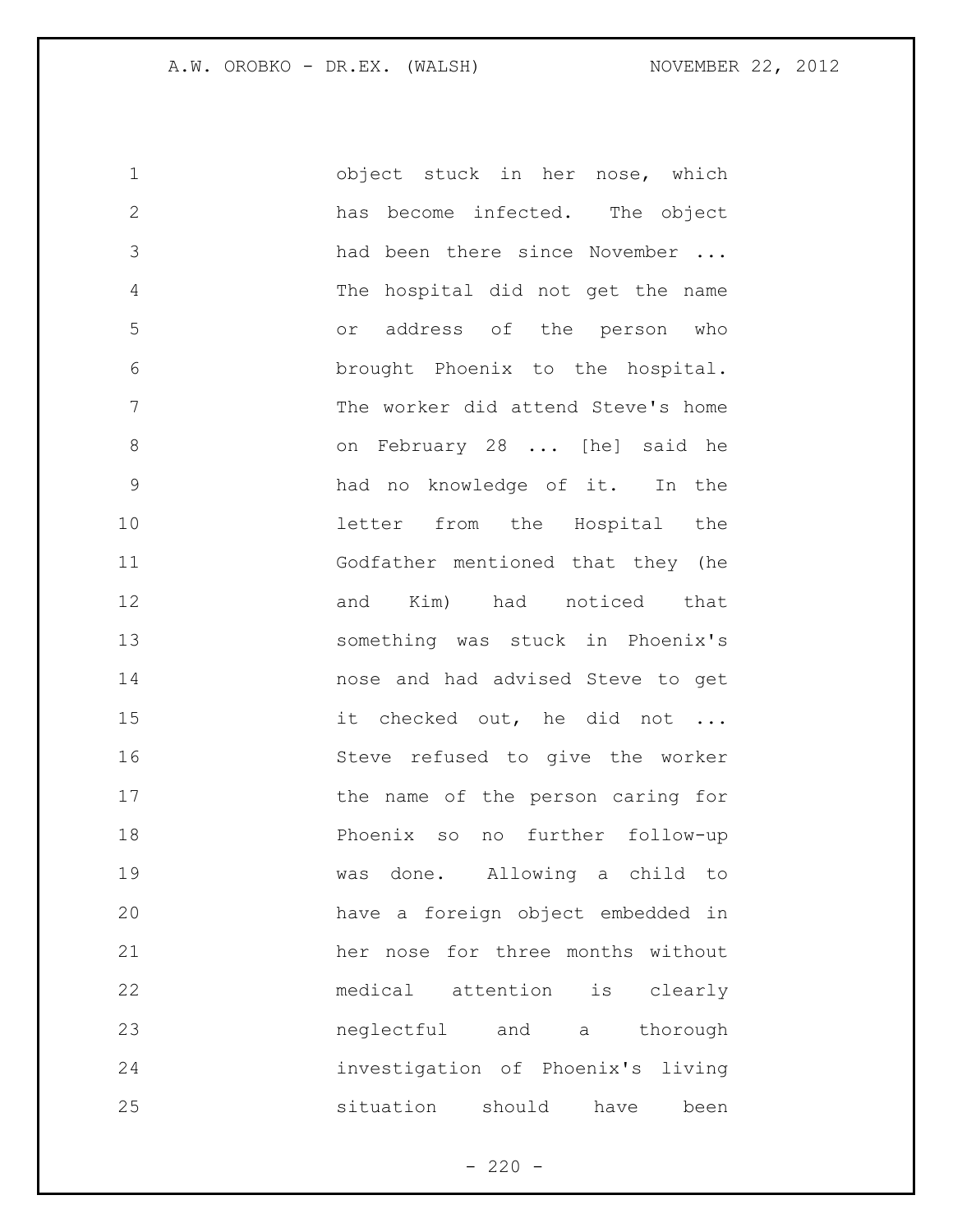object stuck in her nose, which has become infected. The object had been there since November ... The hospital did not get the name or address of the person who brought Phoenix to the hospital. The worker did attend Steve's home on February 28 ... [he] said he had no knowledge of it. In the letter from the Hospital the Godfather mentioned that they (he and Kim) had noticed that something was stuck in Phoenix's nose and had advised Steve to get it checked out, he did not ... Steve refused to give the worker the name of the person caring for Phoenix so no further follow-up was done. Allowing a child to have a foreign object embedded in her nose for three months without medical attention is clearly neglectful and a thorough investigation of Phoenix's living situation should have been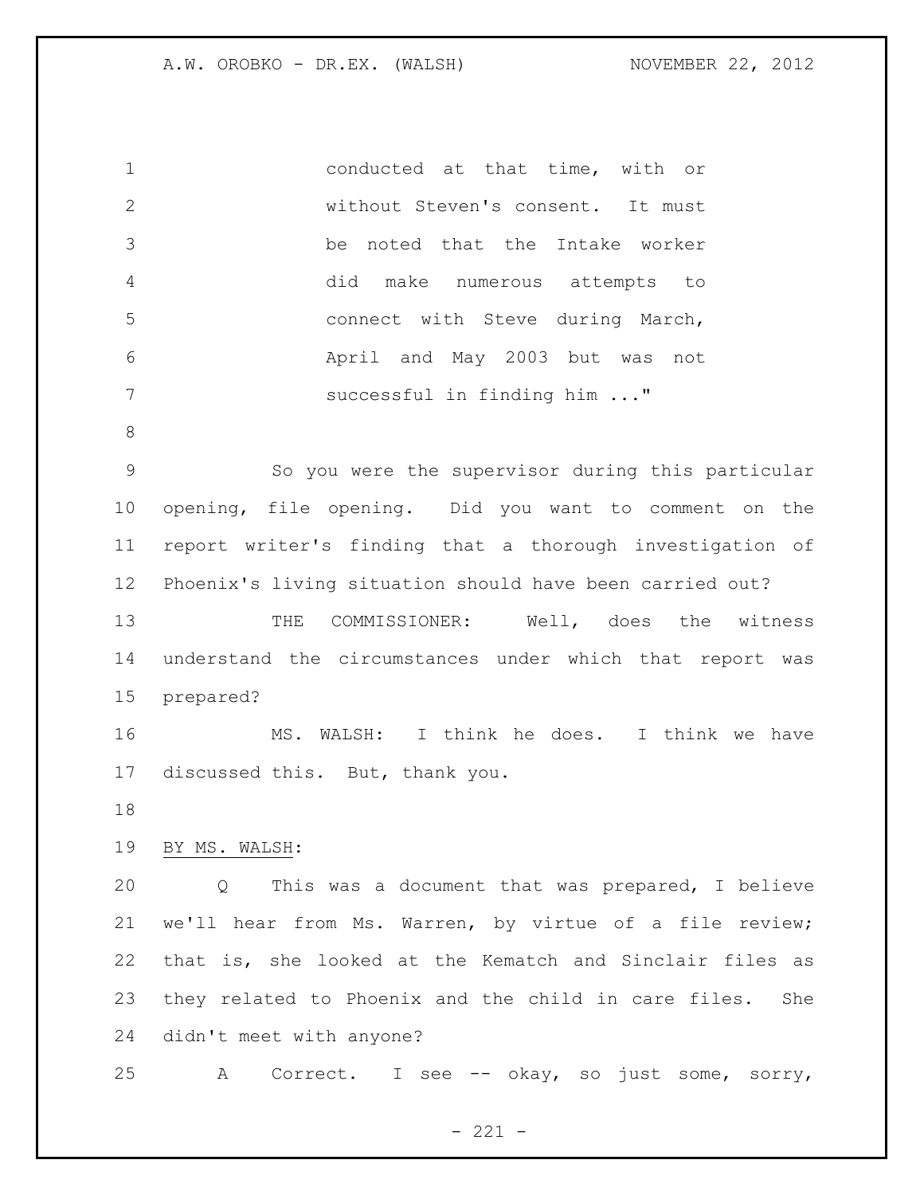conducted at that time, with or without Steven's consent. It must be noted that the Intake worker did make numerous attempts to connect with Steve during March, April and May 2003 but was not successful in finding him ..."

So you were the supervisor during this particular opening, file opening. Did you want to comment on the report writer's finding that a thorough investigation of Phoenix's living situation should have been carried out?

THE COMMISSIONER: Well, does the witness understand the circumstances under which that report was prepared?

MS. WALSH: I think he does. I think we have discussed this. But, thank you.

BY MS. WALSH:

Q This was a document that was prepared, I believe we'll hear from Ms. Warren, by virtue of a file review; that is, she looked at the Kematch and Sinclair files as they related to Phoenix and the child in care files. She didn't meet with anyone?

A Correct. I see -- okay, so just some, sorry,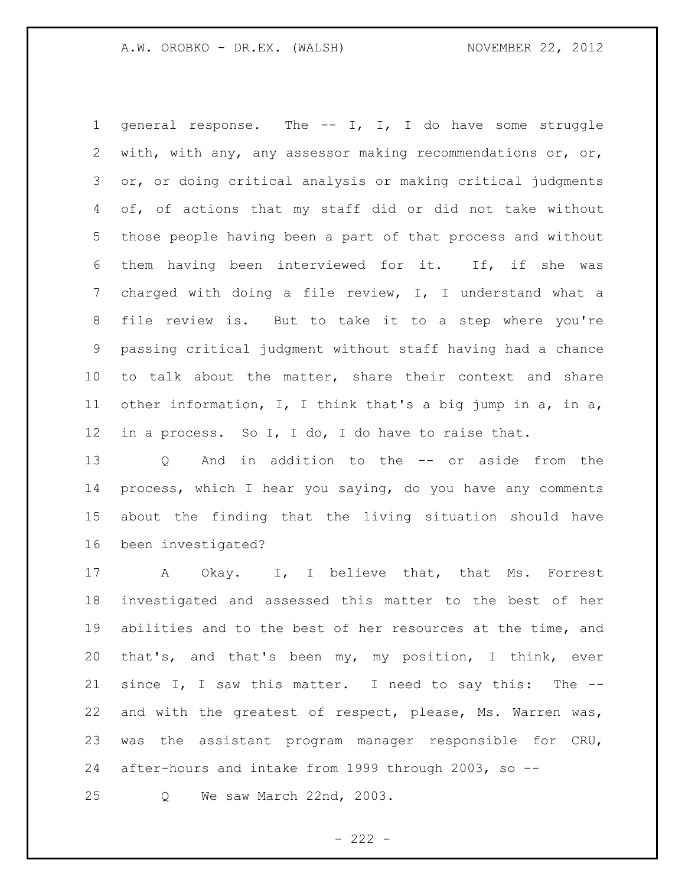general response. The -- I, I, I do have some struggle with, with any, any assessor making recommendations or, or, or, or doing critical analysis or making critical judgments of, of actions that my staff did or did not take without those people having been a part of that process and without them having been interviewed for it. If, if she was charged with doing a file review, I, I understand what a file review is. But to take it to a step where you're passing critical judgment without staff having had a chance to talk about the matter, share their context and share other information, I, I think that's a big jump in a, in a, in a process. So I, I do, I do have to raise that.

Q And in addition to the -- or aside from the process, which I hear you saying, do you have any comments about the finding that the living situation should have been investigated?

A Okay. I, I believe that, that Ms. Forrest investigated and assessed this matter to the best of her abilities and to the best of her resources at the time, and that's, and that's been my, my position, I think, ever since I, I saw this matter. I need to say this: The -- and with the greatest of respect, please, Ms. Warren was, was the assistant program manager responsible for CRU, after-hours and intake from 1999 through 2003, so --

Q We saw March 22nd, 2003.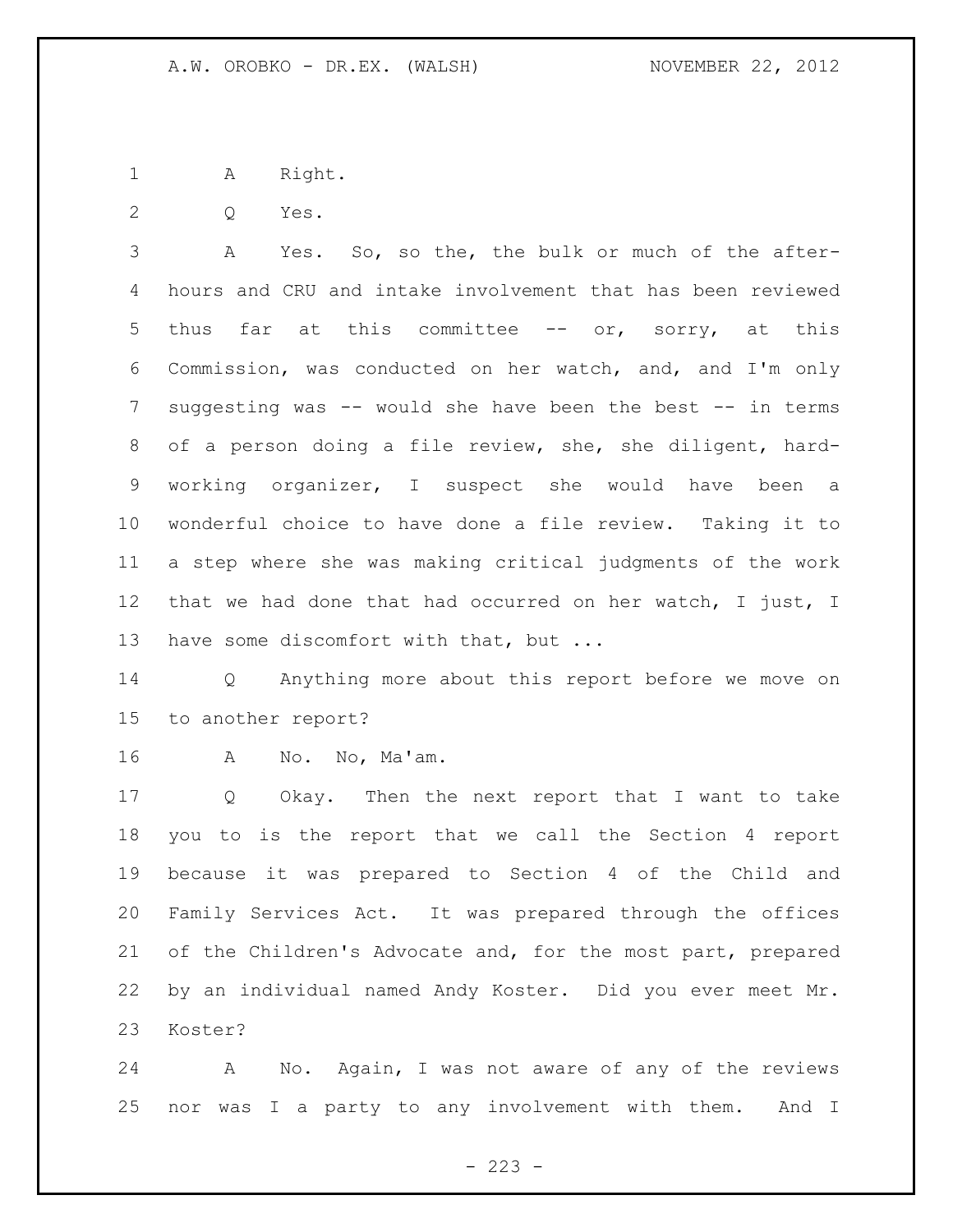A Right.

Q Yes.

A Yes. So, so the, the bulk or much of the after-hours and CRU and intake involvement that has been reviewed thus far at this committee -- or, sorry, at this Commission, was conducted on her watch, and, and I'm only suggesting was -- would she have been the best -- in terms of a person doing a file review, she, she diligent, hard-working organizer, I suspect she would have been a wonderful choice to have done a file review. Taking it to a step where she was making critical judgments of the work that we had done that had occurred on her watch, I just, I have some discomfort with that, but ...

Q Anything more about this report before we move on to another report?

A No. No, Ma'am.

Q Okay. Then the next report that I want to take you to is the report that we call the Section 4 report because it was prepared to Section 4 of the Child and Family Services Act. It was prepared through the offices of the Children's Advocate and, for the most part, prepared by an individual named Andy Koster. Did you ever meet Mr. Koster?

A No. Again, I was not aware of any of the reviews nor was I a party to any involvement with them. And I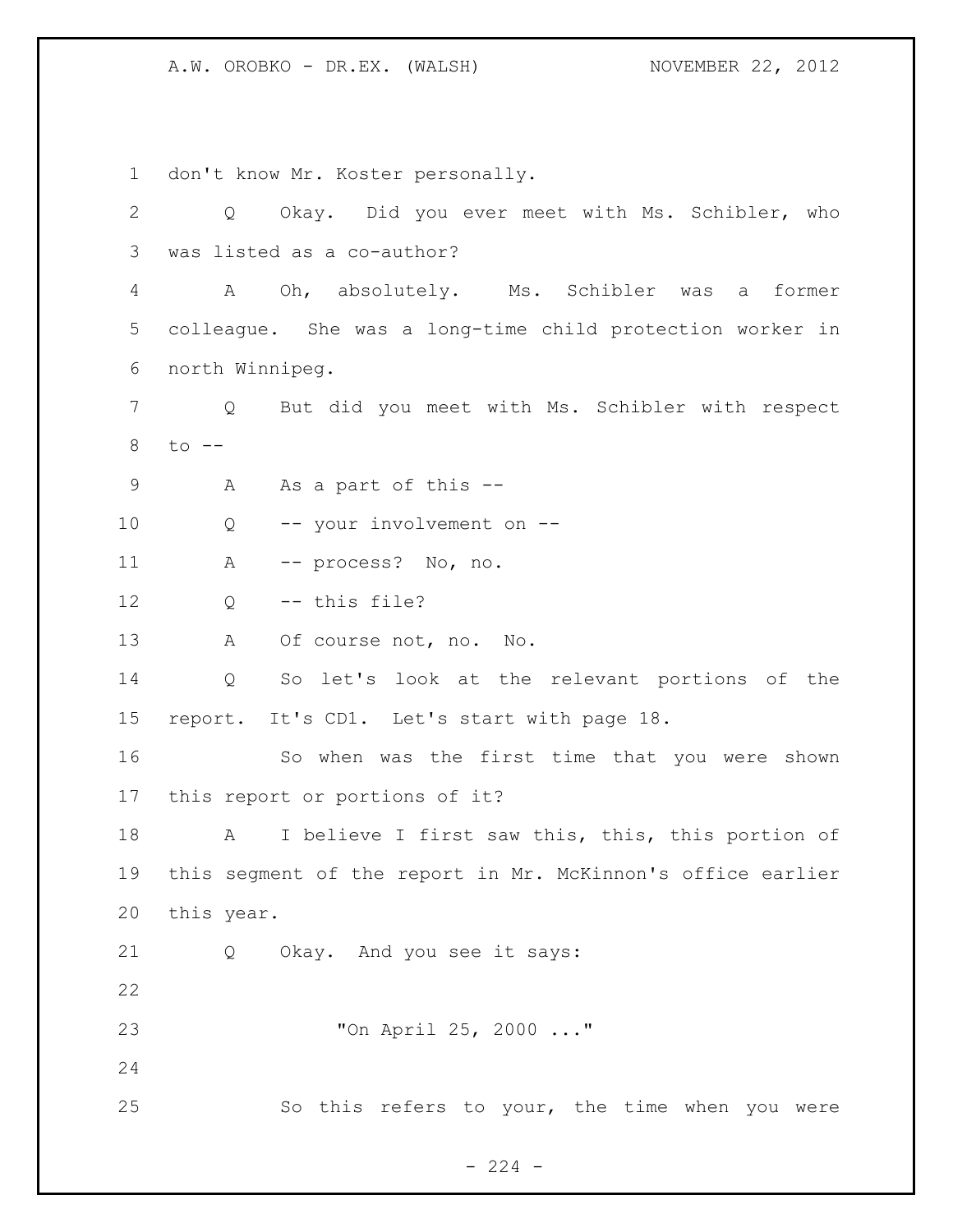don't know Mr. Koster personally.

Q Okay. Did you ever meet with Ms. Schibler, who was listed as a co-author?

A Oh, absolutely. Ms. Schibler was a former colleague. She was a long-time child protection worker in north Winnipeg.

Q But did you meet with Ms. Schibler with respect to --

A As a part of this --

Q -- your involvement on --

A -- process? No, no.

Q -- this file?

A Of course not, no. No.

Q So let's look at the relevant portions of the report. It's CD1. Let's start with page 18.

So when was the first time that you were shown this report or portions of it?

A I believe I first saw this, this, this portion of this segment of the report in Mr. McKinnon's office earlier this year.

Q Okay. And you see it says:

"On April 25, 2000 ..."

So this refers to your, the time when you were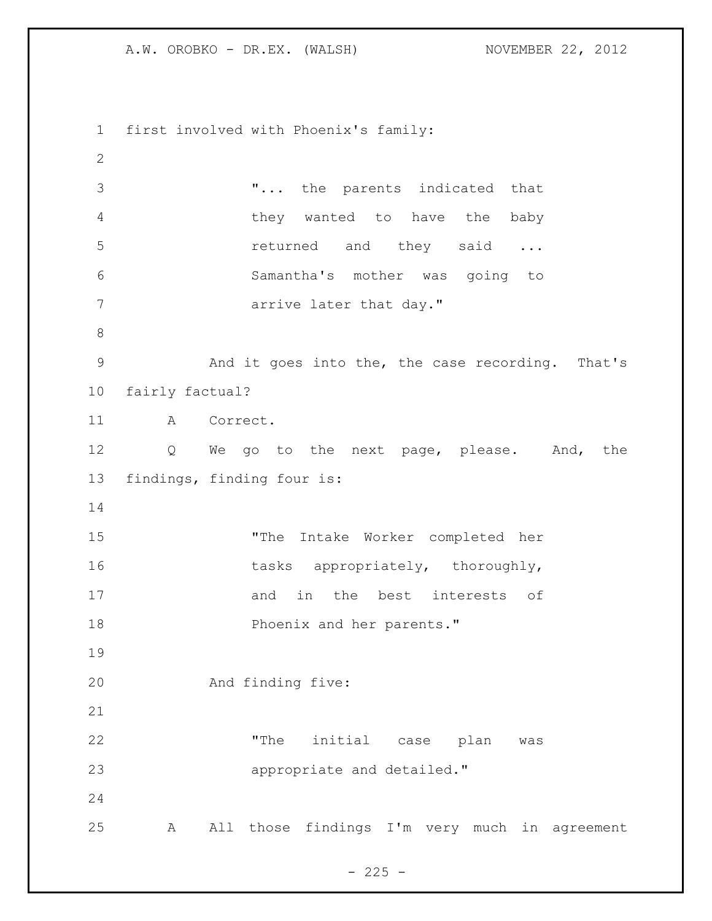first involved with Phoenix's family:

> "... the parents indicated that they wanted to have the baby returned and they said ... Samantha's mother was going to arrive later that day."

And it goes into the, the case recording. That's fairly factual?

A Correct.

Q We go to the next page, please. And, the findings, finding four is:

> "The Intake Worker completed her tasks appropriately, thoroughly, and in the best interests of Phoenix and her parents."

And finding five:

> "The initial case plan was appropriate and detailed."

A All those findings I'm very much in agreement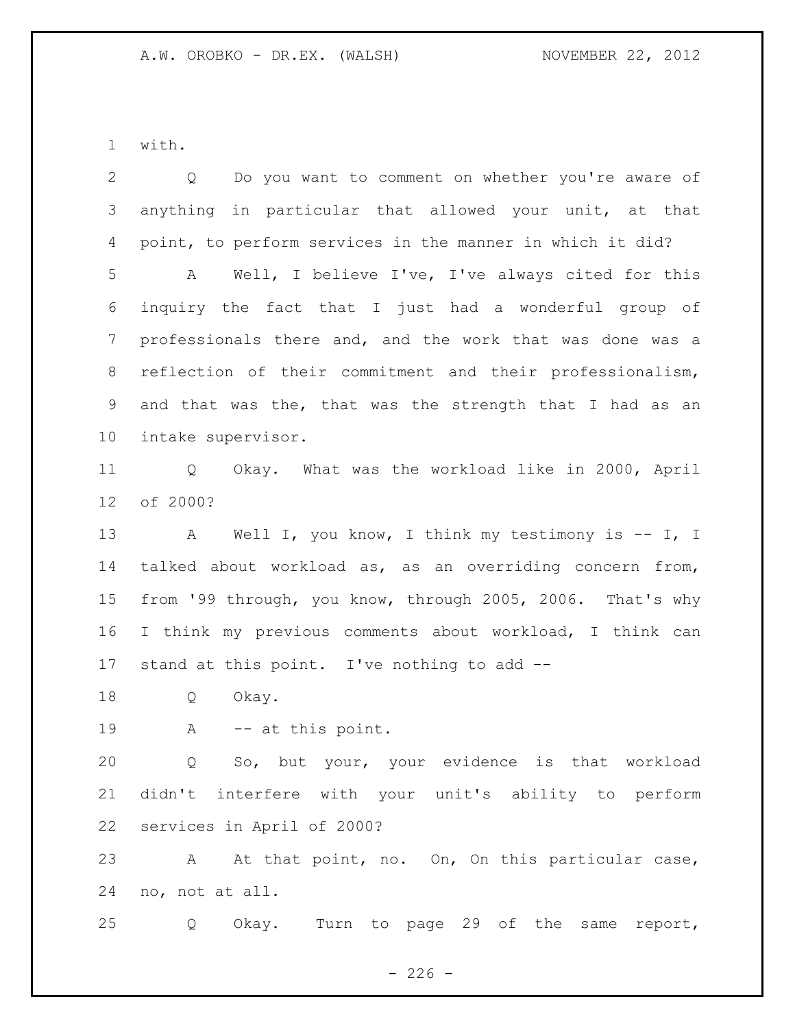with.

Q Do you want to comment on whether you're aware of anything in particular that allowed your unit, at that point, to perform services in the manner in which it did?

A Well, I believe I've, I've always cited for this inquiry the fact that I just had a wonderful group of professionals there and, and the work that was done was a reflection of their commitment and their professionalism, and that was the, that was the strength that I had as an intake supervisor.

Q Okay. What was the workload like in 2000, April of 2000?

A Well I, you know, I think my testimony is -- I, I talked about workload as, as an overriding concern from, from '99 through, you know, through 2005, 2006. That's why I think my previous comments about workload, I think can stand at this point. I've nothing to add --

Q Okay.

A -- at this point.

Q So, but your, your evidence is that workload didn't interfere with your unit's ability to perform services in April of 2000?

A At that point, no. On, On this particular case, no, not at all.

Q Okay. Turn to page 29 of the same report,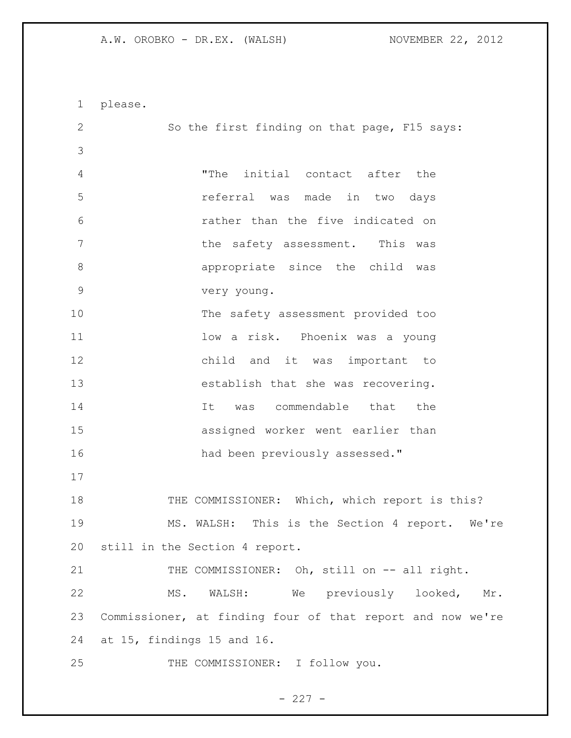please.

So the first finding on that page, F15 says:

> "The initial contact after the referral was made in two days rather than the five indicated on the safety assessment. This was appropriate since the child was very young.
>
> The safety assessment provided too low a risk. Phoenix was a young child and it was important to establish that she was recovering. It was commendable that the assigned worker went earlier than had been previously assessed."

THE COMMISSIONER: Which, which report is this?

MS. WALSH: This is the Section 4 report. We're still in the Section 4 report.

THE COMMISSIONER: Oh, still on -- all right.

MS. WALSH: We previously looked, Mr. Commissioner, at finding four of that report and now we're at 15, findings 15 and 16.

THE COMMISSIONER: I follow you.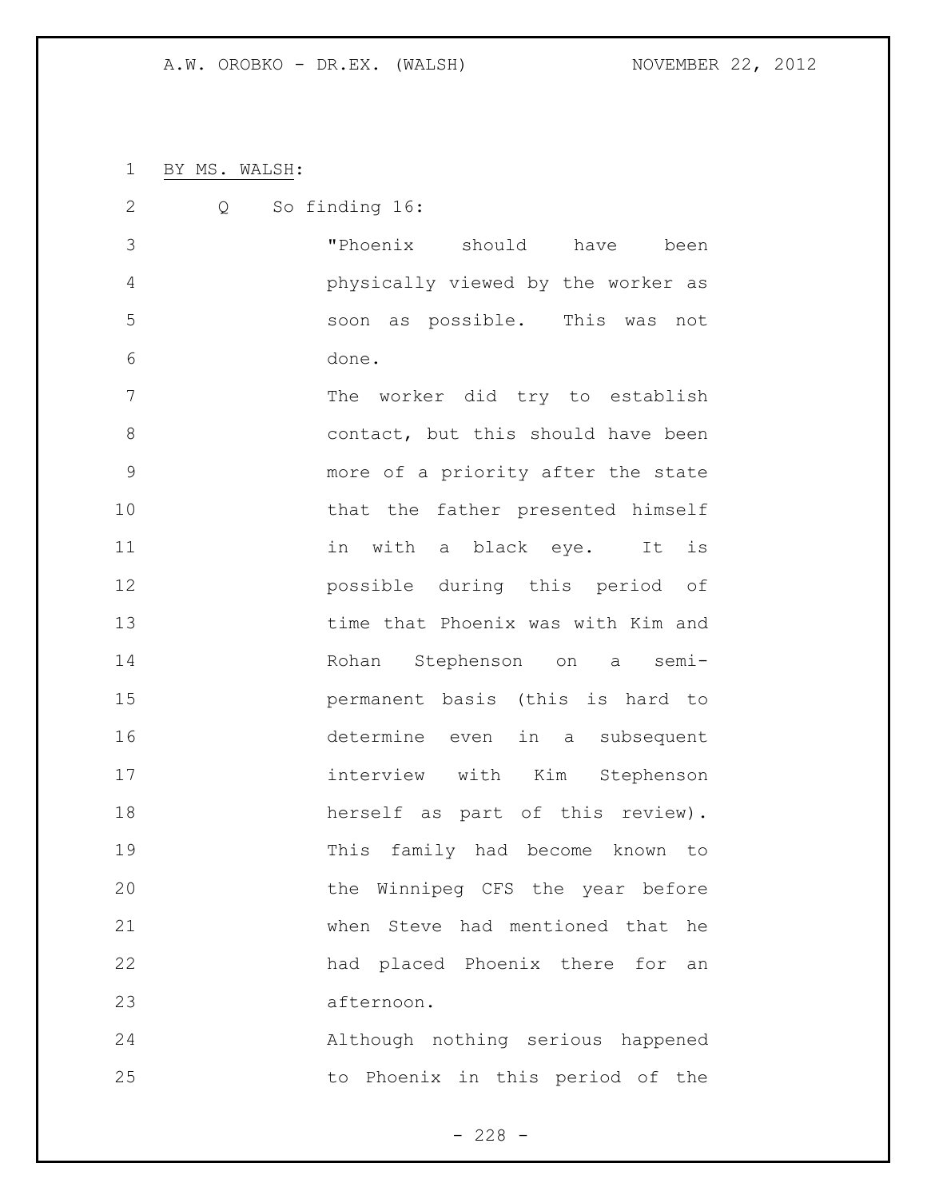BY MS. WALSH:

Q So finding 16:

> "Phoenix should have been physically viewed by the worker as soon as possible. This was not done.
>
> The worker did try to establish contact, but this should have been more of a priority after the state that the father presented himself in with a black eye. It is possible during this period of time that Phoenix was with Kim and Rohan Stephenson on a semi-permanent basis (this is hard to determine even in a subsequent interview with Kim Stephenson herself as part of this review). This family had become known to the Winnipeg CFS the year before when Steve had mentioned that he had placed Phoenix there for an afternoon.
>
> Although nothing serious happened to Phoenix in this period of the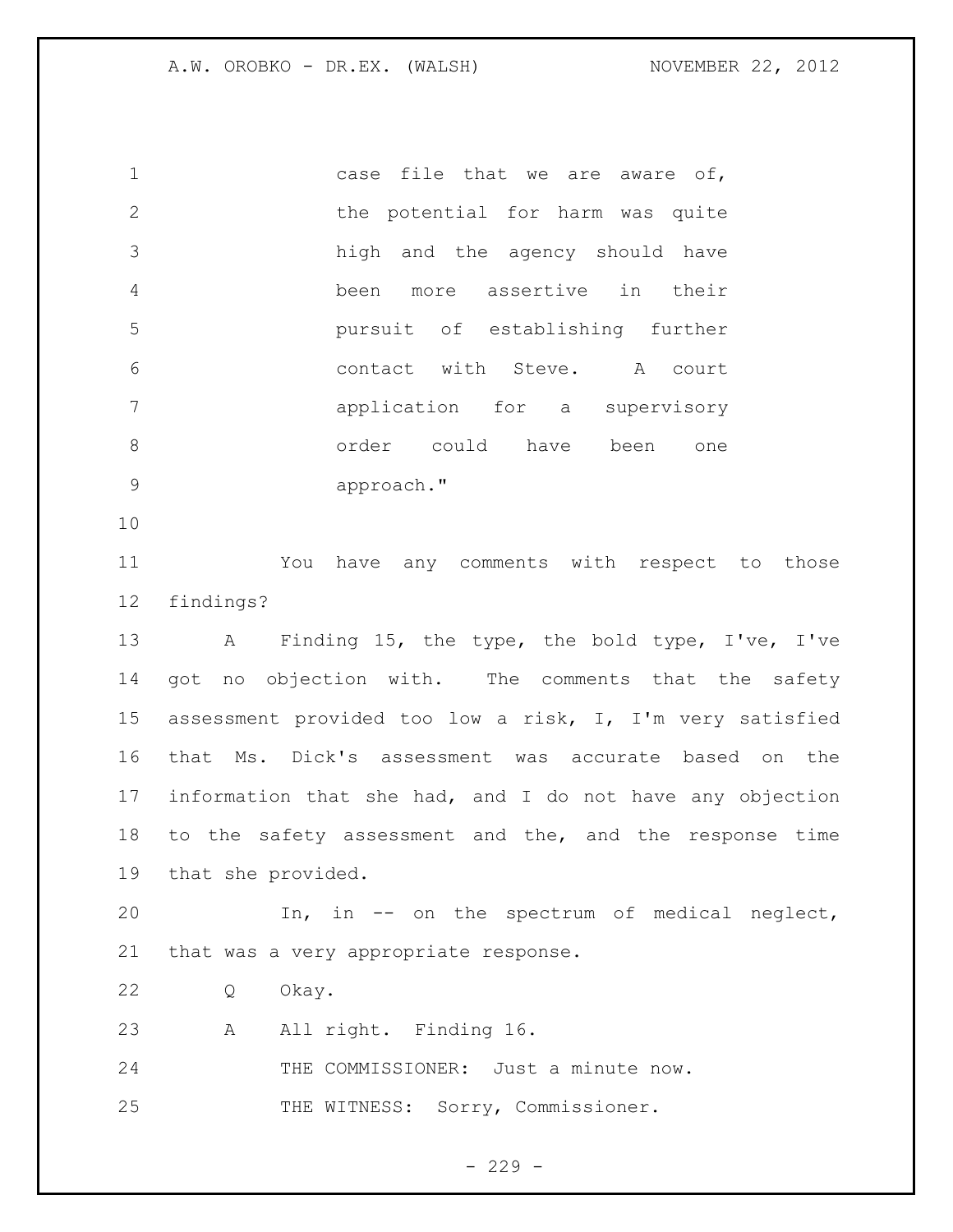case file that we are aware of, the potential for harm was quite high and the agency should have been more assertive in their pursuit of establishing further contact with Steve. A court application for a supervisory order could have been one approach."

You have any comments with respect to those findings?

A Finding 15, the type, the bold type, I've, I've got no objection with. The comments that the safety assessment provided too low a risk, I, I'm very satisfied that Ms. Dick's assessment was accurate based on the information that she had, and I do not have any objection to the safety assessment and the, and the response time that she provided.

In, in -- on the spectrum of medical neglect, that was a very appropriate response.

Q Okay.

A All right. Finding 16.

THE COMMISSIONER: Just a minute now.

THE WITNESS: Sorry, Commissioner.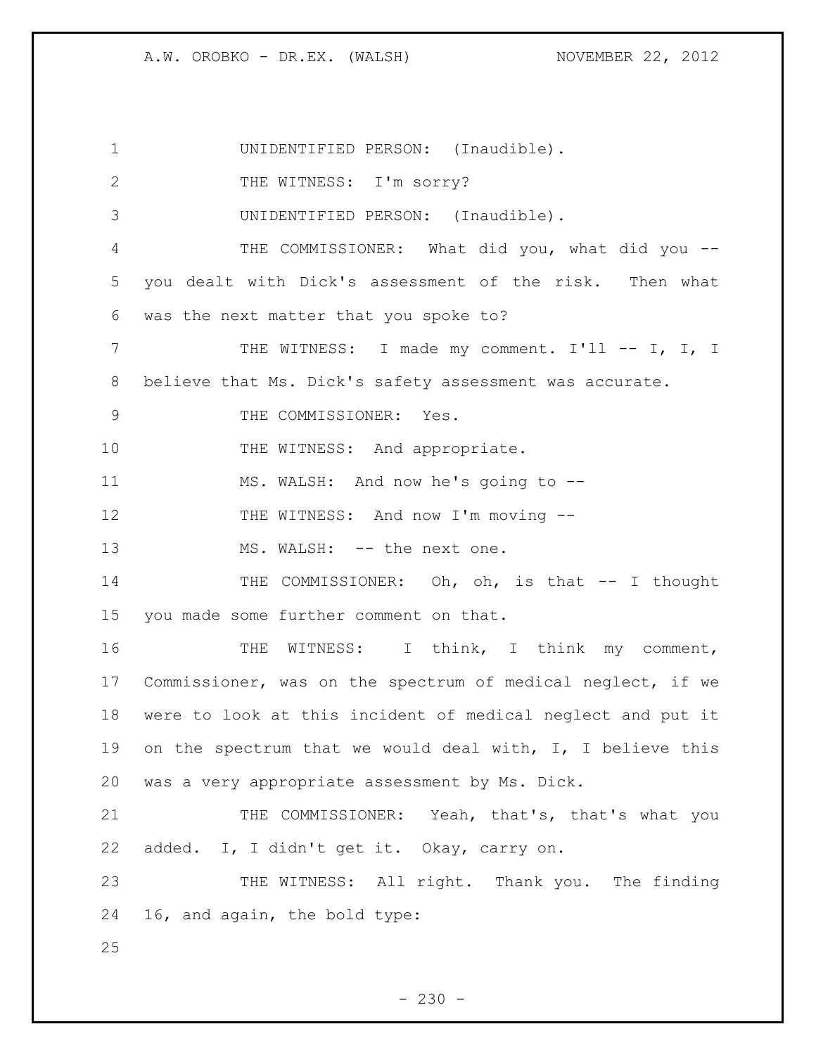UNIDENTIFIED PERSON: (Inaudible).

THE WITNESS: I'm sorry?

UNIDENTIFIED PERSON: (Inaudible).

THE COMMISSIONER: What did you, what did you -- you dealt with Dick's assessment of the risk. Then what was the next matter that you spoke to?

THE WITNESS: I made my comment. I'll -- I, I, I believe that Ms. Dick's safety assessment was accurate.

THE COMMISSIONER: Yes.

THE WITNESS: And appropriate.

MS. WALSH: And now he's going to --

THE WITNESS: And now I'm moving --

MS. WALSH: -- the next one.

THE COMMISSIONER: Oh, oh, is that -- I thought you made some further comment on that.

THE WITNESS: I think, I think my comment, Commissioner, was on the spectrum of medical neglect, if we were to look at this incident of medical neglect and put it on the spectrum that we would deal with, I, I believe this was a very appropriate assessment by Ms. Dick.

THE COMMISSIONER: Yeah, that's, that's what you added. I, I didn't get it. Okay, carry on.

THE WITNESS: All right. Thank you. The finding 16, and again, the bold type: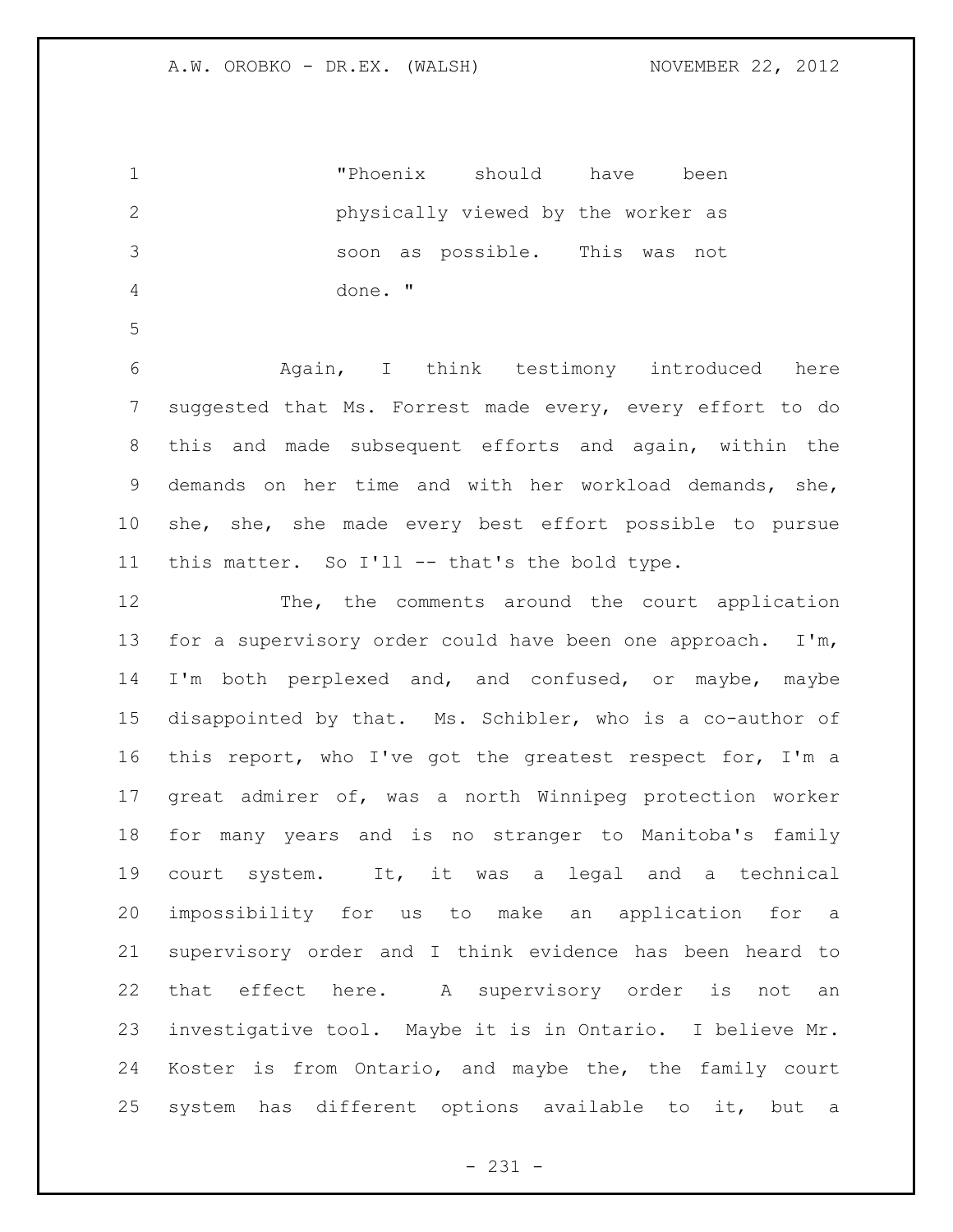> "Phoenix should have been physically viewed by the worker as soon as possible. This was not done. "

Again, I think testimony introduced here suggested that Ms. Forrest made every, every effort to do this and made subsequent efforts and again, within the demands on her time and with her workload demands, she, she, she, she made every best effort possible to pursue this matter. So I'll -- that's the bold type.

The, the comments around the court application for a supervisory order could have been one approach. I'm, I'm both perplexed and, and confused, or maybe, maybe disappointed by that. Ms. Schibler, who is a co-author of this report, who I've got the greatest respect for, I'm a great admirer of, was a north Winnipeg protection worker for many years and is no stranger to Manitoba's family court system. It, it was a legal and a technical impossibility for us to make an application for a supervisory order and I think evidence has been heard to that effect here. A supervisory order is not an investigative tool. Maybe it is in Ontario. I believe Mr. Koster is from Ontario, and maybe the, the family court system has different options available to it, but a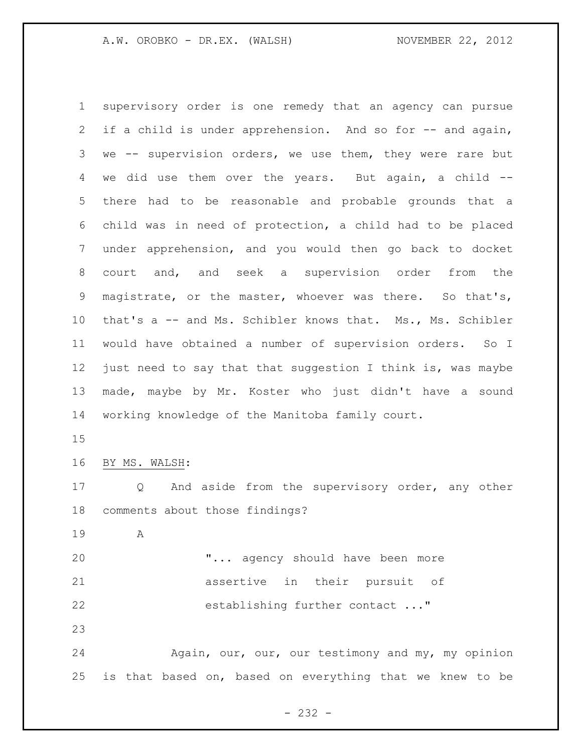supervisory order is one remedy that an agency can pursue if a child is under apprehension. And so for -- and again, we -- supervision orders, we use them, they were rare but we did use them over the years. But again, a child -- there had to be reasonable and probable grounds that a child was in need of protection, a child had to be placed under apprehension, and you would then go back to docket court and, and seek a supervision order from the magistrate, or the master, whoever was there. So that's, that's a -- and Ms. Schibler knows that. Ms., Ms. Schibler would have obtained a number of supervision orders. So I just need to say that that suggestion I think is, was maybe made, maybe by Mr. Koster who just didn't have a sound working knowledge of the Manitoba family court.

BY MS. WALSH:

Q And aside from the supervisory order, any other comments about those findings?

A

> "... agency should have been more assertive in their pursuit of establishing further contact ..."

Again, our, our, our testimony and my, my opinion is that based on, based on everything that we knew to be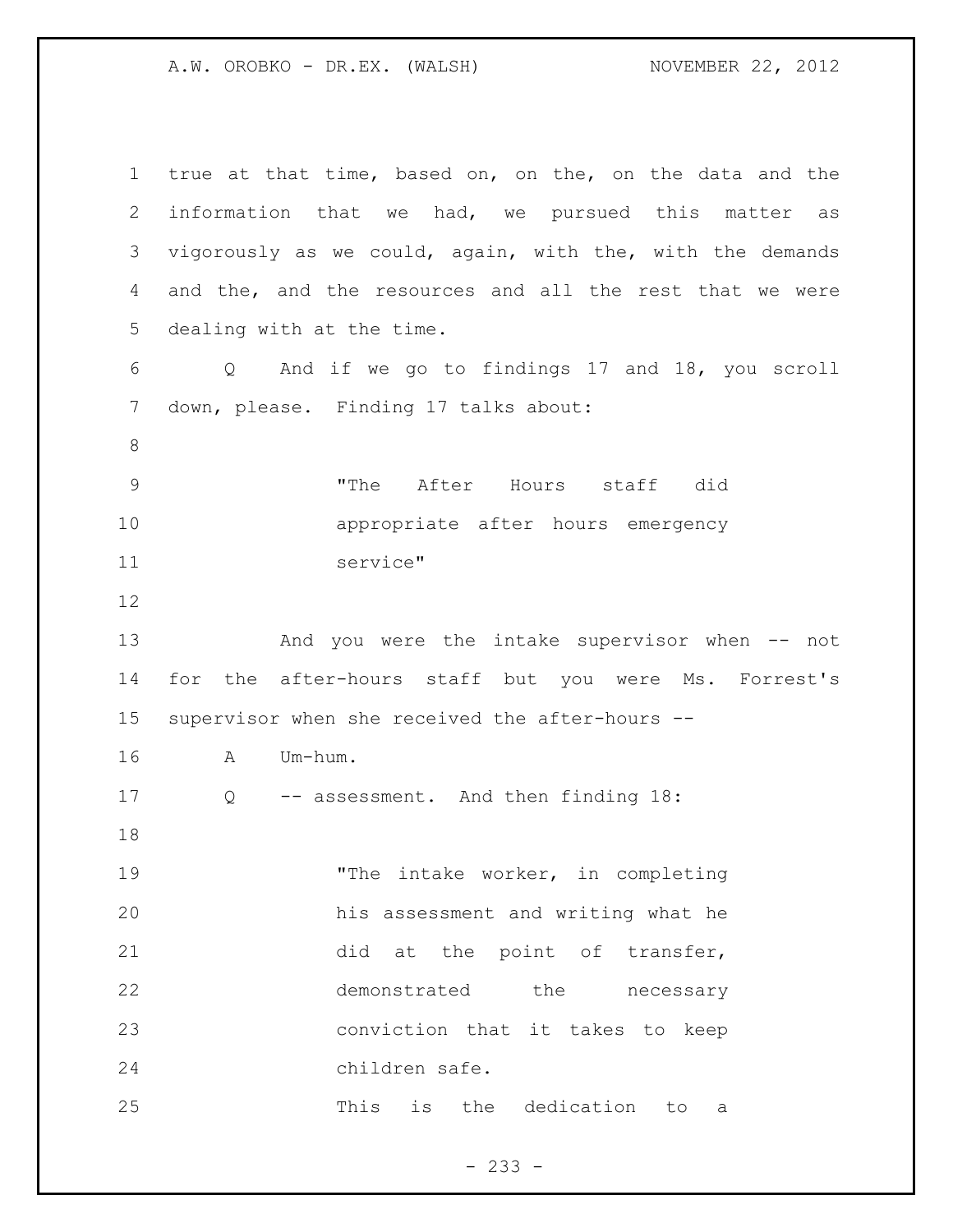true at that time, based on, on the, on the data and the information that we had, we pursued this matter as vigorously as we could, again, with the, with the demands and the, and the resources and all the rest that we were dealing with at the time.

Q And if we go to findings 17 and 18, you scroll down, please. Finding 17 talks about:

> "The After Hours staff did appropriate after hours emergency service"

And you were the intake supervisor when -- not for the after-hours staff but you were Ms. Forrest's supervisor when she received the after-hours --

A Um-hum.

Q -- assessment. And then finding 18:

> "The intake worker, in completing his assessment and writing what he did at the point of transfer, demonstrated the necessary conviction that it takes to keep children safe.
>
> This is the dedication to a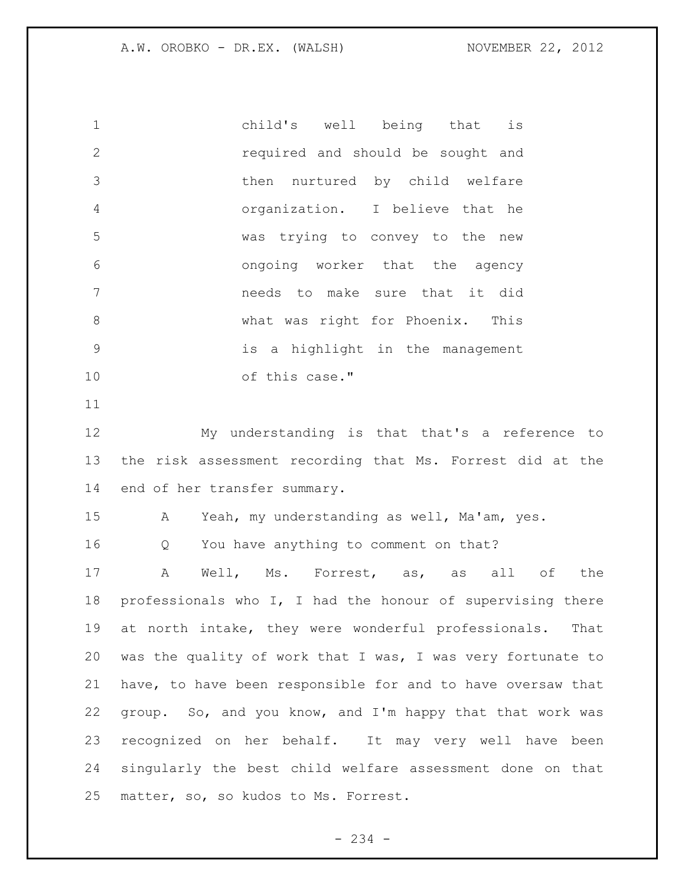child's well being that is required and should be sought and then nurtured by child welfare organization. I believe that he was trying to convey to the new ongoing worker that the agency needs to make sure that it did what was right for Phoenix. This is a highlight in the management of this case."

My understanding is that that's a reference to the risk assessment recording that Ms. Forrest did at the end of her transfer summary.

A Yeah, my understanding as well, Ma'am, yes.

Q You have anything to comment on that?

A Well, Ms. Forrest, as, as all of the professionals who I, I had the honour of supervising there at north intake, they were wonderful professionals. That was the quality of work that I was, I was very fortunate to have, to have been responsible for and to have oversaw that group. So, and you know, and I'm happy that that work was recognized on her behalf. It may very well have been singularly the best child welfare assessment done on that matter, so, so kudos to Ms. Forrest.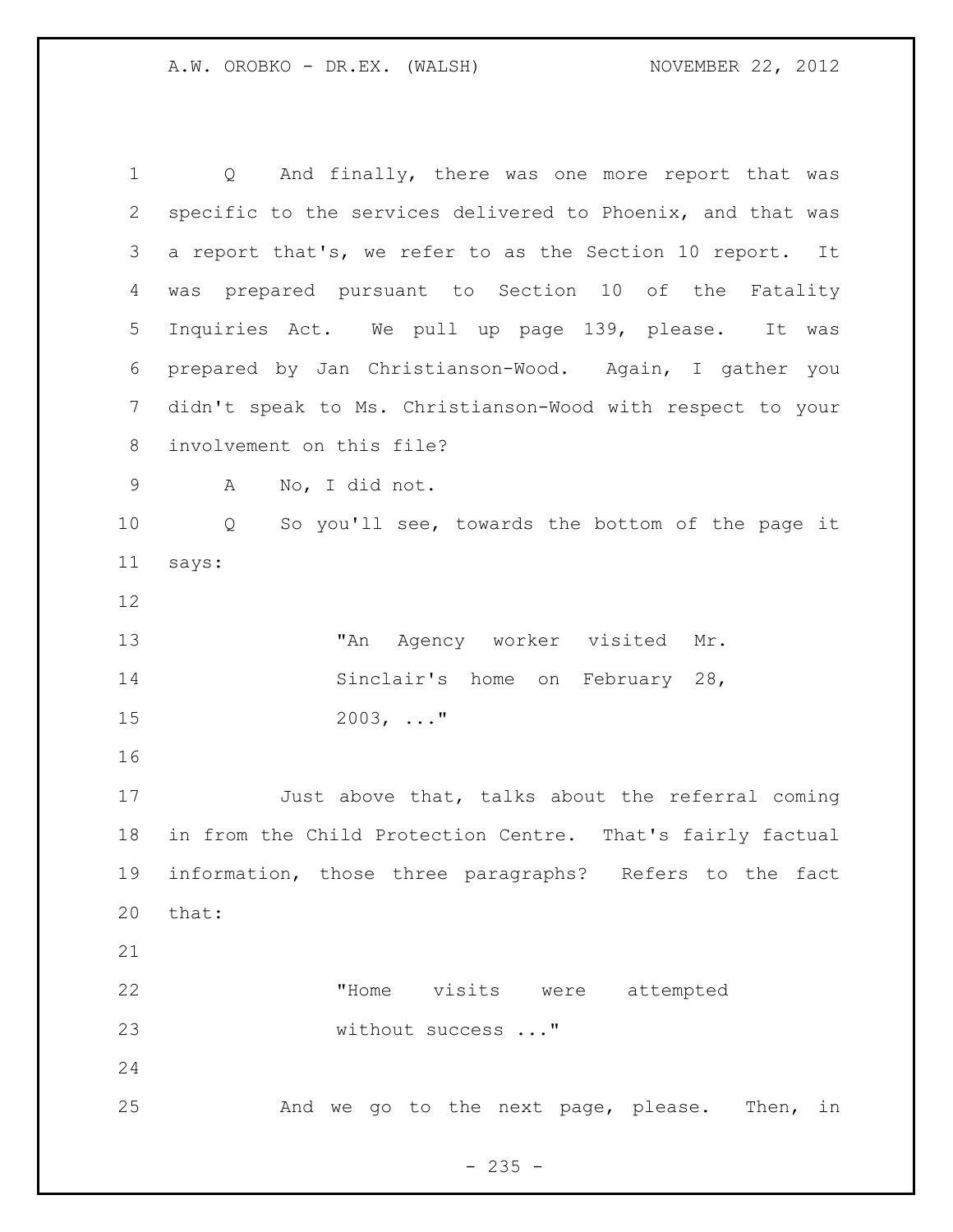Q And finally, there was one more report that was specific to the services delivered to Phoenix, and that was a report that's, we refer to as the Section 10 report. It was prepared pursuant to Section 10 of the Fatality Inquiries Act. We pull up page 139, please. It was prepared by Jan Christianson-Wood. Again, I gather you didn't speak to Ms. Christianson-Wood with respect to your involvement on this file?

A No, I did not.

Q So you'll see, towards the bottom of the page it says:

> "An Agency worker visited Mr. Sinclair's home on February 28, 2003, ..."

Just above that, talks about the referral coming in from the Child Protection Centre. That's fairly factual information, those three paragraphs? Refers to the fact that:

> "Home visits were attempted without success ..."

And we go to the next page, please. Then, in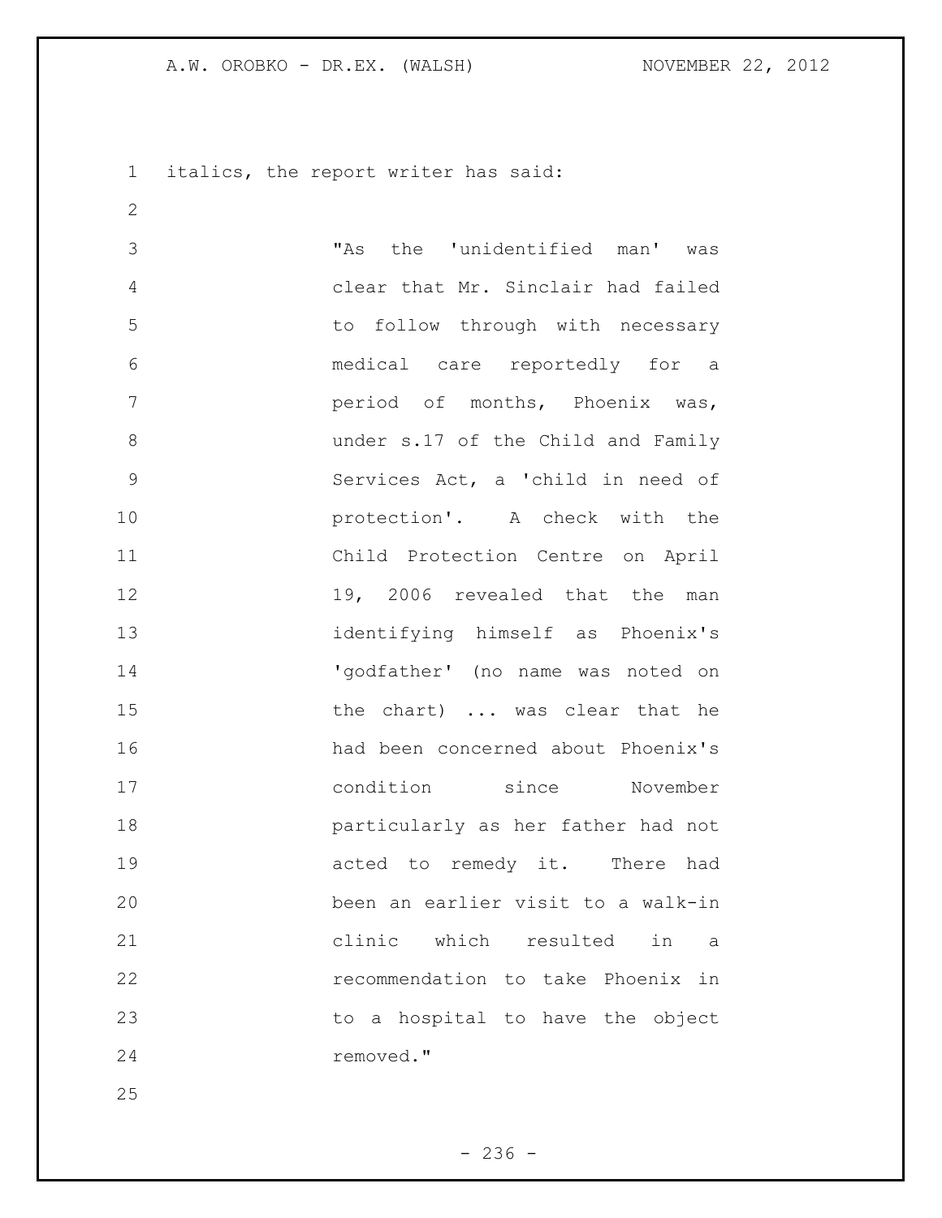italics, the report writer has said:

> "As the 'unidentified man' was clear that Mr. Sinclair had failed to follow through with necessary medical care reportedly for a period of months, Phoenix was, under s.17 of the Child and Family Services Act, a 'child in need of protection'. A check with the Child Protection Centre on April 19, 2006 revealed that the man identifying himself as Phoenix's 'godfather' (no name was noted on the chart) ... was clear that he had been concerned about Phoenix's condition since November particularly as her father had not acted to remedy it. There had been an earlier visit to a walk-in clinic which resulted in a recommendation to take Phoenix in to a hospital to have the object removed."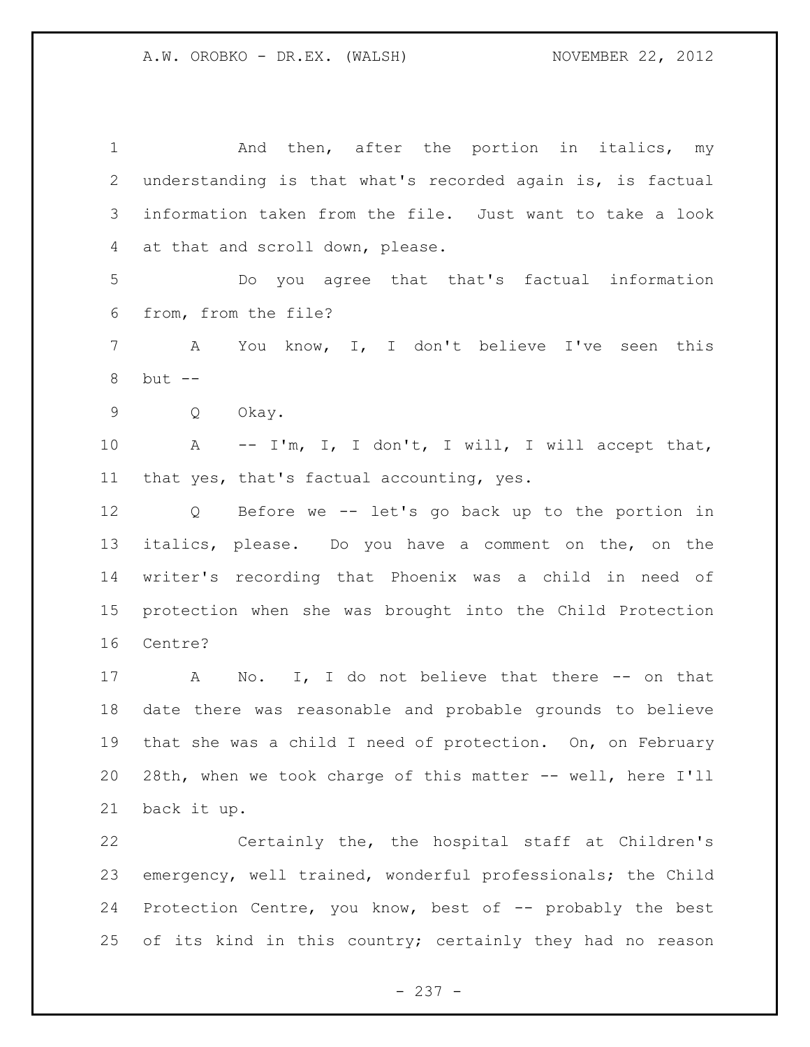And then, after the portion in italics, my understanding is that what's recorded again is, is factual information taken from the file. Just want to take a look at that and scroll down, please.

Do you agree that that's factual information from, from the file?

A You know, I, I don't believe I've seen this but --

Q Okay.

A -- I'm, I, I don't, I will, I will accept that, that yes, that's factual accounting, yes.

Q Before we -- let's go back up to the portion in italics, please. Do you have a comment on the, on the writer's recording that Phoenix was a child in need of protection when she was brought into the Child Protection Centre?

A No. I, I do not believe that there -- on that date there was reasonable and probable grounds to believe that she was a child I need of protection. On, on February 28th, when we took charge of this matter -- well, here I'll back it up.

Certainly the, the hospital staff at Children's emergency, well trained, wonderful professionals; the Child Protection Centre, you know, best of -- probably the best of its kind in this country; certainly they had no reason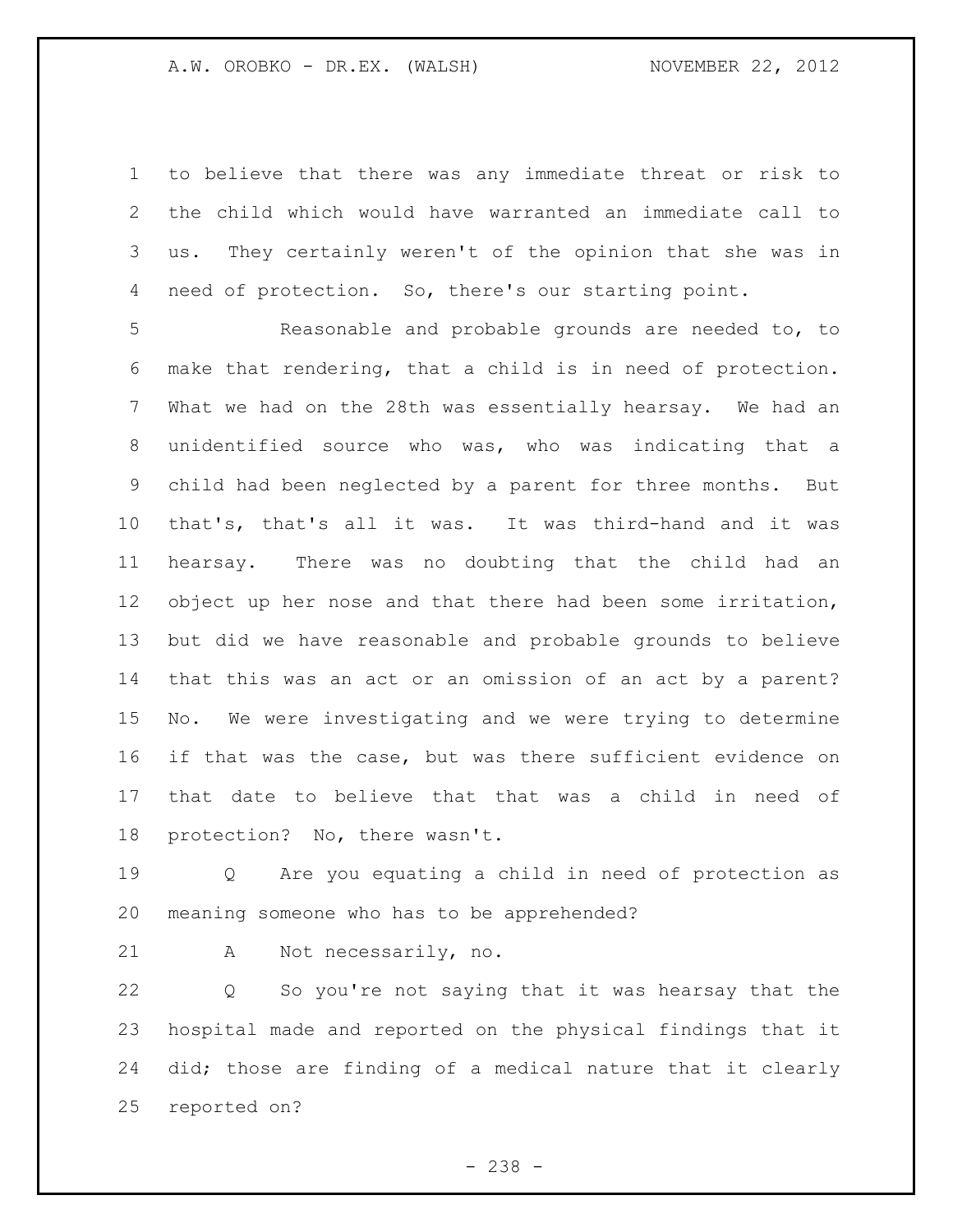to believe that there was any immediate threat or risk to the child which would have warranted an immediate call to us. They certainly weren't of the opinion that she was in need of protection. So, there's our starting point.

Reasonable and probable grounds are needed to, to make that rendering, that a child is in need of protection. What we had on the 28th was essentially hearsay. We had an unidentified source who was, who was indicating that a child had been neglected by a parent for three months. But that's, that's all it was. It was third-hand and it was hearsay. There was no doubting that the child had an object up her nose and that there had been some irritation, but did we have reasonable and probable grounds to believe that this was an act or an omission of an act by a parent? No. We were investigating and we were trying to determine if that was the case, but was there sufficient evidence on that date to believe that that was a child in need of protection? No, there wasn't.

Q Are you equating a child in need of protection as meaning someone who has to be apprehended?

A Not necessarily, no.

Q So you're not saying that it was hearsay that the hospital made and reported on the physical findings that it did; those are finding of a medical nature that it clearly reported on?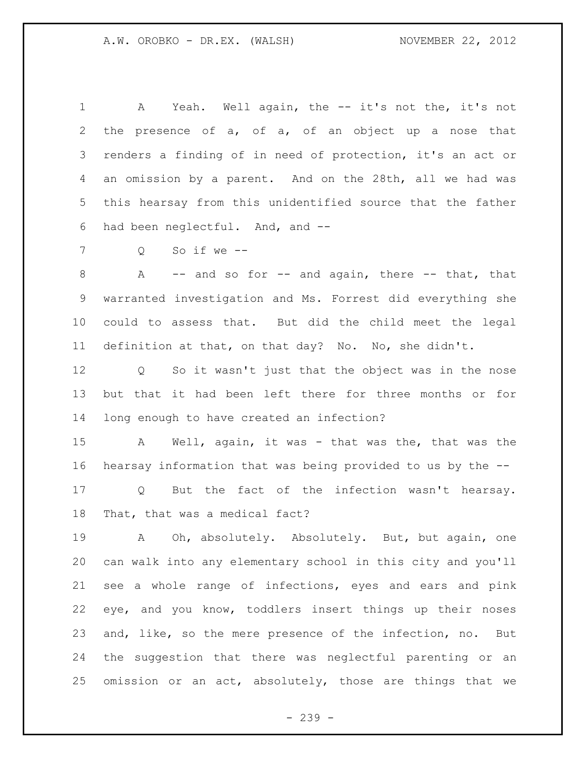A Yeah. Well again, the -- it's not the, it's not the presence of a, of a, of an object up a nose that renders a finding of in need of protection, it's an act or an omission by a parent. And on the 28th, all we had was this hearsay from this unidentified source that the father had been neglectful. And, and --

Q So if we --

A -- and so for -- and again, there -- that, that warranted investigation and Ms. Forrest did everything she could to assess that. But did the child meet the legal definition at that, on that day? No. No, she didn't.

Q So it wasn't just that the object was in the nose but that it had been left there for three months or for long enough to have created an infection?

A Well, again, it was - that was the, that was the hearsay information that was being provided to us by the --

Q But the fact of the infection wasn't hearsay. That, that was a medical fact?

A Oh, absolutely. Absolutely. But, but again, one can walk into any elementary school in this city and you'll see a whole range of infections, eyes and ears and pink eye, and you know, toddlers insert things up their noses and, like, so the mere presence of the infection, no. But the suggestion that there was neglectful parenting or an omission or an act, absolutely, those are things that we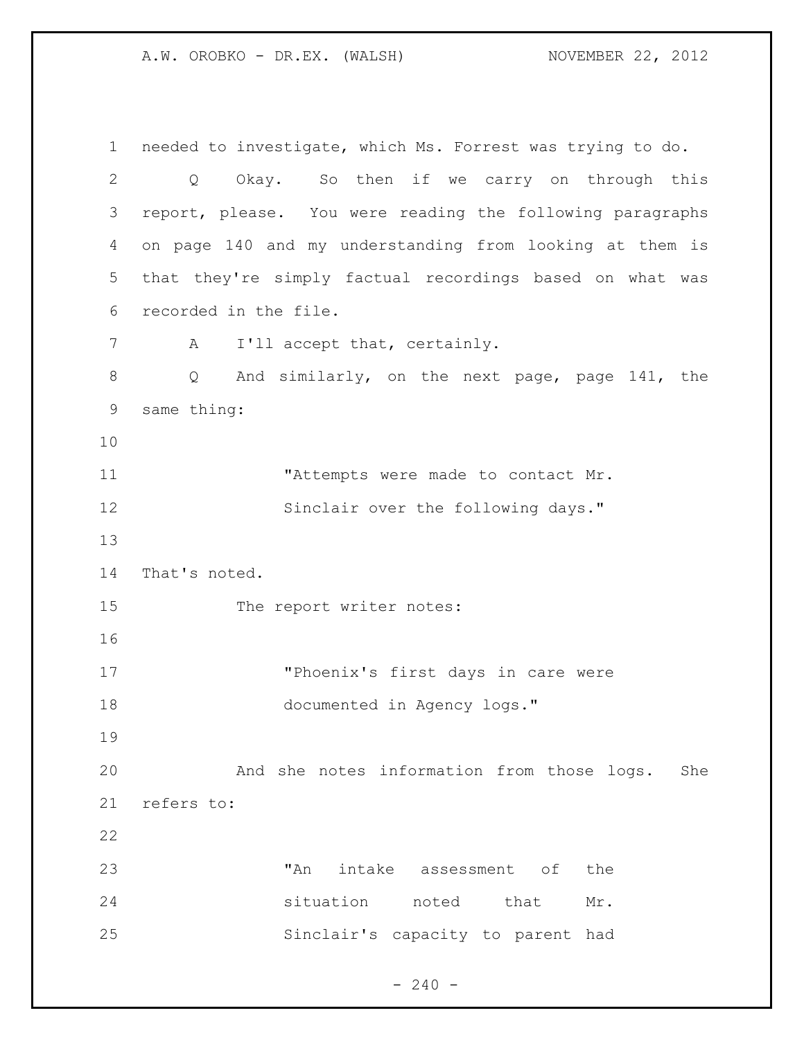needed to investigate, which Ms. Forrest was trying to do.

Q Okay. So then if we carry on through this report, please. You were reading the following paragraphs on page 140 and my understanding from looking at them is that they're simply factual recordings based on what was recorded in the file.

A I'll accept that, certainly.

Q And similarly, on the next page, page 141, the same thing:

> "Attempts were made to contact Mr. Sinclair over the following days."

That's noted.

The report writer notes:

> "Phoenix's first days in care were documented in Agency logs."

And she notes information from those logs. She refers to:

> "An intake assessment of the situation noted that Mr. Sinclair's capacity to parent had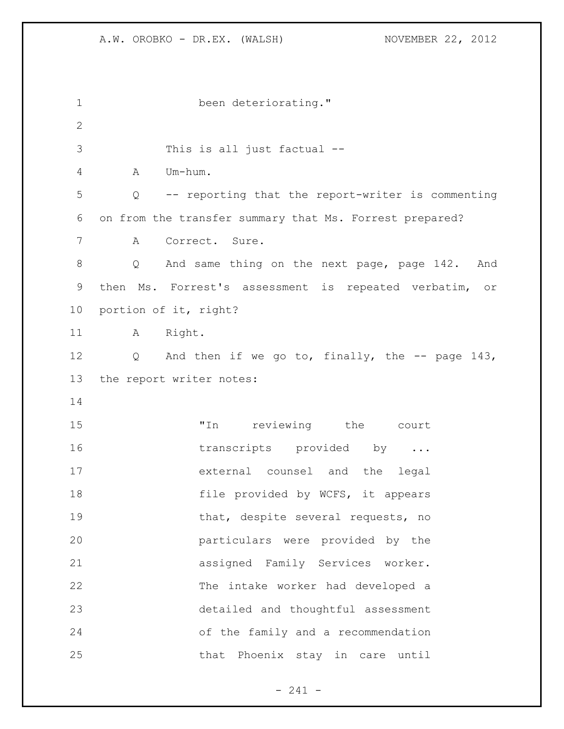been deteriorating."

This is all just factual --

A Um-hum.

Q -- reporting that the report-writer is commenting on from the transfer summary that Ms. Forrest prepared?

A Correct. Sure.

Q And same thing on the next page, page 142. And then Ms. Forrest's assessment is repeated verbatim, or portion of it, right?

A Right.

Q And then if we go to, finally, the -- page 143, the report writer notes:

> "In reviewing the court transcripts provided by ... external counsel and the legal file provided by WCFS, it appears that, despite several requests, no particulars were provided by the assigned Family Services worker. The intake worker had developed a detailed and thoughtful assessment of the family and a recommendation that Phoenix stay in care until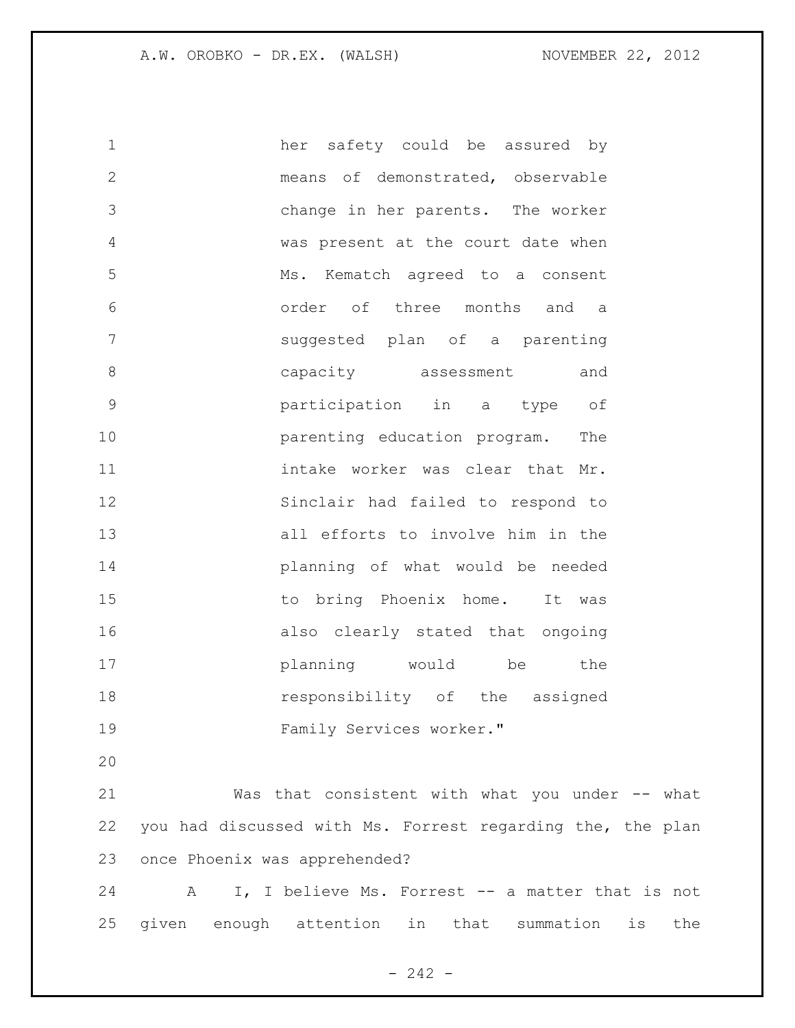her safety could be assured by means of demonstrated, observable change in her parents. The worker was present at the court date when Ms. Kematch agreed to a consent order of three months and a suggested plan of a parenting capacity assessment and participation in a type of parenting education program. The intake worker was clear that Mr. Sinclair had failed to respond to all efforts to involve him in the planning of what would be needed to bring Phoenix home. It was also clearly stated that ongoing planning would be the responsibility of the assigned Family Services worker."

Was that consistent with what you under -- what you had discussed with Ms. Forrest regarding the, the plan once Phoenix was apprehended?

A I, I believe Ms. Forrest -- a matter that is not given enough attention in that summation is the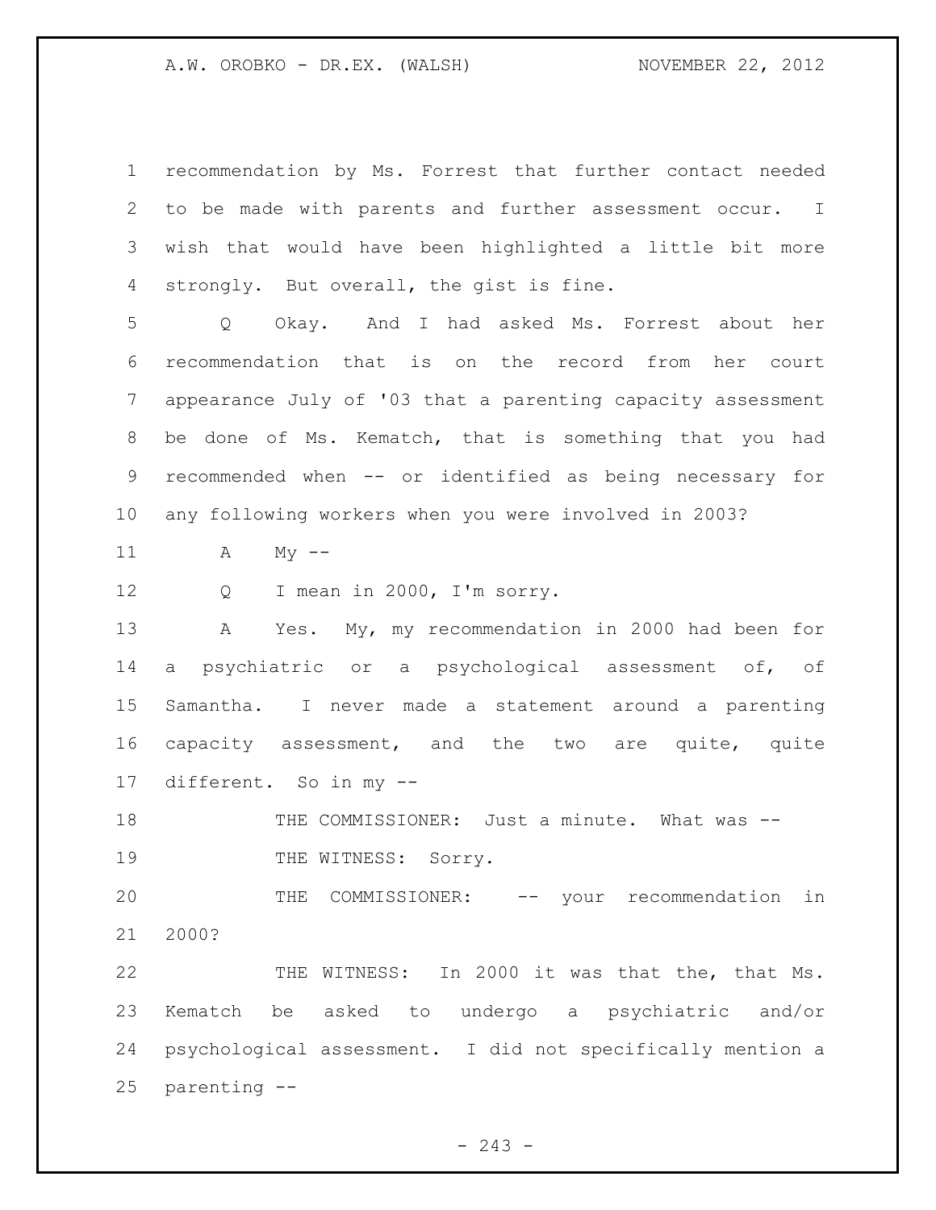recommendation by Ms. Forrest that further contact needed to be made with parents and further assessment occur. I wish that would have been highlighted a little bit more strongly. But overall, the gist is fine.

Q Okay. And I had asked Ms. Forrest about her recommendation that is on the record from her court appearance July of '03 that a parenting capacity assessment be done of Ms. Kematch, that is something that you had recommended when -- or identified as being necessary for any following workers when you were involved in 2003?

A My --

Q I mean in 2000, I'm sorry.

A Yes. My, my recommendation in 2000 had been for a psychiatric or a psychological assessment of, of Samantha. I never made a statement around a parenting capacity assessment, and the two are quite, quite different. So in my --

THE COMMISSIONER: Just a minute. What was --

THE WITNESS: Sorry.

THE COMMISSIONER: -- your recommendation in 2000?

THE WITNESS: In 2000 it was that the, that Ms. Kematch be asked to undergo a psychiatric and/or psychological assessment. I did not specifically mention a parenting --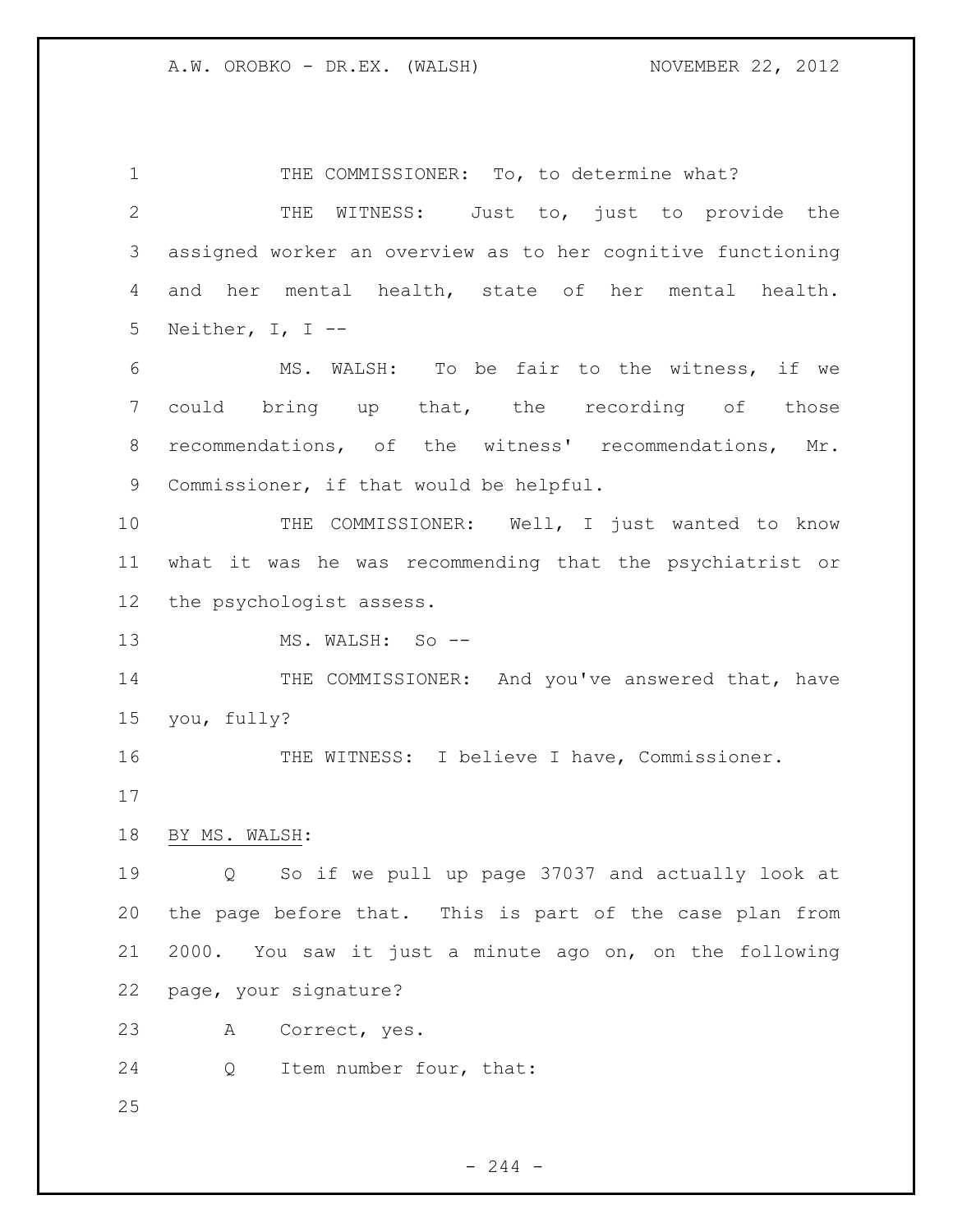THE COMMISSIONER: To, to determine what?

THE WITNESS: Just to, just to provide the assigned worker an overview as to her cognitive functioning and her mental health, state of her mental health. Neither, I, I --

MS. WALSH: To be fair to the witness, if we could bring up that, the recording of those recommendations, of the witness' recommendations, Mr. Commissioner, if that would be helpful.

THE COMMISSIONER: Well, I just wanted to know what it was he was recommending that the psychiatrist or the psychologist assess.

MS. WALSH: So --

THE COMMISSIONER: And you've answered that, have you, fully?

THE WITNESS: I believe I have, Commissioner.

BY MS. WALSH:

Q So if we pull up page 37037 and actually look at the page before that. This is part of the case plan from 2000. You saw it just a minute ago on, on the following page, your signature?

A Correct, yes.

Q Item number four, that: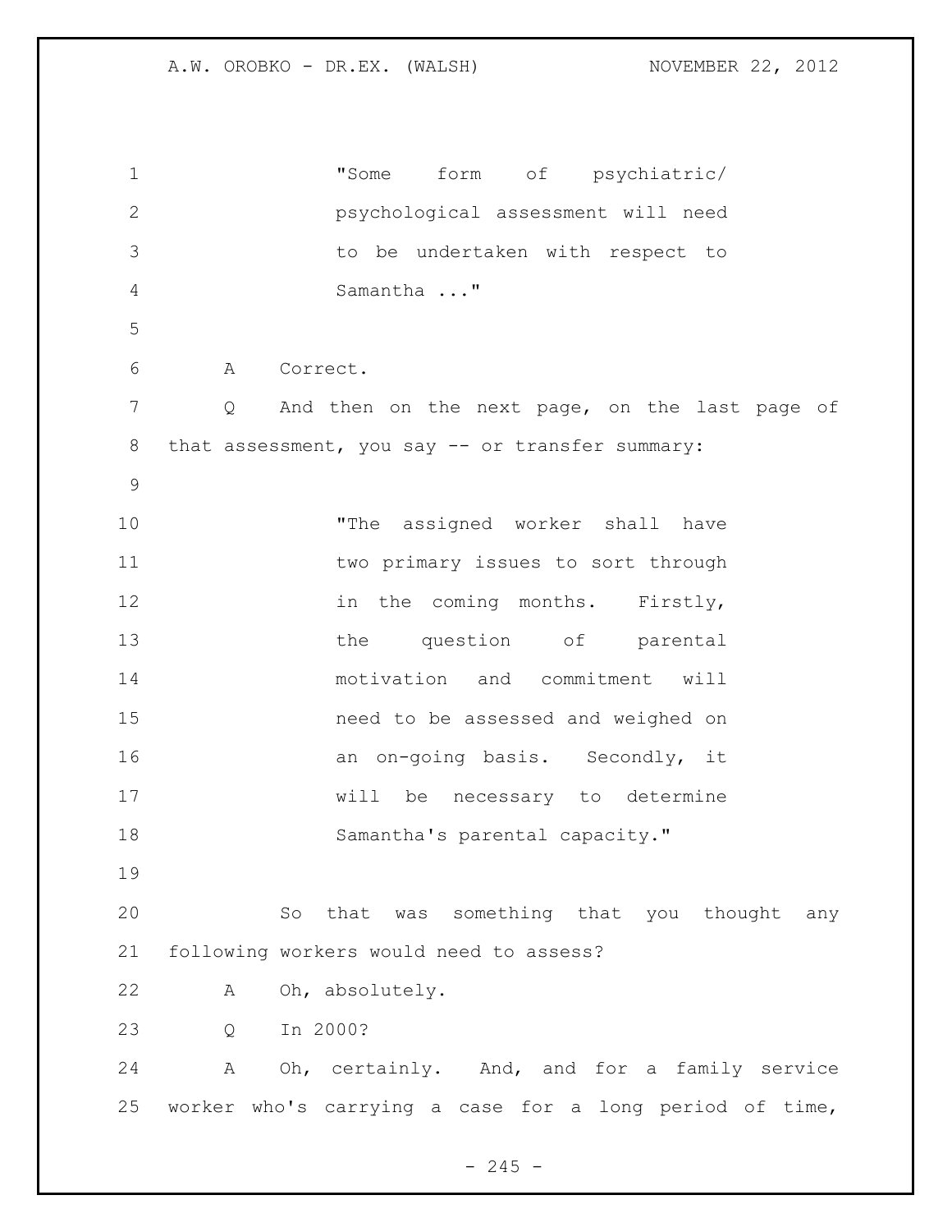"Some form of psychiatric/ psychological assessment will need to be undertaken with respect to Samantha ..."

A Correct.

Q And then on the next page, on the last page of that assessment, you say -- or transfer summary:

"The assigned worker shall have two primary issues to sort through in the coming months. Firstly, the question of parental motivation and commitment will need to be assessed and weighed on an on-going basis. Secondly, it will be necessary to determine Samantha's parental capacity."

So that was something that you thought any following workers would need to assess?

A Oh, absolutely.

Q In 2000?

A Oh, certainly. And, and for a family service worker who's carrying a case for a long period of time,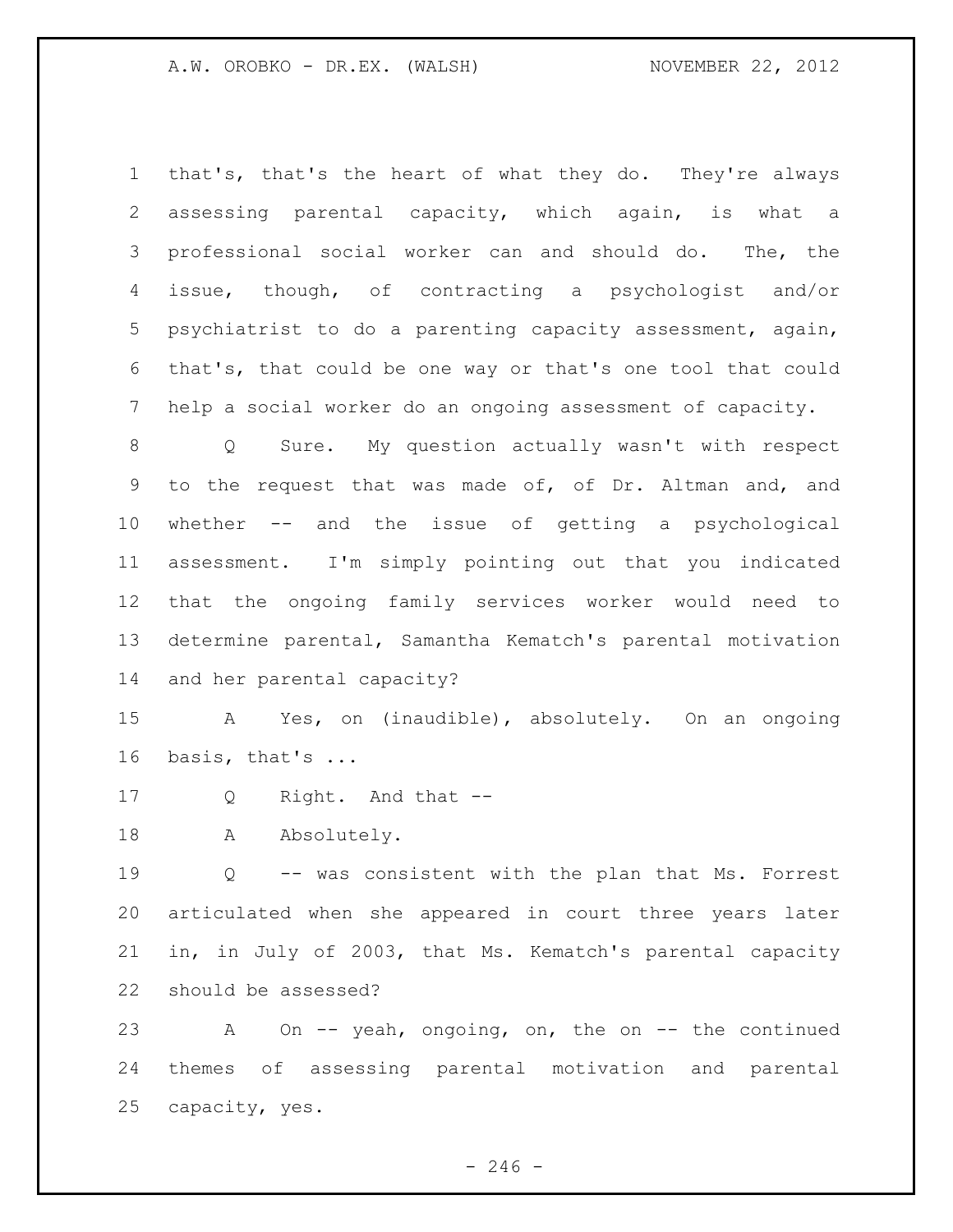that's, that's the heart of what they do. They're always assessing parental capacity, which again, is what a professional social worker can and should do. The, the issue, though, of contracting a psychologist and/or psychiatrist to do a parenting capacity assessment, again, that's, that could be one way or that's one tool that could help a social worker do an ongoing assessment of capacity.

Q Sure. My question actually wasn't with respect to the request that was made of, of Dr. Altman and, and whether -- and the issue of getting a psychological assessment. I'm simply pointing out that you indicated that the ongoing family services worker would need to determine parental, Samantha Kematch's parental motivation and her parental capacity?

A Yes, on (inaudible), absolutely. On an ongoing basis, that's ...

Q Right. And that --

A Absolutely.

Q -- was consistent with the plan that Ms. Forrest articulated when she appeared in court three years later in, in July of 2003, that Ms. Kematch's parental capacity should be assessed?

A On -- yeah, ongoing, on, the on -- the continued themes of assessing parental motivation and parental capacity, yes.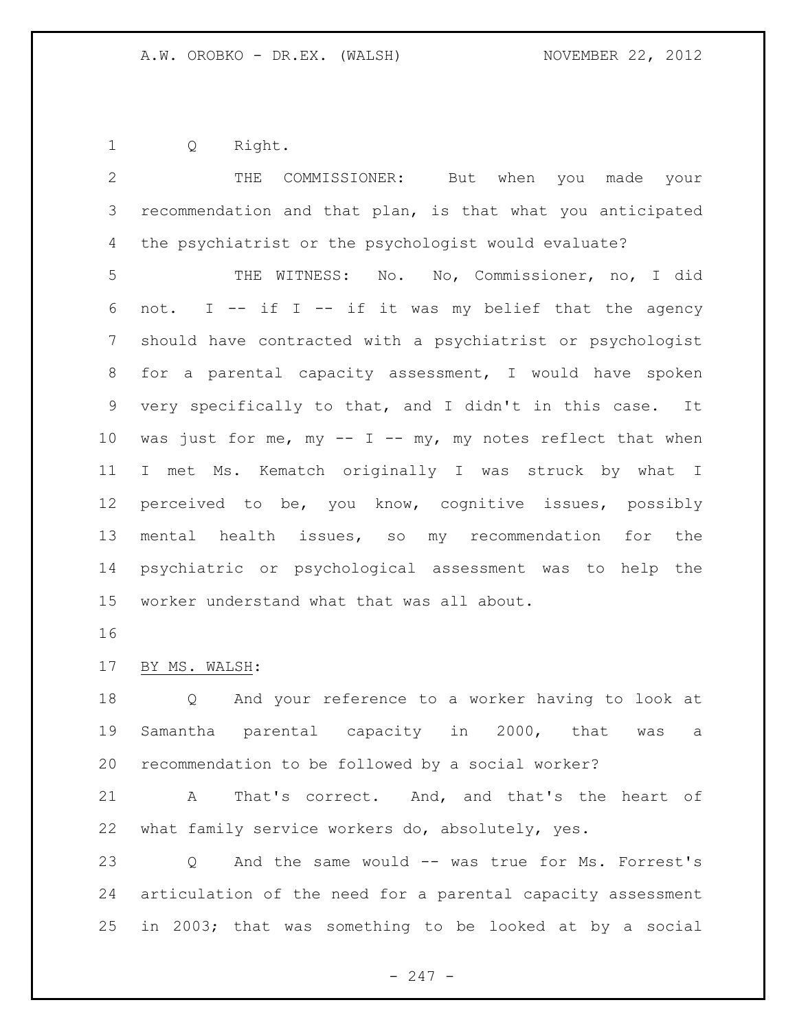Q Right.

THE COMMISSIONER: But when you made your recommendation and that plan, is that what you anticipated the psychiatrist or the psychologist would evaluate?

THE WITNESS: No. No, Commissioner, no, I did not. I -- if I -- if it was my belief that the agency should have contracted with a psychiatrist or psychologist for a parental capacity assessment, I would have spoken very specifically to that, and I didn't in this case. It was just for me, my -- I -- my, my notes reflect that when I met Ms. Kematch originally I was struck by what I perceived to be, you know, cognitive issues, possibly mental health issues, so my recommendation for the psychiatric or psychological assessment was to help the worker understand what that was all about.

BY MS. WALSH:

Q And your reference to a worker having to look at Samantha parental capacity in 2000, that was a recommendation to be followed by a social worker?

A That's correct. And, and that's the heart of what family service workers do, absolutely, yes.

Q And the same would -- was true for Ms. Forrest's articulation of the need for a parental capacity assessment in 2003; that was something to be looked at by a social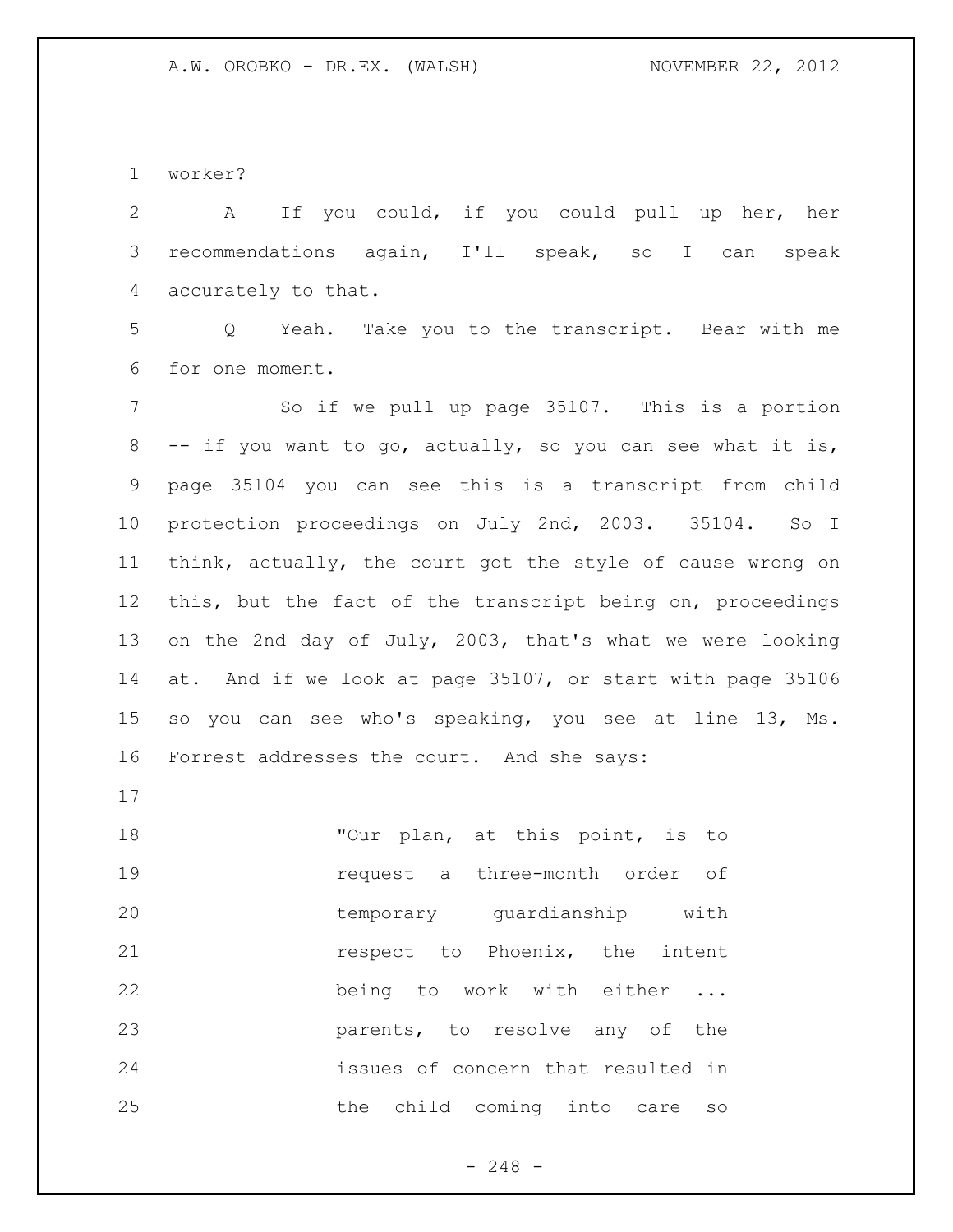worker?

A If you could, if you could pull up her, her recommendations again, I'll speak, so I can speak accurately to that.

Q Yeah. Take you to the transcript. Bear with me for one moment.

So if we pull up page 35107. This is a portion -- if you want to go, actually, so you can see what it is, page 35104 you can see this is a transcript from child protection proceedings on July 2nd, 2003. 35104. So I think, actually, the court got the style of cause wrong on this, but the fact of the transcript being on, proceedings on the 2nd day of July, 2003, that's what we were looking at. And if we look at page 35107, or start with page 35106 so you can see who's speaking, you see at line 13, Ms. Forrest addresses the court. And she says:

> "Our plan, at this point, is to request a three-month order of temporary guardianship with respect to Phoenix, the intent being to work with either ... parents, to resolve any of the issues of concern that resulted in the child coming into care so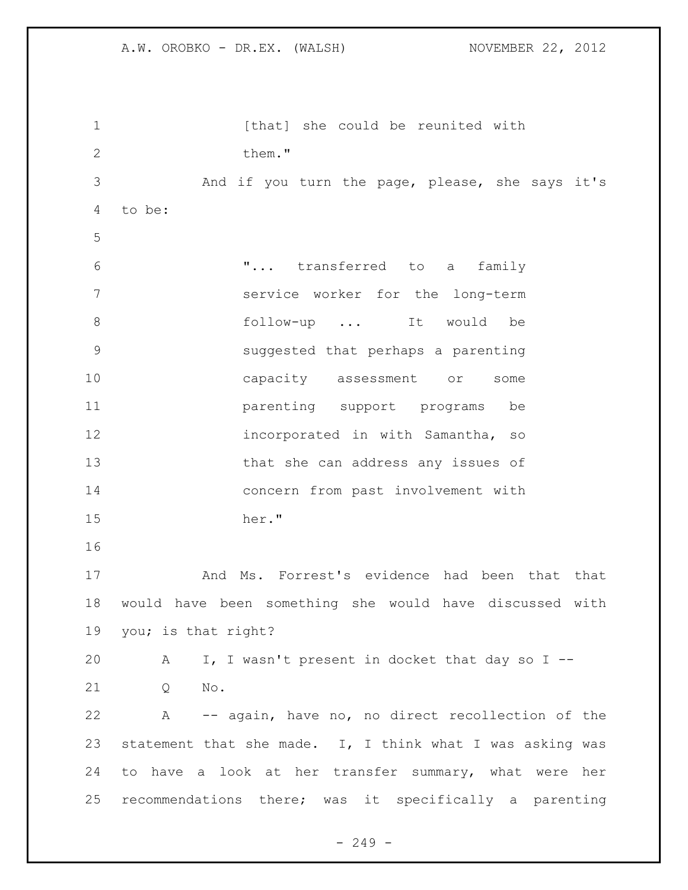[that] she could be reunited with them."

And if you turn the page, please, she says it's to be:

> "... transferred to a family service worker for the long-term follow-up ... It would be suggested that perhaps a parenting capacity assessment or some parenting support programs be incorporated in with Samantha, so that she can address any issues of concern from past involvement with her."

And Ms. Forrest's evidence had been that that would have been something she would have discussed with you; is that right?

A I, I wasn't present in docket that day so I --

Q No.

A -- again, have no, no direct recollection of the statement that she made. I, I think what I was asking was to have a look at her transfer summary, what were her recommendations there; was it specifically a parenting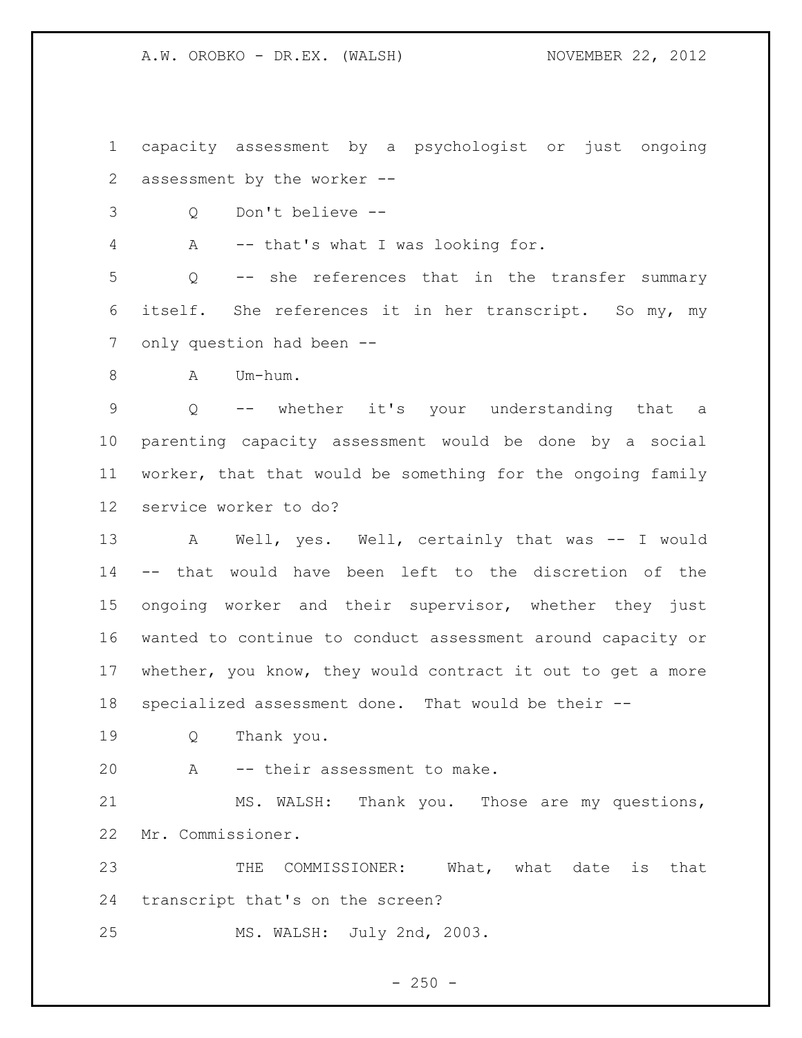capacity assessment by a psychologist or just ongoing assessment by the worker --

Q Don't believe --

A -- that's what I was looking for.

Q -- she references that in the transfer summary itself. She references it in her transcript. So my, my only question had been --

A Um-hum.

Q -- whether it's your understanding that a parenting capacity assessment would be done by a social worker, that that would be something for the ongoing family service worker to do?

A Well, yes. Well, certainly that was -- I would -- that would have been left to the discretion of the ongoing worker and their supervisor, whether they just wanted to continue to conduct assessment around capacity or whether, you know, they would contract it out to get a more specialized assessment done. That would be their --

Q Thank you.

A -- their assessment to make.

MS. WALSH: Thank you. Those are my questions, Mr. Commissioner.

THE COMMISSIONER: What, what date is that transcript that's on the screen?

MS. WALSH: July 2nd, 2003.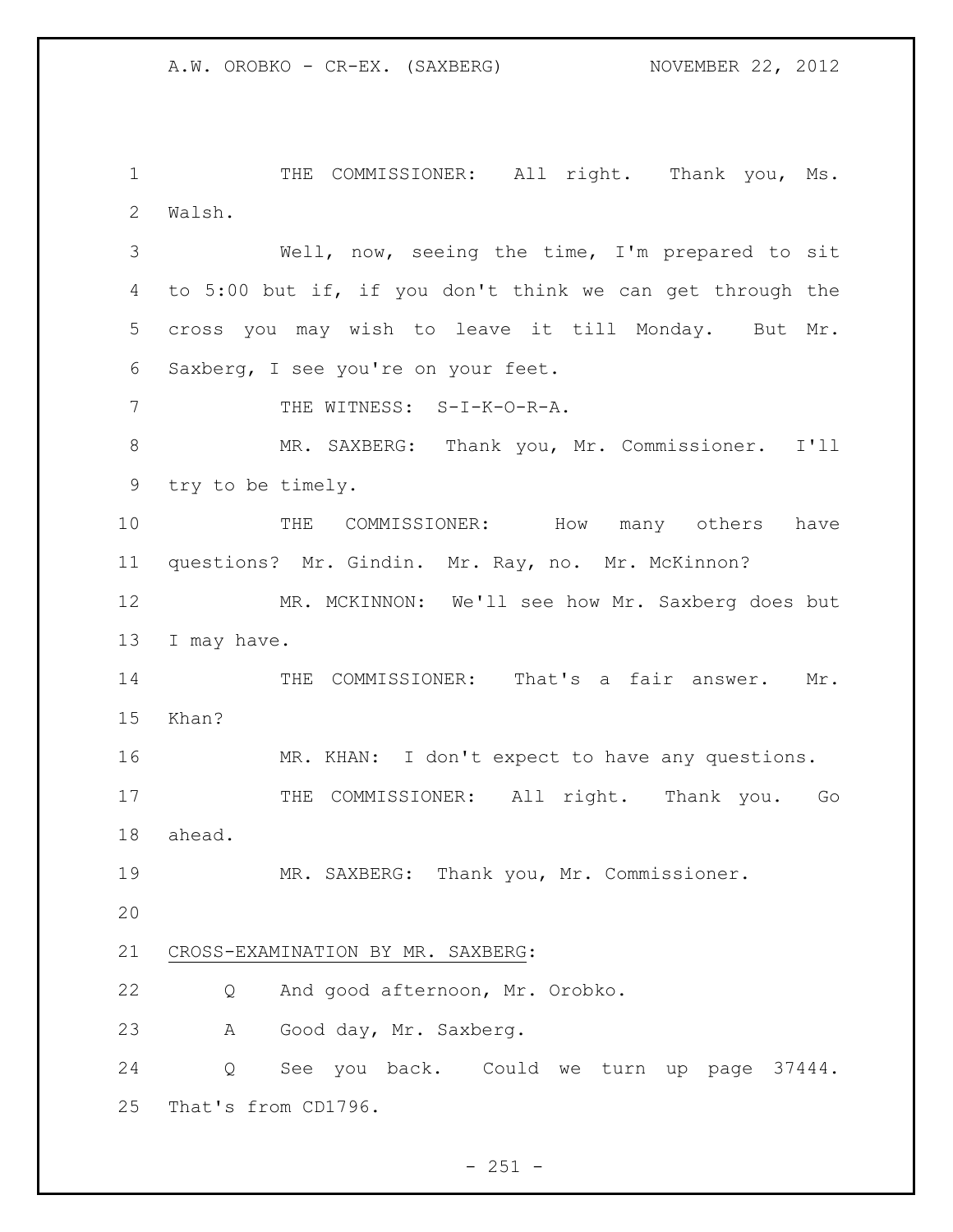THE COMMISSIONER: All right. Thank you, Ms. Walsh.

Well, now, seeing the time, I'm prepared to sit to 5:00 but if, if you don't think we can get through the cross you may wish to leave it till Monday. But Mr. Saxberg, I see you're on your feet.

THE WITNESS: S-I-K-O-R-A.

MR. SAXBERG: Thank you, Mr. Commissioner. I'll try to be timely.

THE COMMISSIONER: How many others have questions? Mr. Gindin. Mr. Ray, no. Mr. McKinnon?

MR. MCKINNON: We'll see how Mr. Saxberg does but I may have.

THE COMMISSIONER: That's a fair answer. Mr. Khan?

MR. KHAN: I don't expect to have any questions.

THE COMMISSIONER: All right. Thank you. Go ahead.

MR. SAXBERG: Thank you, Mr. Commissioner.

CROSS-EXAMINATION BY MR. SAXBERG:

Q And good afternoon, Mr. Orobko.

A Good day, Mr. Saxberg.

Q See you back. Could we turn up page 37444. That's from CD1796.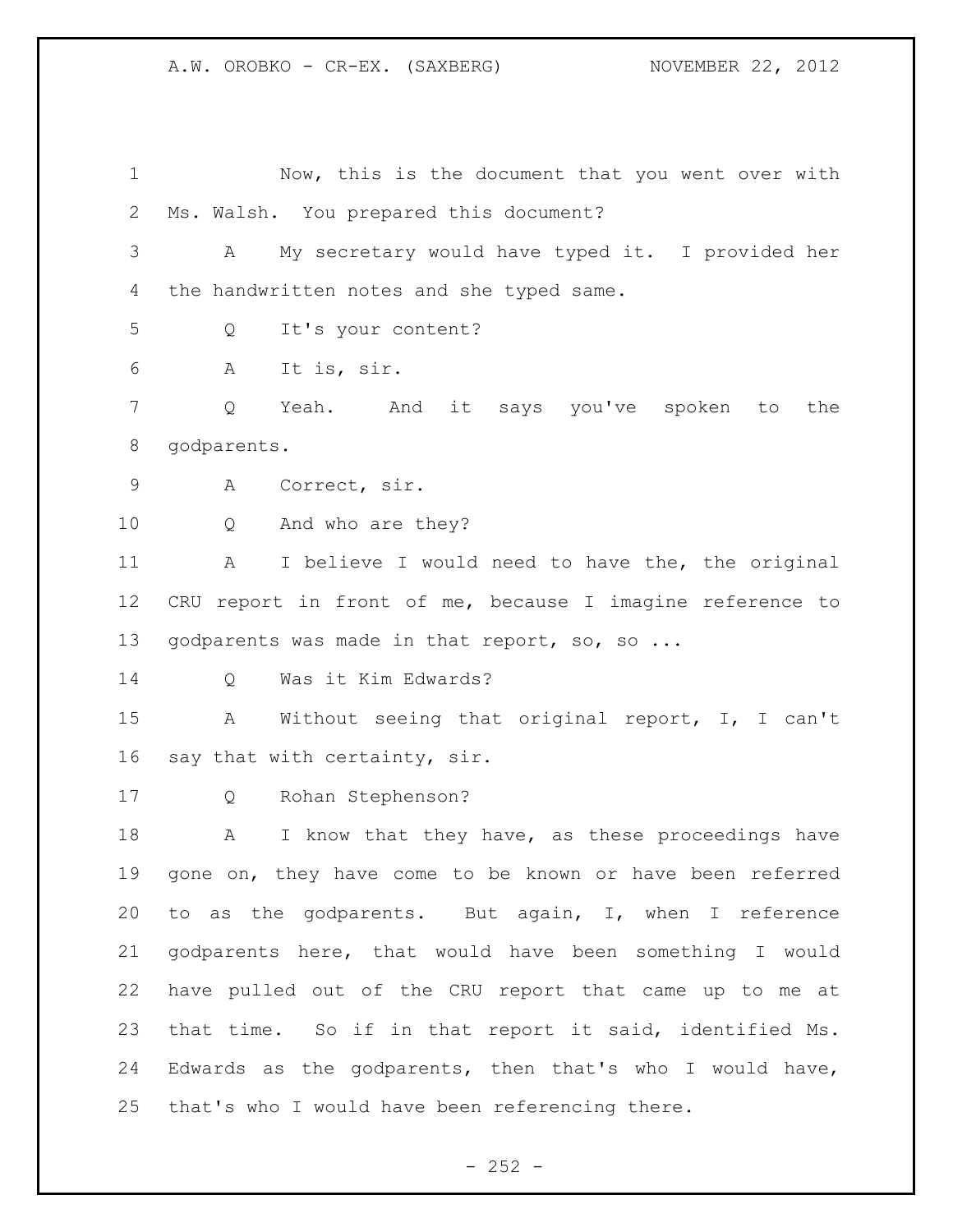Now, this is the document that you went over with Ms. Walsh. You prepared this document?

A My secretary would have typed it. I provided her the handwritten notes and she typed same.

Q It's your content?

A It is, sir.

Q Yeah. And it says you've spoken to the godparents.

A Correct, sir.

Q And who are they?

A I believe I would need to have the, the original CRU report in front of me, because I imagine reference to godparents was made in that report, so, so ...

Q Was it Kim Edwards?

A Without seeing that original report, I, I can't say that with certainty, sir.

Q Rohan Stephenson?

A I know that they have, as these proceedings have gone on, they have come to be known or have been referred to as the godparents. But again, I, when I reference godparents here, that would have been something I would have pulled out of the CRU report that came up to me at that time. So if in that report it said, identified Ms. Edwards as the godparents, then that's who I would have, that's who I would have been referencing there.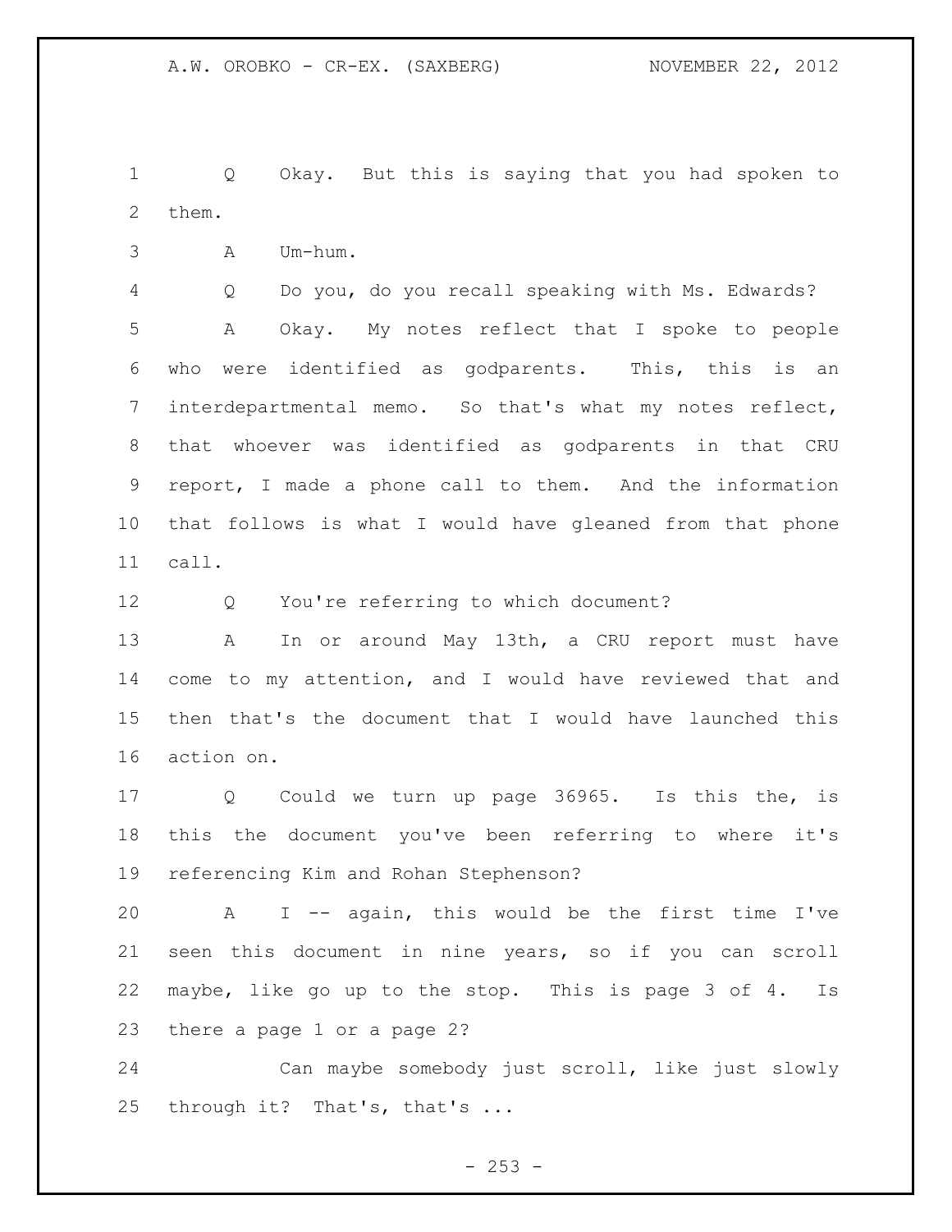Q Okay. But this is saying that you had spoken to them.

A Um-hum.

Q Do you, do you recall speaking with Ms. Edwards?

A Okay. My notes reflect that I spoke to people who were identified as godparents. This, this is an interdepartmental memo. So that's what my notes reflect, that whoever was identified as godparents in that CRU report, I made a phone call to them. And the information that follows is what I would have gleaned from that phone call.

Q You're referring to which document?

A In or around May 13th, a CRU report must have come to my attention, and I would have reviewed that and then that's the document that I would have launched this action on.

Q Could we turn up page 36965. Is this the, is this the document you've been referring to where it's referencing Kim and Rohan Stephenson?

A I -- again, this would be the first time I've seen this document in nine years, so if you can scroll maybe, like go up to the stop. This is page 3 of 4. Is there a page 1 or a page 2?

Can maybe somebody just scroll, like just slowly through it? That's, that's ...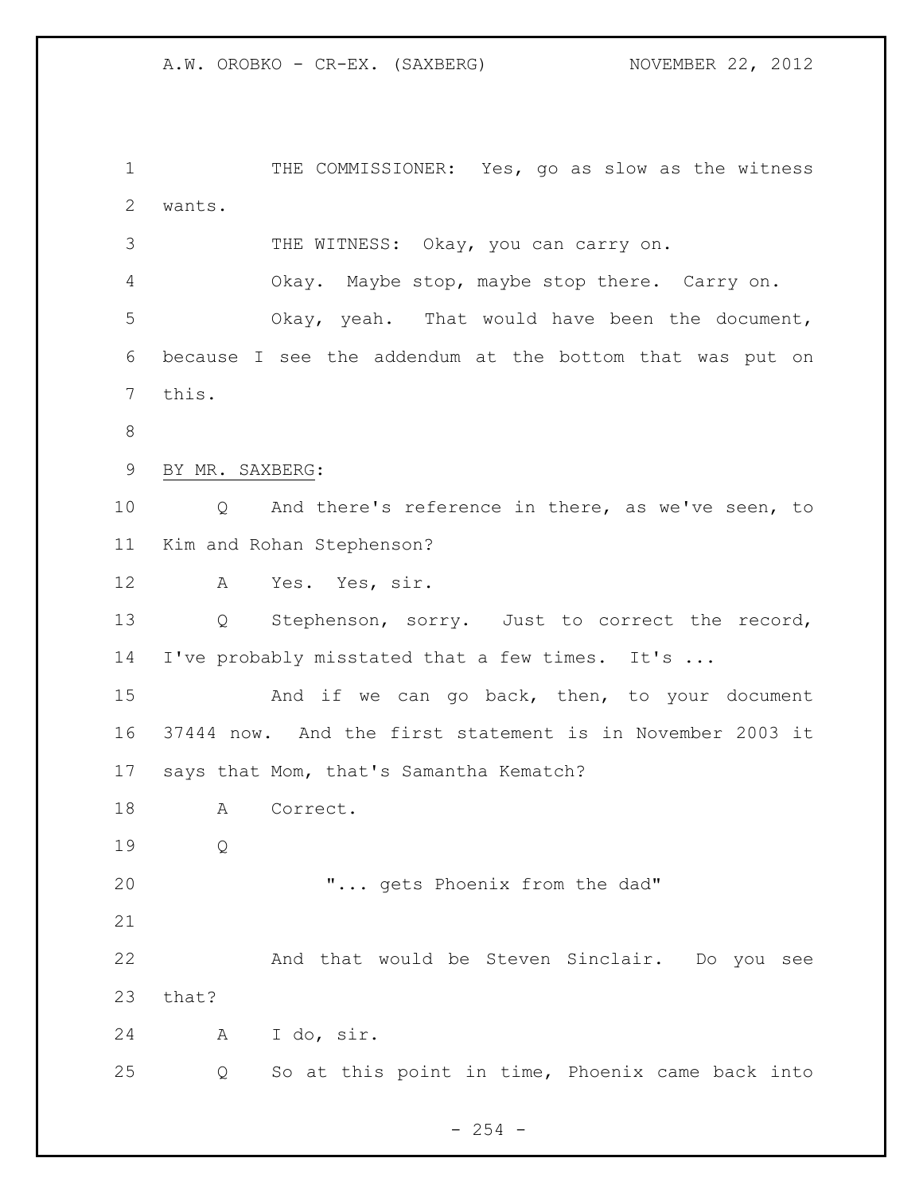THE COMMISSIONER: Yes, go as slow as the witness wants.

THE WITNESS: Okay, you can carry on.

Okay. Maybe stop, maybe stop there. Carry on.

Okay, yeah. That would have been the document, because I see the addendum at the bottom that was put on this.

BY MR. SAXBERG:

Q And there's reference in there, as we've seen, to Kim and Rohan Stephenson?

A Yes. Yes, sir.

Q Stephenson, sorry. Just to correct the record, I've probably misstated that a few times. It's ...

And if we can go back, then, to your document 37444 now. And the first statement is in November 2003 it says that Mom, that's Samantha Kematch?

A Correct.

Q

> "... gets Phoenix from the dad"

And that would be Steven Sinclair. Do you see that?

A I do, sir.

Q So at this point in time, Phoenix came back into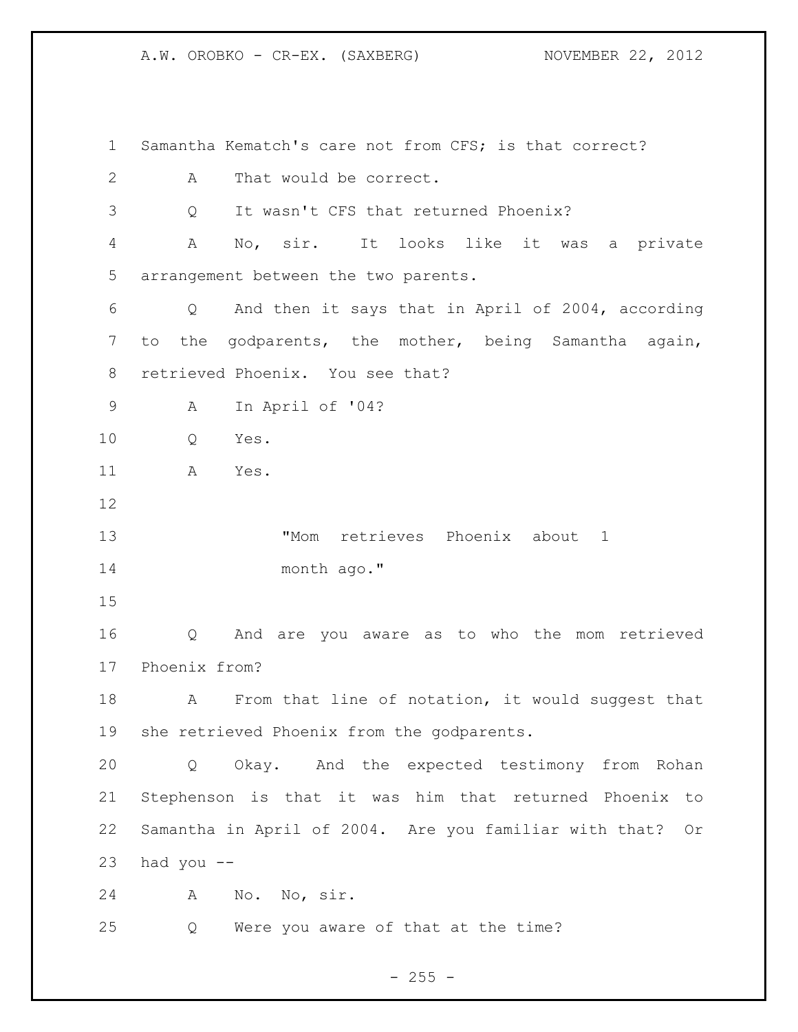Samantha Kematch's care not from CFS; is that correct?

A That would be correct.

Q It wasn't CFS that returned Phoenix?

A No, sir. It looks like it was a private arrangement between the two parents.

Q And then it says that in April of 2004, according to the godparents, the mother, being Samantha again, retrieved Phoenix. You see that?

A In April of '04?

Q Yes.

A Yes.

> "Mom retrieves Phoenix about 1 month ago."

Q And are you aware as to who the mom retrieved Phoenix from?

A From that line of notation, it would suggest that she retrieved Phoenix from the godparents.

Q Okay. And the expected testimony from Rohan Stephenson is that it was him that returned Phoenix to Samantha in April of 2004. Are you familiar with that? Or had you --

A No. No, sir.

Q Were you aware of that at the time?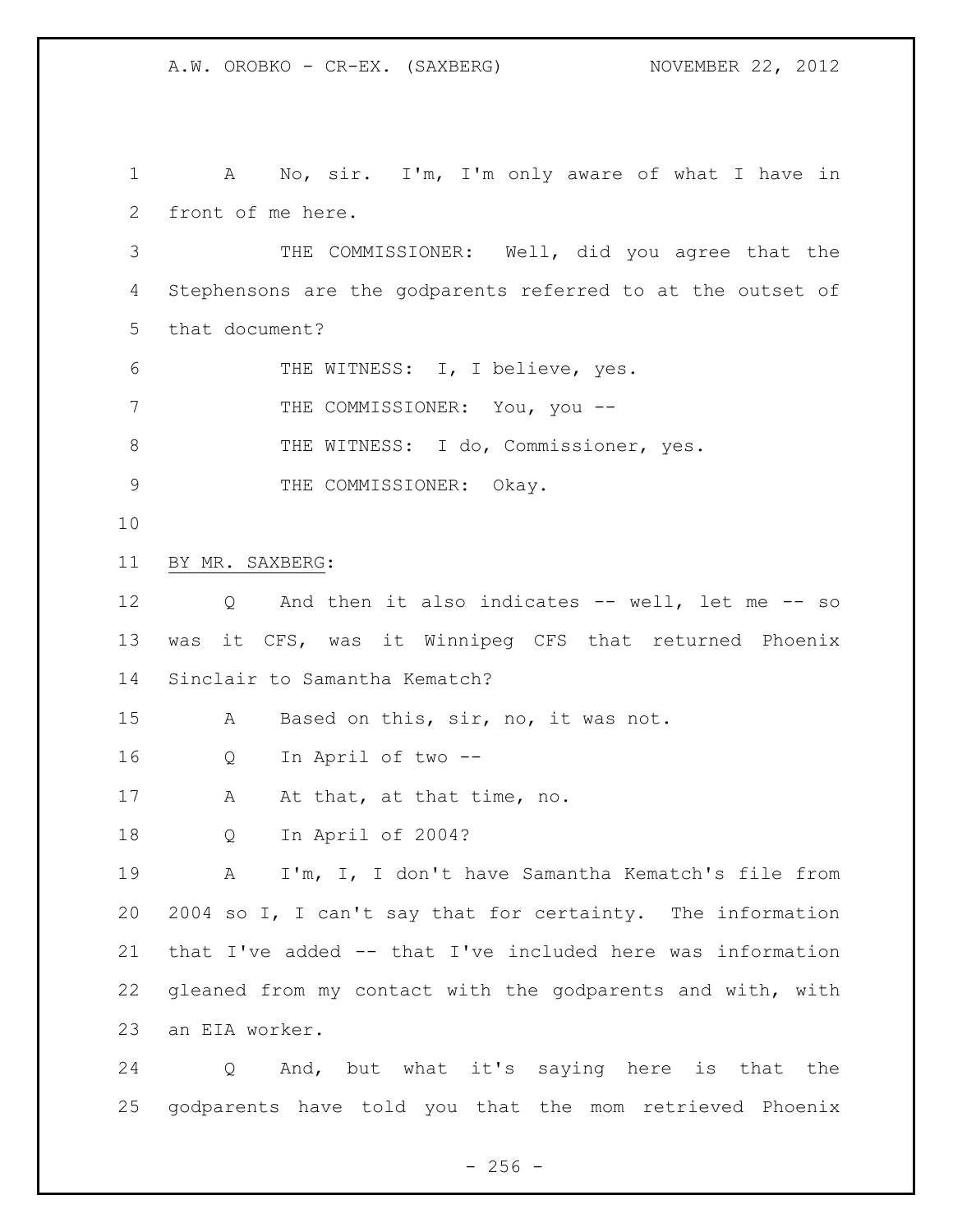A No, sir. I'm, I'm only aware of what I have in front of me here.

THE COMMISSIONER: Well, did you agree that the Stephensons are the godparents referred to at the outset of that document?

THE WITNESS: I, I believe, yes.

THE COMMISSIONER: You, you --

THE WITNESS: I do, Commissioner, yes.

THE COMMISSIONER: Okay.

BY MR. SAXBERG:

Q And then it also indicates -- well, let me -- so was it CFS, was it Winnipeg CFS that returned Phoenix Sinclair to Samantha Kematch?

A Based on this, sir, no, it was not.

Q In April of two --

A At that, at that time, no.

Q In April of 2004?

A I'm, I, I don't have Samantha Kematch's file from 2004 so I, I can't say that for certainty. The information that I've added -- that I've included here was information gleaned from my contact with the godparents and with, with an EIA worker.

Q And, but what it's saying here is that the godparents have told you that the mom retrieved Phoenix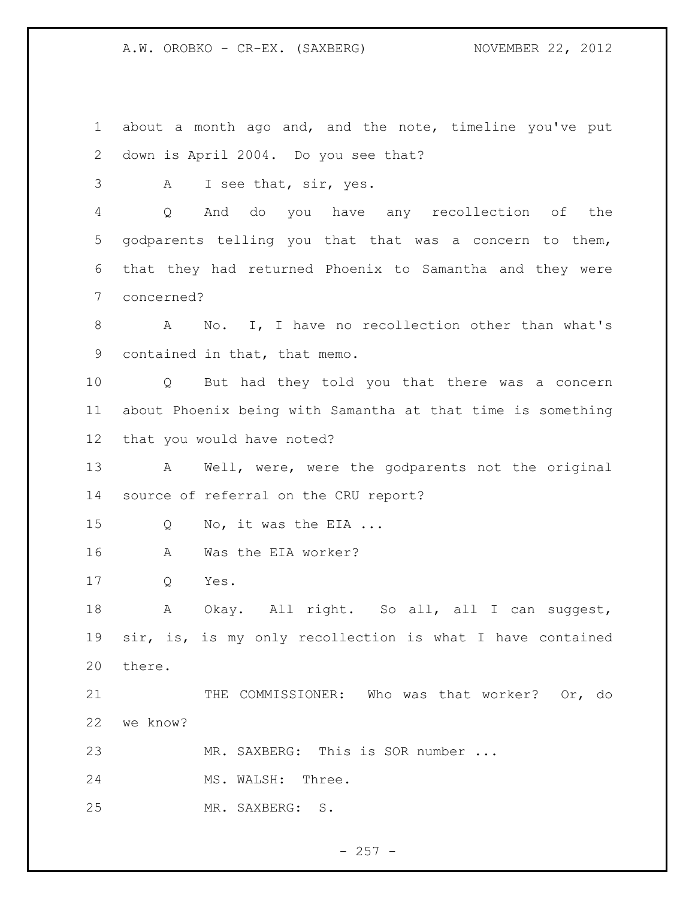about a month ago and, and the note, timeline you've put down is April 2004. Do you see that?

A I see that, sir, yes.

Q And do you have any recollection of the godparents telling you that that was a concern to them, that they had returned Phoenix to Samantha and they were concerned?

A No. I, I have no recollection other than what's contained in that, that memo.

Q But had they told you that there was a concern about Phoenix being with Samantha at that time is something that you would have noted?

A Well, were, were the godparents not the original source of referral on the CRU report?

Q No, it was the EIA ...

A Was the EIA worker?

Q Yes.

A Okay. All right. So all, all I can suggest, sir, is, is my only recollection is what I have contained there.

THE COMMISSIONER: Who was that worker? Or, do we know?

MR. SAXBERG: This is SOR number ...

MS. WALSH: Three.

MR. SAXBERG: S.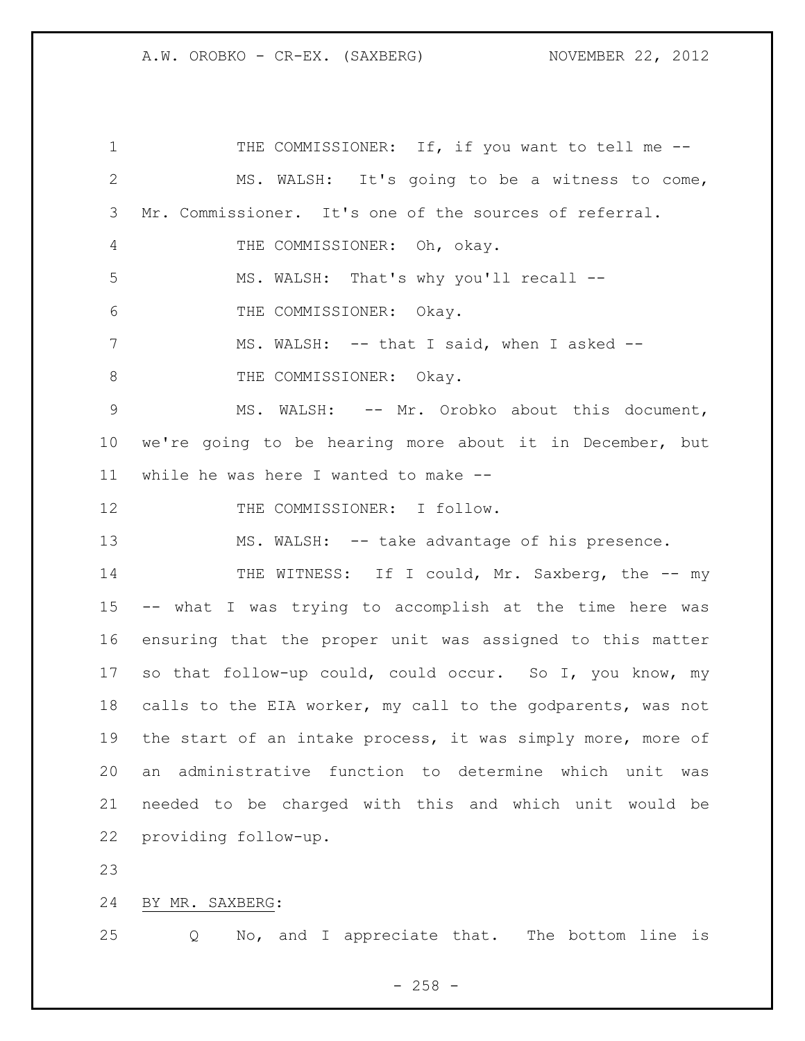THE COMMISSIONER: If, if you want to tell me --

MS. WALSH: It's going to be a witness to come, Mr. Commissioner. It's one of the sources of referral.

THE COMMISSIONER: Oh, okay.

MS. WALSH: That's why you'll recall --

THE COMMISSIONER: Okay.

MS. WALSH: -- that I said, when I asked --

THE COMMISSIONER: Okay.

MS. WALSH: -- Mr. Orobko about this document, we're going to be hearing more about it in December, but while he was here I wanted to make --

THE COMMISSIONER: I follow.

MS. WALSH: -- take advantage of his presence.

THE WITNESS: If I could, Mr. Saxberg, the -- my -- what I was trying to accomplish at the time here was ensuring that the proper unit was assigned to this matter so that follow-up could, could occur. So I, you know, my calls to the EIA worker, my call to the godparents, was not the start of an intake process, it was simply more, more of an administrative function to determine which unit was needed to be charged with this and which unit would be providing follow-up.

BY MR. SAXBERG:

Q No, and I appreciate that. The bottom line is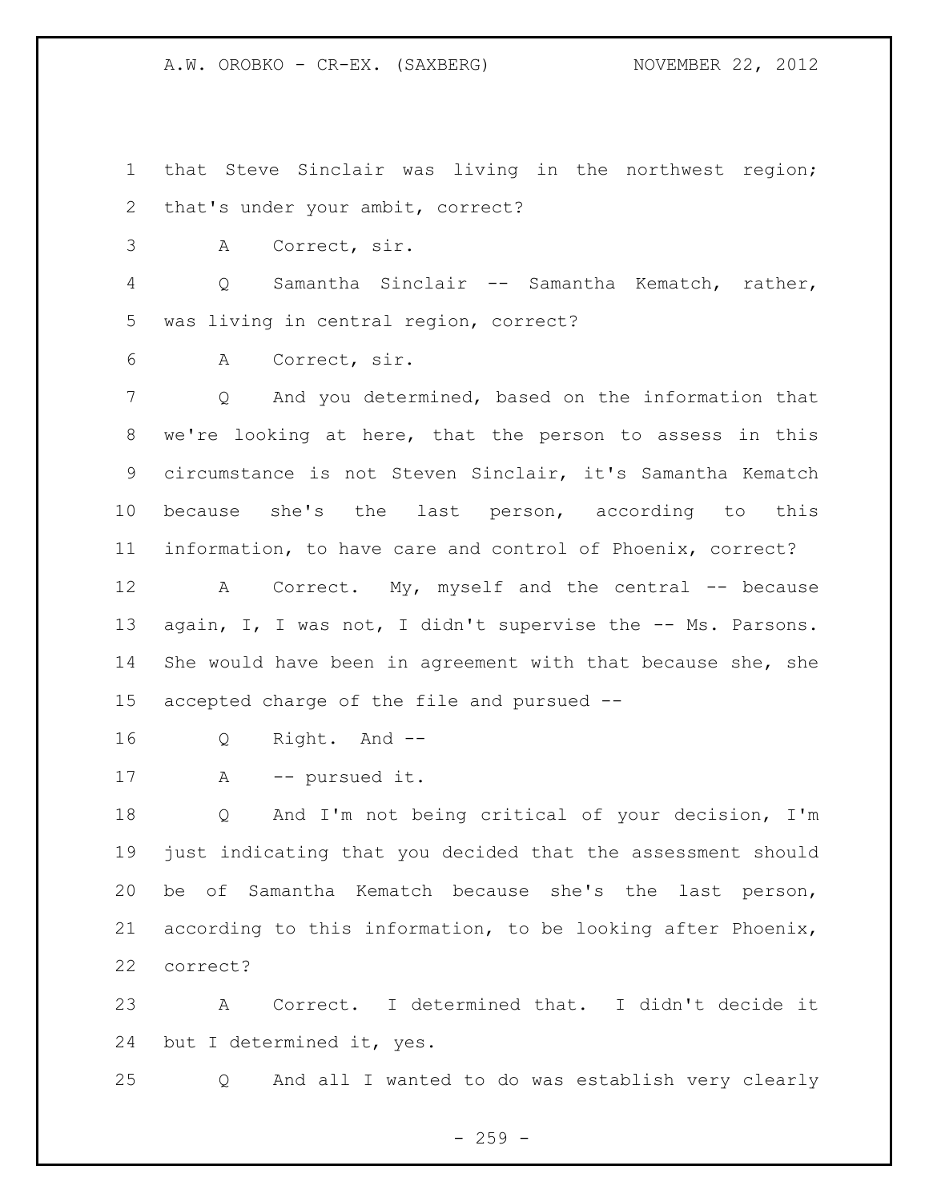1 that Steve Sinclair was living in the northwest region;
2 that's under your ambit, correct?
3 A Correct, sir.
4 Q Samantha Sinclair -- Samantha Kematch, rather,
5 was living in central region, correct?
6 A Correct, sir.
7 Q And you determined, based on the information that
8 we're looking at here, that the person to assess in this
9 circumstance is not Steven Sinclair, it's Samantha Kematch
10 because she's the last person, according to this
11 information, to have care and control of Phoenix, correct?
12 A Correct. My, myself and the central -- because
13 again, I, I was not, I didn't supervise the -- Ms. Parsons.
14 She would have been in agreement with that because she, she
15 accepted charge of the file and pursued --
16 Q Right. And --
17 A -- pursued it.
18 Q And I'm not being critical of your decision, I'm
19 just indicating that you decided that the assessment should
20 be of Samantha Kematch because she's the last person,
21 according to this information, to be looking after Phoenix,
22 correct?
23 A Correct. I determined that. I didn't decide it
24 but I determined it, yes.
25 Q And all I wanted to do was establish very clearly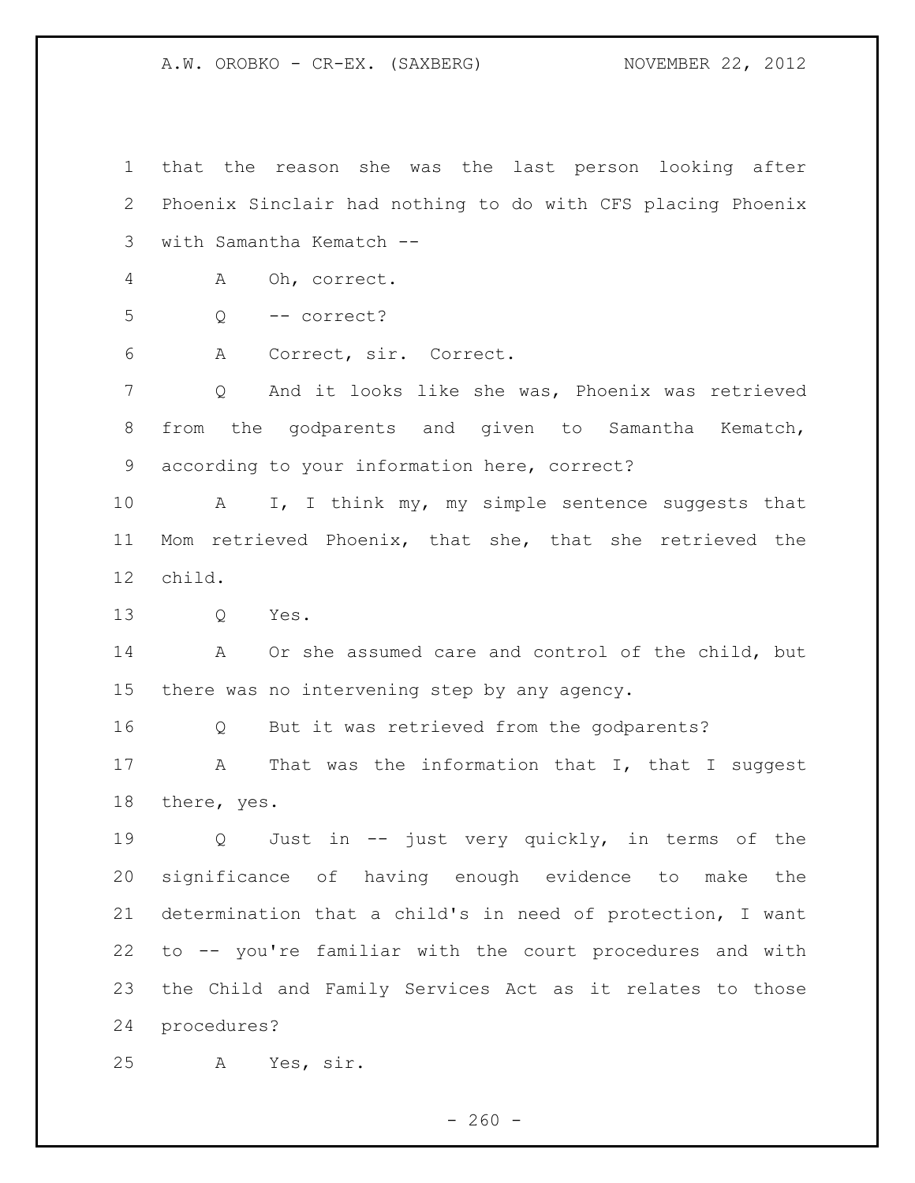1 that the reason she was the last person looking after
2 Phoenix Sinclair had nothing to do with CFS placing Phoenix
3 with Samantha Kematch --

4 A Oh, correct.

5 Q -- correct?

6 A Correct, sir. Correct.

7 Q And it looks like she was, Phoenix was retrieved
8 from the godparents and given to Samantha Kematch,
9 according to your information here, correct?

10 A I, I think my, my simple sentence suggests that
11 Mom retrieved Phoenix, that she, that she retrieved the
12 child.

13 Q Yes.

14 A Or she assumed care and control of the child, but
15 there was no intervening step by any agency.

16 Q But it was retrieved from the godparents?

17 A That was the information that I, that I suggest
18 there, yes.

19 Q Just in -- just very quickly, in terms of the
20 significance of having enough evidence to make the
21 determination that a child's in need of protection, I want
22 to -- you're familiar with the court procedures and with
23 the Child and Family Services Act as it relates to those
24 procedures?

25 A Yes, sir.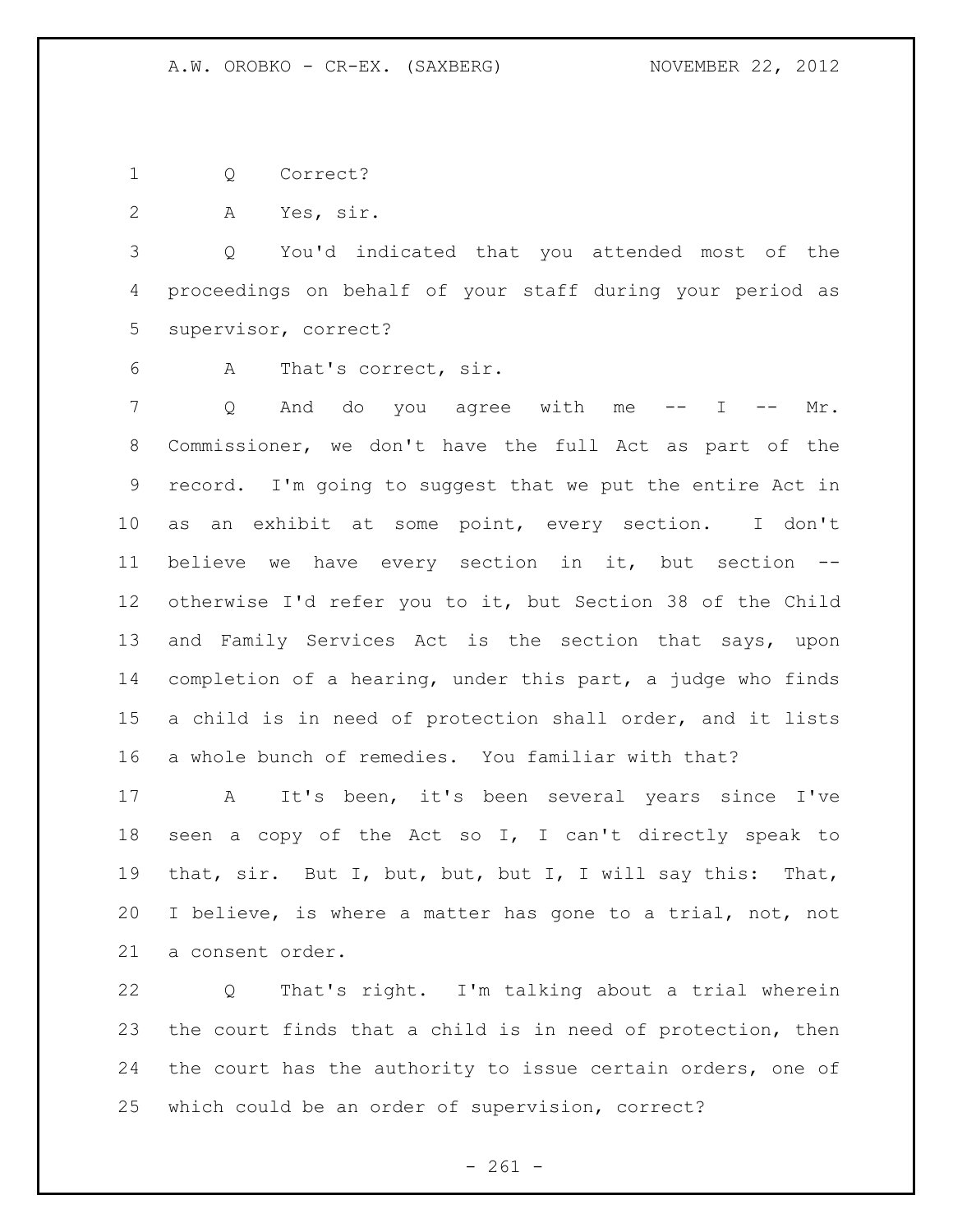Q Correct?

A Yes, sir.

Q You'd indicated that you attended most of the proceedings on behalf of your staff during your period as supervisor, correct?

A That's correct, sir.

Q And do you agree with me -- I -- Mr. Commissioner, we don't have the full Act as part of the record. I'm going to suggest that we put the entire Act in as an exhibit at some point, every section. I don't believe we have every section in it, but section -- otherwise I'd refer you to it, but Section 38 of the Child and Family Services Act is the section that says, upon completion of a hearing, under this part, a judge who finds a child is in need of protection shall order, and it lists a whole bunch of remedies. You familiar with that?

A It's been, it's been several years since I've seen a copy of the Act so I, I can't directly speak to that, sir. But I, but, but, but I, I will say this: That, I believe, is where a matter has gone to a trial, not, not a consent order.

Q That's right. I'm talking about a trial wherein the court finds that a child is in need of protection, then the court has the authority to issue certain orders, one of which could be an order of supervision, correct?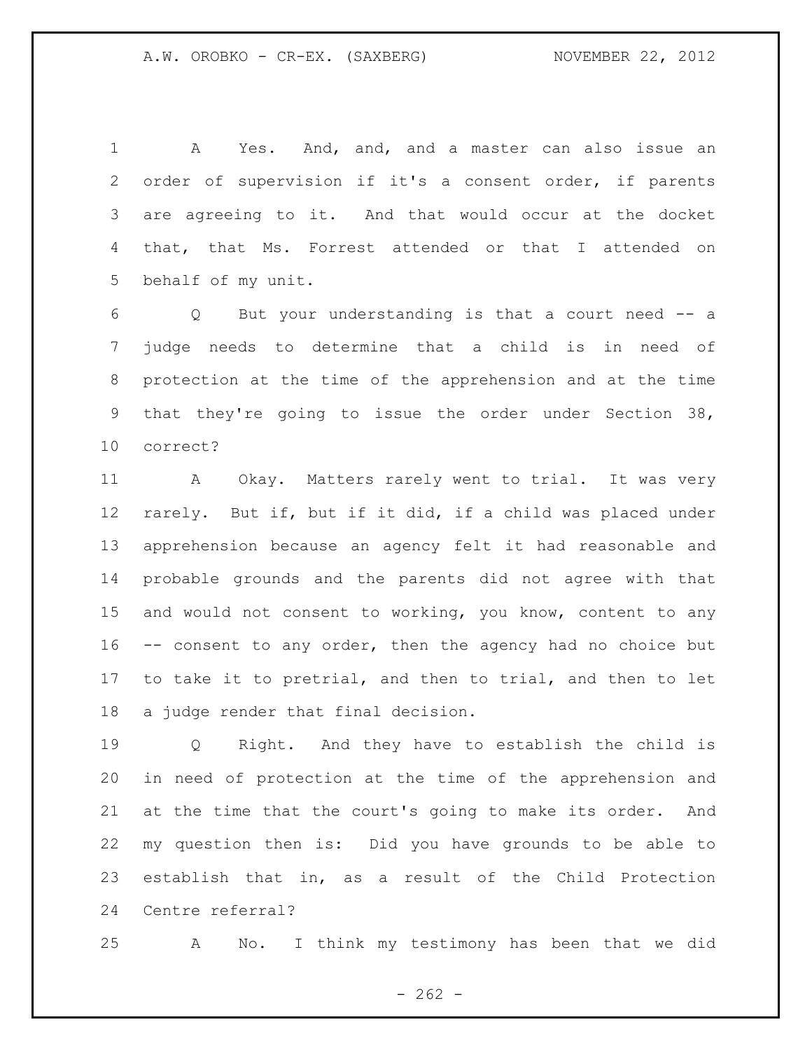A Yes. And, and, and a master can also issue an order of supervision if it's a consent order, if parents are agreeing to it. And that would occur at the docket that, that Ms. Forrest attended or that I attended on behalf of my unit.

Q But your understanding is that a court need -- a judge needs to determine that a child is in need of protection at the time of the apprehension and at the time that they're going to issue the order under Section 38, correct?

A Okay. Matters rarely went to trial. It was very rarely. But if, but if it did, if a child was placed under apprehension because an agency felt it had reasonable and probable grounds and the parents did not agree with that and would not consent to working, you know, content to any -- consent to any order, then the agency had no choice but to take it to pretrial, and then to trial, and then to let a judge render that final decision.

Q Right. And they have to establish the child is in need of protection at the time of the apprehension and at the time that the court's going to make its order. And my question then is: Did you have grounds to be able to establish that in, as a result of the Child Protection Centre referral?

A No. I think my testimony has been that we did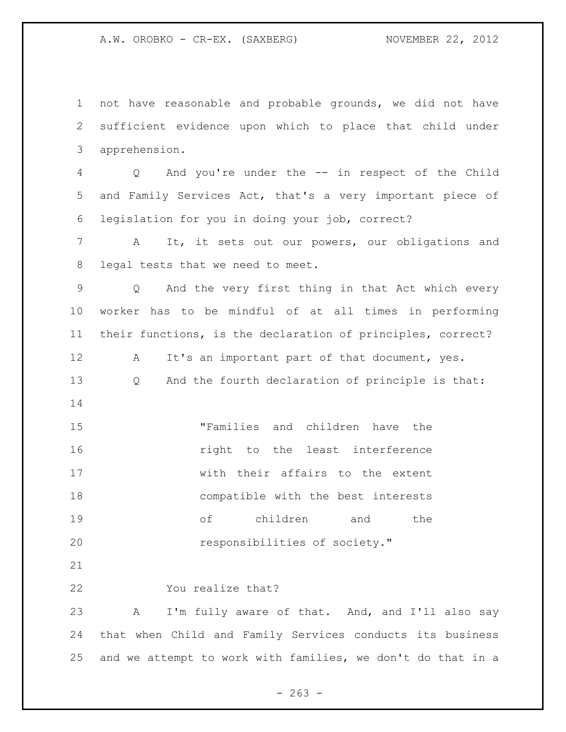not have reasonable and probable grounds, we did not have sufficient evidence upon which to place that child under apprehension.

Q And you're under the -- in respect of the Child and Family Services Act, that's a very important piece of legislation for you in doing your job, correct?

A It, it sets out our powers, our obligations and legal tests that we need to meet.

Q And the very first thing in that Act which every worker has to be mindful of at all times in performing their functions, is the declaration of principles, correct?

A It's an important part of that document, yes.

Q And the fourth declaration of principle is that:

> "Families and children have the right to the least interference with their affairs to the extent compatible with the best interests of children and the responsibilities of society."

You realize that?

A I'm fully aware of that. And, and I'll also say that when Child and Family Services conducts its business and we attempt to work with families, we don't do that in a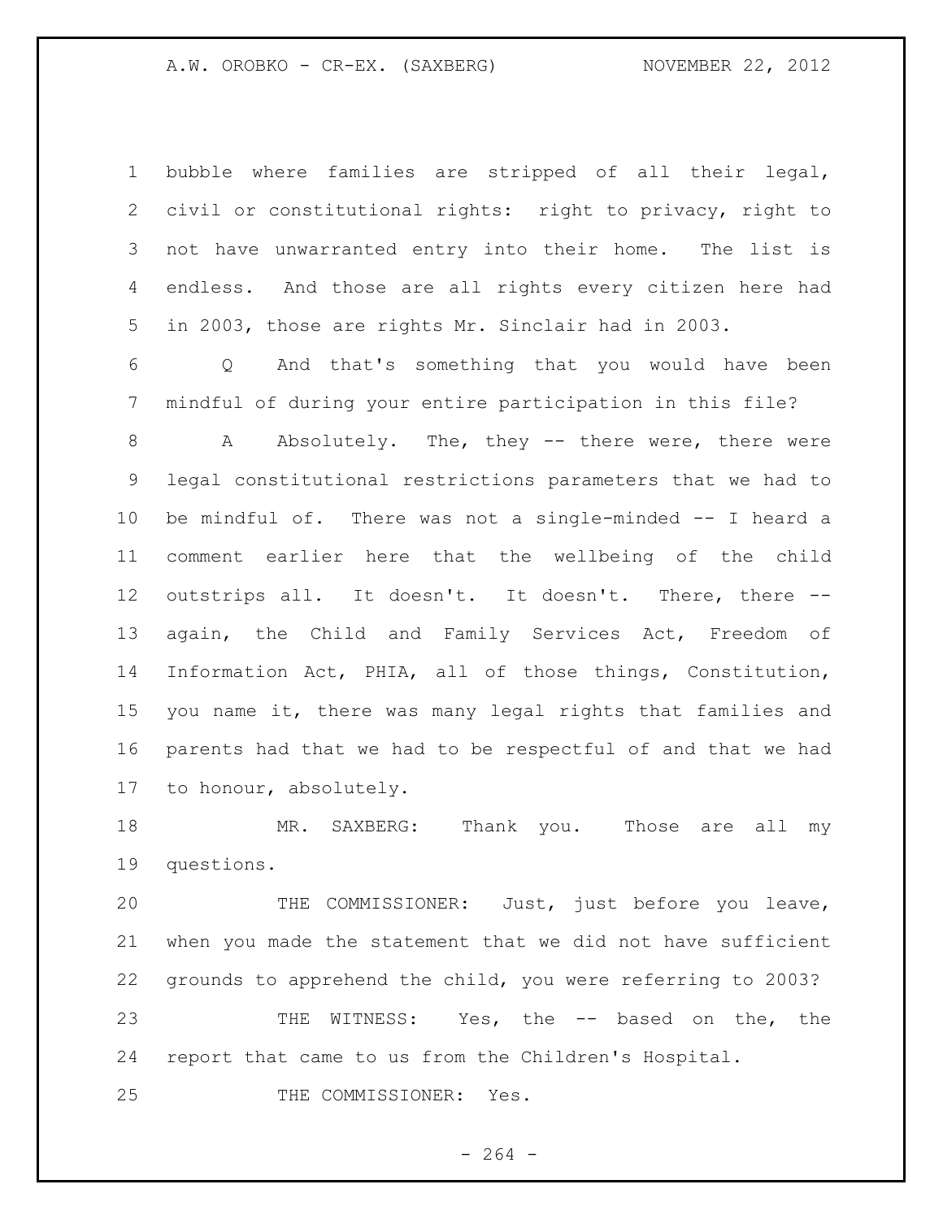bubble where families are stripped of all their legal, civil or constitutional rights: right to privacy, right to not have unwarranted entry into their home. The list is endless. And those are all rights every citizen here had in 2003, those are rights Mr. Sinclair had in 2003.

Q And that's something that you would have been mindful of during your entire participation in this file?

A Absolutely. The, they -- there were, there were legal constitutional restrictions parameters that we had to be mindful of. There was not a single-minded -- I heard a comment earlier here that the wellbeing of the child outstrips all. It doesn't. It doesn't. There, there -- again, the Child and Family Services Act, Freedom of Information Act, PHIA, all of those things, Constitution, you name it, there was many legal rights that families and parents had that we had to be respectful of and that we had to honour, absolutely.

MR. SAXBERG: Thank you. Those are all my questions.

THE COMMISSIONER: Just, just before you leave, when you made the statement that we did not have sufficient grounds to apprehend the child, you were referring to 2003?

THE WITNESS: Yes, the -- based on the, the report that came to us from the Children's Hospital.

THE COMMISSIONER: Yes.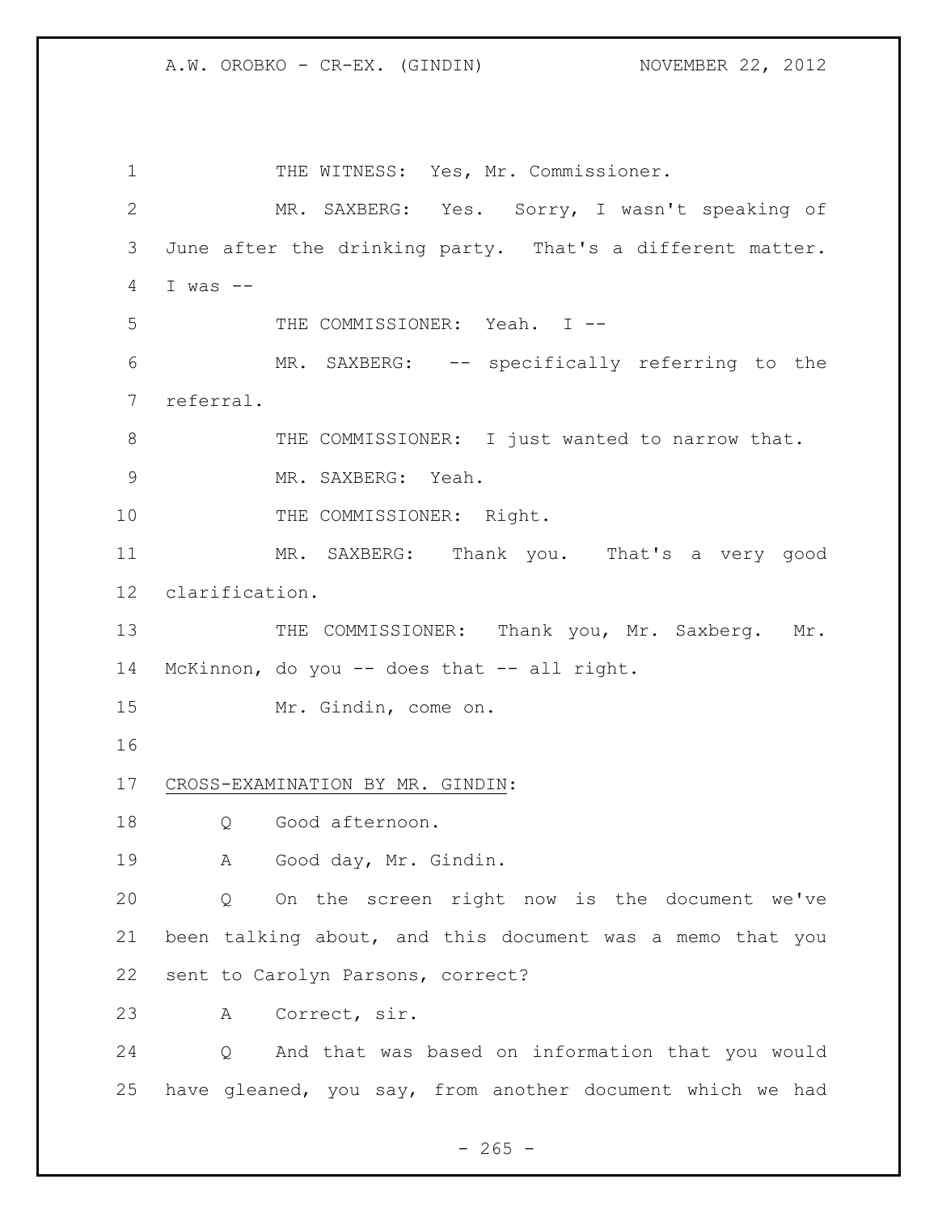THE WITNESS: Yes, Mr. Commissioner.

MR. SAXBERG: Yes. Sorry, I wasn't speaking of June after the drinking party. That's a different matter. I was --

THE COMMISSIONER: Yeah. I --

MR. SAXBERG: -- specifically referring to the referral.

THE COMMISSIONER: I just wanted to narrow that.

MR. SAXBERG: Yeah.

THE COMMISSIONER: Right.

MR. SAXBERG: Thank you. That's a very good clarification.

THE COMMISSIONER: Thank you, Mr. Saxberg. Mr. McKinnon, do you -- does that -- all right.

Mr. Gindin, come on.

CROSS-EXAMINATION BY MR. GINDIN:

Q Good afternoon.

A Good day, Mr. Gindin.

Q On the screen right now is the document we've been talking about, and this document was a memo that you sent to Carolyn Parsons, correct?

A Correct, sir.

Q And that was based on information that you would have gleaned, you say, from another document which we had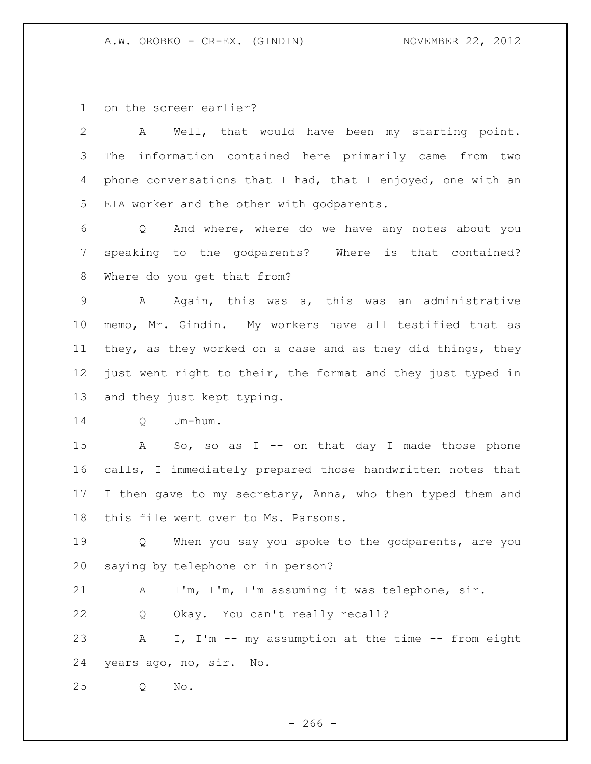1 on the screen earlier?

2 A Well, that would have been my starting point.
3 The information contained here primarily came from two
4 phone conversations that I had, that I enjoyed, one with an
5 EIA worker and the other with godparents.

6 Q And where, where do we have any notes about you
7 speaking to the godparents? Where is that contained?
8 Where do you get that from?

9 A Again, this was a, this was an administrative
10 memo, Mr. Gindin. My workers have all testified that as
11 they, as they worked on a case and as they did things, they
12 just went right to their, the format and they just typed in
13 and they just kept typing.

14 Q Um-hum.

15 A So, so as I -- on that day I made those phone
16 calls, I immediately prepared those handwritten notes that
17 I then gave to my secretary, Anna, who then typed them and
18 this file went over to Ms. Parsons.

19 Q When you say you spoke to the godparents, are you
20 saying by telephone or in person?

21 A I'm, I'm, I'm assuming it was telephone, sir.

22 Q Okay. You can't really recall?

23 A I, I'm -- my assumption at the time -- from eight
24 years ago, no, sir. No.

25 Q No.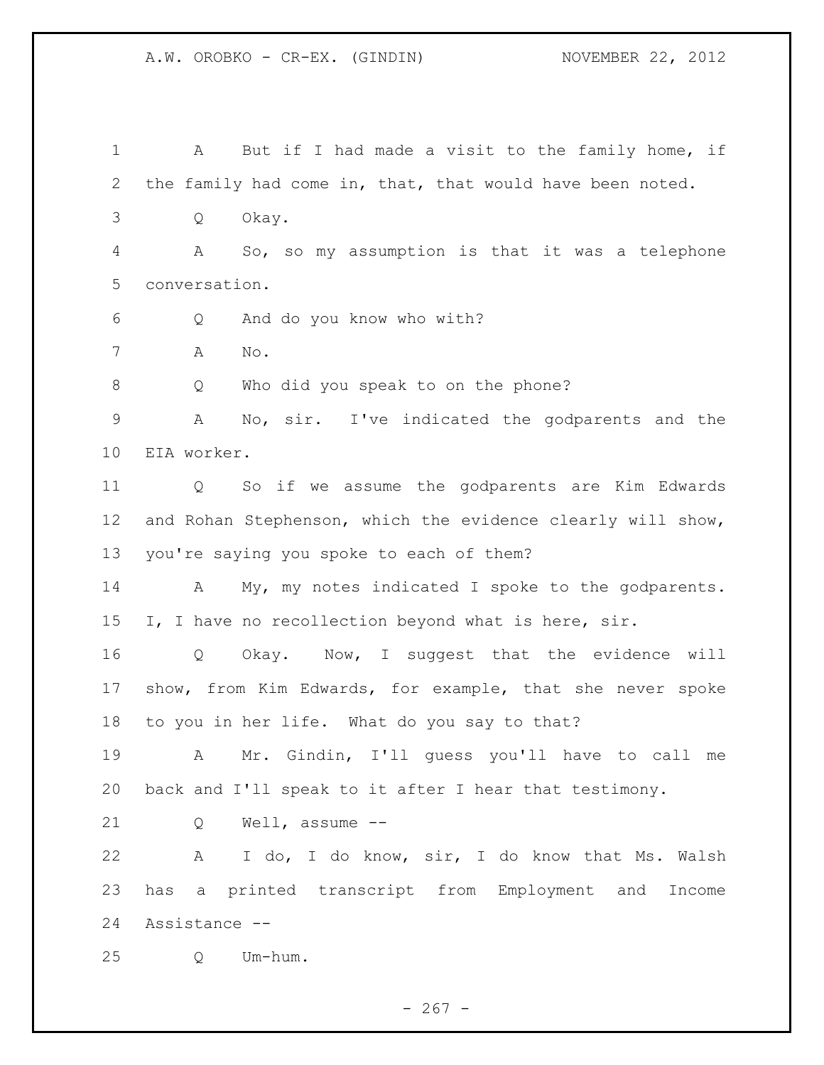1 A But if I had made a visit to the family home, if
2 the family had come in, that, that would have been noted.
3 Q Okay.
4 A So, so my assumption is that it was a telephone
5 conversation.
6 Q And do you know who with?
7 A No.
8 Q Who did you speak to on the phone?
9 A No, sir. I've indicated the godparents and the
10 EIA worker.
11 Q So if we assume the godparents are Kim Edwards
12 and Rohan Stephenson, which the evidence clearly will show,
13 you're saying you spoke to each of them?
14 A My, my notes indicated I spoke to the godparents.
15 I, I have no recollection beyond what is here, sir.
16 Q Okay. Now, I suggest that the evidence will
17 show, from Kim Edwards, for example, that she never spoke
18 to you in her life. What do you say to that?
19 A Mr. Gindin, I'll guess you'll have to call me
20 back and I'll speak to it after I hear that testimony.
21 Q Well, assume --
22 A I do, I do know, sir, I do know that Ms. Walsh
23 has a printed transcript from Employment and Income
24 Assistance --
25 Q Um-hum.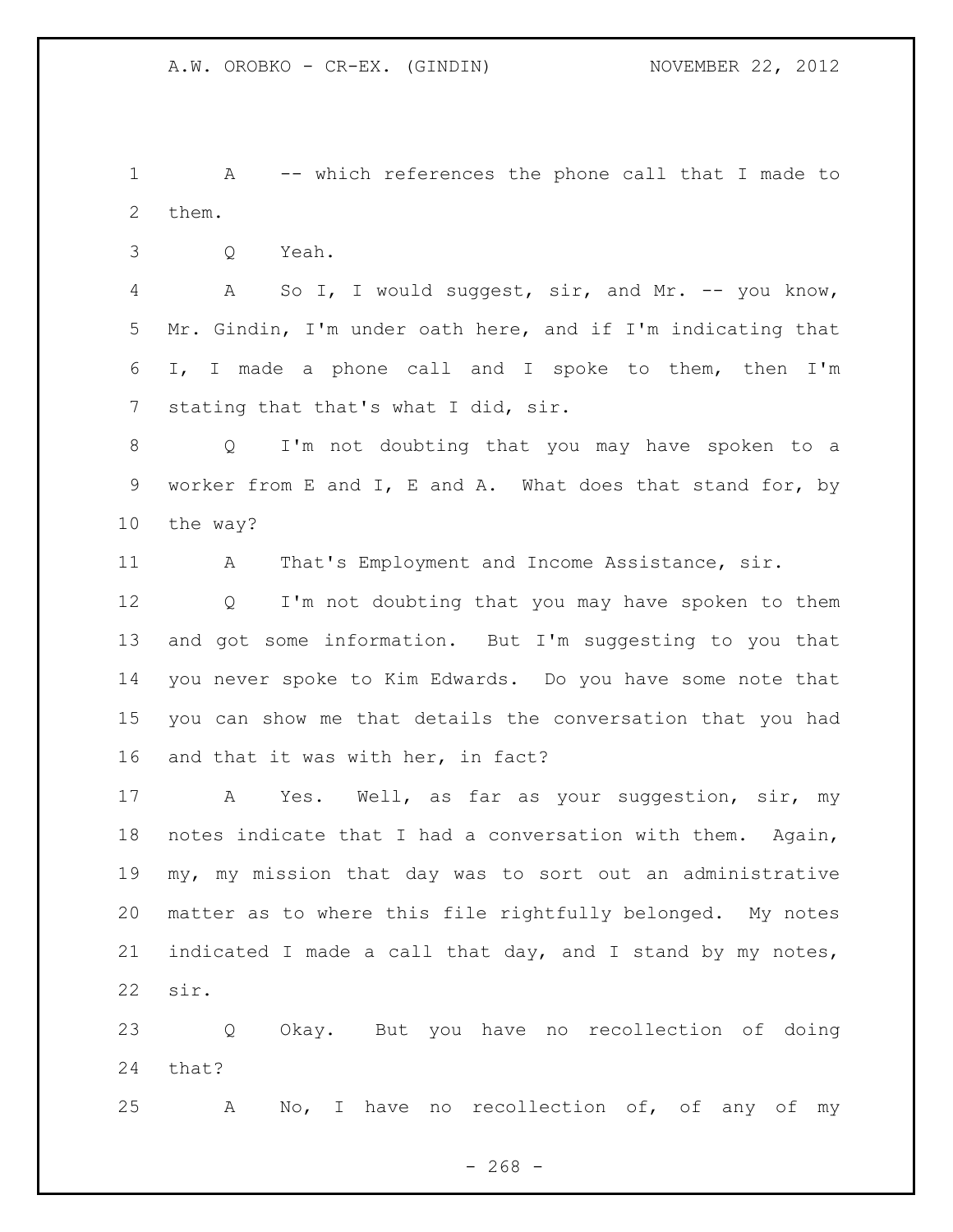A -- which references the phone call that I made to them.

Q Yeah.

A So I, I would suggest, sir, and Mr. -- you know, Mr. Gindin, I'm under oath here, and if I'm indicating that I, I made a phone call and I spoke to them, then I'm stating that that's what I did, sir.

Q I'm not doubting that you may have spoken to a worker from E and I, E and A. What does that stand for, by the way?

A That's Employment and Income Assistance, sir.

Q I'm not doubting that you may have spoken to them and got some information. But I'm suggesting to you that you never spoke to Kim Edwards. Do you have some note that you can show me that details the conversation that you had and that it was with her, in fact?

A Yes. Well, as far as your suggestion, sir, my notes indicate that I had a conversation with them. Again, my, my mission that day was to sort out an administrative matter as to where this file rightfully belonged. My notes indicated I made a call that day, and I stand by my notes, sir.

Q Okay. But you have no recollection of doing that?

A No, I have no recollection of, of any of my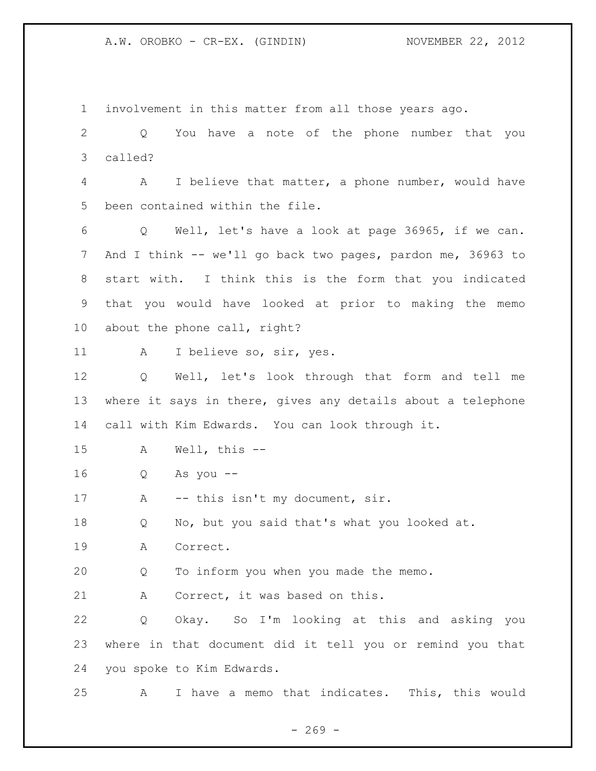1 involvement in this matter from all those years ago.

2 Q You have a note of the phone number that you

3 called?

4 A I believe that matter, a phone number, would have

5 been contained within the file.

6 Q Well, let's have a look at page 36965, if we can.

7 And I think -- we'll go back two pages, pardon me, 36963 to

8 start with. I think this is the form that you indicated

9 that you would have looked at prior to making the memo

10 about the phone call, right?

11 A I believe so, sir, yes.

12 Q Well, let's look through that form and tell me

13 where it says in there, gives any details about a telephone

14 call with Kim Edwards. You can look through it.

15 A Well, this --

16 Q As you --

17 A -- this isn't my document, sir.

18 Q No, but you said that's what you looked at.

19 A Correct.

20 Q To inform you when you made the memo.

21 A Correct, it was based on this.

22 Q Okay. So I'm looking at this and asking you

23 where in that document did it tell you or remind you that

24 you spoke to Kim Edwards.

25 A I have a memo that indicates. This, this would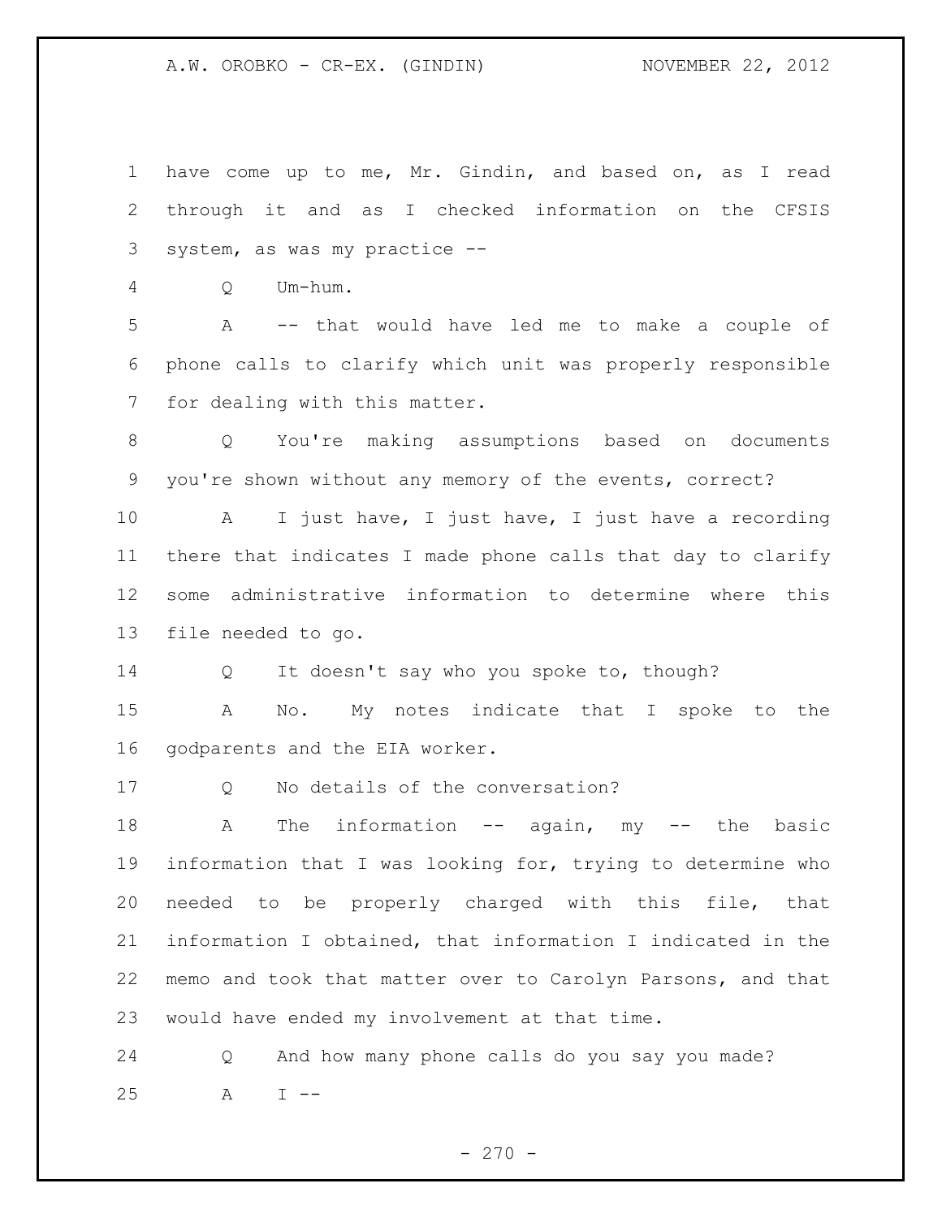1 have come up to me, Mr. Gindin, and based on, as I read
2 through it and as I checked information on the CFSIS
3 system, as was my practice --

4 Q Um-hum.

5 A -- that would have led me to make a couple of
6 phone calls to clarify which unit was properly responsible
7 for dealing with this matter.

8 Q You're making assumptions based on documents
9 you're shown without any memory of the events, correct?

10 A I just have, I just have, I just have a recording
11 there that indicates I made phone calls that day to clarify
12 some administrative information to determine where this
13 file needed to go.

14 Q It doesn't say who you spoke to, though?

15 A No. My notes indicate that I spoke to the
16 godparents and the EIA worker.

17 Q No details of the conversation?

18 A The information -- again, my -- the basic
19 information that I was looking for, trying to determine who
20 needed to be properly charged with this file, that
21 information I obtained, that information I indicated in the
22 memo and took that matter over to Carolyn Parsons, and that
23 would have ended my involvement at that time.

24 Q And how many phone calls do you say you made?

25 A I --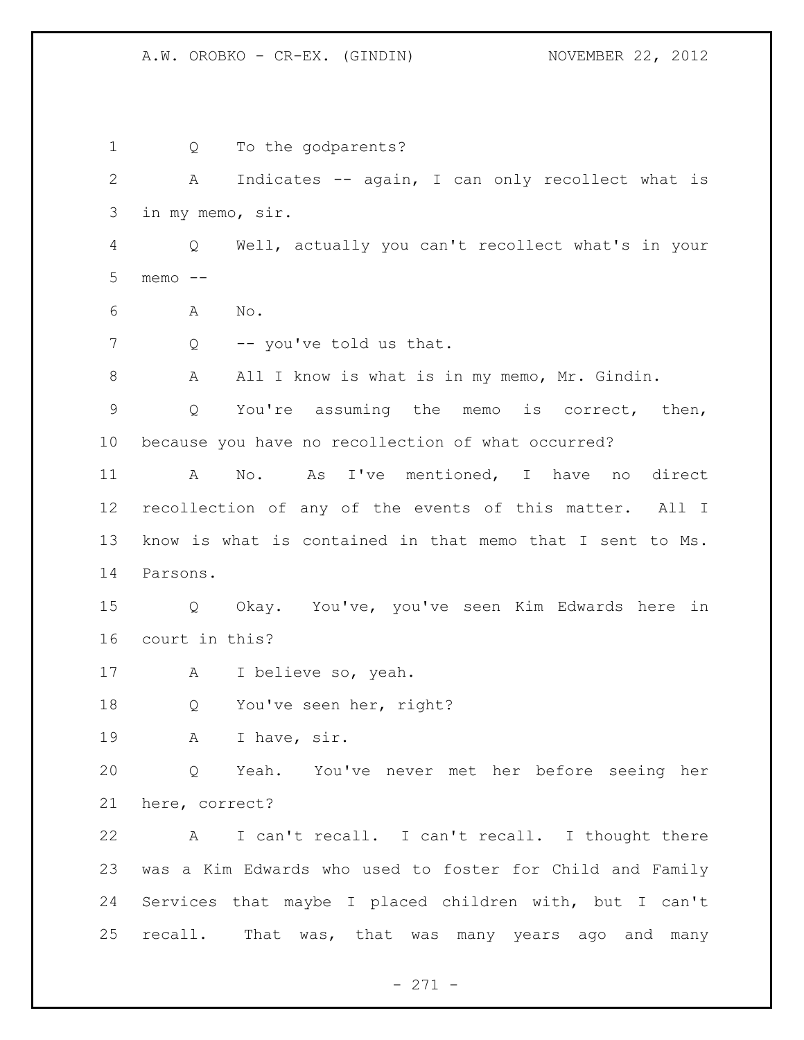Q To the godparents?

A Indicates -- again, I can only recollect what is in my memo, sir.

Q Well, actually you can't recollect what's in your memo --

A No.

Q -- you've told us that.

A All I know is what is in my memo, Mr. Gindin.

Q You're assuming the memo is correct, then, because you have no recollection of what occurred?

A No. As I've mentioned, I have no direct recollection of any of the events of this matter. All I know is what is contained in that memo that I sent to Ms. Parsons.

Q Okay. You've, you've seen Kim Edwards here in court in this?

A I believe so, yeah.

Q You've seen her, right?

A I have, sir.

Q Yeah. You've never met her before seeing her here, correct?

A I can't recall. I can't recall. I thought there was a Kim Edwards who used to foster for Child and Family Services that maybe I placed children with, but I can't recall. That was, that was many years ago and many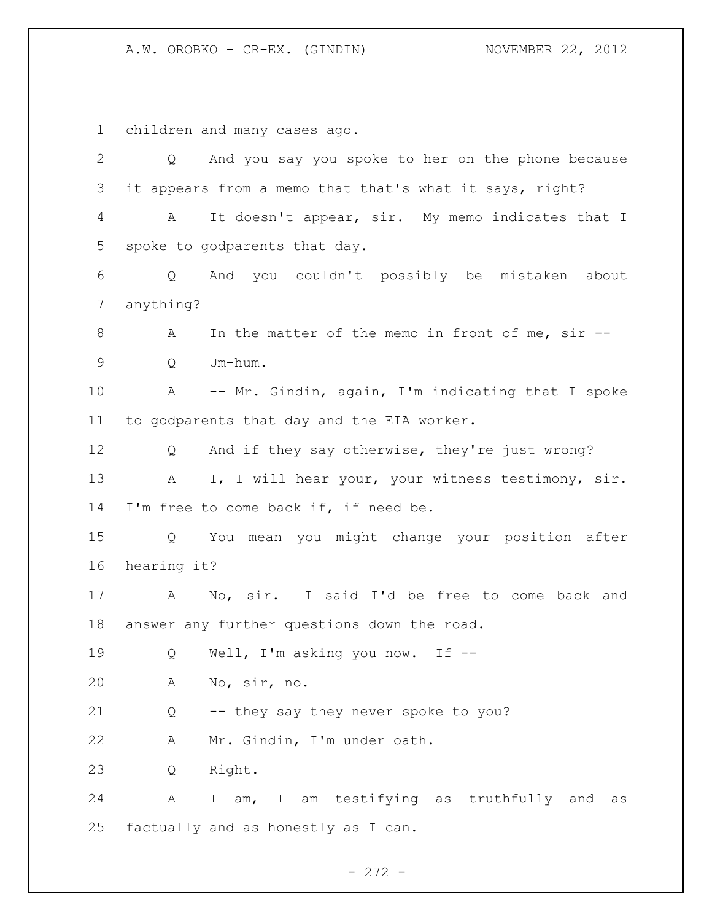children and many cases ago.

Q And you say you spoke to her on the phone because it appears from a memo that that's what it says, right?

A It doesn't appear, sir. My memo indicates that I spoke to godparents that day.

Q And you couldn't possibly be mistaken about anything?

A In the matter of the memo in front of me, sir --

Q Um-hum.

A -- Mr. Gindin, again, I'm indicating that I spoke to godparents that day and the EIA worker.

Q And if they say otherwise, they're just wrong?

A I, I will hear your, your witness testimony, sir. I'm free to come back if, if need be.

Q You mean you might change your position after hearing it?

A No, sir. I said I'd be free to come back and answer any further questions down the road.

Q Well, I'm asking you now. If --

A No, sir, no.

Q -- they say they never spoke to you?

A Mr. Gindin, I'm under oath.

Q Right.

A I am, I am testifying as truthfully and as factually and as honestly as I can.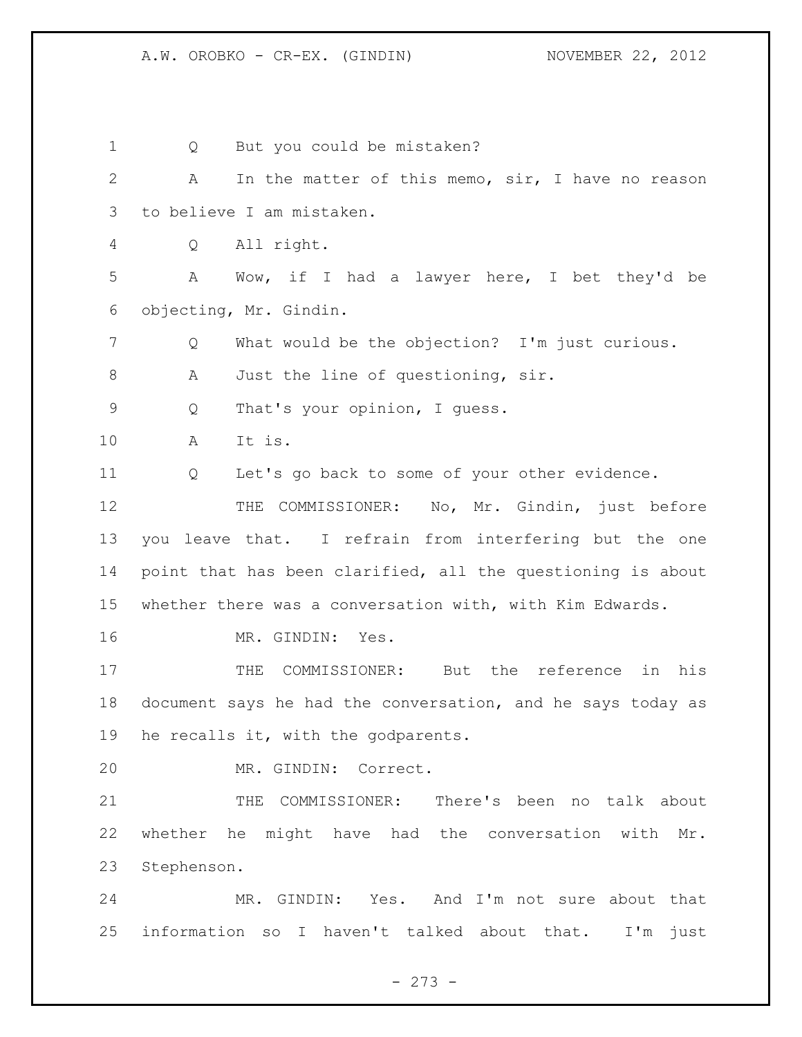1 Q But you could be mistaken?

2 A In the matter of this memo, sir, I have no reason

3 to believe I am mistaken.

4 Q All right.

5 A Wow, if I had a lawyer here, I bet they'd be

6 objecting, Mr. Gindin.

7 Q What would be the objection? I'm just curious.

8 A Just the line of questioning, sir.

9 Q That's your opinion, I guess.

10 A It is.

11 Q Let's go back to some of your other evidence.

12 THE COMMISSIONER: No, Mr. Gindin, just before

13 you leave that. I refrain from interfering but the one

14 point that has been clarified, all the questioning is about

15 whether there was a conversation with, with Kim Edwards.

16 MR. GINDIN: Yes.

17 THE COMMISSIONER: But the reference in his

18 document says he had the conversation, and he says today as

19 he recalls it, with the godparents.

20 MR. GINDIN: Correct.

21 THE COMMISSIONER: There's been no talk about

22 whether he might have had the conversation with Mr.

23 Stephenson.

24 MR. GINDIN: Yes. And I'm not sure about that

25 information so I haven't talked about that. I'm just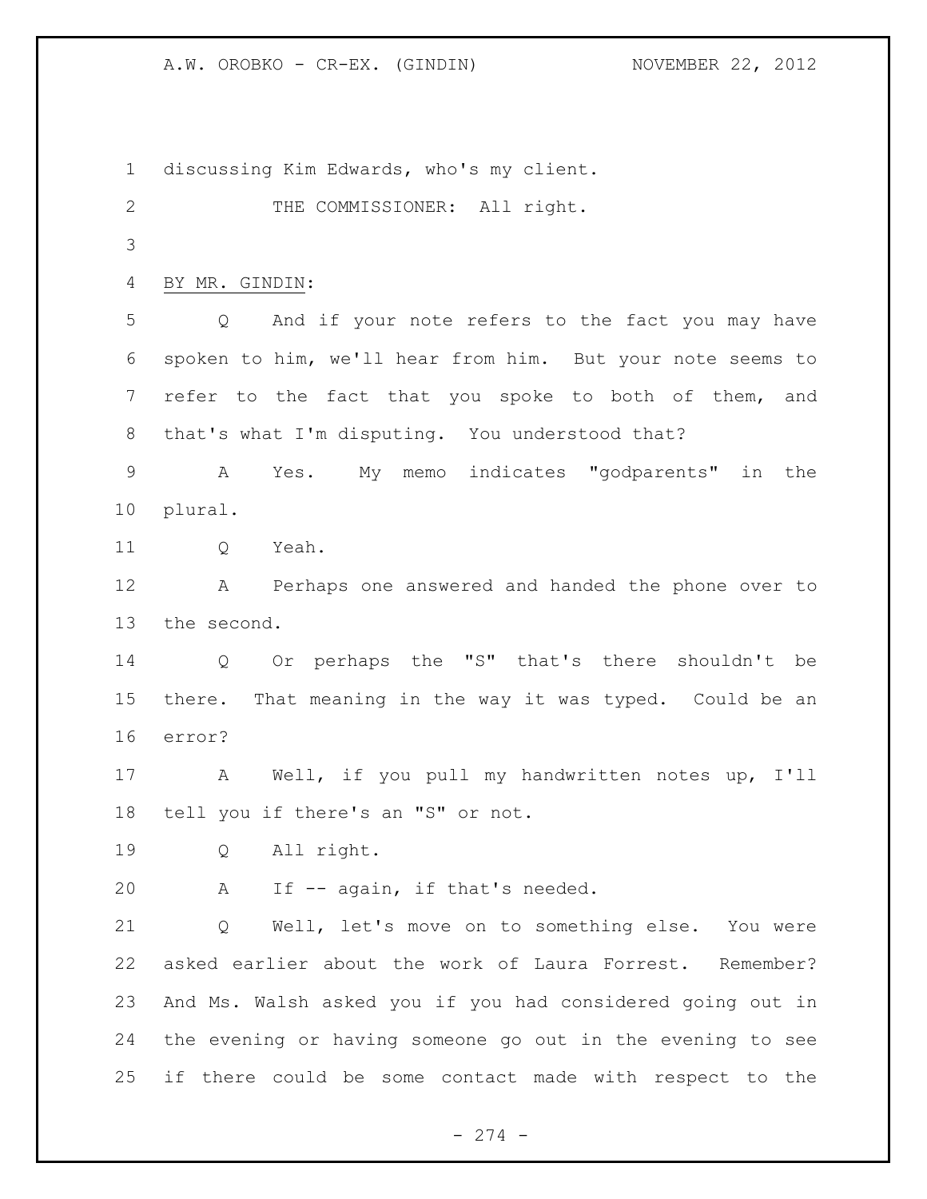discussing Kim Edwards, who's my client.

THE COMMISSIONER: All right.

BY MR. GINDIN:

Q And if your note refers to the fact you may have spoken to him, we'll hear from him. But your note seems to refer to the fact that you spoke to both of them, and that's what I'm disputing. You understood that?

A Yes. My memo indicates "godparents" in the plural.

Q Yeah.

A Perhaps one answered and handed the phone over to the second.

Q Or perhaps the "S" that's there shouldn't be there. That meaning in the way it was typed. Could be an error?

A Well, if you pull my handwritten notes up, I'll tell you if there's an "S" or not.

Q All right.

A If -- again, if that's needed.

Q Well, let's move on to something else. You were asked earlier about the work of Laura Forrest. Remember? And Ms. Walsh asked you if you had considered going out in the evening or having someone go out in the evening to see if there could be some contact made with respect to the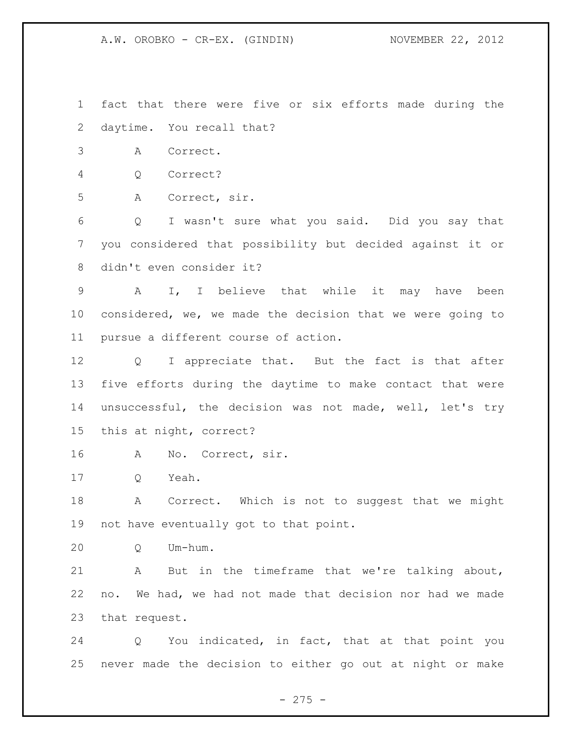fact that there were five or six efforts made during the daytime. You recall that?

A Correct.

Q Correct?

A Correct, sir.

Q I wasn't sure what you said. Did you say that you considered that possibility but decided against it or didn't even consider it?

A I, I believe that while it may have been considered, we, we made the decision that we were going to pursue a different course of action.

Q I appreciate that. But the fact is that after five efforts during the daytime to make contact that were unsuccessful, the decision was not made, well, let's try this at night, correct?

A No. Correct, sir.

Q Yeah.

A Correct. Which is not to suggest that we might not have eventually got to that point.

Q Um-hum.

A But in the timeframe that we're talking about, no. We had, we had not made that decision nor had we made that request.

Q You indicated, in fact, that at that point you never made the decision to either go out at night or make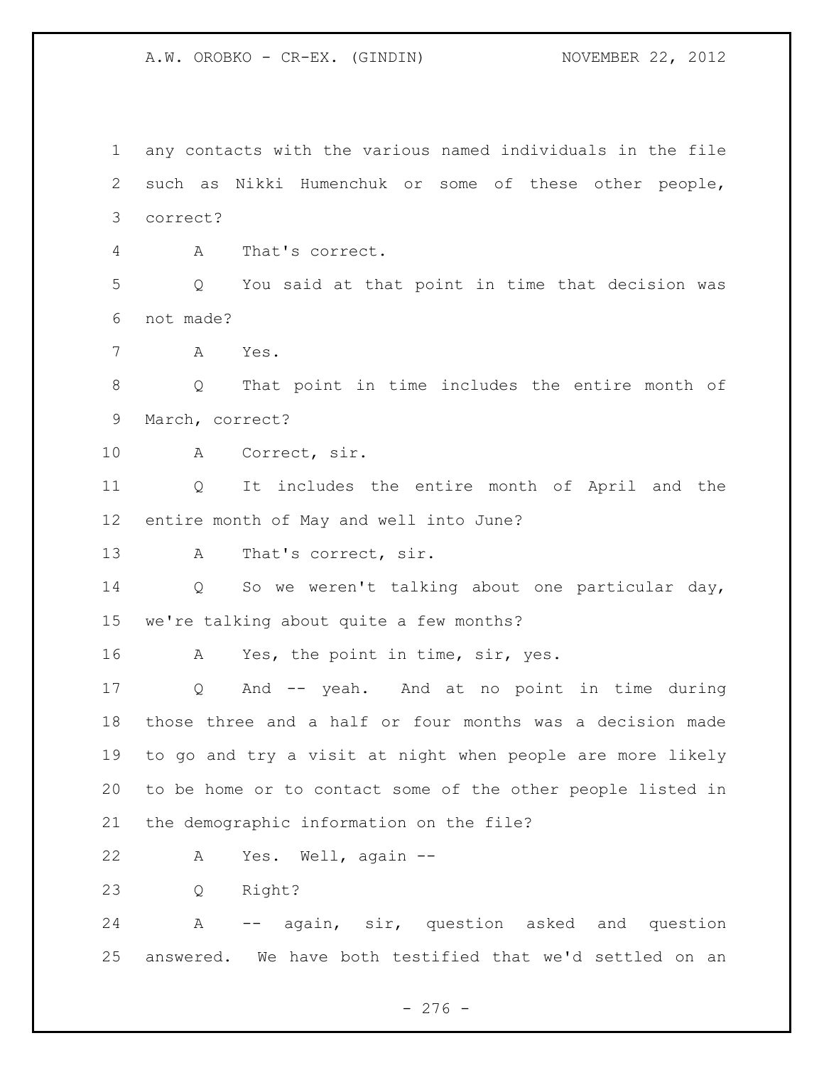any contacts with the various named individuals in the file such as Nikki Humenchuk or some of these other people, correct?

A That's correct.

Q You said at that point in time that decision was not made?

A Yes.

Q That point in time includes the entire month of March, correct?

A Correct, sir.

Q It includes the entire month of April and the entire month of May and well into June?

A That's correct, sir.

Q So we weren't talking about one particular day, we're talking about quite a few months?

A Yes, the point in time, sir, yes.

Q And -- yeah. And at no point in time during those three and a half or four months was a decision made to go and try a visit at night when people are more likely to be home or to contact some of the other people listed in the demographic information on the file?

A Yes. Well, again --

Q Right?

A -- again, sir, question asked and question answered. We have both testified that we'd settled on an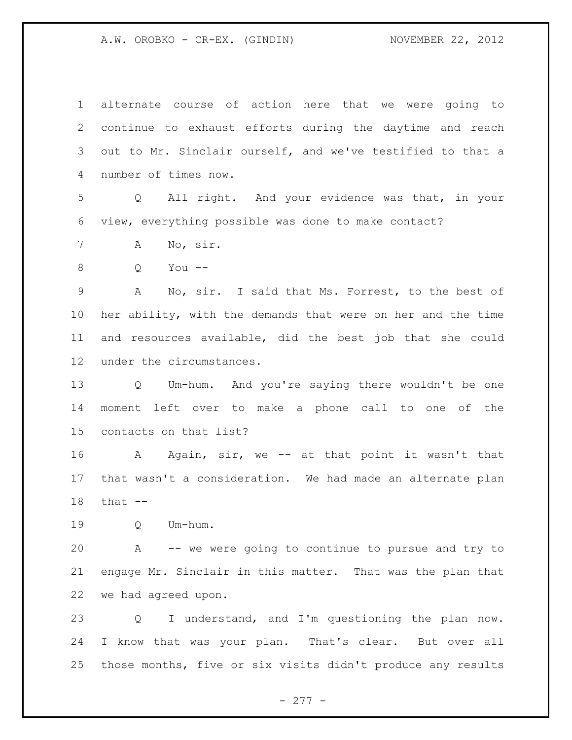alternate course of action here that we were going to continue to exhaust efforts during the daytime and reach out to Mr. Sinclair ourself, and we've testified to that a number of times now.

Q All right. And your evidence was that, in your view, everything possible was done to make contact?

A No, sir.

Q You --

A No, sir. I said that Ms. Forrest, to the best of her ability, with the demands that were on her and the time and resources available, did the best job that she could under the circumstances.

Q Um-hum. And you're saying there wouldn't be one moment left over to make a phone call to one of the contacts on that list?

A Again, sir, we -- at that point it wasn't that that wasn't a consideration. We had made an alternate plan that --

Q Um-hum.

A -- we were going to continue to pursue and try to engage Mr. Sinclair in this matter. That was the plan that we had agreed upon.

Q I understand, and I'm questioning the plan now. I know that was your plan. That's clear. But over all those months, five or six visits didn't produce any results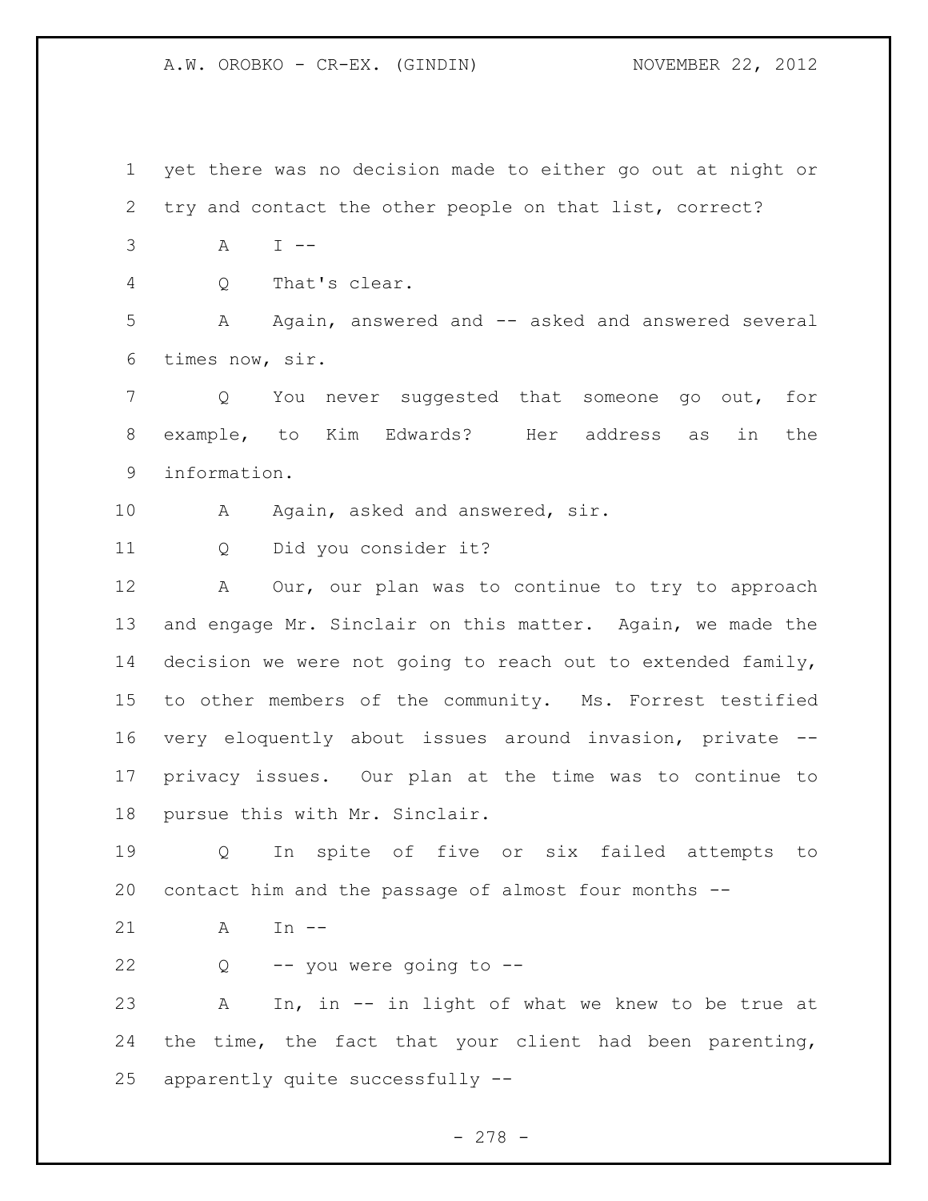yet there was no decision made to either go out at night or try and contact the other people on that list, correct?

A I --

Q That's clear.

A Again, answered and -- asked and answered several times now, sir.

Q You never suggested that someone go out, for example, to Kim Edwards? Her address as in the information.

A Again, asked and answered, sir.

Q Did you consider it?

A Our, our plan was to continue to try to approach and engage Mr. Sinclair on this matter. Again, we made the decision we were not going to reach out to extended family, to other members of the community. Ms. Forrest testified very eloquently about issues around invasion, private -- privacy issues. Our plan at the time was to continue to pursue this with Mr. Sinclair.

Q In spite of five or six failed attempts to contact him and the passage of almost four months --

A In --

Q -- you were going to --

A In, in -- in light of what we knew to be true at the time, the fact that your client had been parenting, apparently quite successfully --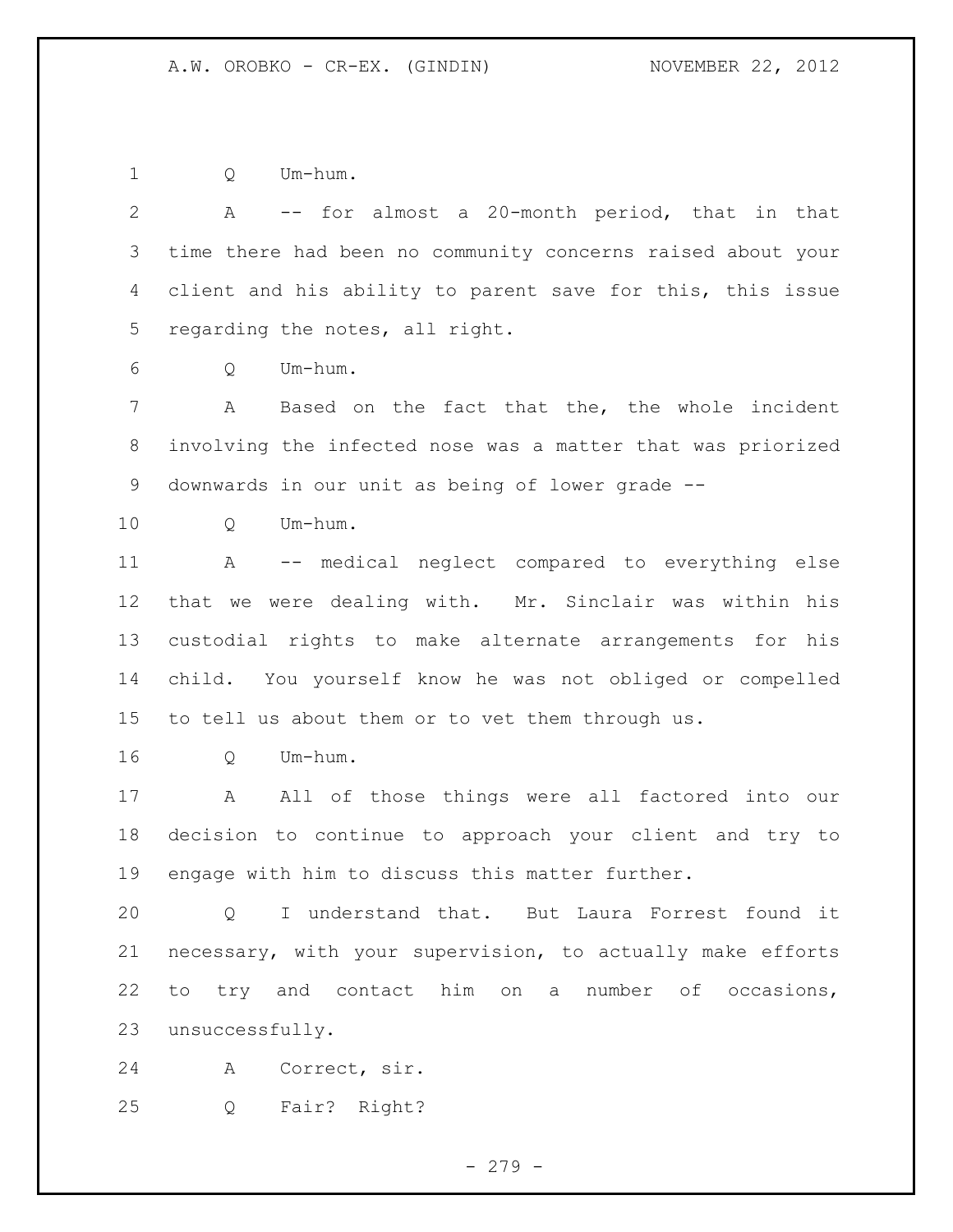Q Um-hum.

A -- for almost a 20-month period, that in that time there had been no community concerns raised about your client and his ability to parent save for this, this issue regarding the notes, all right.

Q Um-hum.

A Based on the fact that the, the whole incident involving the infected nose was a matter that was priorized downwards in our unit as being of lower grade --

Q Um-hum.

A -- medical neglect compared to everything else that we were dealing with. Mr. Sinclair was within his custodial rights to make alternate arrangements for his child. You yourself know he was not obliged or compelled to tell us about them or to vet them through us.

Q Um-hum.

A All of those things were all factored into our decision to continue to approach your client and try to engage with him to discuss this matter further.

Q I understand that. But Laura Forrest found it necessary, with your supervision, to actually make efforts to try and contact him on a number of occasions, unsuccessfully.

A Correct, sir.

Q Fair? Right?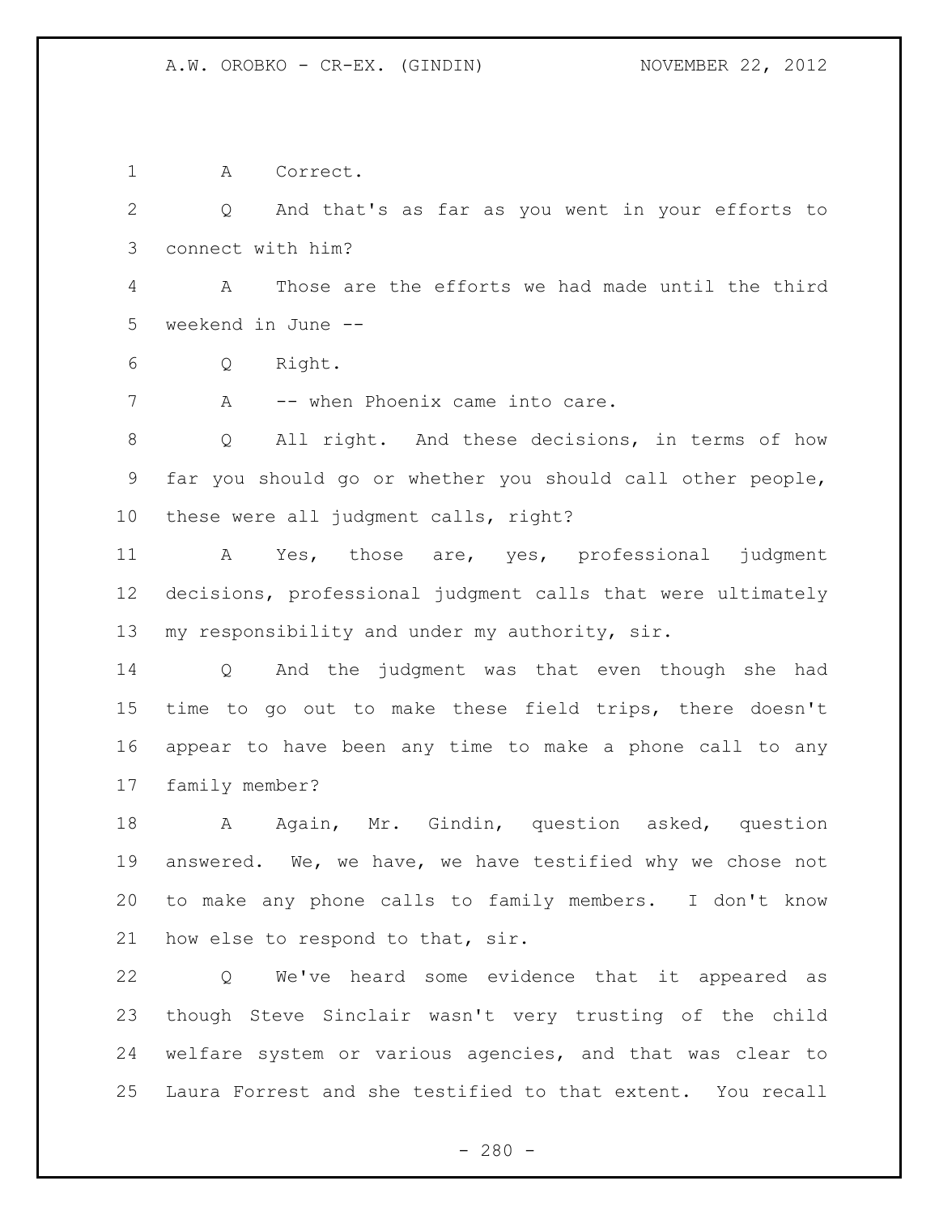A Correct.

Q And that's as far as you went in your efforts to connect with him?

A Those are the efforts we had made until the third weekend in June --

Q Right.

A -- when Phoenix came into care.

Q All right. And these decisions, in terms of how far you should go or whether you should call other people, these were all judgment calls, right?

A Yes, those are, yes, professional judgment decisions, professional judgment calls that were ultimately my responsibility and under my authority, sir.

Q And the judgment was that even though she had time to go out to make these field trips, there doesn't appear to have been any time to make a phone call to any family member?

A Again, Mr. Gindin, question asked, question answered. We, we have, we have testified why we chose not to make any phone calls to family members. I don't know how else to respond to that, sir.

Q We've heard some evidence that it appeared as though Steve Sinclair wasn't very trusting of the child welfare system or various agencies, and that was clear to Laura Forrest and she testified to that extent. You recall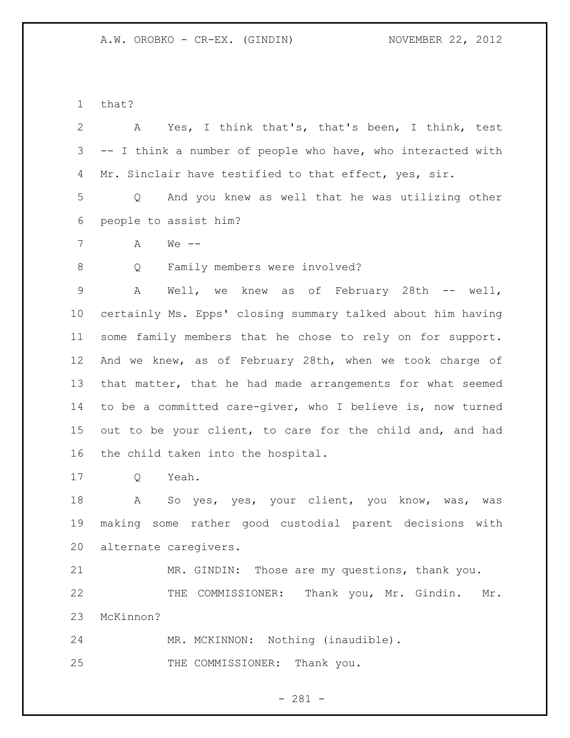that?

A Yes, I think that's, that's been, I think, test -- I think a number of people who have, who interacted with Mr. Sinclair have testified to that effect, yes, sir.

Q And you knew as well that he was utilizing other people to assist him?

A We --

Q Family members were involved?

A Well, we knew as of February 28th -- well, certainly Ms. Epps' closing summary talked about him having some family members that he chose to rely on for support. And we knew, as of February 28th, when we took charge of that matter, that he had made arrangements for what seemed to be a committed care-giver, who I believe is, now turned out to be your client, to care for the child and, and had the child taken into the hospital.

Q Yeah.

A So yes, yes, your client, you know, was, was making some rather good custodial parent decisions with alternate caregivers.

MR. GINDIN: Those are my questions, thank you.

THE COMMISSIONER: Thank you, Mr. Gindin. Mr. McKinnon?

MR. MCKINNON: Nothing (inaudible).

THE COMMISSIONER: Thank you.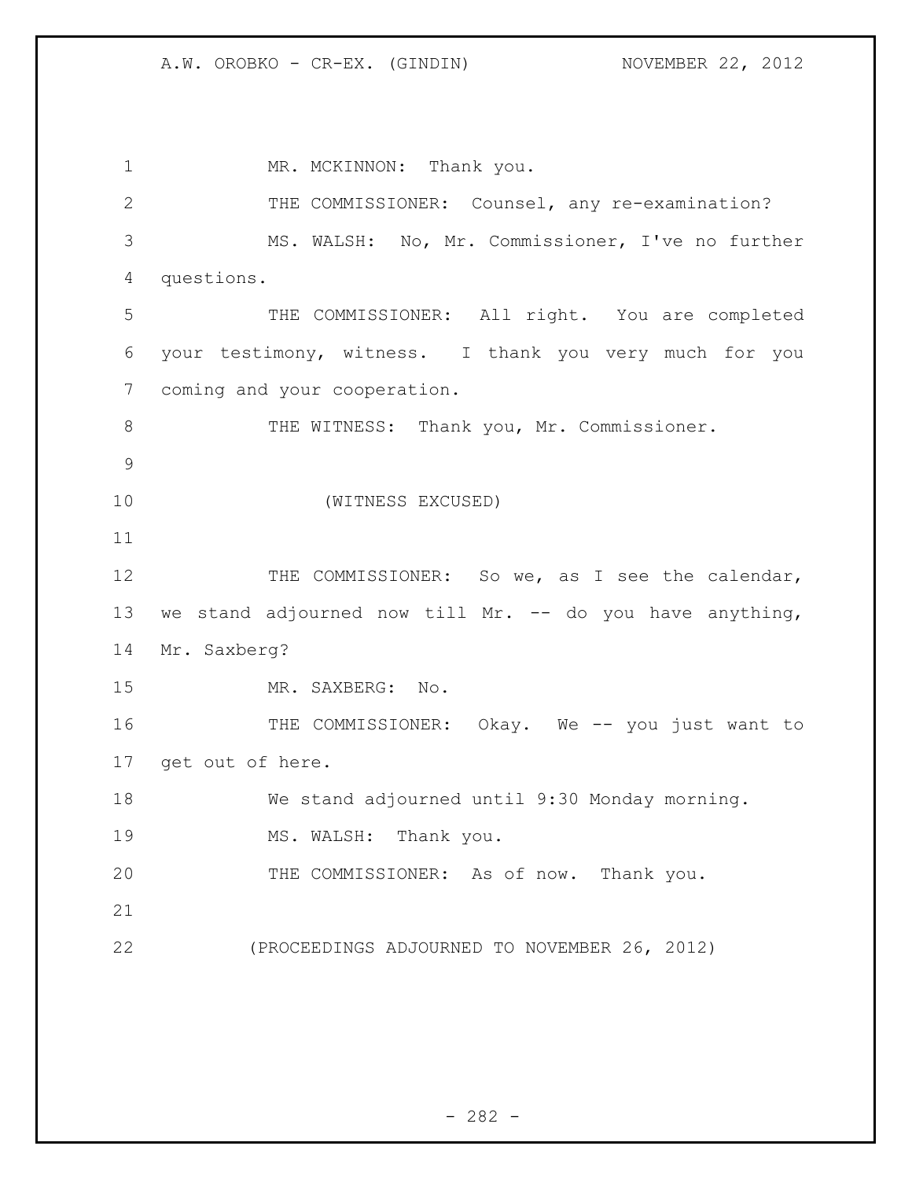MR. MCKINNON: Thank you.

THE COMMISSIONER: Counsel, any re-examination?

MS. WALSH: No, Mr. Commissioner, I've no further questions.

THE COMMISSIONER: All right. You are completed your testimony, witness. I thank you very much for you coming and your cooperation.

THE WITNESS: Thank you, Mr. Commissioner.

(WITNESS EXCUSED)

THE COMMISSIONER: So we, as I see the calendar, we stand adjourned now till Mr. -- do you have anything, Mr. Saxberg?

MR. SAXBERG: No.

THE COMMISSIONER: Okay. We -- you just want to get out of here.

We stand adjourned until 9:30 Monday morning.

MS. WALSH: Thank you.

THE COMMISSIONER: As of now. Thank you.

(PROCEEDINGS ADJOURNED TO NOVEMBER 26, 2012)